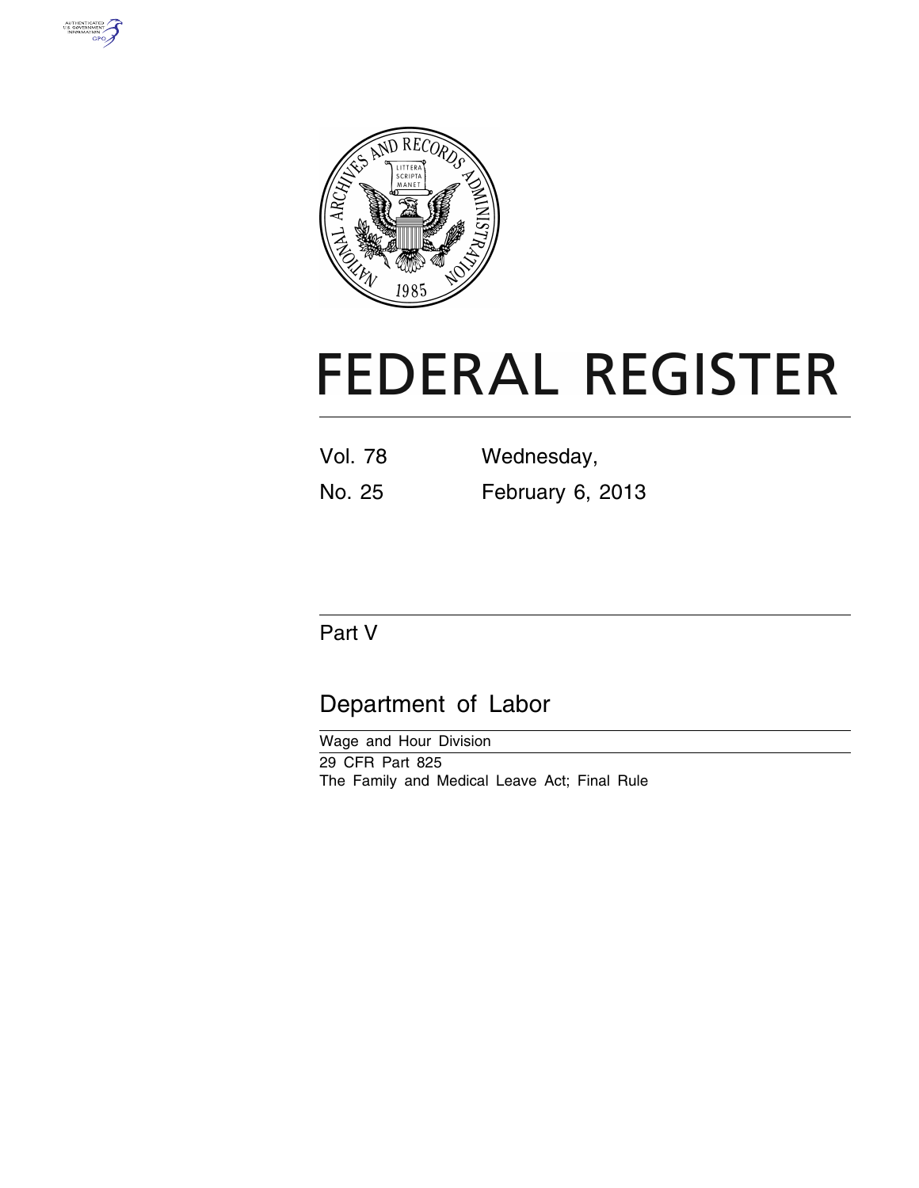# FEDERAL REGISTER

| | |
|---|---|
| Vol. 78 | Wednesday, |
| No. 25 | February 6, 2013 |

Part V

## Department of Labor

Wage and Hour Division

29 CFR Part 825

The Family and Medical Leave Act; Final Rule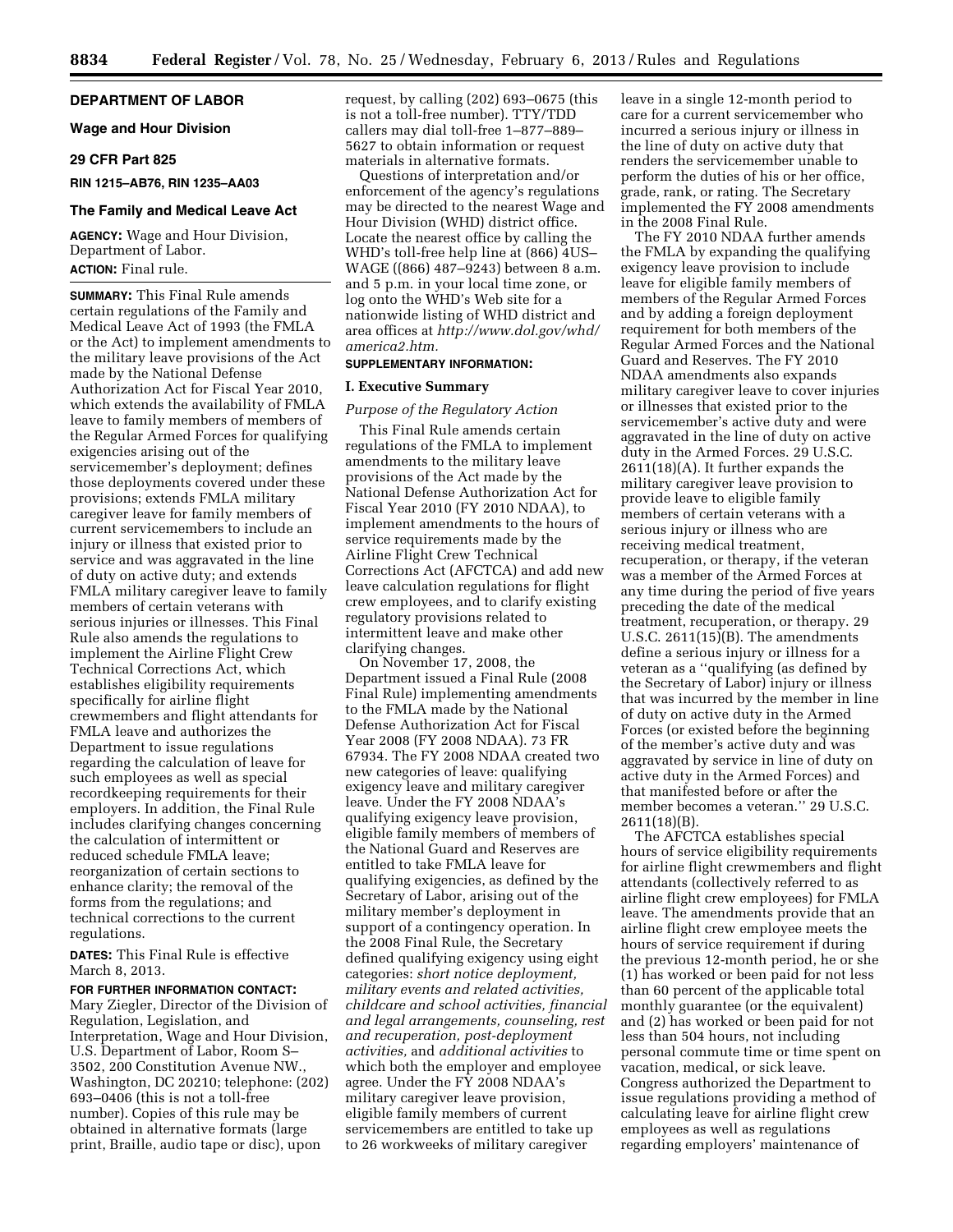## DEPARTMENT OF LABOR

### Wage and Hour Division

### 29 CFR Part 825

**RIN 1215–AB76, RIN 1235–AA03**

### The Family and Medical Leave Act

**AGENCY:** Wage and Hour Division, Department of Labor.

**ACTION:** Final rule.

**SUMMARY:** This Final Rule amends certain regulations of the Family and Medical Leave Act of 1993 (the FMLA or the Act) to implement amendments to the military leave provisions of the Act made by the National Defense Authorization Act for Fiscal Year 2010, which extends the availability of FMLA leave to family members of members of the Regular Armed Forces for qualifying exigencies arising out of the servicemember's deployment; defines those deployments covered under these provisions; extends FMLA military caregiver leave for family members of current servicemembers to include an injury or illness that existed prior to service and was aggravated in the line of duty on active duty; and extends FMLA military caregiver leave to family members of certain veterans with serious injuries or illnesses. This Final Rule also amends the regulations to implement the Airline Flight Crew Technical Corrections Act, which establishes eligibility requirements specifically for airline flight crewmembers and flight attendants for FMLA leave and authorizes the Department to issue regulations regarding the calculation of leave for such employees as well as special recordkeeping requirements for their employers. In addition, the Final Rule includes clarifying changes concerning the calculation of intermittent or reduced schedule FMLA leave; reorganization of certain sections to enhance clarity; the removal of the forms from the regulations; and technical corrections to the current regulations.

**DATES:** This Final Rule is effective March 8, 2013.

**FOR FURTHER INFORMATION CONTACT:** Mary Ziegler, Director of the Division of Regulation, Legislation, and Interpretation, Wage and Hour Division, U.S. Department of Labor, Room S–3502, 200 Constitution Avenue NW., Washington, DC 20210; telephone: (202) 693–0406 (this is not a toll-free number). Copies of this rule may be obtained in alternative formats (large print, Braille, audio tape or disc), upon request, by calling (202) 693–0675 (this is not a toll-free number). TTY/TDD callers may dial toll-free 1–877–889–5627 to obtain information or request materials in alternative formats.

Questions of interpretation and/or enforcement of the agency's regulations may be directed to the nearest Wage and Hour Division (WHD) district office. Locate the nearest office by calling the WHD's toll-free help line at (866) 4US–WAGE ((866) 487–9243) between 8 a.m. and 5 p.m. in your local time zone, or log onto the WHD's Web site for a nationwide listing of WHD district and area offices at *http://www.dol.gov/whd/america2.htm.*

**SUPPLEMENTARY INFORMATION:**

## I. Executive Summary

*Purpose of the Regulatory Action*

This Final Rule amends certain regulations of the FMLA to implement amendments to the military leave provisions of the Act made by the National Defense Authorization Act for Fiscal Year 2010 (FY 2010 NDAA), to implement amendments to the hours of service requirements made by the Airline Flight Crew Technical Corrections Act (AFCTCA) and add new leave calculation regulations for flight crew employees, and to clarify existing regulatory provisions related to intermittent leave and make other clarifying changes.

On November 17, 2008, the Department issued a Final Rule (2008 Final Rule) implementing amendments to the FMLA made by the National Defense Authorization Act for Fiscal Year 2008 (FY 2008 NDAA). 73 FR 67934. The FY 2008 NDAA created two new categories of leave: qualifying exigency leave and military caregiver leave. Under the FY 2008 NDAA's qualifying exigency leave provision, eligible family members of members of the National Guard and Reserves are entitled to take FMLA leave for qualifying exigencies, as defined by the Secretary of Labor, arising out of the military member's deployment in support of a contingency operation. In the 2008 Final Rule, the Secretary defined qualifying exigency using eight categories: *short notice deployment, military events and related activities, childcare and school activities, financial and legal arrangements, counseling, rest and recuperation, post-deployment activities,* and *additional activities* to which both the employer and employee agree. Under the FY 2008 NDAA's military caregiver leave provision, eligible family members of current servicemembers are entitled to take up to 26 workweeks of military caregiver leave in a single 12-month period to care for a current servicemember who incurred a serious injury or illness in the line of duty on active duty that renders the servicemember unable to perform the duties of his or her office, grade, rank, or rating. The Secretary implemented the FY 2008 amendments in the 2008 Final Rule.

The FY 2010 NDAA further amends the FMLA by expanding the qualifying exigency leave provision to include leave for eligible family members of members of the Regular Armed Forces and by adding a foreign deployment requirement for both members of the Regular Armed Forces and the National Guard and Reserves. The FY 2010 NDAA amendments also expands military caregiver leave to cover injuries or illnesses that existed prior to the servicemember's active duty and were aggravated in the line of duty on active duty in the Armed Forces. 29 U.S.C. 2611(18)(A). It further expands the military caregiver leave provision to provide leave to eligible family members of certain veterans with a serious injury or illness who are receiving medical treatment, recuperation, or therapy, if the veteran was a member of the Armed Forces at any time during the period of five years preceding the date of the medical treatment, recuperation, or therapy. 29 U.S.C. 2611(15)(B). The amendments define a serious injury or illness for a veteran as a ''qualifying (as defined by the Secretary of Labor) injury or illness that was incurred by the member in line of duty on active duty in the Armed Forces (or existed before the beginning of the member's active duty and was aggravated by service in line of duty on active duty in the Armed Forces) and that manifested before or after the member becomes a veteran.'' 29 U.S.C. 2611(18)(B).

The AFCTCA establishes special hours of service eligibility requirements for airline flight crewmembers and flight attendants (collectively referred to as airline flight crew employees) for FMLA leave. The amendments provide that an airline flight crew employee meets the hours of service requirement if during the previous 12-month period, he or she (1) has worked or been paid for not less than 60 percent of the applicable total monthly guarantee (or the equivalent) and (2) has worked or been paid for not less than 504 hours, not including personal commute time or time spent on vacation, medical, or sick leave. Congress authorized the Department to issue regulations providing a method of calculating leave for airline flight crew employees as well as regulations regarding employers' maintenance of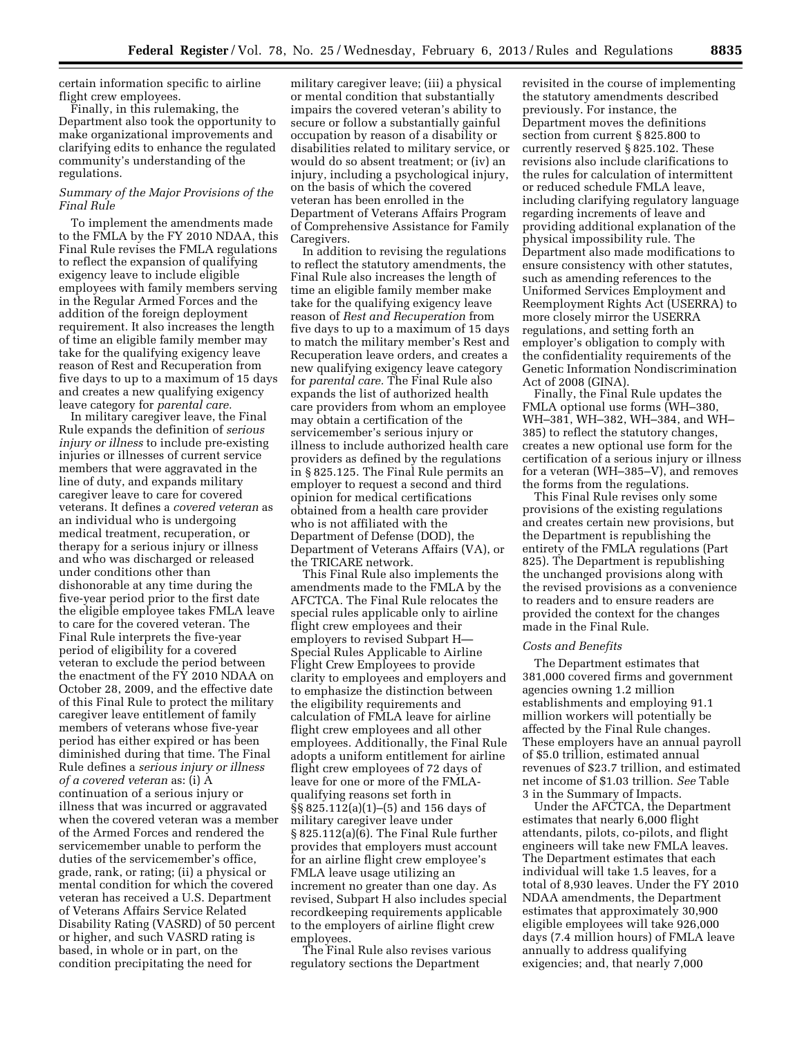certain information specific to airline flight crew employees.

Finally, in this rulemaking, the Department also took the opportunity to make organizational improvements and clarifying edits to enhance the regulated community's understanding of the regulations.

*Summary of the Major Provisions of the Final Rule*

To implement the amendments made to the FMLA by the FY 2010 NDAA, this Final Rule revises the FMLA regulations to reflect the expansion of qualifying exigency leave to include eligible employees with family members serving in the Regular Armed Forces and the addition of the foreign deployment requirement. It also increases the length of time an eligible family member may take for the qualifying exigency leave reason of Rest and Recuperation from five days to up to a maximum of 15 days and creates a new qualifying exigency leave category for *parental care.*

In military caregiver leave, the Final Rule expands the definition of *serious injury or illness* to include pre-existing injuries or illnesses of current service members that were aggravated in the line of duty, and expands military caregiver leave to care for covered veterans. It defines a *covered veteran* as an individual who is undergoing medical treatment, recuperation, or therapy for a serious injury or illness and who was discharged or released under conditions other than dishonorable at any time during the five-year period prior to the first date the eligible employee takes FMLA leave to care for the covered veteran. The Final Rule interprets the five-year period of eligibility for a covered veteran to exclude the period between the enactment of the FY 2010 NDAA on October 28, 2009, and the effective date of this Final Rule to protect the military caregiver leave entitlement of family members of veterans whose five-year period has either expired or has been diminished during that time. The Final Rule defines a *serious injury or illness of a covered veteran* as: (i) A continuation of a serious injury or illness that was incurred or aggravated when the covered veteran was a member of the Armed Forces and rendered the servicemember unable to perform the duties of the servicemember's office, grade, rank, or rating; (ii) a physical or mental condition for which the covered veteran has received a U.S. Department of Veterans Affairs Service Related Disability Rating (VASRD) of 50 percent or higher, and such VASRD rating is based, in whole or in part, on the condition precipitating the need for military caregiver leave; (iii) a physical or mental condition that substantially impairs the covered veteran's ability to secure or follow a substantially gainful occupation by reason of a disability or disabilities related to military service, or would do so absent treatment; or (iv) an injury, including a psychological injury, on the basis of which the covered veteran has been enrolled in the Department of Veterans Affairs Program of Comprehensive Assistance for Family Caregivers.

In addition to revising the regulations to reflect the statutory amendments, the Final Rule also increases the length of time an eligible family member make take for the qualifying exigency leave reason of *Rest and Recuperation* from five days to up to a maximum of 15 days to match the military member's Rest and Recuperation leave orders, and creates a new qualifying exigency leave category for *parental care.* The Final Rule also expands the list of authorized health care providers from whom an employee may obtain a certification of the servicemember's serious injury or illness to include authorized health care providers as defined by the regulations in § 825.125. The Final Rule permits an employer to request a second and third opinion for medical certifications obtained from a health care provider who is not affiliated with the Department of Defense (DOD), the Department of Veterans Affairs (VA), or the TRICARE network.

This Final Rule also implements the amendments made to the FMLA by the AFCTCA. The Final Rule relocates the special rules applicable only to airline flight crew employees and their employers to revised Subpart H—Special Rules Applicable to Airline Flight Crew Employees to provide clarity to employees and employers and to emphasize the distinction between the eligibility requirements and calculation of FMLA leave for airline flight crew employees and all other employees. Additionally, the Final Rule adopts a uniform entitlement for airline flight crew employees of 72 days of leave for one or more of the FMLA-qualifying reasons set forth in §§ 825.112(a)(1)–(5) and 156 days of military caregiver leave under § 825.112(a)(6). The Final Rule further provides that employers must account for an airline flight crew employee's FMLA leave usage utilizing an increment no greater than one day. As revised, Subpart H also includes special recordkeeping requirements applicable to the employers of airline flight crew employees.

The Final Rule also revises various regulatory sections the Department revisited in the course of implementing the statutory amendments described previously. For instance, the Department moves the definitions section from current § 825.800 to currently reserved § 825.102. These revisions also include clarifications to the rules for calculation of intermittent or reduced schedule FMLA leave, including clarifying regulatory language regarding increments of leave and providing additional explanation of the physical impossibility rule. The Department also made modifications to ensure consistency with other statutes, such as amending references to the Uniformed Services Employment and Reemployment Rights Act (USERRA) to more closely mirror the USERRA regulations, and setting forth an employer's obligation to comply with the confidentiality requirements of the Genetic Information Nondiscrimination Act of 2008 (GINA).

Finally, the Final Rule updates the FMLA optional use forms (WH–380, WH–381, WH–382, WH–384, and WH–385) to reflect the statutory changes, creates a new optional use form for the certification of a serious injury or illness for a veteran (WH–385–V), and removes the forms from the regulations.

This Final Rule revises only some provisions of the existing regulations and creates certain new provisions, but the Department is republishing the entirety of the FMLA regulations (Part 825). The Department is republishing the unchanged provisions along with the revised provisions as a convenience to readers and to ensure readers are provided the context for the changes made in the Final Rule.

*Costs and Benefits*

The Department estimates that 381,000 covered firms and government agencies owning 1.2 million establishments and employing 91.1 million workers will potentially be affected by the Final Rule changes. These employers have an annual payroll of $5.0 trillion, estimated annual revenues of $23.7 trillion, and estimated net income of $1.03 trillion. *See* Table 3 in the Summary of Impacts.

Under the AFCTCA, the Department estimates that nearly 6,000 flight attendants, pilots, co-pilots, and flight engineers will take new FMLA leaves. The Department estimates that each individual will take 1.5 leaves, for a total of 8,930 leaves. Under the FY 2010 NDAA amendments, the Department estimates that approximately 30,900 eligible employees will take 926,000 days (7.4 million hours) of FMLA leave annually to address qualifying exigencies; and, that nearly 7,000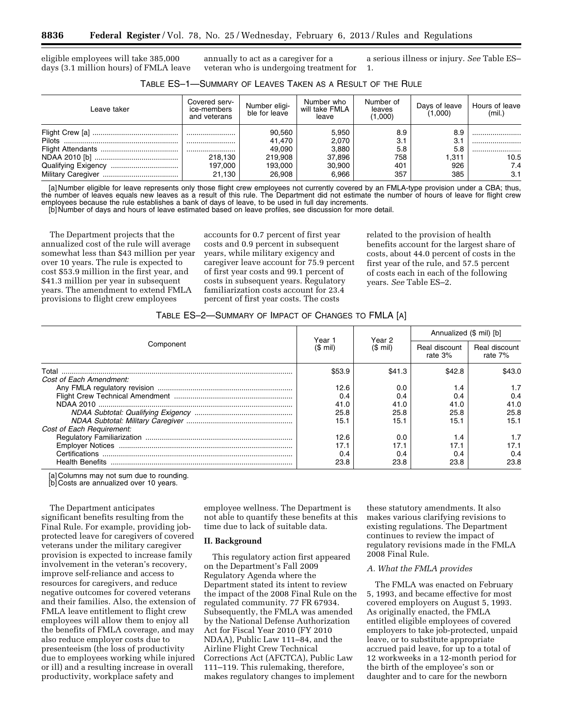eligible employees will take 385,000 days (3.1 million hours) of FMLA leave annually to act as a caregiver for a veteran who is undergoing treatment for a serious illness or injury. *See* Table ES–1.

TABLE ES–1—SUMMARY OF LEAVES TAKEN AS A RESULT OF THE RULE

| Leave taker | Covered service-members and veterans | Number eligible for leave | Number who will take FMLA leave | Number of leaves (1,000) | Days of leave (1,000) | Hours of leave (mil.) |
|---|---|---|---|---|---|---|
| Flight Crew [a] | ........................ | 90,560 | 5,950 | 8.9 | 8.9 | ........................ |
| Pilots | ........................ | 41,470 | 2,070 | 3.1 | 3.1 | ........................ |
| Flight Attendants | ........................ | 49,090 | 3,880 | 5.8 | 5.8 | ........................ |
| NDAA 2010 [b] | 218,130 | 219,908 | 37,896 | 758 | 1,311 | 10.5 |
| Qualifying Exigency | 197,000 | 193,000 | 30,900 | 401 | 926 | 7.4 |
| Military Caregiver | 21,130 | 26,908 | 6,966 | 357 | 385 | 3.1 |

[a] Number eligible for leave represents only those flight crew employees not currently covered by an FMLA-type provision under a CBA; thus, the number of leaves equals new leaves as a result of this rule. The Department did not estimate the number of hours of leave for flight crew employees because the rule establishes a bank of days of leave, to be used in full day increments.

[b] Number of days and hours of leave estimated based on leave profiles, see discussion for more detail.

The Department projects that the annualized cost of the rule will average somewhat less than $43 million per year over 10 years. The rule is expected to cost $53.9 million in the first year, and $41.3 million per year in subsequent years. The amendment to extend FMLA provisions to flight crew employees accounts for 0.7 percent of first year costs and 0.9 percent in subsequent years, while military exigency and caregiver leave account for 75.9 percent of first year costs and 99.1 percent of costs in subsequent years. Regulatory familiarization costs account for 23.4 percent of first year costs. The costs related to the provision of health benefits account for the largest share of costs, about 44.0 percent of costs in the first year of the rule, and 57.5 percent of costs each in each of the following years. *See* Table ES–2.

TABLE ES–2—SUMMARY OF IMPACT OF CHANGES TO FMLA [A]

| Component | Year 1 ($ mil) | Year 2 ($ mil) | Annualized ($ mil) [b] | |
|---|---|---|---|---|
| | | | Real discount rate 3% | Real discount rate 7% |
| Total | $53.9 | $41.3 | $42.8 | $43.0 |
| *Cost of Each Amendment:* | | | | |
| Any FMLA regulatory revision | 12.6 | 0.0 | 1.4 | 1.7 |
| Flight Crew Technical Amendment | 0.4 | 0.4 | 0.4 | 0.4 |
| NDAA 2010 | 41.0 | 41.0 | 41.0 | 41.0 |
| *NDAA Subtotal: Qualifying Exigency* | 25.8 | 25.8 | 25.8 | 25.8 |
| *NDAA Subtotal: Military Caregiver* | 15.1 | 15.1 | 15.1 | 15.1 |
| *Cost of Each Requirement:* | | | | |
| Regulatory Familiarization | 12.6 | 0.0 | 1.4 | 1.7 |
| Employer Notices | 17.1 | 17.1 | 17.1 | 17.1 |
| Certifications | 0.4 | 0.4 | 0.4 | 0.4 |
| Health Benefits | 23.8 | 23.8 | 23.8 | 23.8 |

[a] Columns may not sum due to rounding.

[b] Costs are annualized over 10 years.

The Department anticipates significant benefits resulting from the Final Rule. For example, providing job-protected leave for caregivers of covered veterans under the military caregiver provision is expected to increase family involvement in the veteran's recovery, improve self-reliance and access to resources for caregivers, and reduce negative outcomes for covered veterans and their families. Also, the extension of FMLA leave entitlement to flight crew employees will allow them to enjoy all the benefits of FMLA coverage, and may also reduce employer costs due to presenteeism (the loss of productivity due to employees working while injured or ill) and a resulting increase in overall productivity, workplace safety and employee wellness. The Department is not able to quantify these benefits at this time due to lack of suitable data.

## II. Background

This regulatory action first appeared on the Department's Fall 2009 Regulatory Agenda where the Department stated its intent to review the impact of the 2008 Final Rule on the regulated community. 77 FR 67934. Subsequently, the FMLA was amended by the National Defense Authorization Act for Fiscal Year 2010 (FY 2010 NDAA), Public Law 111–84, and the Airline Flight Crew Technical Corrections Act (AFCTCA), Public Law 111–119. This rulemaking, therefore, makes regulatory changes to implement these statutory amendments. It also makes various clarifying revisions to existing regulations. The Department continues to review the impact of regulatory revisions made in the FMLA 2008 Final Rule.

### *A. What the FMLA provides*

The FMLA was enacted on February 5, 1993, and became effective for most covered employers on August 5, 1993. As originally enacted, the FMLA entitled eligible employees of covered employers to take job-protected, unpaid leave, or to substitute appropriate accrued paid leave, for up to a total of 12 workweeks in a 12-month period for the birth of the employee's son or daughter and to care for the newborn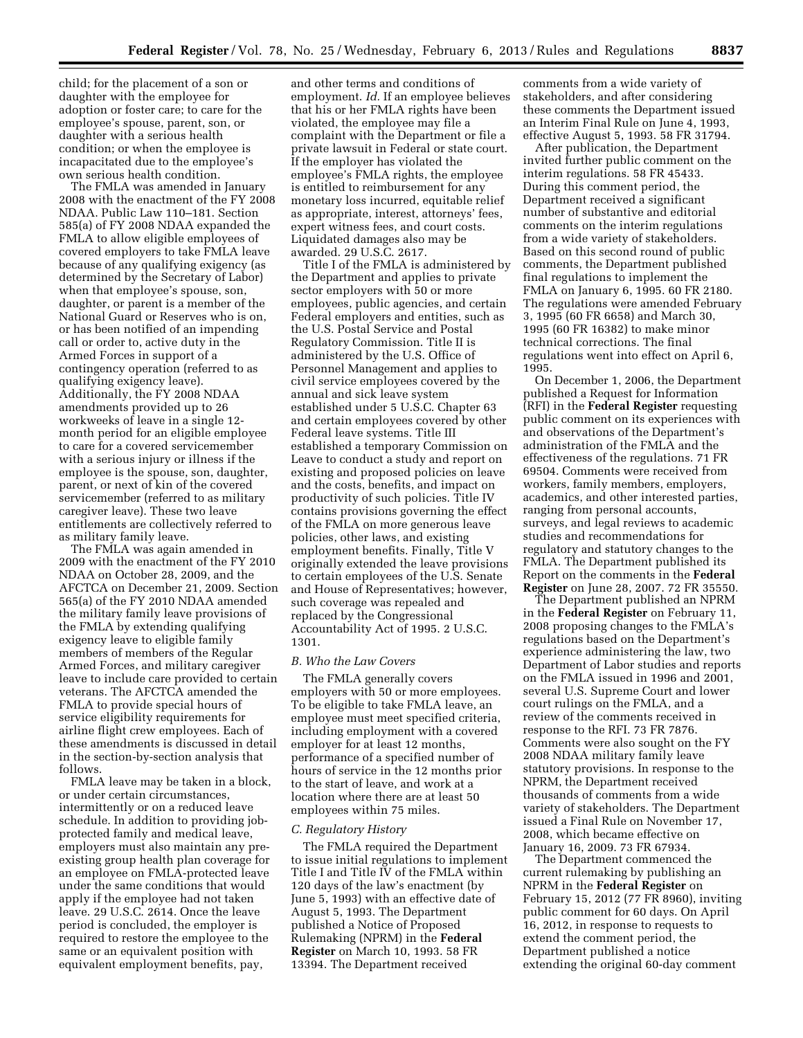child; for the placement of a son or daughter with the employee for adoption or foster care; to care for the employee's spouse, parent, son, or daughter with a serious health condition; or when the employee is incapacitated due to the employee's own serious health condition.

The FMLA was amended in January 2008 with the enactment of the FY 2008 NDAA. Public Law 110–181. Section 585(a) of FY 2008 NDAA expanded the FMLA to allow eligible employees of covered employers to take FMLA leave because of any qualifying exigency (as determined by the Secretary of Labor) when that employee's spouse, son, daughter, or parent is a member of the National Guard or Reserves who is on, or has been notified of an impending call or order to, active duty in the Armed Forces in support of a contingency operation (referred to as qualifying exigency leave). Additionally, the FY 2008 NDAA amendments provided up to 26 workweeks of leave in a single 12-month period for an eligible employee to care for a covered servicemember with a serious injury or illness if the employee is the spouse, son, daughter, parent, or next of kin of the covered servicemember (referred to as military caregiver leave). These two leave entitlements are collectively referred to as military family leave.

The FMLA was again amended in 2009 with the enactment of the FY 2010 NDAA on October 28, 2009, and the AFCTCA on December 21, 2009. Section 565(a) of the FY 2010 NDAA amended the military family leave provisions of the FMLA by extending qualifying exigency leave to eligible family members of members of the Regular Armed Forces, and military caregiver leave to include care provided to certain veterans. The AFCTCA amended the FMLA to provide special hours of service eligibility requirements for airline flight crew employees. Each of these amendments is discussed in detail in the section-by-section analysis that follows.

FMLA leave may be taken in a block, or under certain circumstances, intermittently or on a reduced leave schedule. In addition to providing job-protected family and medical leave, employers must also maintain any pre-existing group health plan coverage for an employee on FMLA-protected leave under the same conditions that would apply if the employee had not taken leave. 29 U.S.C. 2614. Once the leave period is concluded, the employer is required to restore the employee to the same or an equivalent position with equivalent employment benefits, pay, and other terms and conditions of employment. *Id.* If an employee believes that his or her FMLA rights have been violated, the employee may file a complaint with the Department or file a private lawsuit in Federal or state court. If the employer has violated the employee's FMLA rights, the employee is entitled to reimbursement for any monetary loss incurred, equitable relief as appropriate, interest, attorneys' fees, expert witness fees, and court costs. Liquidated damages also may be awarded. 29 U.S.C. 2617.

Title I of the FMLA is administered by the Department and applies to private sector employers with 50 or more employees, public agencies, and certain Federal employers and entities, such as the U.S. Postal Service and Postal Regulatory Commission. Title II is administered by the U.S. Office of Personnel Management and applies to civil service employees covered by the annual and sick leave system established under 5 U.S.C. Chapter 63 and certain employees covered by other Federal leave systems. Title III established a temporary Commission on Leave to conduct a study and report on existing and proposed policies on leave and the costs, benefits, and impact on productivity of such policies. Title IV contains provisions governing the effect of the FMLA on more generous leave policies, other laws, and existing employment benefits. Finally, Title V originally extended the leave provisions to certain employees of the U.S. Senate and House of Representatives; however, such coverage was repealed and replaced by the Congressional Accountability Act of 1995. 2 U.S.C. 1301.

### *B. Who the Law Covers*

The FMLA generally covers employers with 50 or more employees. To be eligible to take FMLA leave, an employee must meet specified criteria, including employment with a covered employer for at least 12 months, performance of a specified number of hours of service in the 12 months prior to the start of leave, and work at a location where there are at least 50 employees within 75 miles.

### *C. Regulatory History*

The FMLA required the Department to issue initial regulations to implement Title I and Title IV of the FMLA within 120 days of the law's enactment (by June 5, 1993) with an effective date of August 5, 1993. The Department published a Notice of Proposed Rulemaking (NPRM) in the **Federal Register** on March 10, 1993. 58 FR 13394. The Department received comments from a wide variety of stakeholders, and after considering these comments the Department issued an Interim Final Rule on June 4, 1993, effective August 5, 1993. 58 FR 31794.

After publication, the Department invited further public comment on the interim regulations. 58 FR 45433. During this comment period, the Department received a significant number of substantive and editorial comments on the interim regulations from a wide variety of stakeholders. Based on this second round of public comments, the Department published final regulations to implement the FMLA on January 6, 1995. 60 FR 2180. The regulations were amended February 3, 1995 (60 FR 6658) and March 30, 1995 (60 FR 16382) to make minor technical corrections. The final regulations went into effect on April 6, 1995.

On December 1, 2006, the Department published a Request for Information (RFI) in the **Federal Register** requesting public comment on its experiences with and observations of the Department's administration of the FMLA and the effectiveness of the regulations. 71 FR 69504. Comments were received from workers, family members, employers, academics, and other interested parties, ranging from personal accounts, surveys, and legal reviews to academic studies and recommendations for regulatory and statutory changes to the FMLA. The Department published its Report on the comments in the **Federal Register** on June 28, 2007. 72 FR 35550.

The Department published an NPRM in the **Federal Register** on February 11, 2008 proposing changes to the FMLA's regulations based on the Department's experience administering the law, two Department of Labor studies and reports on the FMLA issued in 1996 and 2001, several U.S. Supreme Court and lower court rulings on the FMLA, and a review of the comments received in response to the RFI. 73 FR 7876. Comments were also sought on the FY 2008 NDAA military family leave statutory provisions. In response to the NPRM, the Department received thousands of comments from a wide variety of stakeholders. The Department issued a Final Rule on November 17, 2008, which became effective on January 16, 2009. 73 FR 67934.

The Department commenced the current rulemaking by publishing an NPRM in the **Federal Register** on February 15, 2012 (77 FR 8960), inviting public comment for 60 days. On April 16, 2012, in response to requests to extend the comment period, the Department published a notice extending the original 60-day comment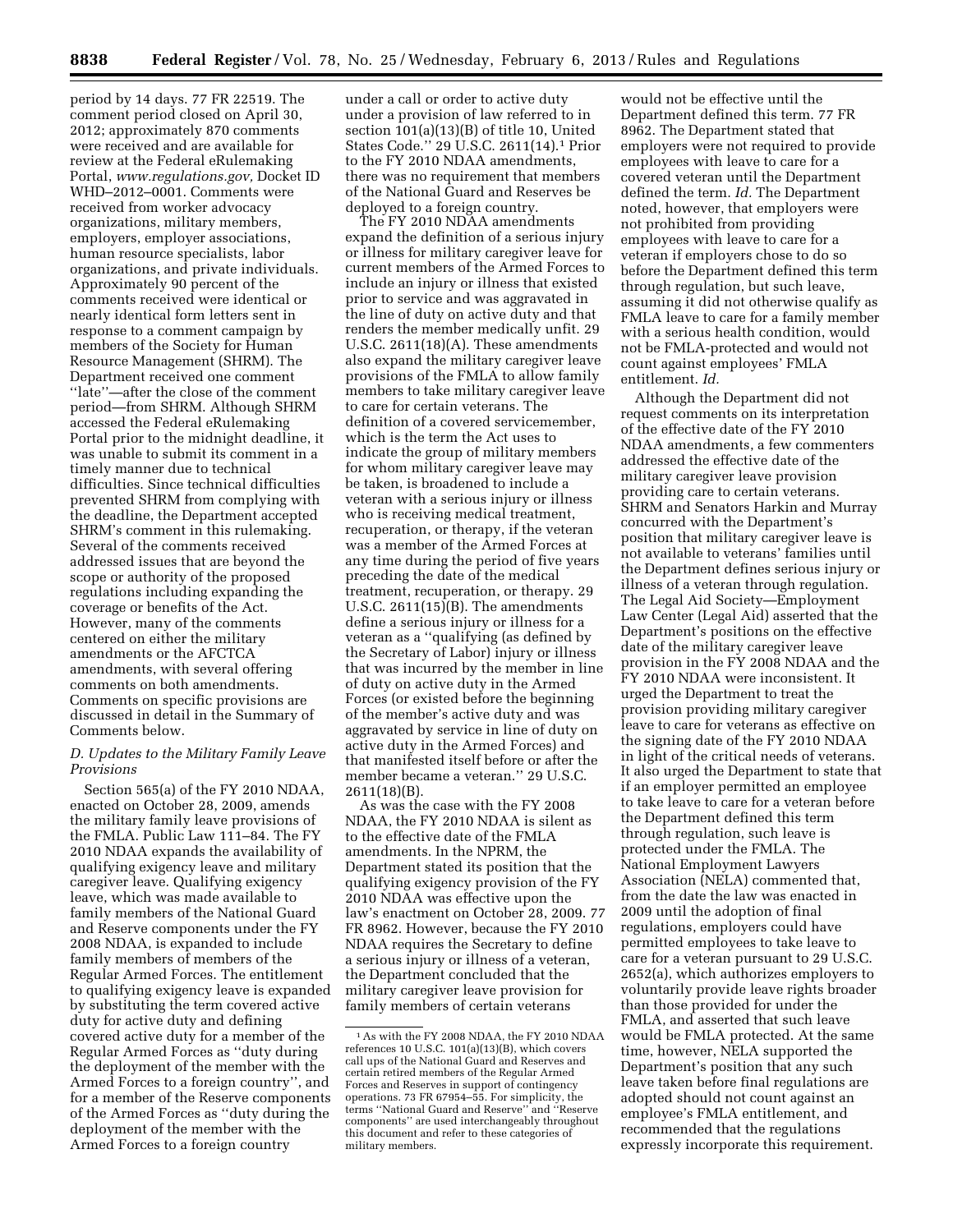period by 14 days. 77 FR 22519. The comment period closed on April 30, 2012; approximately 870 comments were received and are available for review at the Federal eRulemaking Portal, *www.regulations.gov,* Docket ID WHD–2012–0001. Comments were received from worker advocacy organizations, military members, employers, employer associations, human resource specialists, labor organizations, and private individuals. Approximately 90 percent of the comments received were identical or nearly identical form letters sent in response to a comment campaign by members of the Society for Human Resource Management (SHRM). The Department received one comment ''late''—after the close of the comment period—from SHRM. Although SHRM accessed the Federal eRulemaking Portal prior to the midnight deadline, it was unable to submit its comment in a timely manner due to technical difficulties. Since technical difficulties prevented SHRM from complying with the deadline, the Department accepted SHRM's comment in this rulemaking. Several of the comments received addressed issues that are beyond the scope or authority of the proposed regulations including expanding the coverage or benefits of the Act. However, many of the comments centered on either the military amendments or the AFCTCA amendments, with several offering comments on both amendments. Comments on specific provisions are discussed in detail in the Summary of Comments below.

### *D. Updates to the Military Family Leave Provisions*

Section 565(a) of the FY 2010 NDAA, enacted on October 28, 2009, amends the military family leave provisions of the FMLA. Public Law 111–84. The FY 2010 NDAA expands the availability of qualifying exigency leave and military caregiver leave. Qualifying exigency leave, which was made available to family members of the National Guard and Reserve components under the FY 2008 NDAA, is expanded to include family members of members of the Regular Armed Forces. The entitlement to qualifying exigency leave is expanded by substituting the term covered active duty for active duty and defining covered active duty for a member of the Regular Armed Forces as ''duty during the deployment of the member with the Armed Forces to a foreign country'', and for a member of the Reserve components of the Armed Forces as ''duty during the deployment of the member with the Armed Forces to a foreign country under a call or order to active duty under a provision of law referred to in section 101(a)(13)(B) of title 10, United States Code.'' 29 U.S.C. 2611(14).[1] Prior to the FY 2010 NDAA amendments, there was no requirement that members of the National Guard and Reserves be deployed to a foreign country.

The FY 2010 NDAA amendments expand the definition of a serious injury or illness for military caregiver leave for current members of the Armed Forces to include an injury or illness that existed prior to service and was aggravated in the line of duty on active duty and that renders the member medically unfit. 29 U.S.C. 2611(18)(A). These amendments also expand the military caregiver leave provisions of the FMLA to allow family members to take military caregiver leave to care for certain veterans. The definition of a covered servicemember, which is the term the Act uses to indicate the group of military members for whom military caregiver leave may be taken, is broadened to include a veteran with a serious injury or illness who is receiving medical treatment, recuperation, or therapy, if the veteran was a member of the Armed Forces at any time during the period of five years preceding the date of the medical treatment, recuperation, or therapy. 29 U.S.C. 2611(15)(B). The amendments define a serious injury or illness for a veteran as a ''qualifying (as defined by the Secretary of Labor) injury or illness that was incurred by the member in line of duty on active duty in the Armed Forces (or existed before the beginning of the member's active duty and was aggravated by service in line of duty on active duty in the Armed Forces) and that manifested itself before or after the member became a veteran.'' 29 U.S.C. 2611(18)(B).

As was the case with the FY 2008 NDAA, the FY 2010 NDAA is silent as to the effective date of the FMLA amendments. In the NPRM, the Department stated its position that the qualifying exigency provision of the FY 2010 NDAA was effective upon the law's enactment on October 28, 2009. 77 FR 8962. However, because the FY 2010 NDAA requires the Secretary to define a serious injury or illness of a veteran, the Department concluded that the military caregiver leave provision for family members of certain veterans would not be effective until the Department defined this term. 77 FR 8962. The Department stated that employers were not required to provide employees with leave to care for a covered veteran until the Department defined the term. *Id.* The Department noted, however, that employers were not prohibited from providing employees with leave to care for a veteran if employers chose to do so before the Department defined this term through regulation, but such leave, assuming it did not otherwise qualify as FMLA leave to care for a family member with a serious health condition, would not be FMLA-protected and would not count against employees' FMLA entitlement. *Id.*

Although the Department did not request comments on its interpretation of the effective date of the FY 2010 NDAA amendments, a few commenters addressed the effective date of the military caregiver leave provision providing care to certain veterans. SHRM and Senators Harkin and Murray concurred with the Department's position that military caregiver leave is not available to veterans' families until the Department defines serious injury or illness of a veteran through regulation. The Legal Aid Society—Employment Law Center (Legal Aid) asserted that the Department's positions on the effective date of the military caregiver leave provision in the FY 2008 NDAA and the FY 2010 NDAA were inconsistent. It urged the Department to treat the provision providing military caregiver leave to care for veterans as effective on the signing date of the FY 2010 NDAA in light of the critical needs of veterans. It also urged the Department to state that if an employer permitted an employee to take leave to care for a veteran before the Department defined this term through regulation, such leave is protected under the FMLA. The National Employment Lawyers Association (NELA) commented that, from the date the law was enacted in 2009 until the adoption of final regulations, employers could have permitted employees to take leave to care for a veteran pursuant to 29 U.S.C. 2652(a), which authorizes employers to voluntarily provide leave rights broader than those provided for under the FMLA, and asserted that such leave would be FMLA protected. At the same time, however, NELA supported the Department's position that any such leave taken before final regulations are adopted should not count against an employee's FMLA entitlement, and recommended that the regulations expressly incorporate this requirement.

[1] As with the FY 2008 NDAA, the FY 2010 NDAA references 10 U.S.C. 101(a)(13)(B), which covers call ups of the National Guard and Reserves and certain retired members of the Regular Armed Forces and Reserves in support of contingency operations. 73 FR 67954–55. For simplicity, the terms ''National Guard and Reserve'' and ''Reserve components'' are used interchangeably throughout this document and refer to these categories of military members.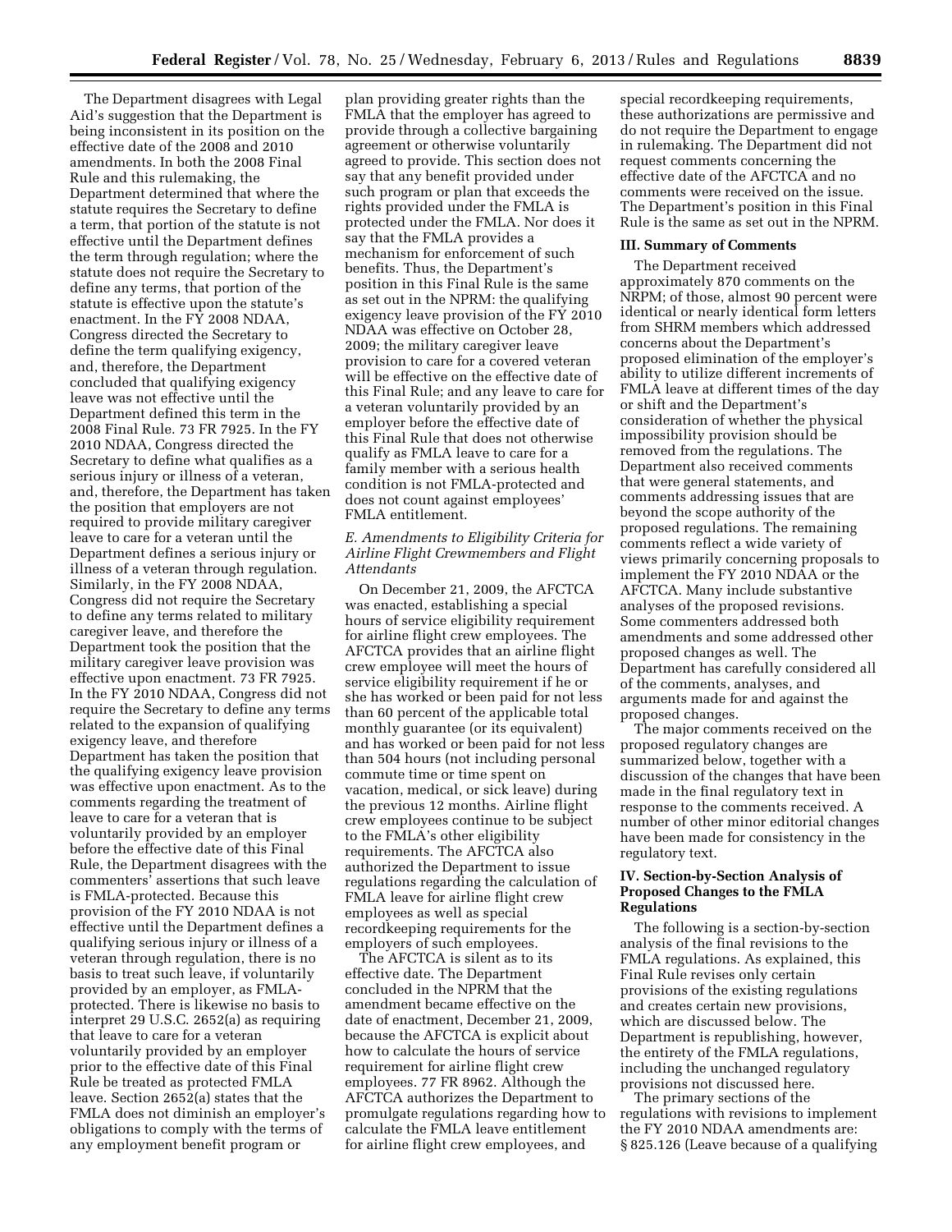The Department disagrees with Legal Aid's suggestion that the Department is being inconsistent in its position on the effective date of the 2008 and 2010 amendments. In both the 2008 Final Rule and this rulemaking, the Department determined that where the statute requires the Secretary to define a term, that portion of the statute is not effective until the Department defines the term through regulation; where the statute does not require the Secretary to define any terms, that portion of the statute is effective upon the statute's enactment. In the FY 2008 NDAA, Congress directed the Secretary to define the term qualifying exigency, and, therefore, the Department concluded that qualifying exigency leave was not effective until the Department defined this term in the 2008 Final Rule. 73 FR 7925. In the FY 2010 NDAA, Congress directed the Secretary to define what qualifies as a serious injury or illness of a veteran, and, therefore, the Department has taken the position that employers are not required to provide military caregiver leave to care for a veteran until the Department defines a serious injury or illness of a veteran through regulation. Similarly, in the FY 2008 NDAA, Congress did not require the Secretary to define any terms related to military caregiver leave, and therefore the Department took the position that the military caregiver leave provision was effective upon enactment. 73 FR 7925. In the FY 2010 NDAA, Congress did not require the Secretary to define any terms related to the expansion of qualifying exigency leave, and therefore Department has taken the position that the qualifying exigency leave provision was effective upon enactment. As to the comments regarding the treatment of leave to care for a veteran that is voluntarily provided by an employer before the effective date of this Final Rule, the Department disagrees with the commenters' assertions that such leave is FMLA-protected. Because this provision of the FY 2010 NDAA is not effective until the Department defines a qualifying serious injury or illness of a veteran through regulation, there is no basis to treat such leave, if voluntarily provided by an employer, as FMLA-protected. There is likewise no basis to interpret 29 U.S.C. 2652(a) as requiring that leave to care for a veteran voluntarily provided by an employer prior to the effective date of this Final Rule be treated as protected FMLA leave. Section 2652(a) states that the FMLA does not diminish an employer's obligations to comply with the terms of any employment benefit program or plan providing greater rights than the FMLA that the employer has agreed to provide through a collective bargaining agreement or otherwise voluntarily agreed to provide. This section does not say that any benefit provided under such program or plan that exceeds the rights provided under the FMLA is protected under the FMLA. Nor does it say that the FMLA provides a mechanism for enforcement of such benefits. Thus, the Department's position in this Final Rule is the same as set out in the NPRM: the qualifying exigency leave provision of the FY 2010 NDAA was effective on October 28, 2009; the military caregiver leave provision to care for a covered veteran will be effective on the effective date of this Final Rule; and any leave to care for a veteran voluntarily provided by an employer before the effective date of this Final Rule that does not otherwise qualify as FMLA leave to care for a family member with a serious health condition is not FMLA-protected and does not count against employees' FMLA entitlement.

### *E. Amendments to Eligibility Criteria for Airline Flight Crewmembers and Flight Attendants*

On December 21, 2009, the AFCTCA was enacted, establishing a special hours of service eligibility requirement for airline flight crew employees. The AFCTCA provides that an airline flight crew employee will meet the hours of service eligibility requirement if he or she has worked or been paid for not less than 60 percent of the applicable total monthly guarantee (or its equivalent) and has worked or been paid for not less than 504 hours (not including personal commute time or time spent on vacation, medical, or sick leave) during the previous 12 months. Airline flight crew employees continue to be subject to the FMLA's other eligibility requirements. The AFCTCA also authorized the Department to issue regulations regarding the calculation of FMLA leave for airline flight crew employees as well as special recordkeeping requirements for the employers of such employees.

The AFCTCA is silent as to its effective date. The Department concluded in the NPRM that the amendment became effective on the date of enactment, December 21, 2009, because the AFCTCA is explicit about how to calculate the hours of service requirement for airline flight crew employees. 77 FR 8962. Although the AFCTCA authorizes the Department to promulgate regulations regarding how to calculate the FMLA leave entitlement for airline flight crew employees, and special recordkeeping requirements, these authorizations are permissive and do not require the Department to engage in rulemaking. The Department did not request comments concerning the effective date of the AFCTCA and no comments were received on the issue. The Department's position in this Final Rule is the same as set out in the NPRM.

## III. Summary of Comments

The Department received approximately 870 comments on the NRPM; of those, almost 90 percent were identical or nearly identical form letters from SHRM members which addressed concerns about the Department's proposed elimination of the employer's ability to utilize different increments of FMLA leave at different times of the day or shift and the Department's consideration of whether the physical impossibility provision should be removed from the regulations. The Department also received comments that were general statements, and comments addressing issues that are beyond the scope authority of the proposed regulations. The remaining comments reflect a wide variety of views primarily concerning proposals to implement the FY 2010 NDAA or the AFCTCA. Many include substantive analyses of the proposed revisions. Some commenters addressed both amendments and some addressed other proposed changes as well. The Department has carefully considered all of the comments, analyses, and arguments made for and against the proposed changes.

The major comments received on the proposed regulatory changes are summarized below, together with a discussion of the changes that have been made in the final regulatory text in response to the comments received. A number of other minor editorial changes have been made for consistency in the regulatory text.

## IV. Section-by-Section Analysis of Proposed Changes to the FMLA Regulations

The following is a section-by-section analysis of the final revisions to the FMLA regulations. As explained, this Final Rule revises only certain provisions of the existing regulations and creates certain new provisions, which are discussed below. The Department is republishing, however, the entirety of the FMLA regulations, including the unchanged regulatory provisions not discussed here.

The primary sections of the regulations with revisions to implement the FY 2010 NDAA amendments are: § 825.126 (Leave because of a qualifying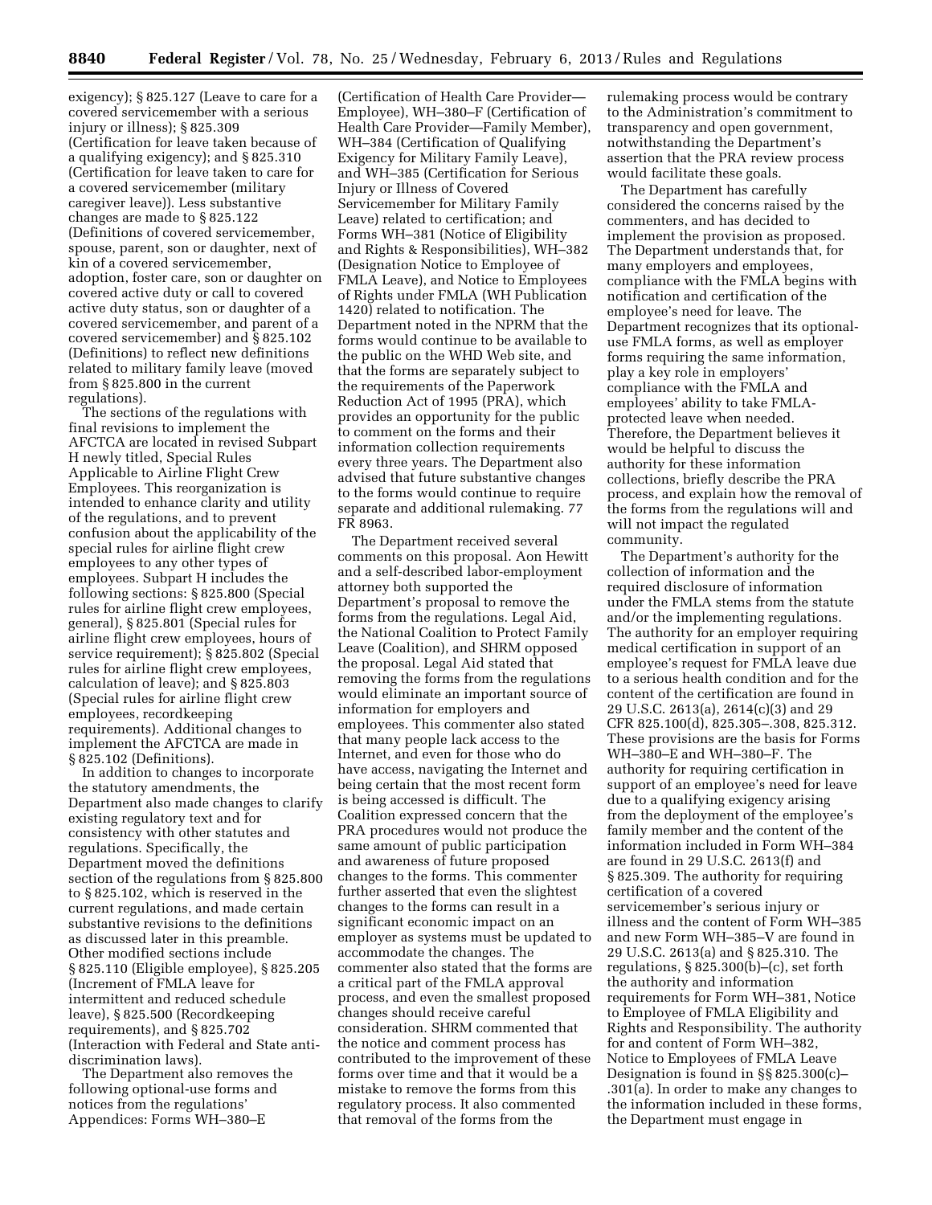exigency); § 825.127 (Leave to care for a covered servicemember with a serious injury or illness); § 825.309 (Certification for leave taken because of a qualifying exigency); and § 825.310 (Certification for leave taken to care for a covered servicemember (military caregiver leave)). Less substantive changes are made to § 825.122 (Definitions of covered servicemember, spouse, parent, son or daughter, next of kin of a covered servicemember, adoption, foster care, son or daughter on covered active duty or call to covered active duty status, son or daughter of a covered servicemember, and parent of a covered servicemember) and § 825.102 (Definitions) to reflect new definitions related to military family leave (moved from § 825.800 in the current regulations).

The sections of the regulations with final revisions to implement the AFCTCA are located in revised Subpart H newly titled, Special Rules Applicable to Airline Flight Crew Employees. This reorganization is intended to enhance clarity and utility of the regulations, and to prevent confusion about the applicability of the special rules for airline flight crew employees to any other types of employees. Subpart H includes the following sections: § 825.800 (Special rules for airline flight crew employees, general), § 825.801 (Special rules for airline flight crew employees, hours of service requirement); § 825.802 (Special rules for airline flight crew employees, calculation of leave); and § 825.803 (Special rules for airline flight crew employees, recordkeeping requirements). Additional changes to implement the AFCTCA are made in § 825.102 (Definitions).

In addition to changes to incorporate the statutory amendments, the Department also made changes to clarify existing regulatory text and for consistency with other statutes and regulations. Specifically, the Department moved the definitions section of the regulations from § 825.800 to § 825.102, which is reserved in the current regulations, and made certain substantive revisions to the definitions as discussed later in this preamble. Other modified sections include § 825.110 (Eligible employee), § 825.205 (Increment of FMLA leave for intermittent and reduced schedule leave), § 825.500 (Recordkeeping requirements), and § 825.702 (Interaction with Federal and State anti-discrimination laws).

The Department also removes the following optional-use forms and notices from the regulations' Appendices: Forms WH–380–E (Certification of Health Care Provider—Employee), WH–380–F (Certification of Health Care Provider—Family Member), WH–384 (Certification of Qualifying Exigency for Military Family Leave), and WH–385 (Certification for Serious Injury or Illness of Covered Servicemember for Military Family Leave) related to certification; and Forms WH–381 (Notice of Eligibility and Rights & Responsibilities), WH–382 (Designation Notice to Employee of FMLA Leave), and Notice to Employees of Rights under FMLA (WH Publication 1420) related to notification. The Department noted in the NPRM that the forms would continue to be available to the public on the WHD Web site, and that the forms are separately subject to the requirements of the Paperwork Reduction Act of 1995 (PRA), which provides an opportunity for the public to comment on the forms and their information collection requirements every three years. The Department also advised that future substantive changes to the forms would continue to require separate and additional rulemaking. 77 FR 8963.

The Department received several comments on this proposal. Aon Hewitt and a self-described labor-employment attorney both supported the Department's proposal to remove the forms from the regulations. Legal Aid, the National Coalition to Protect Family Leave (Coalition), and SHRM opposed the proposal. Legal Aid stated that removing the forms from the regulations would eliminate an important source of information for employers and employees. This commenter also stated that many people lack access to the Internet, and even for those who do have access, navigating the Internet and being certain that the most recent form is being accessed is difficult. The Coalition expressed concern that the PRA procedures would not produce the same amount of public participation and awareness of future proposed changes to the forms. This commenter further asserted that even the slightest changes to the forms can result in a significant economic impact on an employer as systems must be updated to accommodate the changes. The commenter also stated that the forms are a critical part of the FMLA approval process, and even the smallest proposed changes should receive careful consideration. SHRM commented that the notice and comment process has contributed to the improvement of these forms over time and that it would be a mistake to remove the forms from this regulatory process. It also commented that removal of the forms from the rulemaking process would be contrary to the Administration's commitment to transparency and open government, notwithstanding the Department's assertion that the PRA review process would facilitate these goals.

The Department has carefully considered the concerns raised by the commenters, and has decided to implement the provision as proposed. The Department understands that, for many employers and employees, compliance with the FMLA begins with notification and certification of the employee's need for leave. The Department recognizes that its optional-use FMLA forms, as well as employer forms requiring the same information, play a key role in employers' compliance with the FMLA and employees' ability to take FMLA-protected leave when needed. Therefore, the Department believes it would be helpful to discuss the authority for these information collections, briefly describe the PRA process, and explain how the removal of the forms from the regulations will and will not impact the regulated community.

The Department's authority for the collection of information and the required disclosure of information under the FMLA stems from the statute and/or the implementing regulations. The authority for an employer requiring medical certification in support of an employee's request for FMLA leave due to a serious health condition and for the content of the certification are found in 29 U.S.C. 2613(a), 2614(c)(3) and 29 CFR 825.100(d), 825.305–.308, 825.312. These provisions are the basis for Forms WH–380–E and WH–380–F. The authority for requiring certification in support of an employee's need for leave due to a qualifying exigency arising from the deployment of the employee's family member and the content of the information included in Form WH–384 are found in 29 U.S.C. 2613(f) and § 825.309. The authority for requiring certification of a covered servicemember's serious injury or illness and the content of Form WH–385 and new Form WH–385–V are found in 29 U.S.C. 2613(a) and § 825.310. The regulations, § 825.300(b)–(c), set forth the authority and information requirements for Form WH–381, Notice to Employee of FMLA Eligibility and Rights and Responsibility. The authority for and content of Form WH–382, Notice to Employees of FMLA Leave Designation is found in §§ 825.300(c)–.301(a). In order to make any changes to the information included in these forms, the Department must engage in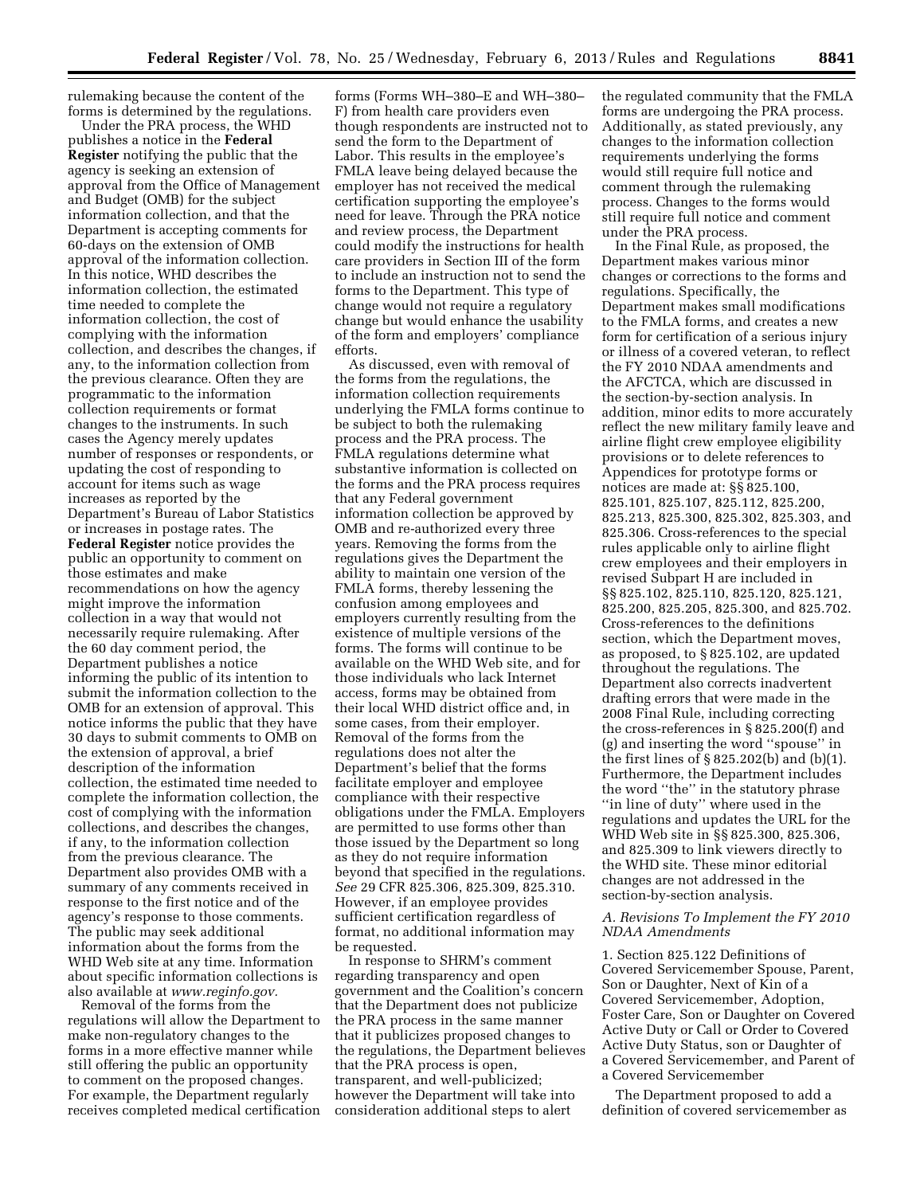rulemaking because the content of the forms is determined by the regulations.

Under the PRA process, the WHD publishes a notice in the **Federal Register** notifying the public that the agency is seeking an extension of approval from the Office of Management and Budget (OMB) for the subject information collection, and that the Department is accepting comments for 60-days on the extension of OMB approval of the information collection. In this notice, WHD describes the information collection, the estimated time needed to complete the information collection, the cost of complying with the information collection, and describes the changes, if any, to the information collection from the previous clearance. Often they are programmatic to the information collection requirements or format changes to the instruments. In such cases the Agency merely updates number of responses or respondents, or updating the cost of responding to account for items such as wage increases as reported by the Department's Bureau of Labor Statistics or increases in postage rates. The **Federal Register** notice provides the public an opportunity to comment on those estimates and make recommendations on how the agency might improve the information collection in a way that would not necessarily require rulemaking. After the 60 day comment period, the Department publishes a notice informing the public of its intention to submit the information collection to the OMB for an extension of approval. This notice informs the public that they have 30 days to submit comments to OMB on the extension of approval, a brief description of the information collection, the estimated time needed to complete the information collection, the cost of complying with the information collections, and describes the changes, if any, to the information collection from the previous clearance. The Department also provides OMB with a summary of any comments received in response to the first notice and of the agency's response to those comments. The public may seek additional information about the forms from the WHD Web site at any time. Information about specific information collections is also available at *www.reginfo.gov.*

Removal of the forms from the regulations will allow the Department to make non-regulatory changes to the forms in a more effective manner while still offering the public an opportunity to comment on the proposed changes. For example, the Department regularly receives completed medical certification forms (Forms WH–380–E and WH–380–F) from health care providers even though respondents are instructed not to send the form to the Department of Labor. This results in the employee's FMLA leave being delayed because the employer has not received the medical certification supporting the employee's need for leave. Through the PRA notice and review process, the Department could modify the instructions for health care providers in Section III of the form to include an instruction not to send the forms to the Department. This type of change would not require a regulatory change but would enhance the usability of the form and employers' compliance efforts.

As discussed, even with removal of the forms from the regulations, the information collection requirements underlying the FMLA forms continue to be subject to both the rulemaking process and the PRA process. The FMLA regulations determine what substantive information is collected on the forms and the PRA process requires that any Federal government information collection be approved by OMB and re-authorized every three years. Removing the forms from the regulations gives the Department the ability to maintain one version of the FMLA forms, thereby lessening the confusion among employees and employers currently resulting from the existence of multiple versions of the forms. The forms will continue to be available on the WHD Web site, and for those individuals who lack Internet access, forms may be obtained from their local WHD district office and, in some cases, from their employer. Removal of the forms from the regulations does not alter the Department's belief that the forms facilitate employer and employee compliance with their respective obligations under the FMLA. Employers are permitted to use forms other than those issued by the Department so long as they do not require information beyond that specified in the regulations. *See* 29 CFR 825.306, 825.309, 825.310. However, if an employee provides sufficient certification regardless of format, no additional information may be requested.

In response to SHRM's comment regarding transparency and open government and the Coalition's concern that the Department does not publicize the PRA process in the same manner that it publicizes proposed changes to the regulations, the Department believes that the PRA process is open, transparent, and well-publicized; however the Department will take into consideration additional steps to alert the regulated community that the FMLA forms are undergoing the PRA process. Additionally, as stated previously, any changes to the information collection requirements underlying the forms would still require full notice and comment through the rulemaking process. Changes to the forms would still require full notice and comment under the PRA process.

In the Final Rule, as proposed, the Department makes various minor changes or corrections to the forms and regulations. Specifically, the Department makes small modifications to the FMLA forms, and creates a new form for certification of a serious injury or illness of a covered veteran, to reflect the FY 2010 NDAA amendments and the AFCTCA, which are discussed in the section-by-section analysis. In addition, minor edits to more accurately reflect the new military family leave and airline flight crew employee eligibility provisions or to delete references to Appendices for prototype forms or notices are made at: §§ 825.100, 825.101, 825.107, 825.112, 825.200, 825.213, 825.300, 825.302, 825.303, and 825.306. Cross-references to the special rules applicable only to airline flight crew employees and their employers in revised Subpart H are included in §§ 825.102, 825.110, 825.120, 825.121, 825.200, 825.205, 825.300, and 825.702. Cross-references to the definitions section, which the Department moves, as proposed, to § 825.102, are updated throughout the regulations. The Department also corrects inadvertent drafting errors that were made in the 2008 Final Rule, including correcting the cross-references in § 825.200(f) and (g) and inserting the word "spouse" in the first lines of § 825.202(b) and (b)(1). Furthermore, the Department includes the word "the" in the statutory phrase "in line of duty" where used in the regulations and updates the URL for the WHD Web site in §§ 825.300, 825.306, and 825.309 to link viewers directly to the WHD site. These minor editorial changes are not addressed in the section-by-section analysis.

### *A. Revisions To Implement the FY 2010 NDAA Amendments*

1. Section 825.122 Definitions of Covered Servicemember Spouse, Parent, Son or Daughter, Next of Kin of a Covered Servicemember, Adoption, Foster Care, Son or Daughter on Covered Active Duty or Call or Order to Covered Active Duty Status, son or Daughter of a Covered Servicemember, and Parent of a Covered Servicemember

The Department proposed to add a definition of covered servicemember as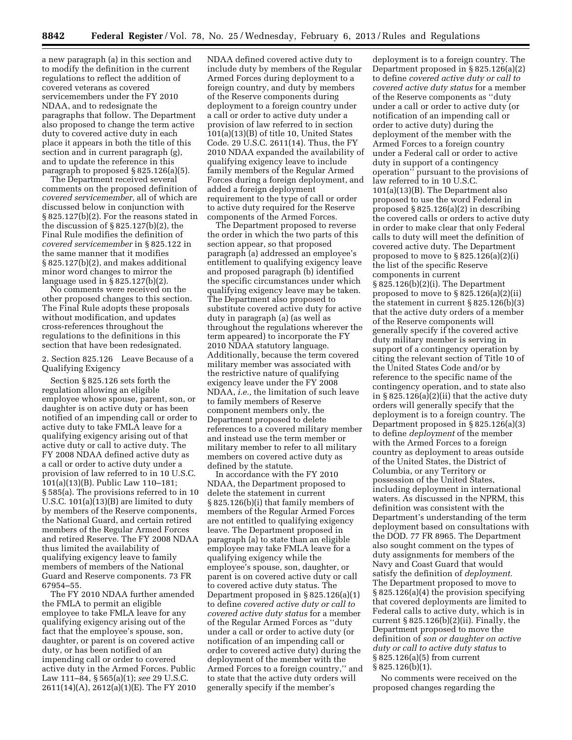a new paragraph (a) in this section and to modify the definition in the current regulations to reflect the addition of covered veterans as covered servicemembers under the FY 2010 NDAA, and to redesignate the paragraphs that follow. The Department also proposed to change the term active duty to covered active duty in each place it appears in both the title of this section and in current paragraph (g), and to update the reference in this paragraph to proposed § 825.126(a)(5).

The Department received several comments on the proposed definition of *covered servicemember,* all of which are discussed below in conjunction with § 825.127(b)(2). For the reasons stated in the discussion of § 825.127(b)(2), the Final Rule modifies the definition of *covered servicemember* in § 825.122 in the same manner that it modifies § 825.127(b)(2), and makes additional minor word changes to mirror the language used in § 825.127(b)(2).

No comments were received on the other proposed changes to this section. The Final Rule adopts these proposals without modification, and updates cross-references throughout the regulations to the definitions in this section that have been redesignated.

2. Section 825.126 Leave Because of a Qualifying Exigency

Section § 825.126 sets forth the regulation allowing an eligible employee whose spouse, parent, son, or daughter is on active duty or has been notified of an impending call or order to active duty to take FMLA leave for a qualifying exigency arising out of that active duty or call to active duty. The FY 2008 NDAA defined active duty as a call or order to active duty under a provision of law referred to in 10 U.S.C. 101(a)(13)(B). Public Law 110–181; § 585(a). The provisions referred to in 10 U.S.C. 101(a)(13)(B) are limited to duty by members of the Reserve components, the National Guard, and certain retired members of the Regular Armed Forces and retired Reserve. The FY 2008 NDAA thus limited the availability of qualifying exigency leave to family members of members of the National Guard and Reserve components. 73 FR 67954–55.

The FY 2010 NDAA further amended the FMLA to permit an eligible employee to take FMLA leave for any qualifying exigency arising out of the fact that the employee's spouse, son, daughter, or parent is on covered active duty, or has been notified of an impending call or order to covered active duty in the Armed Forces. Public Law 111–84, § 565(a)(1); *see* 29 U.S.C. 2611(14)(A), 2612(a)(1)(E). The FY 2010 NDAA defined covered active duty to include duty by members of the Regular Armed Forces during deployment to a foreign country, and duty by members of the Reserve components during deployment to a foreign country under a call or order to active duty under a provision of law referred to in section 101(a)(13)(B) of title 10, United States Code. 29 U.S.C. 2611(14). Thus, the FY 2010 NDAA expanded the availability of qualifying exigency leave to include family members of the Regular Armed Forces during a foreign deployment, and added a foreign deployment requirement to the type of call or order to active duty required for the Reserve components of the Armed Forces.

The Department proposed to reverse the order in which the two parts of this section appear, so that proposed paragraph (a) addressed an employee's entitlement to qualifying exigency leave and proposed paragraph (b) identified the specific circumstances under which qualifying exigency leave may be taken. The Department also proposed to substitute covered active duty for active duty in paragraph (a) (as well as throughout the regulations wherever the term appeared) to incorporate the FY 2010 NDAA statutory language. Additionally, because the term covered military member was associated with the restrictive nature of qualifying exigency leave under the FY 2008 NDAA, *i.e.,* the limitation of such leave to family members of Reserve component members only, the Department proposed to delete references to a covered military member and instead use the term member or military member to refer to all military members on covered active duty as defined by the statute.

In accordance with the FY 2010 NDAA, the Department proposed to delete the statement in current § 825.126(b)(i) that family members of members of the Regular Armed Forces are not entitled to qualifying exigency leave. The Department proposed in paragraph (a) to state than an eligible employee may take FMLA leave for a qualifying exigency while the employee's spouse, son, daughter, or parent is on covered active duty or call to covered active duty status. The Department proposed in § 825.126(a)(1) to define *covered active duty or call to covered active duty status* for a member of the Regular Armed Forces as ''duty under a call or order to active duty (or notification of an impending call or order to covered active duty) during the deployment of the member with the Armed Forces to a foreign country,'' and to state that the active duty orders will generally specify if the member's deployment is to a foreign country. The Department proposed in § 825.126(a)(2) to define *covered active duty or call to covered active duty status* for a member of the Reserve components as ''duty under a call or order to active duty (or notification of an impending call or order to active duty) during the deployment of the member with the Armed Forces to a foreign country under a Federal call or order to active duty in support of a contingency operation'' pursuant to the provisions of law referred to in 10 U.S.C. 101(a)(13)(B). The Department also proposed to use the word Federal in proposed § 825.126(a)(2) in describing the covered calls or orders to active duty in order to make clear that only Federal calls to duty will meet the definition of covered active duty. The Department proposed to move to § 825.126(a)(2)(i) the list of the specific Reserve components in current § 825.126(b)(2)(i). The Department proposed to move to § 825.126(a)(2)(ii) the statement in current § 825.126(b)(3) that the active duty orders of a member of the Reserve components will generally specify if the covered active duty military member is serving in support of a contingency operation by citing the relevant section of Title 10 of the United States Code and/or by reference to the specific name of the contingency operation, and to state also in § 825.126(a)(2)(ii) that the active duty orders will generally specify that the deployment is to a foreign country. The Department proposed in § 825.126(a)(3) to define *deployment* of the member with the Armed Forces to a foreign country as deployment to areas outside of the United States, the District of Columbia, or any Territory or possession of the United States, including deployment in international waters. As discussed in the NPRM, this definition was consistent with the Department's understanding of the term deployment based on consultations with the DOD. 77 FR 8965. The Department also sought comment on the types of duty assignments for members of the Navy and Coast Guard that would satisfy the definition of *deployment.* The Department proposed to move to § 825.126(a)(4) the provision specifying that covered deployments are limited to Federal calls to active duty, which is in current § 825.126(b)(2)(ii). Finally, the Department proposed to move the definition of *son or daughter on active duty or call to active duty status* to § 825.126(a)(5) from current § 825.126(b)(1).

No comments were received on the proposed changes regarding the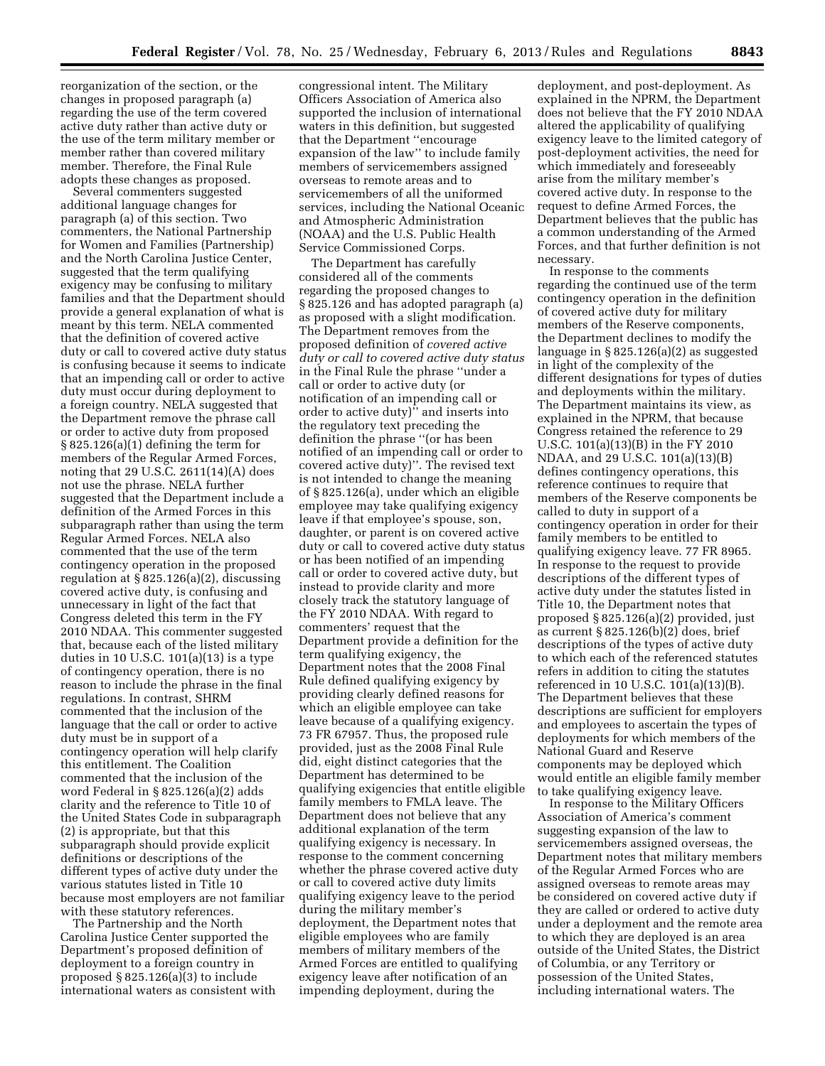reorganization of the section, or the changes in proposed paragraph (a) regarding the use of the term covered active duty rather than active duty or the use of the term military member or member rather than covered military member. Therefore, the Final Rule adopts these changes as proposed.

Several commenters suggested additional language changes for paragraph (a) of this section. Two commenters, the National Partnership for Women and Families (Partnership) and the North Carolina Justice Center, suggested that the term qualifying exigency may be confusing to military families and that the Department should provide a general explanation of what is meant by this term. NELA commented that the definition of covered active duty or call to covered active duty status is confusing because it seems to indicate that an impending call or order to active duty must occur during deployment to a foreign country. NELA suggested that the Department remove the phrase call or order to active duty from proposed § 825.126(a)(1) defining the term for members of the Regular Armed Forces, noting that 29 U.S.C. 2611(14)(A) does not use the phrase. NELA further suggested that the Department include a definition of the Armed Forces in this subparagraph rather than using the term Regular Armed Forces. NELA also commented that the use of the term contingency operation in the proposed regulation at § 825.126(a)(2), discussing covered active duty, is confusing and unnecessary in light of the fact that Congress deleted this term in the FY 2010 NDAA. This commenter suggested that, because each of the listed military duties in 10 U.S.C. 101(a)(13) is a type of contingency operation, there is no reason to include the phrase in the final regulations. In contrast, SHRM commented that the inclusion of the language that the call or order to active duty must be in support of a contingency operation will help clarify this entitlement. The Coalition commented that the inclusion of the word Federal in § 825.126(a)(2) adds clarity and the reference to Title 10 of the United States Code in subparagraph (2) is appropriate, but that this subparagraph should provide explicit definitions or descriptions of the different types of active duty under the various statutes listed in Title 10 because most employers are not familiar with these statutory references.

The Partnership and the North Carolina Justice Center supported the Department's proposed definition of deployment to a foreign country in proposed § 825.126(a)(3) to include international waters as consistent with congressional intent. The Military Officers Association of America also supported the inclusion of international waters in this definition, but suggested that the Department "encourage expansion of the law" to include family members of servicemembers assigned overseas to remote areas and to servicemembers of all the uniformed services, including the National Oceanic and Atmospheric Administration (NOAA) and the U.S. Public Health Service Commissioned Corps.

The Department has carefully considered all of the comments regarding the proposed changes to § 825.126 and has adopted paragraph (a) as proposed with a slight modification. The Department removes from the proposed definition of *covered active duty or call to covered active duty status* in the Final Rule the phrase "under a call or order to active duty (or notification of an impending call or order to active duty)" and inserts into the regulatory text preceding the definition the phrase "(or has been notified of an impending call or order to covered active duty)". The revised text is not intended to change the meaning of § 825.126(a), under which an eligible employee may take qualifying exigency leave if that employee's spouse, son, daughter, or parent is on covered active duty or call to covered active duty status or has been notified of an impending call or order to covered active duty, but instead to provide clarity and more closely track the statutory language of the FY 2010 NDAA. With regard to commenters' request that the Department provide a definition for the term qualifying exigency, the Department notes that the 2008 Final Rule defined qualifying exigency by providing clearly defined reasons for which an eligible employee can take leave because of a qualifying exigency. 73 FR 67957. Thus, the proposed rule provided, just as the 2008 Final Rule did, eight distinct categories that the Department has determined to be qualifying exigencies that entitle eligible family members to FMLA leave. The Department does not believe that any additional explanation of the term qualifying exigency is necessary. In response to the comment concerning whether the phrase covered active duty or call to covered active duty limits qualifying exigency leave to the period during the military member's deployment, the Department notes that eligible employees who are family members of military members of the Armed Forces are entitled to qualifying exigency leave after notification of an impending deployment, during the deployment, and post-deployment. As explained in the NPRM, the Department does not believe that the FY 2010 NDAA altered the applicability of qualifying exigency leave to the limited category of post-deployment activities, the need for which immediately and foreseeably arise from the military member's covered active duty. In response to the request to define Armed Forces, the Department believes that the public has a common understanding of the Armed Forces, and that further definition is not necessary.

In response to the comments regarding the continued use of the term contingency operation in the definition of covered active duty for military members of the Reserve components, the Department declines to modify the language in § 825.126(a)(2) as suggested in light of the complexity of the different designations for types of duties and deployments within the military. The Department maintains its view, as explained in the NPRM, that because Congress retained the reference to 29 U.S.C. 101(a)(13)(B) in the FY 2010 NDAA, and 29 U.S.C. 101(a)(13)(B) defines contingency operations, this reference continues to require that members of the Reserve components be called to duty in support of a contingency operation in order for their family members to be entitled to qualifying exigency leave. 77 FR 8965. In response to the request to provide descriptions of the different types of active duty under the statutes listed in Title 10, the Department notes that proposed § 825.126(a)(2) provided, just as current § 825.126(b)(2) does, brief descriptions of the types of active duty to which each of the referenced statutes refers in addition to citing the statutes referenced in 10 U.S.C. 101(a)(13)(B). The Department believes that these descriptions are sufficient for employers and employees to ascertain the types of deployments for which members of the National Guard and Reserve components may be deployed which would entitle an eligible family member to take qualifying exigency leave.

In response to the Military Officers Association of America's comment suggesting expansion of the law to servicemembers assigned overseas, the Department notes that military members of the Regular Armed Forces who are assigned overseas to remote areas may be considered on covered active duty if they are called or ordered to active duty under a deployment and the remote area to which they are deployed is an area outside of the United States, the District of Columbia, or any Territory or possession of the United States, including international waters. The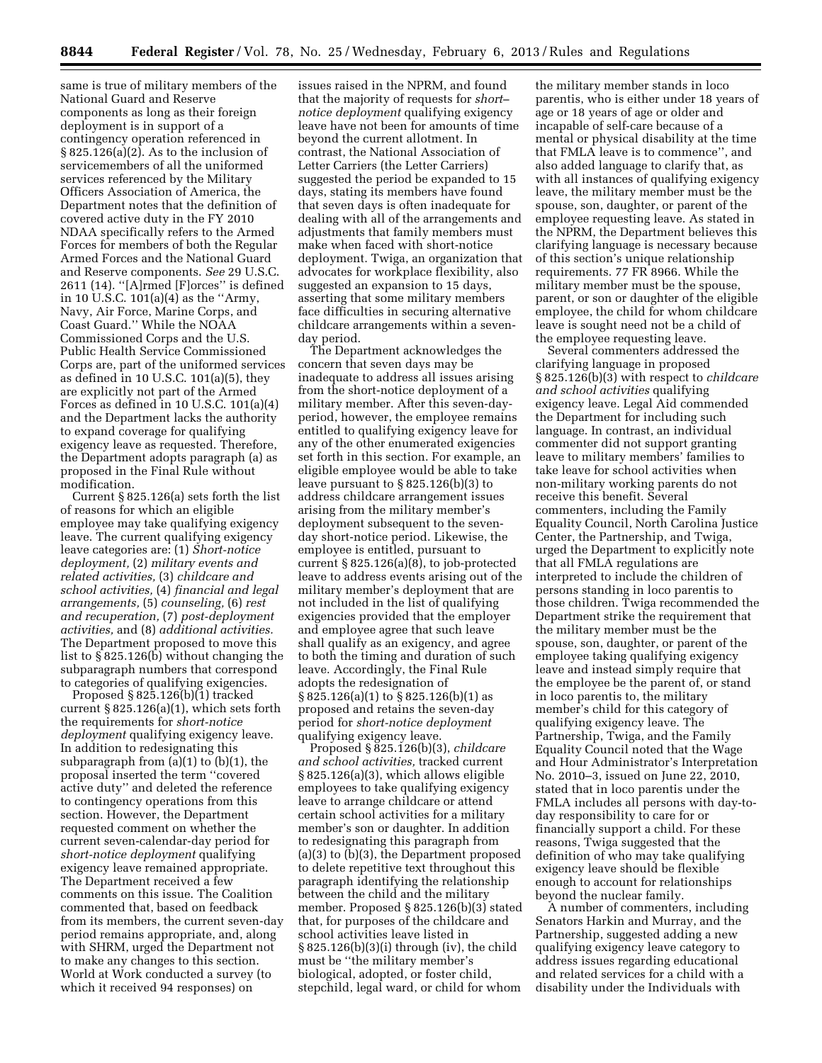same is true of military members of the National Guard and Reserve components as long as their foreign deployment is in support of a contingency operation referenced in § 825.126(a)(2). As to the inclusion of servicemembers of all the uniformed services referenced by the Military Officers Association of America, the Department notes that the definition of covered active duty in the FY 2010 NDAA specifically refers to the Armed Forces for members of both the Regular Armed Forces and the National Guard and Reserve components. *See* 29 U.S.C. 2611 (14). ''[A]rmed [F]orces'' is defined in 10 U.S.C. 101(a)(4) as the ''Army, Navy, Air Force, Marine Corps, and Coast Guard.'' While the NOAA Commissioned Corps and the U.S. Public Health Service Commissioned Corps are, part of the uniformed services as defined in 10 U.S.C. 101(a)(5), they are explicitly not part of the Armed Forces as defined in 10 U.S.C. 101(a)(4) and the Department lacks the authority to expand coverage for qualifying exigency leave as requested. Therefore, the Department adopts paragraph (a) as proposed in the Final Rule without modification.

Current § 825.126(a) sets forth the list of reasons for which an eligible employee may take qualifying exigency leave. The current qualifying exigency leave categories are: (1) *Short-notice deployment,* (2) *military events and related activities,* (3) *childcare and school activities,* (4) *financial and legal arrangements,* (5) *counseling,* (6) *rest and recuperation,* (7) *post-deployment activities,* and (8) *additional activities.* The Department proposed to move this list to § 825.126(b) without changing the subparagraph numbers that correspond to categories of qualifying exigencies.

Proposed § 825.126(b)(1) tracked current § 825.126(a)(1), which sets forth the requirements for *short-notice deployment* qualifying exigency leave. In addition to redesignating this subparagraph from (a)(1) to (b)(1), the proposal inserted the term ''covered active duty'' and deleted the reference to contingency operations from this section. However, the Department requested comment on whether the current seven-calendar-day period for *short-notice deployment* qualifying exigency leave remained appropriate. The Department received a few comments on this issue. The Coalition commented that, based on feedback from its members, the current seven-day period remains appropriate, and, along with SHRM, urged the Department not to make any changes to this section. World at Work conducted a survey (to which it received 94 responses) on issues raised in the NPRM, and found that the majority of requests for *short–notice deployment* qualifying exigency leave have not been for amounts of time beyond the current allotment. In contrast, the National Association of Letter Carriers (the Letter Carriers) suggested the period be expanded to 15 days, stating its members have found that seven days is often inadequate for dealing with all of the arrangements and adjustments that family members must make when faced with short-notice deployment. Twiga, an organization that advocates for workplace flexibility, also suggested an expansion to 15 days, asserting that some military members face difficulties in securing alternative childcare arrangements within a seven-day period.

The Department acknowledges the concern that seven days may be inadequate to address all issues arising from the short-notice deployment of a military member. After this seven-day-period, however, the employee remains entitled to qualifying exigency leave for any of the other enumerated exigencies set forth in this section. For example, an eligible employee would be able to take leave pursuant to § 825.126(b)(3) to address childcare arrangement issues arising from the military member's deployment subsequent to the seven-day short-notice period. Likewise, the employee is entitled, pursuant to current § 825.126(a)(8), to job-protected leave to address events arising out of the military member's deployment that are not included in the list of qualifying exigencies provided that the employer and employee agree that such leave shall qualify as an exigency, and agree to both the timing and duration of such leave. Accordingly, the Final Rule adopts the redesignation of § 825.126(a)(1) to § 825.126(b)(1) as proposed and retains the seven-day period for *short-notice deployment* qualifying exigency leave.

Proposed § 825.126(b)(3), *childcare and school activities,* tracked current § 825.126(a)(3), which allows eligible employees to take qualifying exigency leave to arrange childcare or attend certain school activities for a military member's son or daughter. In addition to redesignating this paragraph from (a)(3) to (b)(3), the Department proposed to delete repetitive text throughout this paragraph identifying the relationship between the child and the military member. Proposed § 825.126(b)(3) stated that, for purposes of the childcare and school activities leave listed in § 825.126(b)(3)(i) through (iv), the child must be ''the military member's biological, adopted, or foster child, stepchild, legal ward, or child for whom the military member stands in loco parentis, who is either under 18 years of age or 18 years of age or older and incapable of self-care because of a mental or physical disability at the time that FMLA leave is to commence'', and also added language to clarify that, as with all instances of qualifying exigency leave, the military member must be the spouse, son, daughter, or parent of the employee requesting leave. As stated in the NPRM, the Department believes this clarifying language is necessary because of this section's unique relationship requirements. 77 FR 8966. While the military member must be the spouse, parent, or son or daughter of the eligible employee, the child for whom childcare leave is sought need not be a child of the employee requesting leave.

Several commenters addressed the clarifying language in proposed § 825.126(b)(3) with respect to *childcare and school activities* qualifying exigency leave. Legal Aid commended the Department for including such language. In contrast, an individual commenter did not support granting leave to military members' families to take leave for school activities when non-military working parents do not receive this benefit. Several commenters, including the Family Equality Council, North Carolina Justice Center, the Partnership, and Twiga, urged the Department to explicitly note that all FMLA regulations are interpreted to include the children of persons standing in loco parentis to those children. Twiga recommended the Department strike the requirement that the military member must be the spouse, son, daughter, or parent of the employee taking qualifying exigency leave and instead simply require that the employee be the parent of, or stand in loco parentis to, the military member's child for this category of qualifying exigency leave. The Partnership, Twiga, and the Family Equality Council noted that the Wage and Hour Administrator's Interpretation No. 2010–3, issued on June 22, 2010, stated that in loco parentis under the FMLA includes all persons with day-to-day responsibility to care for or financially support a child. For these reasons, Twiga suggested that the definition of who may take qualifying exigency leave should be flexible enough to account for relationships beyond the nuclear family.

A number of commenters, including Senators Harkin and Murray, and the Partnership, suggested adding a new qualifying exigency leave category to address issues regarding educational and related services for a child with a disability under the Individuals with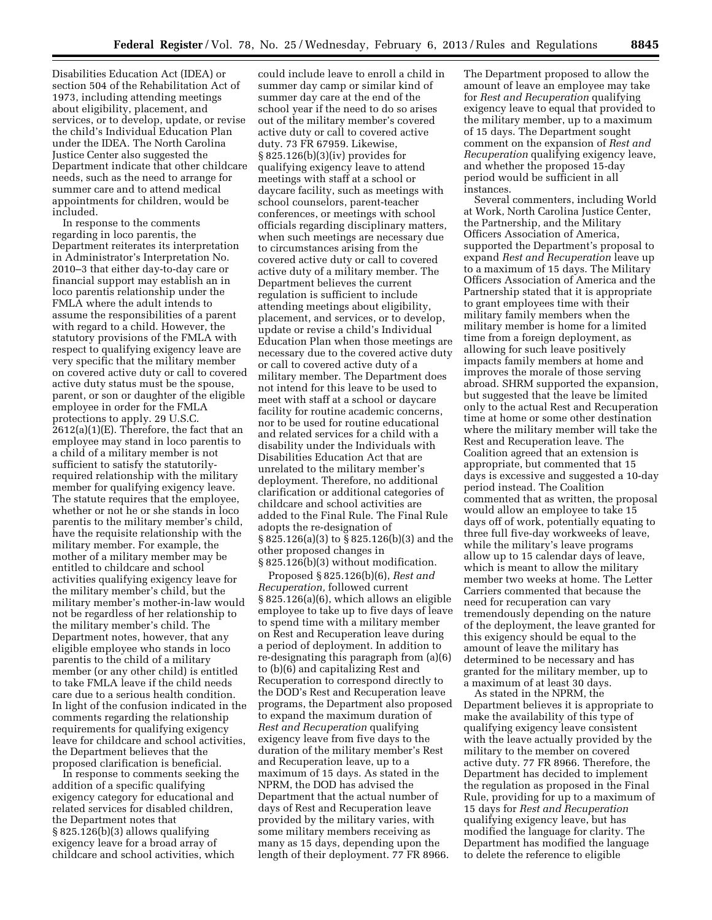Disabilities Education Act (IDEA) or section 504 of the Rehabilitation Act of 1973, including attending meetings about eligibility, placement, and services, or to develop, update, or revise the child's Individual Education Plan under the IDEA. The North Carolina Justice Center also suggested the Department indicate that other childcare needs, such as the need to arrange for summer care and to attend medical appointments for children, would be included.

In response to the comments regarding in loco parentis, the Department reiterates its interpretation in Administrator's Interpretation No. 2010–3 that either day-to-day care or financial support may establish an in loco parentis relationship under the FMLA where the adult intends to assume the responsibilities of a parent with regard to a child. However, the statutory provisions of the FMLA with respect to qualifying exigency leave are very specific that the military member on covered active duty or call to covered active duty status must be the spouse, parent, or son or daughter of the eligible employee in order for the FMLA protections to apply. 29 U.S.C. 2612(a)(1)(E). Therefore, the fact that an employee may stand in loco parentis to a child of a military member is not sufficient to satisfy the statutorily-required relationship with the military member for qualifying exigency leave. The statute requires that the employee, whether or not he or she stands in loco parentis to the military member's child, have the requisite relationship with the military member. For example, the mother of a military member may be entitled to childcare and school activities qualifying exigency leave for the military member's child, but the military member's mother-in-law would not be regardless of her relationship to the military member's child. The Department notes, however, that any eligible employee who stands in loco parentis to the child of a military member (or any other child) is entitled to take FMLA leave if the child needs care due to a serious health condition. In light of the confusion indicated in the comments regarding the relationship requirements for qualifying exigency leave for childcare and school activities, the Department believes that the proposed clarification is beneficial.

In response to comments seeking the addition of a specific qualifying exigency category for educational and related services for disabled children, the Department notes that § 825.126(b)(3) allows qualifying exigency leave for a broad array of childcare and school activities, which could include leave to enroll a child in summer day camp or similar kind of summer day care at the end of the school year if the need to do so arises out of the military member's covered active duty or call to covered active duty. 73 FR 67959. Likewise, § 825.126(b)(3)(iv) provides for qualifying exigency leave to attend meetings with staff at a school or daycare facility, such as meetings with school counselors, parent-teacher conferences, or meetings with school officials regarding disciplinary matters, when such meetings are necessary due to circumstances arising from the covered active duty or call to covered active duty of a military member. The Department believes the current regulation is sufficient to include attending meetings about eligibility, placement, and services, or to develop, update or revise a child's Individual Education Plan when those meetings are necessary due to the covered active duty or call to covered active duty of a military member. The Department does not intend for this leave to be used to meet with staff at a school or daycare facility for routine academic concerns, nor to be used for routine educational and related services for a child with a disability under the Individuals with Disabilities Education Act that are unrelated to the military member's deployment. Therefore, no additional clarification or additional categories of childcare and school activities are added to the Final Rule. The Final Rule adopts the re-designation of § 825.126(a)(3) to § 825.126(b)(3) and the other proposed changes in § 825.126(b)(3) without modification.

Proposed § 825.126(b)(6), *Rest and Recuperation,* followed current § 825.126(a)(6), which allows an eligible employee to take up to five days of leave to spend time with a military member on Rest and Recuperation leave during a period of deployment. In addition to re-designating this paragraph from (a)(6) to (b)(6) and capitalizing Rest and Recuperation to correspond directly to the DOD's Rest and Recuperation leave programs, the Department also proposed to expand the maximum duration of *Rest and Recuperation* qualifying exigency leave from five days to the duration of the military member's Rest and Recuperation leave, up to a maximum of 15 days. As stated in the NPRM, the DOD has advised the Department that the actual number of days of Rest and Recuperation leave provided by the military varies, with some military members receiving as many as 15 days, depending upon the length of their deployment. 77 FR 8966. The Department proposed to allow the amount of leave an employee may take for *Rest and Recuperation* qualifying exigency leave to equal that provided to the military member, up to a maximum of 15 days. The Department sought comment on the expansion of *Rest and Recuperation* qualifying exigency leave, and whether the proposed 15-day period would be sufficient in all instances.

Several commenters, including World at Work, North Carolina Justice Center, the Partnership, and the Military Officers Association of America, supported the Department's proposal to expand *Rest and Recuperation* leave up to a maximum of 15 days. The Military Officers Association of America and the Partnership stated that it is appropriate to grant employees time with their military family members when the military member is home for a limited time from a foreign deployment, as allowing for such leave positively impacts family members at home and improves the morale of those serving abroad. SHRM supported the expansion, but suggested that the leave be limited only to the actual Rest and Recuperation time at home or some other destination where the military member will take the Rest and Recuperation leave. The Coalition agreed that an extension is appropriate, but commented that 15 days is excessive and suggested a 10-day period instead. The Coalition commented that as written, the proposal would allow an employee to take 15 days off of work, potentially equating to three full five-day workweeks of leave, while the military's leave programs allow up to 15 calendar days of leave, which is meant to allow the military member two weeks at home. The Letter Carriers commented that because the need for recuperation can vary tremendously depending on the nature of the deployment, the leave granted for this exigency should be equal to the amount of leave the military has determined to be necessary and has granted for the military member, up to a maximum of at least 30 days.

As stated in the NPRM, the Department believes it is appropriate to make the availability of this type of qualifying exigency leave consistent with the leave actually provided by the military to the member on covered active duty. 77 FR 8966. Therefore, the Department has decided to implement the regulation as proposed in the Final Rule, providing for up to a maximum of 15 days for *Rest and Recuperation* qualifying exigency leave, but has modified the language for clarity. The Department has modified the language to delete the reference to eligible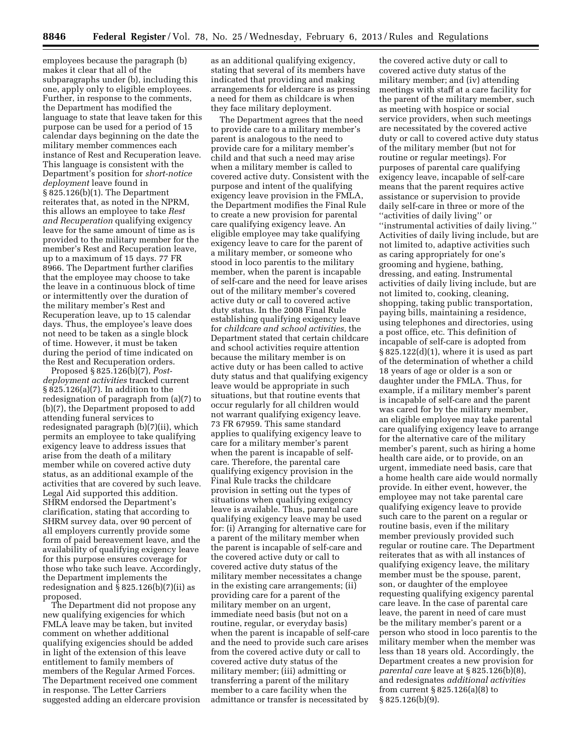employees because the paragraph (b) makes it clear that all of the subparagraphs under (b), including this one, apply only to eligible employees. Further, in response to the comments, the Department has modified the language to state that leave taken for this purpose can be used for a period of 15 calendar days beginning on the date the military member commences each instance of Rest and Recuperation leave. This language is consistent with the Department's position for *short-notice deployment* leave found in § 825.126(b)(1). The Department reiterates that, as noted in the NPRM, this allows an employee to take *Rest and Recuperation* qualifying exigency leave for the same amount of time as is provided to the military member for the member's Rest and Recuperation leave, up to a maximum of 15 days. 77 FR 8966. The Department further clarifies that the employee may choose to take the leave in a continuous block of time or intermittently over the duration of the military member's Rest and Recuperation leave, up to 15 calendar days. Thus, the employee's leave does not need to be taken as a single block of time. However, it must be taken during the period of time indicated on the Rest and Recuperation orders.

Proposed § 825.126(b)(7), *Post-deployment activities* tracked current § 825.126(a)(7). In addition to the redesignation of paragraph from (a)(7) to (b)(7), the Department proposed to add attending funeral services to redesignated paragraph (b)(7)(ii), which permits an employee to take qualifying exigency leave to address issues that arise from the death of a military member while on covered active duty status, as an additional example of the activities that are covered by such leave. Legal Aid supported this addition. SHRM endorsed the Department's clarification, stating that according to SHRM survey data, over 90 percent of all employers currently provide some form of paid bereavement leave, and the availability of qualifying exigency leave for this purpose ensures coverage for those who take such leave. Accordingly, the Department implements the redesignation and § 825.126(b)(7)(ii) as proposed.

The Department did not propose any new qualifying exigencies for which FMLA leave may be taken, but invited comment on whether additional qualifying exigencies should be added in light of the extension of this leave entitlement to family members of members of the Regular Armed Forces. The Department received one comment in response. The Letter Carriers suggested adding an eldercare provision as an additional qualifying exigency, stating that several of its members have indicated that providing and making arrangements for eldercare is as pressing a need for them as childcare is when they face military deployment.

The Department agrees that the need to provide care to a military member's parent is analogous to the need to provide care for a military member's child and that such a need may arise when a military member is called to covered active duty. Consistent with the purpose and intent of the qualifying exigency leave provision in the FMLA, the Department modifies the Final Rule to create a new provision for parental care qualifying exigency leave. An eligible employee may take qualifying exigency leave to care for the parent of a military member, or someone who stood in loco parentis to the military member, when the parent is incapable of self-care and the need for leave arises out of the military member's covered active duty or call to covered active duty status. In the 2008 Final Rule establishing qualifying exigency leave for *childcare and school activities,* the Department stated that certain childcare and school activities require attention because the military member is on active duty or has been called to active duty status and that qualifying exigency leave would be appropriate in such situations, but that routine events that occur regularly for all children would not warrant qualifying exigency leave. 73 FR 67959. This same standard applies to qualifying exigency leave to care for a military member's parent when the parent is incapable of self-care. Therefore, the parental care qualifying exigency provision in the Final Rule tracks the childcare provision in setting out the types of situations when qualifying exigency leave is available. Thus, parental care qualifying exigency leave may be used for: (i) Arranging for alternative care for a parent of the military member when the parent is incapable of self-care and the covered active duty or call to covered active duty status of the military member necessitates a change in the existing care arrangements; (ii) providing care for a parent of the military member on an urgent, immediate need basis (but not on a routine, regular, or everyday basis) when the parent is incapable of self-care and the need to provide such care arises from the covered active duty or call to covered active duty status of the military member; (iii) admitting or transferring a parent of the military member to a care facility when the admittance or transfer is necessitated by the covered active duty or call to covered active duty status of the military member; and (iv) attending meetings with staff at a care facility for the parent of the military member, such as meeting with hospice or social service providers, when such meetings are necessitated by the covered active duty or call to covered active duty status of the military member (but not for routine or regular meetings). For purposes of parental care qualifying exigency leave, incapable of self-care means that the parent requires active assistance or supervision to provide daily self-care in three or more of the "activities of daily living" or "instrumental activities of daily living." Activities of daily living include, but are not limited to, adaptive activities such as caring appropriately for one's grooming and hygiene, bathing, dressing, and eating. Instrumental activities of daily living include, but are not limited to, cooking, cleaning, shopping, taking public transportation, paying bills, maintaining a residence, using telephones and directories, using a post office, etc. This definition of incapable of self-care is adopted from § 825.122(d)(1), where it is used as part of the determination of whether a child 18 years of age or older is a son or daughter under the FMLA. Thus, for example, if a military member's parent is incapable of self-care and the parent was cared for by the military member, an eligible employee may take parental care qualifying exigency leave to arrange for the alternative care of the military member's parent, such as hiring a home health care aide, or to provide, on an urgent, immediate need basis, care that a home health care aide would normally provide. In either event, however, the employee may not take parental care qualifying exigency leave to provide such care to the parent on a regular or routine basis, even if the military member previously provided such regular or routine care. The Department reiterates that as with all instances of qualifying exigency leave, the military member must be the spouse, parent, son, or daughter of the employee requesting qualifying exigency parental care leave. In the case of parental care leave, the parent in need of care must be the military member's parent or a person who stood in loco parentis to the military member when the member was less than 18 years old. Accordingly, the Department creates a new provision for *parental care* leave at § 825.126(b)(8), and redesignates *additional activities* from current § 825.126(a)(8) to § 825.126(b)(9).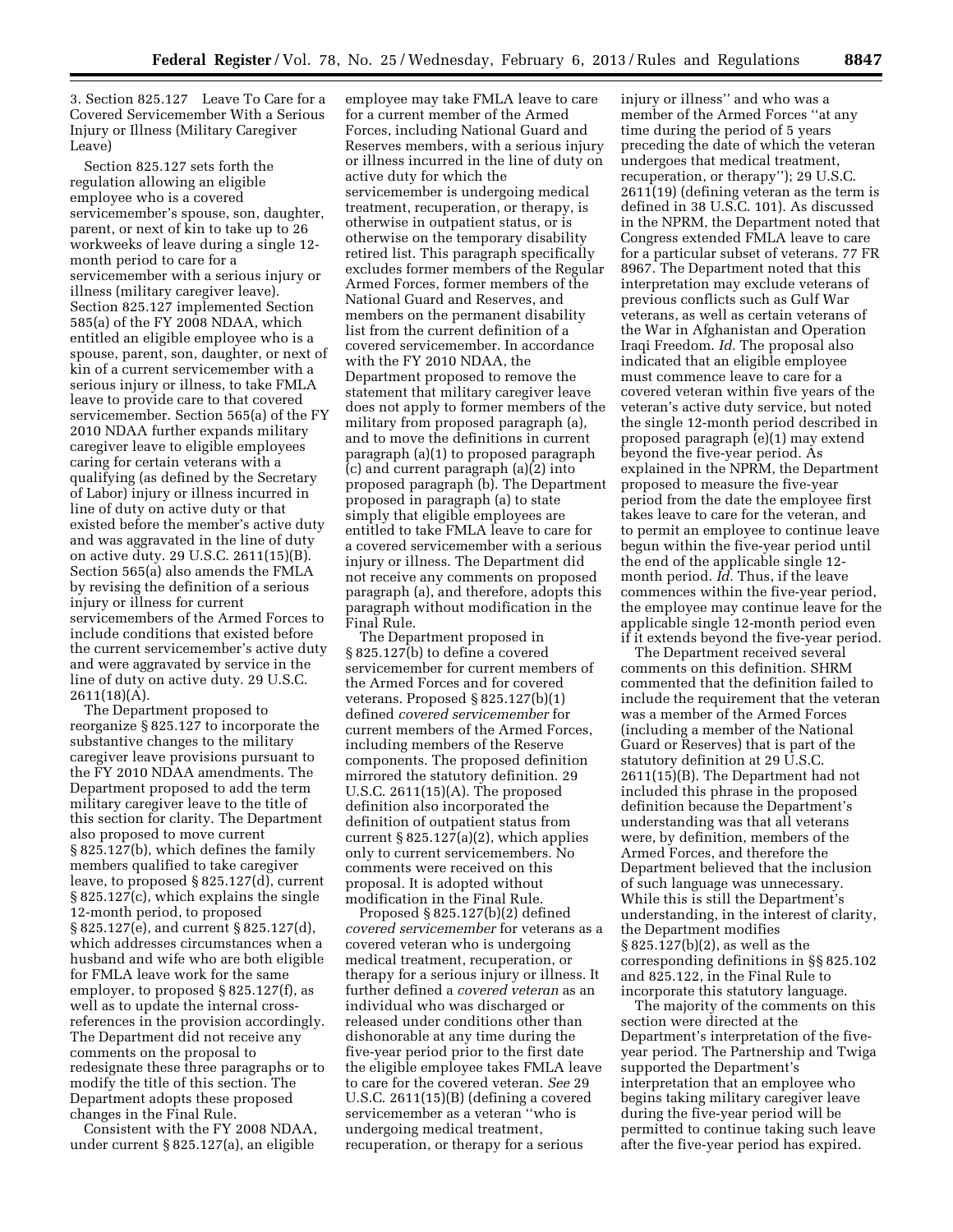3. Section 825.127 Leave To Care for a Covered Servicemember With a Serious Injury or Illness (Military Caregiver Leave)

Section 825.127 sets forth the regulation allowing an eligible employee who is a covered servicemember's spouse, son, daughter, parent, or next of kin to take up to 26 workweeks of leave during a single 12-month period to care for a servicemember with a serious injury or illness (military caregiver leave). Section 825.127 implemented Section 585(a) of the FY 2008 NDAA, which entitled an eligible employee who is a spouse, parent, son, daughter, or next of kin of a current servicemember with a serious injury or illness, to take FMLA leave to provide care to that covered servicemember. Section 565(a) of the FY 2010 NDAA further expands military caregiver leave to eligible employees caring for certain veterans with a qualifying (as defined by the Secretary of Labor) injury or illness incurred in line of duty on active duty or that existed before the member's active duty and was aggravated in the line of duty on active duty. 29 U.S.C. 2611(15)(B). Section 565(a) also amends the FMLA by revising the definition of a serious injury or illness for current servicemembers of the Armed Forces to include conditions that existed before the current servicemember's active duty and were aggravated by service in the line of duty on active duty. 29 U.S.C. 2611(18)(A).

The Department proposed to reorganize § 825.127 to incorporate the substantive changes to the military caregiver leave provisions pursuant to the FY 2010 NDAA amendments. The Department proposed to add the term military caregiver leave to the title of this section for clarity. The Department also proposed to move current § 825.127(b), which defines the family members qualified to take caregiver leave, to proposed § 825.127(d), current § 825.127(c), which explains the single 12-month period, to proposed § 825.127(e), and current § 825.127(d), which addresses circumstances when a husband and wife who are both eligible for FMLA leave work for the same employer, to proposed § 825.127(f), as well as to update the internal cross-references in the provision accordingly. The Department did not receive any comments on the proposal to redesignate these three paragraphs or to modify the title of this section. The Department adopts these proposed changes in the Final Rule.

Consistent with the FY 2008 NDAA, under current § 825.127(a), an eligible employee may take FMLA leave to care for a current member of the Armed Forces, including National Guard and Reserves members, with a serious injury or illness incurred in the line of duty on active duty for which the servicemember is undergoing medical treatment, recuperation, or therapy, is otherwise in outpatient status, or is otherwise on the temporary disability retired list. This paragraph specifically excludes former members of the Regular Armed Forces, former members of the National Guard and Reserves, and members on the permanent disability list from the current definition of a covered servicemember. In accordance with the FY 2010 NDAA, the Department proposed to remove the statement that military caregiver leave does not apply to former members of the military from proposed paragraph (a), and to move the definitions in current paragraph (a)(1) to proposed paragraph (c) and current paragraph (a)(2) into proposed paragraph (b). The Department proposed in paragraph (a) to state simply that eligible employees are entitled to take FMLA leave to care for a covered servicemember with a serious injury or illness. The Department did not receive any comments on proposed paragraph (a), and therefore, adopts this paragraph without modification in the Final Rule.

The Department proposed in § 825.127(b) to define a covered servicemember for current members of the Armed Forces and for covered veterans. Proposed § 825.127(b)(1) defined *covered servicemember* for current members of the Armed Forces, including members of the Reserve components. The proposed definition mirrored the statutory definition. 29 U.S.C. 2611(15)(A). The proposed definition also incorporated the definition of outpatient status from current § 825.127(a)(2), which applies only to current servicemembers. No comments were received on this proposal. It is adopted without modification in the Final Rule.

Proposed § 825.127(b)(2) defined *covered servicemember* for veterans as a covered veteran who is undergoing medical treatment, recuperation, or therapy for a serious injury or illness. It further defined a *covered veteran* as an individual who was discharged or released under conditions other than dishonorable at any time during the five-year period prior to the first date the eligible employee takes FMLA leave to care for the covered veteran. *See* 29 U.S.C. 2611(15)(B) (defining a covered servicemember as a veteran "who is undergoing medical treatment, recuperation, or therapy for a serious injury or illness" and who was a member of the Armed Forces "at any time during the period of 5 years preceding the date of which the veteran undergoes that medical treatment, recuperation, or therapy"); 29 U.S.C. 2611(19) (defining veteran as the term is defined in 38 U.S.C. 101). As discussed in the NPRM, the Department noted that Congress extended FMLA leave to care for a particular subset of veterans. 77 FR 8967. The Department noted that this interpretation may exclude veterans of previous conflicts such as Gulf War veterans, as well as certain veterans of the War in Afghanistan and Operation Iraqi Freedom. *Id.* The proposal also indicated that an eligible employee must commence leave to care for a covered veteran within five years of the veteran's active duty service, but noted the single 12-month period described in proposed paragraph (e)(1) may extend beyond the five-year period. As explained in the NPRM, the Department proposed to measure the five-year period from the date the employee first takes leave to care for the veteran, and to permit an employee to continue leave begun within the five-year period until the end of the applicable single 12-month period. *Id.* Thus, if the leave commences within the five-year period, the employee may continue leave for the applicable single 12-month period even if it extends beyond the five-year period.

The Department received several comments on this definition. SHRM commented that the definition failed to include the requirement that the veteran was a member of the Armed Forces (including a member of the National Guard or Reserves) that is part of the statutory definition at 29 U.S.C. 2611(15)(B). The Department had not included this phrase in the proposed definition because the Department's understanding was that all veterans were, by definition, members of the Armed Forces, and therefore the Department believed that the inclusion of such language was unnecessary. While this is still the Department's understanding, in the interest of clarity, the Department modifies § 825.127(b)(2), as well as the corresponding definitions in §§ 825.102 and 825.122, in the Final Rule to incorporate this statutory language.

The majority of the comments on this section were directed at the Department's interpretation of the five-year period. The Partnership and Twiga supported the Department's interpretation that an employee who begins taking military caregiver leave during the five-year period will be permitted to continue taking such leave after the five-year period has expired.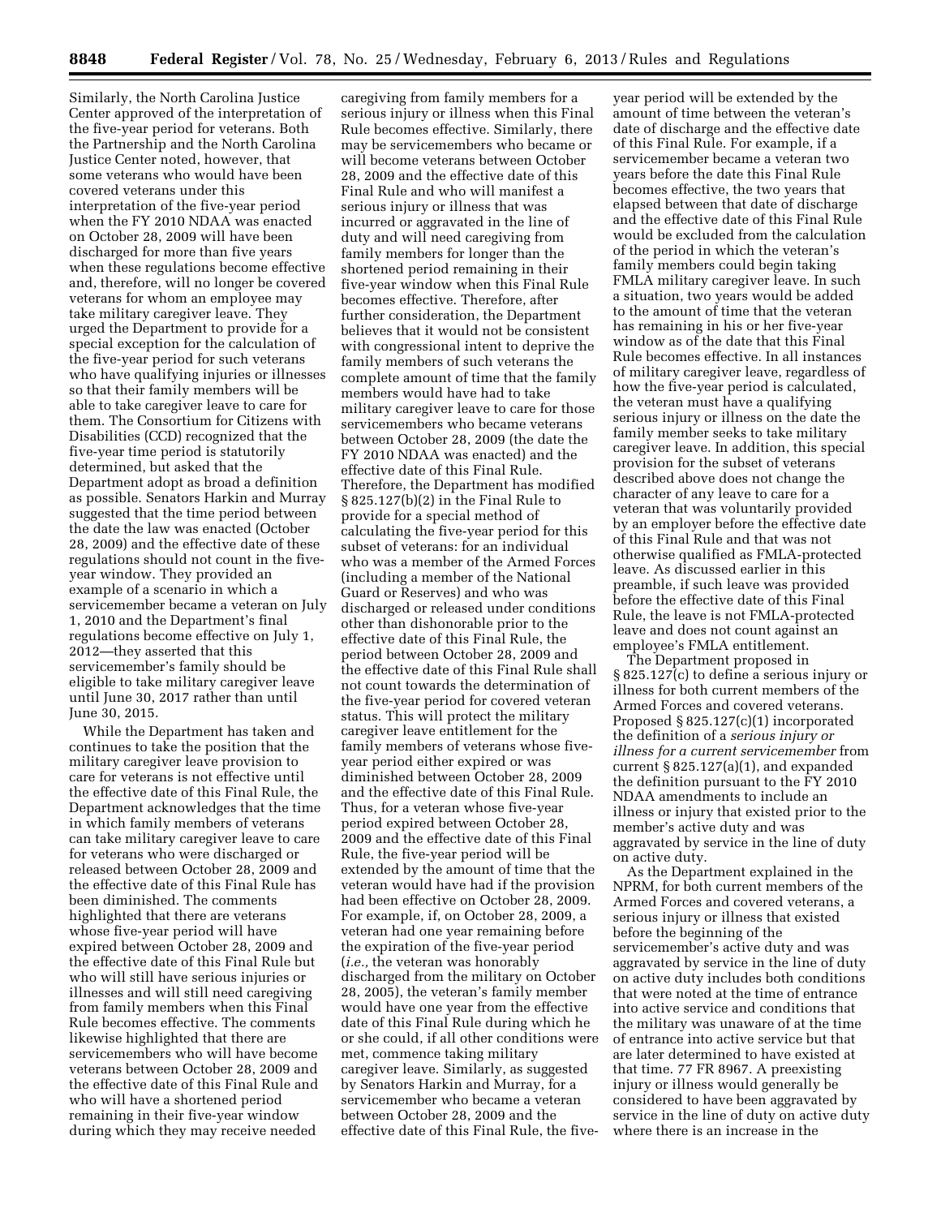Similarly, the North Carolina Justice Center approved of the interpretation of the five-year period for veterans. Both the Partnership and the North Carolina Justice Center noted, however, that some veterans who would have been covered veterans under this interpretation of the five-year period when the FY 2010 NDAA was enacted on October 28, 2009 will have been discharged for more than five years when these regulations become effective and, therefore, will no longer be covered veterans for whom an employee may take military caregiver leave. They urged the Department to provide for a special exception for the calculation of the five-year period for such veterans who have qualifying injuries or illnesses so that their family members will be able to take caregiver leave to care for them. The Consortium for Citizens with Disabilities (CCD) recognized that the five-year time period is statutorily determined, but asked that the Department adopt as broad a definition as possible. Senators Harkin and Murray suggested that the time period between the date the law was enacted (October 28, 2009) and the effective date of these regulations should not count in the five-year window. They provided an example of a scenario in which a servicemember became a veteran on July 1, 2010 and the Department's final regulations become effective on July 1, 2012—they asserted that this servicemember's family should be eligible to take military caregiver leave until June 30, 2017 rather than until June 30, 2015.

While the Department has taken and continues to take the position that the military caregiver leave provision to care for veterans is not effective until the effective date of this Final Rule, the Department acknowledges that the time in which family members of veterans can take military caregiver leave to care for veterans who were discharged or released between October 28, 2009 and the effective date of this Final Rule has been diminished. The comments highlighted that there are veterans whose five-year period will have expired between October 28, 2009 and the effective date of this Final Rule but who will still have serious injuries or illnesses and will still need caregiving from family members when this Final Rule becomes effective. The comments likewise highlighted that there are servicemembers who will have become veterans between October 28, 2009 and the effective date of this Final Rule and who will have a shortened period remaining in their five-year window during which they may receive needed caregiving from family members for a serious injury or illness when this Final Rule becomes effective. Similarly, there may be servicemembers who became or will become veterans between October 28, 2009 and the effective date of this Final Rule and who will manifest a serious injury or illness that was incurred or aggravated in the line of duty and will need caregiving from family members for longer than the shortened period remaining in their five-year window when this Final Rule becomes effective. Therefore, after further consideration, the Department believes that it would not be consistent with congressional intent to deprive the family members of such veterans the complete amount of time that the family members would have had to take military caregiver leave to care for those servicemembers who became veterans between October 28, 2009 (the date the FY 2010 NDAA was enacted) and the effective date of this Final Rule. Therefore, the Department has modified § 825.127(b)(2) in the Final Rule to provide for a special method of calculating the five-year period for this subset of veterans: for an individual who was a member of the Armed Forces (including a member of the National Guard or Reserves) and who was discharged or released under conditions other than dishonorable prior to the effective date of this Final Rule, the period between October 28, 2009 and the effective date of this Final Rule shall not count towards the determination of the five-year period for covered veteran status. This will protect the military caregiver leave entitlement for the family members of veterans whose five-year period either expired or was diminished between October 28, 2009 and the effective date of this Final Rule. Thus, for a veteran whose five-year period expired between October 28, 2009 and the effective date of this Final Rule, the five-year period will be extended by the amount of time that the veteran would have had if the provision had been effective on October 28, 2009. For example, if, on October 28, 2009, a veteran had one year remaining before the expiration of the five-year period (*i.e.,* the veteran was honorably discharged from the military on October 28, 2005), the veteran's family member would have one year from the effective date of this Final Rule during which he or she could, if all other conditions were met, commence taking military caregiver leave. Similarly, as suggested by Senators Harkin and Murray, for a servicemember who became a veteran between October 28, 2009 and the effective date of this Final Rule, the five-year period will be extended by the amount of time between the veteran's date of discharge and the effective date of this Final Rule. For example, if a servicemember became a veteran two years before the date this Final Rule becomes effective, the two years that elapsed between that date of discharge and the effective date of this Final Rule would be excluded from the calculation of the period in which the veteran's family members could begin taking FMLA military caregiver leave. In such a situation, two years would be added to the amount of time that the veteran has remaining in his or her five-year window as of the date that this Final Rule becomes effective. In all instances of military caregiver leave, regardless of how the five-year period is calculated, the veteran must have a qualifying serious injury or illness on the date the family member seeks to take military caregiver leave. In addition, this special provision for the subset of veterans described above does not change the character of any leave to care for a veteran that was voluntarily provided by an employer before the effective date of this Final Rule and that was not otherwise qualified as FMLA-protected leave. As discussed earlier in this preamble, if such leave was provided before the effective date of this Final Rule, the leave is not FMLA-protected leave and does not count against an employee's FMLA entitlement.

The Department proposed in § 825.127(c) to define a serious injury or illness for both current members of the Armed Forces and covered veterans. Proposed § 825.127(c)(1) incorporated the definition of a *serious injury or illness for a current servicemember* from current § 825.127(a)(1), and expanded the definition pursuant to the FY 2010 NDAA amendments to include an illness or injury that existed prior to the member's active duty and was aggravated by service in the line of duty on active duty.

As the Department explained in the NPRM, for both current members of the Armed Forces and covered veterans, a serious injury or illness that existed before the beginning of the servicemember's active duty and was aggravated by service in the line of duty on active duty includes both conditions that were noted at the time of entrance into active service and conditions that the military was unaware of at the time of entrance into active service but that are later determined to have existed at that time. 77 FR 8967. A preexisting injury or illness would generally be considered to have been aggravated by service in the line of duty on active duty where there is an increase in the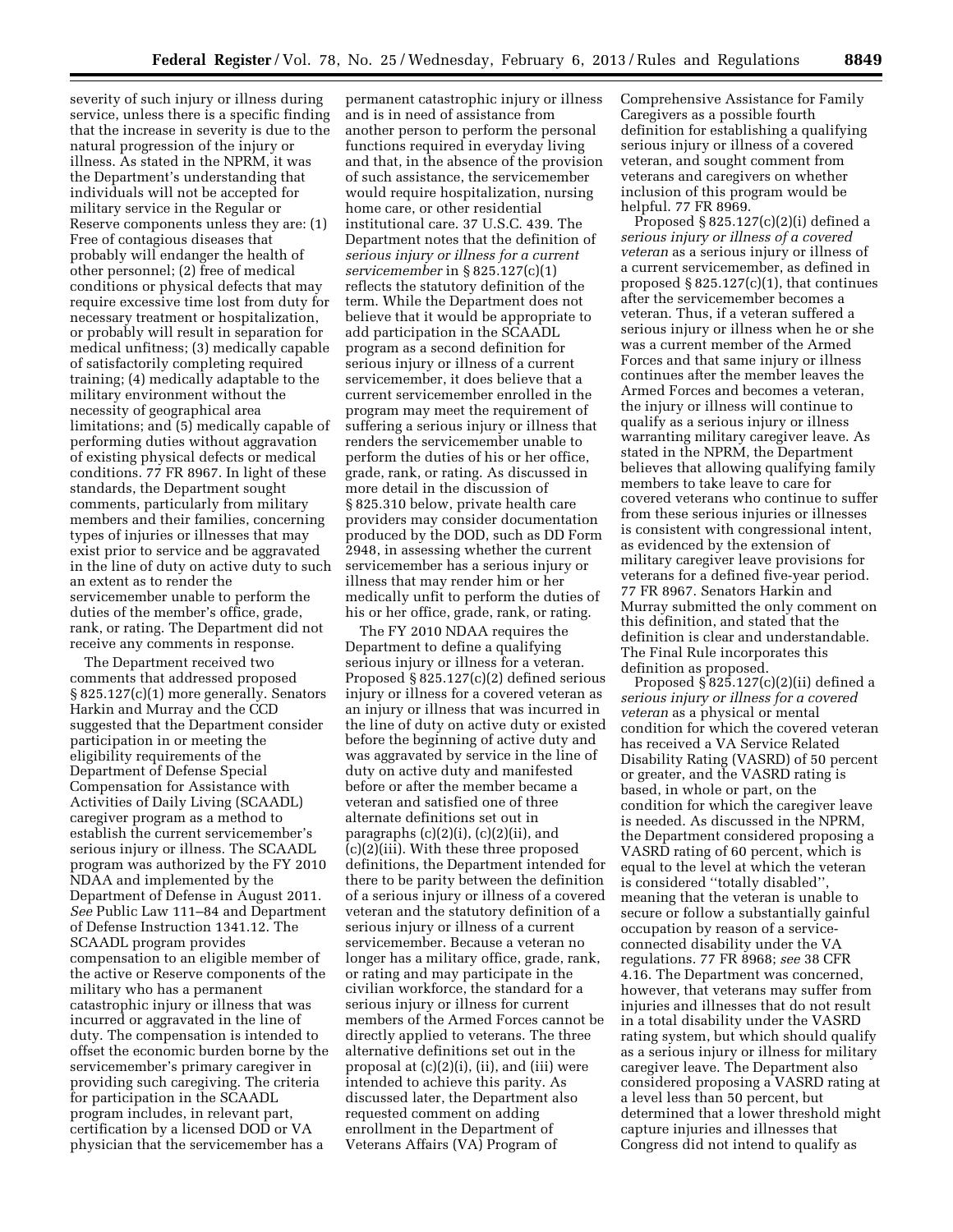severity of such injury or illness during service, unless there is a specific finding that the increase in severity is due to the natural progression of the injury or illness. As stated in the NPRM, it was the Department's understanding that individuals will not be accepted for military service in the Regular or Reserve components unless they are: (1) Free of contagious diseases that probably will endanger the health of other personnel; (2) free of medical conditions or physical defects that may require excessive time lost from duty for necessary treatment or hospitalization, or probably will result in separation for medical unfitness; (3) medically capable of satisfactorily completing required training; (4) medically adaptable to the military environment without the necessity of geographical area limitations; and (5) medically capable of performing duties without aggravation of existing physical defects or medical conditions. 77 FR 8967. In light of these standards, the Department sought comments, particularly from military members and their families, concerning types of injuries or illnesses that may exist prior to service and be aggravated in the line of duty on active duty to such an extent as to render the servicemember unable to perform the duties of the member's office, grade, rank, or rating. The Department did not receive any comments in response.

The Department received two comments that addressed proposed § 825.127(c)(1) more generally. Senators Harkin and Murray and the CCD suggested that the Department consider participation in or meeting the eligibility requirements of the Department of Defense Special Compensation for Assistance with Activities of Daily Living (SCAADL) caregiver program as a method to establish the current servicemember's serious injury or illness. The SCAADL program was authorized by the FY 2010 NDAA and implemented by the Department of Defense in August 2011. *See* Public Law 111–84 and Department of Defense Instruction 1341.12. The SCAADL program provides compensation to an eligible member of the active or Reserve components of the military who has a permanent catastrophic injury or illness that was incurred or aggravated in the line of duty. The compensation is intended to offset the economic burden borne by the servicemember's primary caregiver in providing such caregiving. The criteria for participation in the SCAADL program includes, in relevant part, certification by a licensed DOD or VA physician that the servicemember has a permanent catastrophic injury or illness and is in need of assistance from another person to perform the personal functions required in everyday living and that, in the absence of the provision of such assistance, the servicemember would require hospitalization, nursing home care, or other residential institutional care. 37 U.S.C. 439. The Department notes that the definition of *serious injury or illness for a current servicemember* in § 825.127(c)(1) reflects the statutory definition of the term. While the Department does not believe that it would be appropriate to add participation in the SCAADL program as a second definition for serious injury or illness of a current servicemember, it does believe that a current servicemember enrolled in the program may meet the requirement of suffering a serious injury or illness that renders the servicemember unable to perform the duties of his or her office, grade, rank, or rating. As discussed in more detail in the discussion of § 825.310 below, private health care providers may consider documentation produced by the DOD, such as DD Form 2948, in assessing whether the current servicemember has a serious injury or illness that may render him or her medically unfit to perform the duties of his or her office, grade, rank, or rating.

The FY 2010 NDAA requires the Department to define a qualifying serious injury or illness for a veteran. Proposed § 825.127(c)(2) defined serious injury or illness for a covered veteran as an injury or illness that was incurred in the line of duty on active duty or existed before the beginning of active duty and was aggravated by service in the line of duty on active duty and manifested before or after the member became a veteran and satisfied one of three alternate definitions set out in paragraphs (c)(2)(i), (c)(2)(ii), and (c)(2)(iii). With these three proposed definitions, the Department intended for there to be parity between the definition of a serious injury or illness of a covered veteran and the statutory definition of a serious injury or illness of a current servicemember. Because a veteran no longer has a military office, grade, rank, or rating and may participate in the civilian workforce, the standard for a serious injury or illness for current members of the Armed Forces cannot be directly applied to veterans. The three alternative definitions set out in the proposal at (c)(2)(i), (ii), and (iii) were intended to achieve this parity. As discussed later, the Department also requested comment on adding enrollment in the Department of Veterans Affairs (VA) Program of Comprehensive Assistance for Family Caregivers as a possible fourth definition for establishing a qualifying serious injury or illness of a covered veteran, and sought comment from veterans and caregivers on whether inclusion of this program would be helpful. 77 FR 8969.

Proposed § 825.127(c)(2)(i) defined a *serious injury or illness of a covered veteran* as a serious injury or illness of a current servicemember, as defined in proposed § 825.127(c)(1), that continues after the servicemember becomes a veteran. Thus, if a veteran suffered a serious injury or illness when he or she was a current member of the Armed Forces and that same injury or illness continues after the member leaves the Armed Forces and becomes a veteran, the injury or illness will continue to qualify as a serious injury or illness warranting military caregiver leave. As stated in the NPRM, the Department believes that allowing qualifying family members to take leave to care for covered veterans who continue to suffer from these serious injuries or illnesses is consistent with congressional intent, as evidenced by the extension of military caregiver leave provisions for veterans for a defined five-year period. 77 FR 8967. Senators Harkin and Murray submitted the only comment on this definition, and stated that the definition is clear and understandable. The Final Rule incorporates this definition as proposed.

Proposed § 825.127(c)(2)(ii) defined a *serious injury or illness for a covered veteran* as a physical or mental condition for which the covered veteran has received a VA Service Related Disability Rating (VASRD) of 50 percent or greater, and the VASRD rating is based, in whole or part, on the condition for which the caregiver leave is needed. As discussed in the NPRM, the Department considered proposing a VASRD rating of 60 percent, which is equal to the level at which the veteran is considered "totally disabled", meaning that the veteran is unable to secure or follow a substantially gainful occupation by reason of a service-connected disability under the VA regulations. 77 FR 8968; *see* 38 CFR 4.16. The Department was concerned, however, that veterans may suffer from injuries and illnesses that do not result in a total disability under the VASRD rating system, but which should qualify as a serious injury or illness for military caregiver leave. The Department also considered proposing a VASRD rating at a level less than 50 percent, but determined that a lower threshold might capture injuries and illnesses that Congress did not intend to qualify as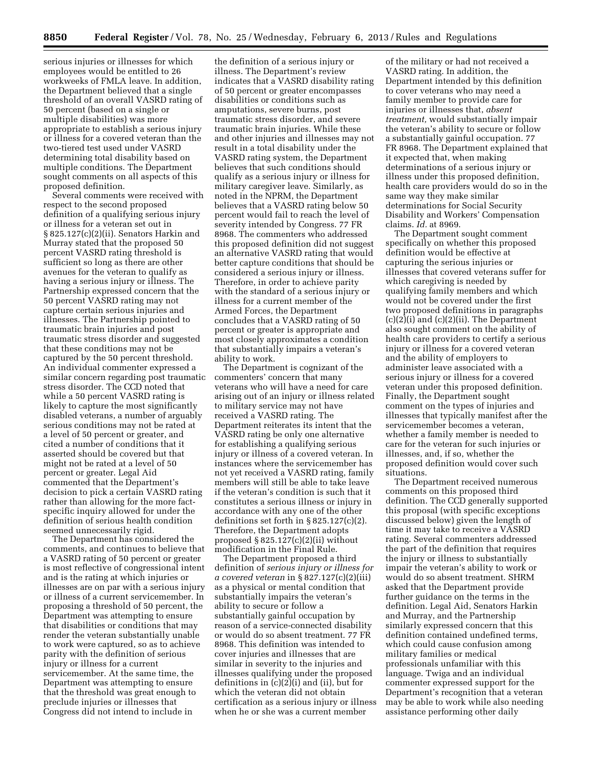serious injuries or illnesses for which employees would be entitled to 26 workweeks of FMLA leave. In addition, the Department believed that a single threshold of an overall VASRD rating of 50 percent (based on a single or multiple disabilities) was more appropriate to establish a serious injury or illness for a covered veteran than the two-tiered test used under VASRD determining total disability based on multiple conditions. The Department sought comments on all aspects of this proposed definition.

Several comments were received with respect to the second proposed definition of a qualifying serious injury or illness for a veteran set out in § 825.127(c)(2)(ii). Senators Harkin and Murray stated that the proposed 50 percent VASRD rating threshold is sufficient so long as there are other avenues for the veteran to qualify as having a serious injury or illness. The Partnership expressed concern that the 50 percent VASRD rating may not capture certain serious injuries and illnesses. The Partnership pointed to traumatic brain injuries and post traumatic stress disorder and suggested that these conditions may not be captured by the 50 percent threshold. An individual commenter expressed a similar concern regarding post traumatic stress disorder. The CCD noted that while a 50 percent VASRD rating is likely to capture the most significantly disabled veterans, a number of arguably serious conditions may not be rated at a level of 50 percent or greater, and cited a number of conditions that it asserted should be covered but that might not be rated at a level of 50 percent or greater. Legal Aid commented that the Department's decision to pick a certain VASRD rating rather than allowing for the more fact-specific inquiry allowed for under the definition of serious health condition seemed unnecessarily rigid.

The Department has considered the comments, and continues to believe that a VASRD rating of 50 percent or greater is most reflective of congressional intent and is the rating at which injuries or illnesses are on par with a serious injury or illness of a current servicemember. In proposing a threshold of 50 percent, the Department was attempting to ensure that disabilities or conditions that may render the veteran substantially unable to work were captured, so as to achieve parity with the definition of serious injury or illness for a current servicemember. At the same time, the Department was attempting to ensure that the threshold was great enough to preclude injuries or illnesses that Congress did not intend to include in the definition of a serious injury or illness. The Department's review indicates that a VASRD disability rating of 50 percent or greater encompasses disabilities or conditions such as amputations, severe burns, post traumatic stress disorder, and severe traumatic brain injuries. While these and other injuries and illnesses may not result in a total disability under the VASRD rating system, the Department believes that such conditions should qualify as a serious injury or illness for military caregiver leave. Similarly, as noted in the NPRM, the Department believes that a VASRD rating below 50 percent would fail to reach the level of severity intended by Congress. 77 FR 8968. The commenters who addressed this proposed definition did not suggest an alternative VASRD rating that would better capture conditions that should be considered a serious injury or illness. Therefore, in order to achieve parity with the standard of a serious injury or illness for a current member of the Armed Forces, the Department concludes that a VASRD rating of 50 percent or greater is appropriate and most closely approximates a condition that substantially impairs a veteran's ability to work.

The Department is cognizant of the commenters' concern that many veterans who will have a need for care arising out of an injury or illness related to military service may not have received a VASRD rating. The Department reiterates its intent that the VASRD rating be only one alternative for establishing a qualifying serious injury or illness of a covered veteran. In instances where the servicemember has not yet received a VASRD rating, family members will still be able to take leave if the veteran's condition is such that it constitutes a serious illness or injury in accordance with any one of the other definitions set forth in § 825.127(c)(2). Therefore, the Department adopts proposed § 825.127(c)(2)(ii) without modification in the Final Rule.

The Department proposed a third definition of *serious injury or illness for a covered veteran* in § 827.127(c)(2)(iii) as a physical or mental condition that substantially impairs the veteran's ability to secure or follow a substantially gainful occupation by reason of a service-connected disability or would do so absent treatment. 77 FR 8968. This definition was intended to cover injuries and illnesses that are similar in severity to the injuries and illnesses qualifying under the proposed definitions in (c)(2)(i) and (ii), but for which the veteran did not obtain certification as a serious injury or illness when he or she was a current member of the military or had not received a VASRD rating. In addition, the Department intended by this definition to cover veterans who may need a family member to provide care for injuries or illnesses that, *absent treatment,* would substantially impair the veteran's ability to secure or follow a substantially gainful occupation. 77 FR 8968. The Department explained that it expected that, when making determinations of a serious injury or illness under this proposed definition, health care providers would do so in the same way they make similar determinations for Social Security Disability and Workers' Compensation claims. *Id.* at 8969.

The Department sought comment specifically on whether this proposed definition would be effective at capturing the serious injuries or illnesses that covered veterans suffer for which caregiving is needed by qualifying family members and which would not be covered under the first two proposed definitions in paragraphs (c)(2)(i) and (c)(2)(ii). The Department also sought comment on the ability of health care providers to certify a serious injury or illness for a covered veteran and the ability of employers to administer leave associated with a serious injury or illness for a covered veteran under this proposed definition. Finally, the Department sought comment on the types of injuries and illnesses that typically manifest after the servicemember becomes a veteran, whether a family member is needed to care for the veteran for such injuries or illnesses, and, if so, whether the proposed definition would cover such situations.

The Department received numerous comments on this proposed third definition. The CCD generally supported this proposal (with specific exceptions discussed below) given the length of time it may take to receive a VASRD rating. Several commenters addressed the part of the definition that requires the injury or illness to substantially impair the veteran's ability to work or would do so absent treatment. SHRM asked that the Department provide further guidance on the terms in the definition. Legal Aid, Senators Harkin and Murray, and the Partnership similarly expressed concern that this definition contained undefined terms, which could cause confusion among military families or medical professionals unfamiliar with this language. Twiga and an individual commenter expressed support for the Department's recognition that a veteran may be able to work while also needing assistance performing other daily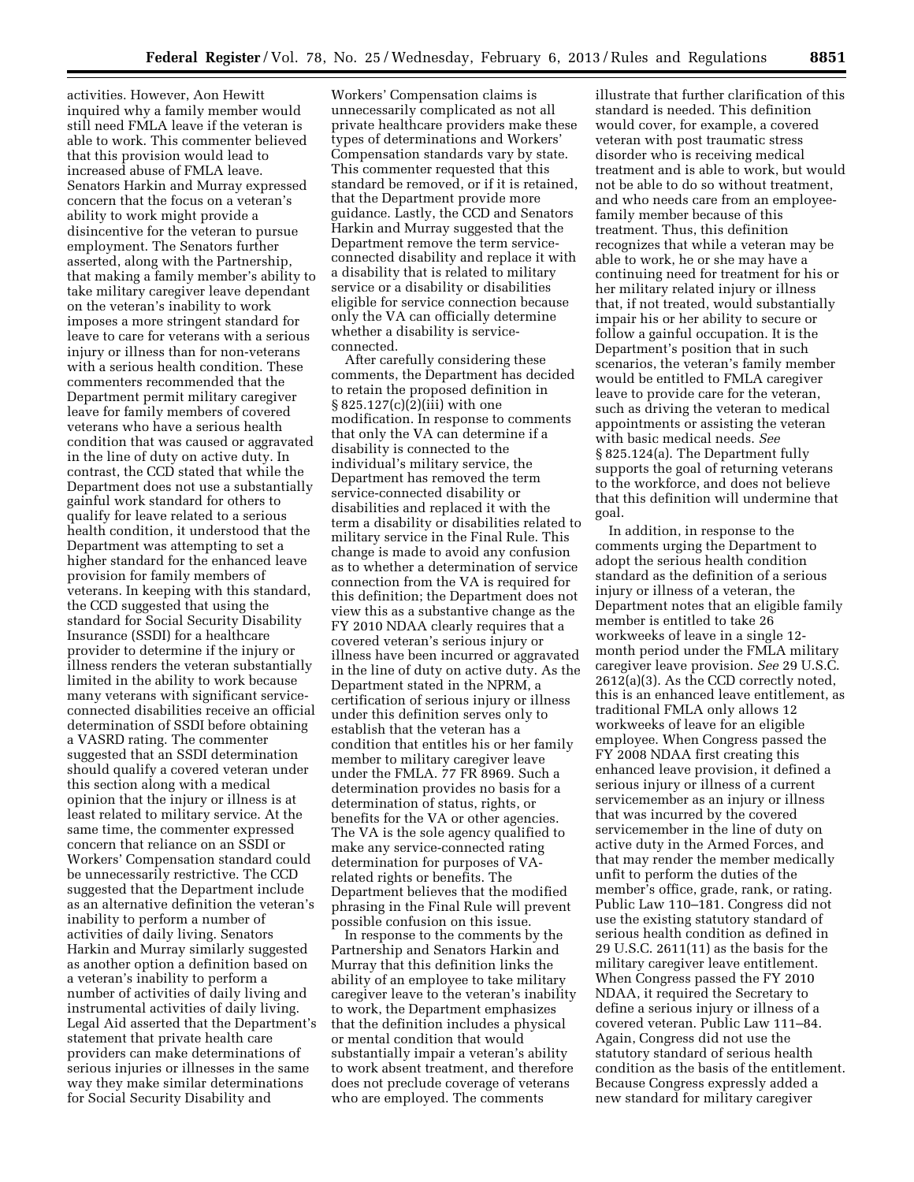activities. However, Aon Hewitt inquired why a family member would still need FMLA leave if the veteran is able to work. This commenter believed that this provision would lead to increased abuse of FMLA leave. Senators Harkin and Murray expressed concern that the focus on a veteran's ability to work might provide a disincentive for the veteran to pursue employment. The Senators further asserted, along with the Partnership, that making a family member's ability to take military caregiver leave dependant on the veteran's inability to work imposes a more stringent standard for leave to care for veterans with a serious injury or illness than for non-veterans with a serious health condition. These commenters recommended that the Department permit military caregiver leave for family members of covered veterans who have a serious health condition that was caused or aggravated in the line of duty on active duty. In contrast, the CCD stated that while the Department does not use a substantially gainful work standard for others to qualify for leave related to a serious health condition, it understood that the Department was attempting to set a higher standard for the enhanced leave provision for family members of veterans. In keeping with this standard, the CCD suggested that using the standard for Social Security Disability Insurance (SSDI) for a healthcare provider to determine if the injury or illness renders the veteran substantially limited in the ability to work because many veterans with significant service-connected disabilities receive an official determination of SSDI before obtaining a VASRD rating. The commenter suggested that an SSDI determination should qualify a covered veteran under this section along with a medical opinion that the injury or illness is at least related to military service. At the same time, the commenter expressed concern that reliance on an SSDI or Workers' Compensation standard could be unnecessarily restrictive. The CCD suggested that the Department include as an alternative definition the veteran's inability to perform a number of activities of daily living. Senators Harkin and Murray similarly suggested as another option a definition based on a veteran's inability to perform a number of activities of daily living and instrumental activities of daily living. Legal Aid asserted that the Department's statement that private health care providers can make determinations of serious injuries or illnesses in the same way they make similar determinations for Social Security Disability and Workers' Compensation claims is unnecessarily complicated as not all private healthcare providers make these types of determinations and Workers' Compensation standards vary by state. This commenter requested that this standard be removed, or if it is retained, that the Department provide more guidance. Lastly, the CCD and Senators Harkin and Murray suggested that the Department remove the term service-connected disability and replace it with a disability that is related to military service or a disability or disabilities eligible for service connection because only the VA can officially determine whether a disability is service-connected.

After carefully considering these comments, the Department has decided to retain the proposed definition in § 825.127(c)(2)(iii) with one modification. In response to comments that only the VA can determine if a disability is connected to the individual's military service, the Department has removed the term service-connected disability or disabilities and replaced it with the term a disability or disabilities related to military service in the Final Rule. This change is made to avoid any confusion as to whether a determination of service connection from the VA is required for this definition; the Department does not view this as a substantive change as the FY 2010 NDAA clearly requires that a covered veteran's serious injury or illness have been incurred or aggravated in the line of duty on active duty. As the Department stated in the NPRM, a certification of serious injury or illness under this definition serves only to establish that the veteran has a condition that entitles his or her family member to military caregiver leave under the FMLA. 77 FR 8969. Such a determination provides no basis for a determination of status, rights, or benefits for the VA or other agencies. The VA is the sole agency qualified to make any service-connected rating determination for purposes of VA-related rights or benefits. The Department believes that the modified phrasing in the Final Rule will prevent possible confusion on this issue.

In response to the comments by the Partnership and Senators Harkin and Murray that this definition links the ability of an employee to take military caregiver leave to the veteran's inability to work, the Department emphasizes that the definition includes a physical or mental condition that would substantially impair a veteran's ability to work absent treatment, and therefore does not preclude coverage of veterans who are employed. The comments illustrate that further clarification of this standard is needed. This definition would cover, for example, a covered veteran with post traumatic stress disorder who is receiving medical treatment and is able to work, but would not be able to do so without treatment, and who needs care from an employee-family member because of this treatment. Thus, this definition recognizes that while a veteran may be able to work, he or she may have a continuing need for treatment for his or her military related injury or illness that, if not treated, would substantially impair his or her ability to secure or follow a gainful occupation. It is the Department's position that in such scenarios, the veteran's family member would be entitled to FMLA caregiver leave to provide care for the veteran, such as driving the veteran to medical appointments or assisting the veteran with basic medical needs. *See* § 825.124(a). The Department fully supports the goal of returning veterans to the workforce, and does not believe that this definition will undermine that goal.

In addition, in response to the comments urging the Department to adopt the serious health condition standard as the definition of a serious injury or illness of a veteran, the Department notes that an eligible family member is entitled to take 26 workweeks of leave in a single 12-month period under the FMLA military caregiver leave provision. *See* 29 U.S.C. 2612(a)(3). As the CCD correctly noted, this is an enhanced leave entitlement, as traditional FMLA only allows 12 workweeks of leave for an eligible employee. When Congress passed the FY 2008 NDAA first creating this enhanced leave provision, it defined a serious injury or illness of a current servicemember as an injury or illness that was incurred by the covered servicemember in the line of duty on active duty in the Armed Forces, and that may render the member medically unfit to perform the duties of the member's office, grade, rank, or rating. Public Law 110–181. Congress did not use the existing statutory standard of serious health condition as defined in 29 U.S.C. 2611(11) as the basis for the military caregiver leave entitlement. When Congress passed the FY 2010 NDAA, it required the Secretary to define a serious injury or illness of a covered veteran. Public Law 111–84. Again, Congress did not use the statutory standard of serious health condition as the basis of the entitlement. Because Congress expressly added a new standard for military caregiver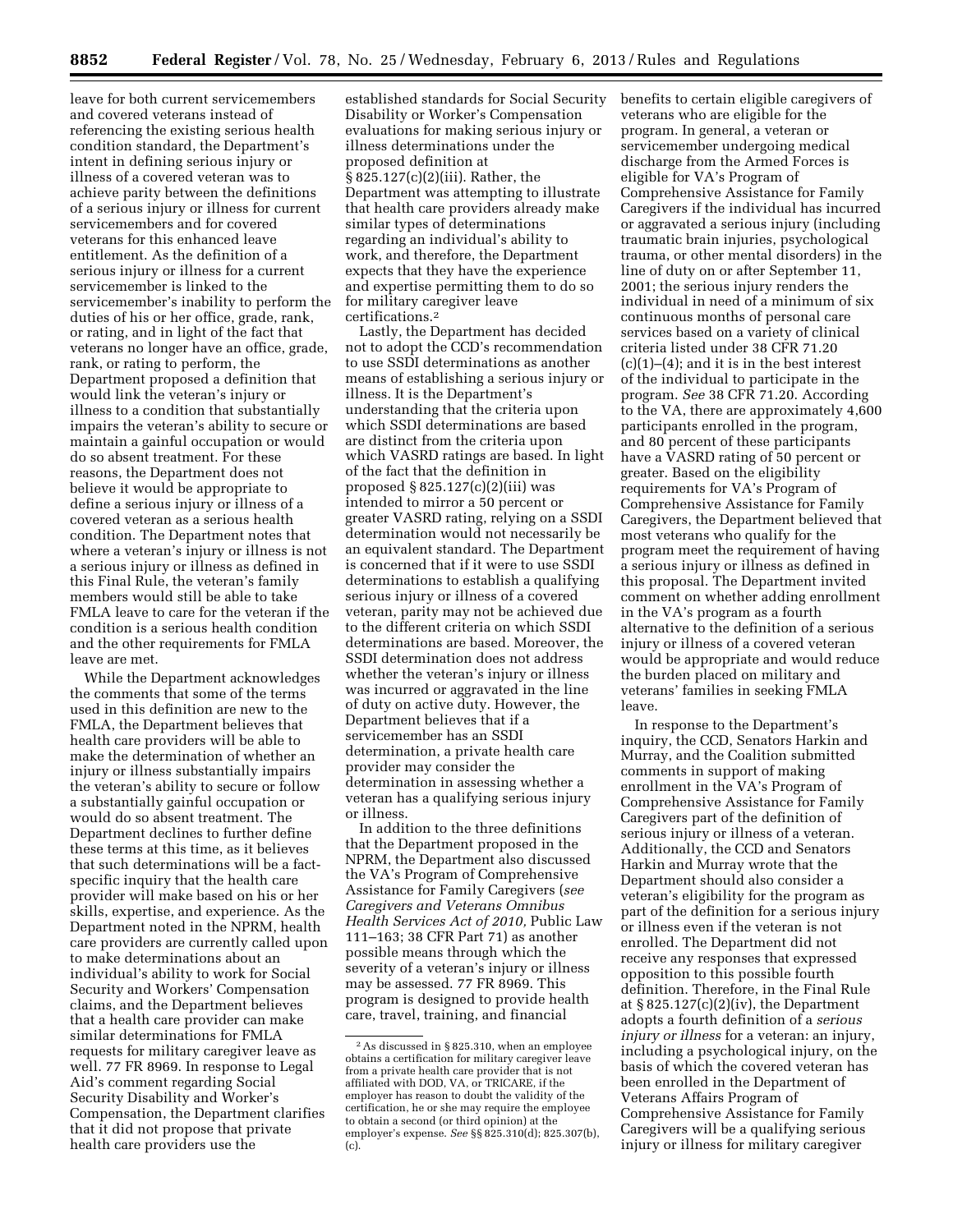leave for both current servicemembers and covered veterans instead of referencing the existing serious health condition standard, the Department's intent in defining serious injury or illness of a covered veteran was to achieve parity between the definitions of a serious injury or illness for current servicemembers and for covered veterans for this enhanced leave entitlement. As the definition of a serious injury or illness for a current servicemember is linked to the servicemember's inability to perform the duties of his or her office, grade, rank, or rating, and in light of the fact that veterans no longer have an office, grade, rank, or rating to perform, the Department proposed a definition that would link the veteran's injury or illness to a condition that substantially impairs the veteran's ability to secure or maintain a gainful occupation or would do so absent treatment. For these reasons, the Department does not believe it would be appropriate to define a serious injury or illness of a covered veteran as a serious health condition. The Department notes that where a veteran's injury or illness is not a serious injury or illness as defined in this Final Rule, the veteran's family members would still be able to take FMLA leave to care for the veteran if the condition is a serious health condition and the other requirements for FMLA leave are met.

While the Department acknowledges the comments that some of the terms used in this definition are new to the FMLA, the Department believes that health care providers will be able to make the determination of whether an injury or illness substantially impairs the veteran's ability to secure or follow a substantially gainful occupation or would do so absent treatment. The Department declines to further define these terms at this time, as it believes that such determinations will be a fact-specific inquiry that the health care provider will make based on his or her skills, expertise, and experience. As the Department noted in the NPRM, health care providers are currently called upon to make determinations about an individual's ability to work for Social Security and Workers' Compensation claims, and the Department believes that a health care provider can make similar determinations for FMLA requests for military caregiver leave as well. 77 FR 8969. In response to Legal Aid's comment regarding Social Security Disability and Worker's Compensation, the Department clarifies that it did not propose that private health care providers use the established standards for Social Security Disability or Worker's Compensation evaluations for making serious injury or illness determinations under the proposed definition at § 825.127(c)(2)(iii). Rather, the Department was attempting to illustrate that health care providers already make similar types of determinations regarding an individual's ability to work, and therefore, the Department expects that they have the experience and expertise permitting them to do so for military caregiver leave certifications.[2]

Lastly, the Department has decided not to adopt the CCD's recommendation to use SSDI determinations as another means of establishing a serious injury or illness. It is the Department's understanding that the criteria upon which SSDI determinations are based are distinct from the criteria upon which VASRD ratings are based. In light of the fact that the definition in proposed § 825.127(c)(2)(iii) was intended to mirror a 50 percent or greater VASRD rating, relying on a SSDI determination would not necessarily be an equivalent standard. The Department is concerned that if it were to use SSDI determinations to establish a qualifying serious injury or illness of a covered veteran, parity may not be achieved due to the different criteria on which SSDI determinations are based. Moreover, the SSDI determination does not address whether the veteran's injury or illness was incurred or aggravated in the line of duty on active duty. However, the Department believes that if a servicemember has an SSDI determination, a private health care provider may consider the determination in assessing whether a veteran has a qualifying serious injury or illness.

In addition to the three definitions that the Department proposed in the NPRM, the Department also discussed the VA's Program of Comprehensive Assistance for Family Caregivers (*see Caregivers and Veterans Omnibus Health Services Act of 2010,* Public Law 111–163; 38 CFR Part 71) as another possible means through which the severity of a veteran's injury or illness may be assessed. 77 FR 8969. This program is designed to provide health care, travel, training, and financial benefits to certain eligible caregivers of veterans who are eligible for the program. In general, a veteran or servicemember undergoing medical discharge from the Armed Forces is eligible for VA's Program of Comprehensive Assistance for Family Caregivers if the individual has incurred or aggravated a serious injury (including traumatic brain injuries, psychological trauma, or other mental disorders) in the line of duty on or after September 11, 2001; the serious injury renders the individual in need of a minimum of six continuous months of personal care services based on a variety of clinical criteria listed under 38 CFR 71.20 (c)(1)–(4); and it is in the best interest of the individual to participate in the program. *See* 38 CFR 71.20. According to the VA, there are approximately 4,600 participants enrolled in the program, and 80 percent of these participants have a VASRD rating of 50 percent or greater. Based on the eligibility requirements for VA's Program of Comprehensive Assistance for Family Caregivers, the Department believed that most veterans who qualify for the program meet the requirement of having a serious injury or illness as defined in this proposal. The Department invited comment on whether adding enrollment in the VA's program as a fourth alternative to the definition of a serious injury or illness of a covered veteran would be appropriate and would reduce the burden placed on military and veterans' families in seeking FMLA leave.

In response to the Department's inquiry, the CCD, Senators Harkin and Murray, and the Coalition submitted comments in support of making enrollment in the VA's Program of Comprehensive Assistance for Family Caregivers part of the definition of serious injury or illness of a veteran. Additionally, the CCD and Senators Harkin and Murray wrote that the Department should also consider a veteran's eligibility for the program as part of the definition for a serious injury or illness even if the veteran is not enrolled. The Department did not receive any responses that expressed opposition to this possible fourth definition. Therefore, in the Final Rule at § 825.127(c)(2)(iv), the Department adopts a fourth definition of a *serious injury or illness* for a veteran: an injury, including a psychological injury, on the basis of which the covered veteran has been enrolled in the Department of Veterans Affairs Program of Comprehensive Assistance for Family Caregivers will be a qualifying serious injury or illness for military caregiver

[2] As discussed in § 825.310, when an employee obtains a certification for military caregiver leave from a private health care provider that is not affiliated with DOD, VA, or TRICARE, if the employer has reason to doubt the validity of the certification, he or she may require the employee to obtain a second (or third opinion) at the employer's expense. *See* §§ 825.310(d); 825.307(b), (c).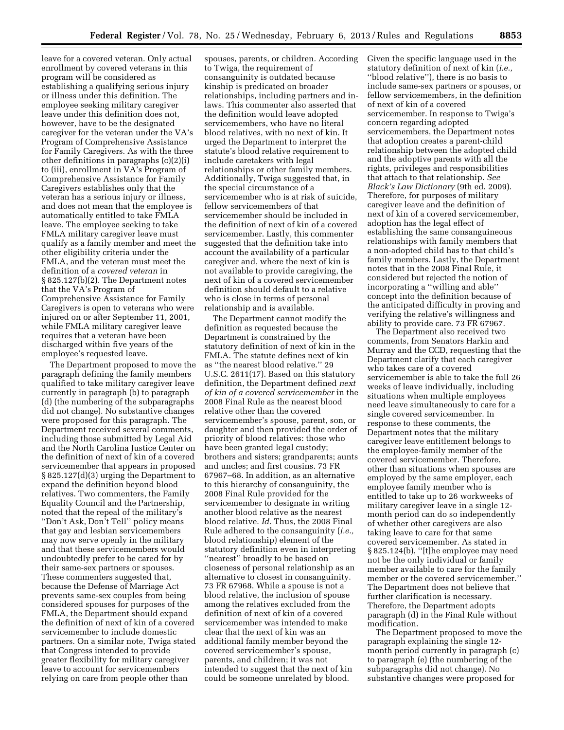leave for a covered veteran. Only actual enrollment by covered veterans in this program will be considered as establishing a qualifying serious injury or illness under this definition. The employee seeking military caregiver leave under this definition does not, however, have to be the designated caregiver for the veteran under the VA's Program of Comprehensive Assistance for Family Caregivers. As with the three other definitions in paragraphs (c)(2)(i) to (iii), enrollment in VA's Program of Comprehensive Assistance for Family Caregivers establishes only that the veteran has a serious injury or illness, and does not mean that the employee is automatically entitled to take FMLA leave. The employee seeking to take FMLA military caregiver leave must qualify as a family member and meet the other eligibility criteria under the FMLA, and the veteran must meet the definition of a *covered veteran* in § 825.127(b)(2). The Department notes that the VA's Program of Comprehensive Assistance for Family Caregivers is open to veterans who were injured on or after September 11, 2001, while FMLA military caregiver leave requires that a veteran have been discharged within five years of the employee's requested leave.

The Department proposed to move the paragraph defining the family members qualified to take military caregiver leave currently in paragraph (b) to paragraph (d) (the numbering of the subparagraphs did not change). No substantive changes were proposed for this paragraph. The Department received several comments, including those submitted by Legal Aid and the North Carolina Justice Center on the definition of next of kin of a covered servicemember that appears in proposed § 825.127(d)(3) urging the Department to expand the definition beyond blood relatives. Two commenters, the Family Equality Council and the Partnership, noted that the repeal of the military's ''Don't Ask, Don't Tell'' policy means that gay and lesbian servicemembers may now serve openly in the military and that these servicemembers would undoubtedly prefer to be cared for by their same-sex partners or spouses. These commenters suggested that, because the Defense of Marriage Act prevents same-sex couples from being considered spouses for purposes of the FMLA, the Department should expand the definition of next of kin of a covered servicemember to include domestic partners. On a similar note, Twiga stated that Congress intended to provide greater flexibility for military caregiver leave to account for servicemembers relying on care from people other than spouses, parents, or children. According to Twiga, the requirement of consanguinity is outdated because kinship is predicated on broader relationships, including partners and in-laws. This commenter also asserted that the definition would leave adopted servicemembers, who have no literal blood relatives, with no next of kin. It urged the Department to interpret the statute's blood relative requirement to include caretakers with legal relationships or other family members. Additionally, Twiga suggested that, in the special circumstance of a servicemember who is at risk of suicide, fellow servicemembers of that servicemember should be included in the definition of next of kin of a covered servicemember. Lastly, this commenter suggested that the definition take into account the availability of a particular caregiver and, where the next of kin is not available to provide caregiving, the next of kin of a covered servicemember definition should default to a relative who is close in terms of personal relationship and is available.

The Department cannot modify the definition as requested because the Department is constrained by the statutory definition of next of kin in the FMLA. The statute defines next of kin as ''the nearest blood relative.'' 29 U.S.C. 2611(17). Based on this statutory definition, the Department defined *next of kin of a covered servicemember* in the 2008 Final Rule as the nearest blood relative other than the covered servicemember's spouse, parent, son, or daughter and then provided the order of priority of blood relatives: those who have been granted legal custody; brothers and sisters; grandparents; aunts and uncles; and first cousins. 73 FR 67967–68. In addition, as an alternative to this hierarchy of consanguinity, the 2008 Final Rule provided for the servicemember to designate in writing another blood relative as the nearest blood relative. *Id.* Thus, the 2008 Final Rule adhered to the consanguinity (*i.e.,* blood relationship) element of the statutory definition even in interpreting ''nearest'' broadly to be based on closeness of personal relationship as an alternative to closest in consanguinity. 73 FR 67968. While a spouse is not a blood relative, the inclusion of spouse among the relatives excluded from the definition of next of kin of a covered servicemember was intended to make clear that the next of kin was an additional family member beyond the covered servicemember's spouse, parents, and children; it was not intended to suggest that the next of kin could be someone unrelated by blood. Given the specific language used in the statutory definition of next of kin (*i.e.,* ''blood relative''), there is no basis to include same-sex partners or spouses, or fellow servicemembers, in the definition of next of kin of a covered servicemember. In response to Twiga's concern regarding adopted servicemembers, the Department notes that adoption creates a parent-child relationship between the adopted child and the adoptive parents with all the rights, privileges and responsibilities that attach to that relationship. *See Black's Law Dictionary* (9th ed. 2009). Therefore, for purposes of military caregiver leave and the definition of next of kin of a covered servicemember, adoption has the legal effect of establishing the same consanguineous relationships with family members that a non-adopted child has to that child's family members. Lastly, the Department notes that in the 2008 Final Rule, it considered but rejected the notion of incorporating a ''willing and able'' concept into the definition because of the anticipated difficulty in proving and verifying the relative's willingness and ability to provide care. 73 FR 67967.

The Department also received two comments, from Senators Harkin and Murray and the CCD, requesting that the Department clarify that each caregiver who takes care of a covered servicemember is able to take the full 26 weeks of leave individually, including situations when multiple employees need leave simultaneously to care for a single covered servicemember. In response to these comments, the Department notes that the military caregiver leave entitlement belongs to the employee-family member of the covered servicemember. Therefore, other than situations when spouses are employed by the same employer, each employee family member who is entitled to take up to 26 workweeks of military caregiver leave in a single 12-month period can do so independently of whether other caregivers are also taking leave to care for that same covered servicemember. As stated in § 825.124(b), ''[t]he employee may need not be the only individual or family member available to care for the family member or the covered servicemember.'' The Department does not believe that further clarification is necessary. Therefore, the Department adopts paragraph (d) in the Final Rule without modification.

The Department proposed to move the paragraph explaining the single 12-month period currently in paragraph (c) to paragraph (e) (the numbering of the subparagraphs did not change). No substantive changes were proposed for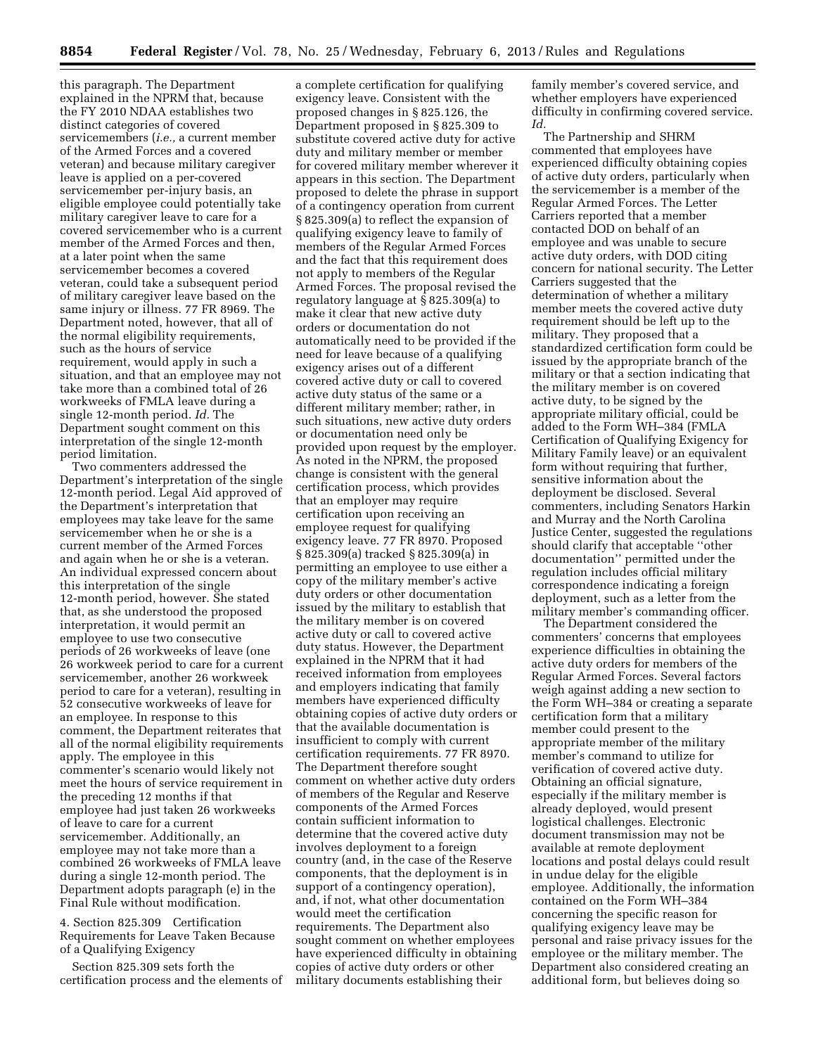this paragraph. The Department explained in the NPRM that, because the FY 2010 NDAA establishes two distinct categories of covered servicemembers (*i.e.,* a current member of the Armed Forces and a covered veteran) and because military caregiver leave is applied on a per-covered servicemember per-injury basis, an eligible employee could potentially take military caregiver leave to care for a covered servicemember who is a current member of the Armed Forces and then, at a later point when the same servicemember becomes a covered veteran, could take a subsequent period of military caregiver leave based on the same injury or illness. 77 FR 8969. The Department noted, however, that all of the normal eligibility requirements, such as the hours of service requirement, would apply in such a situation, and that an employee may not take more than a combined total of 26 workweeks of FMLA leave during a single 12-month period. *Id.* The Department sought comment on this interpretation of the single 12-month period limitation.

Two commenters addressed the Department's interpretation of the single 12-month period. Legal Aid approved of the Department's interpretation that employees may take leave for the same servicemember when he or she is a current member of the Armed Forces and again when he or she is a veteran. An individual expressed concern about this interpretation of the single 12-month period, however. She stated that, as she understood the proposed interpretation, it would permit an employee to use two consecutive periods of 26 workweeks of leave (one 26 workweek period to care for a current servicemember, another 26 workweek period to care for a veteran), resulting in 52 consecutive workweeks of leave for an employee. In response to this comment, the Department reiterates that all of the normal eligibility requirements apply. The employee in this commenter's scenario would likely not meet the hours of service requirement in the preceding 12 months if that employee had just taken 26 workweeks of leave to care for a current servicemember. Additionally, an employee may not take more than a combined 26 workweeks of FMLA leave during a single 12-month period. The Department adopts paragraph (e) in the Final Rule without modification.

4. Section 825.309 Certification Requirements for Leave Taken Because of a Qualifying Exigency

Section 825.309 sets forth the certification process and the elements of a complete certification for qualifying exigency leave. Consistent with the proposed changes in § 825.126, the Department proposed in § 825.309 to substitute covered active duty for active duty and military member or member for covered military member wherever it appears in this section. The Department proposed to delete the phrase in support of a contingency operation from current § 825.309(a) to reflect the expansion of qualifying exigency leave to family of members of the Regular Armed Forces and the fact that this requirement does not apply to members of the Regular Armed Forces. The proposal revised the regulatory language at § 825.309(a) to make it clear that new active duty orders or documentation do not automatically need to be provided if the need for leave because of a qualifying exigency arises out of a different covered active duty or call to covered active duty status of the same or a different military member; rather, in such situations, new active duty orders or documentation need only be provided upon request by the employer. As noted in the NPRM, the proposed change is consistent with the general certification process, which provides that an employer may require certification upon receiving an employee request for qualifying exigency leave. 77 FR 8970. Proposed § 825.309(a) tracked § 825.309(a) in permitting an employee to use either a copy of the military member's active duty orders or other documentation issued by the military to establish that the military member is on covered active duty or call to covered active duty status. However, the Department explained in the NPRM that it had received information from employees and employers indicating that family members have experienced difficulty obtaining copies of active duty orders or that the available documentation is insufficient to comply with current certification requirements. 77 FR 8970. The Department therefore sought comment on whether active duty orders of members of the Regular and Reserve components of the Armed Forces contain sufficient information to determine that the covered active duty involves deployment to a foreign country (and, in the case of the Reserve components, that the deployment is in support of a contingency operation), and, if not, what other documentation would meet the certification requirements. The Department also sought comment on whether employees have experienced difficulty in obtaining copies of active duty orders or other military documents establishing their family member's covered service, and whether employers have experienced difficulty in confirming covered service. *Id.*

The Partnership and SHRM commented that employees have experienced difficulty obtaining copies of active duty orders, particularly when the servicemember is a member of the Regular Armed Forces. The Letter Carriers reported that a member contacted DOD on behalf of an employee and was unable to secure active duty orders, with DOD citing concern for national security. The Letter Carriers suggested that the determination of whether a military member meets the covered active duty requirement should be left up to the military. They proposed that a standardized certification form could be issued by the appropriate branch of the military or that a section indicating that the military member is on covered active duty, to be signed by the appropriate military official, could be added to the Form WH–384 (FMLA Certification of Qualifying Exigency for Military Family leave) or an equivalent form without requiring that further, sensitive information about the deployment be disclosed. Several commenters, including Senators Harkin and Murray and the North Carolina Justice Center, suggested the regulations should clarify that acceptable ''other documentation'' permitted under the regulation includes official military correspondence indicating a foreign deployment, such as a letter from the military member's commanding officer.

The Department considered the commenters' concerns that employees experience difficulties in obtaining the active duty orders for members of the Regular Armed Forces. Several factors weigh against adding a new section to the Form WH–384 or creating a separate certification form that a military member could present to the appropriate member of the military member's command to utilize for verification of covered active duty. Obtaining an official signature, especially if the military member is already deployed, would present logistical challenges. Electronic document transmission may not be available at remote deployment locations and postal delays could result in undue delay for the eligible employee. Additionally, the information contained on the Form WH–384 concerning the specific reason for qualifying exigency leave may be personal and raise privacy issues for the employee or the military member. The Department also considered creating an additional form, but believes doing so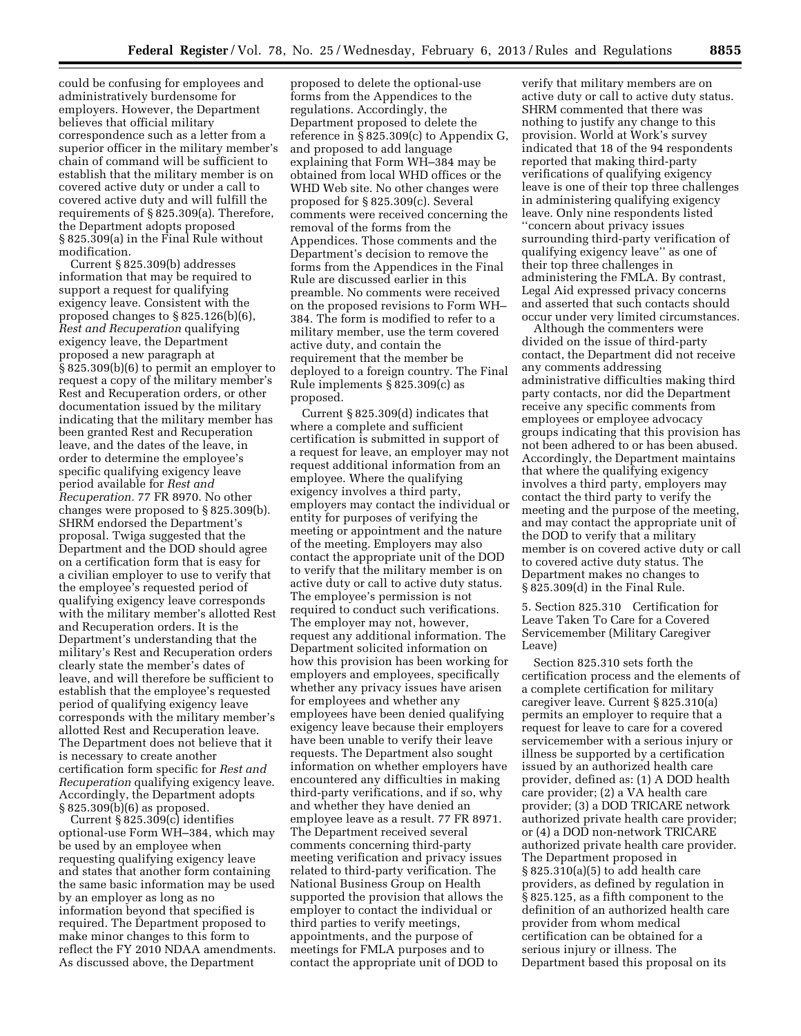could be confusing for employees and administratively burdensome for employers. However, the Department believes that official military correspondence such as a letter from a superior officer in the military member's chain of command will be sufficient to establish that the military member is on covered active duty or under a call to covered active duty and will fulfill the requirements of § 825.309(a). Therefore, the Department adopts proposed § 825.309(a) in the Final Rule without modification.

Current § 825.309(b) addresses information that may be required to support a request for qualifying exigency leave. Consistent with the proposed changes to § 825.126(b)(6), *Rest and Recuperation* qualifying exigency leave, the Department proposed a new paragraph at § 825.309(b)(6) to permit an employer to request a copy of the military member's Rest and Recuperation orders, or other documentation issued by the military indicating that the military member has been granted Rest and Recuperation leave, and the dates of the leave, in order to determine the employee's specific qualifying exigency leave period available for *Rest and Recuperation.* 77 FR 8970. No other changes were proposed to § 825.309(b). SHRM endorsed the Department's proposal. Twiga suggested that the Department and the DOD should agree on a certification form that is easy for a civilian employer to use to verify that the employee's requested period of qualifying exigency leave corresponds with the military member's allotted Rest and Recuperation orders. It is the Department's understanding that the military's Rest and Recuperation orders clearly state the member's dates of leave, and will therefore be sufficient to establish that the employee's requested period of qualifying exigency leave corresponds with the military member's allotted Rest and Recuperation leave. The Department does not believe that it is necessary to create another certification form specific for *Rest and Recuperation* qualifying exigency leave. Accordingly, the Department adopts § 825.309(b)(6) as proposed.

Current § 825.309(c) identifies optional-use Form WH–384, which may be used by an employee when requesting qualifying exigency leave and states that another form containing the same basic information may be used by an employer as long as no information beyond that specified is required. The Department proposed to make minor changes to this form to reflect the FY 2010 NDAA amendments. As discussed above, the Department proposed to delete the optional-use forms from the Appendices to the regulations. Accordingly, the Department proposed to delete the reference in § 825.309(c) to Appendix G, and proposed to add language explaining that Form WH–384 may be obtained from local WHD offices or the WHD Web site. No other changes were proposed for § 825.309(c). Several comments were received concerning the removal of the forms from the Appendices. Those comments and the Department's decision to remove the forms from the Appendices in the Final Rule are discussed earlier in this preamble. No comments were received on the proposed revisions to Form WH–384. The form is modified to refer to a military member, use the term covered active duty, and contain the requirement that the member be deployed to a foreign country. The Final Rule implements § 825.309(c) as proposed.

Current § 825.309(d) indicates that where a complete and sufficient certification is submitted in support of a request for leave, an employer may not request additional information from an employee. Where the qualifying exigency involves a third party, employers may contact the individual or entity for purposes of verifying the meeting or appointment and the nature of the meeting. Employers may also contact the appropriate unit of the DOD to verify that the military member is on active duty or call to active duty status. The employee's permission is not required to conduct such verifications. The employer may not, however, request any additional information. The Department solicited information on how this provision has been working for employers and employees, specifically whether any privacy issues have arisen for employees and whether any employees have been denied qualifying exigency leave because their employers have been unable to verify their leave requests. The Department also sought information on whether employers have encountered any difficulties in making third-party verifications, and if so, why and whether they have denied an employee leave as a result. 77 FR 8971. The Department received several comments concerning third-party meeting verification and privacy issues related to third-party verification. The National Business Group on Health supported the provision that allows the employer to contact the individual or third parties to verify meetings, appointments, and the purpose of meetings for FMLA purposes and to contact the appropriate unit of DOD to verify that military members are on active duty or call to active duty status. SHRM commented that there was nothing to justify any change to this provision. World at Work's survey indicated that 18 of the 94 respondents reported that making third-party verifications of qualifying exigency leave is one of their top three challenges in administering qualifying exigency leave. Only nine respondents listed ''concern about privacy issues surrounding third-party verification of qualifying exigency leave'' as one of their top three challenges in administering the FMLA. By contrast, Legal Aid expressed privacy concerns and asserted that such contacts should occur under very limited circumstances.

Although the commenters were divided on the issue of third-party contact, the Department did not receive any comments addressing administrative difficulties making third party contacts, nor did the Department receive any specific comments from employees or employee advocacy groups indicating that this provision has not been adhered to or has been abused. Accordingly, the Department maintains that where the qualifying exigency involves a third party, employers may contact the third party to verify the meeting and the purpose of the meeting, and may contact the appropriate unit of the DOD to verify that a military member is on covered active duty or call to covered active duty status. The Department makes no changes to § 825.309(d) in the Final Rule.

5. Section 825.310 Certification for Leave Taken To Care for a Covered Servicemember (Military Caregiver Leave)

Section 825.310 sets forth the certification process and the elements of a complete certification for military caregiver leave. Current § 825.310(a) permits an employer to require that a request for leave to care for a covered servicemember with a serious injury or illness be supported by a certification issued by an authorized health care provider, defined as: (1) A DOD health care provider; (2) a VA health care provider; (3) a DOD TRICARE network authorized private health care provider; or (4) a DOD non-network TRICARE authorized private health care provider. The Department proposed in § 825.310(a)(5) to add health care providers, as defined by regulation in § 825.125, as a fifth component to the definition of an authorized health care provider from whom medical certification can be obtained for a serious injury or illness. The Department based this proposal on its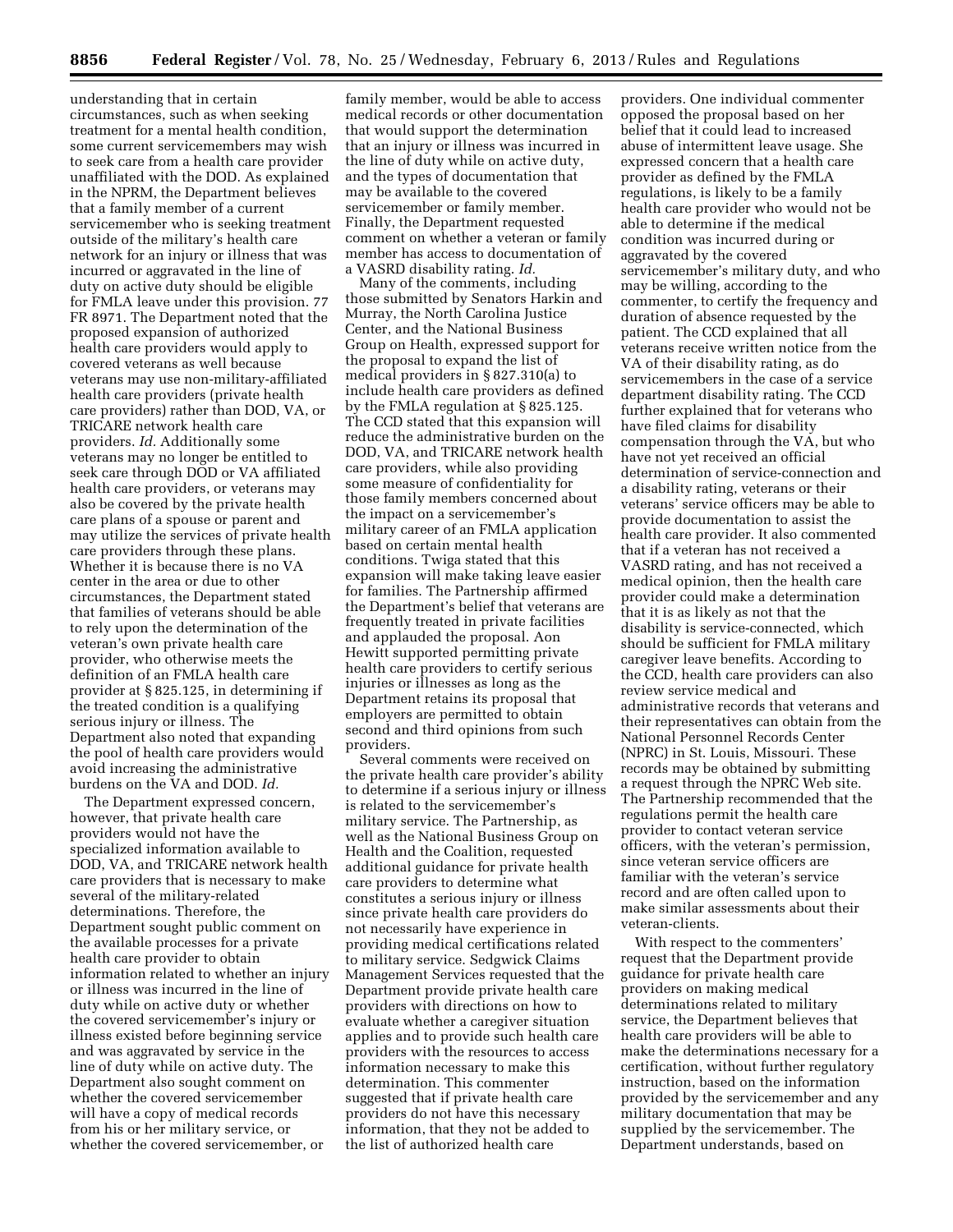understanding that in certain circumstances, such as when seeking treatment for a mental health condition, some current servicemembers may wish to seek care from a health care provider unaffiliated with the DOD. As explained in the NPRM, the Department believes that a family member of a current servicemember who is seeking treatment outside of the military's health care network for an injury or illness that was incurred or aggravated in the line of duty on active duty should be eligible for FMLA leave under this provision. 77 FR 8971. The Department noted that the proposed expansion of authorized health care providers would apply to covered veterans as well because veterans may use non-military-affiliated health care providers (private health care providers) rather than DOD, VA, or TRICARE network health care providers. *Id.* Additionally some veterans may no longer be entitled to seek care through DOD or VA affiliated health care providers, or veterans may also be covered by the private health care plans of a spouse or parent and may utilize the services of private health care providers through these plans. Whether it is because there is no VA center in the area or due to other circumstances, the Department stated that families of veterans should be able to rely upon the determination of the veteran's own private health care provider, who otherwise meets the definition of an FMLA health care provider at § 825.125, in determining if the treated condition is a qualifying serious injury or illness. The Department also noted that expanding the pool of health care providers would avoid increasing the administrative burdens on the VA and DOD. *Id.*

The Department expressed concern, however, that private health care providers would not have the specialized information available to DOD, VA, and TRICARE network health care providers that is necessary to make several of the military-related determinations. Therefore, the Department sought public comment on the available processes for a private health care provider to obtain information related to whether an injury or illness was incurred in the line of duty while on active duty or whether the covered servicemember's injury or illness existed before beginning service and was aggravated by service in the line of duty while on active duty. The Department also sought comment on whether the covered servicemember will have a copy of medical records from his or her military service, or whether the covered servicemember, or family member, would be able to access medical records or other documentation that would support the determination that an injury or illness was incurred in the line of duty while on active duty, and the types of documentation that may be available to the covered servicemember or family member. Finally, the Department requested comment on whether a veteran or family member has access to documentation of a VASRD disability rating. *Id.*

Many of the comments, including those submitted by Senators Harkin and Murray, the North Carolina Justice Center, and the National Business Group on Health, expressed support for the proposal to expand the list of medical providers in § 827.310(a) to include health care providers as defined by the FMLA regulation at § 825.125. The CCD stated that this expansion will reduce the administrative burden on the DOD, VA, and TRICARE network health care providers, while also providing some measure of confidentiality for those family members concerned about the impact on a servicemember's military career of an FMLA application based on certain mental health conditions. Twiga stated that this expansion will make taking leave easier for families. The Partnership affirmed the Department's belief that veterans are frequently treated in private facilities and applauded the proposal. Aon Hewitt supported permitting private health care providers to certify serious injuries or illnesses as long as the Department retains its proposal that employers are permitted to obtain second and third opinions from such providers.

Several comments were received on the private health care provider's ability to determine if a serious injury or illness is related to the servicemember's military service. The Partnership, as well as the National Business Group on Health and the Coalition, requested additional guidance for private health care providers to determine what constitutes a serious injury or illness since private health care providers do not necessarily have experience in providing medical certifications related to military service. Sedgwick Claims Management Services requested that the Department provide private health care providers with directions on how to evaluate whether a caregiver situation applies and to provide such health care providers with the resources to access information necessary to make this determination. This commenter suggested that if private health care providers do not have this necessary information, that they not be added to the list of authorized health care providers. One individual commenter opposed the proposal based on her belief that it could lead to increased abuse of intermittent leave usage. She expressed concern that a health care provider as defined by the FMLA regulations, is likely to be a family health care provider who would not be able to determine if the medical condition was incurred during or aggravated by the covered servicemember's military duty, and who may be willing, according to the commenter, to certify the frequency and duration of absence requested by the patient. The CCD explained that all veterans receive written notice from the VA of their disability rating, as do servicemembers in the case of a service department disability rating. The CCD further explained that for veterans who have filed claims for disability compensation through the VA, but who have not yet received an official determination of service-connection and a disability rating, veterans or their veterans' service officers may be able to provide documentation to assist the health care provider. It also commented that if a veteran has not received a VASRD rating, and has not received a medical opinion, then the health care provider could make a determination that it is as likely as not that the disability is service-connected, which should be sufficient for FMLA military caregiver leave benefits. According to the CCD, health care providers can also review service medical and administrative records that veterans and their representatives can obtain from the National Personnel Records Center (NPRC) in St. Louis, Missouri. These records may be obtained by submitting a request through the NPRC Web site. The Partnership recommended that the regulations permit the health care provider to contact veteran service officers, with the veteran's permission, since veteran service officers are familiar with the veteran's service record and are often called upon to make similar assessments about their veteran-clients.

With respect to the commenters' request that the Department provide guidance for private health care providers on making medical determinations related to military service, the Department believes that health care providers will be able to make the determinations necessary for a certification, without further regulatory instruction, based on the information provided by the servicemember and any military documentation that may be supplied by the servicemember. The Department understands, based on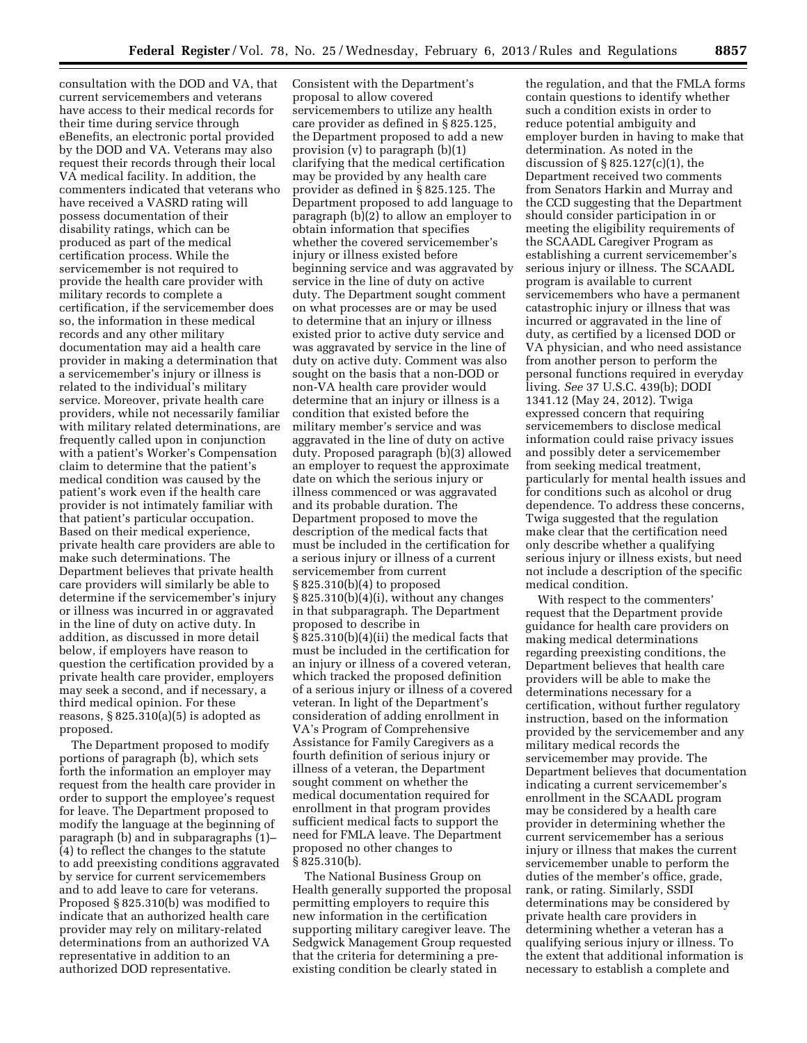consultation with the DOD and VA, that current servicemembers and veterans have access to their medical records for their time during service through eBenefits, an electronic portal provided by the DOD and VA. Veterans may also request their records through their local VA medical facility. In addition, the commenters indicated that veterans who have received a VASRD rating will possess documentation of their disability ratings, which can be produced as part of the medical certification process. While the servicemember is not required to provide the health care provider with military records to complete a certification, if the servicemember does so, the information in these medical records and any other military documentation may aid a health care provider in making a determination that a servicemember's injury or illness is related to the individual's military service. Moreover, private health care providers, while not necessarily familiar with military related determinations, are frequently called upon in conjunction with a patient's Worker's Compensation claim to determine that the patient's medical condition was caused by the patient's work even if the health care provider is not intimately familiar with that patient's particular occupation. Based on their medical experience, private health care providers are able to make such determinations. The Department believes that private health care providers will similarly be able to determine if the servicemember's injury or illness was incurred in or aggravated in the line of duty on active duty. In addition, as discussed in more detail below, if employers have reason to question the certification provided by a private health care provider, employers may seek a second, and if necessary, a third medical opinion. For these reasons, § 825.310(a)(5) is adopted as proposed.

The Department proposed to modify portions of paragraph (b), which sets forth the information an employer may request from the health care provider in order to support the employee's request for leave. The Department proposed to modify the language at the beginning of paragraph (b) and in subparagraphs (1)–(4) to reflect the changes to the statute to add preexisting conditions aggravated by service for current servicemembers and to add leave to care for veterans. Proposed § 825.310(b) was modified to indicate that an authorized health care provider may rely on military-related determinations from an authorized VA representative in addition to an authorized DOD representative.

Consistent with the Department's proposal to allow covered servicemembers to utilize any health care provider as defined in § 825.125, the Department proposed to add a new provision (v) to paragraph (b)(1) clarifying that the medical certification may be provided by any health care provider as defined in § 825.125. The Department proposed to add language to paragraph (b)(2) to allow an employer to obtain information that specifies whether the covered servicemember's injury or illness existed before beginning service and was aggravated by service in the line of duty on active duty. The Department sought comment on what processes are or may be used to determine that an injury or illness existed prior to active duty service and was aggravated by service in the line of duty on active duty. Comment was also sought on the basis that a non-DOD or non-VA health care provider would determine that an injury or illness is a condition that existed before the military member's service and was aggravated in the line of duty on active duty. Proposed paragraph (b)(3) allowed an employer to request the approximate date on which the serious injury or illness commenced or was aggravated and its probable duration. The Department proposed to move the description of the medical facts that must be included in the certification for a serious injury or illness of a current servicemember from current § 825.310(b)(4) to proposed § 825.310(b)(4)(i), without any changes in that subparagraph. The Department proposed to describe in § 825.310(b)(4)(ii) the medical facts that must be included in the certification for an injury or illness of a covered veteran, which tracked the proposed definition of a serious injury or illness of a covered veteran. In light of the Department's consideration of adding enrollment in VA's Program of Comprehensive Assistance for Family Caregivers as a fourth definition of serious injury or illness of a veteran, the Department sought comment on whether the medical documentation required for enrollment in that program provides sufficient medical facts to support the need for FMLA leave. The Department proposed no other changes to § 825.310(b).

The National Business Group on Health generally supported the proposal permitting employers to require this new information in the certification supporting military caregiver leave. The Sedgwick Management Group requested that the criteria for determining a pre-existing condition be clearly stated in the regulation, and that the FMLA forms contain questions to identify whether such a condition exists in order to reduce potential ambiguity and employer burden in having to make that determination. As noted in the discussion of § 825.127(c)(1), the Department received two comments from Senators Harkin and Murray and the CCD suggesting that the Department should consider participation in or meeting the eligibility requirements of the SCAADL Caregiver Program as establishing a current servicemember's serious injury or illness. The SCAADL program is available to current servicemembers who have a permanent catastrophic injury or illness that was incurred or aggravated in the line of duty, as certified by a licensed DOD or VA physician, and who need assistance from another person to perform the personal functions required in everyday living. *See* 37 U.S.C. 439(b); DODI 1341.12 (May 24, 2012). Twiga expressed concern that requiring servicemembers to disclose medical information could raise privacy issues and possibly deter a servicemember from seeking medical treatment, particularly for mental health issues and for conditions such as alcohol or drug dependence. To address these concerns, Twiga suggested that the regulation make clear that the certification need only describe whether a qualifying serious injury or illness exists, but need not include a description of the specific medical condition.

With respect to the commenters' request that the Department provide guidance for health care providers on making medical determinations regarding preexisting conditions, the Department believes that health care providers will be able to make the determinations necessary for a certification, without further regulatory instruction, based on the information provided by the servicemember and any military medical records the servicemember may provide. The Department believes that documentation indicating a current servicemember's enrollment in the SCAADL program may be considered by a health care provider in determining whether the current servicemember has a serious injury or illness that makes the current servicemember unable to perform the duties of the member's office, grade, rank, or rating. Similarly, SSDI determinations may be considered by private health care providers in determining whether a veteran has a qualifying serious injury or illness. To the extent that additional information is necessary to establish a complete and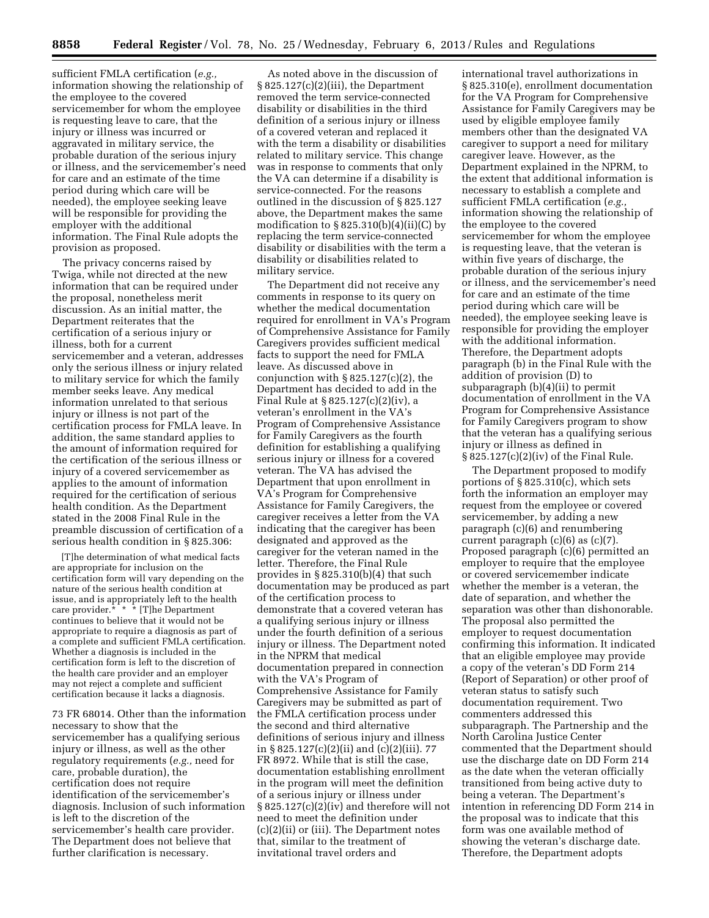sufficient FMLA certification (*e.g.,* information showing the relationship of the employee to the covered servicemember for whom the employee is requesting leave to care, that the injury or illness was incurred or aggravated in military service, the probable duration of the serious injury or illness, and the servicemember's need for care and an estimate of the time period during which care will be needed), the employee seeking leave will be responsible for providing the employer with the additional information. The Final Rule adopts the provision as proposed.

The privacy concerns raised by Twiga, while not directed at the new information that can be required under the proposal, nonetheless merit discussion. As an initial matter, the Department reiterates that the certification of a serious injury or illness, both for a current servicemember and a veteran, addresses only the serious illness or injury related to military service for which the family member seeks leave. Any medical information unrelated to that serious injury or illness is not part of the certification process for FMLA leave. In addition, the same standard applies to the amount of information required for the certification of the serious illness or injury of a covered servicemember as applies to the amount of information required for the certification of serious health condition. As the Department stated in the 2008 Final Rule in the preamble discussion of certification of a serious health condition in § 825.306:

> [T]he determination of what medical facts are appropriate for inclusion on the certification form will vary depending on the nature of the serious health condition at issue, and is appropriately left to the health care provider.* * * [T]he Department continues to believe that it would not be appropriate to require a diagnosis as part of a complete and sufficient FMLA certification. Whether a diagnosis is included in the certification form is left to the discretion of the health care provider and an employer may not reject a complete and sufficient certification because it lacks a diagnosis.

73 FR 68014. Other than the information necessary to show that the servicemember has a qualifying serious injury or illness, as well as the other regulatory requirements (*e.g.,* need for care, probable duration), the certification does not require identification of the servicemember's diagnosis. Inclusion of such information is left to the discretion of the servicemember's health care provider. The Department does not believe that further clarification is necessary.

As noted above in the discussion of § 825.127(c)(2)(iii), the Department removed the term service-connected disability or disabilities in the third definition of a serious injury or illness of a covered veteran and replaced it with the term a disability or disabilities related to military service. This change was in response to comments that only the VA can determine if a disability is service-connected. For the reasons outlined in the discussion of § 825.127 above, the Department makes the same modification to § 825.310(b)(4)(ii)(C) by replacing the term service-connected disability or disabilities with the term a disability or disabilities related to military service.

The Department did not receive any comments in response to its query on whether the medical documentation required for enrollment in VA's Program of Comprehensive Assistance for Family Caregivers provides sufficient medical facts to support the need for FMLA leave. As discussed above in conjunction with § 825.127(c)(2), the Department has decided to add in the Final Rule at § 825.127(c)(2)(iv), a veteran's enrollment in the VA's Program of Comprehensive Assistance for Family Caregivers as the fourth definition for establishing a qualifying serious injury or illness for a covered veteran. The VA has advised the Department that upon enrollment in VA's Program for Comprehensive Assistance for Family Caregivers, the caregiver receives a letter from the VA indicating that the caregiver has been designated and approved as the caregiver for the veteran named in the letter. Therefore, the Final Rule provides in § 825.310(b)(4) that such documentation may be produced as part of the certification process to demonstrate that a covered veteran has a qualifying serious injury or illness under the fourth definition of a serious injury or illness. The Department noted in the NPRM that medical documentation prepared in connection with the VA's Program of Comprehensive Assistance for Family Caregivers may be submitted as part of the FMLA certification process under the second and third alternative definitions of serious injury and illness in § 825.127(c)(2)(ii) and (c)(2)(iii). 77 FR 8972. While that is still the case, documentation establishing enrollment in the program will meet the definition of a serious injury or illness under § 825.127(c)(2)(iv) and therefore will not need to meet the definition under (c)(2)(ii) or (iii). The Department notes that, similar to the treatment of invitational travel orders and international travel authorizations in § 825.310(e), enrollment documentation for the VA Program for Comprehensive Assistance for Family Caregivers may be used by eligible employee family members other than the designated VA caregiver to support a need for military caregiver leave. However, as the Department explained in the NPRM, to the extent that additional information is necessary to establish a complete and sufficient FMLA certification (*e.g.,* information showing the relationship of the employee to the covered servicemember for whom the employee is requesting leave, that the veteran is within five years of discharge, the probable duration of the serious injury or illness, and the servicemember's need for care and an estimate of the time period during which care will be needed), the employee seeking leave is responsible for providing the employer with the additional information. Therefore, the Department adopts paragraph (b) in the Final Rule with the addition of provision (D) to subparagraph (b)(4)(ii) to permit documentation of enrollment in the VA Program for Comprehensive Assistance for Family Caregivers program to show that the veteran has a qualifying serious injury or illness as defined in § 825.127(c)(2)(iv) of the Final Rule.

The Department proposed to modify portions of § 825.310(c), which sets forth the information an employer may request from the employee or covered servicemember, by adding a new paragraph (c)(6) and renumbering current paragraph (c)(6) as (c)(7). Proposed paragraph (c)(6) permitted an employer to require that the employee or covered servicemember indicate whether the member is a veteran, the date of separation, and whether the separation was other than dishonorable. The proposal also permitted the employer to request documentation confirming this information. It indicated that an eligible employee may provide a copy of the veteran's DD Form 214 (Report of Separation) or other proof of veteran status to satisfy such documentation requirement. Two commenters addressed this subparagraph. The Partnership and the North Carolina Justice Center commented that the Department should use the discharge date on DD Form 214 as the date when the veteran officially transitioned from being active duty to being a veteran. The Department's intention in referencing DD Form 214 in the proposal was to indicate that this form was one available method of showing the veteran's discharge date. Therefore, the Department adopts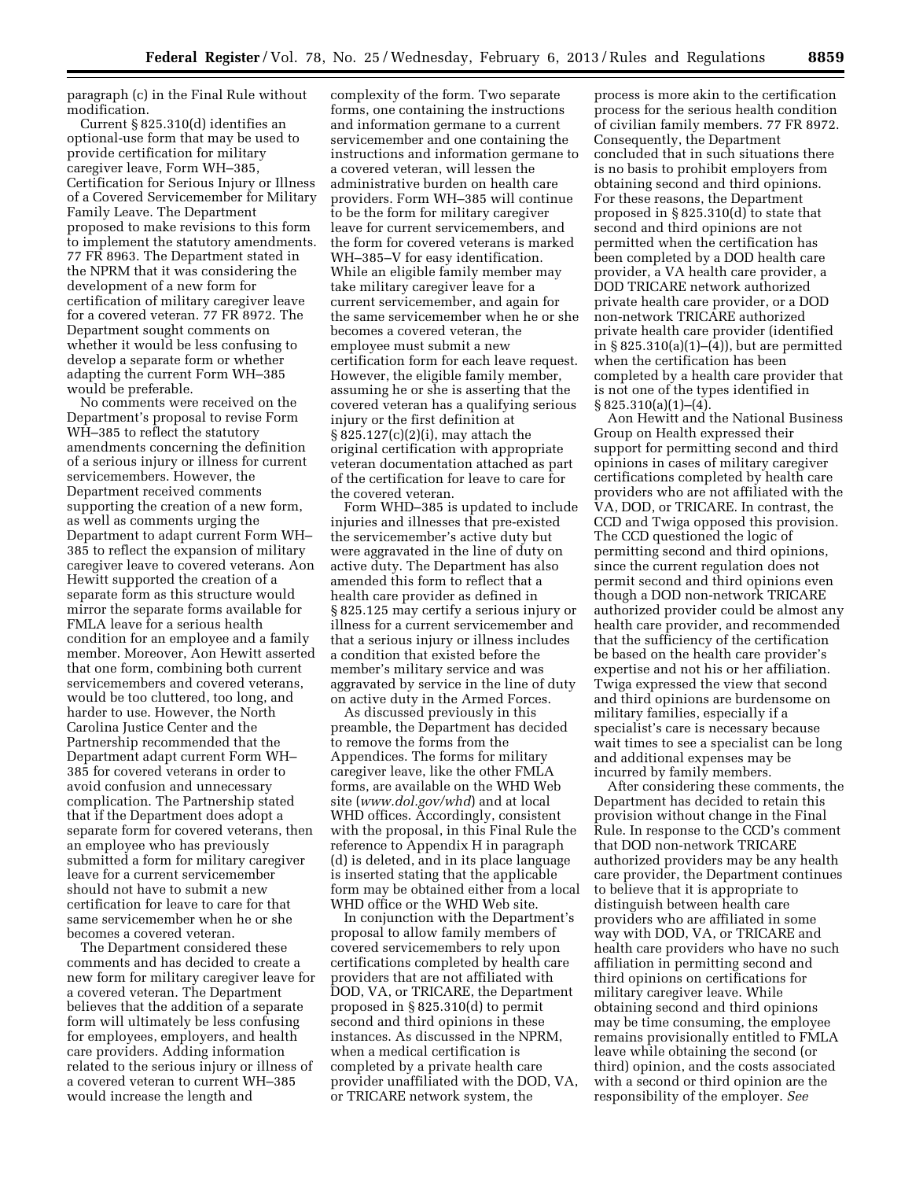paragraph (c) in the Final Rule without modification.

Current § 825.310(d) identifies an optional-use form that may be used to provide certification for military caregiver leave, Form WH–385, Certification for Serious Injury or Illness of a Covered Servicemember for Military Family Leave. The Department proposed to make revisions to this form to implement the statutory amendments. 77 FR 8963. The Department stated in the NPRM that it was considering the development of a new form for certification of military caregiver leave for a covered veteran. 77 FR 8972. The Department sought comments on whether it would be less confusing to develop a separate form or whether adapting the current Form WH–385 would be preferable.

No comments were received on the Department's proposal to revise Form WH–385 to reflect the statutory amendments concerning the definition of a serious injury or illness for current servicemembers. However, the Department received comments supporting the creation of a new form, as well as comments urging the Department to adapt current Form WH–385 to reflect the expansion of military caregiver leave to covered veterans. Aon Hewitt supported the creation of a separate form as this structure would mirror the separate forms available for FMLA leave for a serious health condition for an employee and a family member. Moreover, Aon Hewitt asserted that one form, combining both current servicemembers and covered veterans, would be too cluttered, too long, and harder to use. However, the North Carolina Justice Center and the Partnership recommended that the Department adapt current Form WH–385 for covered veterans in order to avoid confusion and unnecessary complication. The Partnership stated that if the Department does adopt a separate form for covered veterans, then an employee who has previously submitted a form for military caregiver leave for a current servicemember should not have to submit a new certification for leave to care for that same servicemember when he or she becomes a covered veteran.

The Department considered these comments and has decided to create a new form for military caregiver leave for a covered veteran. The Department believes that the addition of a separate form will ultimately be less confusing for employees, employers, and health care providers. Adding information related to the serious injury or illness of a covered veteran to current WH–385 would increase the length and complexity of the form. Two separate forms, one containing the instructions and information germane to a current servicemember and one containing the instructions and information germane to a covered veteran, will lessen the administrative burden on health care providers. Form WH–385 will continue to be the form for military caregiver leave for current servicemembers, and the form for covered veterans is marked WH–385–V for easy identification. While an eligible family member may take military caregiver leave for a current servicemember, and again for the same servicemember when he or she becomes a covered veteran, the employee must submit a new certification form for each leave request. However, the eligible family member, assuming he or she is asserting that the covered veteran has a qualifying serious injury or the first definition at § 825.127(c)(2)(i), may attach the original certification with appropriate veteran documentation attached as part of the certification for leave to care for the covered veteran.

Form WHD–385 is updated to include injuries and illnesses that pre-existed the servicemember's active duty but were aggravated in the line of duty on active duty. The Department has also amended this form to reflect that a health care provider as defined in § 825.125 may certify a serious injury or illness for a current servicemember and that a serious injury or illness includes a condition that existed before the member's military service and was aggravated by service in the line of duty on active duty in the Armed Forces.

As discussed previously in this preamble, the Department has decided to remove the forms from the Appendices. The forms for military caregiver leave, like the other FMLA forms, are available on the WHD Web site (*www.dol.gov/whd*) and at local WHD offices. Accordingly, consistent with the proposal, in this Final Rule the reference to Appendix H in paragraph (d) is deleted, and in its place language is inserted stating that the applicable form may be obtained either from a local WHD office or the WHD Web site.

In conjunction with the Department's proposal to allow family members of covered servicemembers to rely upon certifications completed by health care providers that are not affiliated with DOD, VA, or TRICARE, the Department proposed in § 825.310(d) to permit second and third opinions in these instances. As discussed in the NPRM, when a medical certification is completed by a private health care provider unaffiliated with the DOD, VA, or TRICARE network system, the process is more akin to the certification process for the serious health condition of civilian family members. 77 FR 8972. Consequently, the Department concluded that in such situations there is no basis to prohibit employers from obtaining second and third opinions. For these reasons, the Department proposed in § 825.310(d) to state that second and third opinions are not permitted when the certification has been completed by a DOD health care provider, a VA health care provider, a DOD TRICARE network authorized private health care provider, or a DOD non-network TRICARE authorized private health care provider (identified in § 825.310(a)(1)–(4)), but are permitted when the certification has been completed by a health care provider that is not one of the types identified in § 825.310(a)(1)–(4).

Aon Hewitt and the National Business Group on Health expressed their support for permitting second and third opinions in cases of military caregiver certifications completed by health care providers who are not affiliated with the VA, DOD, or TRICARE. In contrast, the CCD and Twiga opposed this provision. The CCD questioned the logic of permitting second and third opinions, since the current regulation does not permit second and third opinions even though a DOD non-network TRICARE authorized provider could be almost any health care provider, and recommended that the sufficiency of the certification be based on the health care provider's expertise and not his or her affiliation. Twiga expressed the view that second and third opinions are burdensome on military families, especially if a specialist's care is necessary because wait times to see a specialist can be long and additional expenses may be incurred by family members.

After considering these comments, the Department has decided to retain this provision without change in the Final Rule. In response to the CCD's comment that DOD non-network TRICARE authorized providers may be any health care provider, the Department continues to believe that it is appropriate to distinguish between health care providers who are affiliated in some way with DOD, VA, or TRICARE and health care providers who have no such affiliation in permitting second and third opinions on certifications for military caregiver leave. While obtaining second and third opinions may be time consuming, the employee remains provisionally entitled to FMLA leave while obtaining the second (or third) opinion, and the costs associated with a second or third opinion are the responsibility of the employer. *See*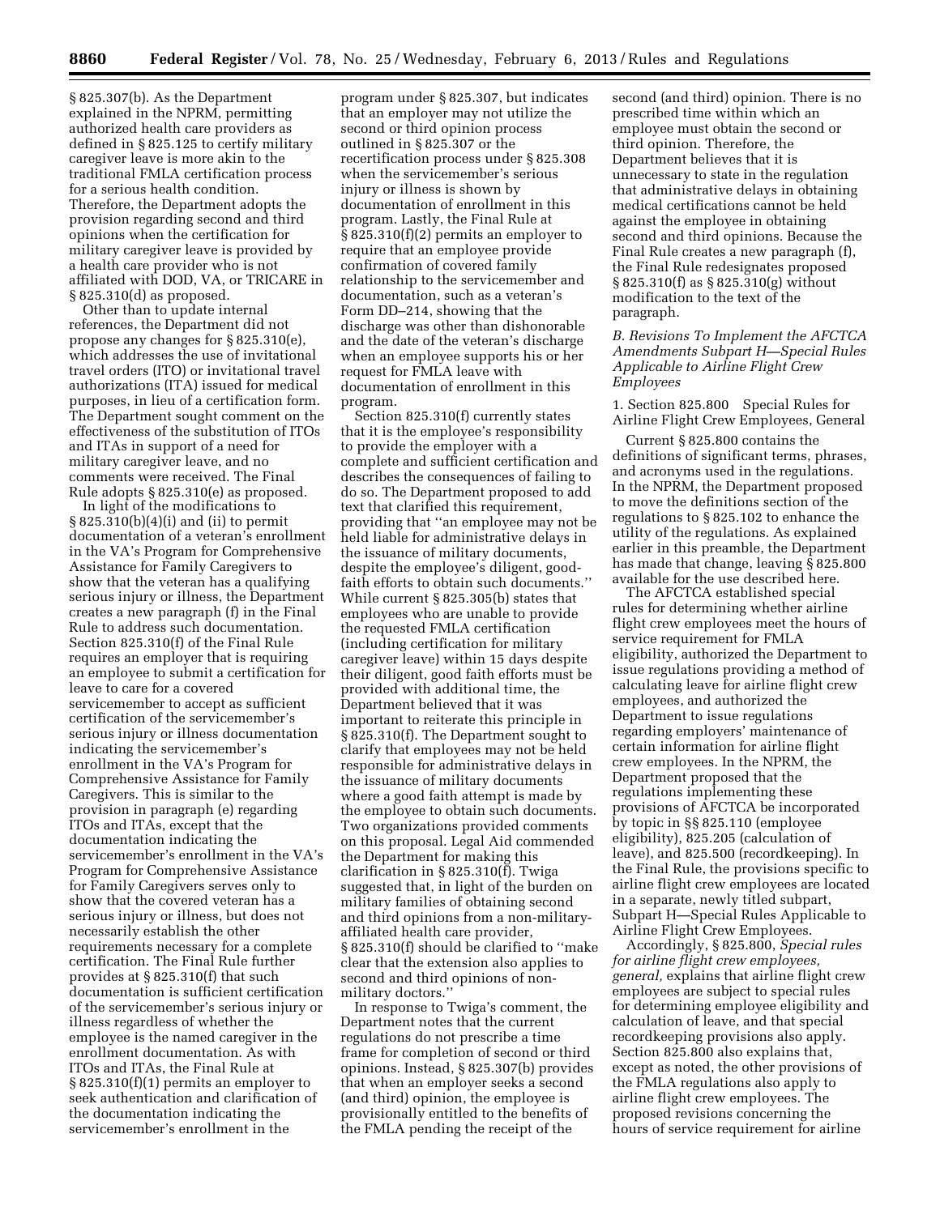§ 825.307(b). As the Department explained in the NPRM, permitting authorized health care providers as defined in § 825.125 to certify military caregiver leave is more akin to the traditional FMLA certification process for a serious health condition. Therefore, the Department adopts the provision regarding second and third opinions when the certification for military caregiver leave is provided by a health care provider who is not affiliated with DOD, VA, or TRICARE in § 825.310(d) as proposed.

Other than to update internal references, the Department did not propose any changes for § 825.310(e), which addresses the use of invitational travel orders (ITO) or invitational travel authorizations (ITA) issued for medical purposes, in lieu of a certification form. The Department sought comment on the effectiveness of the substitution of ITOs and ITAs in support of a need for military caregiver leave, and no comments were received. The Final Rule adopts § 825.310(e) as proposed.

In light of the modifications to § 825.310(b)(4)(i) and (ii) to permit documentation of a veteran's enrollment in the VA's Program for Comprehensive Assistance for Family Caregivers to show that the veteran has a qualifying serious injury or illness, the Department creates a new paragraph (f) in the Final Rule to address such documentation. Section 825.310(f) of the Final Rule requires an employer that is requiring an employee to submit a certification for leave to care for a covered servicemember to accept as sufficient certification of the servicemember's serious injury or illness documentation indicating the servicemember's enrollment in the VA's Program for Comprehensive Assistance for Family Caregivers. This is similar to the provision in paragraph (e) regarding ITOs and ITAs, except that the documentation indicating the servicemember's enrollment in the VA's Program for Comprehensive Assistance for Family Caregivers serves only to show that the covered veteran has a serious injury or illness, but does not necessarily establish the other requirements necessary for a complete certification. The Final Rule further provides at § 825.310(f) that such documentation is sufficient certification of the servicemember's serious injury or illness regardless of whether the employee is the named caregiver in the enrollment documentation. As with ITOs and ITAs, the Final Rule at § 825.310(f)(1) permits an employer to seek authentication and clarification of the documentation indicating the servicemember's enrollment in the program under § 825.307, but indicates that an employer may not utilize the second or third opinion process outlined in § 825.307 or the recertification process under § 825.308 when the servicemember's serious injury or illness is shown by documentation of enrollment in this program. Lastly, the Final Rule at § 825.310(f)(2) permits an employer to require that an employee provide confirmation of covered family relationship to the servicemember and documentation, such as a veteran's Form DD–214, showing that the discharge was other than dishonorable and the date of the veteran's discharge when an employee supports his or her request for FMLA leave with documentation of enrollment in this program.

Section 825.310(f) currently states that it is the employee's responsibility to provide the employer with a complete and sufficient certification and describes the consequences of failing to do so. The Department proposed to add text that clarified this requirement, providing that ''an employee may not be held liable for administrative delays in the issuance of military documents, despite the employee's diligent, good-faith efforts to obtain such documents.'' While current § 825.305(b) states that employees who are unable to provide the requested FMLA certification (including certification for military caregiver leave) within 15 days despite their diligent, good faith efforts must be provided with additional time, the Department believed that it was important to reiterate this principle in § 825.310(f). The Department sought to clarify that employees may not be held responsible for administrative delays in the issuance of military documents where a good faith attempt is made by the employee to obtain such documents. Two organizations provided comments on this proposal. Legal Aid commended the Department for making this clarification in § 825.310(f). Twiga suggested that, in light of the burden on military families of obtaining second and third opinions from a non-military-affiliated health care provider, § 825.310(f) should be clarified to ''make clear that the extension also applies to second and third opinions of non-military doctors.''

In response to Twiga's comment, the Department notes that the current regulations do not prescribe a time frame for completion of second or third opinions. Instead, § 825.307(b) provides that when an employer seeks a second (and third) opinion, the employee is provisionally entitled to the benefits of the FMLA pending the receipt of the second (and third) opinion. There is no prescribed time within which an employee must obtain the second or third opinion. Therefore, the Department believes that it is unnecessary to state in the regulation that administrative delays in obtaining medical certifications cannot be held against the employee in obtaining second and third opinions. Because the Final Rule creates a new paragraph (f), the Final Rule redesignates proposed § 825.310(f) as § 825.310(g) without modification to the text of the paragraph.

### *B. Revisions To Implement the AFCTCA Amendments Subpart H—Special Rules Applicable to Airline Flight Crew Employees*

#### 1. Section 825.800 Special Rules for Airline Flight Crew Employees, General

Current § 825.800 contains the definitions of significant terms, phrases, and acronyms used in the regulations. In the NPRM, the Department proposed to move the definitions section of the regulations to § 825.102 to enhance the utility of the regulations. As explained earlier in this preamble, the Department has made that change, leaving § 825.800 available for the use described here.

The AFCTCA established special rules for determining whether airline flight crew employees meet the hours of service requirement for FMLA eligibility, authorized the Department to issue regulations providing a method of calculating leave for airline flight crew employees, and authorized the Department to issue regulations regarding employers' maintenance of certain information for airline flight crew employees. In the NPRM, the Department proposed that the regulations implementing these provisions of AFCTCA be incorporated by topic in §§ 825.110 (employee eligibility), 825.205 (calculation of leave), and 825.500 (recordkeeping). In the Final Rule, the provisions specific to airline flight crew employees are located in a separate, newly titled subpart, Subpart H—Special Rules Applicable to Airline Flight Crew Employees.

Accordingly, § 825.800, *Special rules for airline flight crew employees, general,* explains that airline flight crew employees are subject to special rules for determining employee eligibility and calculation of leave, and that special recordkeeping provisions also apply. Section 825.800 also explains that, except as noted, the other provisions of the FMLA regulations also apply to airline flight crew employees. The proposed revisions concerning the hours of service requirement for airline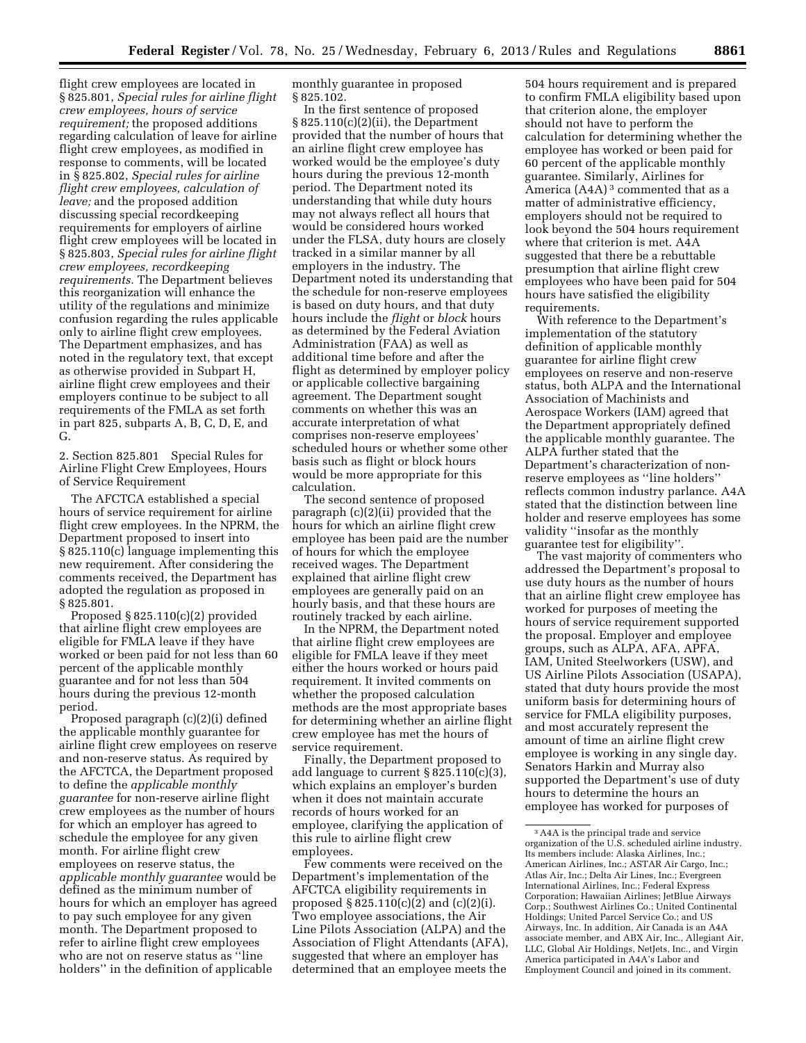flight crew employees are located in § 825.801, *Special rules for airline flight crew employees, hours of service requirement;* the proposed additions regarding calculation of leave for airline flight crew employees, as modified in response to comments, will be located in § 825.802, *Special rules for airline flight crew employees, calculation of leave;* and the proposed addition discussing special recordkeeping requirements for employers of airline flight crew employees will be located in § 825.803, *Special rules for airline flight crew employees, recordkeeping requirements.* The Department believes this reorganization will enhance the utility of the regulations and minimize confusion regarding the rules applicable only to airline flight crew employees. The Department emphasizes, and has noted in the regulatory text, that except as otherwise provided in Subpart H, airline flight crew employees and their employers continue to be subject to all requirements of the FMLA as set forth in part 825, subparts A, B, C, D, E, and G.

2. Section 825.801 Special Rules for Airline Flight Crew Employees, Hours of Service Requirement

The AFCTCA established a special hours of service requirement for airline flight crew employees. In the NPRM, the Department proposed to insert into § 825.110(c) language implementing this new requirement. After considering the comments received, the Department has adopted the regulation as proposed in § 825.801.

Proposed § 825.110(c)(2) provided that airline flight crew employees are eligible for FMLA leave if they have worked or been paid for not less than 60 percent of the applicable monthly guarantee and for not less than 504 hours during the previous 12-month period.

Proposed paragraph (c)(2)(i) defined the applicable monthly guarantee for airline flight crew employees on reserve and non-reserve status. As required by the AFCTCA, the Department proposed to define the *applicable monthly guarantee* for non-reserve airline flight crew employees as the number of hours for which an employer has agreed to schedule the employee for any given month. For airline flight crew employees on reserve status, the *applicable monthly guarantee* would be defined as the minimum number of hours for which an employer has agreed to pay such employee for any given month. The Department proposed to refer to airline flight crew employees who are not on reserve status as ''line holders'' in the definition of applicable monthly guarantee in proposed § 825.102.

In the first sentence of proposed § 825.110(c)(2)(ii), the Department provided that the number of hours that an airline flight crew employee has worked would be the employee's duty hours during the previous 12-month period. The Department noted its understanding that while duty hours may not always reflect all hours that would be considered hours worked under the FLSA, duty hours are closely tracked in a similar manner by all employers in the industry. The Department noted its understanding that the schedule for non-reserve employees is based on duty hours, and that duty hours include the *flight* or *block* hours as determined by the Federal Aviation Administration (FAA) as well as additional time before and after the flight as determined by employer policy or applicable collective bargaining agreement. The Department sought comments on whether this was an accurate interpretation of what comprises non-reserve employees' scheduled hours or whether some other basis such as flight or block hours would be more appropriate for this calculation.

The second sentence of proposed paragraph (c)(2)(ii) provided that the hours for which an airline flight crew employee has been paid are the number of hours for which the employee received wages. The Department explained that airline flight crew employees are generally paid on an hourly basis, and that these hours are routinely tracked by each airline.

In the NPRM, the Department noted that airline flight crew employees are eligible for FMLA leave if they meet either the hours worked or hours paid requirement. It invited comments on whether the proposed calculation methods are the most appropriate bases for determining whether an airline flight crew employee has met the hours of service requirement.

Finally, the Department proposed to add language to current § 825.110(c)(3), which explains an employer's burden when it does not maintain accurate records of hours worked for an employee, clarifying the application of this rule to airline flight crew employees.

Few comments were received on the Department's implementation of the AFCTCA eligibility requirements in proposed § 825.110(c)(2) and (c)(2)(i). Two employee associations, the Air Line Pilots Association (ALPA) and the Association of Flight Attendants (AFA), suggested that where an employer has determined that an employee meets the 504 hours requirement and is prepared to confirm FMLA eligibility based upon that criterion alone, the employer should not have to perform the calculation for determining whether the employee has worked or been paid for 60 percent of the applicable monthly guarantee. Similarly, Airlines for America (A4A)[3] commented that as a matter of administrative efficiency, employers should not be required to look beyond the 504 hours requirement where that criterion is met. A4A suggested that there be a rebuttable presumption that airline flight crew employees who have been paid for 504 hours have satisfied the eligibility requirements.

With reference to the Department's implementation of the statutory definition of applicable monthly guarantee for airline flight crew employees on reserve and non-reserve status, both ALPA and the International Association of Machinists and Aerospace Workers (IAM) agreed that the Department appropriately defined the applicable monthly guarantee. The ALPA further stated that the Department's characterization of non-reserve employees as ''line holders'' reflects common industry parlance. A4A stated that the distinction between line holder and reserve employees has some validity ''insofar as the monthly guarantee test for eligibility''.

The vast majority of commenters who addressed the Department's proposal to use duty hours as the number of hours that an airline flight crew employee has worked for purposes of meeting the hours of service requirement supported the proposal. Employer and employee groups, such as ALPA, AFA, APFA, IAM, United Steelworkers (USW), and US Airline Pilots Association (USAPA), stated that duty hours provide the most uniform basis for determining hours of service for FMLA eligibility purposes, and most accurately represent the amount of time an airline flight crew employee is working in any single day. Senators Harkin and Murray also supported the Department's use of duty hours to determine the hours an employee has worked for purposes of

[3] A4A is the principal trade and service organization of the U.S. scheduled airline industry. Its members include: Alaska Airlines, Inc.; American Airlines, Inc.; ASTAR Air Cargo, Inc.; Atlas Air, Inc.; Delta Air Lines, Inc.; Evergreen International Airlines, Inc.; Federal Express Corporation; Hawaiian Airlines; JetBlue Airways Corp.; Southwest Airlines Co.; United Continental Holdings; United Parcel Service Co.; and US Airways, Inc. In addition, Air Canada is an A4A associate member, and ABX Air, Inc., Allegiant Air, LLC, Global Air Holdings, NetJets, Inc., and Virgin America participated in A4A's Labor and Employment Council and joined in its comment.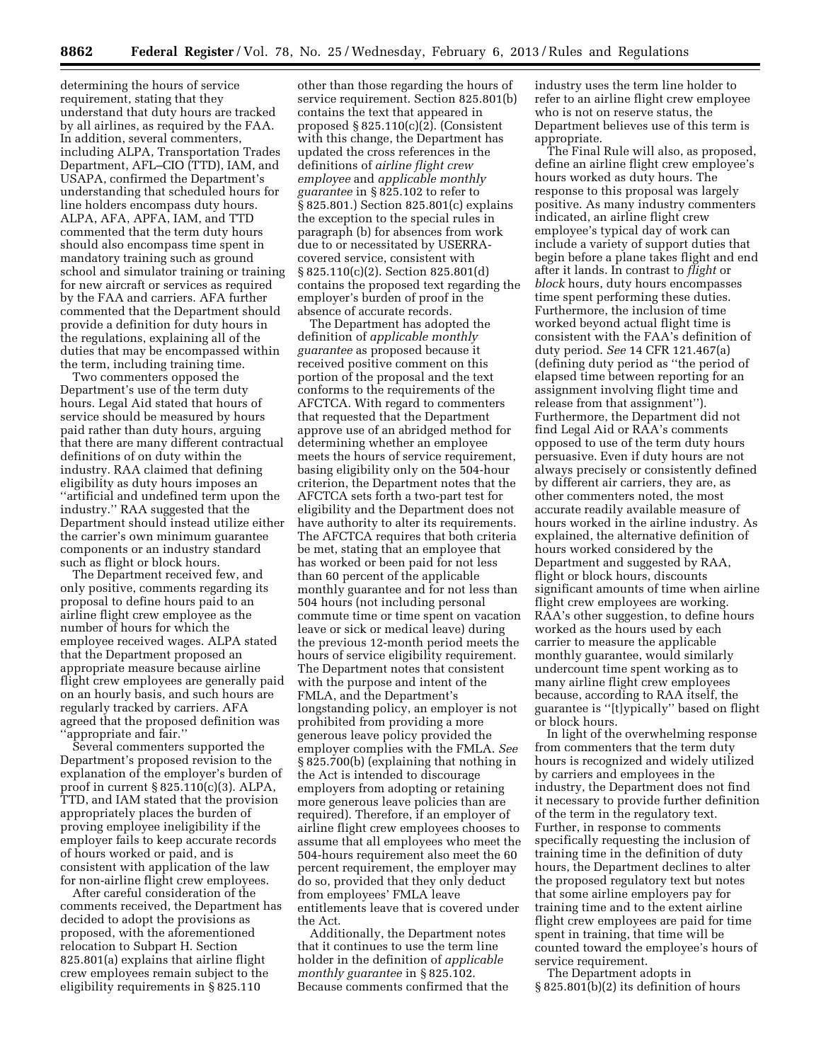determining the hours of service requirement, stating that they understand that duty hours are tracked by all airlines, as required by the FAA. In addition, several commenters, including ALPA, Transportation Trades Department, AFL–CIO (TTD), IAM, and USAPA, confirmed the Department's understanding that scheduled hours for line holders encompass duty hours. ALPA, AFA, APFA, IAM, and TTD commented that the term duty hours should also encompass time spent in mandatory training such as ground school and simulator training or training for new aircraft or services as required by the FAA and carriers. AFA further commented that the Department should provide a definition for duty hours in the regulations, explaining all of the duties that may be encompassed within the term, including training time.

Two commenters opposed the Department's use of the term duty hours. Legal Aid stated that hours of service should be measured by hours paid rather than duty hours, arguing that there are many different contractual definitions of on duty within the industry. RAA claimed that defining eligibility as duty hours imposes an ''artificial and undefined term upon the industry.'' RAA suggested that the Department should instead utilize either the carrier's own minimum guarantee components or an industry standard such as flight or block hours.

The Department received few, and only positive, comments regarding its proposal to define hours paid to an airline flight crew employee as the number of hours for which the employee received wages. ALPA stated that the Department proposed an appropriate measure because airline flight crew employees are generally paid on an hourly basis, and such hours are regularly tracked by carriers. AFA agreed that the proposed definition was ''appropriate and fair.''

Several commenters supported the Department's proposed revision to the explanation of the employer's burden of proof in current § 825.110(c)(3). ALPA, TTD, and IAM stated that the provision appropriately places the burden of proving employee ineligibility if the employer fails to keep accurate records of hours worked or paid, and is consistent with application of the law for non-airline flight crew employees.

After careful consideration of the comments received, the Department has decided to adopt the provisions as proposed, with the aforementioned relocation to Subpart H. Section 825.801(a) explains that airline flight crew employees remain subject to the eligibility requirements in § 825.110 other than those regarding the hours of service requirement. Section 825.801(b) contains the text that appeared in proposed § 825.110(c)(2). (Consistent with this change, the Department has updated the cross references in the definitions of *airline flight crew employee* and *applicable monthly guarantee* in § 825.102 to refer to § 825.801.) Section 825.801(c) explains the exception to the special rules in paragraph (b) for absences from work due to or necessitated by USERRA-covered service, consistent with § 825.110(c)(2). Section 825.801(d) contains the proposed text regarding the employer's burden of proof in the absence of accurate records.

The Department has adopted the definition of *applicable monthly guarantee* as proposed because it received positive comment on this portion of the proposal and the text conforms to the requirements of the AFCTCA. With regard to commenters that requested that the Department approve use of an abridged method for determining whether an employee meets the hours of service requirement, basing eligibility only on the 504-hour criterion, the Department notes that the AFCTCA sets forth a two-part test for eligibility and the Department does not have authority to alter its requirements. The AFCTCA requires that both criteria be met, stating that an employee that has worked or been paid for not less than 60 percent of the applicable monthly guarantee and for not less than 504 hours (not including personal commute time or time spent on vacation leave or sick or medical leave) during the previous 12-month period meets the hours of service eligibility requirement. The Department notes that consistent with the purpose and intent of the FMLA, and the Department's longstanding policy, an employer is not prohibited from providing a more generous leave policy provided the employer complies with the FMLA. *See* § 825.700(b) (explaining that nothing in the Act is intended to discourage employers from adopting or retaining more generous leave policies than are required). Therefore, if an employer of airline flight crew employees chooses to assume that all employees who meet the 504-hours requirement also meet the 60 percent requirement, the employer may do so, provided that they only deduct from employees' FMLA leave entitlements leave that is covered under the Act.

Additionally, the Department notes that it continues to use the term line holder in the definition of *applicable monthly guarantee* in § 825.102. Because comments confirmed that the industry uses the term line holder to refer to an airline flight crew employee who is not on reserve status, the Department believes use of this term is appropriate.

The Final Rule will also, as proposed, define an airline flight crew employee's hours worked as duty hours. The response to this proposal was largely positive. As many industry commenters indicated, an airline flight crew employee's typical day of work can include a variety of support duties that begin before a plane takes flight and end after it lands. In contrast to *flight* or *block* hours, duty hours encompasses time spent performing these duties. Furthermore, the inclusion of time worked beyond actual flight time is consistent with the FAA's definition of duty period. *See* 14 CFR 121.467(a) (defining duty period as ''the period of elapsed time between reporting for an assignment involving flight time and release from that assignment''). Furthermore, the Department did not find Legal Aid or RAA's comments opposed to use of the term duty hours persuasive. Even if duty hours are not always precisely or consistently defined by different air carriers, they are, as other commenters noted, the most accurate readily available measure of hours worked in the airline industry. As explained, the alternative definition of hours worked considered by the Department and suggested by RAA, flight or block hours, discounts significant amounts of time when airline flight crew employees are working. RAA's other suggestion, to define hours worked as the hours used by each carrier to measure the applicable monthly guarantee, would similarly undercount time spent working as to many airline flight crew employees because, according to RAA itself, the guarantee is ''[t]ypically'' based on flight or block hours.

In light of the overwhelming response from commenters that the term duty hours is recognized and widely utilized by carriers and employees in the industry, the Department does not find it necessary to provide further definition of the term in the regulatory text. Further, in response to comments specifically requesting the inclusion of training time in the definition of duty hours, the Department declines to alter the proposed regulatory text but notes that some airline employers pay for training time and to the extent airline flight crew employees are paid for time spent in training, that time will be counted toward the employee's hours of service requirement.

The Department adopts in § 825.801(b)(2) its definition of hours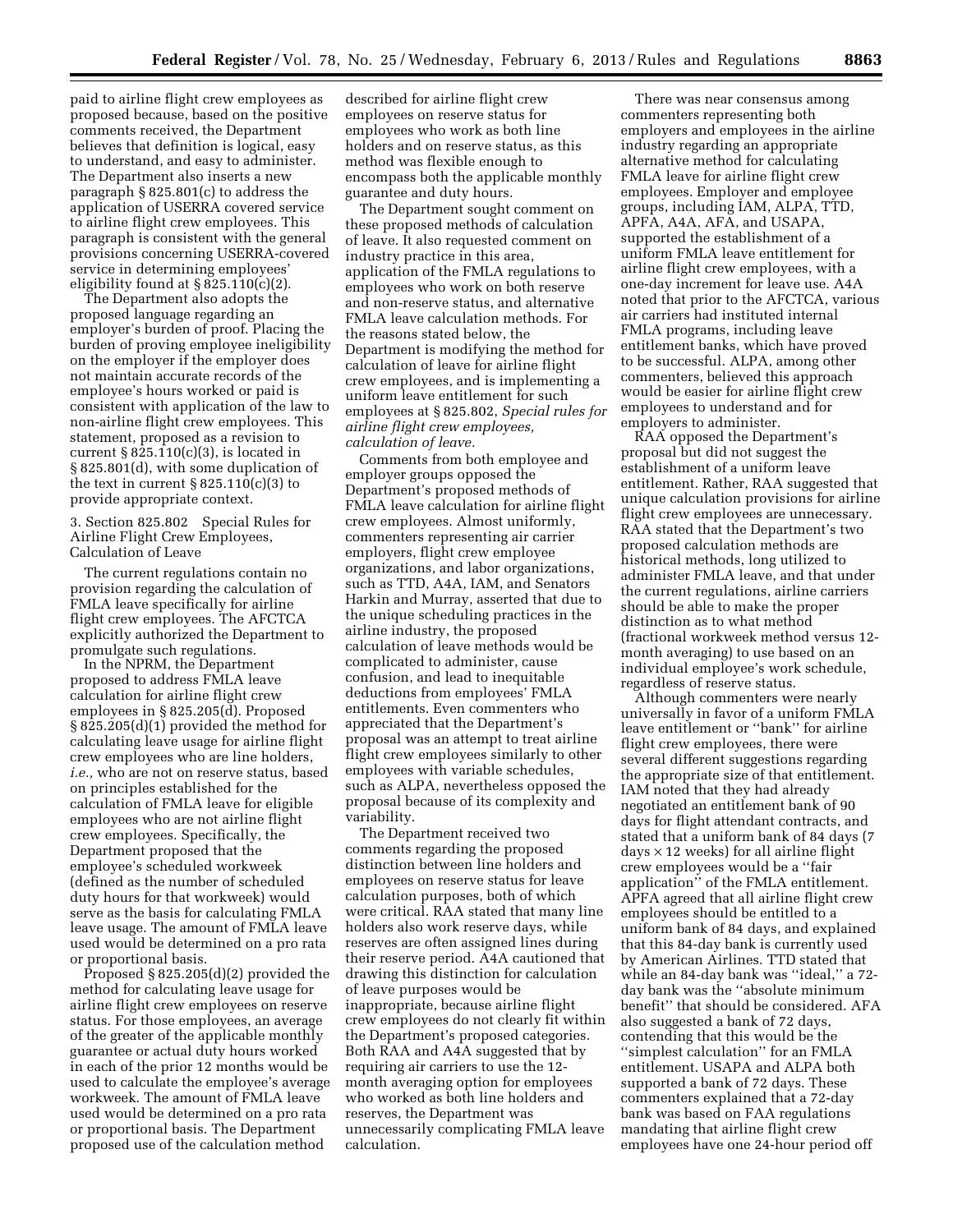paid to airline flight crew employees as proposed because, based on the positive comments received, the Department believes that definition is logical, easy to understand, and easy to administer. The Department also inserts a new paragraph § 825.801(c) to address the application of USERRA covered service to airline flight crew employees. This paragraph is consistent with the general provisions concerning USERRA-covered service in determining employees' eligibility found at § 825.110(c)(2).

The Department also adopts the proposed language regarding an employer's burden of proof. Placing the burden of proving employee ineligibility on the employer if the employer does not maintain accurate records of the employee's hours worked or paid is consistent with application of the law to non-airline flight crew employees. This statement, proposed as a revision to current § 825.110(c)(3), is located in § 825.801(d), with some duplication of the text in current § 825.110(c)(3) to provide appropriate context.

### 3. Section 825.802 Special Rules for Airline Flight Crew Employees, Calculation of Leave

The current regulations contain no provision regarding the calculation of FMLA leave specifically for airline flight crew employees. The AFCTCA explicitly authorized the Department to promulgate such regulations.

In the NPRM, the Department proposed to address FMLA leave calculation for airline flight crew employees in § 825.205(d). Proposed § 825.205(d)(1) provided the method for calculating leave usage for airline flight crew employees who are line holders, *i.e.,* who are not on reserve status, based on principles established for the calculation of FMLA leave for eligible employees who are not airline flight crew employees. Specifically, the Department proposed that the employee's scheduled workweek (defined as the number of scheduled duty hours for that workweek) would serve as the basis for calculating FMLA leave usage. The amount of FMLA leave used would be determined on a pro rata or proportional basis.

Proposed § 825.205(d)(2) provided the method for calculating leave usage for airline flight crew employees on reserve status. For those employees, an average of the greater of the applicable monthly guarantee or actual duty hours worked in each of the prior 12 months would be used to calculate the employee's average workweek. The amount of FMLA leave used would be determined on a pro rata or proportional basis. The Department proposed use of the calculation method described for airline flight crew employees on reserve status for employees who work as both line holders and on reserve status, as this method was flexible enough to encompass both the applicable monthly guarantee and duty hours.

The Department sought comment on these proposed methods of calculation of leave. It also requested comment on industry practice in this area, application of the FMLA regulations to employees who work on both reserve and non-reserve status, and alternative FMLA leave calculation methods. For the reasons stated below, the Department is modifying the method for calculation of leave for airline flight crew employees, and is implementing a uniform leave entitlement for such employees at § 825.802, *Special rules for airline flight crew employees, calculation of leave.*

Comments from both employee and employer groups opposed the Department's proposed methods of FMLA leave calculation for airline flight crew employees. Almost uniformly, commenters representing air carrier employers, flight crew employee organizations, and labor organizations, such as TTD, A4A, IAM, and Senators Harkin and Murray, asserted that due to the unique scheduling practices in the airline industry, the proposed calculation of leave methods would be complicated to administer, cause confusion, and lead to inequitable deductions from employees' FMLA entitlements. Even commenters who appreciated that the Department's proposal was an attempt to treat airline flight crew employees similarly to other employees with variable schedules, such as ALPA, nevertheless opposed the proposal because of its complexity and variability.

The Department received two comments regarding the proposed distinction between line holders and employees on reserve status for leave calculation purposes, both of which were critical. RAA stated that many line holders also work reserve days, while reserves are often assigned lines during their reserve period. A4A cautioned that drawing this distinction for calculation of leave purposes would be inappropriate, because airline flight crew employees do not clearly fit within the Department's proposed categories. Both RAA and A4A suggested that by requiring air carriers to use the 12-month averaging option for employees who worked as both line holders and reserves, the Department was unnecessarily complicating FMLA leave calculation.

There was near consensus among commenters representing both employers and employees in the airline industry regarding an appropriate alternative method for calculating FMLA leave for airline flight crew employees. Employer and employee groups, including IAM, ALPA, TTD, APFA, A4A, AFA, and USAPA, supported the establishment of a uniform FMLA leave entitlement for airline flight crew employees, with a one-day increment for leave use. A4A noted that prior to the AFCTCA, various air carriers had instituted internal FMLA programs, including leave entitlement banks, which have proved to be successful. ALPA, among other commenters, believed this approach would be easier for airline flight crew employees to understand and for employers to administer.

RAA opposed the Department's proposal but did not suggest the establishment of a uniform leave entitlement. Rather, RAA suggested that unique calculation provisions for airline flight crew employees are unnecessary. RAA stated that the Department's two proposed calculation methods are historical methods, long utilized to administer FMLA leave, and that under the current regulations, airline carriers should be able to make the proper distinction as to what method (fractional workweek method versus 12-month averaging) to use based on an individual employee's work schedule, regardless of reserve status.

Although commenters were nearly universally in favor of a uniform FMLA leave entitlement or "bank" for airline flight crew employees, there were several different suggestions regarding the appropriate size of that entitlement. IAM noted that they had already negotiated an entitlement bank of 90 days for flight attendant contracts, and stated that a uniform bank of 84 days (7 days × 12 weeks) for all airline flight crew employees would be a "fair application" of the FMLA entitlement. APFA agreed that all airline flight crew employees should be entitled to a uniform bank of 84 days, and explained that this 84-day bank is currently used by American Airlines. TTD stated that while an 84-day bank was "ideal," a 72-day bank was the "absolute minimum benefit" that should be considered. AFA also suggested a bank of 72 days, contending that this would be the "simplest calculation" for an FMLA entitlement. USAPA and ALPA both supported a bank of 72 days. These commenters explained that a 72-day bank was based on FAA regulations mandating that airline flight crew employees have one 24-hour period off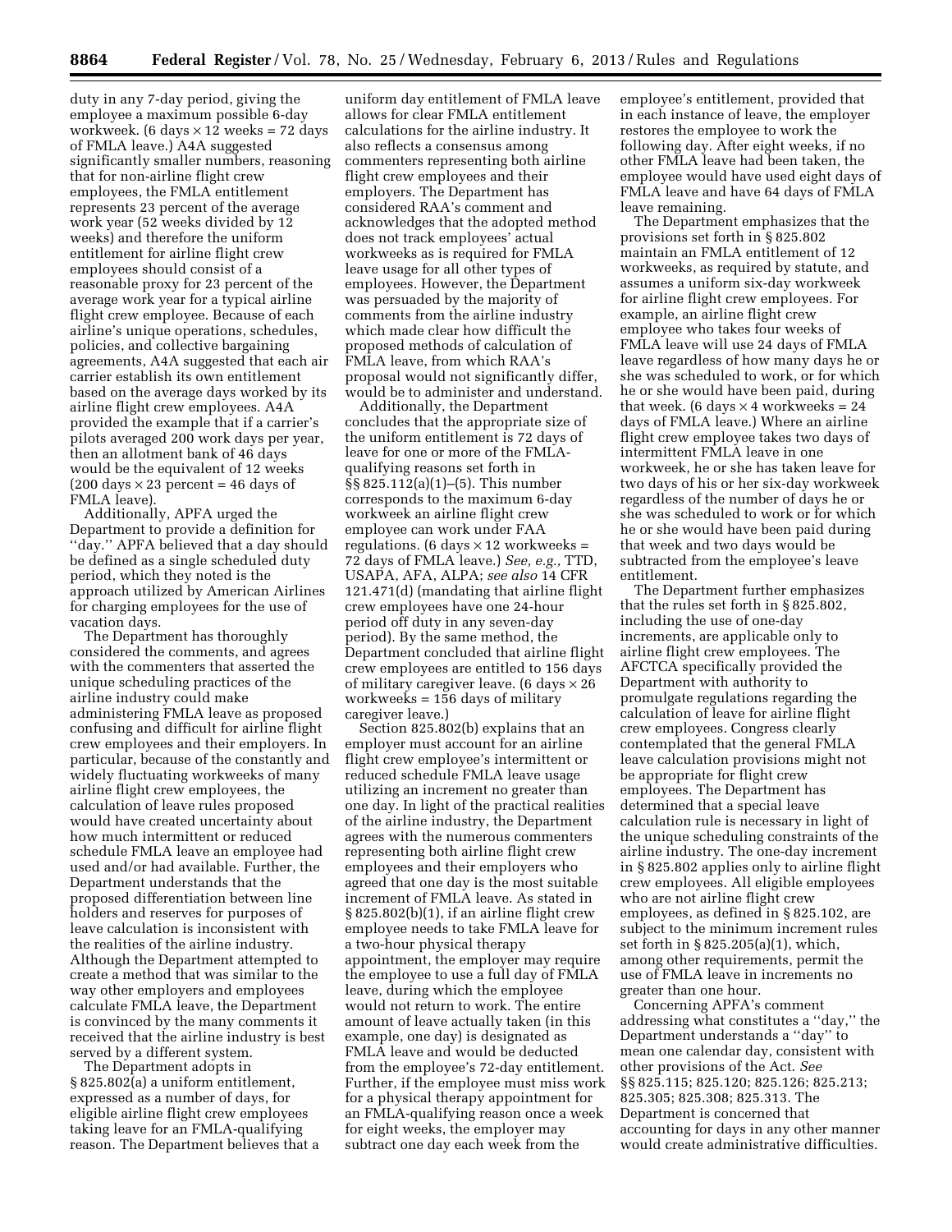duty in any 7-day period, giving the employee a maximum possible 6-day workweek. (6 days × 12 weeks = 72 days of FMLA leave.) A4A suggested significantly smaller numbers, reasoning that for non-airline flight crew employees, the FMLA entitlement represents 23 percent of the average work year (52 weeks divided by 12 weeks) and therefore the uniform entitlement for airline flight crew employees should consist of a reasonable proxy for 23 percent of the average work year for a typical airline flight crew employee. Because of each airline's unique operations, schedules, policies, and collective bargaining agreements, A4A suggested that each air carrier establish its own entitlement based on the average days worked by its airline flight crew employees. A4A provided the example that if a carrier's pilots averaged 200 work days per year, then an allotment bank of 46 days would be the equivalent of 12 weeks (200 days × 23 percent = 46 days of FMLA leave).

Additionally, APFA urged the Department to provide a definition for ''day.'' APFA believed that a day should be defined as a single scheduled duty period, which they noted is the approach utilized by American Airlines for charging employees for the use of vacation days.

The Department has thoroughly considered the comments, and agrees with the commenters that asserted the unique scheduling practices of the airline industry could make administering FMLA leave as proposed confusing and difficult for airline flight crew employees and their employers. In particular, because of the constantly and widely fluctuating workweeks of many airline flight crew employees, the calculation of leave rules proposed would have created uncertainty about how much intermittent or reduced schedule FMLA leave an employee had used and/or had available. Further, the Department understands that the proposed differentiation between line holders and reserves for purposes of leave calculation is inconsistent with the realities of the airline industry. Although the Department attempted to create a method that was similar to the way other employers and employees calculate FMLA leave, the Department is convinced by the many comments it received that the airline industry is best served by a different system.

The Department adopts in § 825.802(a) a uniform entitlement, expressed as a number of days, for eligible airline flight crew employees taking leave for an FMLA-qualifying reason. The Department believes that a uniform day entitlement of FMLA leave allows for clear FMLA entitlement calculations for the airline industry. It also reflects a consensus among commenters representing both airline flight crew employees and their employers. The Department has considered RAA's comment and acknowledges that the adopted method does not track employees' actual workweeks as is required for FMLA leave usage for all other types of employees. However, the Department was persuaded by the majority of comments from the airline industry which made clear how difficult the proposed methods of calculation of FMLA leave, from which RAA's proposal would not significantly differ, would be to administer and understand.

Additionally, the Department concludes that the appropriate size of the uniform entitlement is 72 days of leave for one or more of the FMLA-qualifying reasons set forth in §§ 825.112(a)(1)–(5). This number corresponds to the maximum 6-day workweek an airline flight crew employee can work under FAA regulations. (6 days × 12 workweeks = 72 days of FMLA leave.) *See, e.g.,* TTD, USAPA, AFA, ALPA; *see also* 14 CFR 121.471(d) (mandating that airline flight crew employees have one 24-hour period off duty in any seven-day period). By the same method, the Department concluded that airline flight crew employees are entitled to 156 days of military caregiver leave. (6 days × 26 workweeks = 156 days of military caregiver leave.)

Section 825.802(b) explains that an employer must account for an airline flight crew employee's intermittent or reduced schedule FMLA leave usage utilizing an increment no greater than one day. In light of the practical realities of the airline industry, the Department agrees with the numerous commenters representing both airline flight crew employees and their employers who agreed that one day is the most suitable increment of FMLA leave. As stated in § 825.802(b)(1), if an airline flight crew employee needs to take FMLA leave for a two-hour physical therapy appointment, the employer may require the employee to use a full day of FMLA leave, during which the employee would not return to work. The entire amount of leave actually taken (in this example, one day) is designated as FMLA leave and would be deducted from the employee's 72-day entitlement. Further, if the employee must miss work for a physical therapy appointment for an FMLA-qualifying reason once a week for eight weeks, the employer may subtract one day each week from the employee's entitlement, provided that in each instance of leave, the employer restores the employee to work the following day. After eight weeks, if no other FMLA leave had been taken, the employee would have used eight days of FMLA leave and have 64 days of FMLA leave remaining.

The Department emphasizes that the provisions set forth in § 825.802 maintain an FMLA entitlement of 12 workweeks, as required by statute, and assumes a uniform six-day workweek for airline flight crew employees. For example, an airline flight crew employee who takes four weeks of FMLA leave will use 24 days of FMLA leave regardless of how many days he or she was scheduled to work, or for which he or she would have been paid, during that week. (6 days × 4 workweeks = 24 days of FMLA leave.) Where an airline flight crew employee takes two days of intermittent FMLA leave in one workweek, he or she has taken leave for two days of his or her six-day workweek regardless of the number of days he or she was scheduled to work or for which he or she would have been paid during that week and two days would be subtracted from the employee's leave entitlement.

The Department further emphasizes that the rules set forth in § 825.802, including the use of one-day increments, are applicable only to airline flight crew employees. The AFCTCA specifically provided the Department with authority to promulgate regulations regarding the calculation of leave for airline flight crew employees. Congress clearly contemplated that the general FMLA leave calculation provisions might not be appropriate for flight crew employees. The Department has determined that a special leave calculation rule is necessary in light of the unique scheduling constraints of the airline industry. The one-day increment in § 825.802 applies only to airline flight crew employees. All eligible employees who are not airline flight crew employees, as defined in § 825.102, are subject to the minimum increment rules set forth in § 825.205(a)(1), which, among other requirements, permit the use of FMLA leave in increments no greater than one hour.

Concerning APFA's comment addressing what constitutes a ''day,'' the Department understands a ''day'' to mean one calendar day, consistent with other provisions of the Act. *See* §§ 825.115; 825.120; 825.126; 825.213; 825.305; 825.308; 825.313. The Department is concerned that accounting for days in any other manner would create administrative difficulties.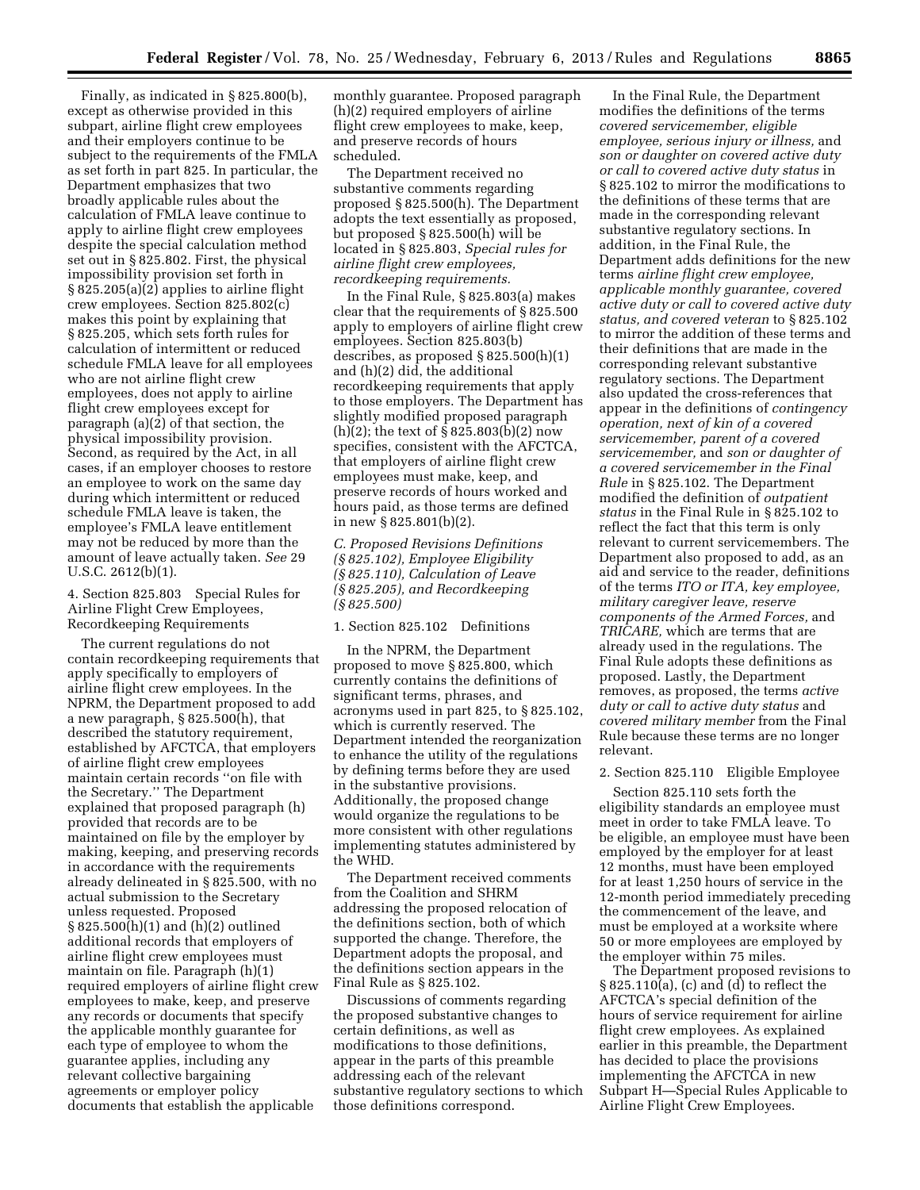Finally, as indicated in § 825.800(b), except as otherwise provided in this subpart, airline flight crew employees and their employers continue to be subject to the requirements of the FMLA as set forth in part 825. In particular, the Department emphasizes that two broadly applicable rules about the calculation of FMLA leave continue to apply to airline flight crew employees despite the special calculation method set out in § 825.802. First, the physical impossibility provision set forth in § 825.205(a)(2) applies to airline flight crew employees. Section 825.802(c) makes this point by explaining that § 825.205, which sets forth rules for calculation of intermittent or reduced schedule FMLA leave for all employees who are not airline flight crew employees, does not apply to airline flight crew employees except for paragraph (a)(2) of that section, the physical impossibility provision. Second, as required by the Act, in all cases, if an employer chooses to restore an employee to work on the same day during which intermittent or reduced schedule FMLA leave is taken, the employee's FMLA leave entitlement may not be reduced by more than the amount of leave actually taken. *See* 29 U.S.C. 2612(b)(1).

4. Section 825.803 Special Rules for Airline Flight Crew Employees, Recordkeeping Requirements

The current regulations do not contain recordkeeping requirements that apply specifically to employers of airline flight crew employees. In the NPRM, the Department proposed to add a new paragraph, § 825.500(h), that described the statutory requirement, established by AFCTCA, that employers of airline flight crew employees maintain certain records ''on file with the Secretary.'' The Department explained that proposed paragraph (h) provided that records are to be maintained on file by the employer by making, keeping, and preserving records in accordance with the requirements already delineated in § 825.500, with no actual submission to the Secretary unless requested. Proposed § 825.500(h)(1) and (h)(2) outlined additional records that employers of airline flight crew employees must maintain on file. Paragraph (h)(1) required employers of airline flight crew employees to make, keep, and preserve any records or documents that specify the applicable monthly guarantee for each type of employee to whom the guarantee applies, including any relevant collective bargaining agreements or employer policy documents that establish the applicable monthly guarantee. Proposed paragraph (h)(2) required employers of airline flight crew employees to make, keep, and preserve records of hours scheduled.

The Department received no substantive comments regarding proposed § 825.500(h). The Department adopts the text essentially as proposed, but proposed § 825.500(h) will be located in § 825.803, *Special rules for airline flight crew employees, recordkeeping requirements.*

In the Final Rule, § 825.803(a) makes clear that the requirements of § 825.500 apply to employers of airline flight crew employees. Section 825.803(b) describes, as proposed § 825.500(h)(1) and (h)(2) did, the additional recordkeeping requirements that apply to those employers. The Department has slightly modified proposed paragraph (h)(2); the text of § 825.803(b)(2) now specifies, consistent with the AFCTCA, that employers of airline flight crew employees must make, keep, and preserve records of hours worked and hours paid, as those terms are defined in new § 825.801(b)(2).

*C. Proposed Revisions Definitions (§ 825.102), Employee Eligibility (§ 825.110), Calculation of Leave (§ 825.205), and Recordkeeping (§ 825.500)*

1. Section 825.102 Definitions

In the NPRM, the Department proposed to move § 825.800, which currently contains the definitions of significant terms, phrases, and acronyms used in part 825, to § 825.102, which is currently reserved. The Department intended the reorganization to enhance the utility of the regulations by defining terms before they are used in the substantive provisions. Additionally, the proposed change would organize the regulations to be more consistent with other regulations implementing statutes administered by the WHD.

The Department received comments from the Coalition and SHRM addressing the proposed relocation of the definitions section, both of which supported the change. Therefore, the Department adopts the proposal, and the definitions section appears in the Final Rule as § 825.102.

Discussions of comments regarding the proposed substantive changes to certain definitions, as well as modifications to those definitions, appear in the parts of this preamble addressing each of the relevant substantive regulatory sections to which those definitions correspond.

In the Final Rule, the Department modifies the definitions of the terms *covered servicemember, eligible employee, serious injury or illness,* and *son or daughter on covered active duty or call to covered active duty status* in § 825.102 to mirror the modifications to the definitions of these terms that are made in the corresponding relevant substantive regulatory sections. In addition, in the Final Rule, the Department adds definitions for the new terms *airline flight crew employee, applicable monthly guarantee, covered active duty or call to covered active duty status, and covered veteran* to § 825.102 to mirror the addition of these terms and their definitions that are made in the corresponding relevant substantive regulatory sections. The Department also updated the cross-references that appear in the definitions of *contingency operation, next of kin of a covered servicemember, parent of a covered servicemember,* and *son or daughter of a covered servicemember in the Final Rule* in § 825.102. The Department modified the definition of *outpatient status* in the Final Rule in § 825.102 to reflect the fact that this term is only relevant to current servicemembers. The Department also proposed to add, as an aid and service to the reader, definitions of the terms *ITO or ITA, key employee, military caregiver leave, reserve components of the Armed Forces,* and *TRICARE,* which are terms that are already used in the regulations. The Final Rule adopts these definitions as proposed. Lastly, the Department removes, as proposed, the terms *active duty or call to active duty status* and *covered military member* from the Final Rule because these terms are no longer relevant.

2. Section 825.110 Eligible Employee

Section 825.110 sets forth the eligibility standards an employee must meet in order to take FMLA leave. To be eligible, an employee must have been employed by the employer for at least 12 months, must have been employed for at least 1,250 hours of service in the 12-month period immediately preceding the commencement of the leave, and must be employed at a worksite where 50 or more employees are employed by the employer within 75 miles.

The Department proposed revisions to § 825.110(a), (c) and (d) to reflect the AFCTCA's special definition of the hours of service requirement for airline flight crew employees. As explained earlier in this preamble, the Department has decided to place the provisions implementing the AFCTCA in new Subpart H—Special Rules Applicable to Airline Flight Crew Employees.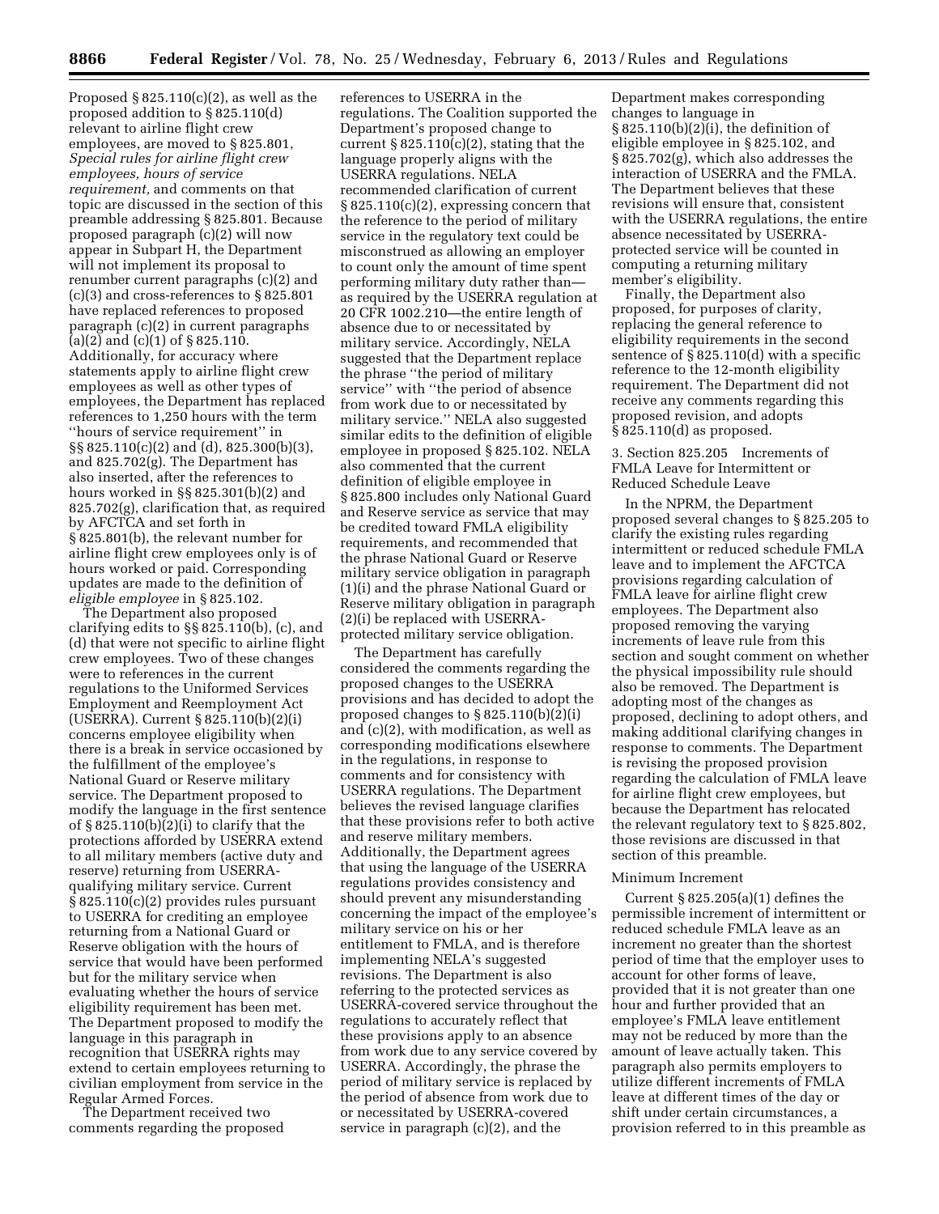Proposed § 825.110(c)(2), as well as the proposed addition to § 825.110(d) relevant to airline flight crew employees, are moved to § 825.801, *Special rules for airline flight crew employees, hours of service requirement,* and comments on that topic are discussed in the section of this preamble addressing § 825.801. Because proposed paragraph (c)(2) will now appear in Subpart H, the Department will not implement its proposal to renumber current paragraphs (c)(2) and (c)(3) and cross-references to § 825.801 have replaced references to proposed paragraph (c)(2) in current paragraphs (a)(2) and (c)(1) of § 825.110. Additionally, for accuracy where statements apply to airline flight crew employees as well as other types of employees, the Department has replaced references to 1,250 hours with the term ''hours of service requirement'' in §§ 825.110(c)(2) and (d), 825.300(b)(3), and 825.702(g). The Department has also inserted, after the references to hours worked in §§ 825.301(b)(2) and 825.702(g), clarification that, as required by AFCTCA and set forth in § 825.801(b), the relevant number for airline flight crew employees only is of hours worked or paid. Corresponding updates are made to the definition of *eligible employee* in § 825.102.

The Department also proposed clarifying edits to §§ 825.110(b), (c), and (d) that were not specific to airline flight crew employees. Two of these changes were to references in the current regulations to the Uniformed Services Employment and Reemployment Act (USERRA). Current § 825.110(b)(2)(i) concerns employee eligibility when there is a break in service occasioned by the fulfillment of the employee's National Guard or Reserve military service. The Department proposed to modify the language in the first sentence of § 825.110(b)(2)(i) to clarify that the protections afforded by USERRA extend to all military members (active duty and reserve) returning from USERRA-qualifying military service. Current § 825.110(c)(2) provides rules pursuant to USERRA for crediting an employee returning from a National Guard or Reserve obligation with the hours of service that would have been performed but for the military service when evaluating whether the hours of service eligibility requirement has been met. The Department proposed to modify the language in this paragraph in recognition that USERRA rights may extend to certain employees returning to civilian employment from service in the Regular Armed Forces.

The Department received two comments regarding the proposed references to USERRA in the regulations. The Coalition supported the Department's proposed change to current § 825.110(c)(2), stating that the language properly aligns with the USERRA regulations. NELA recommended clarification of current § 825.110(c)(2), expressing concern that the reference to the period of military service in the regulatory text could be misconstrued as allowing an employer to count only the amount of time spent performing military duty rather than—as required by the USERRA regulation at 20 CFR 1002.210—the entire length of absence due to or necessitated by military service. Accordingly, NELA suggested that the Department replace the phrase ''the period of military service'' with ''the period of absence from work due to or necessitated by military service.'' NELA also suggested similar edits to the definition of eligible employee in proposed § 825.102. NELA also commented that the current definition of eligible employee in § 825.800 includes only National Guard and Reserve service as service that may be credited toward FMLA eligibility requirements, and recommended that the phrase National Guard or Reserve military service obligation in paragraph (1)(i) and the phrase National Guard or Reserve military obligation in paragraph (2)(i) be replaced with USERRA-protected military service obligation.

The Department has carefully considered the comments regarding the proposed changes to the USERRA provisions and has decided to adopt the proposed changes to § 825.110(b)(2)(i) and (c)(2), with modification, as well as corresponding modifications elsewhere in the regulations, in response to comments and for consistency with USERRA regulations. The Department believes the revised language clarifies that these provisions refer to both active and reserve military members. Additionally, the Department agrees that using the language of the USERRA regulations provides consistency and should prevent any misunderstanding concerning the impact of the employee's military service on his or her entitlement to FMLA, and is therefore implementing NELA's suggested revisions. The Department is also referring to the protected services as USERRA-covered service throughout the regulations to accurately reflect that these provisions apply to an absence from work due to any service covered by USERRA. Accordingly, the phrase the period of military service is replaced by the period of absence from work due to or necessitated by USERRA-covered service in paragraph (c)(2), and the Department makes corresponding changes to language in § 825.110(b)(2)(i), the definition of eligible employee in § 825.102, and § 825.702(g), which also addresses the interaction of USERRA and the FMLA. The Department believes that these revisions will ensure that, consistent with the USERRA regulations, the entire absence necessitated by USERRA-protected service will be counted in computing a returning military member's eligibility.

Finally, the Department also proposed, for purposes of clarity, replacing the general reference to eligibility requirements in the second sentence of § 825.110(d) with a specific reference to the 12-month eligibility requirement. The Department did not receive any comments regarding this proposed revision, and adopts § 825.110(d) as proposed.

### 3. Section 825.205 Increments of FMLA Leave for Intermittent or Reduced Schedule Leave

In the NPRM, the Department proposed several changes to § 825.205 to clarify the existing rules regarding intermittent or reduced schedule FMLA leave and to implement the AFCTCA provisions regarding calculation of FMLA leave for airline flight crew employees. The Department also proposed removing the varying increments of leave rule from this section and sought comment on whether the physical impossibility rule should also be removed. The Department is adopting most of the changes as proposed, declining to adopt others, and making additional clarifying changes in response to comments. The Department is revising the proposed provision regarding the calculation of FMLA leave for airline flight crew employees, but because the Department has relocated the relevant regulatory text to § 825.802, those revisions are discussed in that section of this preamble.

#### Minimum Increment

Current § 825.205(a)(1) defines the permissible increment of intermittent or reduced schedule FMLA leave as an increment no greater than the shortest period of time that the employer uses to account for other forms of leave, provided that it is not greater than one hour and further provided that an employee's FMLA leave entitlement may not be reduced by more than the amount of leave actually taken. This paragraph also permits employers to utilize different increments of FMLA leave at different times of the day or shift under certain circumstances, a provision referred to in this preamble as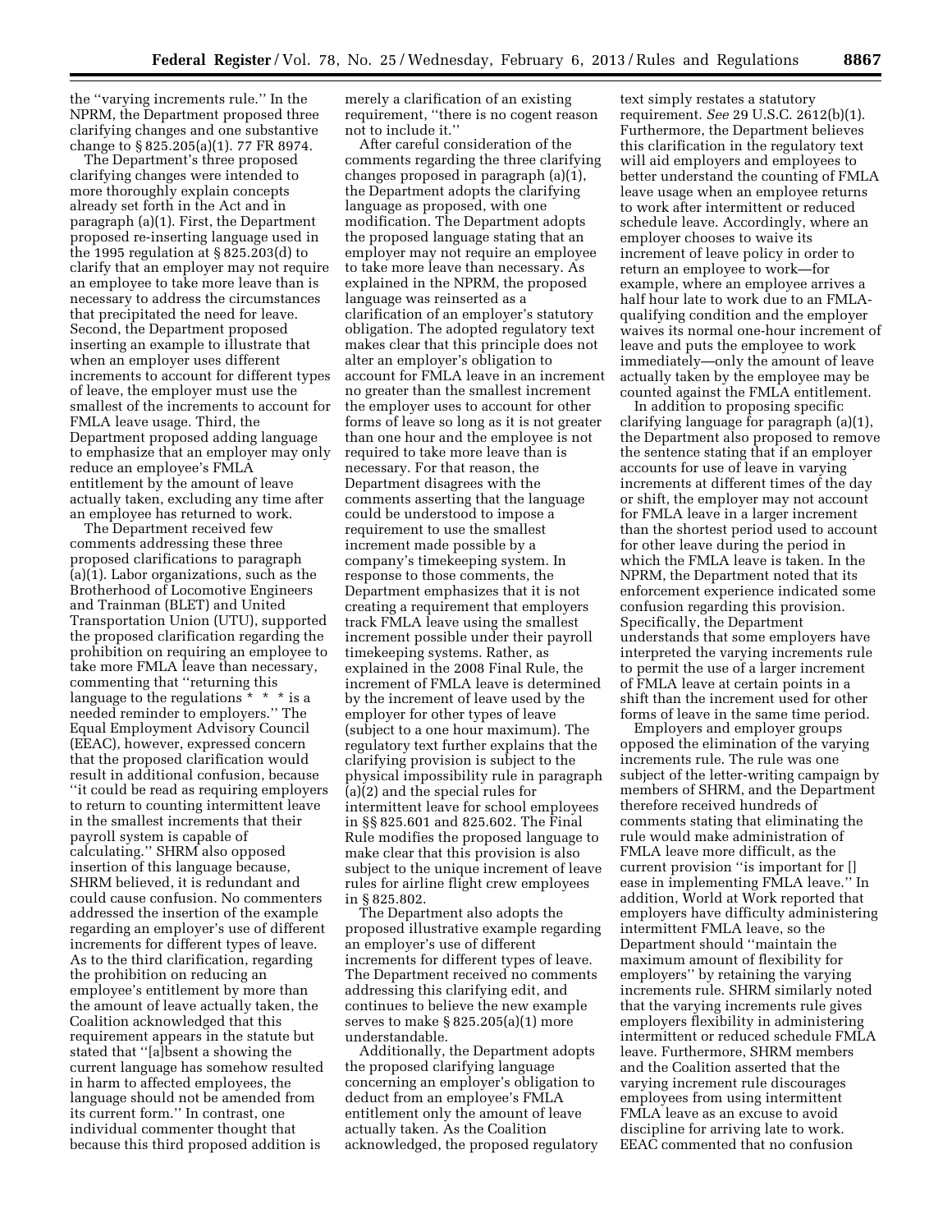the "varying increments rule." In the NPRM, the Department proposed three clarifying changes and one substantive change to § 825.205(a)(1). 77 FR 8974.

The Department's three proposed clarifying changes were intended to more thoroughly explain concepts already set forth in the Act and in paragraph (a)(1). First, the Department proposed re-inserting language used in the 1995 regulation at § 825.203(d) to clarify that an employer may not require an employee to take more leave than is necessary to address the circumstances that precipitated the need for leave. Second, the Department proposed inserting an example to illustrate that when an employer uses different increments to account for different types of leave, the employer must use the smallest of the increments to account for FMLA leave usage. Third, the Department proposed adding language to emphasize that an employer may only reduce an employee's FMLA entitlement by the amount of leave actually taken, excluding any time after an employee has returned to work.

The Department received few comments addressing these three proposed clarifications to paragraph (a)(1). Labor organizations, such as the Brotherhood of Locomotive Engineers and Trainman (BLET) and United Transportation Union (UTU), supported the proposed clarification regarding the prohibition on requiring an employee to take more FMLA leave than necessary, commenting that "returning this language to the regulations * * * is a needed reminder to employers." The Equal Employment Advisory Council (EEAC), however, expressed concern that the proposed clarification would result in additional confusion, because "it could be read as requiring employers to return to counting intermittent leave in the smallest increments that their payroll system is capable of calculating." SHRM also opposed insertion of this language because, SHRM believed, it is redundant and could cause confusion. No commenters addressed the insertion of the example regarding an employer's use of different increments for different types of leave. As to the third clarification, regarding the prohibition on reducing an employee's entitlement by more than the amount of leave actually taken, the Coalition acknowledged that this requirement appears in the statute but stated that "[a]bsent a showing the current language has somehow resulted in harm to affected employees, the language should not be amended from its current form." In contrast, one individual commenter thought that because this third proposed addition is merely a clarification of an existing requirement, "there is no cogent reason not to include it."

After careful consideration of the comments regarding the three clarifying changes proposed in paragraph (a)(1), the Department adopts the clarifying language as proposed, with one modification. The Department adopts the proposed language stating that an employer may not require an employee to take more leave than necessary. As explained in the NPRM, the proposed language was reinserted as a clarification of an employer's statutory obligation. The adopted regulatory text makes clear that this principle does not alter an employer's obligation to account for FMLA leave in an increment no greater than the smallest increment the employer uses to account for other forms of leave so long as it is not greater than one hour and the employee is not required to take more leave than is necessary. For that reason, the Department disagrees with the comments asserting that the language could be understood to impose a requirement to use the smallest increment made possible by a company's timekeeping system. In response to those comments, the Department emphasizes that it is not creating a requirement that employers track FMLA leave using the smallest increment possible under their payroll timekeeping systems. Rather, as explained in the 2008 Final Rule, the increment of FMLA leave is determined by the increment of leave used by the employer for other types of leave (subject to a one hour maximum). The regulatory text further explains that the clarifying provision is subject to the physical impossibility rule in paragraph (a)(2) and the special rules for intermittent leave for school employees in §§ 825.601 and 825.602. The Final Rule modifies the proposed language to make clear that this provision is also subject to the unique increment of leave rules for airline flight crew employees in § 825.802.

The Department also adopts the proposed illustrative example regarding an employer's use of different increments for different types of leave. The Department received no comments addressing this clarifying edit, and continues to believe the new example serves to make § 825.205(a)(1) more understandable.

Additionally, the Department adopts the proposed clarifying language concerning an employer's obligation to deduct from an employee's FMLA entitlement only the amount of leave actually taken. As the Coalition acknowledged, the proposed regulatory text simply restates a statutory requirement. *See* 29 U.S.C. 2612(b)(1). Furthermore, the Department believes this clarification in the regulatory text will aid employers and employees to better understand the counting of FMLA leave usage when an employee returns to work after intermittent or reduced schedule leave. Accordingly, where an employer chooses to waive its increment of leave policy in order to return an employee to work—for example, where an employee arrives a half hour late to work due to an FMLA-qualifying condition and the employer waives its normal one-hour increment of leave and puts the employee to work immediately—only the amount of leave actually taken by the employee may be counted against the FMLA entitlement.

In addition to proposing specific clarifying language for paragraph (a)(1), the Department also proposed to remove the sentence stating that if an employer accounts for use of leave in varying increments at different times of the day or shift, the employer may not account for FMLA leave in a larger increment than the shortest period used to account for other leave during the period in which the FMLA leave is taken. In the NPRM, the Department noted that its enforcement experience indicated some confusion regarding this provision. Specifically, the Department understands that some employers have interpreted the varying increments rule to permit the use of a larger increment of FMLA leave at certain points in a shift than the increment used for other forms of leave in the same time period.

Employers and employer groups opposed the elimination of the varying increments rule. The rule was one subject of the letter-writing campaign by members of SHRM, and the Department therefore received hundreds of comments stating that eliminating the rule would make administration of FMLA leave more difficult, as the current provision "is important for [] ease in implementing FMLA leave." In addition, World at Work reported that employers have difficulty administering intermittent FMLA leave, so the Department should "maintain the maximum amount of flexibility for employers" by retaining the varying increments rule. SHRM similarly noted that the varying increments rule gives employers flexibility in administering intermittent or reduced schedule FMLA leave. Furthermore, SHRM members and the Coalition asserted that the varying increment rule discourages employees from using intermittent FMLA leave as an excuse to avoid discipline for arriving late to work. EEAC commented that no confusion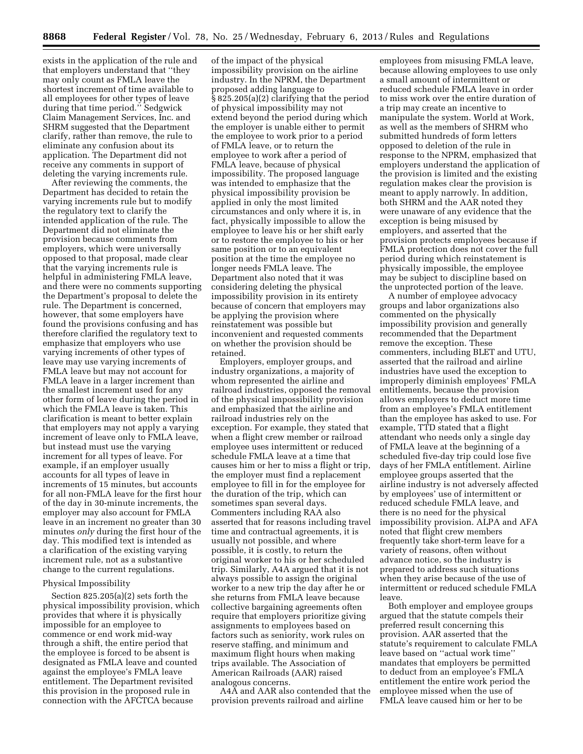exists in the application of the rule and that employers understand that ''they may only count as FMLA leave the shortest increment of time available to all employees for other types of leave during that time period.'' Sedgwick Claim Management Services, Inc. and SHRM suggested that the Department clarify, rather than remove, the rule to eliminate any confusion about its application. The Department did not receive any comments in support of deleting the varying increments rule.

After reviewing the comments, the Department has decided to retain the varying increments rule but to modify the regulatory text to clarify the intended application of the rule. The Department did not eliminate the provision because comments from employers, which were universally opposed to that proposal, made clear that the varying increments rule is helpful in administering FMLA leave, and there were no comments supporting the Department's proposal to delete the rule. The Department is concerned, however, that some employers have found the provisions confusing and has therefore clarified the regulatory text to emphasize that employers who use varying increments of other types of leave may use varying increments of FMLA leave but may not account for FMLA leave in a larger increment than the smallest increment used for any other form of leave during the period in which the FMLA leave is taken. This clarification is meant to better explain that employers may not apply a varying increment of leave only to FMLA leave, but instead must use the varying increment for all types of leave. For example, if an employer usually accounts for all types of leave in increments of 15 minutes, but accounts for all non-FMLA leave for the first hour of the day in 30-minute increments, the employer may also account for FMLA leave in an increment no greater than 30 minutes *only* during the first hour of the day. This modified text is intended as a clarification of the existing varying increment rule, not as a substantive change to the current regulations.

### Physical Impossibility

Section 825.205(a)(2) sets forth the physical impossibility provision, which provides that where it is physically impossible for an employee to commence or end work mid-way through a shift, the entire period that the employee is forced to be absent is designated as FMLA leave and counted against the employee's FMLA leave entitlement. The Department revisited this provision in the proposed rule in connection with the AFCTCA because of the impact of the physical impossibility provision on the airline industry. In the NPRM, the Department proposed adding language to § 825.205(a)(2) clarifying that the period of physical impossibility may not extend beyond the period during which the employer is unable either to permit the employee to work prior to a period of FMLA leave, or to return the employee to work after a period of FMLA leave, because of physical impossibility. The proposed language was intended to emphasize that the physical impossibility provision be applied in only the most limited circumstances and only where it is, in fact, physically impossible to allow the employee to leave his or her shift early or to restore the employee to his or her same position or to an equivalent position at the time the employee no longer needs FMLA leave. The Department also noted that it was considering deleting the physical impossibility provision in its entirety because of concern that employers may be applying the provision where reinstatement was possible but inconvenient and requested comments on whether the provision should be retained.

Employers, employer groups, and industry organizations, a majority of whom represented the airline and railroad industries, opposed the removal of the physical impossibility provision and emphasized that the airline and railroad industries rely on the exception. For example, they stated that when a flight crew member or railroad employee uses intermittent or reduced schedule FMLA leave at a time that causes him or her to miss a flight or trip, the employer must find a replacement employee to fill in for the employee for the duration of the trip, which can sometimes span several days. Commenters including RAA also asserted that for reasons including travel time and contractual agreements, it is usually not possible, and where possible, it is costly, to return the original worker to his or her scheduled trip. Similarly, A4A argued that it is not always possible to assign the original worker to a new trip the day after he or she returns from FMLA leave because collective bargaining agreements often require that employers prioritize giving assignments to employees based on factors such as seniority, work rules on reserve staffing, and minimum and maximum flight hours when making trips available. The Association of American Railroads (AAR) raised analogous concerns.

A4A and AAR also contended that the provision prevents railroad and airline employees from misusing FMLA leave, because allowing employees to use only a small amount of intermittent or reduced schedule FMLA leave in order to miss work over the entire duration of a trip may create an incentive to manipulate the system. World at Work, as well as the members of SHRM who submitted hundreds of form letters opposed to deletion of the rule in response to the NPRM, emphasized that employers understand the application of the provision is limited and the existing regulation makes clear the provision is meant to apply narrowly. In addition, both SHRM and the AAR noted they were unaware of any evidence that the exception is being misused by employers, and asserted that the provision protects employees because if FMLA protection does not cover the full period during which reinstatement is physically impossible, the employee may be subject to discipline based on the unprotected portion of the leave.

A number of employee advocacy groups and labor organizations also commented on the physically impossibility provision and generally recommended that the Department remove the exception. These commenters, including BLET and UTU, asserted that the railroad and airline industries have used the exception to improperly diminish employees' FMLA entitlements, because the provision allows employers to deduct more time from an employee's FMLA entitlement than the employee has asked to use. For example, TTD stated that a flight attendant who needs only a single day of FMLA leave at the beginning of a scheduled five-day trip could lose five days of her FMLA entitlement. Airline employee groups asserted that the airline industry is not adversely affected by employees' use of intermittent or reduced schedule FMLA leave, and there is no need for the physical impossibility provision. ALPA and AFA noted that flight crew members frequently take short-term leave for a variety of reasons, often without advance notice, so the industry is prepared to address such situations when they arise because of the use of intermittent or reduced schedule FMLA leave.

Both employer and employee groups argued that the statute compels their preferred result concerning this provision. AAR asserted that the statute's requirement to calculate FMLA leave based on ''actual work time'' mandates that employers be permitted to deduct from an employee's FMLA entitlement the entire work period the employee missed when the use of FMLA leave caused him or her to be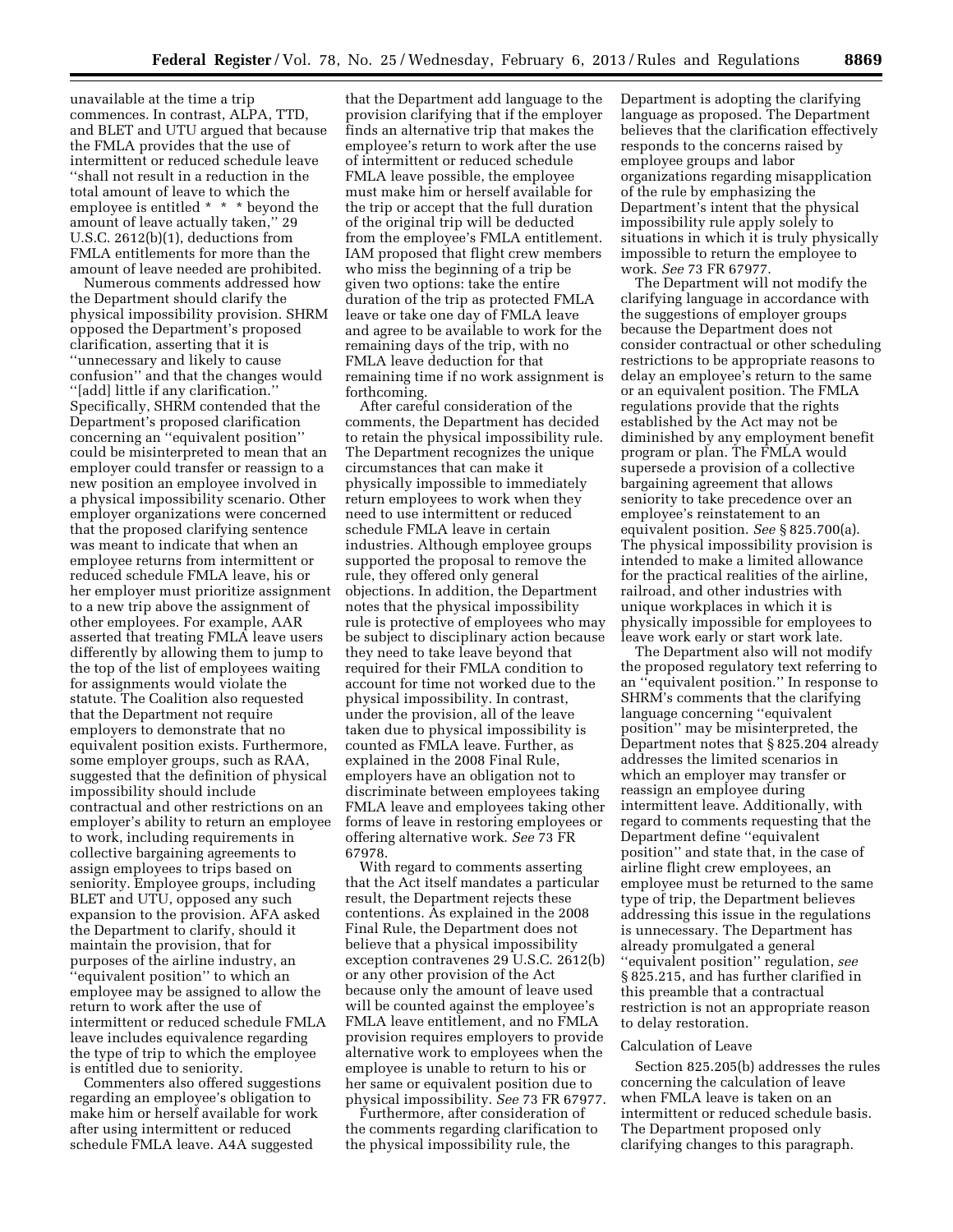unavailable at the time a trip commences. In contrast, ALPA, TTD, and BLET and UTU argued that because the FMLA provides that the use of intermittent or reduced schedule leave ''shall not result in a reduction in the total amount of leave to which the employee is entitled * * * beyond the amount of leave actually taken,'' 29 U.S.C. 2612(b)(1), deductions from FMLA entitlements for more than the amount of leave needed are prohibited.

Numerous comments addressed how the Department should clarify the physical impossibility provision. SHRM opposed the Department's proposed clarification, asserting that it is ''unnecessary and likely to cause confusion'' and that the changes would ''[add] little if any clarification.'' Specifically, SHRM contended that the Department's proposed clarification concerning an ''equivalent position'' could be misinterpreted to mean that an employer could transfer or reassign to a new position an employee involved in a physical impossibility scenario. Other employer organizations were concerned that the proposed clarifying sentence was meant to indicate that when an employee returns from intermittent or reduced schedule FMLA leave, his or her employer must prioritize assignment to a new trip above the assignment of other employees. For example, AAR asserted that treating FMLA leave users differently by allowing them to jump to the top of the list of employees waiting for assignments would violate the statute. The Coalition also requested that the Department not require employers to demonstrate that no equivalent position exists. Furthermore, some employer groups, such as RAA, suggested that the definition of physical impossibility should include contractual and other restrictions on an employer's ability to return an employee to work, including requirements in collective bargaining agreements to assign employees to trips based on seniority. Employee groups, including BLET and UTU, opposed any such expansion to the provision. AFA asked the Department to clarify, should it maintain the provision, that for purposes of the airline industry, an ''equivalent position'' to which an employee may be assigned to allow the return to work after the use of intermittent or reduced schedule FMLA leave includes equivalence regarding the type of trip to which the employee is entitled due to seniority.

Commenters also offered suggestions regarding an employee's obligation to make him or herself available for work after using intermittent or reduced schedule FMLA leave. A4A suggested that the Department add language to the provision clarifying that if the employer finds an alternative trip that makes the employee's return to work after the use of intermittent or reduced schedule FMLA leave possible, the employee must make him or herself available for the trip or accept that the full duration of the original trip will be deducted from the employee's FMLA entitlement. IAM proposed that flight crew members who miss the beginning of a trip be given two options: take the entire duration of the trip as protected FMLA leave or take one day of FMLA leave and agree to be available to work for the remaining days of the trip, with no FMLA leave deduction for that remaining time if no work assignment is forthcoming.

After careful consideration of the comments, the Department has decided to retain the physical impossibility rule. The Department recognizes the unique circumstances that can make it physically impossible to immediately return employees to work when they need to use intermittent or reduced schedule FMLA leave in certain industries. Although employee groups supported the proposal to remove the rule, they offered only general objections. In addition, the Department notes that the physical impossibility rule is protective of employees who may be subject to disciplinary action because they need to take leave beyond that required for their FMLA condition to account for time not worked due to the physical impossibility. In contrast, under the provision, all of the leave taken due to physical impossibility is counted as FMLA leave. Further, as explained in the 2008 Final Rule, employers have an obligation not to discriminate between employees taking FMLA leave and employees taking other forms of leave in restoring employees or offering alternative work. *See* 73 FR 67978.

With regard to comments asserting that the Act itself mandates a particular result, the Department rejects these contentions. As explained in the 2008 Final Rule, the Department does not believe that a physical impossibility exception contravenes 29 U.S.C. 2612(b) or any other provision of the Act because only the amount of leave used will be counted against the employee's FMLA leave entitlement, and no FMLA provision requires employers to provide alternative work to employees when the employee is unable to return to his or her same or equivalent position due to physical impossibility. *See* 73 FR 67977.

Furthermore, after consideration of the comments regarding clarification to the physical impossibility rule, the Department is adopting the clarifying language as proposed. The Department believes that the clarification effectively responds to the concerns raised by employee groups and labor organizations regarding misapplication of the rule by emphasizing the Department's intent that the physical impossibility rule apply solely to situations in which it is truly physically impossible to return the employee to work. *See* 73 FR 67977.

The Department will not modify the clarifying language in accordance with the suggestions of employer groups because the Department does not consider contractual or other scheduling restrictions to be appropriate reasons to delay an employee's return to the same or an equivalent position. The FMLA regulations provide that the rights established by the Act may not be diminished by any employment benefit program or plan. The FMLA would supersede a provision of a collective bargaining agreement that allows seniority to take precedence over an employee's reinstatement to an equivalent position. *See* § 825.700(a). The physical impossibility provision is intended to make a limited allowance for the practical realities of the airline, railroad, and other industries with unique workplaces in which it is physically impossible for employees to leave work early or start work late.

The Department also will not modify the proposed regulatory text referring to an ''equivalent position.'' In response to SHRM's comments that the clarifying language concerning ''equivalent position'' may be misinterpreted, the Department notes that § 825.204 already addresses the limited scenarios in which an employer may transfer or reassign an employee during intermittent leave. Additionally, with regard to comments requesting that the Department define ''equivalent position'' and state that, in the case of airline flight crew employees, an employee must be returned to the same type of trip, the Department believes addressing this issue in the regulations is unnecessary. The Department has already promulgated a general ''equivalent position'' regulation, *see* § 825.215, and has further clarified in this preamble that a contractual restriction is not an appropriate reason to delay restoration.

Calculation of Leave

Section 825.205(b) addresses the rules concerning the calculation of leave when FMLA leave is taken on an intermittent or reduced schedule basis. The Department proposed only clarifying changes to this paragraph.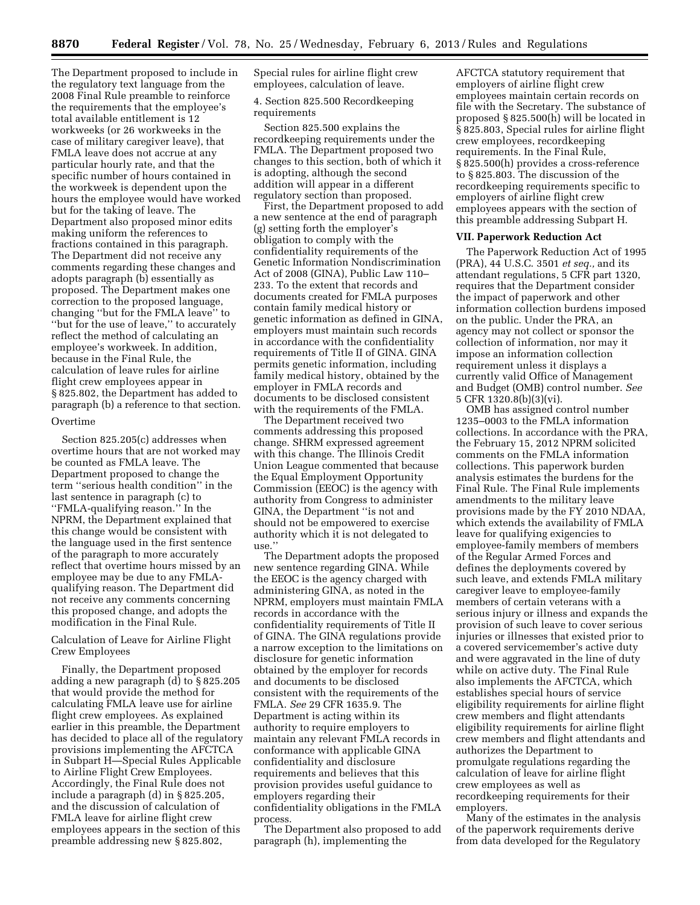The Department proposed to include in the regulatory text language from the 2008 Final Rule preamble to reinforce the requirements that the employee's total available entitlement is 12 workweeks (or 26 workweeks in the case of military caregiver leave), that FMLA leave does not accrue at any particular hourly rate, and that the specific number of hours contained in the workweek is dependent upon the hours the employee would have worked but for the taking of leave. The Department also proposed minor edits making uniform the references to fractions contained in this paragraph. The Department did not receive any comments regarding these changes and adopts paragraph (b) essentially as proposed. The Department makes one correction to the proposed language, changing ''but for the FMLA leave'' to ''but for the use of leave,'' to accurately reflect the method of calculating an employee's workweek. In addition, because in the Final Rule, the calculation of leave rules for airline flight crew employees appear in § 825.802, the Department has added to paragraph (b) a reference to that section.

Overtime

Section 825.205(c) addresses when overtime hours that are not worked may be counted as FMLA leave. The Department proposed to change the term ''serious health condition'' in the last sentence in paragraph (c) to ''FMLA-qualifying reason.'' In the NPRM, the Department explained that this change would be consistent with the language used in the first sentence of the paragraph to more accurately reflect that overtime hours missed by an employee may be due to any FMLA-qualifying reason. The Department did not receive any comments concerning this proposed change, and adopts the modification in the Final Rule.

Calculation of Leave for Airline Flight Crew Employees

Finally, the Department proposed adding a new paragraph (d) to § 825.205 that would provide the method for calculating FMLA leave use for airline flight crew employees. As explained earlier in this preamble, the Department has decided to place all of the regulatory provisions implementing the AFCTCA in Subpart H—Special Rules Applicable to Airline Flight Crew Employees. Accordingly, the Final Rule does not include a paragraph (d) in § 825.205, and the discussion of calculation of FMLA leave for airline flight crew employees appears in the section of this preamble addressing new § 825.802, Special rules for airline flight crew employees, calculation of leave.

4. Section 825.500 Recordkeeping requirements

Section 825.500 explains the recordkeeping requirements under the FMLA. The Department proposed two changes to this section, both of which it is adopting, although the second addition will appear in a different regulatory section than proposed.

First, the Department proposed to add a new sentence at the end of paragraph (g) setting forth the employer's obligation to comply with the confidentiality requirements of the Genetic Information Nondiscrimination Act of 2008 (GINA), Public Law 110–233. To the extent that records and documents created for FMLA purposes contain family medical history or genetic information as defined in GINA, employers must maintain such records in accordance with the confidentiality requirements of Title II of GINA. GINA permits genetic information, including family medical history, obtained by the employer in FMLA records and documents to be disclosed consistent with the requirements of the FMLA.

The Department received two comments addressing this proposed change. SHRM expressed agreement with this change. The Illinois Credit Union League commented that because the Equal Employment Opportunity Commission (EEOC) is the agency with authority from Congress to administer GINA, the Department ''is not and should not be empowered to exercise authority which it is not delegated to use.''

The Department adopts the proposed new sentence regarding GINA. While the EEOC is the agency charged with administering GINA, as noted in the NPRM, employers must maintain FMLA records in accordance with the confidentiality requirements of Title II of GINA. The GINA regulations provide a narrow exception to the limitations on disclosure for genetic information obtained by the employer for records and documents to be disclosed consistent with the requirements of the FMLA. *See* 29 CFR 1635.9. The Department is acting within its authority to require employers to maintain any relevant FMLA records in conformance with applicable GINA confidentiality and disclosure requirements and believes that this provision provides useful guidance to employers regarding their confidentiality obligations in the FMLA process.

The Department also proposed to add paragraph (h), implementing the AFCTCA statutory requirement that employers of airline flight crew employees maintain certain records on file with the Secretary. The substance of proposed § 825.500(h) will be located in § 825.803, Special rules for airline flight crew employees, recordkeeping requirements. In the Final Rule, § 825.500(h) provides a cross-reference to § 825.803. The discussion of the recordkeeping requirements specific to employers of airline flight crew employees appears with the section of this preamble addressing Subpart H.

## VII. Paperwork Reduction Act

The Paperwork Reduction Act of 1995 (PRA), 44 U.S.C. 3501 *et seq.,* and its attendant regulations, 5 CFR part 1320, requires that the Department consider the impact of paperwork and other information collection burdens imposed on the public. Under the PRA, an agency may not collect or sponsor the collection of information, nor may it impose an information collection requirement unless it displays a currently valid Office of Management and Budget (OMB) control number. *See* 5 CFR 1320.8(b)(3)(vi).

OMB has assigned control number 1235–0003 to the FMLA information collections. In accordance with the PRA, the February 15, 2012 NPRM solicited comments on the FMLA information collections. This paperwork burden analysis estimates the burdens for the Final Rule. The Final Rule implements amendments to the military leave provisions made by the FY 2010 NDAA, which extends the availability of FMLA leave for qualifying exigencies to employee-family members of members of the Regular Armed Forces and defines the deployments covered by such leave, and extends FMLA military caregiver leave to employee-family members of certain veterans with a serious injury or illness and expands the provision of such leave to cover serious injuries or illnesses that existed prior to a covered servicemember's active duty and were aggravated in the line of duty while on active duty. The Final Rule also implements the AFCTCA, which establishes special hours of service eligibility requirements for airline flight crew members and flight attendants eligibility requirements for airline flight crew members and flight attendants and authorizes the Department to promulgate regulations regarding the calculation of leave for airline flight crew employees as well as recordkeeping requirements for their employers.

Many of the estimates in the analysis of the paperwork requirements derive from data developed for the Regulatory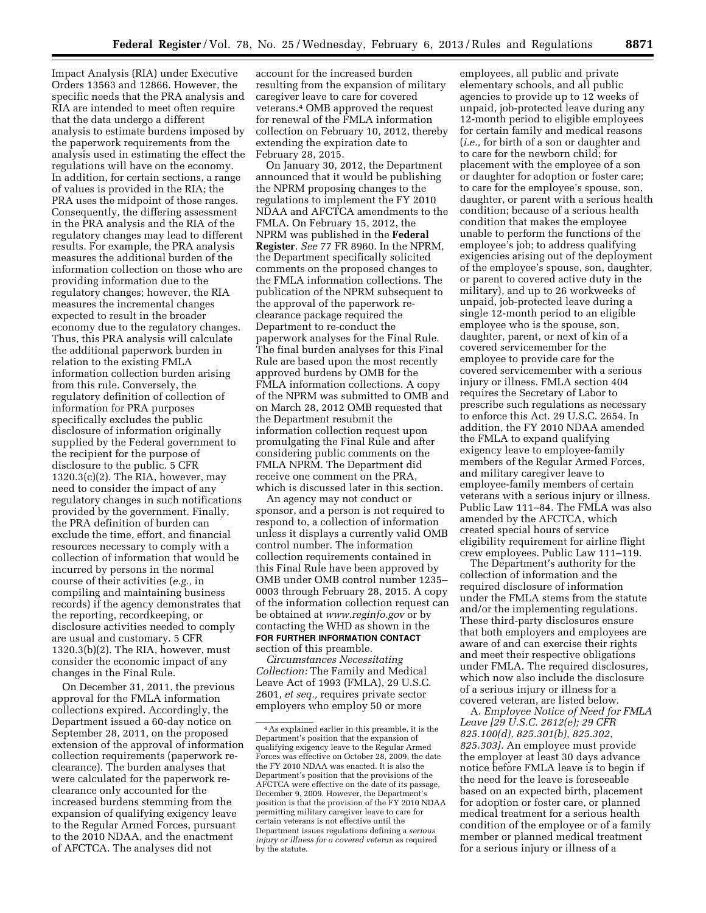Impact Analysis (RIA) under Executive Orders 13563 and 12866. However, the specific needs that the PRA analysis and RIA are intended to meet often require that the data undergo a different analysis to estimate burdens imposed by the paperwork requirements from the analysis used in estimating the effect the regulations will have on the economy. In addition, for certain sections, a range of values is provided in the RIA; the PRA uses the midpoint of those ranges. Consequently, the differing assessment in the PRA analysis and the RIA of the regulatory changes may lead to different results. For example, the PRA analysis measures the additional burden of the information collection on those who are providing information due to the regulatory changes; however, the RIA measures the incremental changes expected to result in the broader economy due to the regulatory changes. Thus, this PRA analysis will calculate the additional paperwork burden in relation to the existing FMLA information collection burden arising from this rule. Conversely, the regulatory definition of collection of information for PRA purposes specifically excludes the public disclosure of information originally supplied by the Federal government to the recipient for the purpose of disclosure to the public. 5 CFR 1320.3(c)(2). The RIA, however, may need to consider the impact of any regulatory changes in such notifications provided by the government. Finally, the PRA definition of burden can exclude the time, effort, and financial resources necessary to comply with a collection of information that would be incurred by persons in the normal course of their activities (*e.g.,* in compiling and maintaining business records) if the agency demonstrates that the reporting, recordkeeping, or disclosure activities needed to comply are usual and customary. 5 CFR 1320.3(b)(2). The RIA, however, must consider the economic impact of any changes in the Final Rule.

On December 31, 2011, the previous approval for the FMLA information collections expired. Accordingly, the Department issued a 60-day notice on September 28, 2011, on the proposed extension of the approval of information collection requirements (paperwork re-clearance). The burden analyses that were calculated for the paperwork re-clearance only accounted for the increased burdens stemming from the expansion of qualifying exigency leave to the Regular Armed Forces, pursuant to the 2010 NDAA, and the enactment of AFCTCA. The analyses did not account for the increased burden resulting from the expansion of military caregiver leave to care for covered veterans.[4] OMB approved the request for renewal of the FMLA information collection on February 10, 2012, thereby extending the expiration date to February 28, 2015.

On January 30, 2012, the Department announced that it would be publishing the NPRM proposing changes to the regulations to implement the FY 2010 NDAA and AFCTCA amendments to the FMLA. On February 15, 2012, the NPRM was published in the **Federal Register**. *See* 77 FR 8960. In the NPRM, the Department specifically solicited comments on the proposed changes to the FMLA information collections. The publication of the NPRM subsequent to the approval of the paperwork re-clearance package required the Department to re-conduct the paperwork analyses for the Final Rule. The final burden analyses for this Final Rule are based upon the most recently approved burdens by OMB for the FMLA information collections. A copy of the NPRM was submitted to OMB and on March 28, 2012 OMB requested that the Department resubmit the information collection request upon promulgating the Final Rule and after considering public comments on the FMLA NPRM. The Department did receive one comment on the PRA, which is discussed later in this section.

An agency may not conduct or sponsor, and a person is not required to respond to, a collection of information unless it displays a currently valid OMB control number. The information collection requirements contained in this Final Rule have been approved by OMB under OMB control number 1235–0003 through February 28, 2015. A copy of the information collection request can be obtained at *www.reginfo.gov* or by contacting the WHD as shown in the **FOR FURTHER INFORMATION CONTACT** section of this preamble.

*Circumstances Necessitating Collection:* The Family and Medical Leave Act of 1993 (FMLA), 29 U.S.C. 2601, *et seq.,* requires private sector employers who employ 50 or more employees, all public and private elementary schools, and all public agencies to provide up to 12 weeks of unpaid, job-protected leave during any 12-month period to eligible employees for certain family and medical reasons (*i.e.,* for birth of a son or daughter and to care for the newborn child; for placement with the employee of a son or daughter for adoption or foster care; to care for the employee's spouse, son, daughter, or parent with a serious health condition; because of a serious health condition that makes the employee unable to perform the functions of the employee's job; to address qualifying exigencies arising out of the deployment of the employee's spouse, son, daughter, or parent to covered active duty in the military), and up to 26 workweeks of unpaid, job-protected leave during a single 12-month period to an eligible employee who is the spouse, son, daughter, parent, or next of kin of a covered servicemember for the employee to provide care for the covered servicemember with a serious injury or illness. FMLA section 404 requires the Secretary of Labor to prescribe such regulations as necessary to enforce this Act. 29 U.S.C. 2654. In addition, the FY 2010 NDAA amended the FMLA to expand qualifying exigency leave to employee-family members of the Regular Armed Forces, and military caregiver leave to employee-family members of certain veterans with a serious injury or illness. Public Law 111–84. The FMLA was also amended by the AFCTCA, which created special hours of service eligibility requirement for airline flight crew employees. Public Law 111–119.

The Department's authority for the collection of information and the required disclosure of information under the FMLA stems from the statute and/or the implementing regulations. These third-party disclosures ensure that both employers and employees are aware of and can exercise their rights and meet their respective obligations under FMLA. The required disclosures, which now also include the disclosure of a serious injury or illness for a covered veteran, are listed below.

A. *Employee Notice of Need for FMLA Leave [29 U.S.C. 2612(e); 29 CFR 825.100(d), 825.301(b), 825.302, 825.303].* An employee must provide the employer at least 30 days advance notice before FMLA leave is to begin if the need for the leave is foreseeable based on an expected birth, placement for adoption or foster care, or planned medical treatment for a serious health condition of the employee or of a family member or planned medical treatment for a serious injury or illness of a

[4] As explained earlier in this preamble, it is the Department's position that the expansion of qualifying exigency leave to the Regular Armed Forces was effective on October 28, 2009, the date the FY 2010 NDAA was enacted. It is also the Department's position that the provisions of the AFCTCA were effective on the date of its passage, December 9, 2009. However, the Department's position is that the provision of the FY 2010 NDAA permitting military caregiver leave to care for certain veterans is not effective until the Department issues regulations defining a *serious injury or illness for a covered veteran* as required by the statute.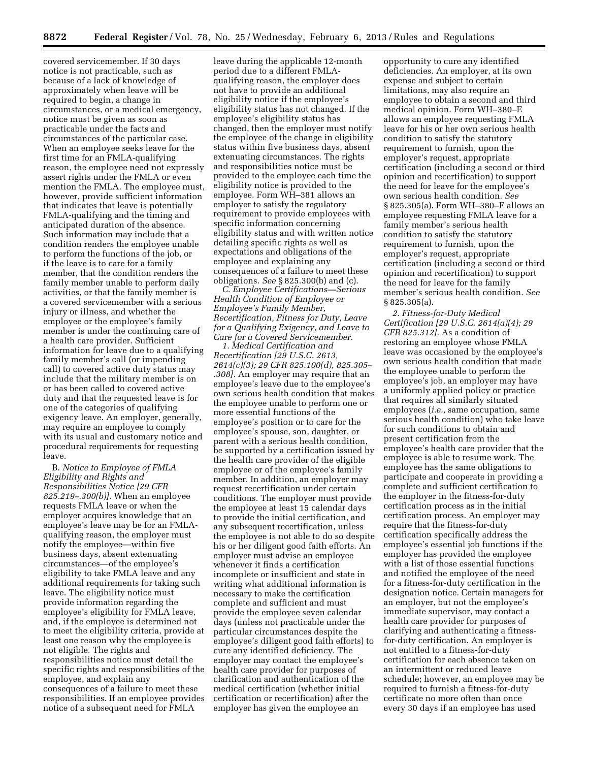covered servicemember. If 30 days notice is not practicable, such as because of a lack of knowledge of approximately when leave will be required to begin, a change in circumstances, or a medical emergency, notice must be given as soon as practicable under the facts and circumstances of the particular case. When an employee seeks leave for the first time for an FMLA-qualifying reason, the employee need not expressly assert rights under the FMLA or even mention the FMLA. The employee must, however, provide sufficient information that indicates that leave is potentially FMLA-qualifying and the timing and anticipated duration of the absence. Such information may include that a condition renders the employee unable to perform the functions of the job, or if the leave is to care for a family member, that the condition renders the family member unable to perform daily activities, or that the family member is a covered servicemember with a serious injury or illness, and whether the employee or the employee's family member is under the continuing care of a health care provider. Sufficient information for leave due to a qualifying family member's call (or impending call) to covered active duty status may include that the military member is on or has been called to covered active duty and that the requested leave is for one of the categories of qualifying exigency leave. An employer, generally, may require an employee to comply with its usual and customary notice and procedural requirements for requesting leave.

B. *Notice to Employee of FMLA Eligibility and Rights and Responsibilities Notice [29 CFR 825.219–.300(b)].* When an employee requests FMLA leave or when the employer acquires knowledge that an employee's leave may be for an FMLA-qualifying reason, the employer must notify the employee—within five business days, absent extenuating circumstances—of the employee's eligibility to take FMLA leave and any additional requirements for taking such leave. The eligibility notice must provide information regarding the employee's eligibility for FMLA leave, and, if the employee is determined not to meet the eligibility criteria, provide at least one reason why the employee is not eligible. The rights and responsibilities notice must detail the specific rights and responsibilities of the employee, and explain any consequences of a failure to meet these responsibilities. If an employee provides notice of a subsequent need for FMLA leave during the applicable 12-month period due to a different FMLA-qualifying reason, the employer does not have to provide an additional eligibility notice if the employee's eligibility status has not changed. If the employee's eligibility status has changed, then the employer must notify the employee of the change in eligibility status within five business days, absent extenuating circumstances. The rights and responsibilities notice must be provided to the employee each time the eligibility notice is provided to the employee. Form WH–381 allows an employer to satisfy the regulatory requirement to provide employees with specific information concerning eligibility status and with written notice detailing specific rights as well as expectations and obligations of the employee and explaining any consequences of a failure to meet these obligations. *See* § 825.300(b) and (c).

C. *Employee Certifications—Serious Health Condition of Employee or Employee's Family Member, Recertification, Fitness for Duty, Leave for a Qualifying Exigency, and Leave to Care for a Covered Servicemember.*

1. *Medical Certification and Recertification [29 U.S.C. 2613, 2614(c)(3); 29 CFR 825.100(d), 825.305–.308].* An employer may require that an employee's leave due to the employee's own serious health condition that makes the employee unable to perform one or more essential functions of the employee's position or to care for the employee's spouse, son, daughter, or parent with a serious health condition, be supported by a certification issued by the health care provider of the eligible employee or of the employee's family member. In addition, an employer may request recertification under certain conditions. The employer must provide the employee at least 15 calendar days to provide the initial certification, and any subsequent recertification, unless the employee is not able to do so despite his or her diligent good faith efforts. An employer must advise an employee whenever it finds a certification incomplete or insufficient and state in writing what additional information is necessary to make the certification complete and sufficient and must provide the employee seven calendar days (unless not practicable under the particular circumstances despite the employee's diligent good faith efforts) to cure any identified deficiency. The employer may contact the employee's health care provider for purposes of clarification and authentication of the medical certification (whether initial certification or recertification) after the employer has given the employee an opportunity to cure any identified deficiencies. An employer, at its own expense and subject to certain limitations, may also require an employee to obtain a second and third medical opinion. Form WH–380–E allows an employee requesting FMLA leave for his or her own serious health condition to satisfy the statutory requirement to furnish, upon the employer's request, appropriate certification (including a second or third opinion and recertification) to support the need for leave for the employee's own serious health condition. *See* § 825.305(a). Form WH–380–F allows an employee requesting FMLA leave for a family member's serious health condition to satisfy the statutory requirement to furnish, upon the employer's request, appropriate certification (including a second or third opinion and recertification) to support the need for leave for the family member's serious health condition. *See* § 825.305(a).

2. *Fitness-for-Duty Medical Certification [29 U.S.C. 2614(a)(4); 29 CFR 825.312].* As a condition of restoring an employee whose FMLA leave was occasioned by the employee's own serious health condition that made the employee unable to perform the employee's job, an employer may have a uniformly applied policy or practice that requires all similarly situated employees (*i.e.,* same occupation, same serious health condition) who take leave for such conditions to obtain and present certification from the employee's health care provider that the employee is able to resume work. The employee has the same obligations to participate and cooperate in providing a complete and sufficient certification to the employer in the fitness-for-duty certification process as in the initial certification process. An employer may require that the fitness-for-duty certification specifically address the employee's essential job functions if the employer has provided the employee with a list of those essential functions and notified the employee of the need for a fitness-for-duty certification in the designation notice. Certain managers for an employer, but not the employee's immediate supervisor, may contact a health care provider for purposes of clarifying and authenticating a fitness-for-duty certification. An employer is not entitled to a fitness-for-duty certification for each absence taken on an intermittent or reduced leave schedule; however, an employee may be required to furnish a fitness-for-duty certificate no more often than once every 30 days if an employee has used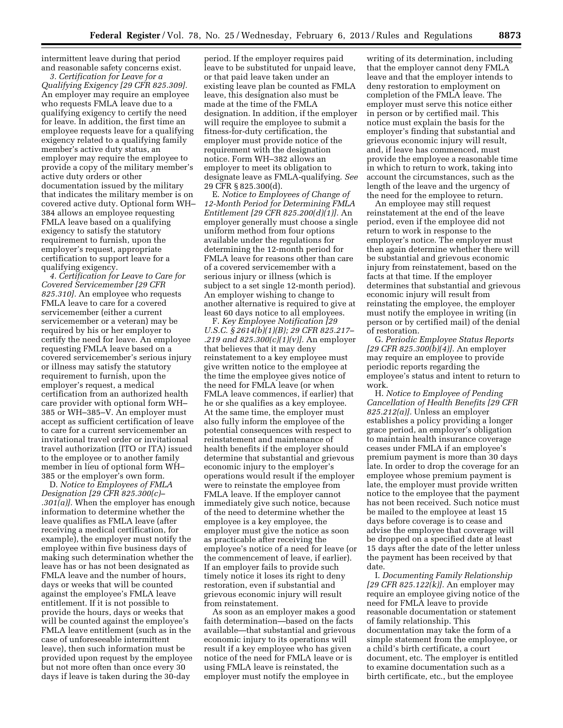intermittent leave during that period and reasonable safety concerns exist.

*3. Certification for Leave for a Qualifying Exigency [29 CFR 825.309].* An employer may require an employee who requests FMLA leave due to a qualifying exigency to certify the need for leave. In addition, the first time an employee requests leave for a qualifying exigency related to a qualifying family member's active duty status, an employer may require the employee to provide a copy of the military member's active duty orders or other documentation issued by the military that indicates the military member is on covered active duty. Optional form WH–384 allows an employee requesting FMLA leave based on a qualifying exigency to satisfy the statutory requirement to furnish, upon the employer's request, appropriate certification to support leave for a qualifying exigency.

*4. Certification for Leave to Care for Covered Servicemember [29 CFR 825.310].* An employee who requests FMLA leave to care for a covered servicemember (either a current servicemember or a veteran) may be required by his or her employer to certify the need for leave. An employee requesting FMLA leave based on a covered servicemember's serious injury or illness may satisfy the statutory requirement to furnish, upon the employer's request, a medical certification from an authorized health care provider with optional form WH–385 or WH–385–V. An employer must accept as sufficient certification of leave to care for a current servicemember an invitational travel order or invitational travel authorization (ITO or ITA) issued to the employee or to another family member in lieu of optional form WH–385 or the employer's own form.

D. *Notice to Employees of FMLA Designation [29 CFR 825.300(c)–.301(a)].* When the employer has enough information to determine whether the leave qualifies as FMLA leave (after receiving a medical certification, for example), the employer must notify the employee within five business days of making such determination whether the leave has or has not been designated as FMLA leave and the number of hours, days or weeks that will be counted against the employee's FMLA leave entitlement. If it is not possible to provide the hours, days or weeks that will be counted against the employee's FMLA leave entitlement (such as in the case of unforeseeable intermittent leave), then such information must be provided upon request by the employee but not more often than once every 30 days if leave is taken during the 30-day period. If the employer requires paid leave to be substituted for unpaid leave, or that paid leave taken under an existing leave plan be counted as FMLA leave, this designation also must be made at the time of the FMLA designation. In addition, if the employer will require the employee to submit a fitness-for-duty certification, the employer must provide notice of the requirement with the designation notice. Form WH–382 allows an employer to meet its obligation to designate leave as FMLA-qualifying. *See* 29 CFR § 825.300(d).

E. *Notice to Employees of Change of 12-Month Period for Determining FMLA Entitlement [29 CFR 825.200(d)(1)].* An employer generally must choose a single uniform method from four options available under the regulations for determining the 12-month period for FMLA leave for reasons other than care of a covered servicemember with a serious injury or illness (which is subject to a set single 12-month period). An employer wishing to change to another alternative is required to give at least 60 days notice to all employees.

F. *Key Employee Notification [29 U.S.C. § 2614(b)(1)(B); 29 CFR 825.217–.219 and 825.300(c)(1)(v)].* An employer that believes that it may deny reinstatement to a key employee must give written notice to the employee at the time the employee gives notice of the need for FMLA leave (or when FMLA leave commences, if earlier) that he or she qualifies as a key employee. At the same time, the employer must also fully inform the employee of the potential consequences with respect to reinstatement and maintenance of health benefits if the employer should determine that substantial and grievous economic injury to the employer's operations would result if the employer were to reinstate the employee from FMLA leave. If the employer cannot immediately give such notice, because of the need to determine whether the employee is a key employee, the employer must give the notice as soon as practicable after receiving the employee's notice of a need for leave (or the commencement of leave, if earlier). If an employer fails to provide such timely notice it loses its right to deny restoration, even if substantial and grievous economic injury will result from reinstatement.

As soon as an employer makes a good faith determination—based on the facts available—that substantial and grievous economic injury to its operations will result if a key employee who has given notice of the need for FMLA leave or is using FMLA leave is reinstated, the employer must notify the employee in writing of its determination, including that the employer cannot deny FMLA leave and that the employer intends to deny restoration to employment on completion of the FMLA leave. The employer must serve this notice either in person or by certified mail. This notice must explain the basis for the employer's finding that substantial and grievous economic injury will result, and, if leave has commenced, must provide the employee a reasonable time in which to return to work, taking into account the circumstances, such as the length of the leave and the urgency of the need for the employee to return.

An employee may still request reinstatement at the end of the leave period, even if the employee did not return to work in response to the employer's notice. The employer must then again determine whether there will be substantial and grievous economic injury from reinstatement, based on the facts at that time. If the employer determines that substantial and grievous economic injury will result from reinstating the employee, the employer must notify the employee in writing (in person or by certified mail) of the denial of restoration.

G. *Periodic Employee Status Reports [29 CFR 825.300(b)(4)].* An employer may require an employee to provide periodic reports regarding the employee's status and intent to return to work.

H. *Notice to Employee of Pending Cancellation of Health Benefits [29 CFR 825.212(a)].* Unless an employer establishes a policy providing a longer grace period, an employer's obligation to maintain health insurance coverage ceases under FMLA if an employee's premium payment is more than 30 days late. In order to drop the coverage for an employee whose premium payment is late, the employer must provide written notice to the employee that the payment has not been received. Such notice must be mailed to the employee at least 15 days before coverage is to cease and advise the employee that coverage will be dropped on a specified date at least 15 days after the date of the letter unless the payment has been received by that date.

I. *Documenting Family Relationship [29 CFR 825.122(k)].* An employer may require an employee giving notice of the need for FMLA leave to provide reasonable documentation or statement of family relationship. This documentation may take the form of a simple statement from the employee, or a child's birth certificate, a court document, etc. The employer is entitled to examine documentation such as a birth certificate, etc., but the employee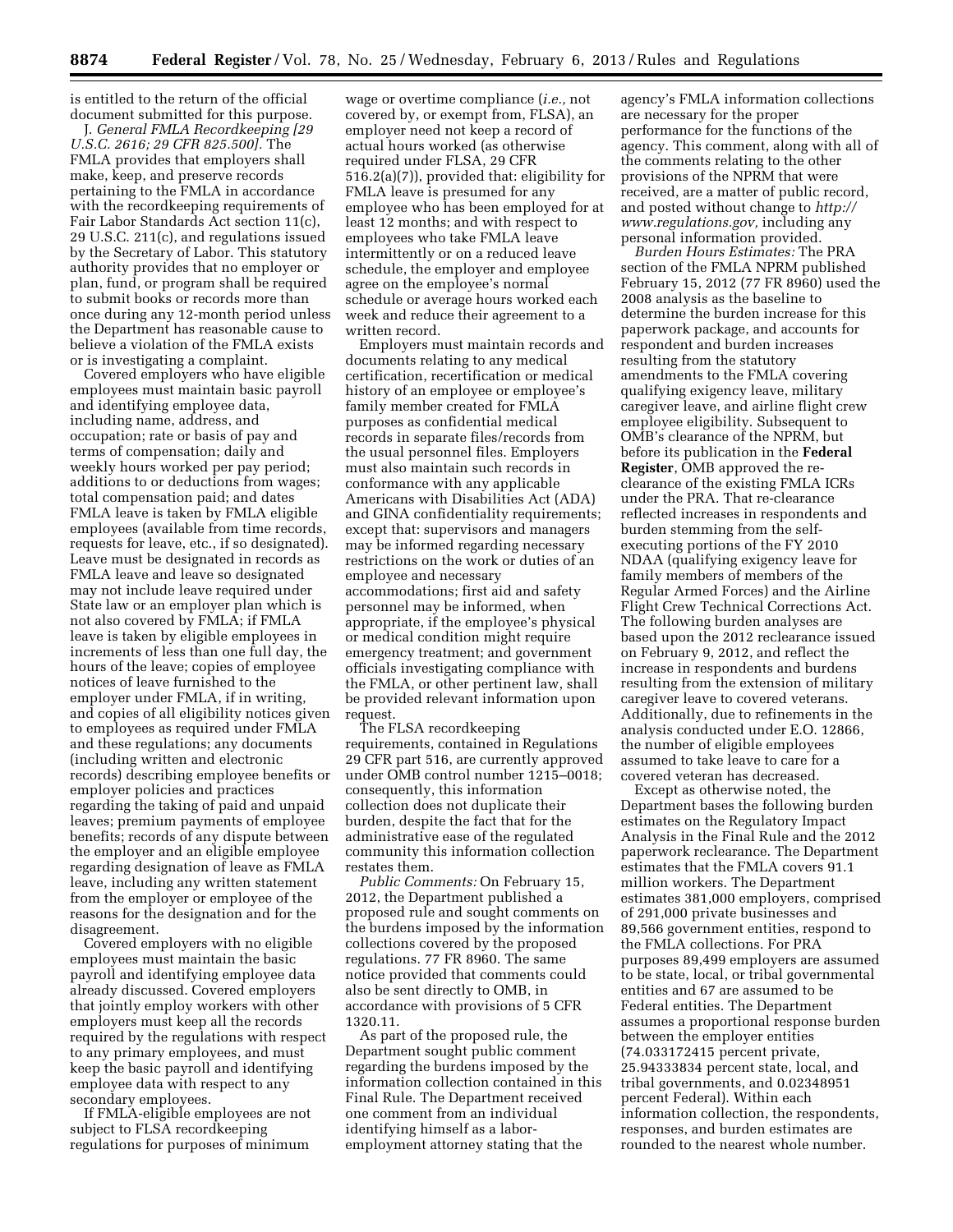is entitled to the return of the official document submitted for this purpose.

J. *General FMLA Recordkeeping [29 U.S.C. 2616; 29 CFR 825.500].* The FMLA provides that employers shall make, keep, and preserve records pertaining to the FMLA in accordance with the recordkeeping requirements of Fair Labor Standards Act section 11(c), 29 U.S.C. 211(c), and regulations issued by the Secretary of Labor. This statutory authority provides that no employer or plan, fund, or program shall be required to submit books or records more than once during any 12-month period unless the Department has reasonable cause to believe a violation of the FMLA exists or is investigating a complaint.

Covered employers who have eligible employees must maintain basic payroll and identifying employee data, including name, address, and occupation; rate or basis of pay and terms of compensation; daily and weekly hours worked per pay period; additions to or deductions from wages; total compensation paid; and dates FMLA leave is taken by FMLA eligible employees (available from time records, requests for leave, etc., if so designated). Leave must be designated in records as FMLA leave and leave so designated may not include leave required under State law or an employer plan which is not also covered by FMLA; if FMLA leave is taken by eligible employees in increments of less than one full day, the hours of the leave; copies of employee notices of leave furnished to the employer under FMLA, if in writing, and copies of all eligibility notices given to employees as required under FMLA and these regulations; any documents (including written and electronic records) describing employee benefits or employer policies and practices regarding the taking of paid and unpaid leaves; premium payments of employee benefits; records of any dispute between the employer and an eligible employee regarding designation of leave as FMLA leave, including any written statement from the employer or employee of the reasons for the designation and for the disagreement.

Covered employers with no eligible employees must maintain the basic payroll and identifying employee data already discussed. Covered employers that jointly employ workers with other employers must keep all the records required by the regulations with respect to any primary employees, and must keep the basic payroll and identifying employee data with respect to any secondary employees.

If FMLA-eligible employees are not subject to FLSA recordkeeping regulations for purposes of minimum wage or overtime compliance (*i.e.,* not covered by, or exempt from, FLSA), an employer need not keep a record of actual hours worked (as otherwise required under FLSA, 29 CFR 516.2(a)(7)), provided that: eligibility for FMLA leave is presumed for any employee who has been employed for at least 12 months; and with respect to employees who take FMLA leave intermittently or on a reduced leave schedule, the employer and employee agree on the employee's normal schedule or average hours worked each week and reduce their agreement to a written record.

Employers must maintain records and documents relating to any medical certification, recertification or medical history of an employee or employee's family member created for FMLA purposes as confidential medical records in separate files/records from the usual personnel files. Employers must also maintain such records in conformance with any applicable Americans with Disabilities Act (ADA) and GINA confidentiality requirements; except that: supervisors and managers may be informed regarding necessary restrictions on the work or duties of an employee and necessary accommodations; first aid and safety personnel may be informed, when appropriate, if the employee's physical or medical condition might require emergency treatment; and government officials investigating compliance with the FMLA, or other pertinent law, shall be provided relevant information upon request.

The FLSA recordkeeping requirements, contained in Regulations 29 CFR part 516, are currently approved under OMB control number 1215–0018; consequently, this information collection does not duplicate their burden, despite the fact that for the administrative ease of the regulated community this information collection restates them.

*Public Comments:* On February 15, 2012, the Department published a proposed rule and sought comments on the burdens imposed by the information collections covered by the proposed regulations. 77 FR 8960. The same notice provided that comments could also be sent directly to OMB, in accordance with provisions of 5 CFR 1320.11.

As part of the proposed rule, the Department sought public comment regarding the burdens imposed by the information collection contained in this Final Rule. The Department received one comment from an individual identifying himself as a labor-employment attorney stating that the agency's FMLA information collections are necessary for the proper performance for the functions of the agency. This comment, along with all of the comments relating to the other provisions of the NPRM that were received, are a matter of public record, and posted without change to *http://www.regulations.gov,* including any personal information provided.

*Burden Hours Estimates:* The PRA section of the FMLA NPRM published February 15, 2012 (77 FR 8960) used the 2008 analysis as the baseline to determine the burden increase for this paperwork package, and accounts for respondent and burden increases resulting from the statutory amendments to the FMLA covering qualifying exigency leave, military caregiver leave, and airline flight crew employee eligibility. Subsequent to OMB's clearance of the NPRM, but before its publication in the **Federal Register**, OMB approved the re-clearance of the existing FMLA ICRs under the PRA. That re-clearance reflected increases in respondents and burden stemming from the self-executing portions of the FY 2010 NDAA (qualifying exigency leave for family members of members of the Regular Armed Forces) and the Airline Flight Crew Technical Corrections Act. The following burden analyses are based upon the 2012 reclearance issued on February 9, 2012, and reflect the increase in respondents and burdens resulting from the extension of military caregiver leave to covered veterans. Additionally, due to refinements in the analysis conducted under E.O. 12866, the number of eligible employees assumed to take leave to care for a covered veteran has decreased.

Except as otherwise noted, the Department bases the following burden estimates on the Regulatory Impact Analysis in the Final Rule and the 2012 paperwork reclearance. The Department estimates that the FMLA covers 91.1 million workers. The Department estimates 381,000 employers, comprised of 291,000 private businesses and 89,566 government entities, respond to the FMLA collections. For PRA purposes 89,499 employers are assumed to be state, local, or tribal governmental entities and 67 are assumed to be Federal entities. The Department assumes a proportional response burden between the employer entities (74.033172415 percent private, 25.94333834 percent state, local, and tribal governments, and 0.02348951 percent Federal). Within each information collection, the respondents, responses, and burden estimates are rounded to the nearest whole number.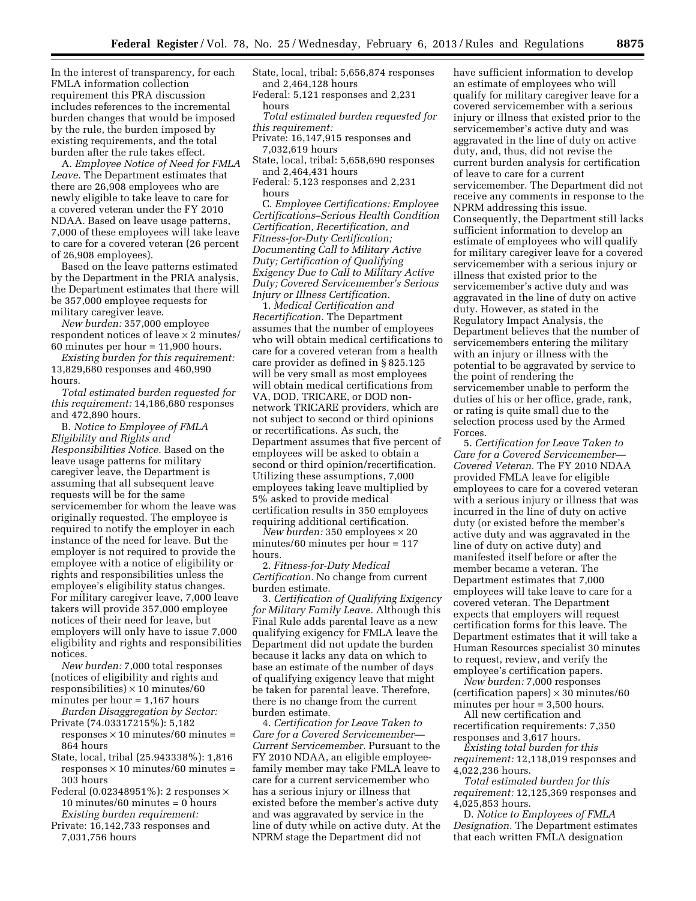In the interest of transparency, for each FMLA information collection requirement this PRA discussion includes references to the incremental burden changes that would be imposed by the rule, the burden imposed by existing requirements, and the total burden after the rule takes effect.

A. *Employee Notice of Need for FMLA Leave.* The Department estimates that there are 26,908 employees who are newly eligible to take leave to care for a covered veteran under the FY 2010 NDAA. Based on leave usage patterns, 7,000 of these employees will take leave to care for a covered veteran (26 percent of 26,908 employees).

Based on the leave patterns estimated by the Department in the PRIA analysis, the Department estimates that there will be 357,000 employee requests for military caregiver leave.

*New burden:* 357,000 employee respondent notices of leave × 2 minutes/60 minutes per hour = 11,900 hours.

*Existing burden for this requirement:* 13,829,680 responses and 460,990 hours.

*Total estimated burden requested for this requirement:* 14,186,680 responses and 472,890 hours.

B. *Notice to Employee of FMLA Eligibility and Rights and Responsibilities Notice.* Based on the leave usage patterns for military caregiver leave, the Department is assuming that all subsequent leave requests will be for the same servicemember for whom the leave was originally requested. The employee is required to notify the employer in each instance of the need for leave. But the employer is not required to provide the employee with a notice of eligibility or rights and responsibilities unless the employee's eligibility status changes. For military caregiver leave, 7,000 leave takers will provide 357,000 employee notices of their need for leave, but employers will only have to issue 7,000 eligibility and rights and responsibilities notices.

*New burden:* 7,000 total responses (notices of eligibility and rights and responsibilities) × 10 minutes/60 minutes per hour = 1,167 hours

*Burden Disaggregation by Sector:*

Private (74.03317215%): 5,182 responses × 10 minutes/60 minutes = 864 hours

State, local, tribal (25.943338%): 1,816 responses × 10 minutes/60 minutes = 303 hours

Federal (0.02348951%): 2 responses × 10 minutes/60 minutes = 0 hours

*Existing burden requirement:*

Private: 16,142,733 responses and 7,031,756 hours

State, local, tribal: 5,656,874 responses and 2,464,128 hours

Federal: 5,121 responses and 2,231 hours

*Total estimated burden requested for this requirement:*

Private: 16,147,915 responses and 7,032,619 hours

State, local, tribal: 5,658,690 responses and 2,464,431 hours

Federal: 5,123 responses and 2,231 hours

C. *Employee Certifications: Employee Certifications–Serious Health Condition Certification, Recertification, and Fitness-for-Duty Certification; Documenting Call to Military Active Duty; Certification of Qualifying Exigency Due to Call to Military Active Duty; Covered Servicemember's Serious Injury or Illness Certification.*

1. *Medical Certification and Recertification.* The Department assumes that the number of employees who will obtain medical certifications to care for a covered veteran from a health care provider as defined in § 825.125 will be very small as most employees will obtain medical certifications from VA, DOD, TRICARE, or DOD non-network TRICARE providers, which are not subject to second or third opinions or recertifications. As such, the Department assumes that five percent of employees will be asked to obtain a second or third opinion/recertification. Utilizing these assumptions, 7,000 employees taking leave multiplied by 5% asked to provide medical certification results in 350 employees requiring additional certification.

*New burden:* 350 employees × 20 minutes/60 minutes per hour = 117 hours.

2. *Fitness-for-Duty Medical Certification.* No change from current burden estimate.

3. *Certification of Qualifying Exigency for Military Family Leave.* Although this Final Rule adds parental leave as a new qualifying exigency for FMLA leave the Department did not update the burden because it lacks any data on which to base an estimate of the number of days of qualifying exigency leave that might be taken for parental leave. Therefore, there is no change from the current burden estimate.

4. *Certification for Leave Taken to Care for a Covered Servicemember—Current Servicemember.* Pursuant to the FY 2010 NDAA, an eligible employee-family member may take FMLA leave to care for a current servicemember who has a serious injury or illness that existed before the member's active duty and was aggravated by service in the line of duty while on active duty. At the NPRM stage the Department did not have sufficient information to develop an estimate of employees who will qualify for military caregiver leave for a covered servicemember with a serious injury or illness that existed prior to the servicemember's active duty and was aggravated in the line of duty on active duty, and, thus, did not revise the current burden analysis for certification of leave to care for a current servicemember. The Department did not receive any comments in response to the NPRM addressing this issue. Consequently, the Department still lacks sufficient information to develop an estimate of employees who will qualify for military caregiver leave for a covered servicemember with a serious injury or illness that existed prior to the servicemember's active duty and was aggravated in the line of duty on active duty. However, as stated in the Regulatory Impact Analysis, the Department believes that the number of servicemembers entering the military with an injury or illness with the potential to be aggravated by service to the point of rendering the servicemember unable to perform the duties of his or her office, grade, rank, or rating is quite small due to the selection process used by the Armed Forces.

5. *Certification for Leave Taken to Care for a Covered Servicemember—Covered Veteran.* The FY 2010 NDAA provided FMLA leave for eligible employees to care for a covered veteran with a serious injury or illness that was incurred in the line of duty on active duty (or existed before the member's active duty and was aggravated in the line of duty on active duty) and manifested itself before or after the member became a veteran. The Department estimates that 7,000 employees will take leave to care for a covered veteran. The Department expects that employers will request certification forms for this leave. The Department estimates that it will take a Human Resources specialist 30 minutes to request, review, and verify the employee's certification papers.

*New burden:* 7,000 responses (certification papers) × 30 minutes/60 minutes per hour = 3,500 hours.

All new certification and recertification requirements: 7,350 responses and 3,617 hours.

*Existing total burden for this requirement:* 12,118,019 responses and 4,022,236 hours.

*Total estimated burden for this requirement:* 12,125,369 responses and 4,025,853 hours.

D. *Notice to Employees of FMLA Designation.* The Department estimates that each written FMLA designation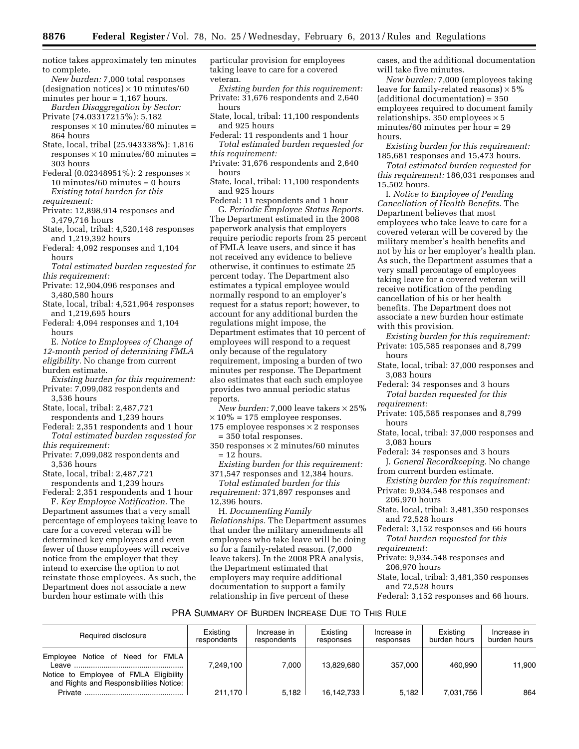notice takes approximately ten minutes to complete.

*New burden:* 7,000 total responses (designation notices) × 10 minutes/60 minutes per hour = 1,167 hours.

*Burden Disaggregation by Sector:*

Private (74.03317215%): 5,182 responses × 10 minutes/60 minutes = 864 hours

State, local, tribal (25.943338%): 1,816 responses × 10 minutes/60 minutes = 303 hours

Federal (0.02348951%): 2 responses × 10 minutes/60 minutes = 0 hours

*Existing total burden for this requirement:*

Private: 12,898,914 responses and 3,479,716 hours

State, local, tribal: 4,520,148 responses and 1,219,392 hours

Federal: 4,092 responses and 1,104 hours

*Total estimated burden requested for this requirement:*

Private: 12,904,096 responses and 3,480,580 hours

State, local, tribal: 4,521,964 responses and 1,219,695 hours

Federal: 4,094 responses and 1,104 hours

E. *Notice to Employees of Change of 12-month period of determining FMLA eligibility.* No change from current burden estimate.

*Existing burden for this requirement:*

Private: 7,099,082 respondents and 3,536 hours

State, local, tribal: 2,487,721 respondents and 1,239 hours

Federal: 2,351 respondents and 1 hour

*Total estimated burden requested for this requirement:*

Private: 7,099,082 respondents and 3,536 hours

State, local, tribal: 2,487,721 respondents and 1,239 hours

Federal: 2,351 respondents and 1 hour

F. *Key Employee Notification.* The Department assumes that a very small percentage of employees taking leave to care for a covered veteran will be determined key employees and even fewer of those employees will receive notice from the employer that they intend to exercise the option to not reinstate those employees. As such, the Department does not associate a new burden hour estimate with this particular provision for employees taking leave to care for a covered veteran.

*Existing burden for this requirement:*

Private: 31,676 respondents and 2,640 hours

State, local, tribal: 11,100 respondents and 925 hours

Federal: 11 respondents and 1 hour

*Total estimated burden requested for this requirement:*

Private: 31,676 respondents and 2,640 hours

State, local, tribal: 11,100 respondents and 925 hours

Federal: 11 respondents and 1 hour

G. *Periodic Employee Status Reports.* The Department estimated in the 2008 paperwork analysis that employers require periodic reports from 25 percent of FMLA leave users, and since it has not received any evidence to believe otherwise, it continues to estimate 25 percent today. The Department also estimates a typical employee would normally respond to an employer's request for a status report; however, to account for any additional burden the regulations might impose, the Department estimates that 10 percent of employees will respond to a request only because of the regulatory requirement, imposing a burden of two minutes per response. The Department also estimates that each such employee provides two annual periodic status reports.

*New burden:* 7,000 leave takers × 25% × 10% = 175 employee responses.

175 employee responses × 2 responses = 350 total responses.

350 responses × 2 minutes/60 minutes = 12 hours.

*Existing burden for this requirement:* 371,547 responses and 12,384 hours.

*Total estimated burden for this requirement:* 371,897 responses and 12,396 hours.

H. *Documenting Family Relationships.* The Department assumes that under the military amendments all employees who take leave will be doing so for a family-related reason. (7,000 leave takers). In the 2008 PRA analysis, the Department estimated that employers may require additional documentation to support a family relationship in five percent of these cases, and the additional documentation will take five minutes.

*New burden:* 7,000 (employees taking leave for family-related reasons) × 5% (additional documentation) = 350 employees required to document family relationships. 350 employees × 5 minutes/60 minutes per hour = 29 hours.

*Existing burden for this requirement:* 185,681 responses and 15,473 hours.

*Total estimated burden requested for this requirement:* 186,031 responses and 15,502 hours.

I. *Notice to Employee of Pending Cancellation of Health Benefits.* The Department believes that most employees who take leave to care for a covered veteran will be covered by the military member's health benefits and not by his or her employer's health plan. As such, the Department assumes that a very small percentage of employees taking leave for a covered veteran will receive notification of the pending cancellation of his or her health benefits. The Department does not associate a new burden hour estimate with this provision.

*Existing burden for this requirement:*

Private: 105,585 responses and 8,799 hours

State, local, tribal: 37,000 responses and 3,083 hours

Federal: 34 responses and 3 hours

*Total burden requested for this requirement:*

Private: 105,585 responses and 8,799 hours

State, local, tribal: 37,000 responses and 3,083 hours

Federal: 34 responses and 3 hours

J. *General Recordkeeping.* No change from current burden estimate.

*Existing burden for this requirement:*

Private: 9,934,548 responses and 206,970 hours

State, local, tribal: 3,481,350 responses and 72,528 hours

Federal: 3,152 responses and 66 hours

*Total burden requested for this requirement:*

Private: 9,934,548 responses and 206,970 hours

State, local, tribal: 3,481,350 responses and 72,528 hours

Federal: 3,152 responses and 66 hours.

PRA SUMMARY OF BURDEN INCREASE DUE TO THIS RULE

| Required disclosure | Existing respondents | Increase in respondents | Existing responses | Increase in responses | Existing burden hours | Increase in burden hours |
|---|---|---|---|---|---|---|
| Employee Notice of Need for FMLA Leave | 7,249,100 | 7,000 | 13,829,680 | 357,000 | 460,990 | 11,900 |
| Notice to Employee of FMLA Eligibility and Rights and Responsibilities Notice: | | | | | | |
| Private | 211,170 | 5,182 | 16,142,733 | 5,182 | 7,031,756 | 864 |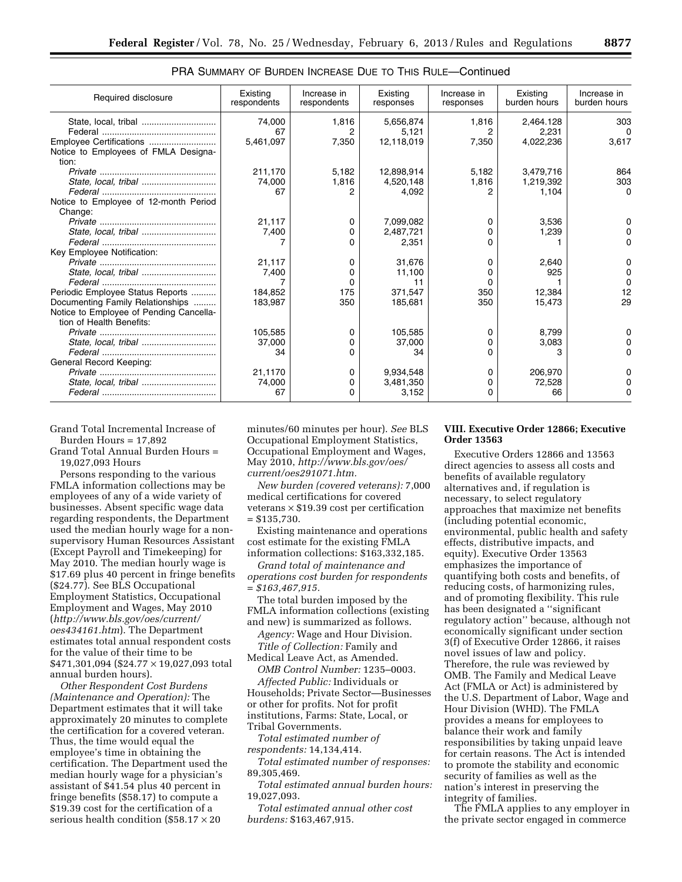PRA SUMMARY OF BURDEN INCREASE DUE TO THIS RULE—Continued

| Required disclosure | Existing respondents | Increase in respondents | Existing responses | Increase in responses | Existing burden hours | Increase in burden hours |
|---|---|---|---|---|---|---|
| State, local, tribal | 74,000 | 1,816 | 5,656,874 | 1,816 | 2,464.128 | 303 |
| Federal | 67 | 2 | 5,121 | 2 | 2,231 | 0 |
| Employee Certifications | 5,461,097 | 7,350 | 12,118,019 | 7,350 | 4,022,236 | 3,617 |
| Notice to Employees of FMLA Designation: | | | | | | |
| *Private* | 211,170 | 5,182 | 12,898,914 | 5,182 | 3,479,716 | 864 |
| *State, local, tribal* | 74,000 | 1,816 | 4,520,148 | 1,816 | 1,219,392 | 303 |
| *Federal* | 67 | 2 | 4,092 | 2 | 1,104 | 0 |
| Notice to Employee of 12-month Period Change: | | | | | | |
| *Private* | 21,117 | 0 | 7,099,082 | 0 | 3,536 | 0 |
| *State, local, tribal* | 7,400 | 0 | 2,487,721 | 0 | 1,239 | 0 |
| *Federal* | 7 | 0 | 2,351 | 0 | 1 | 0 |
| Key Employee Notification: | | | | | | |
| *Private* | 21,117 | 0 | 31,676 | 0 | 2,640 | 0 |
| *State, local, tribal* | 7,400 | 0 | 11,100 | 0 | 925 | 0 |
| *Federal* | 7 | 0 | 11 | 0 | 1 | 0 |
| Periodic Employee Status Reports | 184,852 | 175 | 371,547 | 350 | 12,384 | 12 |
| Documenting Family Relationships | 183,987 | 350 | 185,681 | 350 | 15,473 | 29 |
| Notice to Employee of Pending Cancellation of Health Benefits: | | | | | | |
| *Private* | 105,585 | 0 | 105,585 | 0 | 8,799 | 0 |
| *State, local, tribal* | 37,000 | 0 | 37,000 | 0 | 3,083 | 0 |
| *Federal* | 34 | 0 | 34 | 0 | 3 | 0 |
| General Record Keeping: | | | | | | |
| *Private* | 21,1170 | 0 | 9,934,548 | 0 | 206,970 | 0 |
| *State, local, tribal* | 74,000 | 0 | 3,481,350 | 0 | 72,528 | 0 |
| *Federal* | 67 | 0 | 3,152 | 0 | 66 | 0 |

Grand Total Incremental Increase of Burden Hours = 17,892

Grand Total Annual Burden Hours = 19,027,093 Hours

Persons responding to the various FMLA information collections may be employees of any of a wide variety of businesses. Absent specific wage data regarding respondents, the Department used the median hourly wage for a non-supervisory Human Resources Assistant (Except Payroll and Timekeeping) for May 2010. The median hourly wage is $17.69 plus 40 percent in fringe benefits ($24.77). See BLS Occupational Employment Statistics, Occupational Employment and Wages, May 2010 (*http://www.bls.gov/oes/current/oes434161.htm*). The Department estimates total annual respondent costs for the value of their time to be $471,301,094 ($24.77 × 19,027,093 total annual burden hours).

*Other Respondent Cost Burdens (Maintenance and Operation):* The Department estimates that it will take approximately 20 minutes to complete the certification for a covered veteran. Thus, the time would equal the employee's time in obtaining the certification. The Department used the median hourly wage for a physician's assistant of $41.54 plus 40 percent in fringe benefits ($58.17) to compute a $19.39 cost for the certification of a serious health condition ($58.17 × 20 minutes/60 minutes per hour). *See* BLS Occupational Employment Statistics, Occupational Employment and Wages, May 2010, *http://www.bls.gov/oes/current/oes291071.htm.*

*New burden (covered veterans):* 7,000 medical certifications for covered veterans × $19.39 cost per certification = $135,730.

Existing maintenance and operations cost estimate for the existing FMLA information collections: $163,332,185.

*Grand total of maintenance and operations cost burden for respondents = $163,467,915.*

The total burden imposed by the FMLA information collections (existing and new) is summarized as follows.

*Agency:* Wage and Hour Division.

*Title of Collection:* Family and Medical Leave Act, as Amended.

*OMB Control Number:* 1235–0003.

*Affected Public:* Individuals or Households; Private Sector—Businesses or other for profits. Not for profit institutions, Farms: State, Local, or Tribal Governments.

*Total estimated number of respondents:* 14,134,414.

*Total estimated number of responses:* 89,305,469.

*Total estimated annual burden hours:* 19,027,093.

*Total estimated annual other cost burdens:* $163,467,915.

## VIII. Executive Order 12866; Executive Order 13563

Executive Orders 12866 and 13563 direct agencies to assess all costs and benefits of available regulatory alternatives and, if regulation is necessary, to select regulatory approaches that maximize net benefits (including potential economic, environmental, public health and safety effects, distributive impacts, and equity). Executive Order 13563 emphasizes the importance of quantifying both costs and benefits, of reducing costs, of harmonizing rules, and of promoting flexibility. This rule has been designated a ''significant regulatory action'' because, although not economically significant under section 3(f) of Executive Order 12866, it raises novel issues of law and policy. Therefore, the rule was reviewed by OMB. The Family and Medical Leave Act (FMLA or Act) is administered by the U.S. Department of Labor, Wage and Hour Division (WHD). The FMLA provides a means for employees to balance their work and family responsibilities by taking unpaid leave for certain reasons. The Act is intended to promote the stability and economic security of families as well as the nation's interest in preserving the integrity of families.

The FMLA applies to any employer in the private sector engaged in commerce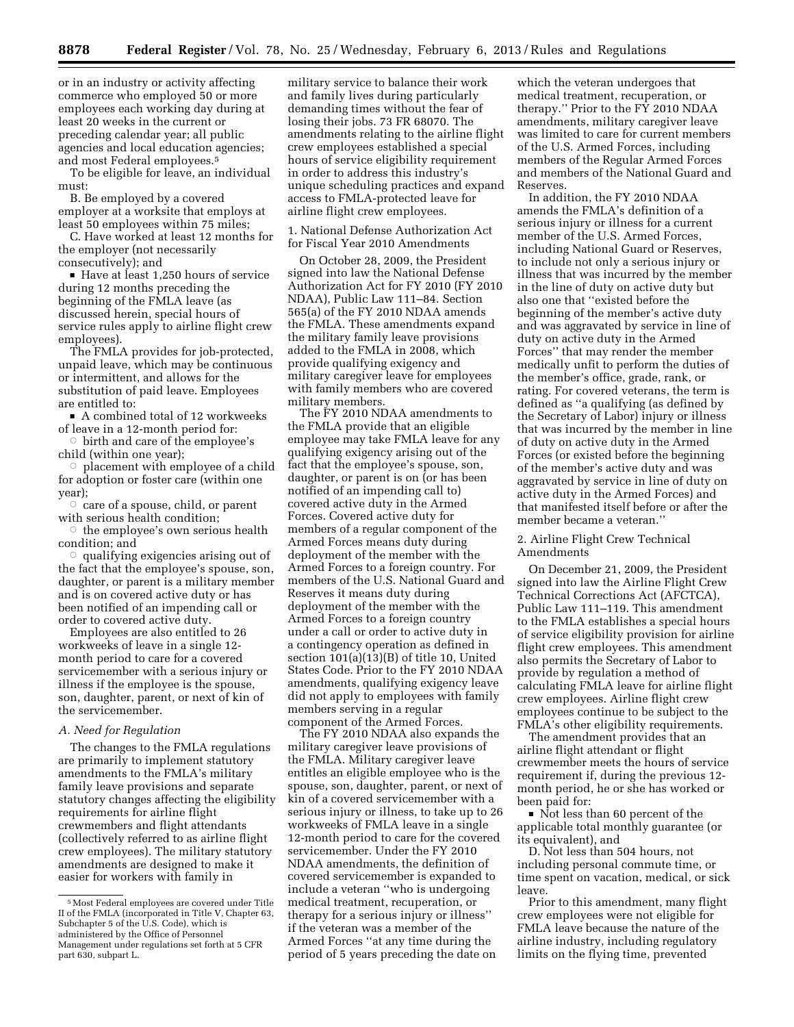or in an industry or activity affecting commerce who employed 50 or more employees each working day during at least 20 weeks in the current or preceding calendar year; all public agencies and local education agencies; and most Federal employees.[5]

To be eligible for leave, an individual must:

B. Be employed by a covered employer at a worksite that employs at least 50 employees within 75 miles;

C. Have worked at least 12 months for the employer (not necessarily consecutively); and

- Have at least 1,250 hours of service during 12 months preceding the beginning of the FMLA leave (as discussed herein, special hours of service rules apply to airline flight crew employees).

The FMLA provides for job-protected, unpaid leave, which may be continuous or intermittent, and allows for the substitution of paid leave. Employees are entitled to:

- A combined total of 12 workweeks of leave in a 12-month period for:
  - birth and care of the employee's child (within one year);
  - placement with employee of a child for adoption or foster care (within one year);
  - care of a spouse, child, or parent with serious health condition;
  - the employee's own serious health condition; and
  - qualifying exigencies arising out of the fact that the employee's spouse, son, daughter, or parent is a military member and is on covered active duty or has been notified of an impending call or order to covered active duty.

Employees are also entitled to 26 workweeks of leave in a single 12-month period to care for a covered servicemember with a serious injury or illness if the employee is the spouse, son, daughter, parent, or next of kin of the servicemember.

*A. Need for Regulation*

The changes to the FMLA regulations are primarily to implement statutory amendments to the FMLA's military family leave provisions and separate statutory changes affecting the eligibility requirements for airline flight crewmembers and flight attendants (collectively referred to as airline flight crew employees). The military statutory amendments are designed to make it easier for workers with family in military service to balance their work and family lives during particularly demanding times without the fear of losing their jobs. 73 FR 68070. The amendments relating to the airline flight crew employees established a special hours of service eligibility requirement in order to address this industry's unique scheduling practices and expand access to FMLA-protected leave for airline flight crew employees.

1. National Defense Authorization Act for Fiscal Year 2010 Amendments

On October 28, 2009, the President signed into law the National Defense Authorization Act for FY 2010 (FY 2010 NDAA), Public Law 111–84. Section 565(a) of the FY 2010 NDAA amends the FMLA. These amendments expand the military family leave provisions added to the FMLA in 2008, which provide qualifying exigency and military caregiver leave for employees with family members who are covered military members.

The FY 2010 NDAA amendments to the FMLA provide that an eligible employee may take FMLA leave for any qualifying exigency arising out of the fact that the employee's spouse, son, daughter, or parent is on (or has been notified of an impending call to) covered active duty in the Armed Forces. Covered active duty for members of a regular component of the Armed Forces means duty during deployment of the member with the Armed Forces to a foreign country. For members of the U.S. National Guard and Reserves it means duty during deployment of the member with the Armed Forces to a foreign country under a call or order to active duty in a contingency operation as defined in section 101(a)(13)(B) of title 10, United States Code. Prior to the FY 2010 NDAA amendments, qualifying exigency leave did not apply to employees with family members serving in a regular component of the Armed Forces.

The FY 2010 NDAA also expands the military caregiver leave provisions of the FMLA. Military caregiver leave entitles an eligible employee who is the spouse, son, daughter, parent, or next of kin of a covered servicemember with a serious injury or illness, to take up to 26 workweeks of FMLA leave in a single 12-month period to care for the covered servicemember. Under the FY 2010 NDAA amendments, the definition of covered servicemember is expanded to include a veteran "who is undergoing medical treatment, recuperation, or therapy for a serious injury or illness" if the veteran was a member of the Armed Forces "at any time during the period of 5 years preceding the date on which the veteran undergoes that medical treatment, recuperation, or therapy." Prior to the FY 2010 NDAA amendments, military caregiver leave was limited to care for current members of the U.S. Armed Forces, including members of the Regular Armed Forces and members of the National Guard and Reserves.

In addition, the FY 2010 NDAA amends the FMLA's definition of a serious injury or illness for a current member of the U.S. Armed Forces, including National Guard or Reserves, to include not only a serious injury or illness that was incurred by the member in the line of duty on active duty but also one that "existed before the beginning of the member's active duty and was aggravated by service in line of duty on active duty in the Armed Forces" that may render the member medically unfit to perform the duties of the member's office, grade, rank, or rating. For covered veterans, the term is defined as "a qualifying (as defined by the Secretary of Labor) injury or illness that was incurred by the member in line of duty on active duty in the Armed Forces (or existed before the beginning of the member's active duty and was aggravated by service in line of duty on active duty in the Armed Forces) and that manifested itself before or after the member became a veteran."

2. Airline Flight Crew Technical Amendments

On December 21, 2009, the President signed into law the Airline Flight Crew Technical Corrections Act (AFCTCA), Public Law 111–119. This amendment to the FMLA establishes a special hours of service eligibility provision for airline flight crew employees. This amendment also permits the Secretary of Labor to provide by regulation a method of calculating FMLA leave for airline flight crew employees. Airline flight crew employees continue to be subject to the FMLA's other eligibility requirements.

The amendment provides that an airline flight attendant or flight crewmember meets the hours of service requirement if, during the previous 12-month period, he or she has worked or been paid for:

- Not less than 60 percent of the applicable total monthly guarantee (or its equivalent), and

D. Not less than 504 hours, not including personal commute time, or time spent on vacation, medical, or sick leave.

Prior to this amendment, many flight crew employees were not eligible for FMLA leave because the nature of the airline industry, including regulatory limits on the flying time, prevented

[5] Most Federal employees are covered under Title II of the FMLA (incorporated in Title V, Chapter 63, Subchapter 5 of the U.S. Code), which is administered by the Office of Personnel Management under regulations set forth at 5 CFR part 630, subpart L.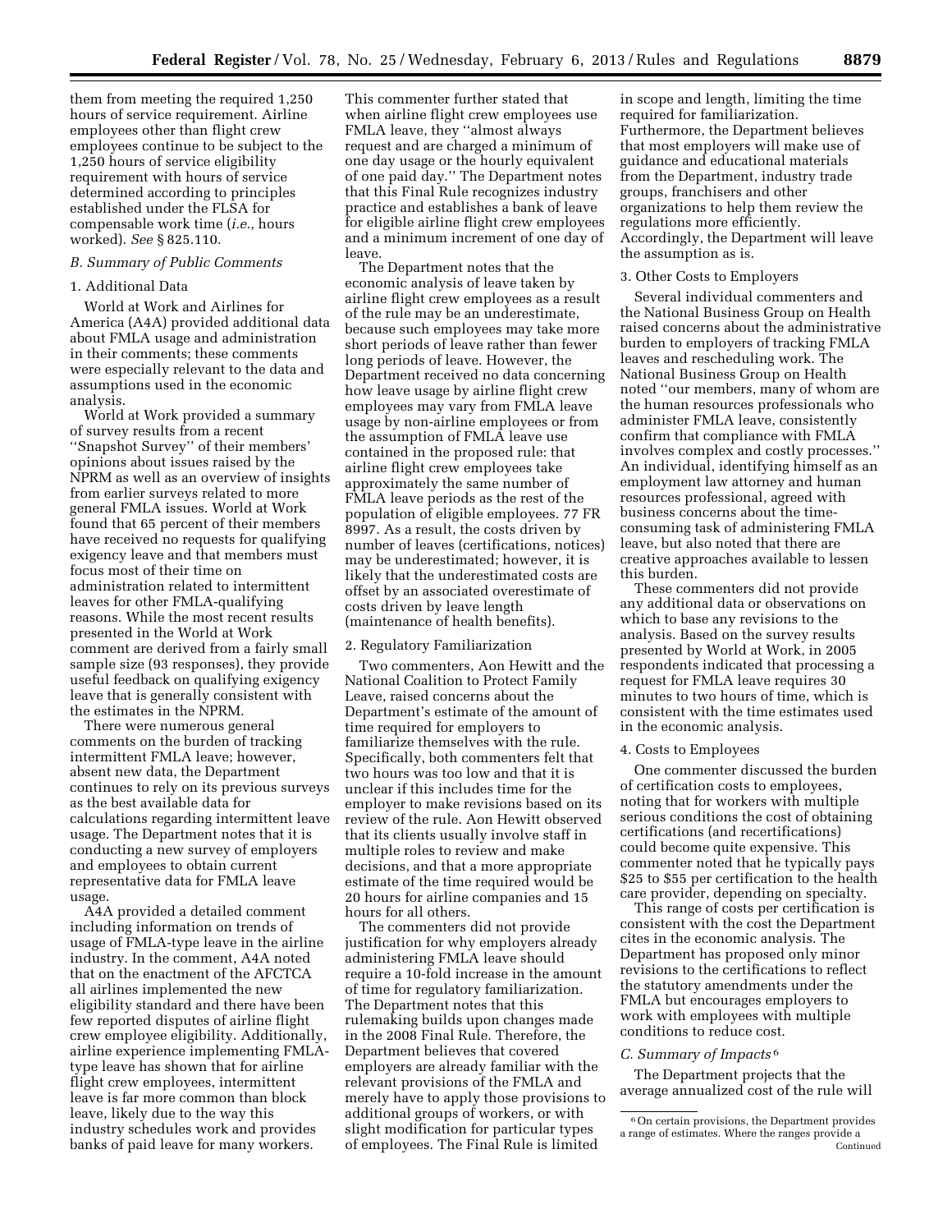them from meeting the required 1,250 hours of service requirement. Airline employees other than flight crew employees continue to be subject to the 1,250 hours of service eligibility requirement with hours of service determined according to principles established under the FLSA for compensable work time (*i.e.,* hours worked). *See* § 825.110.

### *B. Summary of Public Comments*

#### 1. Additional Data

World at Work and Airlines for America (A4A) provided additional data about FMLA usage and administration in their comments; these comments were especially relevant to the data and assumptions used in the economic analysis.

World at Work provided a summary of survey results from a recent ''Snapshot Survey'' of their members' opinions about issues raised by the NPRM as well as an overview of insights from earlier surveys related to more general FMLA issues. World at Work found that 65 percent of their members have received no requests for qualifying exigency leave and that members must focus most of their time on administration related to intermittent leaves for other FMLA-qualifying reasons. While the most recent results presented in the World at Work comment are derived from a fairly small sample size (93 responses), they provide useful feedback on qualifying exigency leave that is generally consistent with the estimates in the NPRM.

There were numerous general comments on the burden of tracking intermittent FMLA leave; however, absent new data, the Department continues to rely on its previous surveys as the best available data for calculations regarding intermittent leave usage. The Department notes that it is conducting a new survey of employers and employees to obtain current representative data for FMLA leave usage.

A4A provided a detailed comment including information on trends of usage of FMLA-type leave in the airline industry. In the comment, A4A noted that on the enactment of the AFCTCA all airlines implemented the new eligibility standard and there have been few reported disputes of airline flight crew employee eligibility. Additionally, airline experience implementing FMLA-type leave has shown that for airline flight crew employees, intermittent leave is far more common than block leave, likely due to the way this industry schedules work and provides banks of paid leave for many workers. This commenter further stated that when airline flight crew employees use FMLA leave, they ''almost always request and are charged a minimum of one day usage or the hourly equivalent of one paid day.'' The Department notes that this Final Rule recognizes industry practice and establishes a bank of leave for eligible airline flight crew employees and a minimum increment of one day of leave.

The Department notes that the economic analysis of leave taken by airline flight crew employees as a result of the rule may be an underestimate, because such employees may take more short periods of leave rather than fewer long periods of leave. However, the Department received no data concerning how leave usage by airline flight crew employees may vary from FMLA leave usage by non-airline employees or from the assumption of FMLA leave use contained in the proposed rule: that airline flight crew employees take approximately the same number of FMLA leave periods as the rest of the population of eligible employees. 77 FR 8997. As a result, the costs driven by number of leaves (certifications, notices) may be underestimated; however, it is likely that the underestimated costs are offset by an associated overestimate of costs driven by leave length (maintenance of health benefits).

#### 2. Regulatory Familiarization

Two commenters, Aon Hewitt and the National Coalition to Protect Family Leave, raised concerns about the Department's estimate of the amount of time required for employers to familiarize themselves with the rule. Specifically, both commenters felt that two hours was too low and that it is unclear if this includes time for the employer to make revisions based on its review of the rule. Aon Hewitt observed that its clients usually involve staff in multiple roles to review and make decisions, and that a more appropriate estimate of the time required would be 20 hours for airline companies and 15 hours for all others.

The commenters did not provide justification for why employers already administering FMLA leave should require a 10-fold increase in the amount of time for regulatory familiarization. The Department notes that this rulemaking builds upon changes made in the 2008 Final Rule. Therefore, the Department believes that covered employers are already familiar with the relevant provisions of the FMLA and merely have to apply those provisions to additional groups of workers, or with slight modification for particular types of employees. The Final Rule is limited in scope and length, limiting the time required for familiarization. Furthermore, the Department believes that most employers will make use of guidance and educational materials from the Department, industry trade groups, franchisers and other organizations to help them review the regulations more efficiently. Accordingly, the Department will leave the assumption as is.

#### 3. Other Costs to Employers

Several individual commenters and the National Business Group on Health raised concerns about the administrative burden to employers of tracking FMLA leaves and rescheduling work. The National Business Group on Health noted ''our members, many of whom are the human resources professionals who administer FMLA leave, consistently confirm that compliance with FMLA involves complex and costly processes.'' An individual, identifying himself as an employment law attorney and human resources professional, agreed with business concerns about the time-consuming task of administering FMLA leave, but also noted that there are creative approaches available to lessen this burden.

These commenters did not provide any additional data or observations on which to base any revisions to the analysis. Based on the survey results presented by World at Work, in 2005 respondents indicated that processing a request for FMLA leave requires 30 minutes to two hours of time, which is consistent with the time estimates used in the economic analysis.

#### 4. Costs to Employees

One commenter discussed the burden of certification costs to employees, noting that for workers with multiple serious conditions the cost of obtaining certifications (and recertifications) could become quite expensive. This commenter noted that he typically pays $25 to $55 per certification to the health care provider, depending on specialty.

This range of costs per certification is consistent with the cost the Department cites in the economic analysis. The Department has proposed only minor revisions to the certifications to reflect the statutory amendments under the FMLA but encourages employers to work with employees with multiple conditions to reduce cost.

### *C. Summary of Impacts* [6]

The Department projects that the average annualized cost of the rule will

[6] On certain provisions, the Department provides a range of estimates. Where the ranges provide a Continued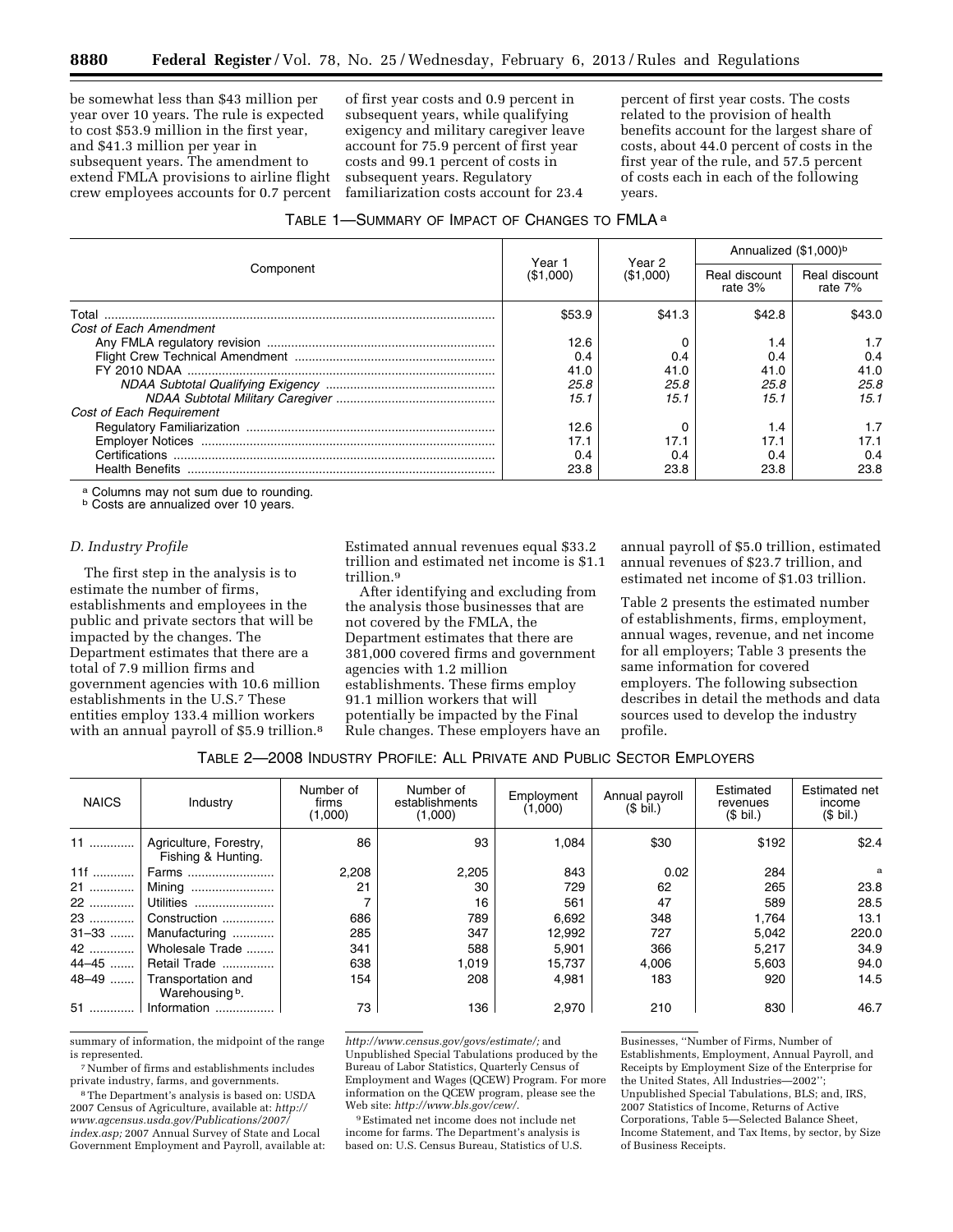be somewhat less than $43 million per year over 10 years. The rule is expected to cost $53.9 million in the first year, and $41.3 million per year in subsequent years. The amendment to extend FMLA provisions to airline flight crew employees accounts for 0.7 percent of first year costs and 0.9 percent in subsequent years, while qualifying exigency and military caregiver leave account for 75.9 percent of first year costs and 99.1 percent of costs in subsequent years. Regulatory familiarization costs account for 23.4 percent of first year costs. The costs related to the provision of health benefits account for the largest share of costs, about 44.0 percent of costs in the first year of the rule, and 57.5 percent of costs each in each of the following years.

TABLE 1—SUMMARY OF IMPACT OF CHANGES TO FMLA [a]

| Component | Year 1 ($1,000) | Year 2 ($1,000) | Annualized ($1,000)[b] | |
|---|---|---|---|---|
| | | | Real discount rate 3% | Real discount rate 7% |
| Total | $53.9 | $41.3 | $42.8 | $43.0 |
| *Cost of Each Amendment* | | | | |
| Any FMLA regulatory revision | 12.6 | 0 | 1.4 | 1.7 |
| Flight Crew Technical Amendment | 0.4 | 0.4 | 0.4 | 0.4 |
| FY 2010 NDAA | 41.0 | 41.0 | 41.0 | 41.0 |
| *NDAA Subtotal Qualifying Exigency* | *25.8* | *25.8* | *25.8* | *25.8* |
| *NDAA Subtotal Military Caregiver* | *15.1* | *15.1* | *15.1* | *15.1* |
| *Cost of Each Requirement* | | | | |
| Regulatory Familiarization | 12.6 | 0 | 1.4 | 1.7 |
| Employer Notices | 17.1 | 17.1 | 17.1 | 17.1 |
| Certifications | 0.4 | 0.4 | 0.4 | 0.4 |
| Health Benefits | 23.8 | 23.8 | 23.8 | 23.8 |

[a] Columns may not sum due to rounding.
[b] Costs are annualized over 10 years.

*D. Industry Profile*

The first step in the analysis is to estimate the number of firms, establishments and employees in the public and private sectors that will be impacted by the changes. The Department estimates that there are a total of 7.9 million firms and government agencies with 10.6 million establishments in the U.S.[7] These entities employ 133.4 million workers with an annual payroll of $5.9 trillion.[8] Estimated annual revenues equal $33.2 trillion and estimated net income is $1.1 trillion.[9]

After identifying and excluding from the analysis those businesses that are not covered by the FMLA, the Department estimates that there are 381,000 covered firms and government agencies with 1.2 million establishments. These firms employ 91.1 million workers that will potentially be impacted by the Final Rule changes. These employers have an annual payroll of $5.0 trillion, estimated annual revenues of $23.7 trillion, and estimated net income of $1.03 trillion.

Table 2 presents the estimated number of establishments, firms, employment, annual wages, revenue, and net income for all employers; Table 3 presents the same information for covered employers. The following subsection describes in detail the methods and data sources used to develop the industry profile.

TABLE 2—2008 INDUSTRY PROFILE: ALL PRIVATE AND PUBLIC SECTOR EMPLOYERS

| NAICS | Industry | Number of firms (1,000) | Number of establishments (1,000) | Employment (1,000) | Annual payroll ($ bil.) | Estimated revenues ($ bil.) | Estimated net income ($ bil.) |
|---|---|---|---|---|---|---|---|
| 11 | Agriculture, Forestry, Fishing & Hunting. | 86 | 93 | 1,084 | $30 | $192 | $2.4 |
| 11f | Farms | 2,208 | 2,205 | 843 | 0.02 | 284 | [a] |
| 21 | Mining | 21 | 30 | 729 | 62 | 265 | 23.8 |
| 22 | Utilities | 7 | 16 | 561 | 47 | 589 | 28.5 |
| 23 | Construction | 686 | 789 | 6,692 | 348 | 1,764 | 13.1 |
| 31–33 | Manufacturing | 285 | 347 | 12,992 | 727 | 5,042 | 220.0 |
| 42 | Wholesale Trade | 341 | 588 | 5,901 | 366 | 5,217 | 34.9 |
| 44–45 | Retail Trade | 638 | 1,019 | 15,737 | 4,006 | 5,603 | 94.0 |
| 48–49 | Transportation and Warehousing [b]. | 154 | 208 | 4,981 | 183 | 920 | 14.5 |
| 51 | Information | 73 | 136 | 2,970 | 210 | 830 | 46.7 |

summary of information, the midpoint of the range is represented.

[7] Number of firms and establishments includes private industry, farms, and governments.

[8] The Department's analysis is based on: USDA 2007 Census of Agriculture, available at: *http://www.agcensus.usda.gov/Publications/2007/index.asp;* 2007 Annual Survey of State and Local Government Employment and Payroll, available at: *http://www.census.gov/govs/estimate/;* and Unpublished Special Tabulations produced by the Bureau of Labor Statistics, Quarterly Census of Employment and Wages (QCEW) Program. For more information on the QCEW program, please see the Web site: *http://www.bls.gov/cew/.*

[9] Estimated net income does not include net income for farms. The Department's analysis is based on: U.S. Census Bureau, Statistics of U.S. Businesses, "Number of Firms, Number of Establishments, Employment, Annual Payroll, and Receipts by Employment Size of the Enterprise for the United States, All Industries—2002"; Unpublished Special Tabulations, BLS; and, IRS, 2007 Statistics of Income, Returns of Active Corporations, Table 5—Selected Balance Sheet, Income Statement, and Tax Items, by sector, by Size of Business Receipts.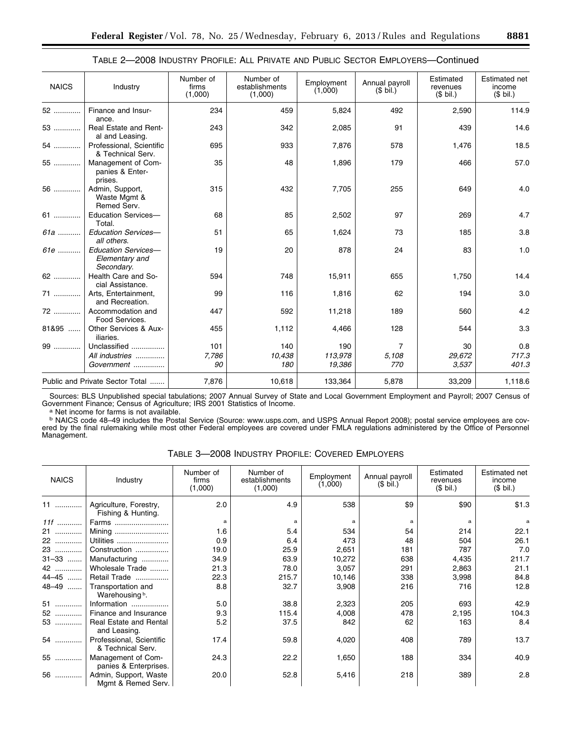TABLE 2—2008 INDUSTRY PROFILE: ALL PRIVATE AND PUBLIC SECTOR EMPLOYERS—Continued

| NAICS | Industry | Number of firms (1,000) | Number of establishments (1,000) | Employment (1,000) | Annual payroll ($ bil.) | Estimated revenues ($ bil.) | Estimated net income ($ bil.) |
|---|---|---|---|---|---|---|---|
| 52 | Finance and Insurance. | 234 | 459 | 5,824 | 492 | 2,590 | 114.9 |
| 53 | Real Estate and Rental and Leasing. | 243 | 342 | 2,085 | 91 | 439 | 14.6 |
| 54 | Professional, Scientific & Technical Serv. | 695 | 933 | 7,876 | 578 | 1,476 | 18.5 |
| 55 | Management of Companies & Enterprises. | 35 | 48 | 1,896 | 179 | 466 | 57.0 |
| 56 | Admin, Support, Waste Mgmt & Remed Serv. | 315 | 432 | 7,705 | 255 | 649 | 4.0 |
| 61 | Education Services—Total. | 68 | 85 | 2,502 | 97 | 269 | 4.7 |
| *61a* | *Education Services—all others.* | 51 | 65 | 1,624 | 73 | 185 | 3.8 |
| *61e* | *Education Services—Elementary and Secondary.* | 19 | 20 | 878 | 24 | 83 | 1.0 |
| 62 | Health Care and Social Assistance. | 594 | 748 | 15,911 | 655 | 1,750 | 14.4 |
| 71 | Arts, Entertainment, and Recreation. | 99 | 116 | 1,816 | 62 | 194 | 3.0 |
| 72 | Accommodation and Food Services. | 447 | 592 | 11,218 | 189 | 560 | 4.2 |
| 81&95 | Other Services & Auxiliaries. | 455 | 1,112 | 4,466 | 128 | 544 | 3.3 |
| 99 | Unclassified | 101 | 140 | 190 | 7 | 30 | 0.8 |
| | *All industries* | *7,786* | *10,438* | *113,978* | *5,108* | *29,672* | *717.3* |
| | *Government* | *90* | *180* | *19,386* | *770* | *3,537* | *401.3* |
| Public and Private Sector Total | | 7,876 | 10,618 | 133,364 | 5,878 | 33,209 | 1,118.6 |

Sources: BLS Unpublished special tabulations; 2007 Annual Survey of State and Local Government Employment and Payroll; 2007 Census of Government Finance; Census of Agriculture; IRS 2001 Statistics of Income.

[a] Net income for farms is not available.

[b] NAICS code 48–49 includes the Postal Service (Source: www.usps.com, and USPS Annual Report 2008); postal service employees are covered by the final rulemaking while most other Federal employees are covered under FMLA regulations administered by the Office of Personnel Management.

TABLE 3—2008 INDUSTRY PROFILE: COVERED EMPLOYERS

| NAICS | Industry | Number of firms (1,000) | Number of establishments (1,000) | Employment (1,000) | Annual payroll ($ bil.) | Estimated revenues ($ bil.) | Estimated net income ($ bil.) |
|---|---|---|---|---|---|---|---|
| 11 | Agriculture, Forestry, Fishing & Hunting. | 2.0 | 4.9 | 538 | $9 | $90 | $1.3 |
| *11f* | Farms | [a] | [a] | [a] | [a] | [a] | [a] |
| 21 | Mining | 1.6 | 5.4 | 534 | 54 | 214 | 22.1 |
| 22 | Utilities | 0.9 | 6.4 | 473 | 48 | 504 | 26.1 |
| 23 | Construction | 19.0 | 25.9 | 2,651 | 181 | 787 | 7.0 |
| 31–33 | Manufacturing | 34.9 | 63.9 | 10,272 | 638 | 4,435 | 211.7 |
| 42 | Wholesale Trade | 21.3 | 78.0 | 3,057 | 291 | 2,863 | 21.1 |
| 44–45 | Retail Trade | 22.3 | 215.7 | 10,146 | 338 | 3,998 | 84.8 |
| 48–49 | Transportation and Warehousing [b]. | 8.8 | 32.7 | 3,908 | 216 | 716 | 12.8 |
| 51 | Information | 5.0 | 38.8 | 2,323 | 205 | 693 | 42.9 |
| 52 | Finance and Insurance | 9.3 | 115.4 | 4,008 | 478 | 2,195 | 104.3 |
| 53 | Real Estate and Rental and Leasing. | 5.2 | 37.5 | 842 | 62 | 163 | 8.4 |
| 54 | Professional, Scientific & Technical Serv. | 17.4 | 59.8 | 4,020 | 408 | 789 | 13.7 |
| 55 | Management of Companies & Enterprises. | 24.3 | 22.2 | 1,650 | 188 | 334 | 40.9 |
| 56 | Admin, Support, Waste Mgmt & Remed Serv. | 20.0 | 52.8 | 5,416 | 218 | 389 | 2.8 |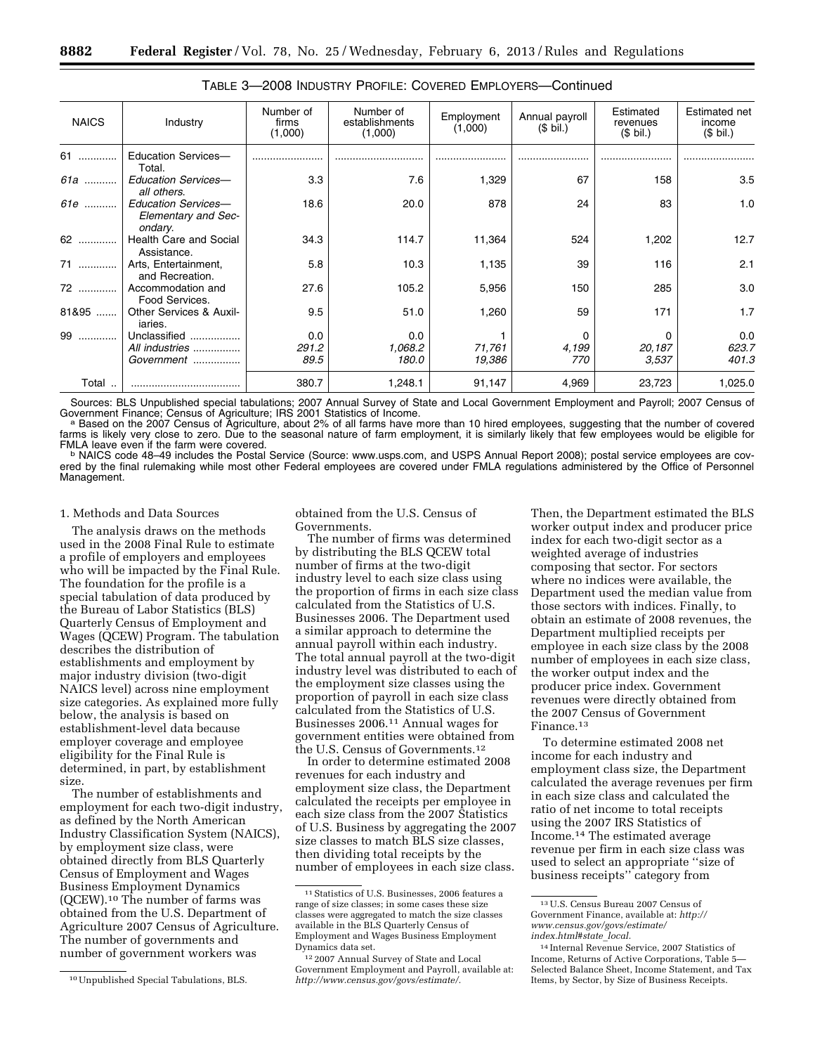TABLE 3—2008 INDUSTRY PROFILE: COVERED EMPLOYERS—Continued

| NAICS | Industry | Number of firms (1,000) | Number of establishments (1,000) | Employment (1,000) | Annual payroll ($ bil.) | Estimated revenues ($ bil.) | Estimated net income ($ bil.) |
|---|---|---|---|---|---|---|---|
| 61 | Education Services—Total. | | | | | | |
| *61a* | *Education Services—all others.* | 3.3 | 7.6 | 1,329 | 67 | 158 | 3.5 |
| *61e* | *Education Services—Elementary and Secondary.* | 18.6 | 20.0 | 878 | 24 | 83 | 1.0 |
| 62 | Health Care and Social Assistance. | 34.3 | 114.7 | 11,364 | 524 | 1,202 | 12.7 |
| 71 | Arts, Entertainment, and Recreation. | 5.8 | 10.3 | 1,135 | 39 | 116 | 2.1 |
| 72 | Accommodation and Food Services. | 27.6 | 105.2 | 5,956 | 150 | 285 | 3.0 |
| 81&95 | Other Services & Auxiliaries. | 9.5 | 51.0 | 1,260 | 59 | 171 | 1.7 |
| 99 | Unclassified | 0.0 | 0.0 | 1 | 0 | 0 | 0.0 |
| | *All industries* | *291.2* | *1,068.2* | *71,761* | *4,199* | *20,187* | *623.7* |
| | *Government* | *89.5* | *180.0* | *19,386* | *770* | *3,537* | *401.3* |
| Total | | 380.7 | 1,248.1 | 91,147 | 4,969 | 23,723 | 1,025.0 |

Sources: BLS Unpublished special tabulations; 2007 Annual Survey of State and Local Government Employment and Payroll; 2007 Census of Government Finance; Census of Agriculture; IRS 2001 Statistics of Income.

[a] Based on the 2007 Census of Agriculture, about 2% of all farms have more than 10 hired employees, suggesting that the number of covered farms is likely very close to zero. Due to the seasonal nature of farm employment, it is similarly likely that few employees would be eligible for FMLA leave even if the farm were covered.

[b] NAICS code 48–49 includes the Postal Service (Source: www.usps.com, and USPS Annual Report 2008); postal service employees are covered by the final rulemaking while most other Federal employees are covered under FMLA regulations administered by the Office of Personnel Management.

1. Methods and Data Sources

The analysis draws on the methods used in the 2008 Final Rule to estimate a profile of employers and employees who will be impacted by the Final Rule. The foundation for the profile is a special tabulation of data produced by the Bureau of Labor Statistics (BLS) Quarterly Census of Employment and Wages (QCEW) Program. The tabulation describes the distribution of establishments and employment by major industry division (two-digit NAICS level) across nine employment size categories. As explained more fully below, the analysis is based on establishment-level data because employer coverage and employee eligibility for the Final Rule is determined, in part, by establishment size.

The number of establishments and employment for each two-digit industry, as defined by the North American Industry Classification System (NAICS), by employment size class, were obtained directly from BLS Quarterly Census of Employment and Wages Business Employment Dynamics (QCEW).[10] The number of farms was obtained from the U.S. Department of Agriculture 2007 Census of Agriculture. The number of governments and number of government workers was obtained from the U.S. Census of Governments.

The number of firms was determined by distributing the BLS QCEW total number of firms at the two-digit industry level to each size class using the proportion of firms in each size class calculated from the Statistics of U.S. Businesses 2006. The Department used a similar approach to determine the annual payroll within each industry. The total annual payroll at the two-digit industry level was distributed to each of the employment size classes using the proportion of payroll in each size class calculated from the Statistics of U.S. Businesses 2006.[11] Annual wages for government entities were obtained from the U.S. Census of Governments.[12]

In order to determine estimated 2008 revenues for each industry and employment size class, the Department calculated the receipts per employee in each size class from the 2007 Statistics of U.S. Business by aggregating the 2007 size classes to match BLS size classes, then dividing total receipts by the number of employees in each size class. Then, the Department estimated the BLS worker output index and producer price index for each two-digit sector as a weighted average of industries composing that sector. For sectors where no indices were available, the Department used the median value from those sectors with indices. Finally, to obtain an estimate of 2008 revenues, the Department multiplied receipts per employee in each size class by the 2008 number of employees in each size class, the worker output index and the producer price index. Government revenues were directly obtained from the 2007 Census of Government Finance.[13]

To determine estimated 2008 net income for each industry and employment class size, the Department calculated the average revenues per firm in each size class and calculated the ratio of net income to total receipts using the 2007 IRS Statistics of Income.[14] The estimated average revenue per firm in each size class was used to select an appropriate ''size of business receipts'' category from

[10] Unpublished Special Tabulations, BLS.

[11] Statistics of U.S. Businesses, 2006 features a range of size classes; in some cases these size classes were aggregated to match the size classes available in the BLS Quarterly Census of Employment and Wages Business Employment Dynamics data set.

[12] 2007 Annual Survey of State and Local Government Employment and Payroll, available at: *http://www.census.gov/govs/estimate/.*

[13] U.S. Census Bureau 2007 Census of Government Finance, available at: *http://www.census.gov/govs/estimate/index.html#state_local.*

[14] Internal Revenue Service, 2007 Statistics of Income, Returns of Active Corporations, Table 5—Selected Balance Sheet, Income Statement, and Tax Items, by Sector, by Size of Business Receipts.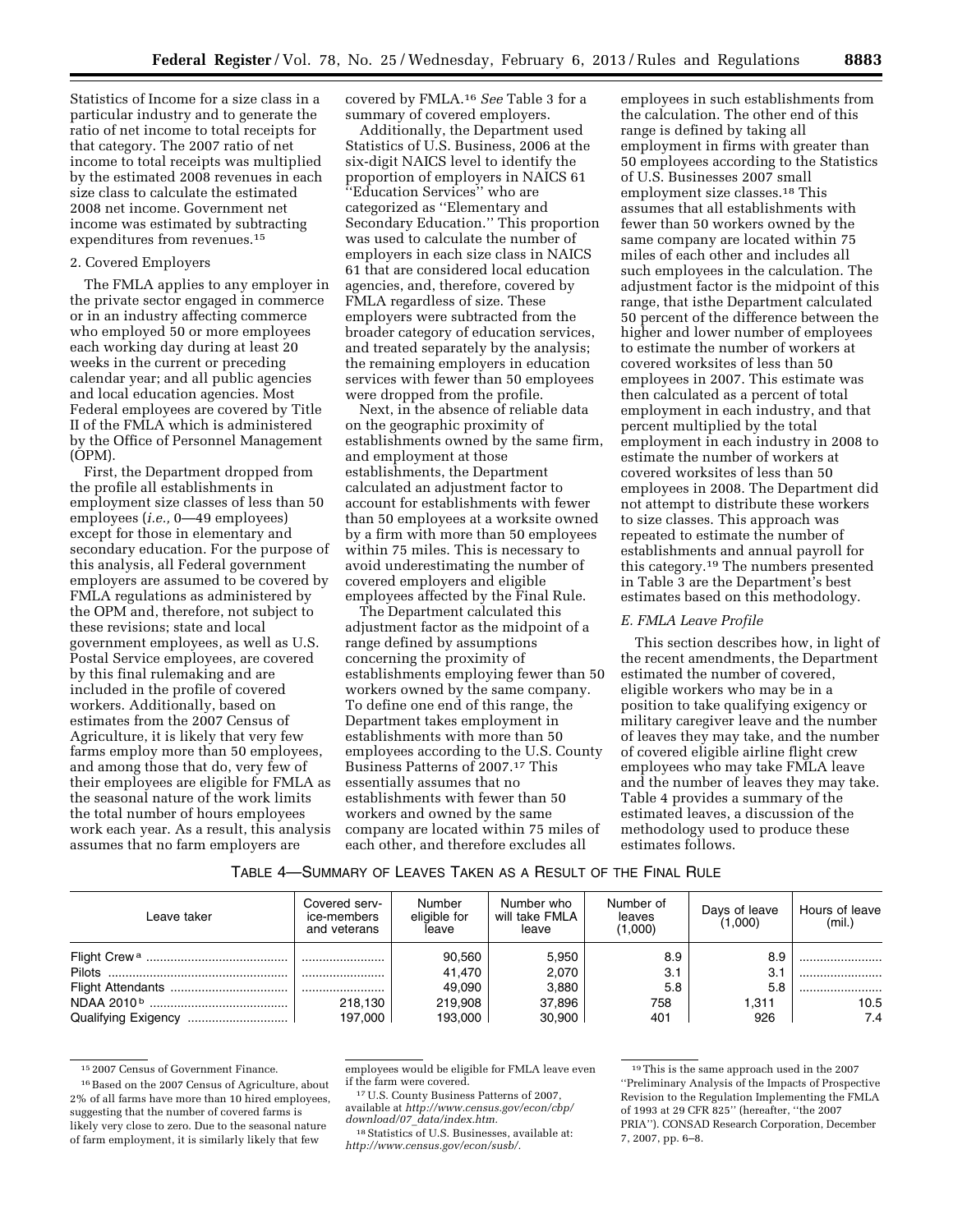Statistics of Income for a size class in a particular industry and to generate the ratio of net income to total receipts for that category. The 2007 ratio of net income to total receipts was multiplied by the estimated 2008 revenues in each size class to calculate the estimated 2008 net income. Government net income was estimated by subtracting expenditures from revenues.[15]

2. Covered Employers

The FMLA applies to any employer in the private sector engaged in commerce or in an industry affecting commerce who employed 50 or more employees each working day during at least 20 weeks in the current or preceding calendar year; and all public agencies and local education agencies. Most Federal employees are covered by Title II of the FMLA which is administered by the Office of Personnel Management (OPM).

First, the Department dropped from the profile all establishments in employment size classes of less than 50 employees (*i.e.,* 0—49 employees) except for those in elementary and secondary education. For the purpose of this analysis, all Federal government employers are assumed to be covered by FMLA regulations as administered by the OPM and, therefore, not subject to these revisions; state and local government employees, as well as U.S. Postal Service employees, are covered by this final rulemaking and are included in the profile of covered workers. Additionally, based on estimates from the 2007 Census of Agriculture, it is likely that very few farms employ more than 50 employees, and among those that do, very few of their employees are eligible for FMLA as the seasonal nature of the work limits the total number of hours employees work each year. As a result, this analysis assumes that no farm employers are covered by FMLA.[16] *See* Table 3 for a summary of covered employers.

Additionally, the Department used Statistics of U.S. Business, 2006 at the six-digit NAICS level to identify the proportion of employers in NAICS 61 ''Education Services'' who are categorized as ''Elementary and Secondary Education.'' This proportion was used to calculate the number of employers in each size class in NAICS 61 that are considered local education agencies, and, therefore, covered by FMLA regardless of size. These employers were subtracted from the broader category of education services, and treated separately by the analysis; the remaining employers in education services with fewer than 50 employees were dropped from the profile.

Next, in the absence of reliable data on the geographic proximity of establishments owned by the same firm, and employment at those establishments, the Department calculated an adjustment factor to account for establishments with fewer than 50 employees at a worksite owned by a firm with more than 50 employees within 75 miles. This is necessary to avoid underestimating the number of covered employers and eligible employees affected by the Final Rule.

The Department calculated this adjustment factor as the midpoint of a range defined by assumptions concerning the proximity of establishments employing fewer than 50 workers owned by the same company. To define one end of this range, the Department takes employment in establishments with more than 50 employees according to the U.S. County Business Patterns of 2007.[17] This essentially assumes that no establishments with fewer than 50 workers and owned by the same company are located within 75 miles of each other, and therefore excludes all employees in such establishments from the calculation. The other end of this range is defined by taking all employment in firms with greater than 50 employees according to the Statistics of U.S. Businesses 2007 small employment size classes.[18] This assumes that all establishments with fewer than 50 workers owned by the same company are located within 75 miles of each other and includes all such employees in the calculation. The adjustment factor is the midpoint of this range, that isthe Department calculated 50 percent of the difference between the higher and lower number of employees to estimate the number of workers at covered worksites of less than 50 employees in 2007. This estimate was then calculated as a percent of total employment in each industry, and that percent multiplied by the total employment in each industry in 2008 to estimate the number of workers at covered worksites of less than 50 employees in 2008. The Department did not attempt to distribute these workers to size classes. This approach was repeated to estimate the number of establishments and annual payroll for this category.[19] The numbers presented in Table 3 are the Department's best estimates based on this methodology.

### *E. FMLA Leave Profile*

This section describes how, in light of the recent amendments, the Department estimated the number of covered, eligible workers who may be in a position to take qualifying exigency or military caregiver leave and the number of leaves they may take, and the number of covered eligible airline flight crew employees who may take FMLA leave and the number of leaves they may take. Table 4 provides a summary of the estimated leaves, a discussion of the methodology used to produce these estimates follows.

TABLE 4—SUMMARY OF LEAVES TAKEN AS A RESULT OF THE FINAL RULE

| Leave taker | Covered service-members and veterans | Number eligible for leave | Number who will take FMLA leave | Number of leaves (1,000) | Days of leave (1,000) | Hours of leave (mil.) |
|---|---|---|---|---|---|---|
| Flight Crew [a] | | 90,560 | 5,950 | 8.9 | 8.9 | |
| Pilots | | 41,470 | 2,070 | 3.1 | 3.1 | |
| Flight Attendants | | 49,090 | 3,880 | 5.8 | 5.8 | |
| NDAA 2010 [b] | 218,130 | 219,908 | 37,896 | 758 | 1,311 | 10.5 |
| Qualifying Exigency | 197,000 | 193,000 | 30,900 | 401 | 926 | 7.4 |

[15] 2007 Census of Government Finance.

[16] Based on the 2007 Census of Agriculture, about 2% of all farms have more than 10 hired employees, suggesting that the number of covered farms is likely very close to zero. Due to the seasonal nature of farm employment, it is similarly likely that few employees would be eligible for FMLA leave even if the farm were covered.

[17] U.S. County Business Patterns of 2007, available at *http://www.census.gov/econ/cbp/download/07_data/index.htm.*

[18] Statistics of U.S. Businesses, available at: *http://www.census.gov/econ/susb/.*

[19] This is the same approach used in the 2007 ''Preliminary Analysis of the Impacts of Prospective Revision to the Regulation Implementing the FMLA of 1993 at 29 CFR 825'' (hereafter, ''the 2007 PRIA''). CONSAD Research Corporation, December 7, 2007, pp. 6–8.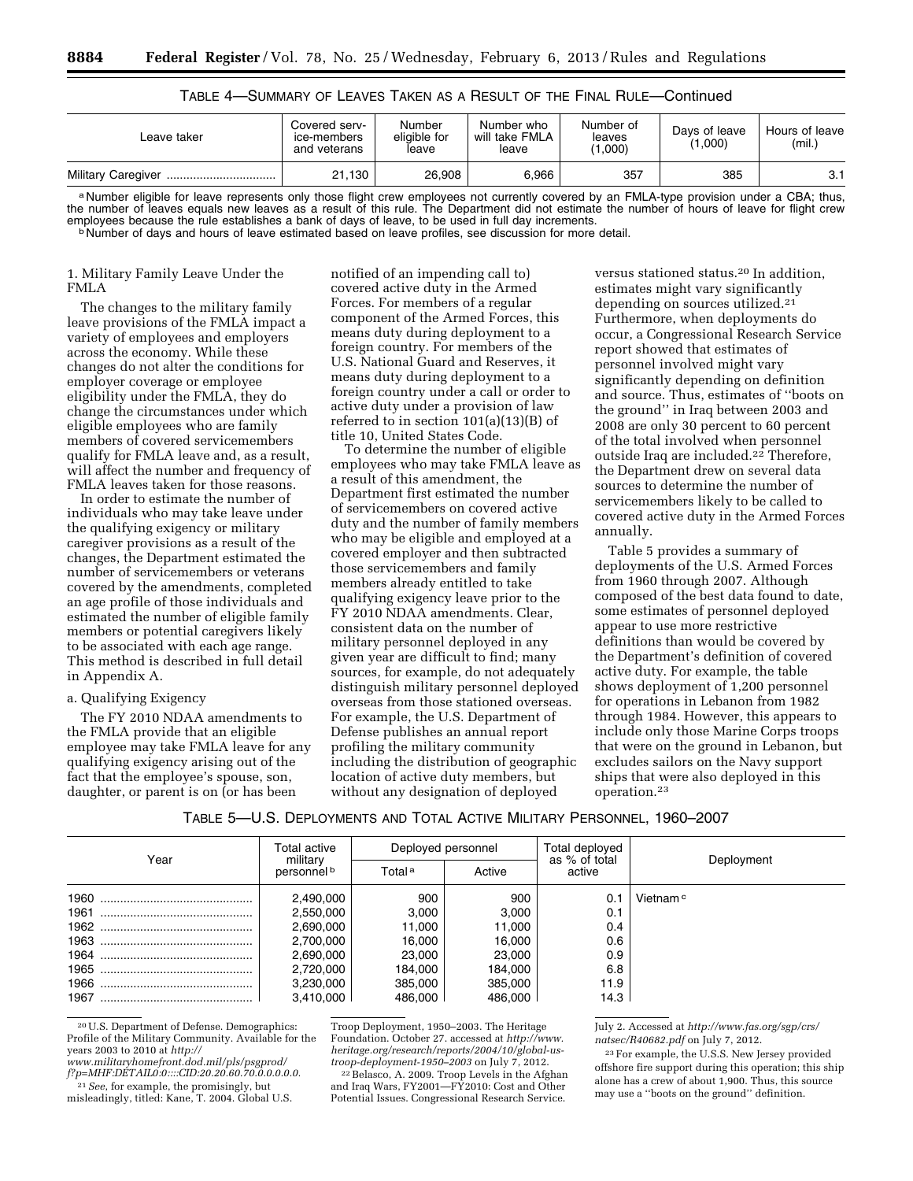TABLE 4—SUMMARY OF LEAVES TAKEN AS A RESULT OF THE FINAL RULE—Continued

| Leave taker | Covered service-members and veterans | Number eligible for leave | Number who will take FMLA leave | Number of leaves (1,000) | Days of leave (1,000) | Hours of leave (mil.) |
|---|---|---|---|---|---|---|
| Military Caregiver | 21,130 | 26,908 | 6,966 | 357 | 385 | 3.1 |

[a] Number eligible for leave represents only those flight crew employees not currently covered by an FMLA-type provision under a CBA; thus, the number of leaves equals new leaves as a result of this rule. The Department did not estimate the number of hours of leave for flight crew employees because the rule establishes a bank of days of leave, to be used in full day increments.

[b] Number of days and hours of leave estimated based on leave profiles, see discussion for more detail.

1. Military Family Leave Under the FMLA

The changes to the military family leave provisions of the FMLA impact a variety of employees and employers across the economy. While these changes do not alter the conditions for employer coverage or employee eligibility under the FMLA, they do change the circumstances under which eligible employees who are family members of covered servicemembers qualify for FMLA leave and, as a result, will affect the number and frequency of FMLA leaves taken for those reasons.

In order to estimate the number of individuals who may take leave under the qualifying exigency or military caregiver provisions as a result of the changes, the Department estimated the number of servicemembers or veterans covered by the amendments, completed an age profile of those individuals and estimated the number of eligible family members or potential caregivers likely to be associated with each age range. This method is described in full detail in Appendix A.

a. Qualifying Exigency

The FY 2010 NDAA amendments to the FMLA provide that an eligible employee may take FMLA leave for any qualifying exigency arising out of the fact that the employee's spouse, son, daughter, or parent is on (or has been notified of an impending call to) covered active duty in the Armed Forces. For members of a regular component of the Armed Forces, this means duty during deployment to a foreign country. For members of the U.S. National Guard and Reserves, it means duty during deployment to a foreign country under a call or order to active duty under a provision of law referred to in section 101(a)(13)(B) of title 10, United States Code.

To determine the number of eligible employees who may take FMLA leave as a result of this amendment, the Department first estimated the number of servicemembers on covered active duty and the number of family members who may be eligible and employed at a covered employer and then subtracted those servicemembers and family members already entitled to take qualifying exigency leave prior to the FY 2010 NDAA amendments. Clear, consistent data on the number of military personnel deployed in any given year are difficult to find; many sources, for example, do not adequately distinguish military personnel deployed overseas from those stationed overseas. For example, the U.S. Department of Defense publishes an annual report profiling the military community including the distribution of geographic location of active duty members, but without any designation of deployed versus stationed status.[20] In addition, estimates might vary significantly depending on sources utilized.[21] Furthermore, when deployments do occur, a Congressional Research Service report showed that estimates of personnel involved might vary significantly depending on definition and source. Thus, estimates of "boots on the ground" in Iraq between 2003 and 2008 are only 30 percent to 60 percent of the total involved when personnel outside Iraq are included.[22] Therefore, the Department drew on several data sources to determine the number of servicemembers likely to be called to covered active duty in the Armed Forces annually.

Table 5 provides a summary of deployments of the U.S. Armed Forces from 1960 through 2007. Although composed of the best data found to date, some estimates of personnel deployed appear to use more restrictive definitions than would be covered by the Department's definition of covered active duty. For example, the table shows deployment of 1,200 personnel for operations in Lebanon from 1982 through 1984. However, this appears to include only those Marine Corps troops that were on the ground in Lebanon, but excludes sailors on the Navy support ships that were also deployed in this operation.[23]

TABLE 5—U.S. DEPLOYMENTS AND TOTAL ACTIVE MILITARY PERSONNEL, 1960–2007

| Year | Total active military personnel [b] | Deployed personnel | | Total deployed as % of total active | Deployment |
|---|---|---|---|---|---|
| | | Total [a] | Active | | |
| 1960 | 2,490,000 | 900 | 900 | 0.1 | Vietnam [c] |
| 1961 | 2,550,000 | 3,000 | 3,000 | 0.1 | |
| 1962 | 2,690,000 | 11,000 | 11,000 | 0.4 | |
| 1963 | 2,700,000 | 16,000 | 16,000 | 0.6 | |
| 1964 | 2,690,000 | 23,000 | 23,000 | 0.9 | |
| 1965 | 2,720,000 | 184,000 | 184,000 | 6.8 | |
| 1966 | 3,230,000 | 385,000 | 385,000 | 11.9 | |
| 1967 | 3,410,000 | 486,000 | 486,000 | 14.3 | |

[20] U.S. Department of Defense. Demographics: Profile of the Military Community. Available for the years 2003 to 2010 at *http://www.militaryhomefront.dod.mil/pls/psgprod/f?p=MHF:DETAIL0::::CID:20.20.60.70.0.0.0.0.0.*

[21] *See,* for example, the promisingly, but misleadingly, titled: Kane, T. 2004. Global U.S. Troop Deployment, 1950–2003. The Heritage Foundation. October 27. accessed at *http://www.heritage.org/research/reports/2004/10/global-us-troop-deployment-1950–2003* on July 7, 2012.

[22] Belasco, A. 2009. Troop Levels in the Afghan and Iraq Wars, FY2001—FY2010: Cost and Other Potential Issues. Congressional Research Service. July 2. Accessed at *http://www.fas.org/sgp/crs/natsec/R40682.pdf* on July 7, 2012.

[23] For example, the U.S.S. New Jersey provided offshore fire support during this operation; this ship alone has a crew of about 1,900. Thus, this source may use a "boots on the ground" definition.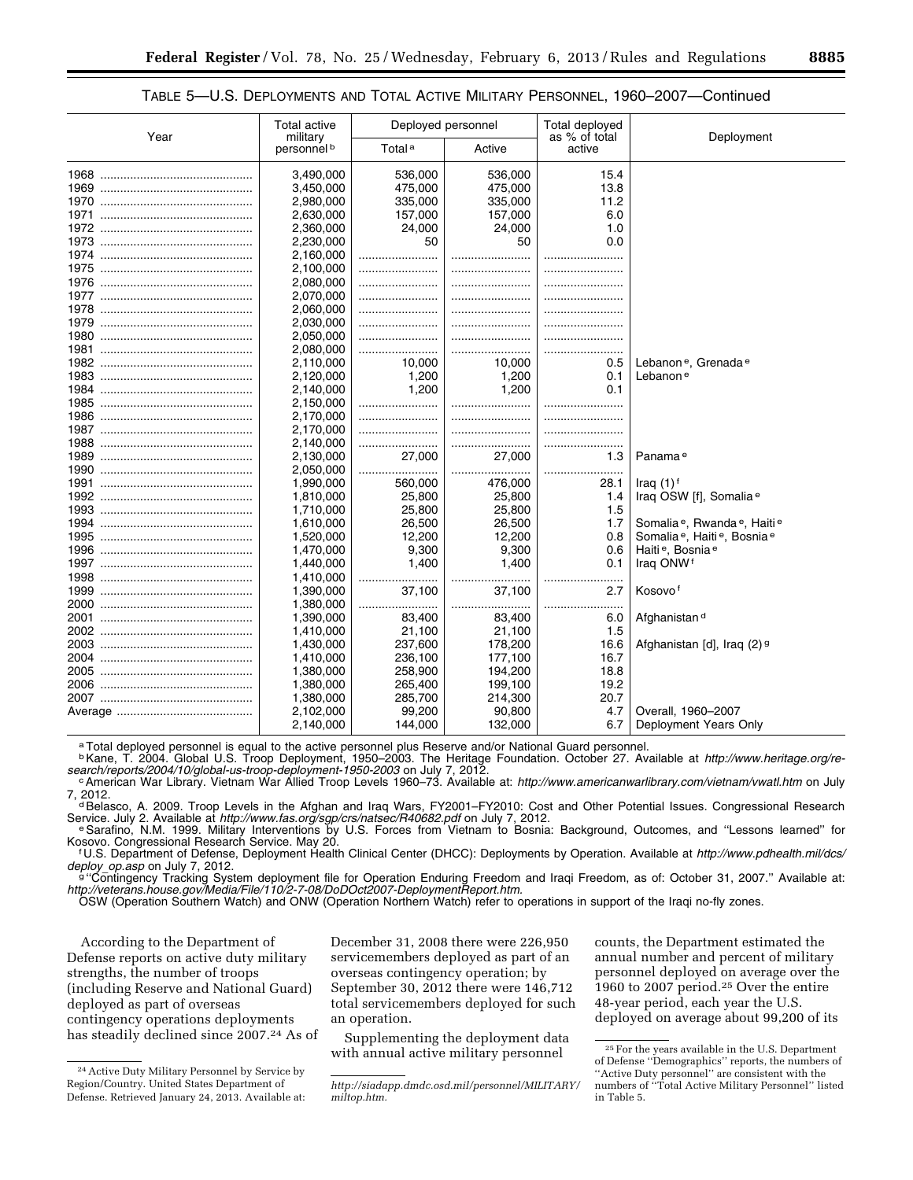TABLE 5—U.S. DEPLOYMENTS AND TOTAL ACTIVE MILITARY PERSONNEL, 1960–2007—Continued

| Year | Total active military personnel [b] | Deployed personnel | | Total deployed as % of total active | Deployment |
|---|---|---|---|---|---|
| | | Total [a] | Active | | |
| 1968 | 3,490,000 | 536,000 | 536,000 | 15.4 | |
| 1969 | 3,450,000 | 475,000 | 475,000 | 13.8 | |
| 1970 | 2,980,000 | 335,000 | 335,000 | 11.2 | |
| 1971 | 2,630,000 | 157,000 | 157,000 | 6.0 | |
| 1972 | 2,360,000 | 24,000 | 24,000 | 1.0 | |
| 1973 | 2,230,000 | 50 | 50 | 0.0 | |
| 1974 | 2,160,000 | | | | |
| 1975 | 2,100,000 | | | | |
| 1976 | 2,080,000 | | | | |
| 1977 | 2,070,000 | | | | |
| 1978 | 2,060,000 | | | | |
| 1979 | 2,030,000 | | | | |
| 1980 | 2,050,000 | | | | |
| 1981 | 2,080,000 | | | | |
| 1982 | 2,110,000 | 10,000 | 10,000 | 0.5 | Lebanon [e], Grenada [e] |
| 1983 | 2,120,000 | 1,200 | 1,200 | 0.1 | Lebanon [e] |
| 1984 | 2,140,000 | 1,200 | 1,200 | 0.1 | |
| 1985 | 2,150,000 | | | | |
| 1986 | 2,170,000 | | | | |
| 1987 | 2,170,000 | | | | |
| 1988 | 2,140,000 | | | | |
| 1989 | 2,130,000 | 27,000 | 27,000 | 1.3 | Panama [e] |
| 1990 | 2,050,000 | | | | |
| 1991 | 1,990,000 | 560,000 | 476,000 | 28.1 | Iraq (1) [f] |
| 1992 | 1,810,000 | 25,800 | 25,800 | 1.4 | Iraq OSW [f], Somalia [e] |
| 1993 | 1,710,000 | 25,800 | 25,800 | 1.5 | |
| 1994 | 1,610,000 | 26,500 | 26,500 | 1.7 | Somalia [e], Rwanda [e], Haiti [e] |
| 1995 | 1,520,000 | 12,200 | 12,200 | 0.8 | Somalia [e], Haiti [e], Bosnia [e] |
| 1996 | 1,470,000 | 9,300 | 9,300 | 0.6 | Haiti [e], Bosnia [e] |
| 1997 | 1,440,000 | 1,400 | 1,400 | 0.1 | Iraq ONW [f] |
| 1998 | 1,410,000 | | | | |
| 1999 | 1,390,000 | 37,100 | 37,100 | 2.7 | Kosovo [f] |
| 2000 | 1,380,000 | | | | |
| 2001 | 1,390,000 | 83,400 | 83,400 | 6.0 | Afghanistan [d] |
| 2002 | 1,410,000 | 21,100 | 21,100 | 1.5 | |
| 2003 | 1,430,000 | 237,600 | 178,200 | 16.6 | Afghanistan [d], Iraq (2) [g] |
| 2004 | 1,410,000 | 236,100 | 177,100 | 16.7 | |
| 2005 | 1,380,000 | 258,900 | 194,200 | 18.8 | |
| 2006 | 1,380,000 | 265,400 | 199,100 | 19.2 | |
| 2007 | 1,380,000 | 285,700 | 214,300 | 20.7 | |
| Average | 2,102,000 | 99,200 | 90,800 | 4.7 | Overall, 1960–2007 |
| | 2,140,000 | 144,000 | 132,000 | 6.7 | Deployment Years Only |

[a] Total deployed personnel is equal to the active personnel plus Reserve and/or National Guard personnel.
[b] Kane, T. 2004. Global U.S. Troop Deployment, 1950–2003. The Heritage Foundation. October 27. Available at *http://www.heritage.org/research/reports/2004/10/global-us-troop-deployment-1950-2003* on July 7, 2012.
[c] American War Library. Vietnam War Allied Troop Levels 1960–73. Available at: *http://www.americanwarlibrary.com/vietnam/vwatl.htm* on July 7, 2012.
[d] Belasco, A. 2009. Troop Levels in the Afghan and Iraq Wars, FY2001–FY2010: Cost and Other Potential Issues. Congressional Research Service. July 2. Available at *http://www.fas.org/sgp/crs/natsec/R40682.pdf* on July 7, 2012.
[e] Sarafino, N.M. 1999. Military Interventions by U.S. Forces from Vietnam to Bosnia: Background, Outcomes, and ''Lessons learned'' for Kosovo. Congressional Research Service. May 20.
[f] U.S. Department of Defense, Deployment Health Clinical Center (DHCC): Deployments by Operation. Available at *http://www.pdhealth.mil/dcs/deploy_op.asp* on July 7, 2012.
[g] ''Contingency Tracking System deployment file for Operation Enduring Freedom and Iraqi Freedom, as of: October 31, 2007.'' Available at: *http://veterans.house.gov/Media/File/110/2-7-08/DoDOct2007-DeploymentReport.htm.*
OSW (Operation Southern Watch) and ONW (Operation Northern Watch) refer to operations in support of the Iraqi no-fly zones.

According to the Department of Defense reports on active duty military strengths, the number of troops (including Reserve and National Guard) deployed as part of overseas contingency operations deployments has steadily declined since 2007.[24] As of December 31, 2008 there were 226,950 servicemembers deployed as part of an overseas contingency operation; by September 30, 2012 there were 146,712 total servicemembers deployed for such an operation.

Supplementing the deployment data with annual active military personnel counts, the Department estimated the annual number and percent of military personnel deployed on average over the 1960 to 2007 period.[25] Over the entire 48-year period, each year the U.S. deployed on average about 99,200 of its

[24] Active Duty Military Personnel by Service by Region/Country. United States Department of Defense. Retrieved January 24, 2013. Available at: *http://siadapp.dmdc.osd.mil/personnel/MILITARY/miltop.htm.*

[25] For the years available in the U.S. Department of Defense ''Demographics'' reports, the numbers of ''Active Duty personnel'' are consistent with the numbers of ''Total Active Military Personnel'' listed in Table 5.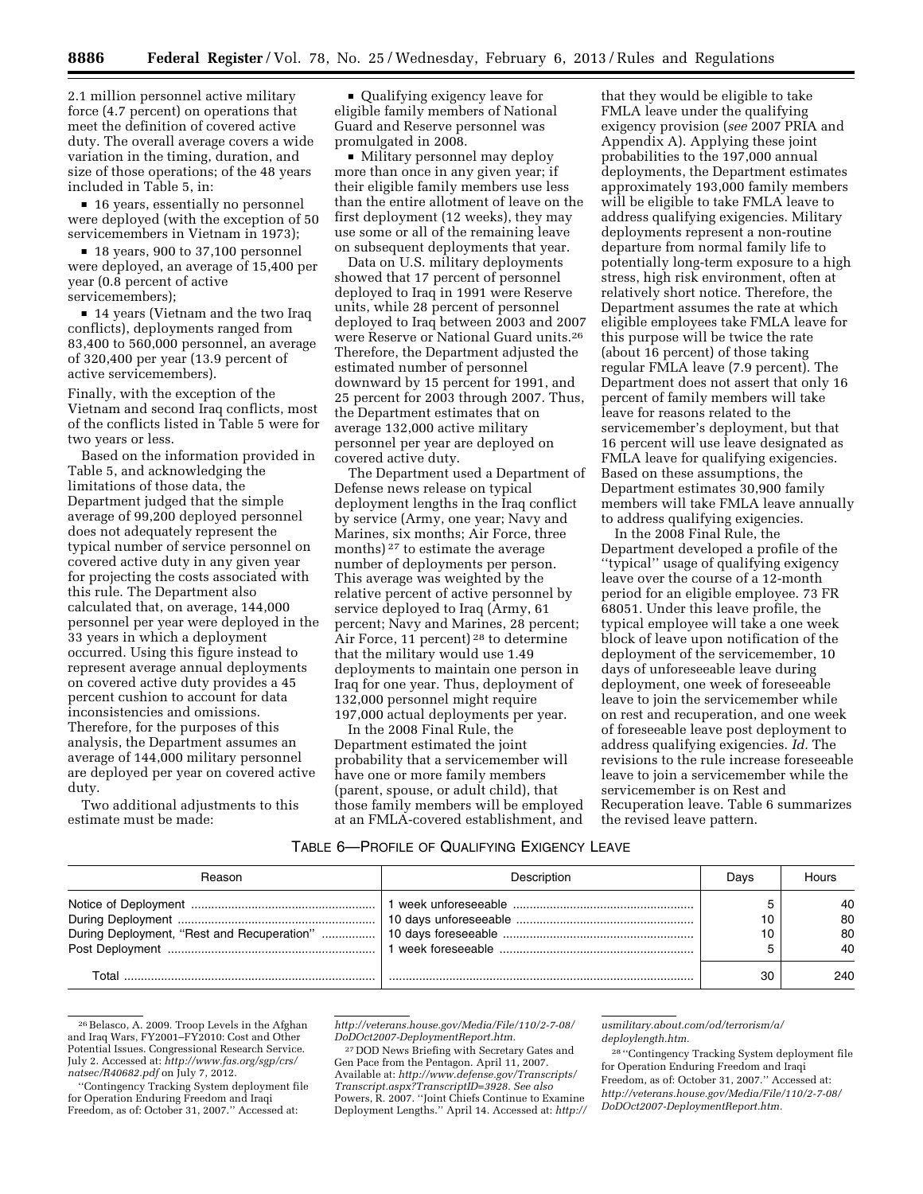2.1 million personnel active military force (4.7 percent) on operations that meet the definition of covered active duty. The overall average covers a wide variation in the timing, duration, and size of those operations; of the 48 years included in Table 5, in:

- 16 years, essentially no personnel were deployed (with the exception of 50 servicemembers in Vietnam in 1973);
- 18 years, 900 to 37,100 personnel were deployed, an average of 15,400 per year (0.8 percent of active servicemembers);
- 14 years (Vietnam and the two Iraq conflicts), deployments ranged from 83,400 to 560,000 personnel, an average of 320,400 per year (13.9 percent of active servicemembers).

Finally, with the exception of the Vietnam and second Iraq conflicts, most of the conflicts listed in Table 5 were for two years or less.

Based on the information provided in Table 5, and acknowledging the limitations of those data, the Department judged that the simple average of 99,200 deployed personnel does not adequately represent the typical number of service personnel on covered active duty in any given year for projecting the costs associated with this rule. The Department also calculated that, on average, 144,000 personnel per year were deployed in the 33 years in which a deployment occurred. Using this figure instead to represent average annual deployments on covered active duty provides a 45 percent cushion to account for data inconsistencies and omissions. Therefore, for the purposes of this analysis, the Department assumes an average of 144,000 military personnel are deployed per year on covered active duty.

Two additional adjustments to this estimate must be made:

- Qualifying exigency leave for eligible family members of National Guard and Reserve personnel was promulgated in 2008.
- Military personnel may deploy more than once in any given year; if their eligible family members use less than the entire allotment of leave on the first deployment (12 weeks), they may use some or all of the remaining leave on subsequent deployments that year.

Data on U.S. military deployments showed that 17 percent of personnel deployed to Iraq in 1991 were Reserve units, while 28 percent of personnel deployed to Iraq between 2003 and 2007 were Reserve or National Guard units.[26] Therefore, the Department adjusted the estimated number of personnel downward by 15 percent for 1991, and 25 percent for 2003 through 2007. Thus, the Department estimates that on average 132,000 active military personnel per year are deployed on covered active duty.

The Department used a Department of Defense news release on typical deployment lengths in the Iraq conflict by service (Army, one year; Navy and Marines, six months; Air Force, three months)[27] to estimate the average number of deployments per person. This average was weighted by the relative percent of active personnel by service deployed to Iraq (Army, 61 percent; Navy and Marines, 28 percent; Air Force, 11 percent)[28] to determine that the military would use 1.49 deployments to maintain one person in Iraq for one year. Thus, deployment of 132,000 personnel might require 197,000 actual deployments per year.

In the 2008 Final Rule, the Department estimated the joint probability that a servicemember will have one or more family members (parent, spouse, or adult child), that those family members will be employed at an FMLA-covered establishment, and that they would be eligible to take FMLA leave under the qualifying exigency provision (*see* 2007 PRIA and Appendix A). Applying these joint probabilities to the 197,000 annual deployments, the Department estimates approximately 193,000 family members will be eligible to take FMLA leave to address qualifying exigencies. Military deployments represent a non-routine departure from normal family life to potentially long-term exposure to a high stress, high risk environment, often at relatively short notice. Therefore, the Department assumes the rate at which eligible employees take FMLA leave for this purpose will be twice the rate (about 16 percent) of those taking regular FMLA leave (7.9 percent). The Department does not assert that only 16 percent of family members will take leave for reasons related to the servicemember's deployment, but that 16 percent will use leave designated as FMLA leave for qualifying exigencies. Based on these assumptions, the Department estimates 30,900 family members will take FMLA leave annually to address qualifying exigencies.

In the 2008 Final Rule, the Department developed a profile of the ''typical'' usage of qualifying exigency leave over the course of a 12-month period for an eligible employee. 73 FR 68051. Under this leave profile, the typical employee will take a one week block of leave upon notification of the deployment of the servicemember, 10 days of unforeseeable leave during deployment, one week of foreseeable leave to join the servicemember while on rest and recuperation, and one week of foreseeable leave post deployment to address qualifying exigencies. *Id.* The revisions to the rule increase foreseeable leave to join a servicemember while the servicemember is on Rest and Recuperation leave. Table 6 summarizes the revised leave pattern.

TABLE 6—PROFILE OF QUALIFYING EXIGENCY LEAVE

| Reason | Description | Days | Hours |
|---|---|---|---|
| Notice of Deployment | 1 week unforeseeable | 5 | 40 |
| During Deployment | 10 days unforeseeable | 10 | 80 |
| During Deployment, ''Rest and Recuperation'' | 10 days foreseeable | 10 | 80 |
| Post Deployment | 1 week foreseeable | 5 | 40 |
| Total | | 30 | 240 |

[26] Belasco, A. 2009. Troop Levels in the Afghan and Iraq Wars, FY2001–FY2010: Cost and Other Potential Issues. Congressional Research Service. July 2. Accessed at: *http://www.fas.org/sgp/crs/natsec/R40682.pdf* on July 7, 2012.

''Contingency Tracking System deployment file for Operation Enduring Freedom and Iraqi Freedom, as of: October 31, 2007.'' Accessed at: *http://veterans.house.gov/Media/File/110/2-7-08/DoDOct2007-DeploymentReport.htm.*

[27] DOD News Briefing with Secretary Gates and Gen Pace from the Pentagon. April 11, 2007. Available at: *http://www.defense.gov/Transcripts/Transcript.aspx?TranscriptID=3928. See also* Powers, R. 2007. ''Joint Chiefs Continue to Examine Deployment Lengths.'' April 14. Accessed at: *http://usmilitary.about.com/od/terrorism/a/deploylength.htm.*

[28] ''Contingency Tracking System deployment file for Operation Enduring Freedom and Iraqi Freedom, as of: October 31, 2007.'' Accessed at: *http://veterans.house.gov/Media/File/110/2-7-08/DoDOct2007-DeploymentReport.htm.*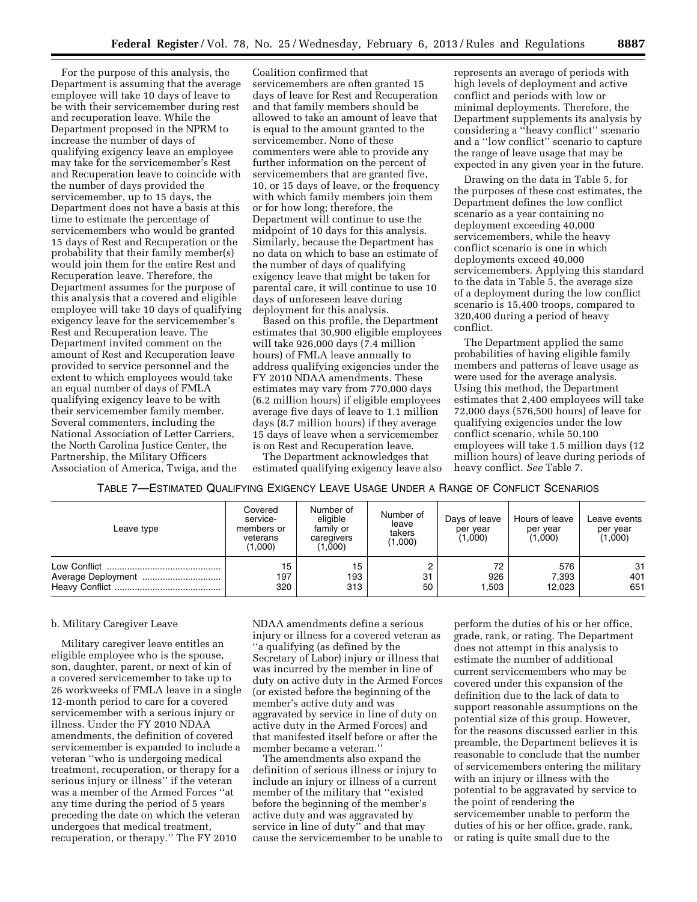For the purpose of this analysis, the Department is assuming that the average employee will take 10 days of leave to be with their servicemember during rest and recuperation leave. While the Department proposed in the NPRM to increase the number of days of qualifying exigency leave an employee may take for the servicemember's Rest and Recuperation leave to coincide with the number of days provided the servicemember, up to 15 days, the Department does not have a basis at this time to estimate the percentage of servicemembers who would be granted 15 days of Rest and Recuperation or the probability that their family member(s) would join them for the entire Rest and Recuperation leave. Therefore, the Department assumes for the purpose of this analysis that a covered and eligible employee will take 10 days of qualifying exigency leave for the servicemember's Rest and Recuperation leave. The Department invited comment on the amount of Rest and Recuperation leave provided to service personnel and the extent to which employees would take an equal number of days of FMLA qualifying exigency leave to be with their servicemember family member. Several commenters, including the National Association of Letter Carriers, the North Carolina Justice Center, the Partnership, the Military Officers Association of America, Twiga, and the Coalition confirmed that servicemembers are often granted 15 days of leave for Rest and Recuperation and that family members should be allowed to take an amount of leave that is equal to the amount granted to the servicemember. None of these commenters were able to provide any further information on the percent of servicemembers that are granted five, 10, or 15 days of leave, or the frequency with which family members join them or for how long; therefore, the Department will continue to use the midpoint of 10 days for this analysis. Similarly, because the Department has no data on which to base an estimate of the number of days of qualifying exigency leave that might be taken for parental care, it will continue to use 10 days of unforeseen leave during deployment for this analysis.

Based on this profile, the Department estimates that 30,900 eligible employees will take 926,000 days (7.4 million hours) of FMLA leave annually to address qualifying exigencies under the FY 2010 NDAA amendments. These estimates may vary from 770,000 days (6.2 million hours) if eligible employees average five days of leave to 1.1 million days (8.7 million hours) if they average 15 days of leave when a servicemember is on Rest and Recuperation leave.

The Department acknowledges that estimated qualifying exigency leave also represents an average of periods with high levels of deployment and active conflict and periods with low or minimal deployments. Therefore, the Department supplements its analysis by considering a "heavy conflict" scenario and a "low conflict" scenario to capture the range of leave usage that may be expected in any given year in the future.

Drawing on the data in Table 5, for the purposes of these cost estimates, the Department defines the low conflict scenario as a year containing no deployment exceeding 40,000 servicemembers, while the heavy conflict scenario is one in which deployments exceed 40,000 servicemembers. Applying this standard to the data in Table 5, the average size of a deployment during the low conflict scenario is 15,400 troops, compared to 320,400 during a period of heavy conflict.

The Department applied the same probabilities of having eligible family members and patterns of leave usage as were used for the average analysis. Using this method, the Department estimates that 2,400 employees will take 72,000 days (576,500 hours) of leave for qualifying exigencies under the low conflict scenario, while 50,100 employees will take 1.5 million days (12 million hours) of leave during periods of heavy conflict. *See* Table 7.

TABLE 7—ESTIMATED QUALIFYING EXIGENCY LEAVE USAGE UNDER A RANGE OF CONFLICT SCENARIOS

| Leave type | Covered service-members or veterans (1,000) | Number of eligible family or caregivers (1,000) | Number of leave takers (1,000) | Days of leave per year (1,000) | Hours of leave per year (1,000) | Leave events per year (1,000) |
|---|---|---|---|---|---|---|
| Low Conflict | 15 | 15 | 2 | 72 | 576 | 31 |
| Average Deployment | 197 | 193 | 31 | 926 | 7,393 | 401 |
| Heavy Conflict | 320 | 313 | 50 | 1,503 | 12,023 | 651 |

b. Military Caregiver Leave

Military caregiver leave entitles an eligible employee who is the spouse, son, daughter, parent, or next of kin of a covered servicemember to take up to 26 workweeks of FMLA leave in a single 12-month period to care for a covered servicemember with a serious injury or illness. Under the FY 2010 NDAA amendments, the definition of covered servicemember is expanded to include a veteran "who is undergoing medical treatment, recuperation, or therapy for a serious injury or illness" if the veteran was a member of the Armed Forces "at any time during the period of 5 years preceding the date on which the veteran undergoes that medical treatment, recuperation, or therapy." The FY 2010 NDAA amendments define a serious injury or illness for a covered veteran as "a qualifying (as defined by the Secretary of Labor) injury or illness that was incurred by the member in line of duty on active duty in the Armed Forces (or existed before the beginning of the member's active duty and was aggravated by service in line of duty on active duty in the Armed Forces) and that manifested itself before or after the member became a veteran."

The amendments also expand the definition of serious illness or injury to include an injury or illness of a current member of the military that "existed before the beginning of the member's active duty and was aggravated by service in line of duty" and that may cause the servicemember to be unable to perform the duties of his or her office, grade, rank, or rating. The Department does not attempt in this analysis to estimate the number of additional current servicemembers who may be covered under this expansion of the definition due to the lack of data to support reasonable assumptions on the potential size of this group. However, for the reasons discussed earlier in this preamble, the Department believes it is reasonable to conclude that the number of servicemembers entering the military with an injury or illness with the potential to be aggravated by service to the point of rendering the servicemember unable to perform the duties of his or her office, grade, rank, or rating is quite small due to the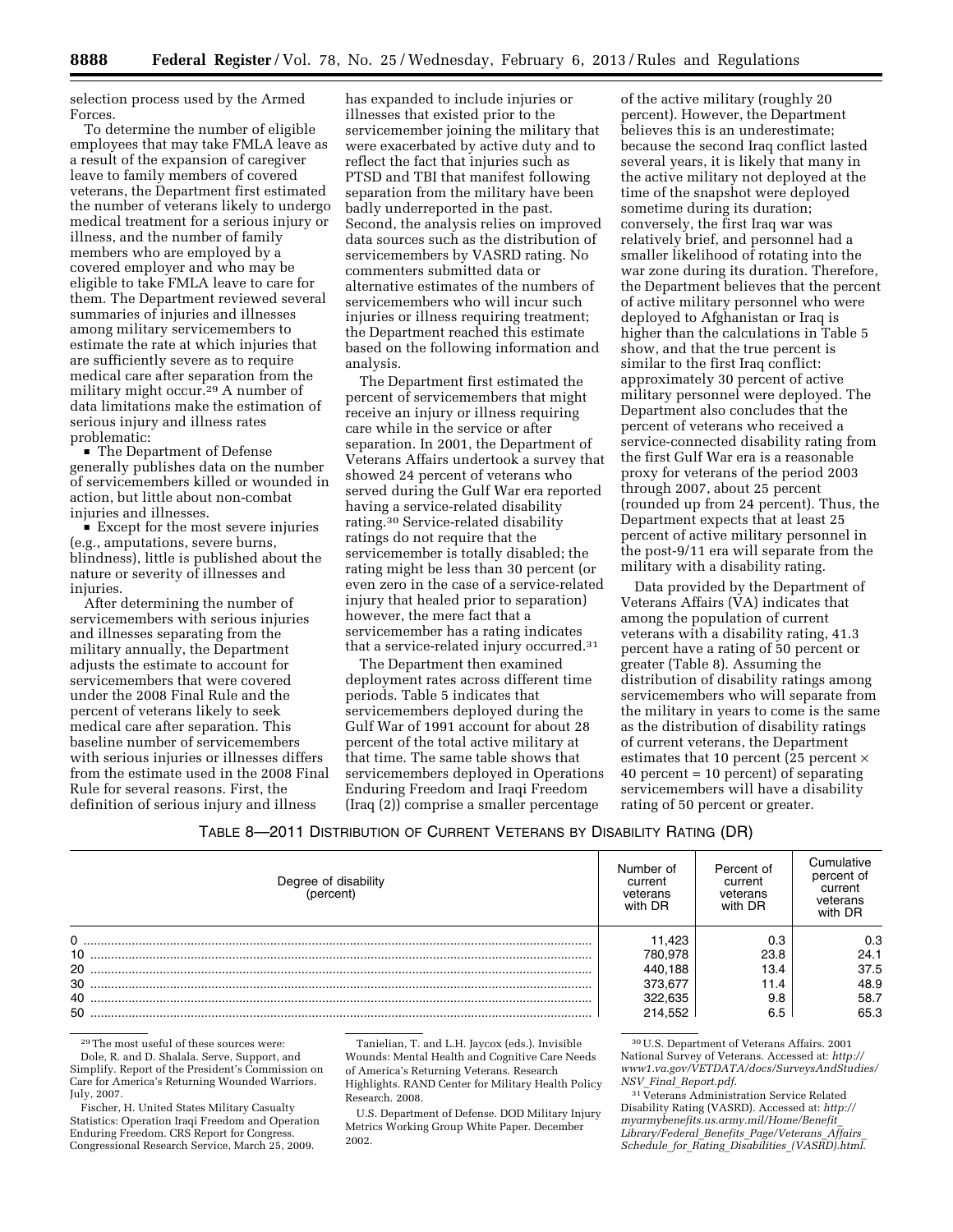selection process used by the Armed Forces.

To determine the number of eligible employees that may take FMLA leave as a result of the expansion of caregiver leave to family members of covered veterans, the Department first estimated the number of veterans likely to undergo medical treatment for a serious injury or illness, and the number of family members who are employed by a covered employer and who may be eligible to take FMLA leave to care for them. The Department reviewed several summaries of injuries and illnesses among military servicemembers to estimate the rate at which injuries that are sufficiently severe as to require medical care after separation from the military might occur.[29] A number of data limitations make the estimation of serious injury and illness rates problematic:

- The Department of Defense generally publishes data on the number of servicemembers killed or wounded in action, but little about non-combat injuries and illnesses.
- Except for the most severe injuries (e.g., amputations, severe burns, blindness), little is published about the nature or severity of illnesses and injuries.

After determining the number of servicemembers with serious injuries and illnesses separating from the military annually, the Department adjusts the estimate to account for servicemembers that were covered under the 2008 Final Rule and the percent of veterans likely to seek medical care after separation. This baseline number of servicemembers with serious injuries or illnesses differs from the estimate used in the 2008 Final Rule for several reasons. First, the definition of serious injury and illness has expanded to include injuries or illnesses that existed prior to the servicemember joining the military that were exacerbated by active duty and to reflect the fact that injuries such as PTSD and TBI that manifest following separation from the military have been badly underreported in the past. Second, the analysis relies on improved data sources such as the distribution of servicemembers by VASRD rating. No commenters submitted data or alternative estimates of the numbers of servicemembers who will incur such injuries or illness requiring treatment; the Department reached this estimate based on the following information and analysis.

The Department first estimated the percent of servicemembers that might receive an injury or illness requiring care while in the service or after separation. In 2001, the Department of Veterans Affairs undertook a survey that showed 24 percent of veterans who served during the Gulf War era reported having a service-related disability rating.[30] Service-related disability ratings do not require that the servicemember is totally disabled; the rating might be less than 30 percent (or even zero in the case of a service-related injury that healed prior to separation) however, the mere fact that a servicemember has a rating indicates that a service-related injury occurred.[31]

The Department then examined deployment rates across different time periods. Table 5 indicates that servicemembers deployed during the Gulf War of 1991 account for about 28 percent of the total active military at that time. The same table shows that servicemembers deployed in Operations Enduring Freedom and Iraqi Freedom (Iraq (2)) comprise a smaller percentage of the active military (roughly 20 percent). However, the Department believes this is an underestimate; because the second Iraq conflict lasted several years, it is likely that many in the active military not deployed at the time of the snapshot were deployed sometime during its duration; conversely, the first Iraq war was relatively brief, and personnel had a smaller likelihood of rotating into the war zone during its duration. Therefore, the Department believes that the percent of active military personnel who were deployed to Afghanistan or Iraq is higher than the calculations in Table 5 show, and that the true percent is similar to the first Iraq conflict: approximately 30 percent of active military personnel were deployed. The Department also concludes that the percent of veterans who received a service-connected disability rating from the first Gulf War era is a reasonable proxy for veterans of the period 2003 through 2007, about 25 percent (rounded up from 24 percent). Thus, the Department expects that at least 25 percent of active military personnel in the post-9/11 era will separate from the military with a disability rating.

Data provided by the Department of Veterans Affairs (VA) indicates that among the population of current veterans with a disability rating, 41.3 percent have a rating of 50 percent or greater (Table 8). Assuming the distribution of disability ratings among servicemembers who will separate from the military in years to come is the same as the distribution of disability ratings of current veterans, the Department estimates that 10 percent (25 percent × 40 percent = 10 percent) of separating servicemembers will have a disability rating of 50 percent or greater.

TABLE 8—2011 DISTRIBUTION OF CURRENT VETERANS BY DISABILITY RATING (DR)

| Degree of disability (percent) | Number of current veterans with DR | Percent of current veterans with DR | Cumulative percent of current veterans with DR |
|---|---|---|---|
| 0 | 11,423 | 0.3 | 0.3 |
| 10 | 780,978 | 23.8 | 24.1 |
| 20 | 440,188 | 13.4 | 37.5 |
| 30 | 373,677 | 11.4 | 48.9 |
| 40 | 322,635 | 9.8 | 58.7 |
| 50 | 214,552 | 6.5 | 65.3 |

[29] The most useful of these sources were:
Dole, R. and D. Shalala. Serve, Support, and Simplify. Report of the President's Commission on Care for America's Returning Wounded Warriors. July, 2007.
Fischer, H. United States Military Casualty Statistics: Operation Iraqi Freedom and Operation Enduring Freedom. CRS Report for Congress. Congressional Research Service, March 25, 2009.
Tanielian, T. and L.H. Jaycox (eds.). Invisible Wounds: Mental Health and Cognitive Care Needs of America's Returning Veterans. Research Highlights. RAND Center for Military Health Policy Research. 2008.
U.S. Department of Defense. DOD Military Injury Metrics Working Group White Paper. December 2002.

[30] U.S. Department of Veterans Affairs. 2001 National Survey of Veterans. Accessed at: *http://www1.va.gov/VETDATA/docs/SurveysAndStudies/NSV_Final_Report.pdf*.

[31] Veterans Administration Service Related Disability Rating (VASRD). Accessed at: *http://myarmybenefits.us.army.mil/Home/Benefit_Library/Federal_Benefits_Page/Veterans_Affairs_Schedule_for_Rating_Disabilities_(VASRD).html*.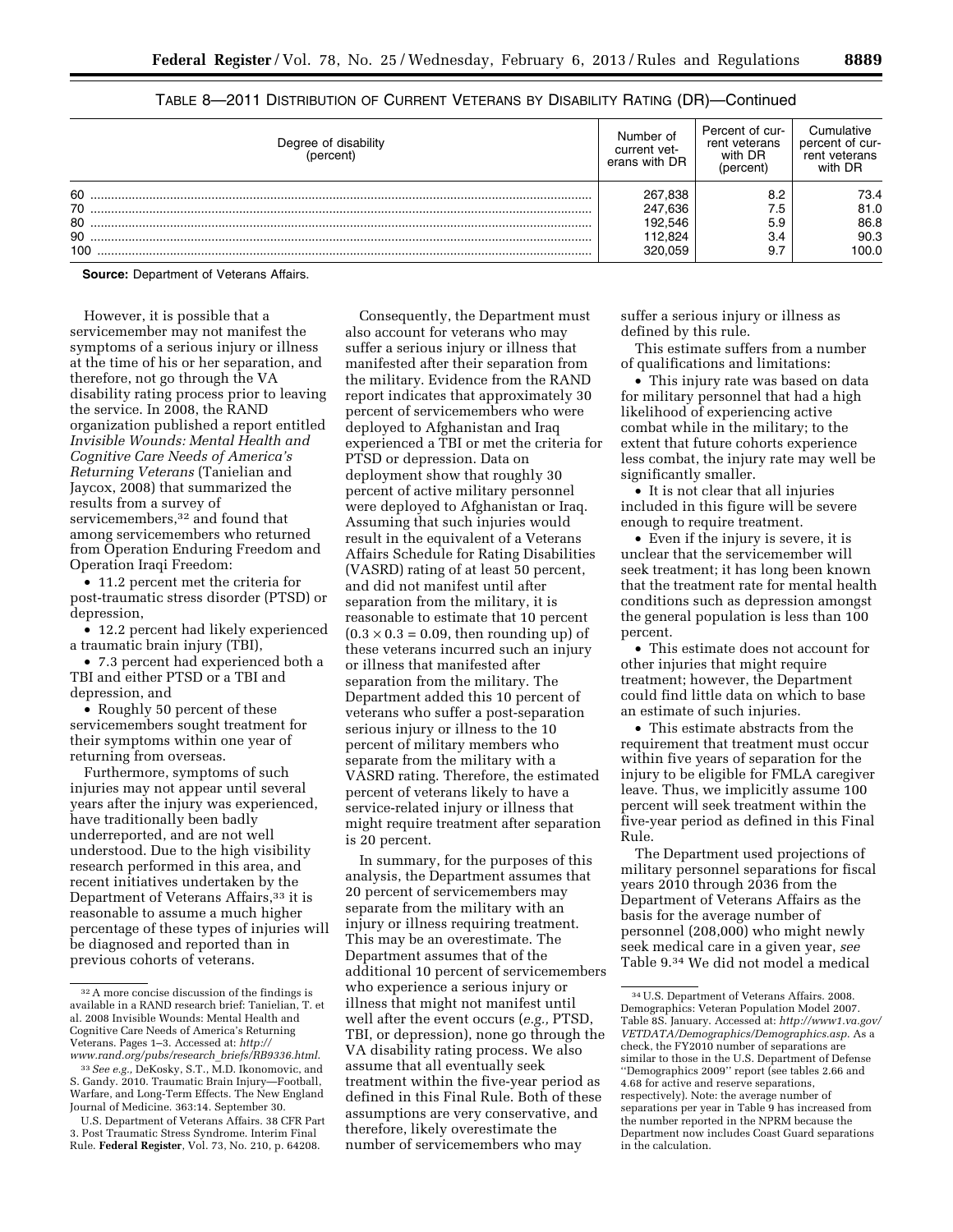TABLE 8—2011 DISTRIBUTION OF CURRENT VETERANS BY DISABILITY RATING (DR)—Continued

| Degree of disability (percent) | Number of current veterans with DR | Percent of current veterans with DR (percent) | Cumulative percent of current veterans with DR |
|---|---|---|---|
| 60 | 267,838 | 8.2 | 73.4 |
| 70 | 247,636 | 7.5 | 81.0 |
| 80 | 192,546 | 5.9 | 86.8 |
| 90 | 112,824 | 3.4 | 90.3 |
| 100 | 320,059 | 9.7 | 100.0 |

**Source:** Department of Veterans Affairs.

However, it is possible that a servicemember may not manifest the symptoms of a serious injury or illness at the time of his or her separation, and therefore, not go through the VA disability rating process prior to leaving the service. In 2008, the RAND organization published a report entitled *Invisible Wounds: Mental Health and Cognitive Care Needs of America's Returning Veterans* (Tanielian and Jaycox, 2008) that summarized the results from a survey of servicemembers,[32] and found that among servicemembers who returned from Operation Enduring Freedom and Operation Iraqi Freedom:

- 11.2 percent met the criteria for post-traumatic stress disorder (PTSD) or depression,
- 12.2 percent had likely experienced a traumatic brain injury (TBI),
- 7.3 percent had experienced both a TBI and either PTSD or a TBI and depression, and
- Roughly 50 percent of these servicemembers sought treatment for their symptoms within one year of returning from overseas.

Furthermore, symptoms of such injuries may not appear until several years after the injury was experienced, have traditionally been badly underreported, and are not well understood. Due to the high visibility research performed in this area, and recent initiatives undertaken by the Department of Veterans Affairs,[33] it is reasonable to assume a much higher percentage of these types of injuries will be diagnosed and reported than in previous cohorts of veterans.

Consequently, the Department must also account for veterans who may suffer a serious injury or illness that manifested after their separation from the military. Evidence from the RAND report indicates that approximately 30 percent of servicemembers who were deployed to Afghanistan and Iraq experienced a TBI or met the criteria for PTSD or depression. Data on deployment show that roughly 30 percent of active military personnel were deployed to Afghanistan or Iraq. Assuming that such injuries would result in the equivalent of a Veterans Affairs Schedule for Rating Disabilities (VASRD) rating of at least 50 percent, and did not manifest until after separation from the military, it is reasonable to estimate that 10 percent ($0.3 \times 0.3 = 0.09$, then rounding up) of these veterans incurred such an injury or illness that manifested after separation from the military. The Department added this 10 percent of veterans who suffer a post-separation serious injury or illness to the 10 percent of military members who separate from the military with a VASRD rating. Therefore, the estimated percent of veterans likely to have a service-related injury or illness that might require treatment after separation is 20 percent.

In summary, for the purposes of this analysis, the Department assumes that 20 percent of servicemembers may separate from the military with an injury or illness requiring treatment. This may be an overestimate. The Department assumes that of the additional 10 percent of servicemembers who experience a serious injury or illness that might not manifest until well after the event occurs (*e.g.,* PTSD, TBI, or depression), none go through the VA disability rating process. We also assume that all eventually seek treatment within the five-year period as defined in this Final Rule. Both of these assumptions are very conservative, and therefore, likely overestimate the number of servicemembers who may suffer a serious injury or illness as defined by this rule.

This estimate suffers from a number of qualifications and limitations:

- This injury rate was based on data for military personnel that had a high likelihood of experiencing active combat while in the military; to the extent that future cohorts experience less combat, the injury rate may well be significantly smaller.
- It is not clear that all injuries included in this figure will be severe enough to require treatment.
- Even if the injury is severe, it is unclear that the servicemember will seek treatment; it has long been known that the treatment rate for mental health conditions such as depression amongst the general population is less than 100 percent.
- This estimate does not account for other injuries that might require treatment; however, the Department could find little data on which to base an estimate of such injuries.
- This estimate abstracts from the requirement that treatment must occur within five years of separation for the injury to be eligible for FMLA caregiver leave. Thus, we implicitly assume 100 percent will seek treatment within the five-year period as defined in this Final Rule.

The Department used projections of military personnel separations for fiscal years 2010 through 2036 from the Department of Veterans Affairs as the basis for the average number of personnel (208,000) who might newly seek medical care in a given year, *see* Table 9.[34] We did not model a medical

[32] A more concise discussion of the findings is available in a RAND research brief: Tanielian, T. et al. 2008 Invisible Wounds: Mental Health and Cognitive Care Needs of America's Returning Veterans. Pages 1–3. Accessed at: *http://www.rand.org/pubs/research_briefs/RB9336.html.*

[33] *See e.g.,* DeKosky, S.T., M.D. Ikonomovic, and S. Gandy. 2010. Traumatic Brain Injury—Football, Warfare, and Long-Term Effects. The New England Journal of Medicine. 363:14. September 30.

U.S. Department of Veterans Affairs. 38 CFR Part 3. Post Traumatic Stress Syndrome. Interim Final Rule. **Federal Register**, Vol. 73, No. 210, p. 64208.

[34] U.S. Department of Veterans Affairs. 2008. Demographics: Veteran Population Model 2007. Table 8S. January. Accessed at: *http://www1.va.gov/VETDATA/Demographics/Demographics.asp.* As a check, the FY2010 number of separations are similar to those in the U.S. Department of Defense ''Demographics 2009'' report (see tables 2.66 and 4.68 for active and reserve separations, respectively). Note: the average number of separations per year in Table 9 has increased from the number reported in the NPRM because the Department now includes Coast Guard separations in the calculation.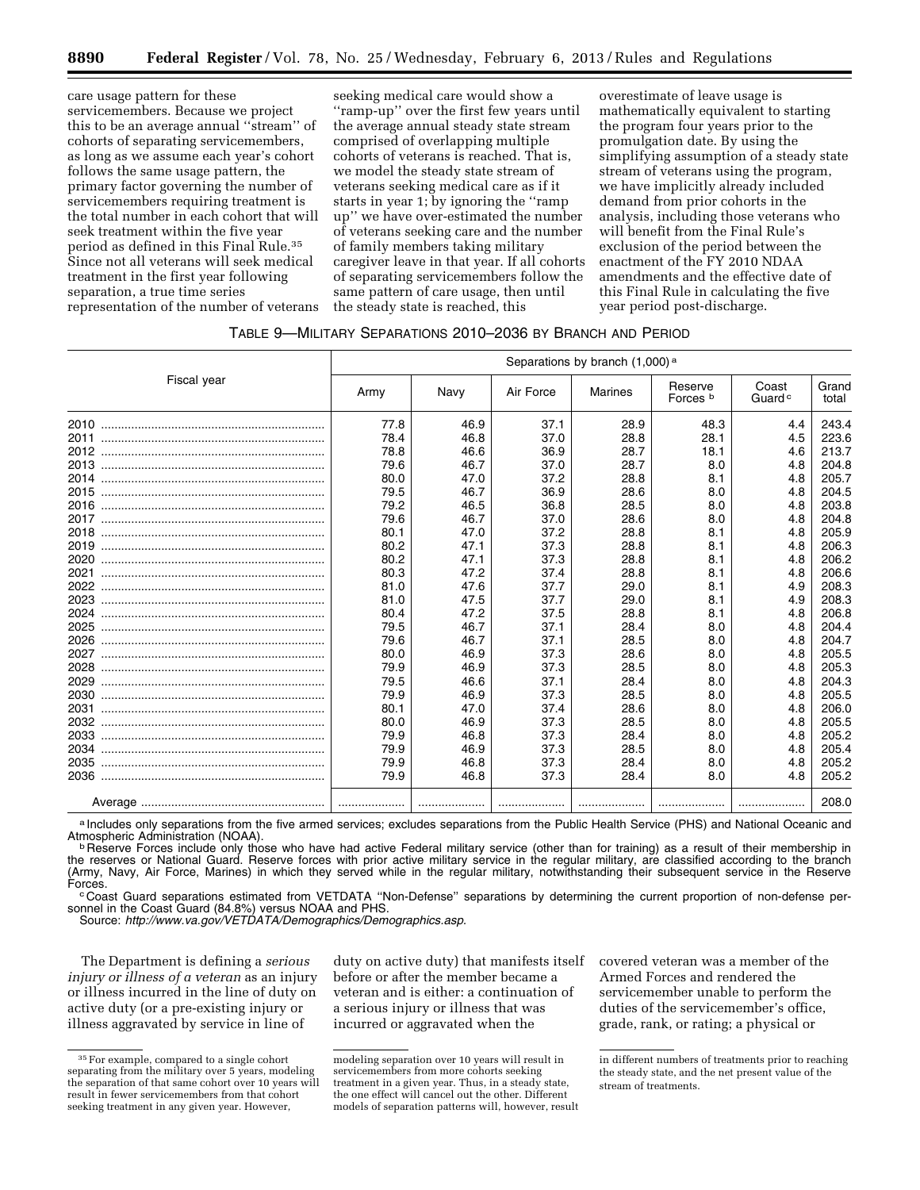care usage pattern for these servicemembers. Because we project this to be an average annual ''stream'' of cohorts of separating servicemembers, as long as we assume each year's cohort follows the same usage pattern, the primary factor governing the number of servicemembers requiring treatment is the total number in each cohort that will seek treatment within the five year period as defined in this Final Rule.[35] Since not all veterans will seek medical treatment in the first year following separation, a true time series representation of the number of veterans seeking medical care would show a ''ramp-up'' over the first few years until the average annual steady state stream comprised of overlapping multiple cohorts of veterans is reached. That is, we model the steady state stream of veterans seeking medical care as if it starts in year 1; by ignoring the ''ramp up'' we have over-estimated the number of veterans seeking care and the number of family members taking military caregiver leave in that year. If all cohorts of separating servicemembers follow the same pattern of care usage, then until the steady state is reached, this overestimate of leave usage is mathematically equivalent to starting the program four years prior to the promulgation date. By using the simplifying assumption of a steady state stream of veterans using the program, we have implicitly already included demand from prior cohorts in the analysis, including those veterans who will benefit from the Final Rule's exclusion of the period between the enactment of the FY 2010 NDAA amendments and the effective date of this Final Rule in calculating the five year period post-discharge.

TABLE 9—MILITARY SEPARATIONS 2010–2036 BY BRANCH AND PERIOD

| Fiscal year | Separations by branch (1,000) [a] | | | | | | |
|---|---|---|---|---|---|---|---|
| | Army | Navy | Air Force | Marines | Reserve Forces [b] | Coast Guard [c] | Grand total |
| 2010 | 77.8 | 46.9 | 37.1 | 28.9 | 48.3 | 4.4 | 243.4 |
| 2011 | 78.4 | 46.8 | 37.0 | 28.8 | 28.1 | 4.5 | 223.6 |
| 2012 | 78.8 | 46.6 | 36.9 | 28.7 | 18.1 | 4.6 | 213.7 |
| 2013 | 79.6 | 46.7 | 37.0 | 28.7 | 8.0 | 4.8 | 204.8 |
| 2014 | 80.0 | 47.0 | 37.2 | 28.8 | 8.1 | 4.8 | 205.7 |
| 2015 | 79.5 | 46.7 | 36.9 | 28.6 | 8.0 | 4.8 | 204.5 |
| 2016 | 79.2 | 46.5 | 36.8 | 28.5 | 8.0 | 4.8 | 203.8 |
| 2017 | 79.6 | 46.7 | 37.0 | 28.6 | 8.0 | 4.8 | 204.8 |
| 2018 | 80.1 | 47.0 | 37.2 | 28.8 | 8.1 | 4.8 | 205.9 |
| 2019 | 80.2 | 47.1 | 37.3 | 28.8 | 8.1 | 4.8 | 206.3 |
| 2020 | 80.2 | 47.1 | 37.3 | 28.8 | 8.1 | 4.8 | 206.2 |
| 2021 | 80.3 | 47.2 | 37.4 | 28.8 | 8.1 | 4.8 | 206.6 |
| 2022 | 81.0 | 47.6 | 37.7 | 29.0 | 8.1 | 4.9 | 208.3 |
| 2023 | 81.0 | 47.5 | 37.7 | 29.0 | 8.1 | 4.9 | 208.3 |
| 2024 | 80.4 | 47.2 | 37.5 | 28.8 | 8.1 | 4.8 | 206.8 |
| 2025 | 79.5 | 46.7 | 37.1 | 28.4 | 8.0 | 4.8 | 204.4 |
| 2026 | 79.6 | 46.7 | 37.1 | 28.5 | 8.0 | 4.8 | 204.7 |
| 2027 | 80.0 | 46.9 | 37.3 | 28.6 | 8.0 | 4.8 | 205.5 |
| 2028 | 79.9 | 46.9 | 37.3 | 28.5 | 8.0 | 4.8 | 205.3 |
| 2029 | 79.5 | 46.6 | 37.1 | 28.4 | 8.0 | 4.8 | 204.3 |
| 2030 | 79.9 | 46.9 | 37.3 | 28.5 | 8.0 | 4.8 | 205.5 |
| 2031 | 80.1 | 47.0 | 37.4 | 28.6 | 8.0 | 4.8 | 206.0 |
| 2032 | 80.0 | 46.9 | 37.3 | 28.5 | 8.0 | 4.8 | 205.5 |
| 2033 | 79.9 | 46.8 | 37.3 | 28.4 | 8.0 | 4.8 | 205.2 |
| 2034 | 79.9 | 46.9 | 37.3 | 28.5 | 8.0 | 4.8 | 205.4 |
| 2035 | 79.9 | 46.8 | 37.3 | 28.4 | 8.0 | 4.8 | 205.2 |
| 2036 | 79.9 | 46.8 | 37.3 | 28.4 | 8.0 | 4.8 | 205.2 |
| Average | | | | | | | 208.0 |

[a] Includes only separations from the five armed services; excludes separations from the Public Health Service (PHS) and National Oceanic and Atmospheric Administration (NOAA).

[b] Reserve Forces include only those who have had active Federal military service (other than for training) as a result of their membership in the reserves or National Guard. Reserve forces with prior active military service in the regular military, are classified according to the branch (Army, Navy, Air Force, Marines) in which they served while in the regular military, notwithstanding their subsequent service in the Reserve Forces.

[c] Coast Guard separations estimated from VETDATA ''Non-Defense'' separations by determining the current proportion of non-defense personnel in the Coast Guard (84.8%) versus NOAA and PHS.

Source: *http://www.va.gov/VETDATA/Demographics/Demographics.asp*.

The Department is defining a *serious injury or illness of a veteran* as an injury or illness incurred in the line of duty on active duty (or a pre-existing injury or illness aggravated by service in line of duty on active duty) that manifests itself before or after the member became a veteran and is either: a continuation of a serious injury or illness that was incurred or aggravated when the covered veteran was a member of the Armed Forces and rendered the servicemember unable to perform the duties of the servicemember's office, grade, rank, or rating; a physical or

[35] For example, compared to a single cohort separating from the military over 5 years, modeling the separation of that same cohort over 10 years will result in fewer servicemembers from that cohort seeking treatment in any given year. However, modeling separation over 10 years will result in servicemembers from more cohorts seeking treatment in a given year. Thus, in a steady state, the one effect will cancel out the other. Different models of separation patterns will, however, result in different numbers of treatments prior to reaching the steady state, and the net present value of the stream of treatments.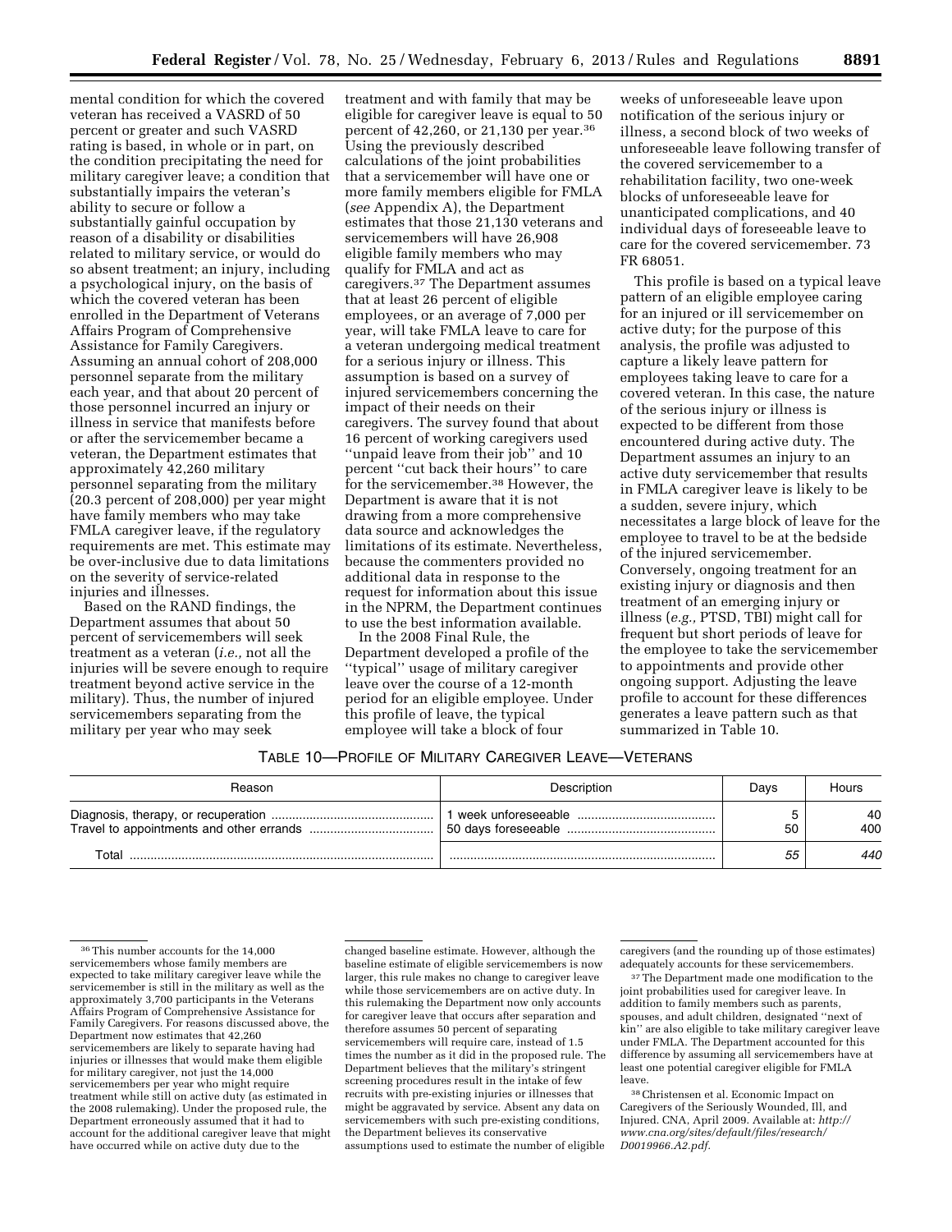mental condition for which the covered veteran has received a VASRD of 50 percent or greater and such VASRD rating is based, in whole or in part, on the condition precipitating the need for military caregiver leave; a condition that substantially impairs the veteran's ability to secure or follow a substantially gainful occupation by reason of a disability or disabilities related to military service, or would do so absent treatment; an injury, including a psychological injury, on the basis of which the covered veteran has been enrolled in the Department of Veterans Affairs Program of Comprehensive Assistance for Family Caregivers. Assuming an annual cohort of 208,000 personnel separate from the military each year, and that about 20 percent of those personnel incurred an injury or illness in service that manifests before or after the servicemember became a veteran, the Department estimates that approximately 42,260 military personnel separating from the military (20.3 percent of 208,000) per year might have family members who may take FMLA caregiver leave, if the regulatory requirements are met. This estimate may be over-inclusive due to data limitations on the severity of service-related injuries and illnesses.

Based on the RAND findings, the Department assumes that about 50 percent of servicemembers will seek treatment as a veteran (*i.e.,* not all the injuries will be severe enough to require treatment beyond active service in the military). Thus, the number of injured servicemembers separating from the military per year who may seek treatment and with family that may be eligible for caregiver leave is equal to 50 percent of 42,260, or 21,130 per year.[36] Using the previously described calculations of the joint probabilities that a servicemember will have one or more family members eligible for FMLA (*see* Appendix A), the Department estimates that those 21,130 veterans and servicemembers will have 26,908 eligible family members who may qualify for FMLA and act as caregivers.[37] The Department assumes that at least 26 percent of eligible employees, or an average of 7,000 per year, will take FMLA leave to care for a veteran undergoing medical treatment for a serious injury or illness. This assumption is based on a survey of injured servicemembers concerning the impact of their needs on their caregivers. The survey found that about 16 percent of working caregivers used ''unpaid leave from their job'' and 10 percent ''cut back their hours'' to care for the servicemember.[38] However, the Department is aware that it is not drawing from a more comprehensive data source and acknowledges the limitations of its estimate. Nevertheless, because the commenters provided no additional data in response to the request for information about this issue in the NPRM, the Department continues to use the best information available.

In the 2008 Final Rule, the Department developed a profile of the ''typical'' usage of military caregiver leave over the course of a 12-month period for an eligible employee. Under this profile of leave, the typical employee will take a block of four weeks of unforeseeable leave upon notification of the serious injury or illness, a second block of two weeks of unforeseeable leave following transfer of the covered servicemember to a rehabilitation facility, two one-week blocks of unforeseeable leave for unanticipated complications, and 40 individual days of foreseeable leave to care for the covered servicemember. 73 FR 68051.

This profile is based on a typical leave pattern of an eligible employee caring for an injured or ill servicemember on active duty; for the purpose of this analysis, the profile was adjusted to capture a likely leave pattern for employees taking leave to care for a covered veteran. In this case, the nature of the serious injury or illness is expected to be different from those encountered during active duty. The Department assumes an injury to an active duty servicemember that results in FMLA caregiver leave is likely to be a sudden, severe injury, which necessitates a large block of leave for the employee to travel to be at the bedside of the injured servicemember. Conversely, ongoing treatment for an existing injury or diagnosis and then treatment of an emerging injury or illness (*e.g.,* PTSD, TBI) might call for frequent but short periods of leave for the employee to take the servicemember to appointments and provide other ongoing support. Adjusting the leave profile to account for these differences generates a leave pattern such as that summarized in Table 10.

TABLE 10—PROFILE OF MILITARY CAREGIVER LEAVE—VETERANS

| Reason | Description | Days | Hours |
|---|---|---|---|
| Diagnosis, therapy, or recuperation | 1 week unforeseeable | 5 | 40 |
| Travel to appointments and other errands | 50 days foreseeable | 50 | 400 |
| Total | | *55* | *440* |

[36] This number accounts for the 14,000 servicemembers whose family members are expected to take military caregiver leave while the servicemember is still in the military as well as the approximately 3,700 participants in the Veterans Affairs Program of Comprehensive Assistance for Family Caregivers. For reasons discussed above, the Department now estimates that 42,260 servicemembers are likely to separate having had injuries or illnesses that would make them eligible for military caregiver, not just the 14,000 servicemembers per year who might require treatment while still on active duty (as estimated in the 2008 rulemaking). Under the proposed rule, the Department erroneously assumed that it had to account for the additional caregiver leave that might have occurred while on active duty due to the changed baseline estimate. However, although the baseline estimate of eligible servicemembers is now larger, this rule makes no change to caregiver leave while those servicemembers are on active duty. In this rulemaking the Department now only accounts for caregiver leave that occurs after separation and therefore assumes 50 percent of separating servicemembers will require care, instead of 1.5 times the number as it did in the proposed rule. The Department believes that the military's stringent screening procedures result in the intake of few recruits with pre-existing injuries or illnesses that might be aggravated by service. Absent any data on servicemembers with such pre-existing conditions, the Department believes its conservative assumptions used to estimate the number of eligible caregivers (and the rounding up of those estimates) adequately accounts for these servicemembers.

[37] The Department made one modification to the joint probabilities used for caregiver leave. In addition to family members such as parents, spouses, and adult children, designated ''next of kin'' are also eligible to take military caregiver leave under FMLA. The Department accounted for this difference by assuming all servicemembers have at least one potential caregiver eligible for FMLA leave.

[38] Christensen et al. Economic Impact on Caregivers of the Seriously Wounded, Ill, and Injured. CNA, April 2009. Available at: *http://www.cna.org/sites/default/files/research/D0019966.A2.pdf.*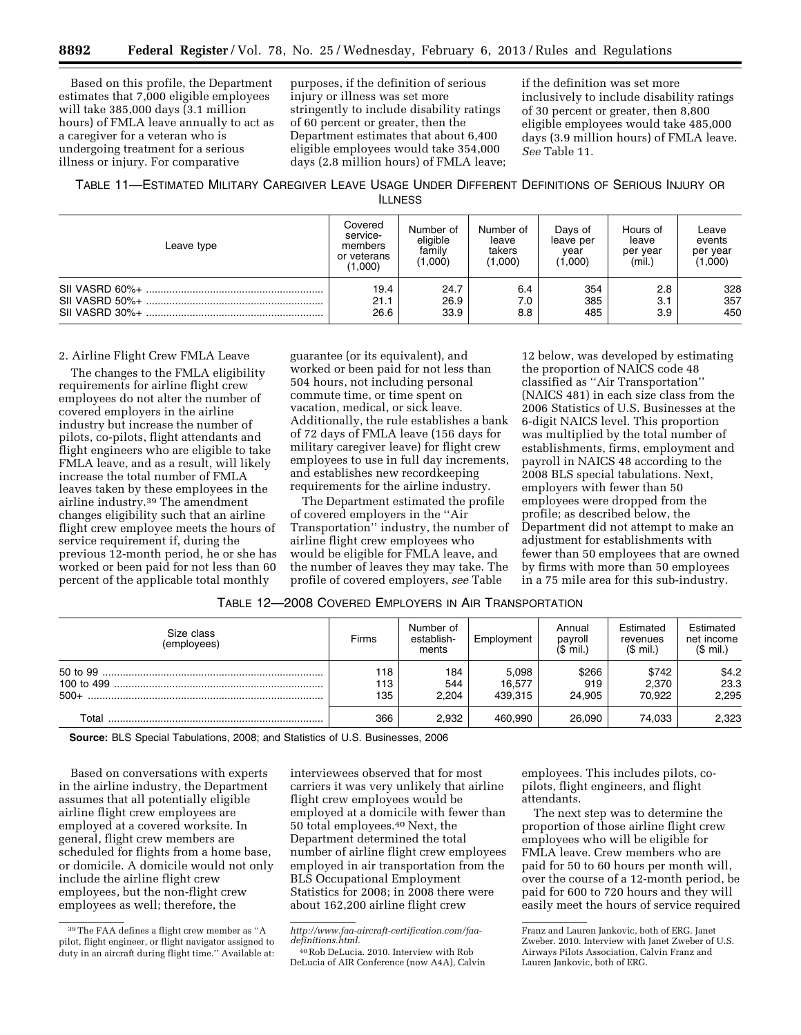Based on this profile, the Department estimates that 7,000 eligible employees will take 385,000 days (3.1 million hours) of FMLA leave annually to act as a caregiver for a veteran who is undergoing treatment for a serious illness or injury. For comparative purposes, if the definition of serious injury or illness was set more stringently to include disability ratings of 60 percent or greater, then the Department estimates that about 6,400 eligible employees would take 354,000 days (2.8 million hours) of FMLA leave; if the definition was set more inclusively to include disability ratings of 30 percent or greater, then 8,800 eligible employees would take 485,000 days (3.9 million hours) of FMLA leave. *See* Table 11.

TABLE 11—ESTIMATED MILITARY CAREGIVER LEAVE USAGE UNDER DIFFERENT DEFINITIONS OF SERIOUS INJURY OR ILLNESS

| Leave type | Covered service-members or veterans (1,000) | Number of eligible family (1,000) | Number of leave takers (1,000) | Days of leave per year (1,000) | Hours of leave per year (mil.) | Leave events per year (1,000) |
|---|---|---|---|---|---|---|
| SII VASRD 60%+ | 19.4 | 24.7 | 6.4 | 354 | 2.8 | 328 |
| SII VASRD 50%+ | 21.1 | 26.9 | 7.0 | 385 | 3.1 | 357 |
| SII VASRD 30%+ | 26.6 | 33.9 | 8.8 | 485 | 3.9 | 450 |

2. Airline Flight Crew FMLA Leave

The changes to the FMLA eligibility requirements for airline flight crew employees do not alter the number of covered employers in the airline industry but increase the number of pilots, co-pilots, flight attendants and flight engineers who are eligible to take FMLA leave, and as a result, will likely increase the total number of FMLA leaves taken by these employees in the airline industry.[39] The amendment changes eligibility such that an airline flight crew employee meets the hours of service requirement if, during the previous 12-month period, he or she has worked or been paid for not less than 60 percent of the applicable total monthly guarantee (or its equivalent), and worked or been paid for not less than 504 hours, not including personal commute time, or time spent on vacation, medical, or sick leave. Additionally, the rule establishes a bank of 72 days of FMLA leave (156 days for military caregiver leave) for flight crew employees to use in full day increments, and establishes new recordkeeping requirements for the airline industry.

The Department estimated the profile of covered employers in the ''Air Transportation'' industry, the number of airline flight crew employees who would be eligible for FMLA leave, and the number of leaves they may take. The profile of covered employers, *see* Table 12 below, was developed by estimating the proportion of NAICS code 48 classified as ''Air Transportation'' (NAICS 481) in each size class from the 2006 Statistics of U.S. Businesses at the 6-digit NAICS level. This proportion was multiplied by the total number of establishments, firms, employment and payroll in NAICS 48 according to the 2008 BLS special tabulations. Next, employers with fewer than 50 employees were dropped from the profile; as described below, the Department did not attempt to make an adjustment for establishments with fewer than 50 employees that are owned by firms with more than 50 employees in a 75 mile area for this sub-industry.

TABLE 12—2008 COVERED EMPLOYERS IN AIR TRANSPORTATION

| Size class (employees) | Firms | Number of establish-ments | Employment | Annual payroll ($ mil.) | Estimated revenues ($ mil.) | Estimated net income ($ mil.) |
|---|---|---|---|---|---|---|
| 50 to 99 | 118 | 184 | 5,098 | $266 | $742 | $4.2 |
| 100 to 499 | 113 | 544 | 16,577 | 919 | 2,370 | 23.3 |
| 500+ | 135 | 2,204 | 439,315 | 24,905 | 70,922 | 2,295 |
| Total | 366 | 2,932 | 460,990 | 26,090 | 74,033 | 2,323 |

**Source:** BLS Special Tabulations, 2008; and Statistics of U.S. Businesses, 2006

Based on conversations with experts in the airline industry, the Department assumes that all potentially eligible airline flight crew employees are employed at a covered worksite. In general, flight crew members are scheduled for flights from a home base, or domicile. A domicile would not only include the airline flight crew employees, but the non-flight crew employees as well; therefore, the interviewees observed that for most carriers it was very unlikely that airline flight crew employees would be employed at a domicile with fewer than 50 total employees.[40] Next, the Department determined the total number of airline flight crew employees employed in air transportation from the BLS Occupational Employment Statistics for 2008; in 2008 there were about 162,200 airline flight crew employees. This includes pilots, co-pilots, flight engineers, and flight attendants.

The next step was to determine the proportion of those airline flight crew employees who will be eligible for FMLA leave. Crew members who are paid for 50 to 60 hours per month will, over the course of a 12-month period, be paid for 600 to 720 hours and they will easily meet the hours of service required

[39] The FAA defines a flight crew member as ''A pilot, flight engineer, or flight navigator assigned to duty in an aircraft during flight time.'' Available at: *http://www.faa-aircraft-certification.com/faa-definitions.html.*

[40] Rob DeLucia. 2010. Interview with Rob DeLucia of AIR Conference (now A4A), Calvin Franz and Lauren Jankovic, both of ERG. Janet Zweber. 2010. Interview with Janet Zweber of U.S. Airways Pilots Association, Calvin Franz and Lauren Jankovic, both of ERG.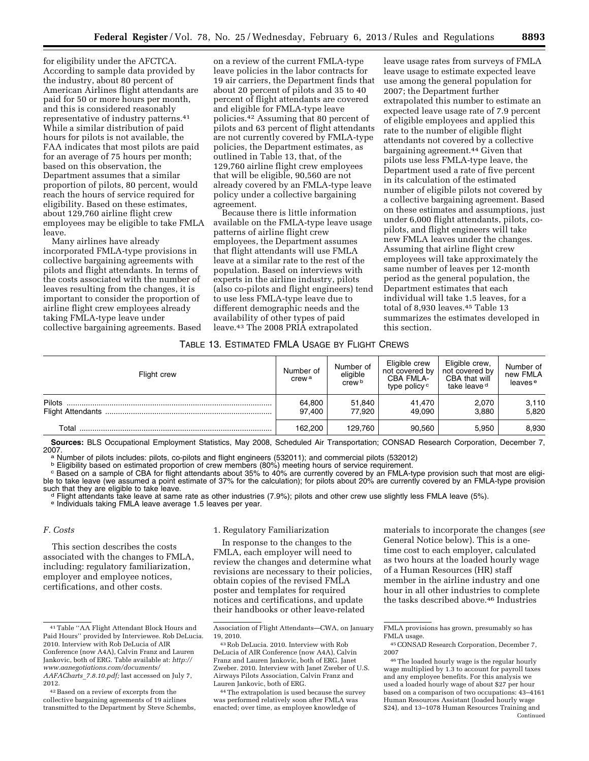for eligibility under the AFCTCA. According to sample data provided by the industry, about 80 percent of American Airlines flight attendants are paid for 50 or more hours per month, and this is considered reasonably representative of industry patterns.[41] While a similar distribution of paid hours for pilots is not available, the FAA indicates that most pilots are paid for an average of 75 hours per month; based on this observation, the Department assumes that a similar proportion of pilots, 80 percent, would reach the hours of service required for eligibility. Based on these estimates, about 129,760 airline flight crew employees may be eligible to take FMLA leave.

Many airlines have already incorporated FMLA-type provisions in collective bargaining agreements with pilots and flight attendants. In terms of the costs associated with the number of leaves resulting from the changes, it is important to consider the proportion of airline flight crew employees already taking FMLA-type leave under collective bargaining agreements. Based on a review of the current FMLA-type leave policies in the labor contracts for 19 air carriers, the Department finds that about 20 percent of pilots and 35 to 40 percent of flight attendants are covered and eligible for FMLA-type leave policies.[42] Assuming that 80 percent of pilots and 63 percent of flight attendants are not currently covered by FMLA-type policies, the Department estimates, as outlined in Table 13, that, of the 129,760 airline flight crew employees that will be eligible, 90,560 are not already covered by an FMLA-type leave policy under a collective bargaining agreement.

Because there is little information available on the FMLA-type leave usage patterns of airline flight crew employees, the Department assumes that flight attendants will use FMLA leave at a similar rate to the rest of the population. Based on interviews with experts in the airline industry, pilots (also co-pilots and flight engineers) tend to use less FMLA-type leave due to different demographic needs and the availability of other types of paid leave.[43] The 2008 PRIA extrapolated leave usage rates from surveys of FMLA leave usage to estimate expected leave use among the general population for 2007; the Department further extrapolated this number to estimate an expected leave usage rate of 7.9 percent of eligible employees and applied this rate to the number of eligible flight attendants not covered by a collective bargaining agreement.[44] Given that pilots use less FMLA-type leave, the Department used a rate of five percent in its calculation of the estimated number of eligible pilots not covered by a collective bargaining agreement. Based on these estimates and assumptions, just under 6,000 flight attendants, pilots, co-pilots, and flight engineers will take new FMLA leaves under the changes. Assuming that airline flight crew employees will take approximately the same number of leaves per 12-month period as the general population, the Department estimates that each individual will take 1.5 leaves, for a total of 8,930 leaves.[45] Table 13 summarizes the estimates developed in this section.

TABLE 13. ESTIMATED FMLA USAGE BY FLIGHT CREWS

| Flight crew | Number of crew[a] | Number of eligible crew[b] | Eligible crew not covered by CBA FMLA-type policy[c] | Eligible crew, not covered by CBA that will take leave[d] | Number of new FMLA leaves[e] |
|---|---|---|---|---|---|
| Pilots | 64,800 | 51,840 | 41,470 | 2,070 | 3,110 |
| Flight Attendants | 97,400 | 77,920 | 49,090 | 3,880 | 5,820 |
| Total | 162,200 | 129,760 | 90,560 | 5,950 | 8,930 |

**Sources:** BLS Occupational Employment Statistics, May 2008, Scheduled Air Transportation; CONSAD Research Corporation, December 7, 2007.

[a] Number of pilots includes: pilots, co-pilots and flight engineers (532011); and commercial pilots (532012)

[b] Eligibility based on estimated proportion of crew members (80%) meeting hours of service requirement.

[c] Based on a sample of CBA for flight attendants about 35% to 40% are currently covered by an FMLA-type provision such that most are eligible to take leave (we assumed a point estimate of 37% for the calculation); for pilots about 20% are currently covered by an FMLA-type provision such that they are eligible to take leave.

[d] Flight attendants take leave at same rate as other industries (7.9%); pilots and other crew use slightly less FMLA leave (5%).

[e] Individuals taking FMLA leave average 1.5 leaves per year.

### *F. Costs*

This section describes the costs associated with the changes to FMLA, including: regulatory familiarization, employer and employee notices, certifications, and other costs.

#### 1. Regulatory Familiarization

In response to the changes to the FMLA, each employer will need to review the changes and determine what revisions are necessary to their policies, obtain copies of the revised FMLA poster and templates for required notices and certifications, and update their handbooks or other leave-related materials to incorporate the changes (*see* General Notice below). This is a one-time cost to each employer, calculated as two hours at the loaded hourly wage of a Human Resources (HR) staff member in the airline industry and one hour in all other industries to complete the tasks described above.[46] Industries

---

[41] Table "AA Flight Attendant Block Hours and Paid Hours" provided by Interviewee. Rob DeLucia. 2010. Interview with Rob DeLucia of AIR Conference (now A4A), Calvin Franz and Lauren Jankovic, both of ERG. Table available at: *http://www.aanegotiations.com/documents/AAFACharts_7.8.10.pdf;* last accessed on July 7, 2012.

[42] Based on a review of excerpts from the collective bargaining agreements of 19 airlines transmitted to the Department by Steve Schembs, Association of Flight Attendants—CWA, on January 19, 2010.

[43] Rob DeLucia. 2010. Interview with Rob DeLucia of AIR Conference (now A4A), Calvin Franz and Lauren Jankovic, both of ERG. Janet Zweber. 2010. Interview with Janet Zweber of U.S. Airways Pilots Association, Calvin Franz and Lauren Jankovic, both of ERG.

[44] The extrapolation is used because the survey was performed relatively soon after FMLA was enacted; over time, as employee knowledge of FMLA provisions has grown, presumably so has FMLA usage.

[45] CONSAD Research Corporation, December 7, 2007

[46] The loaded hourly wage is the regular hourly wage multiplied by 1.3 to account for payroll taxes and any employee benefits. For this analysis we used a loaded hourly wage of about $27 per hour based on a comparison of two occupations: 43–4161 Human Resources Assistant (loaded hourly wage $24), and 13–1078 Human Resources Training and

Continued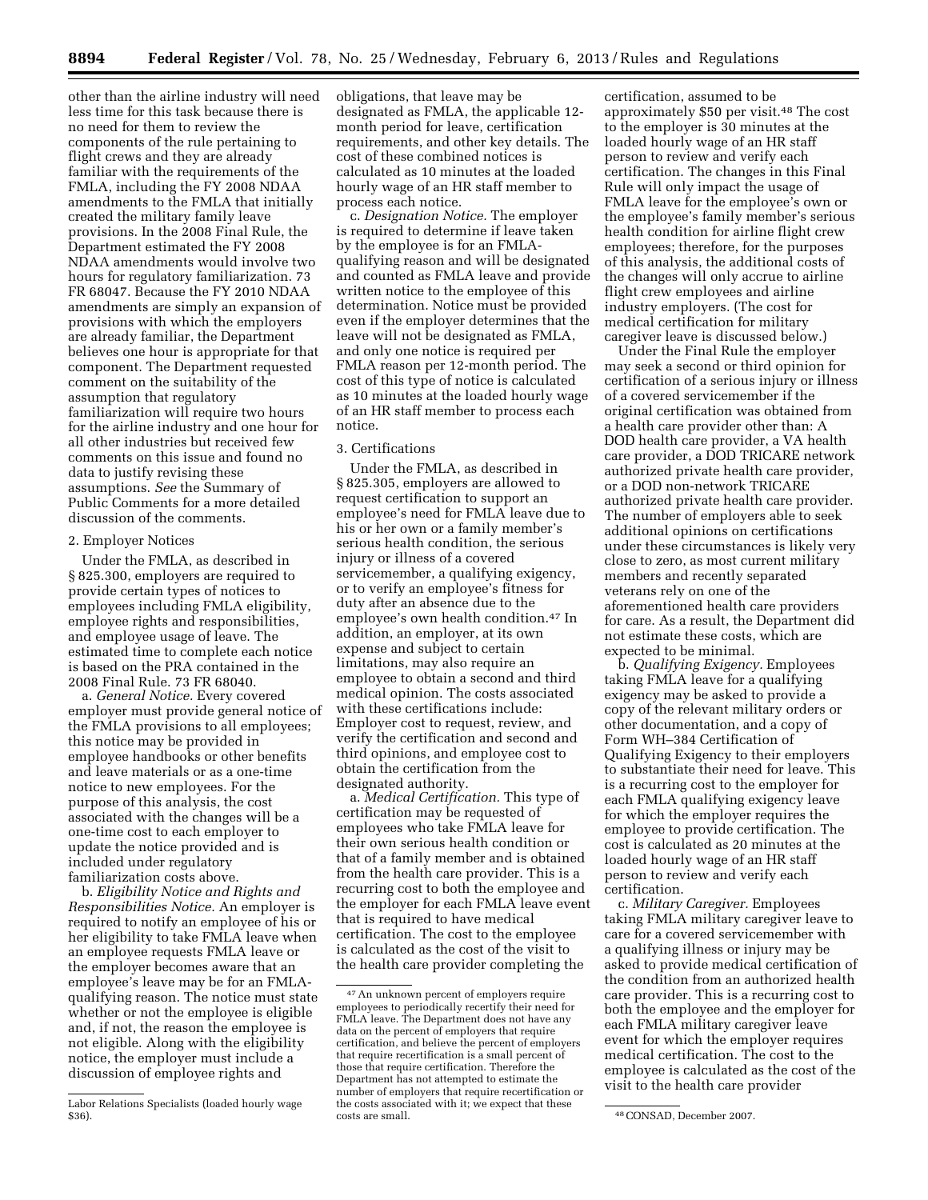other than the airline industry will need less time for this task because there is no need for them to review the components of the rule pertaining to flight crews and they are already familiar with the requirements of the FMLA, including the FY 2008 NDAA amendments to the FMLA that initially created the military family leave provisions. In the 2008 Final Rule, the Department estimated the FY 2008 NDAA amendments would involve two hours for regulatory familiarization. 73 FR 68047. Because the FY 2010 NDAA amendments are simply an expansion of provisions with which the employers are already familiar, the Department believes one hour is appropriate for that component. The Department requested comment on the suitability of the assumption that regulatory familiarization will require two hours for the airline industry and one hour for all other industries but received few comments on this issue and found no data to justify revising these assumptions. *See* the Summary of Public Comments for a more detailed discussion of the comments.

2. Employer Notices

Under the FMLA, as described in § 825.300, employers are required to provide certain types of notices to employees including FMLA eligibility, employee rights and responsibilities, and employee usage of leave. The estimated time to complete each notice is based on the PRA contained in the 2008 Final Rule. 73 FR 68040.

a. *General Notice.* Every covered employer must provide general notice of the FMLA provisions to all employees; this notice may be provided in employee handbooks or other benefits and leave materials or as a one-time notice to new employees. For the purpose of this analysis, the cost associated with the changes will be a one-time cost to each employer to update the notice provided and is included under regulatory familiarization costs above.

b. *Eligibility Notice and Rights and Responsibilities Notice.* An employer is required to notify an employee of his or her eligibility to take FMLA leave when an employee requests FMLA leave or the employer becomes aware that an employee's leave may be for an FMLA-qualifying reason. The notice must state whether or not the employee is eligible and, if not, the reason the employee is not eligible. Along with the eligibility notice, the employer must include a discussion of employee rights and obligations, that leave may be designated as FMLA, the applicable 12-month period for leave, certification requirements, and other key details. The cost of these combined notices is calculated as 10 minutes at the loaded hourly wage of an HR staff member to process each notice.

c. *Designation Notice.* The employer is required to determine if leave taken by the employee is for an FMLA-qualifying reason and will be designated and counted as FMLA leave and provide written notice to the employee of this determination. Notice must be provided even if the employer determines that the leave will not be designated as FMLA, and only one notice is required per FMLA reason per 12-month period. The cost of this type of notice is calculated as 10 minutes at the loaded hourly wage of an HR staff member to process each notice.

3. Certifications

Under the FMLA, as described in § 825.305, employers are allowed to request certification to support an employee's need for FMLA leave due to his or her own or a family member's serious health condition, the serious injury or illness of a covered servicemember, a qualifying exigency, or to verify an employee's fitness for duty after an absence due to the employee's own health condition.[47] In addition, an employer, at its own expense and subject to certain limitations, may also require an employee to obtain a second and third medical opinion. The costs associated with these certifications include: Employer cost to request, review, and verify the certification and second and third opinions, and employee cost to obtain the certification from the designated authority.

a. *Medical Certification.* This type of certification may be requested of employees who take FMLA leave for their own serious health condition or that of a family member and is obtained from the health care provider. This is a recurring cost to both the employee and the employer for each FMLA leave event that is required to have medical certification. The cost to the employee is calculated as the cost of the visit to the health care provider completing the certification, assumed to be approximately $50 per visit.[48] The cost to the employer is 30 minutes at the loaded hourly wage of an HR staff person to review and verify each certification. The changes in this Final Rule will only impact the usage of FMLA leave for the employee's own or the employee's family member's serious health condition for airline flight crew employees; therefore, for the purposes of this analysis, the additional costs of the changes will only accrue to airline flight crew employees and airline industry employers. (The cost for medical certification for military caregiver leave is discussed below.)

Under the Final Rule the employer may seek a second or third opinion for certification of a serious injury or illness of a covered servicemember if the original certification was obtained from a health care provider other than: A DOD health care provider, a VA health care provider, a DOD TRICARE network authorized private health care provider, or a DOD non-network TRICARE authorized private health care provider. The number of employers able to seek additional opinions on certifications under these circumstances is likely very close to zero, as most current military members and recently separated veterans rely on one of the aforementioned health care providers for care. As a result, the Department did not estimate these costs, which are expected to be minimal.

b. *Qualifying Exigency.* Employees taking FMLA leave for a qualifying exigency may be asked to provide a copy of the relevant military orders or other documentation, and a copy of Form WH–384 Certification of Qualifying Exigency to their employers to substantiate their need for leave. This is a recurring cost to the employer for each FMLA qualifying exigency leave for which the employer requires the employee to provide certification. The cost is calculated as 20 minutes at the loaded hourly wage of an HR staff person to review and verify each certification.

c. *Military Caregiver.* Employees taking FMLA military caregiver leave to care for a covered servicemember with a qualifying illness or injury may be asked to provide medical certification of the condition from an authorized health care provider. This is a recurring cost to both the employee and the employer for each FMLA military caregiver leave event for which the employer requires medical certification. The cost to the employee is calculated as the cost of the visit to the health care provider

---

Labor Relations Specialists (loaded hourly wage $36).

[47] An unknown percent of employers require employees to periodically recertify their need for FMLA leave. The Department does not have any data on the percent of employers that require certification, and believe the percent of employers that require recertification is a small percent of those that require certification. Therefore the Department has not attempted to estimate the number of employers that require recertification or the costs associated with it; we expect that these costs are small.

[48] CONSAD, December 2007.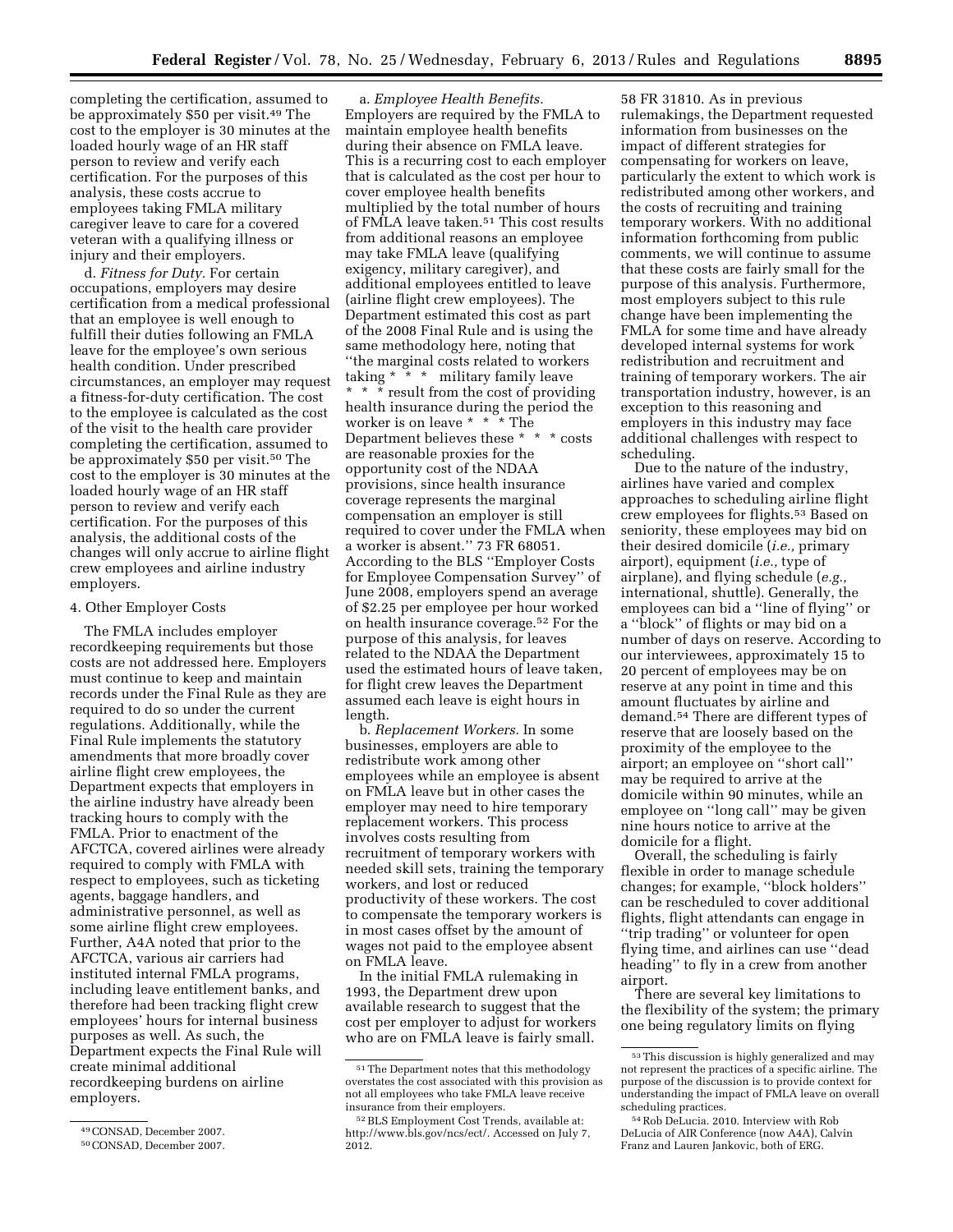completing the certification, assumed to be approximately $50 per visit.[49] The cost to the employer is 30 minutes at the loaded hourly wage of an HR staff person to review and verify each certification. For the purposes of this analysis, these costs accrue to employees taking FMLA military caregiver leave to care for a covered veteran with a qualifying illness or injury and their employers.

d. *Fitness for Duty.* For certain occupations, employers may desire certification from a medical professional that an employee is well enough to fulfill their duties following an FMLA leave for the employee's own serious health condition. Under prescribed circumstances, an employer may request a fitness-for-duty certification. The cost to the employee is calculated as the cost of the visit to the health care provider completing the certification, assumed to be approximately $50 per visit.[50] The cost to the employer is 30 minutes at the loaded hourly wage of an HR staff person to review and verify each certification. For the purposes of this analysis, the additional costs of the changes will only accrue to airline flight crew employees and airline industry employers.

4. Other Employer Costs

The FMLA includes employer recordkeeping requirements but those costs are not addressed here. Employers must continue to keep and maintain records under the Final Rule as they are required to do so under the current regulations. Additionally, while the Final Rule implements the statutory amendments that more broadly cover airline flight crew employees, the Department expects that employers in the airline industry have already been tracking hours to comply with the FMLA. Prior to enactment of the AFCTCA, covered airlines were already required to comply with FMLA with respect to employees, such as ticketing agents, baggage handlers, and administrative personnel, as well as some airline flight crew employees. Further, A4A noted that prior to the AFCTCA, various air carriers had instituted internal FMLA programs, including leave entitlement banks, and therefore had been tracking flight crew employees' hours for internal business purposes as well. As such, the Department expects the Final Rule will create minimal additional recordkeeping burdens on airline employers.

a. *Employee Health Benefits.* Employers are required by the FMLA to maintain employee health benefits during their absence on FMLA leave. This is a recurring cost to each employer that is calculated as the cost per hour to cover employee health benefits multiplied by the total number of hours of FMLA leave taken.[51] This cost results from additional reasons an employee may take FMLA leave (qualifying exigency, military caregiver), and additional employees entitled to leave (airline flight crew employees). The Department estimated this cost as part of the 2008 Final Rule and is using the same methodology here, noting that ''the marginal costs related to workers taking * * * military family leave * * * result from the cost of providing health insurance during the period the worker is on leave * * * The Department believes these * * * costs are reasonable proxies for the opportunity cost of the NDAA provisions, since health insurance coverage represents the marginal compensation an employer is still required to cover under the FMLA when a worker is absent.'' 73 FR 68051. According to the BLS ''Employer Costs for Employee Compensation Survey'' of June 2008, employers spend an average of $2.25 per employee per hour worked on health insurance coverage.[52] For the purpose of this analysis, for leaves related to the NDAA the Department used the estimated hours of leave taken, for flight crew leaves the Department assumed each leave is eight hours in length.

b. *Replacement Workers.* In some businesses, employers are able to redistribute work among other employees while an employee is absent on FMLA leave but in other cases the employer may need to hire temporary replacement workers. This process involves costs resulting from recruitment of temporary workers with needed skill sets, training the temporary workers, and lost or reduced productivity of these workers. The cost to compensate the temporary workers is in most cases offset by the amount of wages not paid to the employee absent on FMLA leave.

In the initial FMLA rulemaking in 1993, the Department drew upon available research to suggest that the cost per employer to adjust for workers who are on FMLA leave is fairly small. 58 FR 31810. As in previous rulemakings, the Department requested information from businesses on the impact of different strategies for compensating for workers on leave, particularly the extent to which work is redistributed among other workers, and the costs of recruiting and training temporary workers. With no additional information forthcoming from public comments, we will continue to assume that these costs are fairly small for the purpose of this analysis. Furthermore, most employers subject to this rule change have been implementing the FMLA for some time and have already developed internal systems for work redistribution and recruitment and training of temporary workers. The air transportation industry, however, is an exception to this reasoning and employers in this industry may face additional challenges with respect to scheduling.

Due to the nature of the industry, airlines have varied and complex approaches to scheduling airline flight crew employees for flights.[53] Based on seniority, these employees may bid on their desired domicile (*i.e.,* primary airport), equipment (*i.e.,* type of airplane), and flying schedule (*e.g.,* international, shuttle). Generally, the employees can bid a ''line of flying'' or a ''block'' of flights or may bid on a number of days on reserve. According to our interviewees, approximately 15 to 20 percent of employees may be on reserve at any point in time and this amount fluctuates by airline and demand.[54] There are different types of reserve that are loosely based on the proximity of the employee to the airport; an employee on ''short call'' may be required to arrive at the domicile within 90 minutes, while an employee on ''long call'' may be given nine hours notice to arrive at the domicile for a flight.

Overall, the scheduling is fairly flexible in order to manage schedule changes; for example, ''block holders'' can be rescheduled to cover additional flights, flight attendants can engage in ''trip trading'' or volunteer for open flying time, and airlines can use ''dead heading'' to fly in a crew from another airport.

There are several key limitations to the flexibility of the system; the primary one being regulatory limits on flying

---

[49] CONSAD, December 2007.

[50] CONSAD, December 2007.

[51] The Department notes that this methodology overstates the cost associated with this provision as not all employees who take FMLA leave receive insurance from their employers.

[52] BLS Employment Cost Trends, available at: http://www.bls.gov/ncs/ect/. Accessed on July 7, 2012.

[53] This discussion is highly generalized and may not represent the practices of a specific airline. The purpose of the discussion is to provide context for understanding the impact of FMLA leave on overall scheduling practices.

[54] Rob DeLucia. 2010. Interview with Rob DeLucia of AIR Conference (now A4A), Calvin Franz and Lauren Jankovic, both of ERG.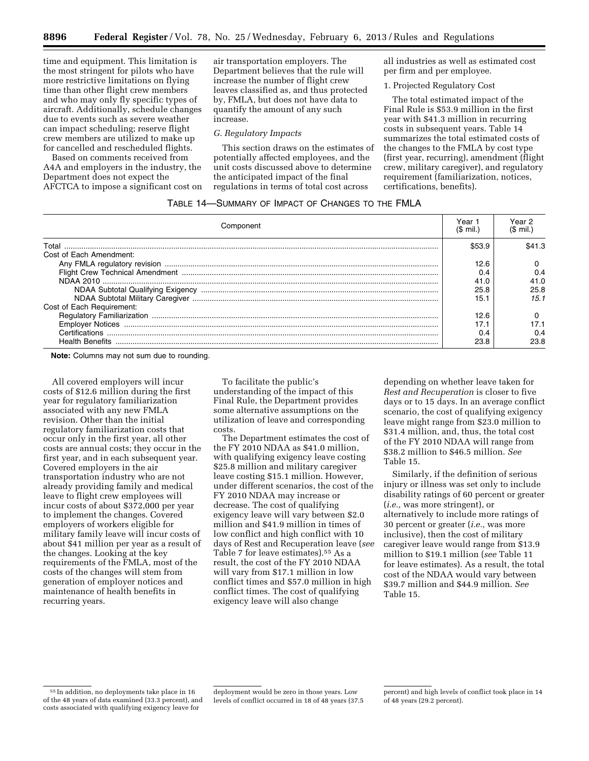time and equipment. This limitation is the most stringent for pilots who have more restrictive limitations on flying time than other flight crew members and who may only fly specific types of aircraft. Additionally, schedule changes due to events such as severe weather can impact scheduling; reserve flight crew members are utilized to make up for cancelled and rescheduled flights.

Based on comments received from A4A and employers in the industry, the Department does not expect the AFCTCA to impose a significant cost on air transportation employers. The Department believes that the rule will increase the number of flight crew leaves classified as, and thus protected by, FMLA, but does not have data to quantify the amount of any such increase.

*G. Regulatory Impacts*

This section draws on the estimates of potentially affected employees, and the unit costs discussed above to determine the anticipated impact of the final regulations in terms of total cost across all industries as well as estimated cost per firm and per employee.

1. Projected Regulatory Cost

The total estimated impact of the Final Rule is $53.9 million in the first year with $41.3 million in recurring costs in subsequent years. Table 14 summarizes the total estimated costs of the changes to the FMLA by cost type (first year, recurring), amendment (flight crew, military caregiver), and regulatory requirement (familiarization, notices, certifications, benefits).

TABLE 14—SUMMARY OF IMPACT OF CHANGES TO THE FMLA

| Component | Year 1 ($ mil.) | Year 2 ($ mil.) |
|---|---|---|
| Total | $53.9 | $41.3 |
| Cost of Each Amendment: | | |
| Any FMLA regulatory revision | 12.6 | 0 |
| Flight Crew Technical Amendment | 0.4 | 0.4 |
| NDAA 2010 | 41.0 | 41.0 |
| NDAA Subtotal Qualifying Exigency | 25.8 | 25.8 |
| NDAA Subtotal Military Caregiver | 15.1 | *15.1* |
| Cost of Each Requirement: | | |
| Regulatory Familiarization | 12.6 | 0 |
| Employer Notices | 17.1 | 17.1 |
| Certifications | 0.4 | 0.4 |
| Health Benefits | 23.8 | 23.8 |

**Note:** Columns may not sum due to rounding.

All covered employers will incur costs of $12.6 million during the first year for regulatory familiarization associated with any new FMLA revision. Other than the initial regulatory familiarization costs that occur only in the first year, all other costs are annual costs; they occur in the first year, and in each subsequent year. Covered employers in the air transportation industry who are not already providing family and medical leave to flight crew employees will incur costs of about $372,000 per year to implement the changes. Covered employers of workers eligible for military family leave will incur costs of about $41 million per year as a result of the changes. Looking at the key requirements of the FMLA, most of the costs of the changes will stem from generation of employer notices and maintenance of health benefits in recurring years.

To facilitate the public's understanding of the impact of this Final Rule, the Department provides some alternative assumptions on the utilization of leave and corresponding costs.

The Department estimates the cost of the FY 2010 NDAA as $41.0 million, with qualifying exigency leave costing $25.8 million and military caregiver leave costing $15.1 million. However, under different scenarios, the cost of the FY 2010 NDAA may increase or decrease. The cost of qualifying exigency leave will vary between $2.0 million and $41.9 million in times of low conflict and high conflict with 10 days of Rest and Recuperation leave (*see* Table 7 for leave estimates).[55] As a result, the cost of the FY 2010 NDAA will vary from $17.1 million in low conflict times and $57.0 million in high conflict times. The cost of qualifying exigency leave will also change depending on whether leave taken for *Rest and Recuperation* is closer to five days or to 15 days. In an average conflict scenario, the cost of qualifying exigency leave might range from $23.0 million to $31.4 million, and, thus, the total cost of the FY 2010 NDAA will range from $38.2 million to $46.5 million. *See* Table 15.

Similarly, if the definition of serious injury or illness was set only to include disability ratings of 60 percent or greater (*i.e.,* was more stringent), or alternatively to include more ratings of 30 percent or greater (*i.e.,* was more inclusive), then the cost of military caregiver leave would range from $13.9 million to $19.1 million (*see* Table 11 for leave estimates). As a result, the total cost of the NDAA would vary between $39.7 million and $44.9 million. *See* Table 15.

[55] In addition, no deployments take place in 16 of the 48 years of data examined (33.3 percent), and costs associated with qualifying exigency leave for deployment would be zero in those years. Low levels of conflict occurred in 18 of 48 years (37.5 percent) and high levels of conflict took place in 14 of 48 years (29.2 percent).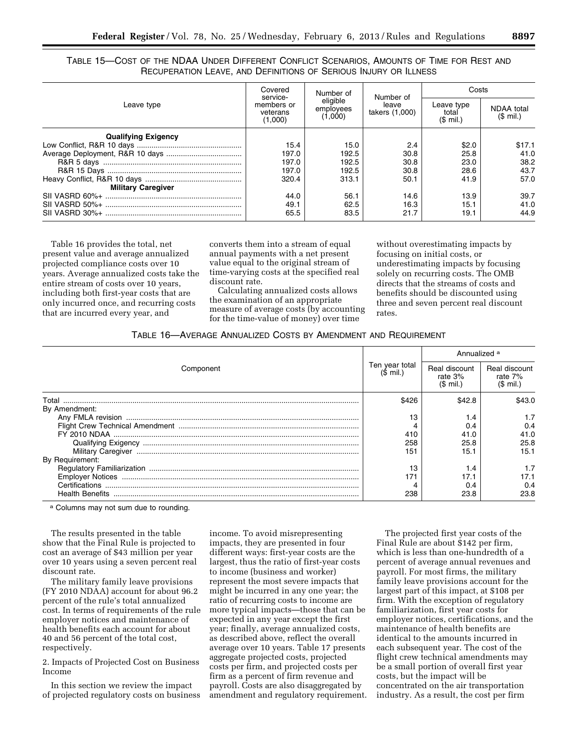TABLE 15—COST OF THE NDAA UNDER DIFFERENT CONFLICT SCENARIOS, AMOUNTS OF TIME FOR REST AND RECUPERATION LEAVE, AND DEFINITIONS OF SERIOUS INJURY OR ILLNESS

| Leave type | Covered service-members or veterans (1,000) | Number of eligible employees (1,000) | Number of leave takers (1,000) | Costs | |
|---|---|---|---|---|---|
| | | | | Leave type total ($ mil.) | NDAA total ($ mil.) |
| **Qualifying Exigency** | | | | | |
| Low Conflict, R&R 10 days | 15.4 | 15.0 | 2.4 | $2.0 | $17.1 |
| Average Deployment, R&R 10 days | 197.0 | 192.5 | 30.8 | 25.8 | 41.0 |
| R&R 5 days | 197.0 | 192.5 | 30.8 | 23.0 | 38.2 |
| R&R 15 Days | 197.0 | 192.5 | 30.8 | 28.6 | 43.7 |
| Heavy Conflict, R&R 10 days | 320.4 | 313.1 | 50.1 | 41.9 | 57.0 |
| **Military Caregiver** | | | | | |
| SII VASRD 60%+ | 44.0 | 56.1 | 14.6 | 13.9 | 39.7 |
| SII VASRD 50%+ | 49.1 | 62.5 | 16.3 | 15.1 | 41.0 |
| SII VASRD 30%+ | 65.5 | 83.5 | 21.7 | 19.1 | 44.9 |

Table 16 provides the total, net present value and average annualized projected compliance costs over 10 years. Average annualized costs take the entire stream of costs over 10 years, including both first-year costs that are only incurred once, and recurring costs that are incurred every year, and converts them into a stream of equal annual payments with a net present value equal to the original stream of time-varying costs at the specified real discount rate.

Calculating annualized costs allows the examination of an appropriate measure of average costs (by accounting for the time-value of money) over time without overestimating impacts by focusing on initial costs, or underestimating impacts by focusing solely on recurring costs. The OMB directs that the streams of costs and benefits should be discounted using three and seven percent real discount rates.

TABLE 16—AVERAGE ANNUALIZED COSTS BY AMENDMENT AND REQUIREMENT

| Component | Ten year total ($ mil.) | Annualized [a] | |
|---|---|---|---|
| | | Real discount rate 3% ($ mil.) | Real discount rate 7% ($ mil.) |
| Total | $426 | $42.8 | $43.0 |
| By Amendment: | | | |
| Any FMLA revision | 13 | 1.4 | 1.7 |
| Flight Crew Technical Amendment | 4 | 0.4 | 0.4 |
| FY 2010 NDAA | 410 | 41.0 | 41.0 |
| Qualifying Exigency | 258 | 25.8 | 25.8 |
| Military Caregiver | 151 | 15.1 | 15.1 |
| By Requirement: | | | |
| Regulatory Familiarization | 13 | 1.4 | 1.7 |
| Employer Notices | 171 | 17.1 | 17.1 |
| Certifications | 4 | 0.4 | 0.4 |
| Health Benefits | 238 | 23.8 | 23.8 |

[a] Columns may not sum due to rounding.

The results presented in the table show that the Final Rule is projected to cost an average of $43 million per year over 10 years using a seven percent real discount rate.

The military family leave provisions (FY 2010 NDAA) account for about 96.2 percent of the rule's total annualized cost. In terms of requirements of the rule employer notices and maintenance of health benefits each account for about 40 and 56 percent of the total cost, respectively.

2. Impacts of Projected Cost on Business Income

In this section we review the impact of projected regulatory costs on business income. To avoid misrepresenting impacts, they are presented in four different ways: first-year costs are the largest, thus the ratio of first-year costs to income (business and worker) represent the most severe impacts that might be incurred in any one year; the ratio of recurring costs to income are more typical impacts—those that can be expected in any year except the first year; finally, average annualized costs, as described above, reflect the overall average over 10 years. Table 17 presents aggregate projected costs, projected costs per firm, and projected costs per firm as a percent of firm revenue and payroll. Costs are also disaggregated by amendment and regulatory requirement.

The projected first year costs of the Final Rule are about $142 per firm, which is less than one-hundredth of a percent of average annual revenues and payroll. For most firms, the military family leave provisions account for the largest part of this impact, at $108 per firm. With the exception of regulatory familiarization, first year costs for employer notices, certifications, and the maintenance of health benefits are identical to the amounts incurred in each subsequent year. The cost of the flight crew technical amendments may be a small portion of overall first year costs, but the impact will be concentrated on the air transportation industry. As a result, the cost per firm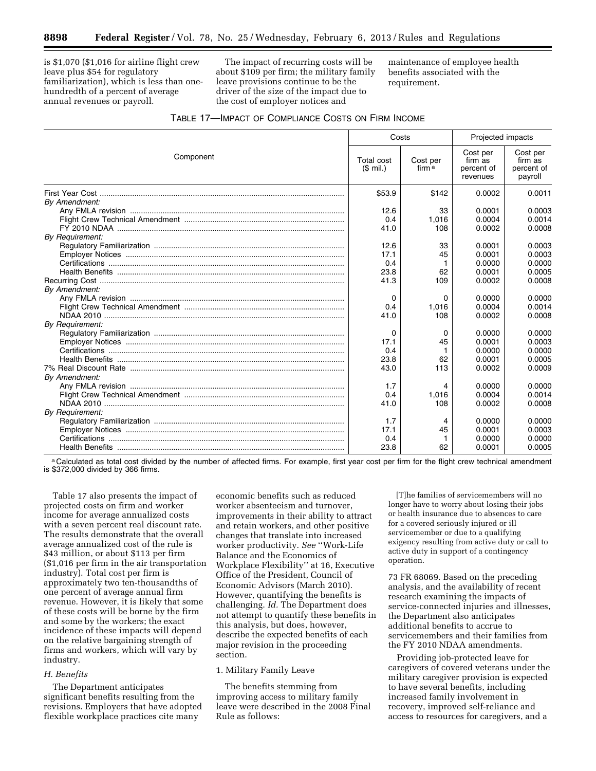is $1,070 ($1,016 for airline flight crew leave plus $54 for regulatory familiarization), which is less than one-hundredth of a percent of average annual revenues or payroll.

The impact of recurring costs will be about $109 per firm; the military family leave provisions continue to be the driver of the size of the impact due to the cost of employer notices and maintenance of employee health benefits associated with the requirement.

TABLE 17—IMPACT OF COMPLIANCE COSTS ON FIRM INCOME

| Component | Costs | | Projected impacts | |
|---|---|---|---|---|
| | Total cost ($ mil.) | Cost per firm [a] | Cost per firm as percent of revenues | Cost per firm as percent of payroll |
| First Year Cost | $53.9 | $142 | 0.0002 | 0.0011 |
| *By Amendment:* | | | | |
| Any FMLA revision | 12.6 | 33 | 0.0001 | 0.0003 |
| Flight Crew Technical Amendment | 0.4 | 1,016 | 0.0004 | 0.0014 |
| FY 2010 NDAA | 41.0 | 108 | 0.0002 | 0.0008 |
| *By Requirement:* | | | | |
| Regulatory Familiarization | 12.6 | 33 | 0.0001 | 0.0003 |
| Employer Notices | 17.1 | 45 | 0.0001 | 0.0003 |
| Certifications | 0.4 | 1 | 0.0000 | 0.0000 |
| Health Benefits | 23.8 | 62 | 0.0001 | 0.0005 |
| Recurring Cost | 41.3 | 109 | 0.0002 | 0.0008 |
| *By Amendment:* | | | | |
| Any FMLA revision | 0 | 0 | 0.0000 | 0.0000 |
| Flight Crew Technical Amendment | 0.4 | 1,016 | 0.0004 | 0.0014 |
| NDAA 2010 | 41.0 | 108 | 0.0002 | 0.0008 |
| *By Requirement:* | | | | |
| Regulatory Familiarization | 0 | 0 | 0.0000 | 0.0000 |
| Employer Notices | 17.1 | 45 | 0.0001 | 0.0003 |
| Certifications | 0.4 | 1 | 0.0000 | 0.0000 |
| Health Benefits | 23.8 | 62 | 0.0001 | 0.0005 |
| 7% Real Discount Rate | 43.0 | 113 | 0.0002 | 0.0009 |
| *By Amendment:* | | | | |
| Any FMLA revision | 1.7 | 4 | 0.0000 | 0.0000 |
| Flight Crew Technical Amendment | 0.4 | 1,016 | 0.0004 | 0.0014 |
| NDAA 2010 | 41.0 | 108 | 0.0002 | 0.0008 |
| *By Requirement:* | | | | |
| Regulatory Familiarization | 1.7 | 4 | 0.0000 | 0.0000 |
| Employer Notices | 17.1 | 45 | 0.0001 | 0.0003 |
| Certifications | 0.4 | 1 | 0.0000 | 0.0000 |
| Health Benefits | 23.8 | 62 | 0.0001 | 0.0005 |

[a] Calculated as total cost divided by the number of affected firms. For example, first year cost per firm for the flight crew technical amendment is $372,000 divided by 366 firms.

Table 17 also presents the impact of projected costs on firm and worker income for average annualized costs with a seven percent real discount rate. The results demonstrate that the overall average annualized cost of the rule is $43 million, or about $113 per firm ($1,016 per firm in the air transportation industry). Total cost per firm is approximately two ten-thousandths of one percent of average annual firm revenue. However, it is likely that some of these costs will be borne by the firm and some by the workers; the exact incidence of these impacts will depend on the relative bargaining strength of firms and workers, which will vary by industry.

*H. Benefits*

The Department anticipates significant benefits resulting from the revisions. Employers that have adopted flexible workplace practices cite many economic benefits such as reduced worker absenteeism and turnover, improvements in their ability to attract and retain workers, and other positive changes that translate into increased worker productivity. *See* ''Work-Life Balance and the Economics of Workplace Flexibility'' at 16, Executive Office of the President, Council of Economic Advisors (March 2010). However, quantifying the benefits is challenging. *Id.* The Department does not attempt to quantify these benefits in this analysis, but does, however, describe the expected benefits of each major revision in the proceeding section.

1. Military Family Leave

The benefits stemming from improving access to military family leave were described in the 2008 Final Rule as follows:

> [T]he families of servicemembers will no longer have to worry about losing their jobs or health insurance due to absences to care for a covered seriously injured or ill servicemember or due to a qualifying exigency resulting from active duty or call to active duty in support of a contingency operation.

73 FR 68069. Based on the preceding analysis, and the availability of recent research examining the impacts of service-connected injuries and illnesses, the Department also anticipates additional benefits to accrue to servicemembers and their families from the FY 2010 NDAA amendments.

Providing job-protected leave for caregivers of covered veterans under the military caregiver provision is expected to have several benefits, including increased family involvement in recovery, improved self-reliance and access to resources for caregivers, and a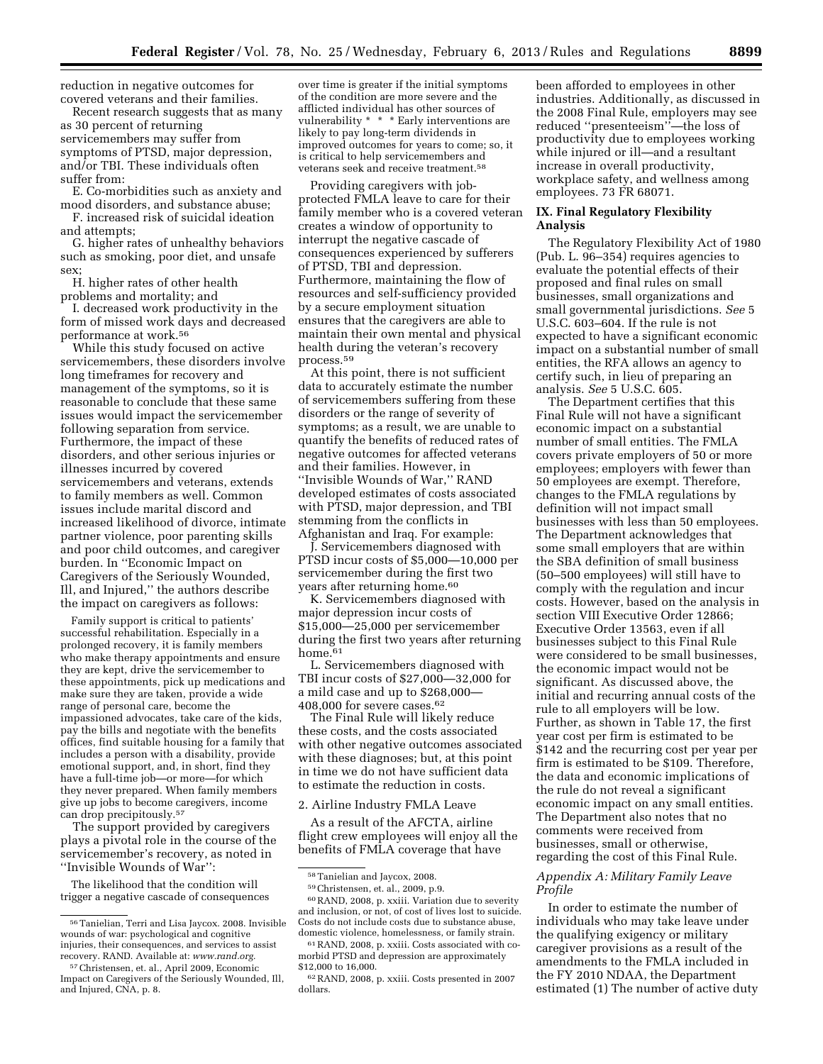reduction in negative outcomes for covered veterans and their families.

Recent research suggests that as many as 30 percent of returning servicemembers may suffer from symptoms of PTSD, major depression, and/or TBI. These individuals often suffer from:

E. Co-morbidities such as anxiety and mood disorders, and substance abuse;

F. increased risk of suicidal ideation and attempts;

G. higher rates of unhealthy behaviors such as smoking, poor diet, and unsafe sex;

H. higher rates of other health problems and mortality; and

I. decreased work productivity in the form of missed work days and decreased performance at work.[56]

While this study focused on active servicemembers, these disorders involve long timeframes for recovery and management of the symptoms, so it is reasonable to conclude that these same issues would impact the servicemember following separation from service. Furthermore, the impact of these disorders, and other serious injuries or illnesses incurred by covered servicemembers and veterans, extends to family members as well. Common issues include marital discord and increased likelihood of divorce, intimate partner violence, poor parenting skills and poor child outcomes, and caregiver burden. In ''Economic Impact on Caregivers of the Seriously Wounded, Ill, and Injured,'' the authors describe the impact on caregivers as follows:

> Family support is critical to patients' successful rehabilitation. Especially in a prolonged recovery, it is family members who make therapy appointments and ensure they are kept, drive the servicemember to these appointments, pick up medications and make sure they are taken, provide a wide range of personal care, become the impassioned advocates, take care of the kids, pay the bills and negotiate with the benefits offices, find suitable housing for a family that includes a person with a disability, provide emotional support, and, in short, find they have a full-time job—or more—for which they never prepared. When family members give up jobs to become caregivers, income can drop precipitously.[57]

The support provided by caregivers plays a pivotal role in the course of the servicemember's recovery, as noted in ''Invisible Wounds of War'':

> The likelihood that the condition will trigger a negative cascade of consequences over time is greater if the initial symptoms of the condition are more severe and the afflicted individual has other sources of vulnerability * * * Early interventions are likely to pay long-term dividends in improved outcomes for years to come; so, it is critical to help servicemembers and veterans seek and receive treatment.[58]

Providing caregivers with job-protected FMLA leave to care for their family member who is a covered veteran creates a window of opportunity to interrupt the negative cascade of consequences experienced by sufferers of PTSD, TBI and depression. Furthermore, maintaining the flow of resources and self-sufficiency provided by a secure employment situation ensures that the caregivers are able to maintain their own mental and physical health during the veteran's recovery process.[59]

At this point, there is not sufficient data to accurately estimate the number of servicemembers suffering from these disorders or the range of severity of symptoms; as a result, we are unable to quantify the benefits of reduced rates of negative outcomes for affected veterans and their families. However, in ''Invisible Wounds of War,'' RAND developed estimates of costs associated with PTSD, major depression, and TBI stemming from the conflicts in Afghanistan and Iraq. For example:

J. Servicemembers diagnosed with PTSD incur costs of $5,000—10,000 per servicemember during the first two years after returning home.[60]

K. Servicemembers diagnosed with major depression incur costs of $15,000—25,000 per servicemember during the first two years after returning home.[61]

L. Servicemembers diagnosed with TBI incur costs of $27,000—32,000 for a mild case and up to $268,000—408,000 for severe cases.[62]

The Final Rule will likely reduce these costs, and the costs associated with other negative outcomes associated with these diagnoses; but, at this point in time we do not have sufficient data to estimate the reduction in costs.

2. Airline Industry FMLA Leave

As a result of the AFCTA, airline flight crew employees will enjoy all the benefits of FMLA coverage that have been afforded to employees in other industries. Additionally, as discussed in the 2008 Final Rule, employers may see reduced ''presenteeism''—the loss of productivity due to employees working while injured or ill—and a resultant increase in overall productivity, workplace safety, and wellness among employees. 73 FR 68071.

## IX. Final Regulatory Flexibility Analysis

The Regulatory Flexibility Act of 1980 (Pub. L. 96–354) requires agencies to evaluate the potential effects of their proposed and final rules on small businesses, small organizations and small governmental jurisdictions. *See* 5 U.S.C. 603–604. If the rule is not expected to have a significant economic impact on a substantial number of small entities, the RFA allows an agency to certify such, in lieu of preparing an analysis. *See* 5 U.S.C. 605.

The Department certifies that this Final Rule will not have a significant economic impact on a substantial number of small entities. The FMLA covers private employers of 50 or more employees; employers with fewer than 50 employees are exempt. Therefore, changes to the FMLA regulations by definition will not impact small businesses with less than 50 employees. The Department acknowledges that some small employers that are within the SBA definition of small business (50–500 employees) will still have to comply with the regulation and incur costs. However, based on the analysis in section VIII Executive Order 12866; Executive Order 13563, even if all businesses subject to this Final Rule were considered to be small businesses, the economic impact would not be significant. As discussed above, the initial and recurring annual costs of the rule to all employers will be low. Further, as shown in Table 17, the first year cost per firm is estimated to be $142 and the recurring cost per year per firm is estimated to be $109. Therefore, the data and economic implications of the rule do not reveal a significant economic impact on any small entities. The Department also notes that no comments were received from businesses, small or otherwise, regarding the cost of this Final Rule.

### *Appendix A: Military Family Leave Profile*

In order to estimate the number of individuals who may take leave under the qualifying exigency or military caregiver provisions as a result of the amendments to the FMLA included in the FY 2010 NDAA, the Department estimated (1) The number of active duty

---

[56] Tanielian, Terri and Lisa Jaycox. 2008. Invisible wounds of war: psychological and cognitive injuries, their consequences, and services to assist recovery. RAND. Available at: *www.rand.org.*

[57] Christensen, et. al., April 2009, Economic Impact on Caregivers of the Seriously Wounded, Ill, and Injured, CNA, p. 8.

[58] Tanielian and Jaycox, 2008.

[59] Christensen, et. al., 2009, p.9.

[60] RAND, 2008, p. xxiii. Variation due to severity and inclusion, or not, of cost of lives lost to suicide. Costs do not include costs due to substance abuse, domestic violence, homelessness, or family strain.

[61] RAND, 2008, p. xxiii. Costs associated with co-morbid PTSD and depression are approximately $12,000 to 16,000.

[62] RAND, 2008, p. xxiii. Costs presented in 2007 dollars.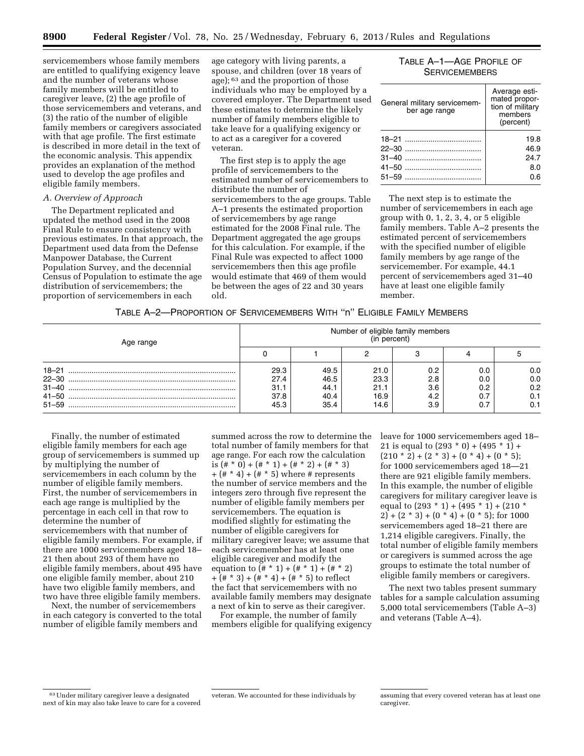servicemembers whose family members are entitled to qualifying exigency leave and the number of veterans whose family members will be entitled to caregiver leave, (2) the age profile of those servicemembers and veterans, and (3) the ratio of the number of eligible family members or caregivers associated with that age profile. The first estimate is described in more detail in the text of the economic analysis. This appendix provides an explanation of the method used to develop the age profiles and eligible family members.

*A. Overview of Approach*

The Department replicated and updated the method used in the 2008 Final Rule to ensure consistency with previous estimates. In that approach, the Department used data from the Defense Manpower Database, the Current Population Survey, and the decennial Census of Population to estimate the age distribution of servicemembers; the proportion of servicemembers in each age category with living parents, a spouse, and children (over 18 years of age);[63] and the proportion of those individuals who may be employed by a covered employer. The Department used these estimates to determine the likely number of family members eligible to take leave for a qualifying exigency or to act as a caregiver for a covered veteran.

The first step is to apply the age profile of servicemembers to the estimated number of servicemembers to distribute the number of servicemembers to the age groups. Table A–1 presents the estimated proportion of servicemembers by age range estimated for the 2008 Final rule. The Department aggregated the age groups for this calculation. For example, if the Final Rule was expected to affect 1000 servicemembers then this age profile would estimate that 469 of them would be between the ages of 22 and 30 years old.

TABLE A–1—AGE PROFILE OF SERVICEMEMBERS

| General military servicemember age range | Average estimated proportion of military members (percent) |
|---|---|
| 18–21 | 19.8 |
| 22–30 | 46.9 |
| 31–40 | 24.7 |
| 41–50 | 8.0 |
| 51–59 | 0.6 |

The next step is to estimate the number of servicemembers in each age group with 0, 1, 2, 3, 4, or 5 eligible family members. Table A–2 presents the estimated percent of servicemembers with the specified number of eligible family members by age range of the servicemember. For example, 44.1 percent of servicemembers aged 31–40 have at least one eligible family member.

TABLE A–2—PROPORTION OF SERVICEMEMBERS WITH "n" ELIGIBLE FAMILY MEMBERS

| Age range | Number of eligible family members (in percent) | | | | | |
|---|---|---|---|---|---|---|
| | 0 | 1 | 2 | 3 | 4 | 5 |
| 18–21 | 29.3 | 49.5 | 21.0 | 0.2 | 0.0 | 0.0 |
| 22–30 | 27.4 | 46.5 | 23.3 | 2.8 | 0.0 | 0.0 |
| 31–40 | 31.1 | 44.1 | 21.1 | 3.6 | 0.2 | 0.2 |
| 41–50 | 37.8 | 40.4 | 16.9 | 4.2 | 0.7 | 0.1 |
| 51–59 | 45.3 | 35.4 | 14.6 | 3.9 | 0.7 | 0.1 |

Finally, the number of estimated eligible family members for each age group of servicemembers is summed up by multiplying the number of servicemembers in each column by the number of eligible family members. First, the number of servicemembers in each age range is multiplied by the percentage in each cell in that row to determine the number of servicemembers with that number of eligible family members. For example, if there are 1000 servicemembers aged 18–21 then about 293 of them have no eligible family members, about 495 have one eligible family member, about 210 have two eligible family members, and two have three eligible family members.

Next, the number of servicemembers in each category is converted to the total number of eligible family members and summed across the row to determine the total number of family members for that age range. For each row the calculation is (# * 0) + (# * 1) + (# * 2) + (# * 3) + (# * 4) + (# * 5) where # represents the number of service members and the integers zero through five represent the number of eligible family members per servicemembers. The equation is modified slightly for estimating the number of eligible caregivers for military caregiver leave; we assume that each servicemember has at least one eligible caregiver and modify the equation to (# * 1) + (# * 1) + (# * 2) + (# * 3) + (# * 4) + (# * 5) to reflect the fact that servicemembers with no available family members may designate a next of kin to serve as their caregiver.

For example, the number of family members eligible for qualifying exigency leave for 1000 servicemembers aged 18–21 is equal to (293 * 0) + (495 * 1) + (210 * 2) + (2 * 3) + (0 * 4) + (0 * 5); for 1000 servicemembers aged 18—21 there are 921 eligible family members. In this example, the number of eligible caregivers for military caregiver leave is equal to (293 * 1) + (495 * 1) + (210 * 2) + (2 * 3) + (0 * 4) + (0 * 5); for 1000 servicemembers aged 18–21 there are 1,214 eligible caregivers. Finally, the total number of eligible family members or caregivers is summed across the age groups to estimate the total number of eligible family members or caregivers.

The next two tables present summary tables for a sample calculation assuming 5,000 total servicemembers (Table A–3) and veterans (Table A–4).

[63] Under military caregiver leave a designated next of kin may also take leave to care for a covered veteran. We accounted for these individuals by assuming that every covered veteran has at least one caregiver.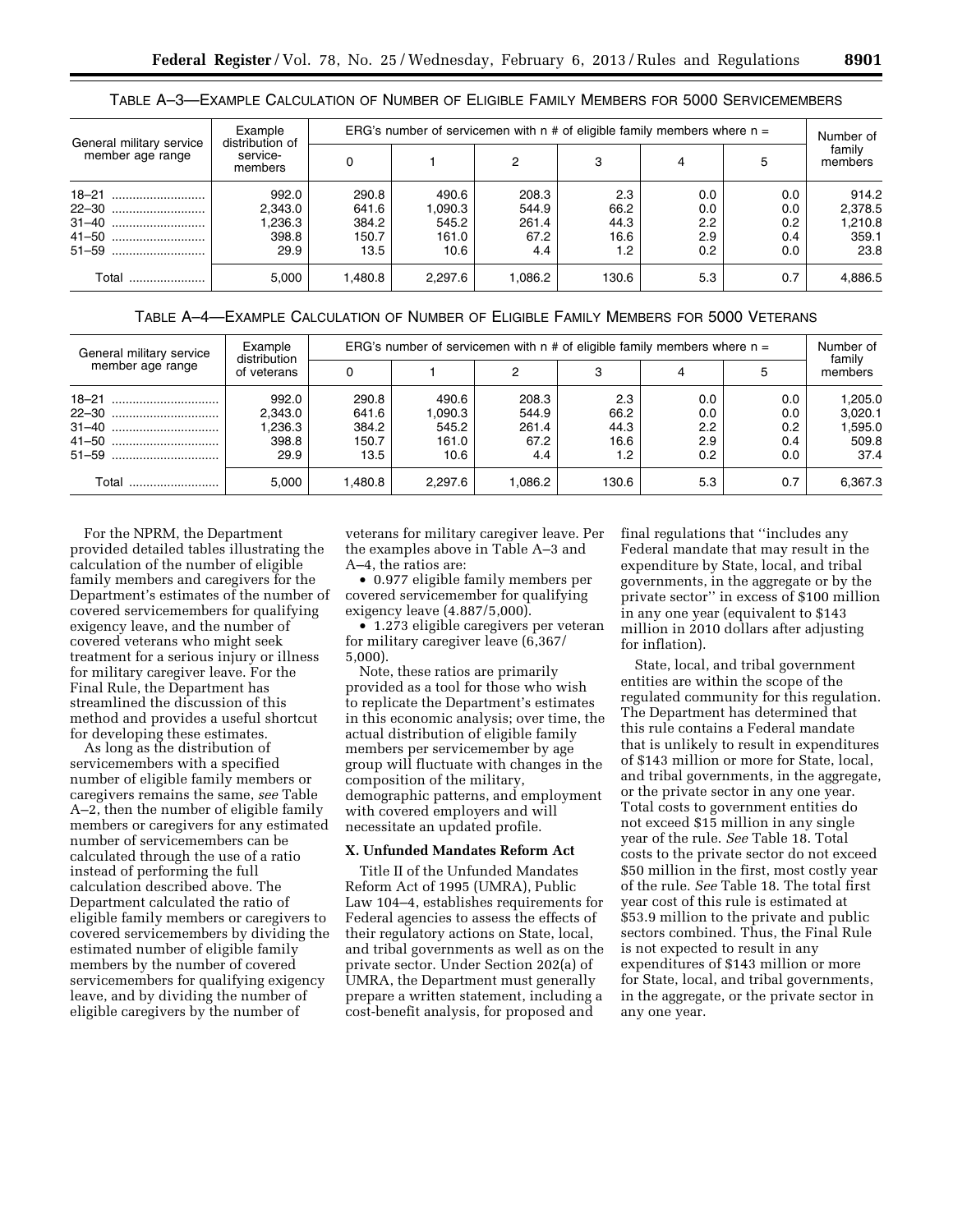TABLE A–3—EXAMPLE CALCULATION OF NUMBER OF ELIGIBLE FAMILY MEMBERS FOR 5000 SERVICEMEMBERS

| General military service member age range | Example distribution of service-members | ERG's number of servicemen with n # of eligible family members where n = | | | | | | Number of family members |
|---|---|---|---|---|---|---|---|---|
| | | 0 | 1 | 2 | 3 | 4 | 5 | |
| 18–21 | 992.0 | 290.8 | 490.6 | 208.3 | 2.3 | 0.0 | 0.0 | 914.2 |
| 22–30 | 2,343.0 | 641.6 | 1,090.3 | 544.9 | 66.2 | 0.0 | 0.0 | 2,378.5 |
| 31–40 | 1,236.3 | 384.2 | 545.2 | 261.4 | 44.3 | 2.2 | 0.2 | 1,210.8 |
| 41–50 | 398.8 | 150.7 | 161.0 | 67.2 | 16.6 | 2.9 | 0.4 | 359.1 |
| 51–59 | 29.9 | 13.5 | 10.6 | 4.4 | 1.2 | 0.2 | 0.0 | 23.8 |
| Total | 5,000 | 1,480.8 | 2,297.6 | 1,086.2 | 130.6 | 5.3 | 0.7 | 4,886.5 |

TABLE A–4—EXAMPLE CALCULATION OF NUMBER OF ELIGIBLE FAMILY MEMBERS FOR 5000 VETERANS

| General military service member age range | Example distribution of veterans | ERG's number of servicemen with n # of eligible family members where n = | | | | | | Number of family members |
|---|---|---|---|---|---|---|---|---|
| | | 0 | 1 | 2 | 3 | 4 | 5 | |
| 18–21 | 992.0 | 290.8 | 490.6 | 208.3 | 2.3 | 0.0 | 0.0 | 1,205.0 |
| 22–30 | 2,343.0 | 641.6 | 1,090.3 | 544.9 | 66.2 | 0.0 | 0.0 | 3,020.1 |
| 31–40 | 1,236.3 | 384.2 | 545.2 | 261.4 | 44.3 | 2.2 | 0.2 | 1,595.0 |
| 41–50 | 398.8 | 150.7 | 161.0 | 67.2 | 16.6 | 2.9 | 0.4 | 509.8 |
| 51–59 | 29.9 | 13.5 | 10.6 | 4.4 | 1.2 | 0.2 | 0.0 | 37.4 |
| Total | 5,000 | 1,480.8 | 2,297.6 | 1,086.2 | 130.6 | 5.3 | 0.7 | 6,367.3 |

For the NPRM, the Department provided detailed tables illustrating the calculation of the number of eligible family members and caregivers for the Department's estimates of the number of covered servicemembers for qualifying exigency leave, and the number of covered veterans who might seek treatment for a serious injury or illness for military caregiver leave. For the Final Rule, the Department has streamlined the discussion of this method and provides a useful shortcut for developing these estimates.

As long as the distribution of servicemembers with a specified number of eligible family members or caregivers remains the same, *see* Table A–2, then the number of eligible family members or caregivers for any estimated number of servicemembers can be calculated through the use of a ratio instead of performing the full calculation described above. The Department calculated the ratio of eligible family members or caregivers to covered servicemembers by dividing the estimated number of eligible family members by the number of covered servicemembers for qualifying exigency leave, and by dividing the number of eligible caregivers by the number of veterans for military caregiver leave. Per the examples above in Table A–3 and A–4, the ratios are:

- 0.977 eligible family members per covered servicemember for qualifying exigency leave (4,887/5,000).
- 1.273 eligible caregivers per veteran for military caregiver leave (6,367/5,000).

Note, these ratios are primarily provided as a tool for those who wish to replicate the Department's estimates in this economic analysis; over time, the actual distribution of eligible family members per servicemember by age group will fluctuate with changes in the composition of the military, demographic patterns, and employment with covered employers and will necessitate an updated profile.

## X. Unfunded Mandates Reform Act

Title II of the Unfunded Mandates Reform Act of 1995 (UMRA), Public Law 104–4, establishes requirements for Federal agencies to assess the effects of their regulatory actions on State, local, and tribal governments as well as on the private sector. Under Section 202(a) of UMRA, the Department must generally prepare a written statement, including a cost-benefit analysis, for proposed and final regulations that ''includes any Federal mandate that may result in the expenditure by State, local, and tribal governments, in the aggregate or by the private sector'' in excess of $100 million in any one year (equivalent to $143 million in 2010 dollars after adjusting for inflation).

State, local, and tribal government entities are within the scope of the regulated community for this regulation. The Department has determined that this rule contains a Federal mandate that is unlikely to result in expenditures of $143 million or more for State, local, and tribal governments, in the aggregate, or the private sector in any one year. Total costs to government entities do not exceed $15 million in any single year of the rule. *See* Table 18. Total costs to the private sector do not exceed $50 million in the first, most costly year of the rule. *See* Table 18. The total first year cost of this rule is estimated at $53.9 million to the private and public sectors combined. Thus, the Final Rule is not expected to result in any expenditures of $143 million or more for State, local, and tribal governments, in the aggregate, or the private sector in any one year.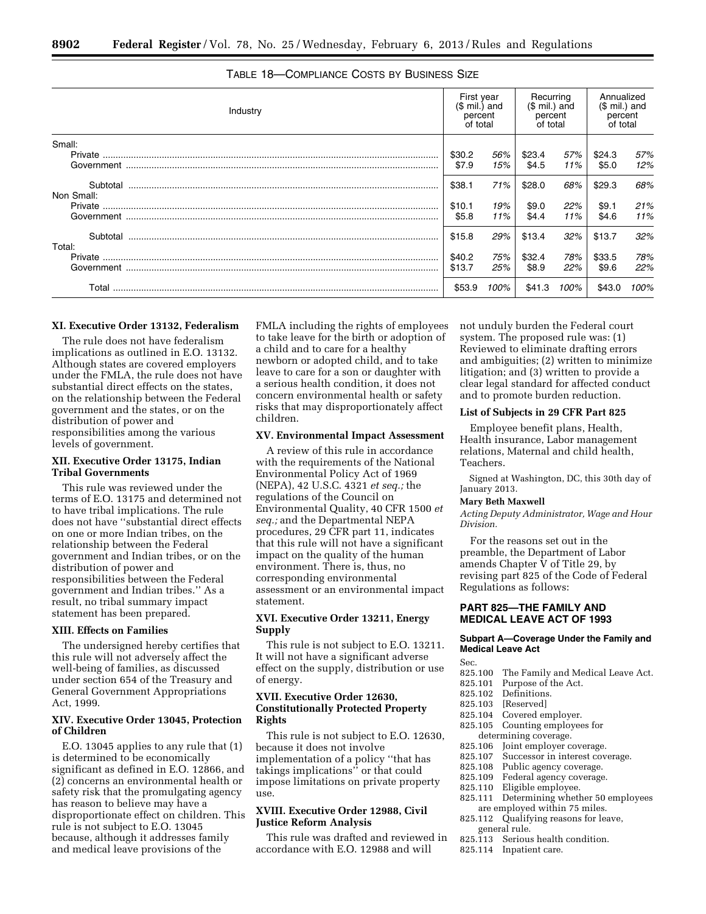TABLE 18—COMPLIANCE COSTS BY BUSINESS SIZE

| Industry | First year ($ mil.) and percent of total | | Recurring ($ mil.) and percent of total | | Annualized ($ mil.) and percent of total | |
|---|---|---|---|---|---|---|
| Small: | | | | | | |
| Private | $30.2 | *56%* | $23.4 | *57%* | $24.3 | *57%* |
| Government | $7.9 | *15%* | $4.5 | *11%* | $5.0 | *12%* |
| Subtotal | $38.1 | *71%* | $28.0 | *68%* | $29.3 | *68%* |
| Non Small: | | | | | | |
| Private | $10.1 | *19%* | $9.0 | *22%* | $9.1 | *21%* |
| Government | $5.8 | *11%* | $4.4 | *11%* | $4.6 | *11%* |
| Subtotal | $15.8 | *29%* | $13.4 | *32%* | $13.7 | *32%* |
| Total: | | | | | | |
| Private | $40.2 | *75%* | $32.4 | *78%* | $33.5 | *78%* |
| Government | $13.7 | *25%* | $8.9 | *22%* | $9.6 | *22%* |
| Total | $53.9 | *100%* | $41.3 | *100%* | $43.0 | *100%* |

### XI. Executive Order 13132, Federalism

The rule does not have federalism implications as outlined in E.O. 13132. Although states are covered employers under the FMLA, the rule does not have substantial direct effects on the states, on the relationship between the Federal government and the states, or on the distribution of power and responsibilities among the various levels of government.

### XII. Executive Order 13175, Indian Tribal Governments

This rule was reviewed under the terms of E.O. 13175 and determined not to have tribal implications. The rule does not have "substantial direct effects on one or more Indian tribes, on the relationship between the Federal government and Indian tribes, or on the distribution of power and responsibilities between the Federal government and Indian tribes." As a result, no tribal summary impact statement has been prepared.

### XIII. Effects on Families

The undersigned hereby certifies that this rule will not adversely affect the well-being of families, as discussed under section 654 of the Treasury and General Government Appropriations Act, 1999.

### XIV. Executive Order 13045, Protection of Children

E.O. 13045 applies to any rule that (1) is determined to be economically significant as defined in E.O. 12866, and (2) concerns an environmental health or safety risk that the promulgating agency has reason to believe may have a disproportionate effect on children. This rule is not subject to E.O. 13045 because, although it addresses family and medical leave provisions of the FMLA including the rights of employees to take leave for the birth or adoption of a child and to care for a healthy newborn or adopted child, and to take leave to care for a son or daughter with a serious health condition, it does not concern environmental health or safety risks that may disproportionately affect children.

### XV. Environmental Impact Assessment

A review of this rule in accordance with the requirements of the National Environmental Policy Act of 1969 (NEPA), 42 U.S.C. 4321 *et seq.;* the regulations of the Council on Environmental Quality, 40 CFR 1500 *et seq.;* and the Departmental NEPA procedures, 29 CFR part 11, indicates that this rule will not have a significant impact on the quality of the human environment. There is, thus, no corresponding environmental assessment or an environmental impact statement.

### XVI. Executive Order 13211, Energy Supply

This rule is not subject to E.O. 13211. It will not have a significant adverse effect on the supply, distribution or use of energy.

### XVII. Executive Order 12630, Constitutionally Protected Property Rights

This rule is not subject to E.O. 12630, because it does not involve implementation of a policy "that has takings implications" or that could impose limitations on private property use.

### XVIII. Executive Order 12988, Civil Justice Reform Analysis

This rule was drafted and reviewed in accordance with E.O. 12988 and will not unduly burden the Federal court system. The proposed rule was: (1) Reviewed to eliminate drafting errors and ambiguities; (2) written to minimize litigation; and (3) written to provide a clear legal standard for affected conduct and to promote burden reduction.

### List of Subjects in 29 CFR Part 825

Employee benefit plans, Health, Health insurance, Labor management relations, Maternal and child health, Teachers.

Signed at Washington, DC, this 30th day of January 2013.

**Mary Beth Maxwell**

*Acting Deputy Administrator, Wage and Hour Division.*

For the reasons set out in the preamble, the Department of Labor amends Chapter V of Title 29, by revising part 825 of the Code of Federal Regulations as follows:

## PART 825—THE FAMILY AND MEDICAL LEAVE ACT OF 1993

### Subpart A—Coverage Under the Family and Medical Leave Act

Sec.
825.100 The Family and Medical Leave Act.
825.101 Purpose of the Act.
825.102 Definitions.
825.103 [Reserved]
825.104 Covered employer.
825.105 Counting employees for determining coverage.
825.106 Joint employer coverage.
825.107 Successor in interest coverage.
825.108 Public agency coverage.
825.109 Federal agency coverage.
825.110 Eligible employee.
825.111 Determining whether 50 employees are employed within 75 miles.
825.112 Qualifying reasons for leave, general rule.
825.113 Serious health condition.
825.114 Inpatient care.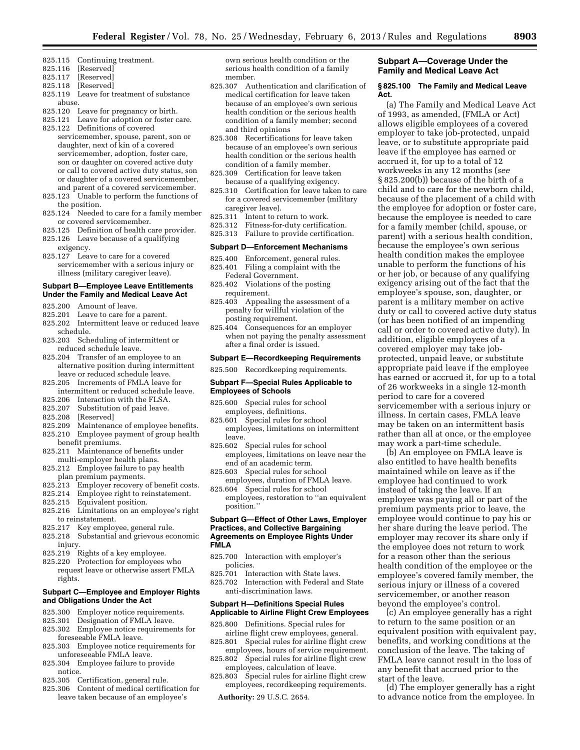825.115 Continuing treatment.
825.116 [Reserved]
825.117 [Reserved]
825.118 [Reserved]
825.119 Leave for treatment of substance abuse.
825.120 Leave for pregnancy or birth.
825.121 Leave for adoption or foster care.
825.122 Definitions of covered servicemember, spouse, parent, son or daughter, next of kin of a covered servicemember, adoption, foster care, son or daughter on covered active duty or call to covered active duty status, son or daughter of a covered servicemember, and parent of a covered servicemember.
825.123 Unable to perform the functions of the position.
825.124 Needed to care for a family member or covered servicemember.
825.125 Definition of health care provider.
825.126 Leave because of a qualifying exigency.
825.127 Leave to care for a covered servicemember with a serious injury or illness (military caregiver leave).

### Subpart B—Employee Leave Entitlements Under the Family and Medical Leave Act

825.200 Amount of leave.
825.201 Leave to care for a parent.
825.202 Intermittent leave or reduced leave schedule.
825.203 Scheduling of intermittent or reduced schedule leave.
825.204 Transfer of an employee to an alternative position during intermittent leave or reduced schedule leave.
825.205 Increments of FMLA leave for intermittent or reduced schedule leave.
825.206 Interaction with the FLSA.
825.207 Substitution of paid leave.
825.208 [Reserved]
825.209 Maintenance of employee benefits.
825.210 Employee payment of group health benefit premiums.
825.211 Maintenance of benefits under multi-employer health plans.
825.212 Employee failure to pay health plan premium payments.
825.213 Employer recovery of benefit costs.
825.214 Employee right to reinstatement.
825.215 Equivalent position.
825.216 Limitations on an employee's right to reinstatement.
825.217 Key employee, general rule.
825.218 Substantial and grievous economic injury.
825.219 Rights of a key employee.
825.220 Protection for employees who request leave or otherwise assert FMLA rights.

### Subpart C—Employee and Employer Rights and Obligations Under the Act

825.300 Employer notice requirements.
825.301 Designation of FMLA leave.
825.302 Employee notice requirements for foreseeable FMLA leave.
825.303 Employee notice requirements for unforeseeable FMLA leave.
825.304 Employee failure to provide notice.
825.305 Certification, general rule.
825.306 Content of medical certification for leave taken because of an employee's own serious health condition or the serious health condition of a family member.
825.307 Authentication and clarification of medical certification for leave taken because of an employee's own serious health condition or the serious health condition of a family member; second and third opinions
825.308 Recertifications for leave taken because of an employee's own serious health condition or the serious health condition of a family member.
825.309 Certification for leave taken because of a qualifying exigency.
825.310 Certification for leave taken to care for a covered servicemember (military caregiver leave).
825.311 Intent to return to work.
825.312 Fitness-for-duty certification.
825.313 Failure to provide certification.

### Subpart D—Enforcement Mechanisms

825.400 Enforcement, general rules.
825.401 Filing a complaint with the Federal Government.
825.402 Violations of the posting requirement.
825.403 Appealing the assessment of a penalty for willful violation of the posting requirement.
825.404 Consequences for an employer when not paying the penalty assessment after a final order is issued.

### Subpart E—Recordkeeping Requirements

825.500 Recordkeeping requirements.

### Subpart F—Special Rules Applicable to Employees of Schools

825.600 Special rules for school employees, definitions.
825.601 Special rules for school employees, limitations on intermittent leave.
825.602 Special rules for school employees, limitations on leave near the end of an academic term.
825.603 Special rules for school employees, duration of FMLA leave.
825.604 Special rules for school employees, restoration to "an equivalent position."

### Subpart G—Effect of Other Laws, Employer Practices, and Collective Bargaining Agreements on Employee Rights Under FMLA

825.700 Interaction with employer's policies.
825.701 Interaction with State laws.
825.702 Interaction with Federal and State anti-discrimination laws.

### Subpart H—Definitions Special Rules Applicable to Airline Flight Crew Employees

825.800 Definitions. Special rules for airline flight crew employees, general.
825.801 Special rules for airline flight crew employees, hours of service requirement.
825.802 Special rules for airline flight crew employees, calculation of leave.
825.803 Special rules for airline flight crew employees, recordkeeping requirements.

**Authority:** 29 U.S.C. 2654.

## Subpart A—Coverage Under the Family and Medical Leave Act

### § 825.100 The Family and Medical Leave Act.

(a) The Family and Medical Leave Act of 1993, as amended, (FMLA or Act) allows eligible employees of a covered employer to take job-protected, unpaid leave, or to substitute appropriate paid leave if the employee has earned or accrued it, for up to a total of 12 workweeks in any 12 months (*see* § 825.200(b)) because of the birth of a child and to care for the newborn child, because of the placement of a child with the employee for adoption or foster care, because the employee is needed to care for a family member (child, spouse, or parent) with a serious health condition, because the employee's own serious health condition makes the employee unable to perform the functions of his or her job, or because of any qualifying exigency arising out of the fact that the employee's spouse, son, daughter, or parent is a military member on active duty or call to covered active duty status (or has been notified of an impending call or order to covered active duty). In addition, eligible employees of a covered employer may take job-protected, unpaid leave, or substitute appropriate paid leave if the employee has earned or accrued it, for up to a total of 26 workweeks in a single 12-month period to care for a covered servicemember with a serious injury or illness. In certain cases, FMLA leave may be taken on an intermittent basis rather than all at once, or the employee may work a part-time schedule.

(b) An employee on FMLA leave is also entitled to have health benefits maintained while on leave as if the employee had continued to work instead of taking the leave. If an employee was paying all or part of the premium payments prior to leave, the employee would continue to pay his or her share during the leave period. The employer may recover its share only if the employee does not return to work for a reason other than the serious health condition of the employee or the employee's covered family member, the serious injury or illness of a covered servicemember, or another reason beyond the employee's control.

(c) An employee generally has a right to return to the same position or an equivalent position with equivalent pay, benefits, and working conditions at the conclusion of the leave. The taking of FMLA leave cannot result in the loss of any benefit that accrued prior to the start of the leave.

(d) The employer generally has a right to advance notice from the employee. In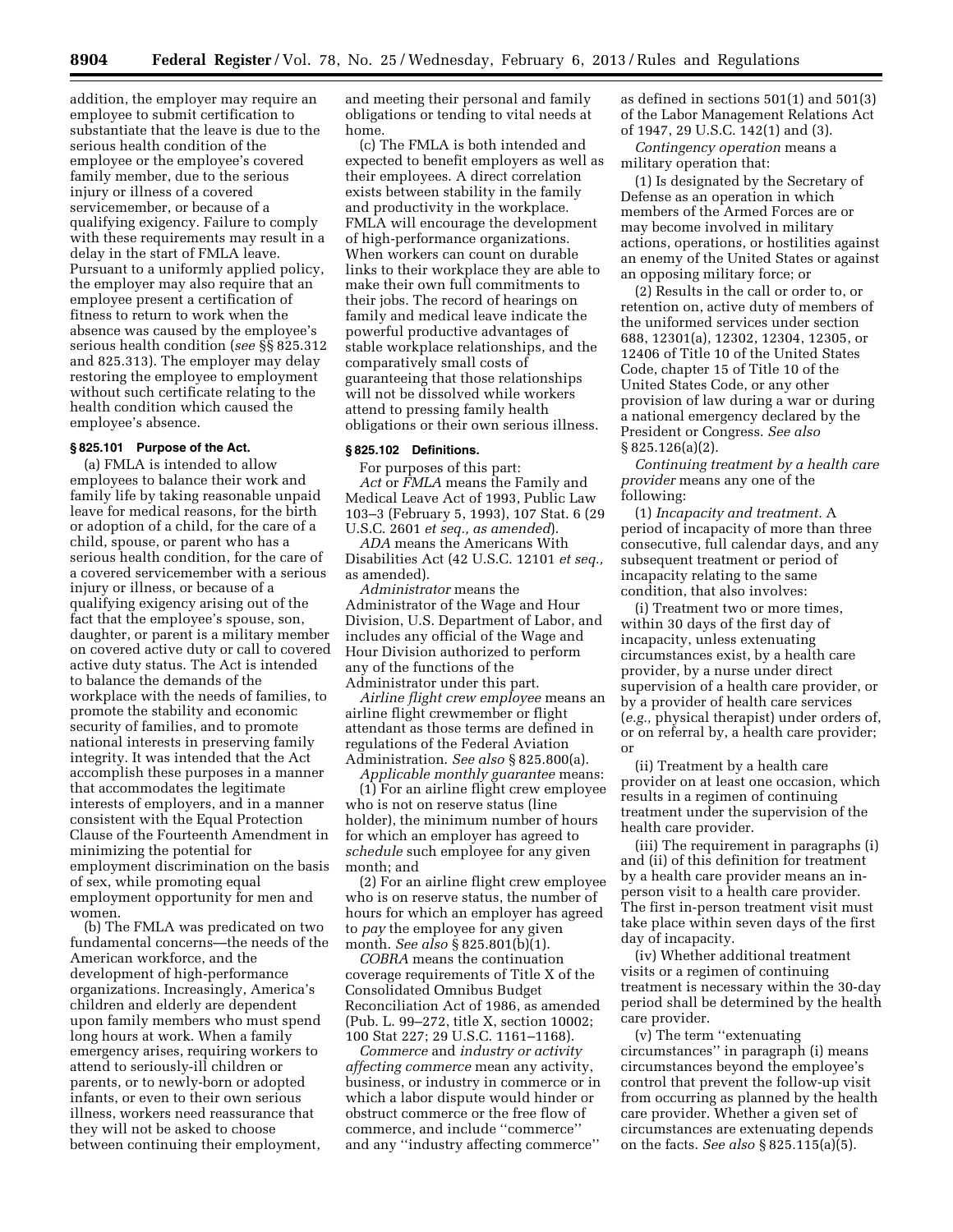addition, the employer may require an employee to submit certification to substantiate that the leave is due to the serious health condition of the employee or the employee's covered family member, due to the serious injury or illness of a covered servicemember, or because of a qualifying exigency. Failure to comply with these requirements may result in a delay in the start of FMLA leave. Pursuant to a uniformly applied policy, the employer may also require that an employee present a certification of fitness to return to work when the absence was caused by the employee's serious health condition (*see* §§ 825.312 and 825.313). The employer may delay restoring the employee to employment without such certificate relating to the health condition which caused the employee's absence.

### § 825.101 Purpose of the Act.

(a) FMLA is intended to allow employees to balance their work and family life by taking reasonable unpaid leave for medical reasons, for the birth or adoption of a child, for the care of a child, spouse, or parent who has a serious health condition, for the care of a covered servicemember with a serious injury or illness, or because of a qualifying exigency arising out of the fact that the employee's spouse, son, daughter, or parent is a military member on covered active duty or call to covered active duty status. The Act is intended to balance the demands of the workplace with the needs of families, to promote the stability and economic security of families, and to promote national interests in preserving family integrity. It was intended that the Act accomplish these purposes in a manner that accommodates the legitimate interests of employers, and in a manner consistent with the Equal Protection Clause of the Fourteenth Amendment in minimizing the potential for employment discrimination on the basis of sex, while promoting equal employment opportunity for men and women.

(b) The FMLA was predicated on two fundamental concerns—the needs of the American workforce, and the development of high-performance organizations. Increasingly, America's children and elderly are dependent upon family members who must spend long hours at work. When a family emergency arises, requiring workers to attend to seriously-ill children or parents, or to newly-born or adopted infants, or even to their own serious illness, workers need reassurance that they will not be asked to choose between continuing their employment, and meeting their personal and family obligations or tending to vital needs at home.

(c) The FMLA is both intended and expected to benefit employers as well as their employees. A direct correlation exists between stability in the family and productivity in the workplace. FMLA will encourage the development of high-performance organizations. When workers can count on durable links to their workplace they are able to make their own full commitments to their jobs. The record of hearings on family and medical leave indicate the powerful productive advantages of stable workplace relationships, and the comparatively small costs of guaranteeing that those relationships will not be dissolved while workers attend to pressing family health obligations or their own serious illness.

### § 825.102 Definitions.

For purposes of this part:

*Act* or *FMLA* means the Family and Medical Leave Act of 1993, Public Law 103–3 (February 5, 1993), 107 Stat. 6 (29 U.S.C. 2601 *et seq., as amended*).

*ADA* means the Americans With Disabilities Act (42 U.S.C. 12101 *et seq.,* as amended).

*Administrator* means the Administrator of the Wage and Hour Division, U.S. Department of Labor, and includes any official of the Wage and Hour Division authorized to perform any of the functions of the Administrator under this part.

*Airline flight crew employee* means an airline flight crewmember or flight attendant as those terms are defined in regulations of the Federal Aviation Administration. *See also* § 825.800(a).

*Applicable monthly guarantee* means:

(1) For an airline flight crew employee who is not on reserve status (line holder), the minimum number of hours for which an employer has agreed to *schedule* such employee for any given month; and

(2) For an airline flight crew employee who is on reserve status, the number of hours for which an employer has agreed to *pay* the employee for any given month. *See also* § 825.801(b)(1).

*COBRA* means the continuation coverage requirements of Title X of the Consolidated Omnibus Budget Reconciliation Act of 1986, as amended (Pub. L. 99–272, title X, section 10002; 100 Stat 227; 29 U.S.C. 1161–1168).

*Commerce* and *industry or activity affecting commerce* mean any activity, business, or industry in commerce or in which a labor dispute would hinder or obstruct commerce or the free flow of commerce, and include "commerce" and any "industry affecting commerce" as defined in sections 501(1) and 501(3) of the Labor Management Relations Act of 1947, 29 U.S.C. 142(1) and (3).

*Contingency operation* means a military operation that:

(1) Is designated by the Secretary of Defense as an operation in which members of the Armed Forces are or may become involved in military actions, operations, or hostilities against an enemy of the United States or against an opposing military force; or

(2) Results in the call or order to, or retention on, active duty of members of the uniformed services under section 688, 12301(a), 12302, 12304, 12305, or 12406 of Title 10 of the United States Code, chapter 15 of Title 10 of the United States Code, or any other provision of law during a war or during a national emergency declared by the President or Congress. *See also* § 825.126(a)(2).

*Continuing treatment by a health care provider* means any one of the following:

(1) *Incapacity and treatment.* A period of incapacity of more than three consecutive, full calendar days, and any subsequent treatment or period of incapacity relating to the same condition, that also involves:

(i) Treatment two or more times, within 30 days of the first day of incapacity, unless extenuating circumstances exist, by a health care provider, by a nurse under direct supervision of a health care provider, or by a provider of health care services (*e.g.,* physical therapist) under orders of, or on referral by, a health care provider; or

(ii) Treatment by a health care provider on at least one occasion, which results in a regimen of continuing treatment under the supervision of the health care provider.

(iii) The requirement in paragraphs (i) and (ii) of this definition for treatment by a health care provider means an in-person visit to a health care provider. The first in-person treatment visit must take place within seven days of the first day of incapacity.

(iv) Whether additional treatment visits or a regimen of continuing treatment is necessary within the 30-day period shall be determined by the health care provider.

(v) The term "extenuating circumstances" in paragraph (i) means circumstances beyond the employee's control that prevent the follow-up visit from occurring as planned by the health care provider. Whether a given set of circumstances are extenuating depends on the facts. *See also* § 825.115(a)(5).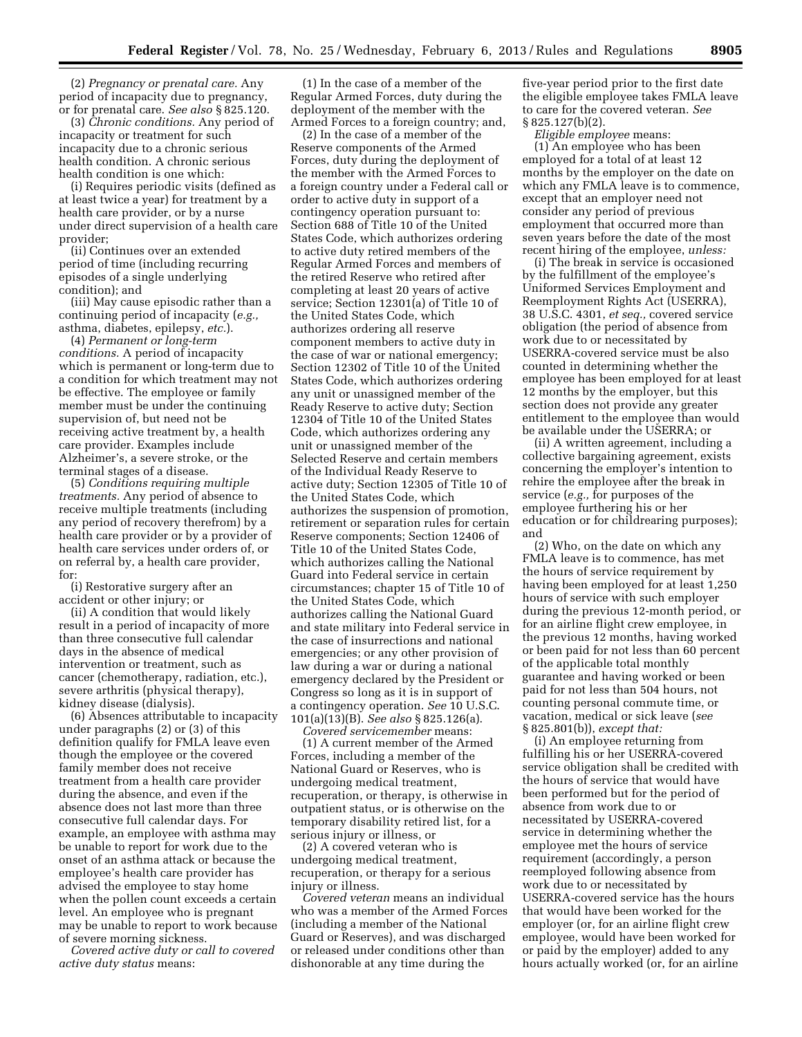(2) *Pregnancy or prenatal care.* Any period of incapacity due to pregnancy, or for prenatal care. *See also* § 825.120.

(3) *Chronic conditions.* Any period of incapacity or treatment for such incapacity due to a chronic serious health condition. A chronic serious health condition is one which:

(i) Requires periodic visits (defined as at least twice a year) for treatment by a health care provider, or by a nurse under direct supervision of a health care provider;

(ii) Continues over an extended period of time (including recurring episodes of a single underlying condition); and

(iii) May cause episodic rather than a continuing period of incapacity (*e.g.,* asthma, diabetes, epilepsy, *etc.*).

(4) *Permanent or long-term conditions.* A period of incapacity which is permanent or long-term due to a condition for which treatment may not be effective. The employee or family member must be under the continuing supervision of, but need not be receiving active treatment by, a health care provider. Examples include Alzheimer's, a severe stroke, or the terminal stages of a disease.

(5) *Conditions requiring multiple treatments.* Any period of absence to receive multiple treatments (including any period of recovery therefrom) by a health care provider or by a provider of health care services under orders of, or on referral by, a health care provider, for:

(i) Restorative surgery after an accident or other injury; or

(ii) A condition that would likely result in a period of incapacity of more than three consecutive full calendar days in the absence of medical intervention or treatment, such as cancer (chemotherapy, radiation, etc.), severe arthritis (physical therapy), kidney disease (dialysis).

(6) Absences attributable to incapacity under paragraphs (2) or (3) of this definition qualify for FMLA leave even though the employee or the covered family member does not receive treatment from a health care provider during the absence, and even if the absence does not last more than three consecutive full calendar days. For example, an employee with asthma may be unable to report for work due to the onset of an asthma attack or because the employee's health care provider has advised the employee to stay home when the pollen count exceeds a certain level. An employee who is pregnant may be unable to report to work because of severe morning sickness.

*Covered active duty or call to covered active duty status* means:

(1) In the case of a member of the Regular Armed Forces, duty during the deployment of the member with the Armed Forces to a foreign country; and,

(2) In the case of a member of the Reserve components of the Armed Forces, duty during the deployment of the member with the Armed Forces to a foreign country under a Federal call or order to active duty in support of a contingency operation pursuant to: Section 688 of Title 10 of the United States Code, which authorizes ordering to active duty retired members of the Regular Armed Forces and members of the retired Reserve who retired after completing at least 20 years of active service; Section 12301(a) of Title 10 of the United States Code, which authorizes ordering all reserve component members to active duty in the case of war or national emergency; Section 12302 of Title 10 of the United States Code, which authorizes ordering any unit or unassigned member of the Ready Reserve to active duty; Section 12304 of Title 10 of the United States Code, which authorizes ordering any unit or unassigned member of the Selected Reserve and certain members of the Individual Ready Reserve to active duty; Section 12305 of Title 10 of the United States Code, which authorizes the suspension of promotion, retirement or separation rules for certain Reserve components; Section 12406 of Title 10 of the United States Code, which authorizes calling the National Guard into Federal service in certain circumstances; chapter 15 of Title 10 of the United States Code, which authorizes calling the National Guard and state military into Federal service in the case of insurrections and national emergencies; or any other provision of law during a war or during a national emergency declared by the President or Congress so long as it is in support of a contingency operation. *See* 10 U.S.C. 101(a)(13)(B). *See also* § 825.126(a).

*Covered servicemember* means:

(1) A current member of the Armed Forces, including a member of the National Guard or Reserves, who is undergoing medical treatment, recuperation, or therapy, is otherwise in outpatient status, or is otherwise on the temporary disability retired list, for a serious injury or illness, or

(2) A covered veteran who is undergoing medical treatment, recuperation, or therapy for a serious injury or illness.

*Covered veteran* means an individual who was a member of the Armed Forces (including a member of the National Guard or Reserves), and was discharged or released under conditions other than dishonorable at any time during the five-year period prior to the first date the eligible employee takes FMLA leave to care for the covered veteran. *See* § 825.127(b)(2).

*Eligible employee* means:

(1) An employee who has been employed for a total of at least 12 months by the employer on the date on which any FMLA leave is to commence, except that an employer need not consider any period of previous employment that occurred more than seven years before the date of the most recent hiring of the employee, *unless:*

(i) The break in service is occasioned by the fulfillment of the employee's Uniformed Services Employment and Reemployment Rights Act (USERRA), 38 U.S.C. 4301, *et seq.,* covered service obligation (the period of absence from work due to or necessitated by USERRA-covered service must be also counted in determining whether the employee has been employed for at least 12 months by the employer, but this section does not provide any greater entitlement to the employee than would be available under the USERRA; or

(ii) A written agreement, including a collective bargaining agreement, exists concerning the employer's intention to rehire the employee after the break in service (*e.g.,* for purposes of the employee furthering his or her education or for childrearing purposes); and

(2) Who, on the date on which any FMLA leave is to commence, has met the hours of service requirement by having been employed for at least 1,250 hours of service with such employer during the previous 12-month period, or for an airline flight crew employee, in the previous 12 months, having worked or been paid for not less than 60 percent of the applicable total monthly guarantee and having worked or been paid for not less than 504 hours, not counting personal commute time, or vacation, medical or sick leave (*see* § 825.801(b)), *except that:*

(i) An employee returning from fulfilling his or her USERRA-covered service obligation shall be credited with the hours of service that would have been performed but for the period of absence from work due to or necessitated by USERRA-covered service in determining whether the employee met the hours of service requirement (accordingly, a person reemployed following absence from work due to or necessitated by USERRA-covered service has the hours that would have been worked for the employer (or, for an airline flight crew employee, would have been worked for or paid by the employer) added to any hours actually worked (or, for an airline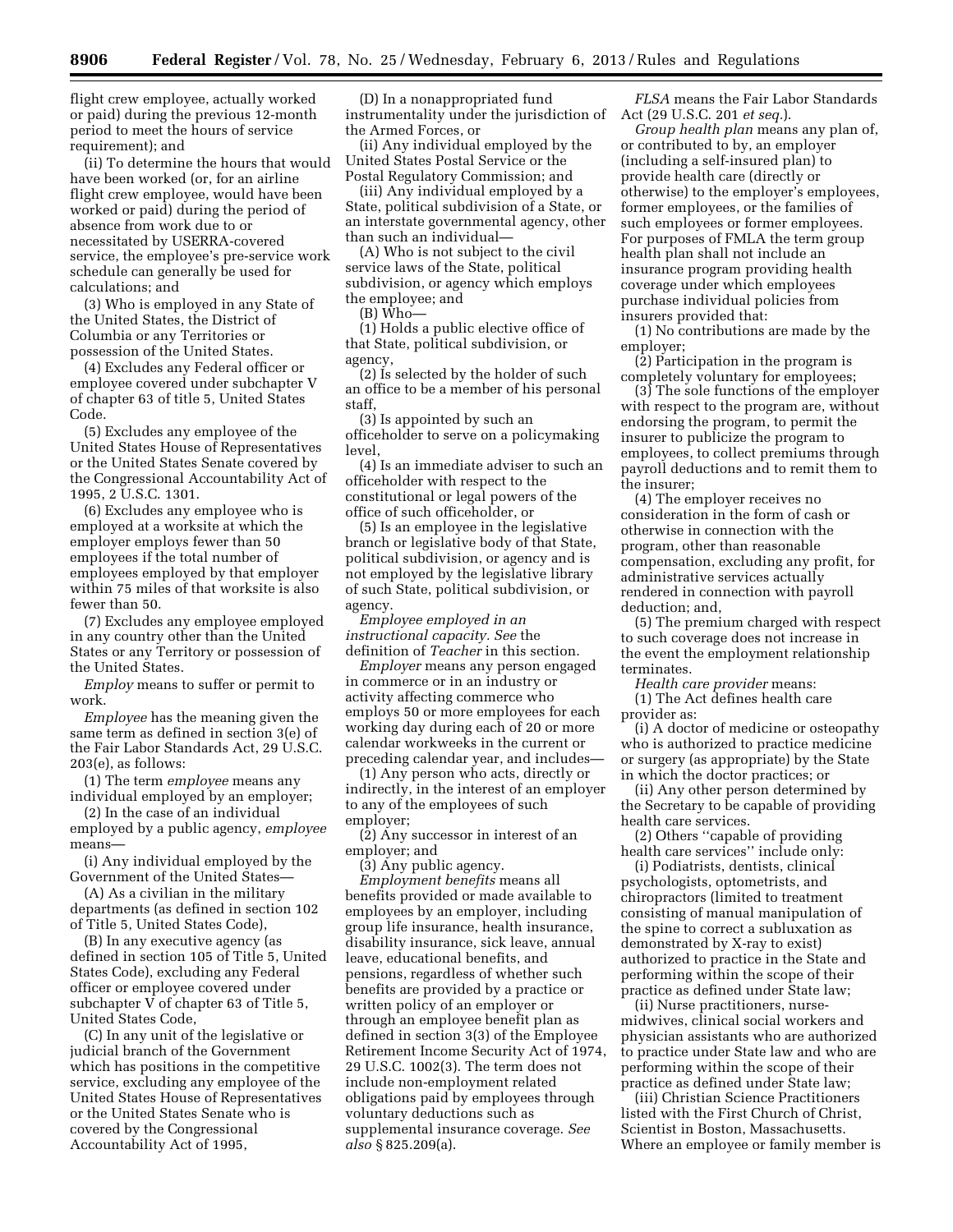flight crew employee, actually worked or paid) during the previous 12-month period to meet the hours of service requirement); and

(ii) To determine the hours that would have been worked (or, for an airline flight crew employee, would have been worked or paid) during the period of absence from work due to or necessitated by USERRA-covered service, the employee's pre-service work schedule can generally be used for calculations; and

(3) Who is employed in any State of the United States, the District of Columbia or any Territories or possession of the United States.

(4) Excludes any Federal officer or employee covered under subchapter V of chapter 63 of title 5, United States Code.

(5) Excludes any employee of the United States House of Representatives or the United States Senate covered by the Congressional Accountability Act of 1995, 2 U.S.C. 1301.

(6) Excludes any employee who is employed at a worksite at which the employer employs fewer than 50 employees if the total number of employees employed by that employer within 75 miles of that worksite is also fewer than 50.

(7) Excludes any employee employed in any country other than the United States or any Territory or possession of the United States.

*Employ* means to suffer or permit to work.

*Employee* has the meaning given the same term as defined in section 3(e) of the Fair Labor Standards Act, 29 U.S.C. 203(e), as follows:

(1) The term *employee* means any individual employed by an employer;

(2) In the case of an individual employed by a public agency, *employee* means—

(i) Any individual employed by the Government of the United States—

(A) As a civilian in the military departments (as defined in section 102 of Title 5, United States Code),

(B) In any executive agency (as defined in section 105 of Title 5, United States Code), excluding any Federal officer or employee covered under subchapter V of chapter 63 of Title 5, United States Code,

(C) In any unit of the legislative or judicial branch of the Government which has positions in the competitive service, excluding any employee of the United States House of Representatives or the United States Senate who is covered by the Congressional Accountability Act of 1995,

(D) In a nonappropriated fund instrumentality under the jurisdiction of the Armed Forces, or

(ii) Any individual employed by the United States Postal Service or the Postal Regulatory Commission; and

(iii) Any individual employed by a State, political subdivision of a State, or an interstate governmental agency, other than such an individual—

(A) Who is not subject to the civil service laws of the State, political subdivision, or agency which employs the employee; and

(B) Who—

(*1*) Holds a public elective office of that State, political subdivision, or agency,

(*2*) Is selected by the holder of such an office to be a member of his personal staff,

(*3*) Is appointed by such an officeholder to serve on a policymaking level,

(*4*) Is an immediate adviser to such an officeholder with respect to the constitutional or legal powers of the office of such officeholder, or

(*5*) Is an employee in the legislative branch or legislative body of that State, political subdivision, or agency and is not employed by the legislative library of such State, political subdivision, or agency.

*Employee employed in an instructional capacity. See* the definition of *Teacher* in this section.

*Employer* means any person engaged in commerce or in an industry or activity affecting commerce who employs 50 or more employees for each working day during each of 20 or more calendar workweeks in the current or preceding calendar year, and includes—

(1) Any person who acts, directly or indirectly, in the interest of an employer to any of the employees of such employer;

(2) Any successor in interest of an employer; and

(3) Any public agency.

*Employment benefits* means all benefits provided or made available to employees by an employer, including group life insurance, health insurance, disability insurance, sick leave, annual leave, educational benefits, and pensions, regardless of whether such benefits are provided by a practice or written policy of an employer or through an employee benefit plan as defined in section 3(3) of the Employee Retirement Income Security Act of 1974, 29 U.S.C. 1002(3). The term does not include non-employment related obligations paid by employees through voluntary deductions such as supplemental insurance coverage. *See also* § 825.209(a).

*FLSA* means the Fair Labor Standards Act (29 U.S.C. 201 *et seq.*).

*Group health plan* means any plan of, or contributed to by, an employer (including a self-insured plan) to provide health care (directly or otherwise) to the employer's employees, former employees, or the families of such employees or former employees. For purposes of FMLA the term group health plan shall not include an insurance program providing health coverage under which employees purchase individual policies from insurers provided that:

(1) No contributions are made by the employer;

(2) Participation in the program is completely voluntary for employees;

(3) The sole functions of the employer with respect to the program are, without endorsing the program, to permit the insurer to publicize the program to employees, to collect premiums through payroll deductions and to remit them to the insurer;

(4) The employer receives no consideration in the form of cash or otherwise in connection with the program, other than reasonable compensation, excluding any profit, for administrative services actually rendered in connection with payroll deduction; and,

(5) The premium charged with respect to such coverage does not increase in the event the employment relationship terminates.

*Health care provider* means:

(1) The Act defines health care provider as:

(i) A doctor of medicine or osteopathy who is authorized to practice medicine or surgery (as appropriate) by the State in which the doctor practices; or

(ii) Any other person determined by the Secretary to be capable of providing health care services.

(2) Others "capable of providing health care services" include only:

(i) Podiatrists, dentists, clinical psychologists, optometrists, and chiropractors (limited to treatment consisting of manual manipulation of the spine to correct a subluxation as demonstrated by X-ray to exist) authorized to practice in the State and performing within the scope of their practice as defined under State law;

(ii) Nurse practitioners, nurse-midwives, clinical social workers and physician assistants who are authorized to practice under State law and who are performing within the scope of their practice as defined under State law;

(iii) Christian Science Practitioners listed with the First Church of Christ, Scientist in Boston, Massachusetts. Where an employee or family member is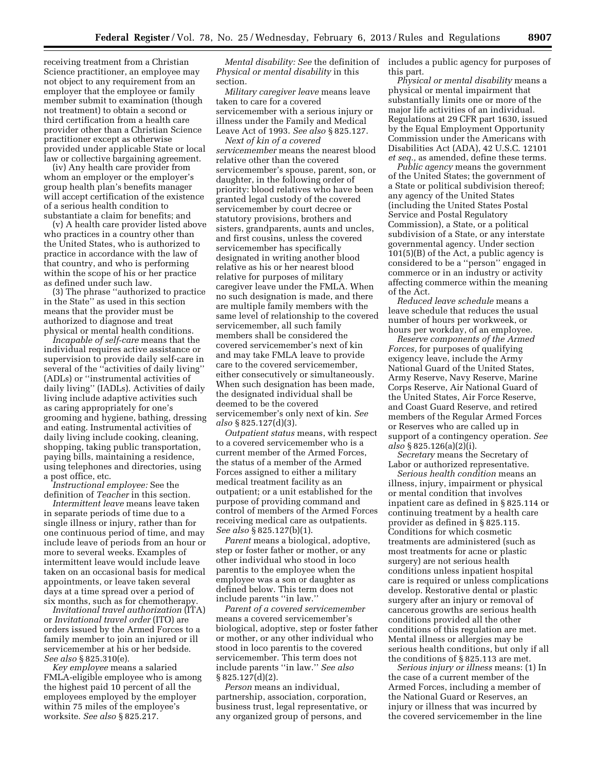receiving treatment from a Christian Science practitioner, an employee may not object to any requirement from an employer that the employee or family member submit to examination (though not treatment) to obtain a second or third certification from a health care provider other than a Christian Science practitioner except as otherwise provided under applicable State or local law or collective bargaining agreement.

(iv) Any health care provider from whom an employer or the employer's group health plan's benefits manager will accept certification of the existence of a serious health condition to substantiate a claim for benefits; and

(v) A health care provider listed above who practices in a country other than the United States, who is authorized to practice in accordance with the law of that country, and who is performing within the scope of his or her practice as defined under such law.

(3) The phrase ''authorized to practice in the State'' as used in this section means that the provider must be authorized to diagnose and treat physical or mental health conditions.

*Incapable of self-care* means that the individual requires active assistance or supervision to provide daily self-care in several of the ''activities of daily living'' (ADLs) or ''instrumental activities of daily living'' (IADLs). Activities of daily living include adaptive activities such as caring appropriately for one's grooming and hygiene, bathing, dressing and eating. Instrumental activities of daily living include cooking, cleaning, shopping, taking public transportation, paying bills, maintaining a residence, using telephones and directories, using a post office, etc.

*Instructional employee:* See the definition of *Teacher* in this section.

*Intermittent leave* means leave taken in separate periods of time due to a single illness or injury, rather than for one continuous period of time, and may include leave of periods from an hour or more to several weeks. Examples of intermittent leave would include leave taken on an occasional basis for medical appointments, or leave taken several days at a time spread over a period of six months, such as for chemotherapy.

*Invitational travel authorization* (ITA) or *Invitational travel order* (ITO) are orders issued by the Armed Forces to a family member to join an injured or ill servicemember at his or her bedside. *See also* § 825.310(e).

*Key employee* means a salaried FMLA-eligible employee who is among the highest paid 10 percent of all the employees employed by the employer within 75 miles of the employee's worksite. *See also* § 825.217.

*Mental disability: See* the definition of *Physical or mental disability* in this section.

*Military caregiver leave* means leave taken to care for a covered servicemember with a serious injury or illness under the Family and Medical Leave Act of 1993. *See also* § 825.127.

*Next of kin of a covered servicemember* means the nearest blood relative other than the covered servicemember's spouse, parent, son, or daughter, in the following order of priority: blood relatives who have been granted legal custody of the covered servicemember by court decree or statutory provisions, brothers and sisters, grandparents, aunts and uncles, and first cousins, unless the covered servicemember has specifically designated in writing another blood relative as his or her nearest blood relative for purposes of military caregiver leave under the FMLA. When no such designation is made, and there are multiple family members with the same level of relationship to the covered servicemember, all such family members shall be considered the covered servicemember's next of kin and may take FMLA leave to provide care to the covered servicemember, either consecutively or simultaneously. When such designation has been made, the designated individual shall be deemed to be the covered servicemember's only next of kin. *See also* § 825.127(d)(3).

*Outpatient status* means, with respect to a covered servicemember who is a current member of the Armed Forces, the status of a member of the Armed Forces assigned to either a military medical treatment facility as an outpatient; or a unit established for the purpose of providing command and control of members of the Armed Forces receiving medical care as outpatients. *See also* § 825.127(b)(1).

*Parent* means a biological, adoptive, step or foster father or mother, or any other individual who stood in loco parentis to the employee when the employee was a son or daughter as defined below. This term does not include parents ''in law.''

*Parent of a covered servicemember* means a covered servicemember's biological, adoptive, step or foster father or mother, or any other individual who stood in loco parentis to the covered servicemember. This term does not include parents ''in law.'' *See also* § 825.127(d)(2).

*Person* means an individual, partnership, association, corporation, business trust, legal representative, or any organized group of persons, and includes a public agency for purposes of this part.

*Physical or mental disability* means a physical or mental impairment that substantially limits one or more of the major life activities of an individual. Regulations at 29 CFR part 1630, issued by the Equal Employment Opportunity Commission under the Americans with Disabilities Act (ADA), 42 U.S.C. 12101 *et seq.,* as amended, define these terms.

*Public agency* means the government of the United States; the government of a State or political subdivision thereof; any agency of the United States (including the United States Postal Service and Postal Regulatory Commission), a State, or a political subdivision of a State, or any interstate governmental agency. Under section 101(5)(B) of the Act, a public agency is considered to be a ''person'' engaged in commerce or in an industry or activity affecting commerce within the meaning of the Act.

*Reduced leave schedule* means a leave schedule that reduces the usual number of hours per workweek, or hours per workday, of an employee.

*Reserve components of the Armed Forces,* for purposes of qualifying exigency leave, include the Army National Guard of the United States, Army Reserve, Navy Reserve, Marine Corps Reserve, Air National Guard of the United States, Air Force Reserve, and Coast Guard Reserve, and retired members of the Regular Armed Forces or Reserves who are called up in support of a contingency operation. *See also* § 825.126(a)(2)(i).

*Secretary* means the Secretary of Labor or authorized representative.

*Serious health condition* means an illness, injury, impairment or physical or mental condition that involves inpatient care as defined in § 825.114 or continuing treatment by a health care provider as defined in § 825.115. Conditions for which cosmetic treatments are administered (such as most treatments for acne or plastic surgery) are not serious health conditions unless inpatient hospital care is required or unless complications develop. Restorative dental or plastic surgery after an injury or removal of cancerous growths are serious health conditions provided all the other conditions of this regulation are met. Mental illness or allergies may be serious health conditions, but only if all the conditions of § 825.113 are met.

*Serious injury or illness* means: (1) In the case of a current member of the Armed Forces, including a member of the National Guard or Reserves, an injury or illness that was incurred by the covered servicemember in the line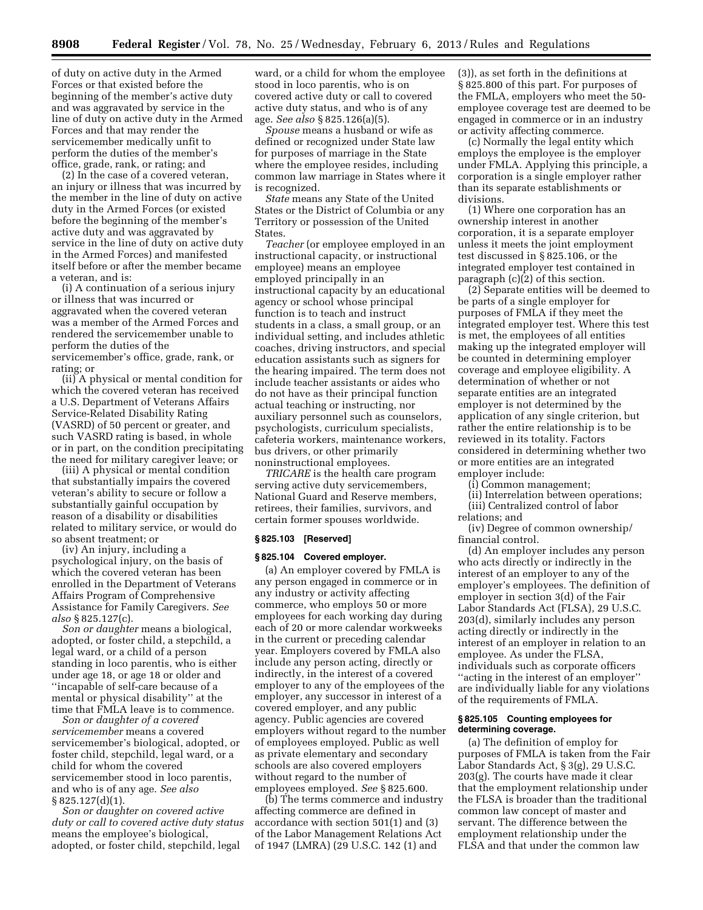of duty on active duty in the Armed Forces or that existed before the beginning of the member's active duty and was aggravated by service in the line of duty on active duty in the Armed Forces and that may render the servicemember medically unfit to perform the duties of the member's office, grade, rank, or rating; and

(2) In the case of a covered veteran, an injury or illness that was incurred by the member in the line of duty on active duty in the Armed Forces (or existed before the beginning of the member's active duty and was aggravated by service in the line of duty on active duty in the Armed Forces) and manifested itself before or after the member became a veteran, and is:

(i) A continuation of a serious injury or illness that was incurred or aggravated when the covered veteran was a member of the Armed Forces and rendered the servicemember unable to perform the duties of the servicemember's office, grade, rank, or rating; or

(ii) A physical or mental condition for which the covered veteran has received a U.S. Department of Veterans Affairs Service-Related Disability Rating (VASRD) of 50 percent or greater, and such VASRD rating is based, in whole or in part, on the condition precipitating the need for military caregiver leave; or

(iii) A physical or mental condition that substantially impairs the covered veteran's ability to secure or follow a substantially gainful occupation by reason of a disability or disabilities related to military service, or would do so absent treatment; or

(iv) An injury, including a psychological injury, on the basis of which the covered veteran has been enrolled in the Department of Veterans Affairs Program of Comprehensive Assistance for Family Caregivers. *See also* § 825.127(c).

*Son or daughter* means a biological, adopted, or foster child, a stepchild, a legal ward, or a child of a person standing in loco parentis, who is either under age 18, or age 18 or older and ''incapable of self-care because of a mental or physical disability'' at the time that FMLA leave is to commence.

*Son or daughter of a covered servicemember* means a covered servicemember's biological, adopted, or foster child, stepchild, legal ward, or a child for whom the covered servicemember stood in loco parentis, and who is of any age. *See also* § 825.127(d)(1).

*Son or daughter on covered active duty or call to covered active duty status* means the employee's biological, adopted, or foster child, stepchild, legal ward, or a child for whom the employee stood in loco parentis, who is on covered active duty or call to covered active duty status, and who is of any age. *See also* § 825.126(a)(5).

*Spouse* means a husband or wife as defined or recognized under State law for purposes of marriage in the State where the employee resides, including common law marriage in States where it is recognized.

*State* means any State of the United States or the District of Columbia or any Territory or possession of the United States.

*Teacher* (or employee employed in an instructional capacity, or instructional employee) means an employee employed principally in an instructional capacity by an educational agency or school whose principal function is to teach and instruct students in a class, a small group, or an individual setting, and includes athletic coaches, driving instructors, and special education assistants such as signers for the hearing impaired. The term does not include teacher assistants or aides who do not have as their principal function actual teaching or instructing, nor auxiliary personnel such as counselors, psychologists, curriculum specialists, cafeteria workers, maintenance workers, bus drivers, or other primarily noninstructional employees.

*TRICARE* is the health care program serving active duty servicemembers, National Guard and Reserve members, retirees, their families, survivors, and certain former spouses worldwide.

### § 825.103 [Reserved]

### § 825.104 Covered employer.

(a) An employer covered by FMLA is any person engaged in commerce or in any industry or activity affecting commerce, who employs 50 or more employees for each working day during each of 20 or more calendar workweeks in the current or preceding calendar year. Employers covered by FMLA also include any person acting, directly or indirectly, in the interest of a covered employer to any of the employees of the employer, any successor in interest of a covered employer, and any public agency. Public agencies are covered employers without regard to the number of employees employed. Public as well as private elementary and secondary schools are also covered employers without regard to the number of employees employed. *See* § 825.600.

(b) The terms commerce and industry affecting commerce are defined in accordance with section 501(1) and (3) of the Labor Management Relations Act of 1947 (LMRA) (29 U.S.C. 142 (1) and (3)), as set forth in the definitions at § 825.800 of this part. For purposes of the FMLA, employers who meet the 50-employee coverage test are deemed to be engaged in commerce or in an industry or activity affecting commerce.

(c) Normally the legal entity which employs the employee is the employer under FMLA. Applying this principle, a corporation is a single employer rather than its separate establishments or divisions.

(1) Where one corporation has an ownership interest in another corporation, it is a separate employer unless it meets the joint employment test discussed in § 825.106, or the integrated employer test contained in paragraph (c)(2) of this section.

(2) Separate entities will be deemed to be parts of a single employer for purposes of FMLA if they meet the integrated employer test. Where this test is met, the employees of all entities making up the integrated employer will be counted in determining employer coverage and employee eligibility. A determination of whether or not separate entities are an integrated employer is not determined by the application of any single criterion, but rather the entire relationship is to be reviewed in its totality. Factors considered in determining whether two or more entities are an integrated employer include:

(i) Common management;

(ii) Interrelation between operations;

(iii) Centralized control of labor relations; and

(iv) Degree of common ownership/financial control.

(d) An employer includes any person who acts directly or indirectly in the interest of an employer to any of the employer's employees. The definition of employer in section 3(d) of the Fair Labor Standards Act (FLSA), 29 U.S.C. 203(d), similarly includes any person acting directly or indirectly in the interest of an employer in relation to an employee. As under the FLSA, individuals such as corporate officers ''acting in the interest of an employer'' are individually liable for any violations of the requirements of FMLA.

### § 825.105 Counting employees for determining coverage.

(a) The definition of employ for purposes of FMLA is taken from the Fair Labor Standards Act, § 3(g), 29 U.S.C. 203(g). The courts have made it clear that the employment relationship under the FLSA is broader than the traditional common law concept of master and servant. The difference between the employment relationship under the FLSA and that under the common law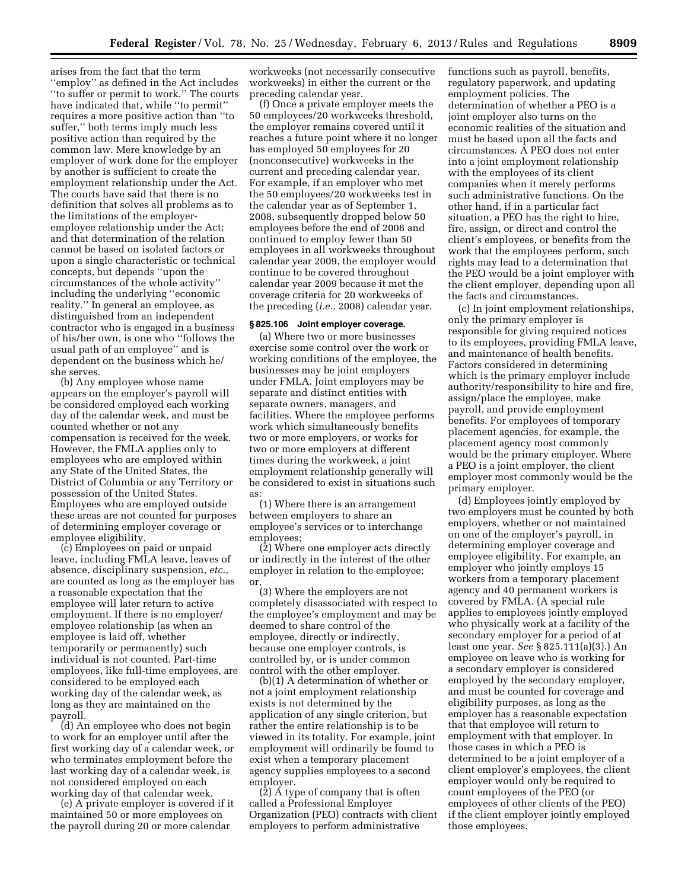arises from the fact that the term ''employ'' as defined in the Act includes ''to suffer or permit to work.'' The courts have indicated that, while ''to permit'' requires a more positive action than ''to suffer,'' both terms imply much less positive action than required by the common law. Mere knowledge by an employer of work done for the employer by another is sufficient to create the employment relationship under the Act. The courts have said that there is no definition that solves all problems as to the limitations of the employer-employee relationship under the Act; and that determination of the relation cannot be based on isolated factors or upon a single characteristic or technical concepts, but depends ''upon the circumstances of the whole activity'' including the underlying ''economic reality.'' In general an employee, as distinguished from an independent contractor who is engaged in a business of his/her own, is one who ''follows the usual path of an employee'' and is dependent on the business which he/she serves.

(b) Any employee whose name appears on the employer's payroll will be considered employed each working day of the calendar week, and must be counted whether or not any compensation is received for the week. However, the FMLA applies only to employees who are employed within any State of the United States, the District of Columbia or any Territory or possession of the United States. Employees who are employed outside these areas are not counted for purposes of determining employer coverage or employee eligibility.

(c) Employees on paid or unpaid leave, including FMLA leave, leaves of absence, disciplinary suspension, *etc.,* are counted as long as the employer has a reasonable expectation that the employee will later return to active employment. If there is no employer/employee relationship (as when an employee is laid off, whether temporarily or permanently) such individual is not counted. Part-time employees, like full-time employees, are considered to be employed each working day of the calendar week, as long as they are maintained on the payroll.

(d) An employee who does not begin to work for an employer until after the first working day of a calendar week, or who terminates employment before the last working day of a calendar week, is not considered employed on each working day of that calendar week.

(e) A private employer is covered if it maintained 50 or more employees on the payroll during 20 or more calendar workweeks (not necessarily consecutive workweeks) in either the current or the preceding calendar year.

(f) Once a private employer meets the 50 employees/20 workweeks threshold, the employer remains covered until it reaches a future point where it no longer has employed 50 employees for 20 (nonconsecutive) workweeks in the current and preceding calendar year. For example, if an employer who met the 50 employees/20 workweeks test in the calendar year as of September 1, 2008, subsequently dropped below 50 employees before the end of 2008 and continued to employ fewer than 50 employees in all workweeks throughout calendar year 2009, the employer would continue to be covered throughout calendar year 2009 because it met the coverage criteria for 20 workweeks of the preceding (*i.e.,* 2008) calendar year.

### § 825.106 Joint employer coverage.

(a) Where two or more businesses exercise some control over the work or working conditions of the employee, the businesses may be joint employers under FMLA. Joint employers may be separate and distinct entities with separate owners, managers, and facilities. Where the employee performs work which simultaneously benefits two or more employers, or works for two or more employers at different times during the workweek, a joint employment relationship generally will be considered to exist in situations such as:

(1) Where there is an arrangement between employers to share an employee's services or to interchange employees;

(2) Where one employer acts directly or indirectly in the interest of the other employer in relation to the employee; or,

(3) Where the employers are not completely disassociated with respect to the employee's employment and may be deemed to share control of the employee, directly or indirectly, because one employer controls, is controlled by, or is under common control with the other employer.

(b)(1) A determination of whether or not a joint employment relationship exists is not determined by the application of any single criterion, but rather the entire relationship is to be viewed in its totality. For example, joint employment will ordinarily be found to exist when a temporary placement agency supplies employees to a second employer.

(2) A type of company that is often called a Professional Employer Organization (PEO) contracts with client employers to perform administrative functions such as payroll, benefits, regulatory paperwork, and updating employment policies. The determination of whether a PEO is a joint employer also turns on the economic realities of the situation and must be based upon all the facts and circumstances. A PEO does not enter into a joint employment relationship with the employees of its client companies when it merely performs such administrative functions. On the other hand, if in a particular fact situation, a PEO has the right to hire, fire, assign, or direct and control the client's employees, or benefits from the work that the employees perform, such rights may lead to a determination that the PEO would be a joint employer with the client employer, depending upon all the facts and circumstances.

(c) In joint employment relationships, only the primary employer is responsible for giving required notices to its employees, providing FMLA leave, and maintenance of health benefits. Factors considered in determining which is the primary employer include authority/responsibility to hire and fire, assign/place the employee, make payroll, and provide employment benefits. For employees of temporary placement agencies, for example, the placement agency most commonly would be the primary employer. Where a PEO is a joint employer, the client employer most commonly would be the primary employer.

(d) Employees jointly employed by two employers must be counted by both employers, whether or not maintained on one of the employer's payroll, in determining employer coverage and employee eligibility. For example, an employer who jointly employs 15 workers from a temporary placement agency and 40 permanent workers is covered by FMLA. (A special rule applies to employees jointly employed who physically work at a facility of the secondary employer for a period of at least one year. *See* § 825.111(a)(3).) An employee on leave who is working for a secondary employer is considered employed by the secondary employer, and must be counted for coverage and eligibility purposes, as long as the employer has a reasonable expectation that that employee will return to employment with that employer. In those cases in which a PEO is determined to be a joint employer of a client employer's employees, the client employer would only be required to count employees of the PEO (or employees of other clients of the PEO) if the client employer jointly employed those employees.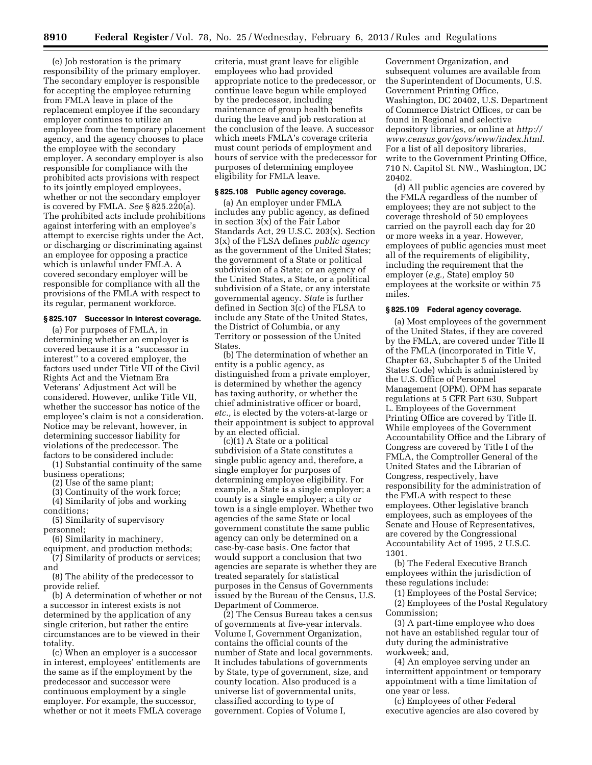(e) Job restoration is the primary responsibility of the primary employer. The secondary employer is responsible for accepting the employee returning from FMLA leave in place of the replacement employee if the secondary employer continues to utilize an employee from the temporary placement agency, and the agency chooses to place the employee with the secondary employer. A secondary employer is also responsible for compliance with the prohibited acts provisions with respect to its jointly employed employees, whether or not the secondary employer is covered by FMLA. *See* § 825.220(a). The prohibited acts include prohibitions against interfering with an employee's attempt to exercise rights under the Act, or discharging or discriminating against an employee for opposing a practice which is unlawful under FMLA. A covered secondary employer will be responsible for compliance with all the provisions of the FMLA with respect to its regular, permanent workforce.

### § 825.107 Successor in interest coverage.

(a) For purposes of FMLA, in determining whether an employer is covered because it is a ''successor in interest'' to a covered employer, the factors used under Title VII of the Civil Rights Act and the Vietnam Era Veterans' Adjustment Act will be considered. However, unlike Title VII, whether the successor has notice of the employee's claim is not a consideration. Notice may be relevant, however, in determining successor liability for violations of the predecessor. The factors to be considered include:

(1) Substantial continuity of the same business operations;

(2) Use of the same plant;

(3) Continuity of the work force;

(4) Similarity of jobs and working conditions;

(5) Similarity of supervisory personnel;

(6) Similarity in machinery, equipment, and production methods;

(7) Similarity of products or services; and

(8) The ability of the predecessor to provide relief.

(b) A determination of whether or not a successor in interest exists is not determined by the application of any single criterion, but rather the entire circumstances are to be viewed in their totality.

(c) When an employer is a successor in interest, employees' entitlements are the same as if the employment by the predecessor and successor were continuous employment by a single employer. For example, the successor, whether or not it meets FMLA coverage criteria, must grant leave for eligible employees who had provided appropriate notice to the predecessor, or continue leave begun while employed by the predecessor, including maintenance of group health benefits during the leave and job restoration at the conclusion of the leave. A successor which meets FMLA's coverage criteria must count periods of employment and hours of service with the predecessor for purposes of determining employee eligibility for FMLA leave.

### § 825.108 Public agency coverage.

(a) An employer under FMLA includes any public agency, as defined in section 3(x) of the Fair Labor Standards Act, 29 U.S.C. 203(x). Section 3(x) of the FLSA defines *public agency* as the government of the United States; the government of a State or political subdivision of a State; or an agency of the United States, a State, or a political subdivision of a State, or any interstate governmental agency. *State* is further defined in Section 3(c) of the FLSA to include any State of the United States, the District of Columbia, or any Territory or possession of the United States.

(b) The determination of whether an entity is a public agency, as distinguished from a private employer, is determined by whether the agency has taxing authority, or whether the chief administrative officer or board, *etc.,* is elected by the voters-at-large or their appointment is subject to approval by an elected official.

(c)(1) A State or a political subdivision of a State constitutes a single public agency and, therefore, a single employer for purposes of determining employee eligibility. For example, a State is a single employer; a county is a single employer; a city or town is a single employer. Whether two agencies of the same State or local government constitute the same public agency can only be determined on a case-by-case basis. One factor that would support a conclusion that two agencies are separate is whether they are treated separately for statistical purposes in the Census of Governments issued by the Bureau of the Census, U.S. Department of Commerce.

(2) The Census Bureau takes a census of governments at five-year intervals. Volume I, Government Organization, contains the official counts of the number of State and local governments. It includes tabulations of governments by State, type of government, size, and county location. Also produced is a universe list of governmental units, classified according to type of government. Copies of Volume I, Government Organization, and subsequent volumes are available from the Superintendent of Documents, U.S. Government Printing Office, Washington, DC 20402, U.S. Department of Commerce District Offices, or can be found in Regional and selective depository libraries, or online at *http://www.census.gov/govs/www/index.html.* For a list of all depository libraries, write to the Government Printing Office, 710 N. Capitol St. NW., Washington, DC 20402.

(d) All public agencies are covered by the FMLA regardless of the number of employees; they are not subject to the coverage threshold of 50 employees carried on the payroll each day for 20 or more weeks in a year. However, employees of public agencies must meet all of the requirements of eligibility, including the requirement that the employer (*e.g.,* State) employ 50 employees at the worksite or within 75 miles.

### § 825.109 Federal agency coverage.

(a) Most employees of the government of the United States, if they are covered by the FMLA, are covered under Title II of the FMLA (incorporated in Title V, Chapter 63, Subchapter 5 of the United States Code) which is administered by the U.S. Office of Personnel Management (OPM). OPM has separate regulations at 5 CFR Part 630, Subpart L. Employees of the Government Printing Office are covered by Title II. While employees of the Government Accountability Office and the Library of Congress are covered by Title I of the FMLA, the Comptroller General of the United States and the Librarian of Congress, respectively, have responsibility for the administration of the FMLA with respect to these employees. Other legislative branch employees, such as employees of the Senate and House of Representatives, are covered by the Congressional Accountability Act of 1995, 2 U.S.C. 1301.

(b) The Federal Executive Branch employees within the jurisdiction of these regulations include:

(1) Employees of the Postal Service;

(2) Employees of the Postal Regulatory Commission;

(3) A part-time employee who does not have an established regular tour of duty during the administrative workweek; and,

(4) An employee serving under an intermittent appointment or temporary appointment with a time limitation of one year or less.

(c) Employees of other Federal executive agencies are also covered by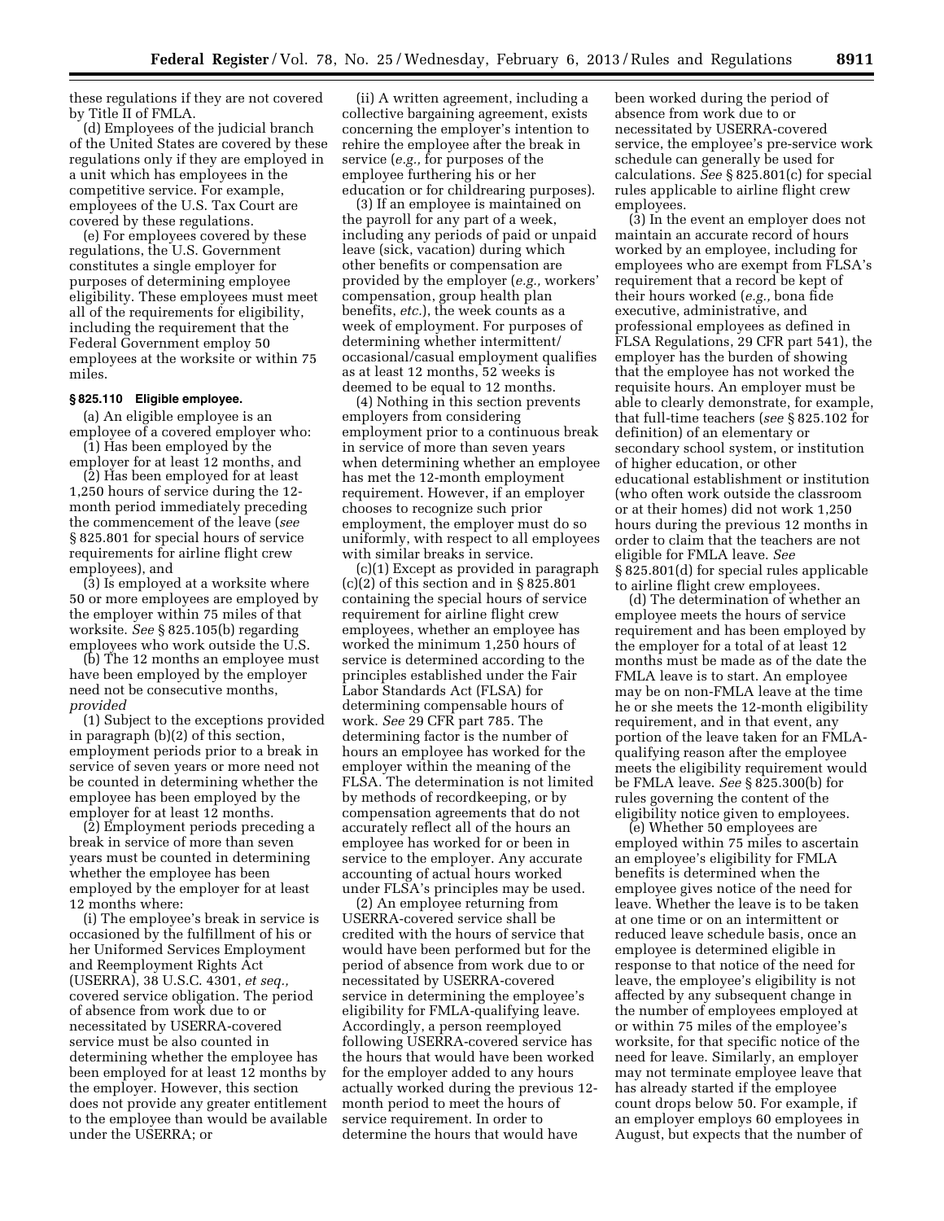these regulations if they are not covered by Title II of FMLA.

(d) Employees of the judicial branch of the United States are covered by these regulations only if they are employed in a unit which has employees in the competitive service. For example, employees of the U.S. Tax Court are covered by these regulations.

(e) For employees covered by these regulations, the U.S. Government constitutes a single employer for purposes of determining employee eligibility. These employees must meet all of the requirements for eligibility, including the requirement that the Federal Government employ 50 employees at the worksite or within 75 miles.

### § 825.110 Eligible employee.

(a) An eligible employee is an employee of a covered employer who:

(1) Has been employed by the employer for at least 12 months, and

(2) Has been employed for at least 1,250 hours of service during the 12-month period immediately preceding the commencement of the leave (*see* § 825.801 for special hours of service requirements for airline flight crew employees), and

(3) Is employed at a worksite where 50 or more employees are employed by the employer within 75 miles of that worksite. *See* § 825.105(b) regarding employees who work outside the U.S.

(b) The 12 months an employee must have been employed by the employer need not be consecutive months, *provided*

(1) Subject to the exceptions provided in paragraph (b)(2) of this section, employment periods prior to a break in service of seven years or more need not be counted in determining whether the employee has been employed by the employer for at least 12 months.

(2) Employment periods preceding a break in service of more than seven years must be counted in determining whether the employee has been employed by the employer for at least 12 months where:

(i) The employee's break in service is occasioned by the fulfillment of his or her Uniformed Services Employment and Reemployment Rights Act (USERRA), 38 U.S.C. 4301, *et seq.,* covered service obligation. The period of absence from work due to or necessitated by USERRA-covered service must be also counted in determining whether the employee has been employed for at least 12 months by the employer. However, this section does not provide any greater entitlement to the employee than would be available under the USERRA; or

(ii) A written agreement, including a collective bargaining agreement, exists concerning the employer's intention to rehire the employee after the break in service (*e.g.,* for purposes of the employee furthering his or her education or for childrearing purposes).

(3) If an employee is maintained on the payroll for any part of a week, including any periods of paid or unpaid leave (sick, vacation) during which other benefits or compensation are provided by the employer (*e.g.,* workers' compensation, group health plan benefits, *etc.*), the week counts as a week of employment. For purposes of determining whether intermittent/occasional/casual employment qualifies as at least 12 months, 52 weeks is deemed to be equal to 12 months.

(4) Nothing in this section prevents employers from considering employment prior to a continuous break in service of more than seven years when determining whether an employee has met the 12-month employment requirement. However, if an employer chooses to recognize such prior employment, the employer must do so uniformly, with respect to all employees with similar breaks in service.

(c)(1) Except as provided in paragraph (c)(2) of this section and in § 825.801 containing the special hours of service requirement for airline flight crew employees, whether an employee has worked the minimum 1,250 hours of service is determined according to the principles established under the Fair Labor Standards Act (FLSA) for determining compensable hours of work. *See* 29 CFR part 785. The determining factor is the number of hours an employee has worked for the employer within the meaning of the FLSA. The determination is not limited by methods of recordkeeping, or by compensation agreements that do not accurately reflect all of the hours an employee has worked for or been in service to the employer. Any accurate accounting of actual hours worked under FLSA's principles may be used.

(2) An employee returning from USERRA-covered service shall be credited with the hours of service that would have been performed but for the period of absence from work due to or necessitated by USERRA-covered service in determining the employee's eligibility for FMLA-qualifying leave. Accordingly, a person reemployed following USERRA-covered service has the hours that would have been worked for the employer added to any hours actually worked during the previous 12-month period to meet the hours of service requirement. In order to determine the hours that would have been worked during the period of absence from work due to or necessitated by USERRA-covered service, the employee's pre-service work schedule can generally be used for calculations. *See* § 825.801(c) for special rules applicable to airline flight crew employees.

(3) In the event an employer does not maintain an accurate record of hours worked by an employee, including for employees who are exempt from FLSA's requirement that a record be kept of their hours worked (*e.g.,* bona fide executive, administrative, and professional employees as defined in FLSA Regulations, 29 CFR part 541), the employer has the burden of showing that the employee has not worked the requisite hours. An employer must be able to clearly demonstrate, for example, that full-time teachers (*see* § 825.102 for definition) of an elementary or secondary school system, or institution of higher education, or other educational establishment or institution (who often work outside the classroom or at their homes) did not work 1,250 hours during the previous 12 months in order to claim that the teachers are not eligible for FMLA leave. *See* § 825.801(d) for special rules applicable to airline flight crew employees.

(d) The determination of whether an employee meets the hours of service requirement and has been employed by the employer for a total of at least 12 months must be made as of the date the FMLA leave is to start. An employee may be on non-FMLA leave at the time he or she meets the 12-month eligibility requirement, and in that event, any portion of the leave taken for an FMLA-qualifying reason after the employee meets the eligibility requirement would be FMLA leave. *See* § 825.300(b) for rules governing the content of the eligibility notice given to employees.

(e) Whether 50 employees are employed within 75 miles to ascertain an employee's eligibility for FMLA benefits is determined when the employee gives notice of the need for leave. Whether the leave is to be taken at one time or on an intermittent or reduced leave schedule basis, once an employee is determined eligible in response to that notice of the need for leave, the employee's eligibility is not affected by any subsequent change in the number of employees employed at or within 75 miles of the employee's worksite, for that specific notice of the need for leave. Similarly, an employer may not terminate employee leave that has already started if the employee count drops below 50. For example, if an employer employs 60 employees in August, but expects that the number of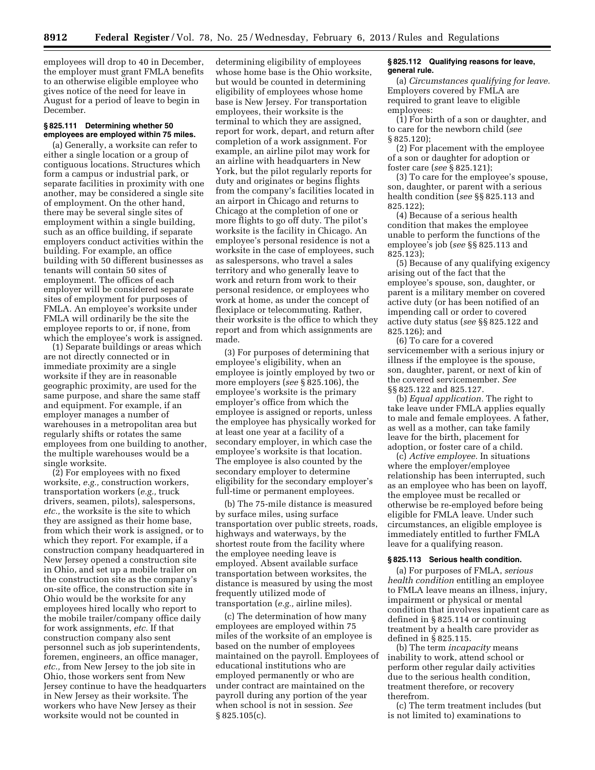employees will drop to 40 in December, the employer must grant FMLA benefits to an otherwise eligible employee who gives notice of the need for leave in August for a period of leave to begin in December.

### § 825.111 Determining whether 50 employees are employed within 75 miles.

(a) Generally, a worksite can refer to either a single location or a group of contiguous locations. Structures which form a campus or industrial park, or separate facilities in proximity with one another, may be considered a single site of employment. On the other hand, there may be several single sites of employment within a single building, such as an office building, if separate employers conduct activities within the building. For example, an office building with 50 different businesses as tenants will contain 50 sites of employment. The offices of each employer will be considered separate sites of employment for purposes of FMLA. An employee's worksite under FMLA will ordinarily be the site the employee reports to or, if none, from which the employee's work is assigned.

(1) Separate buildings or areas which are not directly connected or in immediate proximity are a single worksite if they are in reasonable geographic proximity, are used for the same purpose, and share the same staff and equipment. For example, if an employer manages a number of warehouses in a metropolitan area but regularly shifts or rotates the same employees from one building to another, the multiple warehouses would be a single worksite.

(2) For employees with no fixed worksite, *e.g.,* construction workers, transportation workers (*e.g.,* truck drivers, seamen, pilots), salespersons, *etc.,* the worksite is the site to which they are assigned as their home base, from which their work is assigned, or to which they report. For example, if a construction company headquartered in New Jersey opened a construction site in Ohio, and set up a mobile trailer on the construction site as the company's on-site office, the construction site in Ohio would be the worksite for any employees hired locally who report to the mobile trailer/company office daily for work assignments, *etc.* If that construction company also sent personnel such as job superintendents, foremen, engineers, an office manager, *etc.,* from New Jersey to the job site in Ohio, those workers sent from New Jersey continue to have the headquarters in New Jersey as their worksite. The workers who have New Jersey as their worksite would not be counted in determining eligibility of employees whose home base is the Ohio worksite, but would be counted in determining eligibility of employees whose home base is New Jersey. For transportation employees, their worksite is the terminal to which they are assigned, report for work, depart, and return after completion of a work assignment. For example, an airline pilot may work for an airline with headquarters in New York, but the pilot regularly reports for duty and originates or begins flights from the company's facilities located in an airport in Chicago and returns to Chicago at the completion of one or more flights to go off duty. The pilot's worksite is the facility in Chicago. An employee's personal residence is not a worksite in the case of employees, such as salespersons, who travel a sales territory and who generally leave to work and return from work to their personal residence, or employees who work at home, as under the concept of flexiplace or telecommuting. Rather, their worksite is the office to which they report and from which assignments are made.

(3) For purposes of determining that employee's eligibility, when an employee is jointly employed by two or more employers (*see* § 825.106), the employee's worksite is the primary employer's office from which the employee is assigned or reports, unless the employee has physically worked for at least one year at a facility of a secondary employer, in which case the employee's worksite is that location. The employee is also counted by the secondary employer to determine eligibility for the secondary employer's full-time or permanent employees.

(b) The 75-mile distance is measured by surface miles, using surface transportation over public streets, roads, highways and waterways, by the shortest route from the facility where the employee needing leave is employed. Absent available surface transportation between worksites, the distance is measured by using the most frequently utilized mode of transportation (*e.g.,* airline miles).

(c) The determination of how many employees are employed within 75 miles of the worksite of an employee is based on the number of employees maintained on the payroll. Employees of educational institutions who are employed permanently or who are under contract are maintained on the payroll during any portion of the year when school is not in session. *See* § 825.105(c).

### § 825.112 Qualifying reasons for leave, general rule.

(a) *Circumstances qualifying for leave.* Employers covered by FMLA are required to grant leave to eligible employees:

(1) For birth of a son or daughter, and to care for the newborn child (*see* § 825.120);

(2) For placement with the employee of a son or daughter for adoption or foster care (*see* § 825.121);

(3) To care for the employee's spouse, son, daughter, or parent with a serious health condition (*see* §§ 825.113 and 825.122);

(4) Because of a serious health condition that makes the employee unable to perform the functions of the employee's job (*see* §§ 825.113 and 825.123);

(5) Because of any qualifying exigency arising out of the fact that the employee's spouse, son, daughter, or parent is a military member on covered active duty (or has been notified of an impending call or order to covered active duty status (*see* §§ 825.122 and 825.126); and

(6) To care for a covered servicemember with a serious injury or illness if the employee is the spouse, son, daughter, parent, or next of kin of the covered servicemember. *See* §§ 825.122 and 825.127.

(b) *Equal application.* The right to take leave under FMLA applies equally to male and female employees. A father, as well as a mother, can take family leave for the birth, placement for adoption, or foster care of a child.

(c) *Active employee.* In situations where the employer/employee relationship has been interrupted, such as an employee who has been on layoff, the employee must be recalled or otherwise be re-employed before being eligible for FMLA leave. Under such circumstances, an eligible employee is immediately entitled to further FMLA leave for a qualifying reason.

### § 825.113 Serious health condition.

(a) For purposes of FMLA, *serious health condition* entitling an employee to FMLA leave means an illness, injury, impairment or physical or mental condition that involves inpatient care as defined in § 825.114 or continuing treatment by a health care provider as defined in § 825.115.

(b) The term *incapacity* means inability to work, attend school or perform other regular daily activities due to the serious health condition, treatment therefore, or recovery therefrom.

(c) The term treatment includes (but is not limited to) examinations to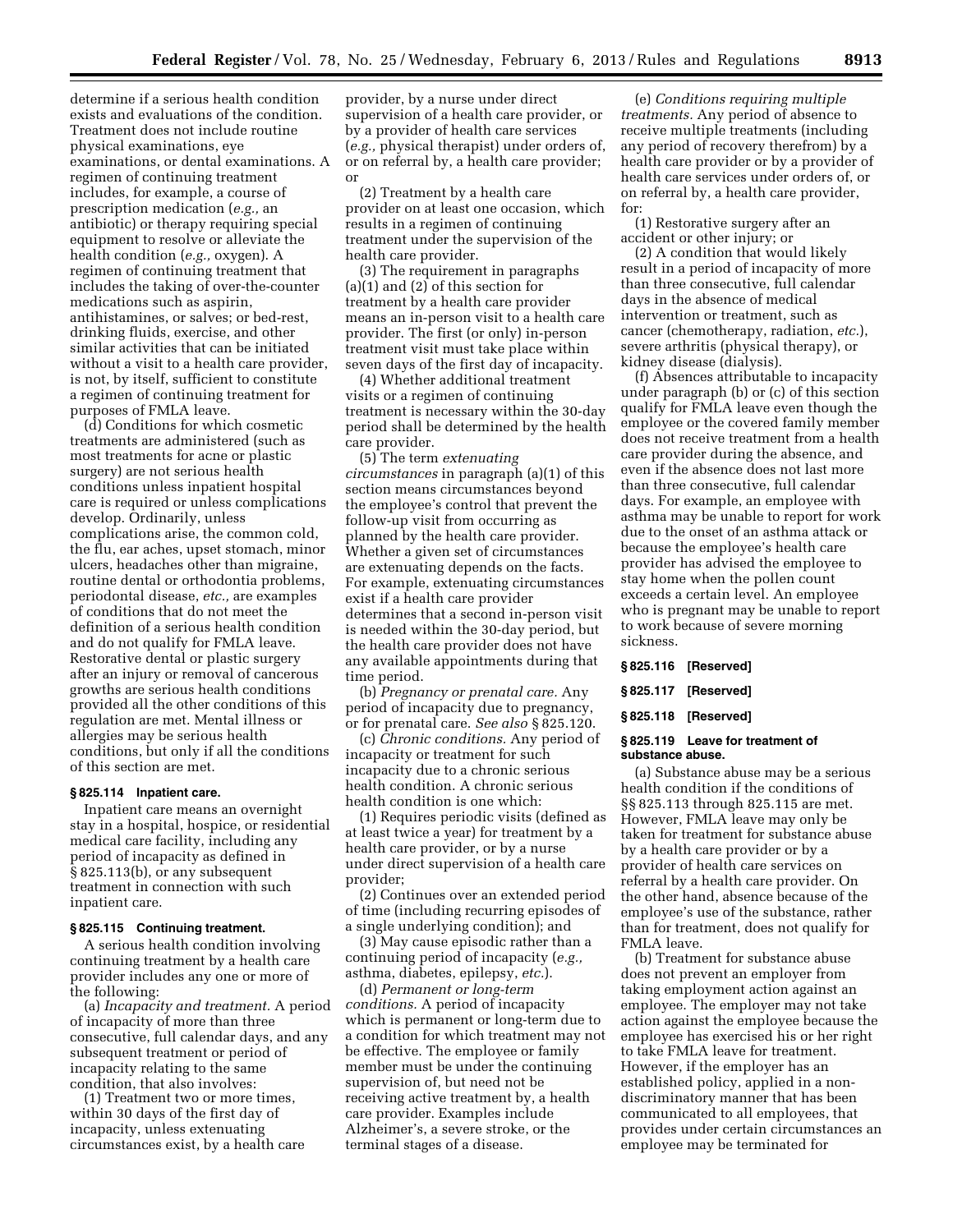determine if a serious health condition exists and evaluations of the condition. Treatment does not include routine physical examinations, eye examinations, or dental examinations. A regimen of continuing treatment includes, for example, a course of prescription medication (*e.g.,* an antibiotic) or therapy requiring special equipment to resolve or alleviate the health condition (*e.g.,* oxygen). A regimen of continuing treatment that includes the taking of over-the-counter medications such as aspirin, antihistamines, or salves; or bed-rest, drinking fluids, exercise, and other similar activities that can be initiated without a visit to a health care provider, is not, by itself, sufficient to constitute a regimen of continuing treatment for purposes of FMLA leave.

(d) Conditions for which cosmetic treatments are administered (such as most treatments for acne or plastic surgery) are not serious health conditions unless inpatient hospital care is required or unless complications develop. Ordinarily, unless complications arise, the common cold, the flu, ear aches, upset stomach, minor ulcers, headaches other than migraine, routine dental or orthodontia problems, periodontal disease, *etc.,* are examples of conditions that do not meet the definition of a serious health condition and do not qualify for FMLA leave. Restorative dental or plastic surgery after an injury or removal of cancerous growths are serious health conditions provided all the other conditions of this regulation are met. Mental illness or allergies may be serious health conditions, but only if all the conditions of this section are met.

#### § 825.114 Inpatient care.

Inpatient care means an overnight stay in a hospital, hospice, or residential medical care facility, including any period of incapacity as defined in § 825.113(b), or any subsequent treatment in connection with such inpatient care.

#### § 825.115 Continuing treatment.

A serious health condition involving continuing treatment by a health care provider includes any one or more of the following:

(a) *Incapacity and treatment.* A period of incapacity of more than three consecutive, full calendar days, and any subsequent treatment or period of incapacity relating to the same condition, that also involves:

(1) Treatment two or more times, within 30 days of the first day of incapacity, unless extenuating circumstances exist, by a health care provider, by a nurse under direct supervision of a health care provider, or by a provider of health care services (*e.g.,* physical therapist) under orders of, or on referral by, a health care provider; or

(2) Treatment by a health care provider on at least one occasion, which results in a regimen of continuing treatment under the supervision of the health care provider.

(3) The requirement in paragraphs (a)(1) and (2) of this section for treatment by a health care provider means an in-person visit to a health care provider. The first (or only) in-person treatment visit must take place within seven days of the first day of incapacity.

(4) Whether additional treatment visits or a regimen of continuing treatment is necessary within the 30-day period shall be determined by the health care provider.

(5) The term *extenuating circumstances* in paragraph (a)(1) of this section means circumstances beyond the employee's control that prevent the follow-up visit from occurring as planned by the health care provider. Whether a given set of circumstances are extenuating depends on the facts. For example, extenuating circumstances exist if a health care provider determines that a second in-person visit is needed within the 30-day period, but the health care provider does not have any available appointments during that time period.

(b) *Pregnancy or prenatal care.* Any period of incapacity due to pregnancy, or for prenatal care. *See also* § 825.120.

(c) *Chronic conditions.* Any period of incapacity or treatment for such incapacity due to a chronic serious health condition. A chronic serious health condition is one which:

(1) Requires periodic visits (defined as at least twice a year) for treatment by a health care provider, or by a nurse under direct supervision of a health care provider;

(2) Continues over an extended period of time (including recurring episodes of a single underlying condition); and

(3) May cause episodic rather than a continuing period of incapacity (*e.g.,* asthma, diabetes, epilepsy, *etc.*).

(d) *Permanent or long-term conditions.* A period of incapacity which is permanent or long-term due to a condition for which treatment may not be effective. The employee or family member must be under the continuing supervision of, but need not be receiving active treatment by, a health care provider. Examples include Alzheimer's, a severe stroke, or the terminal stages of a disease.

(e) *Conditions requiring multiple treatments.* Any period of absence to receive multiple treatments (including any period of recovery therefrom) by a health care provider or by a provider of health care services under orders of, or on referral by, a health care provider, for:

(1) Restorative surgery after an accident or other injury; or

(2) A condition that would likely result in a period of incapacity of more than three consecutive, full calendar days in the absence of medical intervention or treatment, such as cancer (chemotherapy, radiation, *etc.*), severe arthritis (physical therapy), or kidney disease (dialysis).

(f) Absences attributable to incapacity under paragraph (b) or (c) of this section qualify for FMLA leave even though the employee or the covered family member does not receive treatment from a health care provider during the absence, and even if the absence does not last more than three consecutive, full calendar days. For example, an employee with asthma may be unable to report for work due to the onset of an asthma attack or because the employee's health care provider has advised the employee to stay home when the pollen count exceeds a certain level. An employee who is pregnant may be unable to report to work because of severe morning sickness.

#### § 825.116 [Reserved]

#### § 825.117 [Reserved]

#### § 825.118 [Reserved]

#### § 825.119 Leave for treatment of substance abuse.

(a) Substance abuse may be a serious health condition if the conditions of §§ 825.113 through 825.115 are met. However, FMLA leave may only be taken for treatment for substance abuse by a health care provider or by a provider of health care services on referral by a health care provider. On the other hand, absence because of the employee's use of the substance, rather than for treatment, does not qualify for FMLA leave.

(b) Treatment for substance abuse does not prevent an employer from taking employment action against an employee. The employer may not take action against the employee because the employee has exercised his or her right to take FMLA leave for treatment. However, if the employer has an established policy, applied in a non-discriminatory manner that has been communicated to all employees, that provides under certain circumstances an employee may be terminated for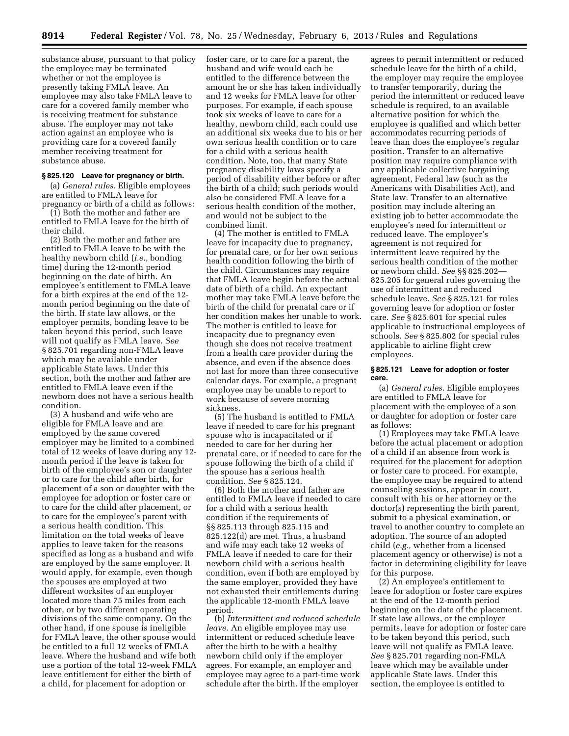substance abuse, pursuant to that policy the employee may be terminated whether or not the employee is presently taking FMLA leave. An employee may also take FMLA leave to care for a covered family member who is receiving treatment for substance abuse. The employer may not take action against an employee who is providing care for a covered family member receiving treatment for substance abuse.

### § 825.120 Leave for pregnancy or birth.

(a) *General rules.* Eligible employees are entitled to FMLA leave for pregnancy or birth of a child as follows:

(1) Both the mother and father are entitled to FMLA leave for the birth of their child.

(2) Both the mother and father are entitled to FMLA leave to be with the healthy newborn child (*i.e.,* bonding time) during the 12-month period beginning on the date of birth. An employee's entitlement to FMLA leave for a birth expires at the end of the 12-month period beginning on the date of the birth. If state law allows, or the employer permits, bonding leave to be taken beyond this period, such leave will not qualify as FMLA leave. *See* § 825.701 regarding non-FMLA leave which may be available under applicable State laws. Under this section, both the mother and father are entitled to FMLA leave even if the newborn does not have a serious health condition.

(3) A husband and wife who are eligible for FMLA leave and are employed by the same covered employer may be limited to a combined total of 12 weeks of leave during any 12-month period if the leave is taken for birth of the employee's son or daughter or to care for the child after birth, for placement of a son or daughter with the employee for adoption or foster care or to care for the child after placement, or to care for the employee's parent with a serious health condition. This limitation on the total weeks of leave applies to leave taken for the reasons specified as long as a husband and wife are employed by the same employer. It would apply, for example, even though the spouses are employed at two different worksites of an employer located more than 75 miles from each other, or by two different operating divisions of the same company. On the other hand, if one spouse is ineligible for FMLA leave, the other spouse would be entitled to a full 12 weeks of FMLA leave. Where the husband and wife both use a portion of the total 12-week FMLA leave entitlement for either the birth of a child, for placement for adoption or foster care, or to care for a parent, the husband and wife would each be entitled to the difference between the amount he or she has taken individually and 12 weeks for FMLA leave for other purposes. For example, if each spouse took six weeks of leave to care for a healthy, newborn child, each could use an additional six weeks due to his or her own serious health condition or to care for a child with a serious health condition. Note, too, that many State pregnancy disability laws specify a period of disability either before or after the birth of a child; such periods would also be considered FMLA leave for a serious health condition of the mother, and would not be subject to the combined limit.

(4) The mother is entitled to FMLA leave for incapacity due to pregnancy, for prenatal care, or for her own serious health condition following the birth of the child. Circumstances may require that FMLA leave begin before the actual date of birth of a child. An expectant mother may take FMLA leave before the birth of the child for prenatal care or if her condition makes her unable to work. The mother is entitled to leave for incapacity due to pregnancy even though she does not receive treatment from a health care provider during the absence, and even if the absence does not last for more than three consecutive calendar days. For example, a pregnant employee may be unable to report to work because of severe morning sickness.

(5) The husband is entitled to FMLA leave if needed to care for his pregnant spouse who is incapacitated or if needed to care for her during her prenatal care, or if needed to care for the spouse following the birth of a child if the spouse has a serious health condition. *See* § 825.124.

(6) Both the mother and father are entitled to FMLA leave if needed to care for a child with a serious health condition if the requirements of §§ 825.113 through 825.115 and 825.122(d) are met. Thus, a husband and wife may each take 12 weeks of FMLA leave if needed to care for their newborn child with a serious health condition, even if both are employed by the same employer, provided they have not exhausted their entitlements during the applicable 12-month FMLA leave period.

(b) *Intermittent and reduced schedule leave.* An eligible employee may use intermittent or reduced schedule leave after the birth to be with a healthy newborn child only if the employer agrees. For example, an employer and employee may agree to a part-time work schedule after the birth. If the employer agrees to permit intermittent or reduced schedule leave for the birth of a child, the employer may require the employee to transfer temporarily, during the period the intermittent or reduced leave schedule is required, to an available alternative position for which the employee is qualified and which better accommodates recurring periods of leave than does the employee's regular position. Transfer to an alternative position may require compliance with any applicable collective bargaining agreement, Federal law (such as the Americans with Disabilities Act), and State law. Transfer to an alternative position may include altering an existing job to better accommodate the employee's need for intermittent or reduced leave. The employer's agreement is not required for intermittent leave required by the serious health condition of the mother or newborn child. *See* §§ 825.202—825.205 for general rules governing the use of intermittent and reduced schedule leave. *See* § 825.121 for rules governing leave for adoption or foster care. *See* § 825.601 for special rules applicable to instructional employees of schools. *See* § 825.802 for special rules applicable to airline flight crew employees.

### § 825.121 Leave for adoption or foster care.

(a) *General rules.* Eligible employees are entitled to FMLA leave for placement with the employee of a son or daughter for adoption or foster care as follows:

(1) Employees may take FMLA leave before the actual placement or adoption of a child if an absence from work is required for the placement for adoption or foster care to proceed. For example, the employee may be required to attend counseling sessions, appear in court, consult with his or her attorney or the doctor(s) representing the birth parent, submit to a physical examination, or travel to another country to complete an adoption. The source of an adopted child (*e.g.,* whether from a licensed placement agency or otherwise) is not a factor in determining eligibility for leave for this purpose.

(2) An employee's entitlement to leave for adoption or foster care expires at the end of the 12-month period beginning on the date of the placement. If state law allows, or the employer permits, leave for adoption or foster care to be taken beyond this period, such leave will not qualify as FMLA leave. *See* § 825.701 regarding non-FMLA leave which may be available under applicable State laws. Under this section, the employee is entitled to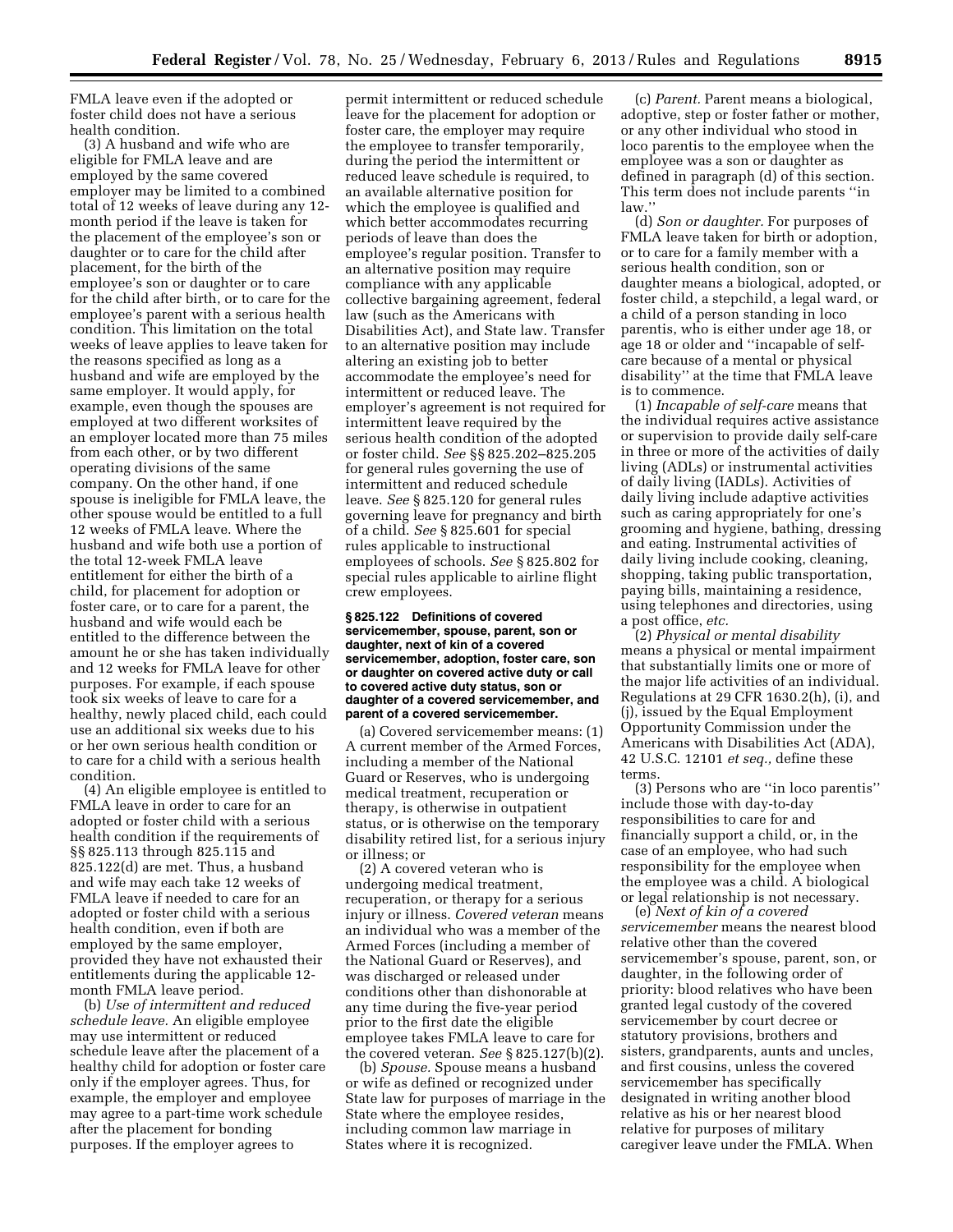FMLA leave even if the adopted or foster child does not have a serious health condition.

(3) A husband and wife who are eligible for FMLA leave and are employed by the same covered employer may be limited to a combined total of 12 weeks of leave during any 12-month period if the leave is taken for the placement of the employee's son or daughter or to care for the child after placement, for the birth of the employee's son or daughter or to care for the child after birth, or to care for the employee's parent with a serious health condition. This limitation on the total weeks of leave applies to leave taken for the reasons specified as long as a husband and wife are employed by the same employer. It would apply, for example, even though the spouses are employed at two different worksites of an employer located more than 75 miles from each other, or by two different operating divisions of the same company. On the other hand, if one spouse is ineligible for FMLA leave, the other spouse would be entitled to a full 12 weeks of FMLA leave. Where the husband and wife both use a portion of the total 12-week FMLA leave entitlement for either the birth of a child, for placement for adoption or foster care, or to care for a parent, the husband and wife would each be entitled to the difference between the amount he or she has taken individually and 12 weeks for FMLA leave for other purposes. For example, if each spouse took six weeks of leave to care for a healthy, newly placed child, each could use an additional six weeks due to his or her own serious health condition or to care for a child with a serious health condition.

(4) An eligible employee is entitled to FMLA leave in order to care for an adopted or foster child with a serious health condition if the requirements of §§ 825.113 through 825.115 and 825.122(d) are met. Thus, a husband and wife may each take 12 weeks of FMLA leave if needed to care for an adopted or foster child with a serious health condition, even if both are employed by the same employer, provided they have not exhausted their entitlements during the applicable 12-month FMLA leave period.

(b) *Use of intermittent and reduced schedule leave.* An eligible employee may use intermittent or reduced schedule leave after the placement of a healthy child for adoption or foster care only if the employer agrees. Thus, for example, the employer and employee may agree to a part-time work schedule after the placement for bonding purposes. If the employer agrees to permit intermittent or reduced schedule leave for the placement for adoption or foster care, the employer may require the employee to transfer temporarily, during the period the intermittent or reduced leave schedule is required, to an available alternative position for which the employee is qualified and which better accommodates recurring periods of leave than does the employee's regular position. Transfer to an alternative position may require compliance with any applicable collective bargaining agreement, federal law (such as the Americans with Disabilities Act), and State law. Transfer to an alternative position may include altering an existing job to better accommodate the employee's need for intermittent or reduced leave. The employer's agreement is not required for intermittent leave required by the serious health condition of the adopted or foster child. *See* §§ 825.202–825.205 for general rules governing the use of intermittent and reduced schedule leave. *See* § 825.120 for general rules governing leave for pregnancy and birth of a child. *See* § 825.601 for special rules applicable to instructional employees of schools. *See* § 825.802 for special rules applicable to airline flight crew employees.

**§ 825.122 Definitions of covered servicemember, spouse, parent, son or daughter, next of kin of a covered servicemember, adoption, foster care, son or daughter on covered active duty or call to covered active duty status, son or daughter of a covered servicemember, and parent of a covered servicemember.**

(a) Covered servicemember means: (1) A current member of the Armed Forces, including a member of the National Guard or Reserves, who is undergoing medical treatment, recuperation or therapy, is otherwise in outpatient status, or is otherwise on the temporary disability retired list, for a serious injury or illness; or

(2) A covered veteran who is undergoing medical treatment, recuperation, or therapy for a serious injury or illness. *Covered veteran* means an individual who was a member of the Armed Forces (including a member of the National Guard or Reserves), and was discharged or released under conditions other than dishonorable at any time during the five-year period prior to the first date the eligible employee takes FMLA leave to care for the covered veteran. *See* § 825.127(b)(2).

(b) *Spouse.* Spouse means a husband or wife as defined or recognized under State law for purposes of marriage in the State where the employee resides, including common law marriage in States where it is recognized.

(c) *Parent.* Parent means a biological, adoptive, step or foster father or mother, or any other individual who stood in loco parentis to the employee when the employee was a son or daughter as defined in paragraph (d) of this section. This term does not include parents ''in law.''

(d) *Son or daughter.* For purposes of FMLA leave taken for birth or adoption, or to care for a family member with a serious health condition, son or daughter means a biological, adopted, or foster child, a stepchild, a legal ward, or a child of a person standing in loco parentis, who is either under age 18, or age 18 or older and ''incapable of self-care because of a mental or physical disability'' at the time that FMLA leave is to commence.

(1) *Incapable of self-care* means that the individual requires active assistance or supervision to provide daily self-care in three or more of the activities of daily living (ADLs) or instrumental activities of daily living (IADLs). Activities of daily living include adaptive activities such as caring appropriately for one's grooming and hygiene, bathing, dressing and eating. Instrumental activities of daily living include cooking, cleaning, shopping, taking public transportation, paying bills, maintaining a residence, using telephones and directories, using a post office, *etc.*

(2) *Physical or mental disability* means a physical or mental impairment that substantially limits one or more of the major life activities of an individual. Regulations at 29 CFR 1630.2(h), (i), and (j), issued by the Equal Employment Opportunity Commission under the Americans with Disabilities Act (ADA), 42 U.S.C. 12101 *et seq.,* define these terms.

(3) Persons who are ''in loco parentis'' include those with day-to-day responsibilities to care for and financially support a child, or, in the case of an employee, who had such responsibility for the employee when the employee was a child. A biological or legal relationship is not necessary.

(e) *Next of kin of a covered servicemember* means the nearest blood relative other than the covered servicemember's spouse, parent, son, or daughter, in the following order of priority: blood relatives who have been granted legal custody of the covered servicemember by court decree or statutory provisions, brothers and sisters, grandparents, aunts and uncles, and first cousins, unless the covered servicemember has specifically designated in writing another blood relative as his or her nearest blood relative for purposes of military caregiver leave under the FMLA. When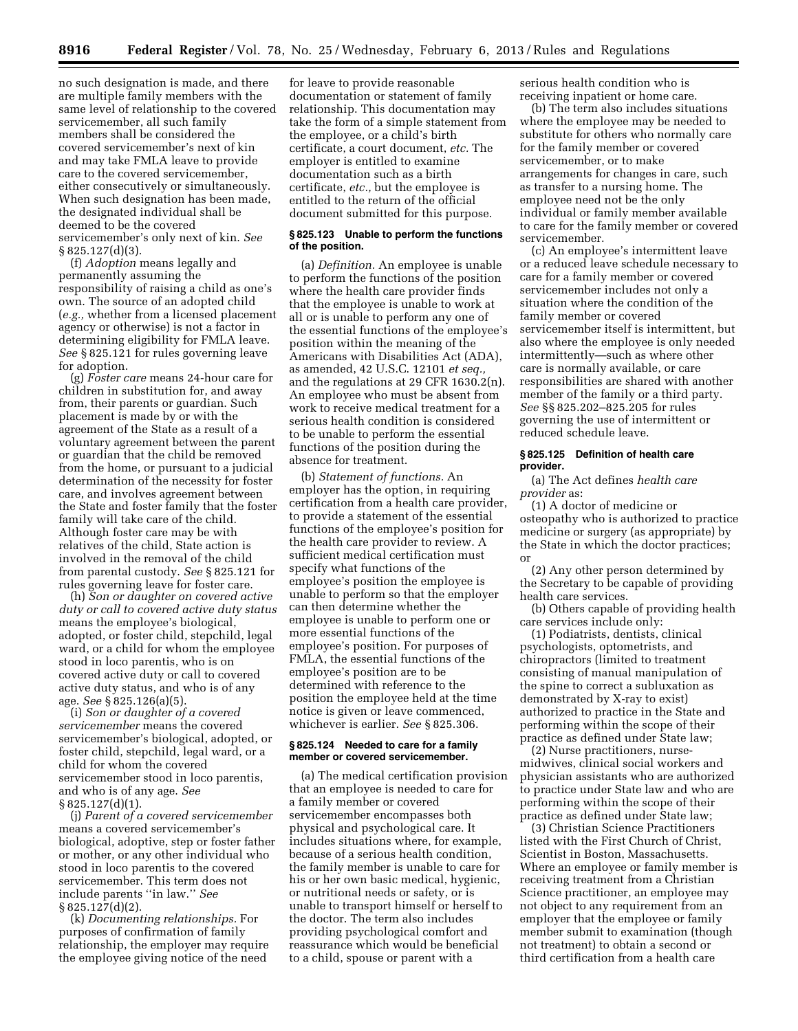no such designation is made, and there are multiple family members with the same level of relationship to the covered servicemember, all such family members shall be considered the covered servicemember's next of kin and may take FMLA leave to provide care to the covered servicemember, either consecutively or simultaneously. When such designation has been made, the designated individual shall be deemed to be the covered servicemember's only next of kin. *See* § 825.127(d)(3).

(f) *Adoption* means legally and permanently assuming the responsibility of raising a child as one's own. The source of an adopted child (*e.g.,* whether from a licensed placement agency or otherwise) is not a factor in determining eligibility for FMLA leave. *See* § 825.121 for rules governing leave for adoption.

(g) *Foster care* means 24-hour care for children in substitution for, and away from, their parents or guardian. Such placement is made by or with the agreement of the State as a result of a voluntary agreement between the parent or guardian that the child be removed from the home, or pursuant to a judicial determination of the necessity for foster care, and involves agreement between the State and foster family that the foster family will take care of the child. Although foster care may be with relatives of the child, State action is involved in the removal of the child from parental custody. *See* § 825.121 for rules governing leave for foster care.

(h) *Son or daughter on covered active duty or call to covered active duty status* means the employee's biological, adopted, or foster child, stepchild, legal ward, or a child for whom the employee stood in loco parentis, who is on covered active duty or call to covered active duty status, and who is of any age. *See* § 825.126(a)(5).

(i) *Son or daughter of a covered servicemember* means the covered servicemember's biological, adopted, or foster child, stepchild, legal ward, or a child for whom the covered servicemember stood in loco parentis, and who is of any age. *See* § 825.127(d)(1).

(j) *Parent of a covered servicemember* means a covered servicemember's biological, adoptive, step or foster father or mother, or any other individual who stood in loco parentis to the covered servicemember. This term does not include parents "in law." *See* § 825.127(d)(2).

(k) *Documenting relationships.* For purposes of confirmation of family relationship, the employer may require the employee giving notice of the need for leave to provide reasonable documentation or statement of family relationship. This documentation may take the form of a simple statement from the employee, or a child's birth certificate, a court document, *etc.* The employer is entitled to examine documentation such as a birth certificate, *etc.,* but the employee is entitled to the return of the official document submitted for this purpose.

### § 825.123 Unable to perform the functions of the position.

(a) *Definition.* An employee is unable to perform the functions of the position where the health care provider finds that the employee is unable to work at all or is unable to perform any one of the essential functions of the employee's position within the meaning of the Americans with Disabilities Act (ADA), as amended, 42 U.S.C. 12101 *et seq.,* and the regulations at 29 CFR 1630.2(n). An employee who must be absent from work to receive medical treatment for a serious health condition is considered to be unable to perform the essential functions of the position during the absence for treatment.

(b) *Statement of functions.* An employer has the option, in requiring certification from a health care provider, to provide a statement of the essential functions of the employee's position for the health care provider to review. A sufficient medical certification must specify what functions of the employee's position the employee is unable to perform so that the employer can then determine whether the employee is unable to perform one or more essential functions of the employee's position. For purposes of FMLA, the essential functions of the employee's position are to be determined with reference to the position the employee held at the time notice is given or leave commenced, whichever is earlier. *See* § 825.306.

### § 825.124 Needed to care for a family member or covered servicemember.

(a) The medical certification provision that an employee is needed to care for a family member or covered servicemember encompasses both physical and psychological care. It includes situations where, for example, because of a serious health condition, the family member is unable to care for his or her own basic medical, hygienic, or nutritional needs or safety, or is unable to transport himself or herself to the doctor. The term also includes providing psychological comfort and reassurance which would be beneficial to a child, spouse or parent with a serious health condition who is receiving inpatient or home care.

(b) The term also includes situations where the employee may be needed to substitute for others who normally care for the family member or covered servicemember, or to make arrangements for changes in care, such as transfer to a nursing home. The employee need not be the only individual or family member available to care for the family member or covered servicemember.

(c) An employee's intermittent leave or a reduced leave schedule necessary to care for a family member or covered servicemember includes not only a situation where the condition of the family member or covered servicemember itself is intermittent, but also where the employee is only needed intermittently—such as where other care is normally available, or care responsibilities are shared with another member of the family or a third party. *See* §§ 825.202–825.205 for rules governing the use of intermittent or reduced schedule leave.

### § 825.125 Definition of health care provider.

(a) The Act defines *health care provider* as:

(1) A doctor of medicine or osteopathy who is authorized to practice medicine or surgery (as appropriate) by the State in which the doctor practices; or

(2) Any other person determined by the Secretary to be capable of providing health care services.

(b) Others capable of providing health care services include only:

(1) Podiatrists, dentists, clinical psychologists, optometrists, and chiropractors (limited to treatment consisting of manual manipulation of the spine to correct a subluxation as demonstrated by X-ray to exist) authorized to practice in the State and performing within the scope of their practice as defined under State law;

(2) Nurse practitioners, nurse-midwives, clinical social workers and physician assistants who are authorized to practice under State law and who are performing within the scope of their practice as defined under State law;

(3) Christian Science Practitioners listed with the First Church of Christ, Scientist in Boston, Massachusetts. Where an employee or family member is receiving treatment from a Christian Science practitioner, an employee may not object to any requirement from an employer that the employee or family member submit to examination (though not treatment) to obtain a second or third certification from a health care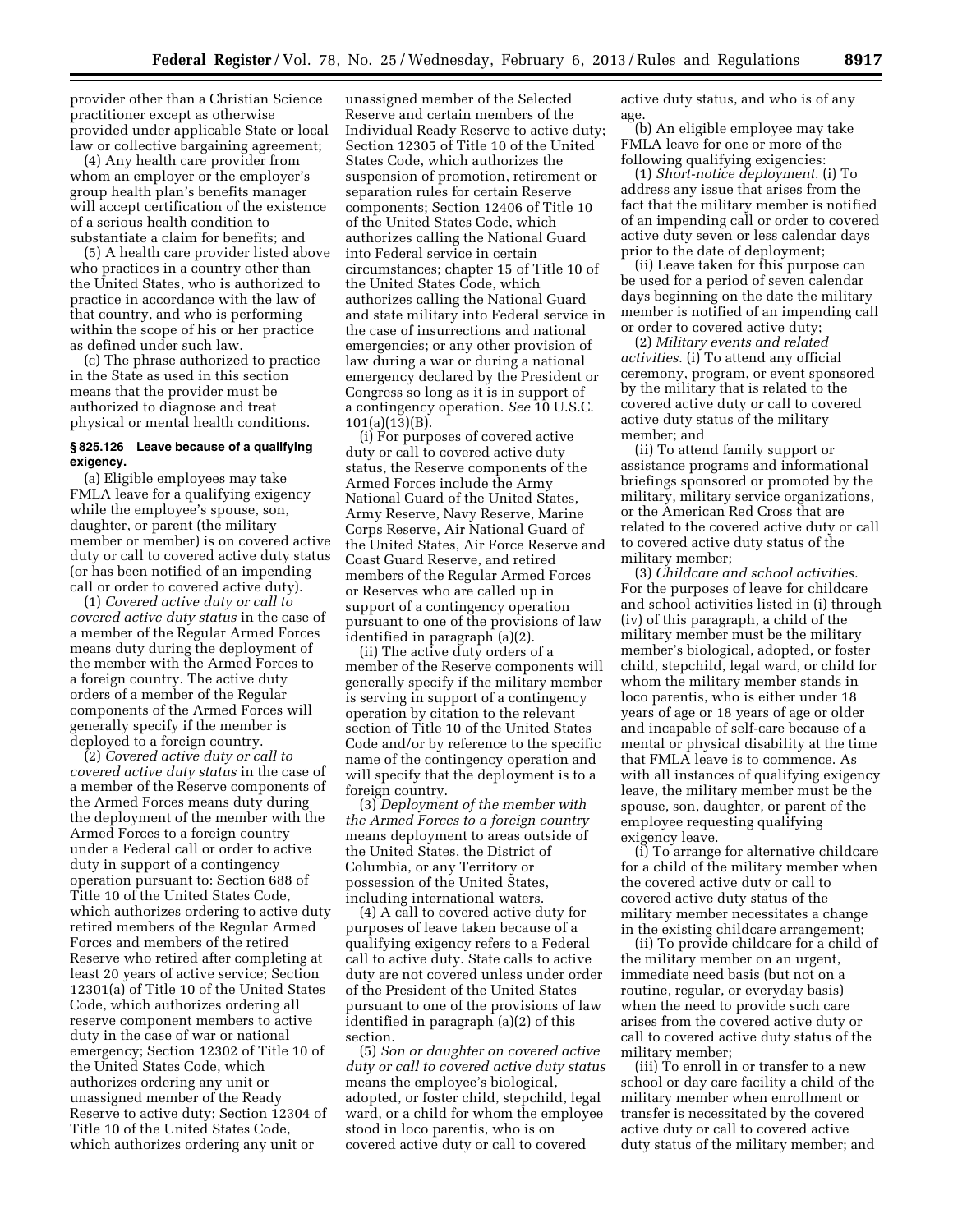provider other than a Christian Science practitioner except as otherwise provided under applicable State or local law or collective bargaining agreement;

(4) Any health care provider from whom an employer or the employer's group health plan's benefits manager will accept certification of the existence of a serious health condition to substantiate a claim for benefits; and

(5) A health care provider listed above who practices in a country other than the United States, who is authorized to practice in accordance with the law of that country, and who is performing within the scope of his or her practice as defined under such law.

(c) The phrase authorized to practice in the State as used in this section means that the provider must be authorized to diagnose and treat physical or mental health conditions.

### § 825.126 Leave because of a qualifying exigency.

(a) Eligible employees may take FMLA leave for a qualifying exigency while the employee's spouse, son, daughter, or parent (the military member or member) is on covered active duty or call to covered active duty status (or has been notified of an impending call or order to covered active duty).

(1) *Covered active duty or call to covered active duty status* in the case of a member of the Regular Armed Forces means duty during the deployment of the member with the Armed Forces to a foreign country. The active duty orders of a member of the Regular components of the Armed Forces will generally specify if the member is deployed to a foreign country.

(2) *Covered active duty or call to covered active duty status* in the case of a member of the Reserve components of the Armed Forces means duty during the deployment of the member with the Armed Forces to a foreign country under a Federal call or order to active duty in support of a contingency operation pursuant to: Section 688 of Title 10 of the United States Code, which authorizes ordering to active duty retired members of the Regular Armed Forces and members of the retired Reserve who retired after completing at least 20 years of active service; Section 12301(a) of Title 10 of the United States Code, which authorizes ordering all reserve component members to active duty in the case of war or national emergency; Section 12302 of Title 10 of the United States Code, which authorizes ordering any unit or unassigned member of the Ready Reserve to active duty; Section 12304 of Title 10 of the United States Code, which authorizes ordering any unit or unassigned member of the Selected Reserve and certain members of the Individual Ready Reserve to active duty; Section 12305 of Title 10 of the United States Code, which authorizes the suspension of promotion, retirement or separation rules for certain Reserve components; Section 12406 of Title 10 of the United States Code, which authorizes calling the National Guard into Federal service in certain circumstances; chapter 15 of Title 10 of the United States Code, which authorizes calling the National Guard and state military into Federal service in the case of insurrections and national emergencies; or any other provision of law during a war or during a national emergency declared by the President or Congress so long as it is in support of a contingency operation. *See* 10 U.S.C. 101(a)(13)(B).

(i) For purposes of covered active duty or call to covered active duty status, the Reserve components of the Armed Forces include the Army National Guard of the United States, Army Reserve, Navy Reserve, Marine Corps Reserve, Air National Guard of the United States, Air Force Reserve and Coast Guard Reserve, and retired members of the Regular Armed Forces or Reserves who are called up in support of a contingency operation pursuant to one of the provisions of law identified in paragraph (a)(2).

(ii) The active duty orders of a member of the Reserve components will generally specify if the military member is serving in support of a contingency operation by citation to the relevant section of Title 10 of the United States Code and/or by reference to the specific name of the contingency operation and will specify that the deployment is to a foreign country.

(3) *Deployment of the member with the Armed Forces to a foreign country* means deployment to areas outside of the United States, the District of Columbia, or any Territory or possession of the United States, including international waters.

(4) A call to covered active duty for purposes of leave taken because of a qualifying exigency refers to a Federal call to active duty. State calls to active duty are not covered unless under order of the President of the United States pursuant to one of the provisions of law identified in paragraph (a)(2) of this section.

(5) *Son or daughter on covered active duty or call to covered active duty status* means the employee's biological, adopted, or foster child, stepchild, legal ward, or a child for whom the employee stood in loco parentis, who is on covered active duty or call to covered active duty status, and who is of any age.

(b) An eligible employee may take FMLA leave for one or more of the following qualifying exigencies:

(1) *Short-notice deployment.* (i) To address any issue that arises from the fact that the military member is notified of an impending call or order to covered active duty seven or less calendar days prior to the date of deployment;

(ii) Leave taken for this purpose can be used for a period of seven calendar days beginning on the date the military member is notified of an impending call or order to covered active duty;

(2) *Military events and related activities.* (i) To attend any official ceremony, program, or event sponsored by the military that is related to the covered active duty or call to covered active duty status of the military member; and

(ii) To attend family support or assistance programs and informational briefings sponsored or promoted by the military, military service organizations, or the American Red Cross that are related to the covered active duty or call to covered active duty status of the military member;

(3) *Childcare and school activities.* For the purposes of leave for childcare and school activities listed in (i) through (iv of this paragraph, a child of the military member must be the military member's biological, adopted, or foster child, stepchild, legal ward, or child for whom the military member stands in loco parentis, who is either under 18 years of age or 18 years of age or older and incapable of self-care because of a mental or physical disability at the time that FMLA leave is to commence. As with all instances of qualifying exigency leave, the military member must be the spouse, son, daughter, or parent of the employee requesting qualifying exigency leave.

(i) To arrange for alternative childcare for a child of the military member when the covered active duty or call to covered active duty status of the military member necessitates a change in the existing childcare arrangement;

(ii) To provide childcare for a child of the military member on an urgent, immediate need basis (but not on a routine, regular, or everyday basis) when the need to provide such care arises from the covered active duty or call to covered active duty status of the military member;

(iii) To enroll in or transfer to a new school or day care facility a child of the military member when enrollment or transfer is necessitated by the covered active duty or call to covered active duty status of the military member; and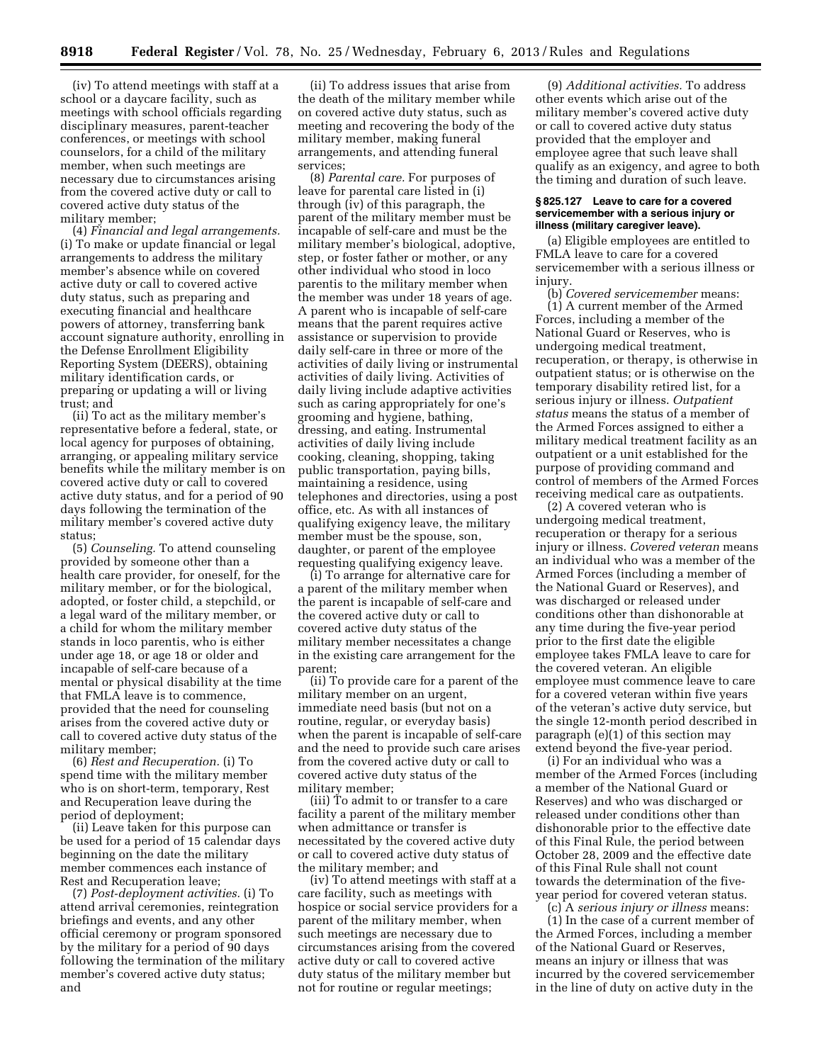(iv) To attend meetings with staff at a school or a daycare facility, such as meetings with school officials regarding disciplinary measures, parent-teacher conferences, or meetings with school counselors, for a child of the military member, when such meetings are necessary due to circumstances arising from the covered active duty or call to covered active duty status of the military member;

(4) *Financial and legal arrangements.* (i) To make or update financial or legal arrangements to address the military member's absence while on covered active duty or call to covered active duty status, such as preparing and executing financial and healthcare powers of attorney, transferring bank account signature authority, enrolling in the Defense Enrollment Eligibility Reporting System (DEERS), obtaining military identification cards, or preparing or updating a will or living trust; and

(ii) To act as the military member's representative before a federal, state, or local agency for purposes of obtaining, arranging, or appealing military service benefits while the military member is on covered active duty or call to covered active duty status, and for a period of 90 days following the termination of the military member's covered active duty status;

(5) *Counseling.* To attend counseling provided by someone other than a health care provider, for oneself, for the military member, or for the biological, adopted, or foster child, a stepchild, or a legal ward of the military member, or a child for whom the military member stands in loco parentis, who is either under age 18, or age 18 or older and incapable of self-care because of a mental or physical disability at the time that FMLA leave is to commence, provided that the need for counseling arises from the covered active duty or call to covered active duty status of the military member;

(6) *Rest and Recuperation.* (i) To spend time with the military member who is on short-term, temporary, Rest and Recuperation leave during the period of deployment;

(ii) Leave taken for this purpose can be used for a period of 15 calendar days beginning on the date the military member commences each instance of Rest and Recuperation leave;

(7) *Post-deployment activities.* (i) To attend arrival ceremonies, reintegration briefings and events, and any other official ceremony or program sponsored by the military for a period of 90 days following the termination of the military member's covered active duty status; and

(ii) To address issues that arise from the death of the military member while on covered active duty status, such as meeting and recovering the body of the military member, making funeral arrangements, and attending funeral services;

(8) *Parental care.* For purposes of leave for parental care listed in (i) through (iv) of this paragraph, the parent of the military member must be incapable of self-care and must be the military member's biological, adoptive, step, or foster father or mother, or any other individual who stood in loco parentis to the military member when the member was under 18 years of age. A parent who is incapable of self-care means that the parent requires active assistance or supervision to provide daily self-care in three or more of the activities of daily living or instrumental activities of daily living. Activities of daily living include adaptive activities such as caring appropriately for one's grooming and hygiene, bathing, dressing, and eating. Instrumental activities of daily living include cooking, cleaning, shopping, taking public transportation, paying bills, maintaining a residence, using telephones and directories, using a post office, etc. As with all instances of qualifying exigency leave, the military member must be the spouse, son, daughter, or parent of the employee requesting qualifying exigency leave.

(i) To arrange for alternative care for a parent of the military member when the parent is incapable of self-care and the covered active duty or call to covered active duty status of the military member necessitates a change in the existing care arrangement for the parent;

(ii) To provide care for a parent of the military member on an urgent, immediate need basis (but not on a routine, regular, or everyday basis) when the parent is incapable of self-care and the need to provide such care arises from the covered active duty or call to covered active duty status of the military member;

(iii) To admit to or transfer to a care facility a parent of the military member when admittance or transfer is necessitated by the covered active duty or call to covered active duty status of the military member; and

(iv) To attend meetings with staff at a care facility, such as meetings with hospice or social service providers for a parent of the military member, when such meetings are necessary due to circumstances arising from the covered active duty or call to covered active duty status of the military member but not for routine or regular meetings;

(9) *Additional activities.* To address other events which arise out of the military member's covered active duty or call to covered active duty status provided that the employer and employee agree that such leave shall qualify as an exigency, and agree to both the timing and duration of such leave.

#### § 825.127 Leave to care for a covered servicemember with a serious injury or illness (military caregiver leave).

(a) Eligible employees are entitled to FMLA leave to care for a covered servicemember with a serious illness or injury.

(b) *Covered servicemember* means:

(1) A current member of the Armed Forces, including a member of the National Guard or Reserves, who is undergoing medical treatment, recuperation, or therapy, is otherwise in outpatient status; or is otherwise on the temporary disability retired list, for a serious injury or illness. *Outpatient status* means the status of a member of the Armed Forces assigned to either a military medical treatment facility as an outpatient or a unit established for the purpose of providing command and control of members of the Armed Forces receiving medical care as outpatients.

(2) A covered veteran who is undergoing medical treatment, recuperation or therapy for a serious injury or illness. *Covered veteran* means an individual who was a member of the Armed Forces (including a member of the National Guard or Reserves), and was discharged or released under conditions other than dishonorable at any time during the five-year period prior to the first date the eligible employee takes FMLA leave to care for the covered veteran. An eligible employee must commence leave to care for a covered veteran within five years of the veteran's active duty service, but the single 12-month period described in paragraph (e)(1) of this section may extend beyond the five-year period.

(i) For an individual who was a member of the Armed Forces (including a member of the National Guard or Reserves) and who was discharged or released under conditions other than dishonorable prior to the effective date of this Final Rule, the period between October 28, 2009 and the effective date of this Final Rule shall not count towards the determination of the five-year period for covered veteran status.

(c) A *serious injury or illness* means:

(1) In the case of a current member of the Armed Forces, including a member of the National Guard or Reserves, means an injury or illness that was incurred by the covered servicemember in the line of duty on active duty in the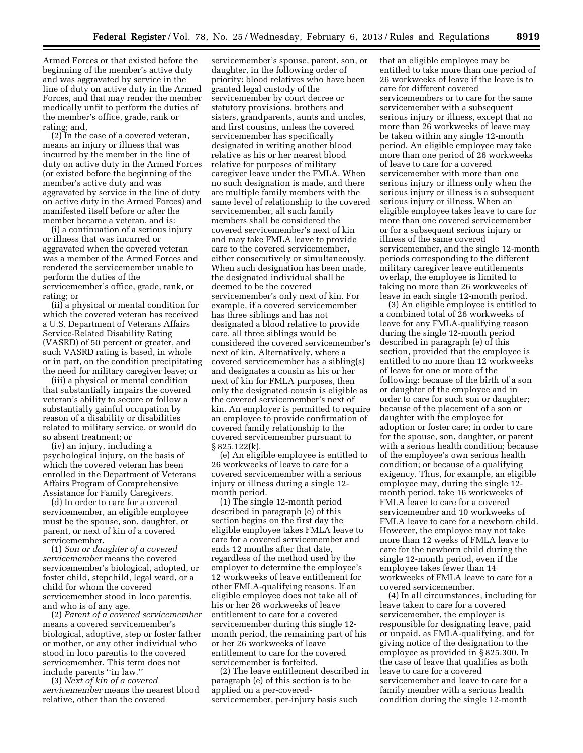Armed Forces or that existed before the beginning of the member's active duty and was aggravated by service in the line of duty on active duty in the Armed Forces, and that may render the member medically unfit to perform the duties of the member's office, grade, rank or rating; and,

(2) In the case of a covered veteran, means an injury or illness that was incurred by the member in the line of duty on active duty in the Armed Forces (or existed before the beginning of the member's active duty and was aggravated by service in the line of duty on active duty in the Armed Forces) and manifested itself before or after the member became a veteran, and is:

(i) a continuation of a serious injury or illness that was incurred or aggravated when the covered veteran was a member of the Armed Forces and rendered the servicemember unable to perform the duties of the servicemember's office, grade, rank, or rating; or

(ii) a physical or mental condition for which the covered veteran has received a U.S. Department of Veterans Affairs Service-Related Disability Rating (VASRD) of 50 percent or greater, and such VASRD rating is based, in whole or in part, on the condition precipitating the need for military caregiver leave; or

(iii) a physical or mental condition that substantially impairs the covered veteran's ability to secure or follow a substantially gainful occupation by reason of a disability or disabilities related to military service, or would do so absent treatment; or

(iv) an injury, including a psychological injury, on the basis of which the covered veteran has been enrolled in the Department of Veterans Affairs Program of Comprehensive Assistance for Family Caregivers.

(d) In order to care for a covered servicemember, an eligible employee must be the spouse, son, daughter, or parent, or next of kin of a covered servicemember.

(1) *Son or daughter of a covered servicemember* means the covered servicemember's biological, adopted, or foster child, stepchild, legal ward, or a child for whom the covered servicemember stood in loco parentis, and who is of any age.

(2) *Parent of a covered servicemember* means a covered servicemember's biological, adoptive, step or foster father or mother, or any other individual who stood in loco parentis to the covered servicemember. This term does not include parents ''in law.''

(3) *Next of kin of a covered servicemember* means the nearest blood relative, other than the covered servicemember's spouse, parent, son, or daughter, in the following order of priority: blood relatives who have been granted legal custody of the servicemember by court decree or statutory provisions, brothers and sisters, grandparents, aunts and uncles, and first cousins, unless the covered servicemember has specifically designated in writing another blood relative as his or her nearest blood relative for purposes of military caregiver leave under the FMLA. When no such designation is made, and there are multiple family members with the same level of relationship to the covered servicemember, all such family members shall be considered the covered servicemember's next of kin and may take FMLA leave to provide care to the covered servicemember, either consecutively or simultaneously. When such designation has been made, the designated individual shall be deemed to be the covered servicemember's only next of kin. For example, if a covered servicemember has three siblings and has not designated a blood relative to provide care, all three siblings would be considered the covered servicemember's next of kin. Alternatively, where a covered servicemember has a sibling(s) and designates a cousin as his or her next of kin for FMLA purposes, then only the designated cousin is eligible as the covered servicemember's next of kin. An employer is permitted to require an employee to provide confirmation of covered family relationship to the covered servicemember pursuant to § 825.122(k).

(e) An eligible employee is entitled to 26 workweeks of leave to care for a covered servicemember with a serious injury or illness during a single 12-month period.

(1) The single 12-month period described in paragraph (e) of this section begins on the first day the eligible employee takes FMLA leave to care for a covered servicemember and ends 12 months after that date, regardless of the method used by the employer to determine the employee's 12 workweeks of leave entitlement for other FMLA-qualifying reasons. If an eligible employee does not take all of his or her 26 workweeks of leave entitlement to care for a covered servicemember during this single 12-month period, the remaining part of his or her 26 workweeks of leave entitlement to care for the covered servicemember is forfeited.

(2) The leave entitlement described in paragraph (e) of this section is to be applied on a per-covered-servicemember, per-injury basis such that an eligible employee may be entitled to take more than one period of 26 workweeks of leave if the leave is to care for different covered servicemembers or to care for the same servicemember with a subsequent serious injury or illness, except that no more than 26 workweeks of leave may be taken within any single 12-month period. An eligible employee may take more than one period of 26 workweeks of leave to care for a covered servicemember with more than one serious injury or illness only when the serious injury or illness is a subsequent serious injury or illness. When an eligible employee takes leave to care for more than one covered servicemember or for a subsequent serious injury or illness of the same covered servicemember, and the single 12-month periods corresponding to the different military caregiver leave entitlements overlap, the employee is limited to taking no more than 26 workweeks of leave in each single 12-month period.

(3) An eligible employee is entitled to a combined total of 26 workweeks of leave for any FMLA-qualifying reason during the single 12-month period described in paragraph (e) of this section, provided that the employee is entitled to no more than 12 workweeks of leave for one or more of the following: because of the birth of a son or daughter of the employee and in order to care for such son or daughter; because of the placement of a son or daughter with the employee for adoption or foster care; in order to care for the spouse, son, daughter, or parent with a serious health condition; because of the employee's own serious health condition; or because of a qualifying exigency. Thus, for example, an eligible employee may, during the single 12-month period, take 16 workweeks of FMLA leave to care for a covered servicemember and 10 workweeks of FMLA leave to care for a newborn child. However, the employee may not take more than 12 weeks of FMLA leave to care for the newborn child during the single 12-month period, even if the employee takes fewer than 14 workweeks of FMLA leave to care for a covered servicemember.

(4) In all circumstances, including for leave taken to care for a covered servicemember, the employer is responsible for designating leave, paid or unpaid, as FMLA-qualifying, and for giving notice of the designation to the employee as provided in § 825.300. In the case of leave that qualifies as both leave to care for a covered servicemember and leave to care for a family member with a serious health condition during the single 12-month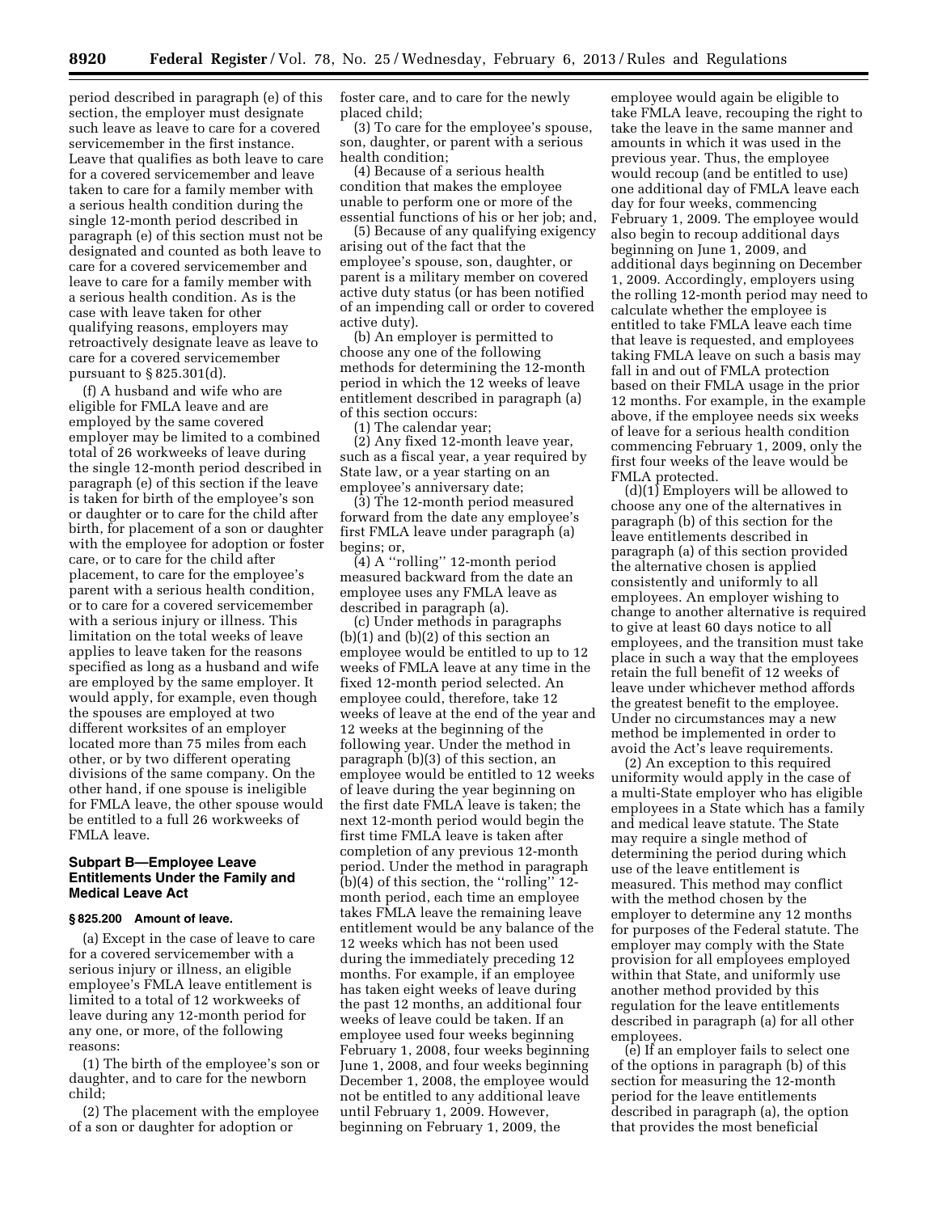period described in paragraph (e) of this section, the employer must designate such leave as leave to care for a covered servicemember in the first instance. Leave that qualifies as both leave to care for a covered servicemember and leave taken to care for a family member with a serious health condition during the single 12-month period described in paragraph (e) of this section must not be designated and counted as both leave to care for a covered servicemember and leave to care for a family member with a serious health condition. As is the case with leave taken for other qualifying reasons, employers may retroactively designate leave as leave to care for a covered servicemember pursuant to § 825.301(d).

(f) A husband and wife who are eligible for FMLA leave and are employed by the same covered employer may be limited to a combined total of 26 workweeks of leave during the single 12-month period described in paragraph (e) of this section if the leave is taken for birth of the employee's son or daughter or to care for the child after birth, for placement of a son or daughter with the employee for adoption or foster care, or to care for the child after placement, to care for the employee's parent with a serious health condition, or to care for a covered servicemember with a serious injury or illness. This limitation on the total weeks of leave applies to leave taken for the reasons specified as long as a husband and wife are employed by the same employer. It would apply, for example, even though the spouses are employed at two different worksites of an employer located more than 75 miles from each other, or by two different operating divisions of the same company. On the other hand, if one spouse is ineligible for FMLA leave, the other spouse would be entitled to a full 26 workweeks of FMLA leave.

## Subpart B—Employee Leave Entitlements Under the Family and Medical Leave Act

### § 825.200 Amount of leave.

(a) Except in the case of leave to care for a covered servicemember with a serious injury or illness, an eligible employee's FMLA leave entitlement is limited to a total of 12 workweeks of leave during any 12-month period for any one, or more, of the following reasons:

(1) The birth of the employee's son or daughter, and to care for the newborn child;

(2) The placement with the employee of a son or daughter for adoption or foster care, and to care for the newly placed child;

(3) To care for the employee's spouse, son, daughter, or parent with a serious health condition;

(4) Because of a serious health condition that makes the employee unable to perform one or more of the essential functions of his or her job; and,

(5) Because of any qualifying exigency arising out of the fact that the employee's spouse, son, daughter, or parent is a military member on covered active duty status (or has been notified of an impending call or order to covered active duty).

(b) An employer is permitted to choose any one of the following methods for determining the 12-month period in which the 12 weeks of leave entitlement described in paragraph (a) of this section occurs:

(1) The calendar year;

(2) Any fixed 12-month leave year, such as a fiscal year, a year required by State law, or a year starting on an employee's anniversary date;

(3) The 12-month period measured forward from the date any employee's first FMLA leave under paragraph (a) begins; or,

(4) A "rolling" 12-month period measured backward from the date an employee uses any FMLA leave as described in paragraph (a).

(c) Under methods in paragraphs (b)(1) and (b)(2) of this section an employee would be entitled to up to 12 weeks of FMLA leave at any time in the fixed 12-month period selected. An employee could, therefore, take 12 weeks of leave at the end of the year and 12 weeks at the beginning of the following year. Under the method in paragraph (b)(3) of this section, an employee would be entitled to 12 weeks of leave during the year beginning on the first date FMLA leave is taken; the next 12-month period would begin the first time FMLA leave is taken after completion of any previous 12-month period. Under the method in paragraph (b)(4) of this section, the "rolling" 12-month period, each time an employee takes FMLA leave the remaining leave entitlement would be any balance of the 12 weeks which has not been used during the immediately preceding 12 months. For example, if an employee has taken eight weeks of leave during the past 12 months, an additional four weeks of leave could be taken. If an employee used four weeks beginning February 1, 2008, four weeks beginning June 1, 2008, and four weeks beginning December 1, 2008, the employee would not be entitled to any additional leave until February 1, 2009. However, beginning on February 1, 2009, the employee would again be eligible to take FMLA leave, recouping the right to take the leave in the same manner and amounts in which it was used in the previous year. Thus, the employee would recoup (and be entitled to use) one additional day of FMLA leave each day for four weeks, commencing February 1, 2009. The employee would also begin to recoup additional days beginning on June 1, 2009, and additional days beginning on December 1, 2009. Accordingly, employers using the rolling 12-month period may need to calculate whether the employee is entitled to take FMLA leave each time that leave is requested, and employees taking FMLA leave on such a basis may fall in and out of FMLA protection based on their FMLA usage in the prior 12 months. For example, in the example above, if the employee needs six weeks of leave for a serious health condition commencing February 1, 2009, only the first four weeks of the leave would be FMLA protected.

(d)(1) Employers will be allowed to choose any one of the alternatives in paragraph (b) of this section for the leave entitlements described in paragraph (a) of this section provided the alternative chosen is applied consistently and uniformly to all employees. An employer wishing to change to another alternative is required to give at least 60 days notice to all employees, and the transition must take place in such a way that the employees retain the full benefit of 12 weeks of leave under whichever method affords the greatest benefit to the employee. Under no circumstances may a new method be implemented in order to avoid the Act's leave requirements.

(2) An exception to this required uniformity would apply in the case of a multi-State employer who has eligible employees in a State which has a family and medical leave statute. The State may require a single method of determining the period during which use of the leave entitlement is measured. This method may conflict with the method chosen by the employer to determine any 12 months for purposes of the Federal statute. The employer may comply with the State provision for all employees employed within that State, and uniformly use another method provided by this regulation for the leave entitlements described in paragraph (a) for all other employees.

(e) If an employer fails to select one of the options in paragraph (b) of this section for measuring the 12-month period for the leave entitlements described in paragraph (a), the option that provides the most beneficial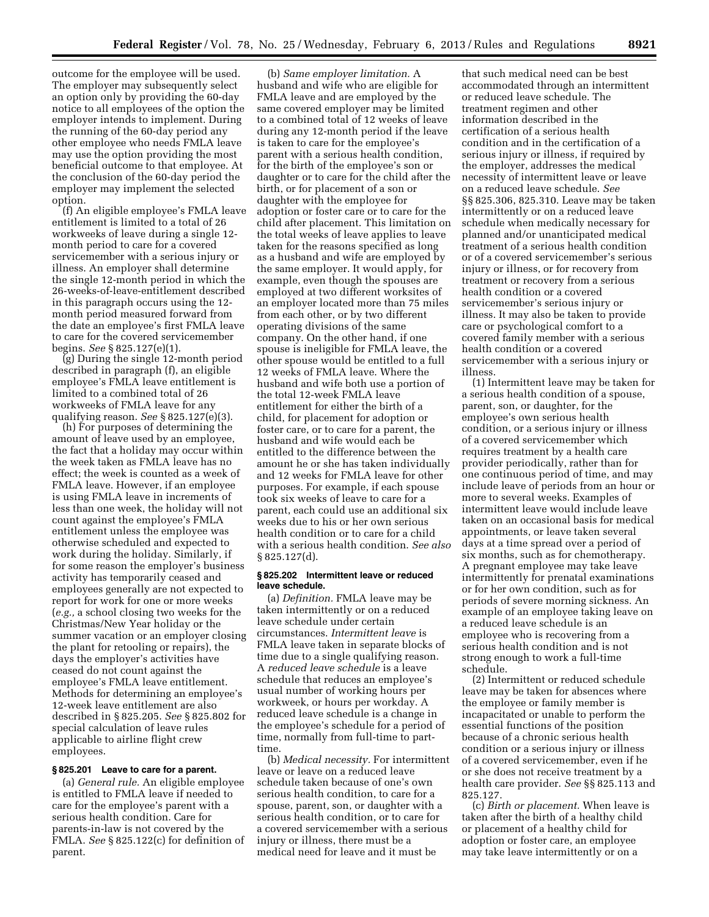outcome for the employee will be used. The employer may subsequently select an option only by providing the 60-day notice to all employees of the option the employer intends to implement. During the running of the 60-day period any other employee who needs FMLA leave may use the option providing the most beneficial outcome to that employee. At the conclusion of the 60-day period the employer may implement the selected option.

(f) An eligible employee's FMLA leave entitlement is limited to a total of 26 workweeks of leave during a single 12-month period to care for a covered servicemember with a serious injury or illness. An employer shall determine the single 12-month period in which the 26-weeks-of-leave-entitlement described in this paragraph occurs using the 12-month period measured forward from the date an employee's first FMLA leave to care for the covered servicemember begins. *See* § 825.127(e)(1).

(g) During the single 12-month period described in paragraph (f), an eligible employee's FMLA leave entitlement is limited to a combined total of 26 workweeks of FMLA leave for any qualifying reason. *See* § 825.127(e)(3).

(h) For purposes of determining the amount of leave used by an employee, the fact that a holiday may occur within the week taken as FMLA leave has no effect; the week is counted as a week of FMLA leave. However, if an employee is using FMLA leave in increments of less than one week, the holiday will not count against the employee's FMLA entitlement unless the employee was otherwise scheduled and expected to work during the holiday. Similarly, if for some reason the employer's business activity has temporarily ceased and employees generally are not expected to report for work for one or more weeks (*e.g.,* a school closing two weeks for the Christmas/New Year holiday or the summer vacation or an employer closing the plant for retooling or repairs), the days the employer's activities have ceased do not count against the employee's FMLA leave entitlement. Methods for determining an employee's 12-week leave entitlement are also described in § 825.205. *See* § 825.802 for special calculation of leave rules applicable to airline flight crew employees.

### § 825.201 Leave to care for a parent.

(a) *General rule.* An eligible employee is entitled to FMLA leave if needed to care for the employee's parent with a serious health condition. Care for parents-in-law is not covered by the FMLA. *See* § 825.122(c) for definition of parent.

(b) *Same employer limitation.* A husband and wife who are eligible for FMLA leave and are employed by the same covered employer may be limited to a combined total of 12 weeks of leave during any 12-month period if the leave is taken to care for the employee's parent with a serious health condition, for the birth of the employee's son or daughter or to care for the child after the birth, or for placement of a son or daughter with the employee for adoption or foster care or to care for the child after placement. This limitation on the total weeks of leave applies to leave taken for the reasons specified as long as a husband and wife are employed by the same employer. It would apply, for example, even though the spouses are employed at two different worksites of an employer located more than 75 miles from each other, or by two different operating divisions of the same company. On the other hand, if one spouse is ineligible for FMLA leave, the other spouse would be entitled to a full 12 weeks of FMLA leave. Where the husband and wife both use a portion of the total 12-week FMLA leave entitlement for either the birth of a child, for placement for adoption or foster care, or to care for a parent, the husband and wife would each be entitled to the difference between the amount he or she has taken individually and 12 weeks for FMLA leave for other purposes. For example, if each spouse took six weeks of leave to care for a parent, each could use an additional six weeks due to his or her own serious health condition or to care for a child with a serious health condition. *See also* § 825.127(d).

### § 825.202 Intermittent leave or reduced leave schedule.

(a) *Definition.* FMLA leave may be taken intermittently or on a reduced leave schedule under certain circumstances. *Intermittent leave* is FMLA leave taken in separate blocks of time due to a single qualifying reason. A *reduced leave schedule* is a leave schedule that reduces an employee's usual number of working hours per workweek, or hours per workday. A reduced leave schedule is a change in the employee's schedule for a period of time, normally from full-time to part-time.

(b) *Medical necessity.* For intermittent leave or leave on a reduced leave schedule taken because of one's own serious health condition, to care for a spouse, parent, son, or daughter with a serious health condition, or to care for a covered servicemember with a serious injury or illness, there must be a medical need for leave and it must be that such medical need can be best accommodated through an intermittent or reduced leave schedule. The treatment regimen and other information described in the certification of a serious health condition and in the certification of a serious injury or illness, if required by the employer, addresses the medical necessity of intermittent leave or leave on a reduced leave schedule. *See* §§ 825.306, 825.310. Leave may be taken intermittently or on a reduced leave schedule when medically necessary for planned and/or unanticipated medical treatment of a serious health condition or of a covered servicemember's serious injury or illness, or for recovery from treatment or recovery from a serious health condition or a covered servicemember's serious injury or illness. It may also be taken to provide care or psychological comfort to a covered family member with a serious health condition or a covered servicemember with a serious injury or illness.

(1) Intermittent leave may be taken for a serious health condition of a spouse, parent, son, or daughter, for the employee's own serious health condition, or a serious injury or illness of a covered servicemember which requires treatment by a health care provider periodically, rather than for one continuous period of time, and may include leave of periods from an hour or more to several weeks. Examples of intermittent leave would include leave taken on an occasional basis for medical appointments, or leave taken several days at a time spread over a period of six months, such as for chemotherapy. A pregnant employee may take leave intermittently for prenatal examinations or for her own condition, such as for periods of severe morning sickness. An example of an employee taking leave on a reduced leave schedule is an employee who is recovering from a serious health condition and is not strong enough to work a full-time schedule.

(2) Intermittent or reduced schedule leave may be taken for absences where the employee or family member is incapacitated or unable to perform the essential functions of the position because of a chronic serious health condition or a serious injury or illness of a covered servicemember, even if he or she does not receive treatment by a health care provider. *See* §§ 825.113 and 825.127.

(c) *Birth or placement.* When leave is taken after the birth of a healthy child or placement of a healthy child for adoption or foster care, an employee may take leave intermittently or on a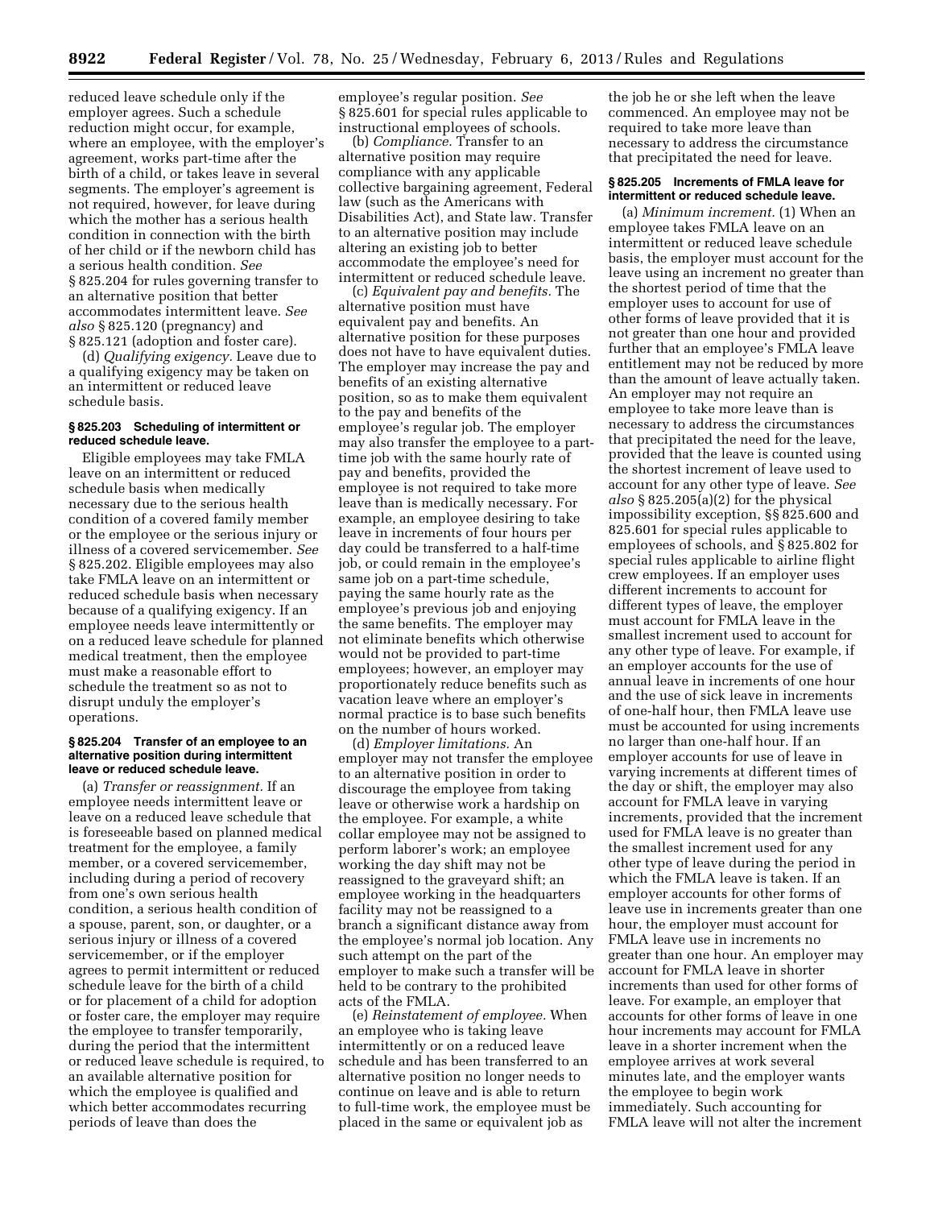reduced leave schedule only if the employer agrees. Such a schedule reduction might occur, for example, where an employee, with the employer's agreement, works part-time after the birth of a child, or takes leave in several segments. The employer's agreement is not required, however, for leave during which the mother has a serious health condition in connection with the birth of her child or if the newborn child has a serious health condition. *See* § 825.204 for rules governing transfer to an alternative position that better accommodates intermittent leave. *See also* § 825.120 (pregnancy) and § 825.121 (adoption and foster care).

(d) *Qualifying exigency.* Leave due to a qualifying exigency may be taken on an intermittent or reduced leave schedule basis.

**§ 825.203 Scheduling of intermittent or reduced schedule leave.**

Eligible employees may take FMLA leave on an intermittent or reduced schedule basis when medically necessary due to the serious health condition of a covered family member or the employee or the serious injury or illness of a covered servicemember. *See* § 825.202. Eligible employees may also take FMLA leave on an intermittent or reduced schedule basis when necessary because of a qualifying exigency. If an employee needs leave intermittently or on a reduced leave schedule for planned medical treatment, then the employee must make a reasonable effort to schedule the treatment so as not to disrupt unduly the employer's operations.

**§ 825.204 Transfer of an employee to an alternative position during intermittent leave or reduced schedule leave.**

(a) *Transfer or reassignment.* If an employee needs intermittent leave or leave on a reduced leave schedule that is foreseeable based on planned medical treatment for the employee, a family member, or a covered servicemember, including during a period of recovery from one's own serious health condition, a serious health condition of a spouse, parent, son, or daughter, or a serious injury or illness of a covered servicemember, or if the employer agrees to permit intermittent or reduced schedule leave for the birth of a child or for placement of a child for adoption or foster care, the employer may require the employee to transfer temporarily, during the period that the intermittent or reduced leave schedule is required, to an available alternative position for which the employee is qualified and which better accommodates recurring periods of leave than does the employee's regular position. *See* § 825.601 for special rules applicable to instructional employees of schools.

(b) *Compliance.* Transfer to an alternative position may require compliance with any applicable collective bargaining agreement, Federal law (such as the Americans with Disabilities Act), and State law. Transfer to an alternative position may include altering an existing job to better accommodate the employee's need for intermittent or reduced schedule leave.

(c) *Equivalent pay and benefits.* The alternative position must have equivalent pay and benefits. An alternative position for these purposes does not have to have equivalent duties. The employer may increase the pay and benefits of an existing alternative position, so as to make them equivalent to the pay and benefits of the employee's regular job. The employer may also transfer the employee to a part-time job with the same hourly rate of pay and benefits, provided the employee is not required to take more leave than is medically necessary. For example, an employee desiring to take leave in increments of four hours per day could be transferred to a half-time job, or could remain in the employee's same job on a part-time schedule, paying the same hourly rate as the employee's previous job and enjoying the same benefits. The employer may not eliminate benefits which otherwise would not be provided to part-time employees; however, an employer may proportionately reduce benefits such as vacation leave where an employer's normal practice is to base such benefits on the number of hours worked.

(d) *Employer limitations.* An employer may not transfer the employee to an alternative position in order to discourage the employee from taking leave or otherwise work a hardship on the employee. For example, a white collar employee may not be assigned to perform laborer's work; an employee working the day shift may not be reassigned to the graveyard shift; an employee working in the headquarters facility may not be reassigned to a branch a significant distance away from the employee's normal job location. Any such attempt on the part of the employer to make such a transfer will be held to be contrary to the prohibited acts of the FMLA.

(e) *Reinstatement of employee.* When an employee who is taking leave intermittently or on a reduced leave schedule and has been transferred to an alternative position no longer needs to continue on leave and is able to return to full-time work, the employee must be placed in the same or equivalent job as the job he or she left when the leave commenced. An employee may not be required to take more leave than necessary to address the circumstance that precipitated the need for leave.

**§ 825.205 Increments of FMLA leave for intermittent or reduced schedule leave.**

(a) *Minimum increment.* (1) When an employee takes FMLA leave on an intermittent or reduced leave schedule basis, the employer must account for the leave using an increment no greater than the shortest period of time that the employer uses to account for use of other forms of leave provided that it is not greater than one hour and provided further that an employee's FMLA leave entitlement may not be reduced by more than the amount of leave actually taken. An employer may not require an employee to take more leave than is necessary to address the circumstances that precipitated the need for the leave, provided that the leave is counted using the shortest increment of leave used to account for any other type of leave. *See also* § 825.205(a)(2) for the physical impossibility exception, §§ 825.600 and 825.601 for special rules applicable to employees of schools, and § 825.802 for special rules applicable to airline flight crew employees. If an employer uses different increments to account for different types of leave, the employer must account for FMLA leave in the smallest increment used to account for any other type of leave. For example, if an employer accounts for the use of annual leave in increments of one hour and the use of sick leave in increments of one-half hour, then FMLA leave use must be accounted for using increments no larger than one-half hour. If an employer accounts for use of leave in varying increments at different times of the day or shift, the employer may also account for FMLA leave in varying increments, provided that the increment used for FMLA leave is no greater than the smallest increment used for any other type of leave during the period in which the FMLA leave is taken. If an employer accounts for other forms of leave use in increments greater than one hour, the employer must account for FMLA leave use in increments no greater than one hour. An employer may account for FMLA leave in shorter increments than used for other forms of leave. For example, an employer that accounts for other forms of leave in one hour increments may account for FMLA leave in a shorter increment when the employee arrives at work several minutes late, and the employer wants the employee to begin work immediately. Such accounting for FMLA leave will not alter the increment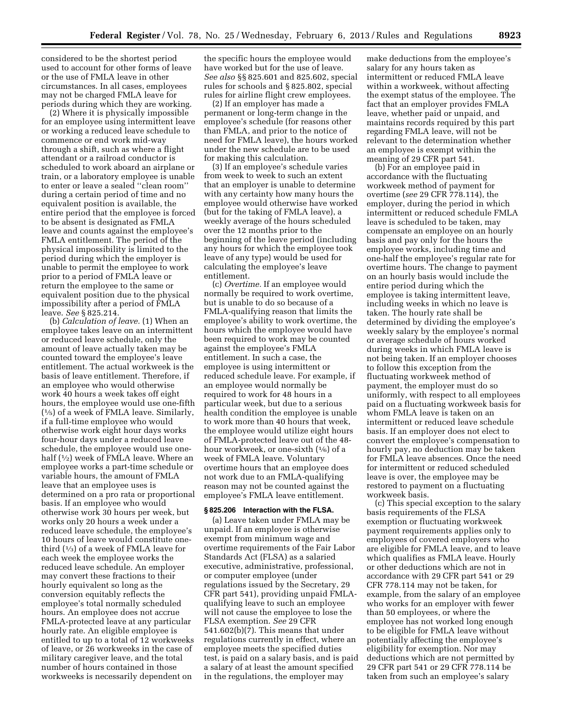considered to be the shortest period used to account for other forms of leave or the use of FMLA leave in other circumstances. In all cases, employees may not be charged FMLA leave for periods during which they are working.

(2) Where it is physically impossible for an employee using intermittent leave or working a reduced leave schedule to commence or end work mid-way through a shift, such as where a flight attendant or a railroad conductor is scheduled to work aboard an airplane or train, or a laboratory employee is unable to enter or leave a sealed ''clean room'' during a certain period of time and no equivalent position is available, the entire period that the employee is forced to be absent is designated as FMLA leave and counts against the employee's FMLA entitlement. The period of the physical impossibility is limited to the period during which the employer is unable to permit the employee to work prior to a period of FMLA leave or return the employee to the same or equivalent position due to the physical impossibility after a period of FMLA leave. *See* § 825.214.

(b) *Calculation of leave.* (1) When an employee takes leave on an intermittent or reduced leave schedule, only the amount of leave actually taken may be counted toward the employee's leave entitlement. The actual workweek is the basis of leave entitlement. Therefore, if an employee who would otherwise work 40 hours a week takes off eight hours, the employee would use one-fifth (1⁄5) of a week of FMLA leave. Similarly, if a full-time employee who would otherwise work eight hour days works four-hour days under a reduced leave schedule, the employee would use one-half (1⁄2) week of FMLA leave. Where an employee works a part-time schedule or variable hours, the amount of FMLA leave that an employee uses is determined on a pro rata or proportional basis. If an employee who would otherwise work 30 hours per week, but works only 20 hours a week under a reduced leave schedule, the employee's 10 hours of leave would constitute one-third (1⁄3) of a week of FMLA leave for each week the employee works the reduced leave schedule. An employer may convert these fractions to their hourly equivalent so long as the conversion equitably reflects the employee's total normally scheduled hours. An employee does not accrue FMLA-protected leave at any particular hourly rate. An eligible employee is entitled to up to a total of 12 workweeks of leave, or 26 workweeks in the case of military caregiver leave, and the total number of hours contained in those workweeks is necessarily dependent on the specific hours the employee would have worked but for the use of leave. *See also* §§ 825.601 and 825.602, special rules for schools and § 825.802, special rules for airline flight crew employees.

(2) If an employer has made a permanent or long-term change in the employee's schedule (for reasons other than FMLA, and prior to the notice of need for FMLA leave), the hours worked under the new schedule are to be used for making this calculation.

(3) If an employee's schedule varies from week to week to such an extent that an employer is unable to determine with any certainty how many hours the employee would otherwise have worked (but for the taking of FMLA leave), a weekly average of the hours scheduled over the 12 months prior to the beginning of the leave period (including any hours for which the employee took leave of any type) would be used for calculating the employee's leave entitlement.

(c) *Overtime.* If an employee would normally be required to work overtime, but is unable to do so because of a FMLA-qualifying reason that limits the employee's ability to work overtime, the hours which the employee would have been required to work may be counted against the employee's FMLA entitlement. In such a case, the employee is using intermittent or reduced schedule leave. For example, if an employee would normally be required to work for 48 hours in a particular week, but due to a serious health condition the employee is unable to work more than 40 hours that week, the employee would utilize eight hours of FMLA-protected leave out of the 48-hour workweek, or one-sixth (1⁄6) of a week of FMLA leave. Voluntary overtime hours that an employee does not work due to an FMLA-qualifying reason may not be counted against the employee's FMLA leave entitlement.

### § 825.206 Interaction with the FLSA.

(a) Leave taken under FMLA may be unpaid. If an employee is otherwise exempt from minimum wage and overtime requirements of the Fair Labor Standards Act (FLSA) as a salaried executive, administrative, professional, or computer employee (under regulations issued by the Secretary, 29 CFR part 541), providing unpaid FMLA-qualifying leave to such an employee will not cause the employee to lose the FLSA exemption. *See* 29 CFR 541.602(b)(7). This means that under regulations currently in effect, where an employee meets the specified duties test, is paid on a salary basis, and is paid a salary of at least the amount specified in the regulations, the employer may make deductions from the employee's salary for any hours taken as intermittent or reduced FMLA leave within a workweek, without affecting the exempt status of the employee. The fact that an employer provides FMLA leave, whether paid or unpaid, and maintains records required by this part regarding FMLA leave, will not be relevant to the determination whether an employee is exempt within the meaning of 29 CFR part 541.

(b) For an employee paid in accordance with the fluctuating workweek method of payment for overtime (*see* 29 CFR 778.114), the employer, during the period in which intermittent or reduced schedule FMLA leave is scheduled to be taken, may compensate an employee on an hourly basis and pay only for the hours the employee works, including time and one-half the employee's regular rate for overtime hours. The change to payment on an hourly basis would include the entire period during which the employee is taking intermittent leave, including weeks in which no leave is taken. The hourly rate shall be determined by dividing the employee's weekly salary by the employee's normal or average schedule of hours worked during weeks in which FMLA leave is not being taken. If an employer chooses to follow this exception from the fluctuating workweek method of payment, the employer must do so uniformly, with respect to all employees paid on a fluctuating workweek basis for whom FMLA leave is taken on an intermittent or reduced leave schedule basis. If an employer does not elect to convert the employee's compensation to hourly pay, no deduction may be taken for FMLA leave absences. Once the need for intermittent or reduced scheduled leave is over, the employee may be restored to payment on a fluctuating workweek basis.

(c) This special exception to the salary basis requirements of the FLSA exemption or fluctuating workweek payment requirements applies only to employees of covered employers who are eligible for FMLA leave, and to leave which qualifies as FMLA leave. Hourly or other deductions which are not in accordance with 29 CFR part 541 or 29 CFR 778.114 may not be taken, for example, from the salary of an employee who works for an employer with fewer than 50 employees, or where the employee has not worked long enough to be eligible for FMLA leave without potentially affecting the employee's eligibility for exemption. Nor may deductions which are not permitted by 29 CFR part 541 or 29 CFR 778.114 be taken from such an employee's salary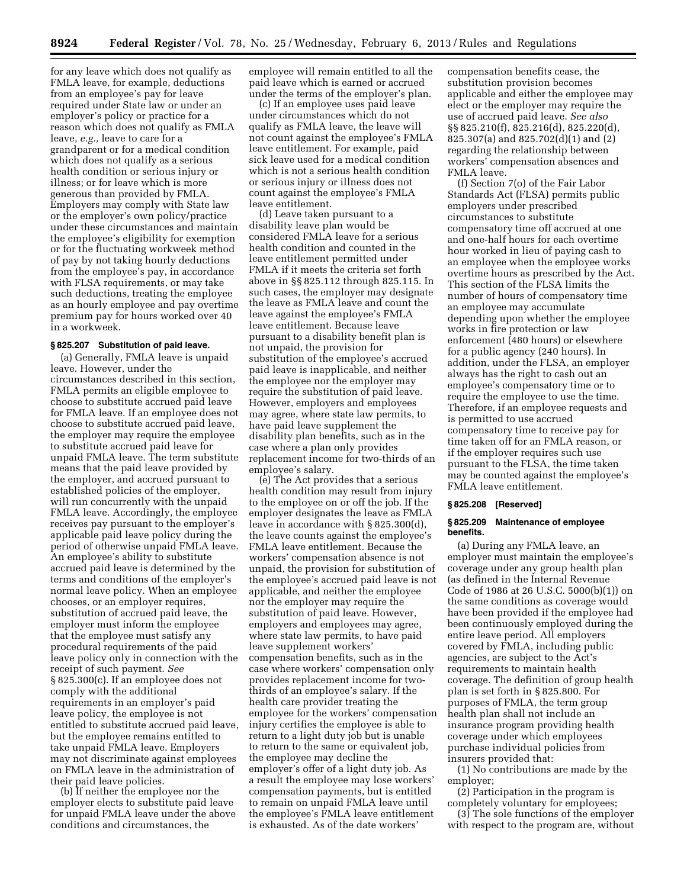for any leave which does not qualify as FMLA leave, for example, deductions from an employee's pay for leave required under State law or under an employer's policy or practice for a reason which does not qualify as FMLA leave, *e.g.,* leave to care for a grandparent or for a medical condition which does not qualify as a serious health condition or serious injury or illness; or for leave which is more generous than provided by FMLA. Employers may comply with State law or the employer's own policy/practice under these circumstances and maintain the employee's eligibility for exemption or for the fluctuating workweek method of pay by not taking hourly deductions from the employee's pay, in accordance with FLSA requirements, or may take such deductions, treating the employee as an hourly employee and pay overtime premium pay for hours worked over 40 in a workweek.

**§ 825.207 Substitution of paid leave.**

(a) Generally, FMLA leave is unpaid leave. However, under the circumstances described in this section, FMLA permits an eligible employee to choose to substitute accrued paid leave for FMLA leave. If an employee does not choose to substitute accrued paid leave, the employer may require the employee to substitute accrued paid leave for unpaid FMLA leave. The term substitute means that the paid leave provided by the employer, and accrued pursuant to established policies of the employer, will run concurrently with the unpaid FMLA leave. Accordingly, the employee receives pay pursuant to the employer's applicable paid leave policy during the period of otherwise unpaid FMLA leave. An employee's ability to substitute accrued paid leave is determined by the terms and conditions of the employer's normal leave policy. When an employee chooses, or an employer requires, substitution of accrued paid leave, the employer must inform the employee that the employee must satisfy any procedural requirements of the paid leave policy only in connection with the receipt of such payment. *See* § 825.300(c). If an employee does not comply with the additional requirements in an employer's paid leave policy, the employee is not entitled to substitute accrued paid leave, but the employee remains entitled to take unpaid FMLA leave. Employers may not discriminate against employees on FMLA leave in the administration of their paid leave policies.

(b) If neither the employee nor the employer elects to substitute paid leave for unpaid FMLA leave under the above conditions and circumstances, the employee will remain entitled to all the paid leave which is earned or accrued under the terms of the employer's plan.

(c) If an employee uses paid leave under circumstances which do not qualify as FMLA leave, the leave will not count against the employee's FMLA leave entitlement. For example, paid sick leave used for a medical condition which is not a serious health condition or serious injury or illness does not count against the employee's FMLA leave entitlement.

(d) Leave taken pursuant to a disability leave plan would be considered FMLA leave for a serious health condition and counted in the leave entitlement permitted under FMLA if it meets the criteria set forth above in §§ 825.112 through 825.115. In such cases, the employer may designate the leave as FMLA leave and count the leave against the employee's FMLA leave entitlement. Because leave pursuant to a disability benefit plan is not unpaid, the provision for substitution of the employee's accrued paid leave is inapplicable, and neither the employee nor the employer may require the substitution of paid leave. However, employers and employees may agree, where state law permits, to have paid leave supplement the disability plan benefits, such as in the case where a plan only provides replacement income for two-thirds of an employee's salary.

(e) The Act provides that a serious health condition may result from injury to the employee on or off the job. If the employer designates the leave as FMLA leave in accordance with § 825.300(d), the leave counts against the employee's FMLA leave entitlement. Because the workers' compensation absence is not unpaid, the provision for substitution of the employee's accrued paid leave is not applicable, and neither the employee nor the employer may require the substitution of paid leave. However, employers and employees may agree, where state law permits, to have paid leave supplement workers' compensation benefits, such as in the case where workers' compensation only provides replacement income for two-thirds of an employee's salary. If the health care provider treating the employee for the workers' compensation injury certifies the employee is able to return to a light duty job but is unable to return to the same or equivalent job, the employee may decline the employer's offer of a light duty job. As a result the employee may lose workers' compensation payments, but is entitled to remain on unpaid FMLA leave until the employee's FMLA leave entitlement is exhausted. As of the date workers' compensation benefits cease, the substitution provision becomes applicable and either the employee may elect or the employer may require the use of accrued paid leave. *See also* §§ 825.210(f), 825.216(d), 825.220(d), 825.307(a) and 825.702(d)(1) and (2) regarding the relationship between workers' compensation absences and FMLA leave.

(f) Section 7(o) of the Fair Labor Standards Act (FLSA) permits public employers under prescribed circumstances to substitute compensatory time off accrued at one and one-half hours for each overtime hour worked in lieu of paying cash to an employee when the employee works overtime hours as prescribed by the Act. This section of the FLSA limits the number of hours of compensatory time an employee may accumulate depending upon whether the employee works in fire protection or law enforcement (480 hours) or elsewhere for a public agency (240 hours). In addition, under the FLSA, an employer always has the right to cash out an employee's compensatory time or to require the employee to use the time. Therefore, if an employee requests and is permitted to use accrued compensatory time to receive pay for time taken off for an FMLA reason, or if the employer requires such use pursuant to the FLSA, the time taken may be counted against the employee's FMLA leave entitlement.

**§ 825.208 [Reserved]**

**§ 825.209 Maintenance of employee benefits.**

(a) During any FMLA leave, an employer must maintain the employee's coverage under any group health plan (as defined in the Internal Revenue Code of 1986 at 26 U.S.C. 5000(b)(1)) on the same conditions as coverage would have been provided if the employee had been continuously employed during the entire leave period. All employers covered by FMLA, including public agencies, are subject to the Act's requirements to maintain health coverage. The definition of group health plan is set forth in § 825.800. For purposes of FMLA, the term group health plan shall not include an insurance program providing health coverage under which employees purchase individual policies from insurers provided that:

(1) No contributions are made by the employer;

(2) Participation in the program is completely voluntary for employees;

(3) The sole functions of the employer with respect to the program are, without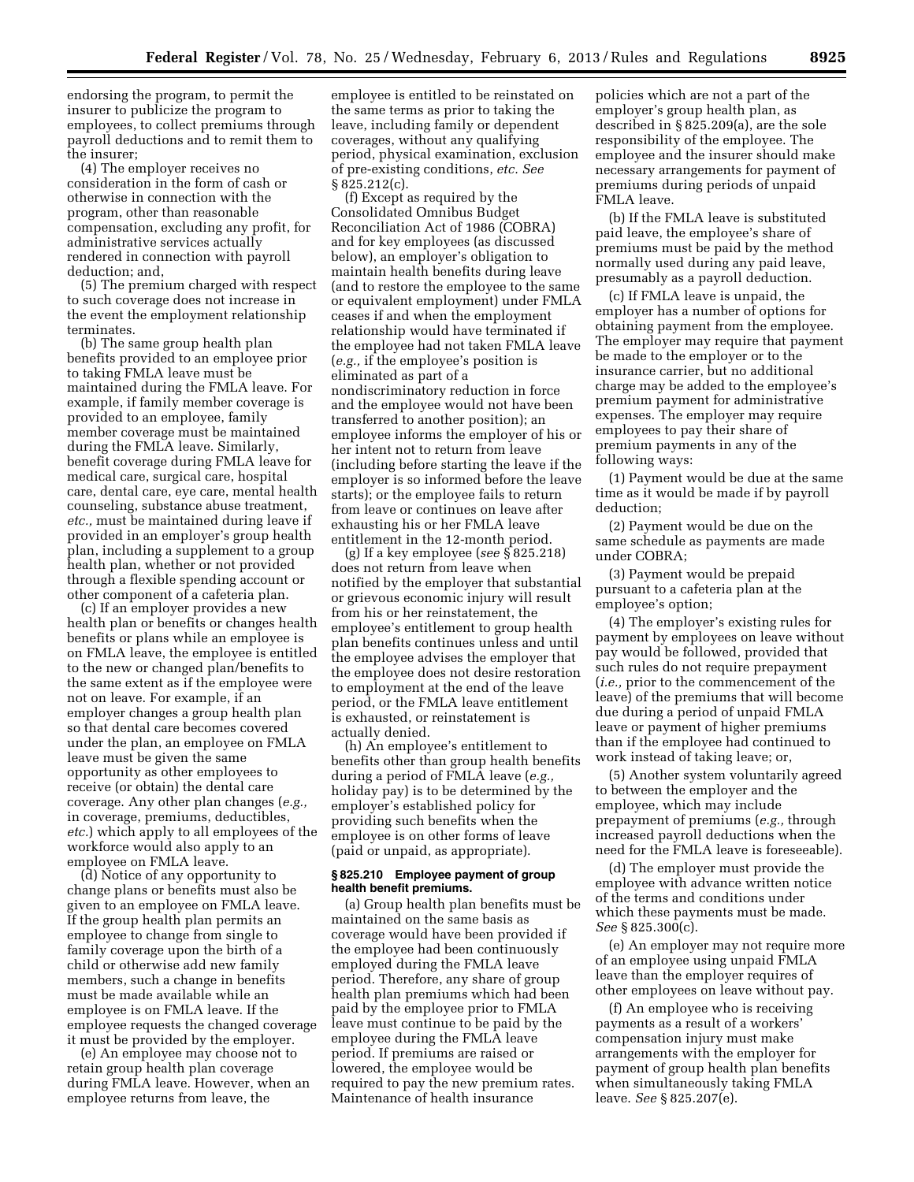endorsing the program, to permit the insurer to publicize the program to employees, to collect premiums through payroll deductions and to remit them to the insurer;

(4) The employer receives no consideration in the form of cash or otherwise in connection with the program, other than reasonable compensation, excluding any profit, for administrative services actually rendered in connection with payroll deduction; and,

(5) The premium charged with respect to such coverage does not increase in the event the employment relationship terminates.

(b) The same group health plan benefits provided to an employee prior to taking FMLA leave must be maintained during the FMLA leave. For example, if family member coverage is provided to an employee, family member coverage must be maintained during the FMLA leave. Similarly, benefit coverage during FMLA leave for medical care, surgical care, hospital care, dental care, eye care, mental health counseling, substance abuse treatment, *etc.,* must be maintained during leave if provided in an employer's group health plan, including a supplement to a group health plan, whether or not provided through a flexible spending account or other component of a cafeteria plan.

(c) If an employer provides a new health plan or benefits or changes health benefits or plans while an employee is on FMLA leave, the employee is entitled to the new or changed plan/benefits to the same extent as if the employee were not on leave. For example, if an employer changes a group health plan so that dental care becomes covered under the plan, an employee on FMLA leave must be given the same opportunity as other employees to receive (or obtain) the dental care coverage. Any other plan changes (*e.g.,* in coverage, premiums, deductibles, *etc.*) which apply to all employees of the workforce would also apply to an employee on FMLA leave.

(d) Notice of any opportunity to change plans or benefits must also be given to an employee on FMLA leave. If the group health plan permits an employee to change from single to family coverage upon the birth of a child or otherwise add new family members, such a change in benefits must be made available while an employee is on FMLA leave. If the employee requests the changed coverage it must be provided by the employer.

(e) An employee may choose not to retain group health plan coverage during FMLA leave. However, when an employee returns from leave, the employee is entitled to be reinstated on the same terms as prior to taking the leave, including family or dependent coverages, without any qualifying period, physical examination, exclusion of pre-existing conditions, *etc. See* § 825.212(c).

(f) Except as required by the Consolidated Omnibus Budget Reconciliation Act of 1986 (COBRA) and for key employees (as discussed below), an employer's obligation to maintain health benefits during leave (and to restore the employee to the same or equivalent employment) under FMLA ceases if and when the employment relationship would have terminated if the employee had not taken FMLA leave (*e.g.,* if the employee's position is eliminated as part of a nondiscriminatory reduction in force and the employee would not have been transferred to another position); an employee informs the employer of his or her intent not to return from leave (including before starting the leave if the employer is so informed before the leave starts); or the employee fails to return from leave or continues on leave after exhausting his or her FMLA leave entitlement in the 12-month period.

(g) If a key employee (*see* § 825.218) does not return from leave when notified by the employer that substantial or grievous economic injury will result from his or her reinstatement, the employee's entitlement to group health plan benefits continues unless and until the employee advises the employer that the employee does not desire restoration to employment at the end of the leave period, or the FMLA leave entitlement is exhausted, or reinstatement is actually denied.

(h) An employee's entitlement to benefits other than group health benefits during a period of FMLA leave (*e.g.,* holiday pay) is to be determined by the employer's established policy for providing such benefits when the employee is on other forms of leave (paid or unpaid, as appropriate).

#### § 825.210 Employee payment of group health benefit premiums.

(a) Group health plan benefits must be maintained on the same basis as coverage would have been provided if the employee had been continuously employed during the FMLA leave period. Therefore, any share of group health plan premiums which had been paid by the employee prior to FMLA leave must continue to be paid by the employee during the FMLA leave period. If premiums are raised or lowered, the employee would be required to pay the new premium rates. Maintenance of health insurance policies which are not a part of the employer's group health plan, as described in § 825.209(a), are the sole responsibility of the employee. The employee and the insurer should make necessary arrangements for payment of premiums during periods of unpaid FMLA leave.

(b) If the FMLA leave is substituted paid leave, the employee's share of premiums must be paid by the method normally used during any paid leave, presumably as a payroll deduction.

(c) If FMLA leave is unpaid, the employer has a number of options for obtaining payment from the employee. The employer may require that payment be made to the employer or to the insurance carrier, but no additional charge may be added to the employee's premium payment for administrative expenses. The employer may require employees to pay their share of premium payments in any of the following ways:

(1) Payment would be due at the same time as it would be made if by payroll deduction;

(2) Payment would be due on the same schedule as payments are made under COBRA;

(3) Payment would be prepaid pursuant to a cafeteria plan at the employee's option;

(4) The employer's existing rules for payment by employees on leave without pay would be followed, provided that such rules do not require prepayment (*i.e.,* prior to the commencement of the leave) of the premiums that will become due during a period of unpaid FMLA leave or payment of higher premiums than if the employee had continued to work instead of taking leave; or,

(5) Another system voluntarily agreed to between the employer and the employee, which may include prepayment of premiums (*e.g.,* through increased payroll deductions when the need for the FMLA leave is foreseeable).

(d) The employer must provide the employee with advance written notice of the terms and conditions under which these payments must be made. *See* § 825.300(c).

(e) An employer may not require more of an employee using unpaid FMLA leave than the employer requires of other employees on leave without pay.

(f) An employee who is receiving payments as a result of a workers' compensation injury must make arrangements with the employer for payment of group health plan benefits when simultaneously taking FMLA leave. *See* § 825.207(e).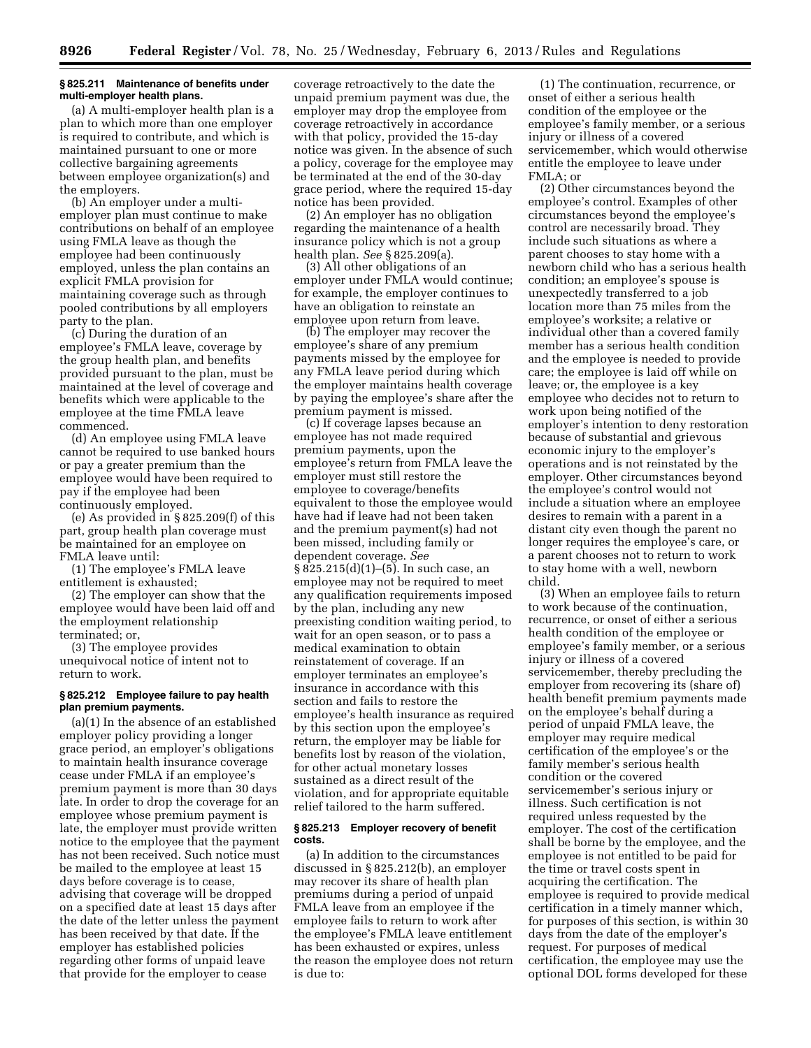### § 825.211 Maintenance of benefits under multi-employer health plans.

(a) A multi-employer health plan is a plan to which more than one employer is required to contribute, and which is maintained pursuant to one or more collective bargaining agreements between employee organization(s) and the employers.

(b) An employer under a multi-employer plan must continue to make contributions on behalf of an employee using FMLA leave as though the employee had been continuously employed, unless the plan contains an explicit FMLA provision for maintaining coverage such as through pooled contributions by all employers party to the plan.

(c) During the duration of an employee's FMLA leave, coverage by the group health plan, and benefits provided pursuant to the plan, must be maintained at the level of coverage and benefits which were applicable to the employee at the time FMLA leave commenced.

(d) An employee using FMLA leave cannot be required to use banked hours or pay a greater premium than the employee would have been required to pay if the employee had been continuously employed.

(e) As provided in § 825.209(f) of this part, group health plan coverage must be maintained for an employee on FMLA leave until:

(1) The employee's FMLA leave entitlement is exhausted;

(2) The employer can show that the employee would have been laid off and the employment relationship terminated; or,

(3) The employee provides unequivocal notice of intent not to return to work.

### § 825.212 Employee failure to pay health plan premium payments.

(a)(1) In the absence of an established employer policy providing a longer grace period, an employer's obligations to maintain health insurance coverage cease under FMLA if an employee's premium payment is more than 30 days late. In order to drop the coverage for an employee whose premium payment is late, the employer must provide written notice to the employee that the payment has not been received. Such notice must be mailed to the employee at least 15 days before coverage is to cease, advising that coverage will be dropped on a specified date at least 15 days after the date of the letter unless the payment has been received by that date. If the employer has established policies regarding other forms of unpaid leave that provide for the employer to cease coverage retroactively to the date the unpaid premium payment was due, the employer may drop the employee from coverage retroactively in accordance with that policy, provided the 15-day notice was given. In the absence of such a policy, coverage for the employee may be terminated at the end of the 30-day grace period, where the required 15-day notice has been provided.

(2) An employer has no obligation regarding the maintenance of a health insurance policy which is not a group health plan. *See* § 825.209(a).

(3) All other obligations of an employer under FMLA would continue; for example, the employer continues to have an obligation to reinstate an employee upon return from leave.

(b) The employer may recover the employee's share of any premium payments missed by the employee for any FMLA leave period during which the employer maintains health coverage by paying the employee's share after the premium payment is missed.

(c) If coverage lapses because an employee has not made required premium payments, upon the employee's return from FMLA leave the employer must still restore the employee to coverage/benefits equivalent to those the employee would have had if leave had not been taken and the premium payment(s) had not been missed, including family or dependent coverage. *See* § 825.215(d)(1)–(5). In such case, an employee may not be required to meet any qualification requirements imposed by the plan, including any new preexisting condition waiting period, to wait for an open season, or to pass a medical examination to obtain reinstatement of coverage. If an employer terminates an employee's insurance in accordance with this section and fails to restore the employee's health insurance as required by this section upon the employee's return, the employer may be liable for benefits lost by reason of the violation, for other actual monetary losses sustained as a direct result of the violation, and for appropriate equitable relief tailored to the harm suffered.

### § 825.213 Employer recovery of benefit costs.

(a) In addition to the circumstances discussed in § 825.212(b), an employer may recover its share of health plan premiums during a period of unpaid FMLA leave from an employee if the employee fails to return to work after the employee's FMLA leave entitlement has been exhausted or expires, unless the reason the employee does not return is due to:

(1) The continuation, recurrence, or onset of either a serious health condition of the employee or the employee's family member, or a serious injury or illness of a covered servicemember, which would otherwise entitle the employee to leave under FMLA; or

(2) Other circumstances beyond the employee's control. Examples of other circumstances beyond the employee's control are necessarily broad. They include such situations as where a parent chooses to stay home with a newborn child who has a serious health condition; an employee's spouse is unexpectedly transferred to a job location more than 75 miles from the employee's worksite; a relative or individual other than a covered family member has a serious health condition and the employee is needed to provide care; the employee is laid off while on leave; or, the employee is a key employee who decides not to return to work upon being notified of the employer's intention to deny restoration because of substantial and grievous economic injury to the employer's operations and is not reinstated by the employer. Other circumstances beyond the employee's control would not include a situation where an employee desires to remain with a parent in a distant city even though the parent no longer requires the employee's care, or a parent chooses not to return to work to stay home with a well, newborn child.

(3) When an employee fails to return to work because of the continuation, recurrence, or onset of either a serious health condition of the employee or employee's family member, or a serious injury or illness of a covered servicemember, thereby precluding the employer from recovering its (share of) health benefit premium payments made on the employee's behalf during a period of unpaid FMLA leave, the employer may require medical certification of the employee's or the family member's serious health condition or the covered servicemember's serious injury or illness. Such certification is not required unless requested by the employer. The cost of the certification shall be borne by the employee, and the employee is not entitled to be paid for the time or travel costs spent in acquiring the certification. The employee is required to provide medical certification in a timely manner which, for purposes of this section, is within 30 days from the date of the employer's request. For purposes of medical certification, the employee may use the optional DOL forms developed for these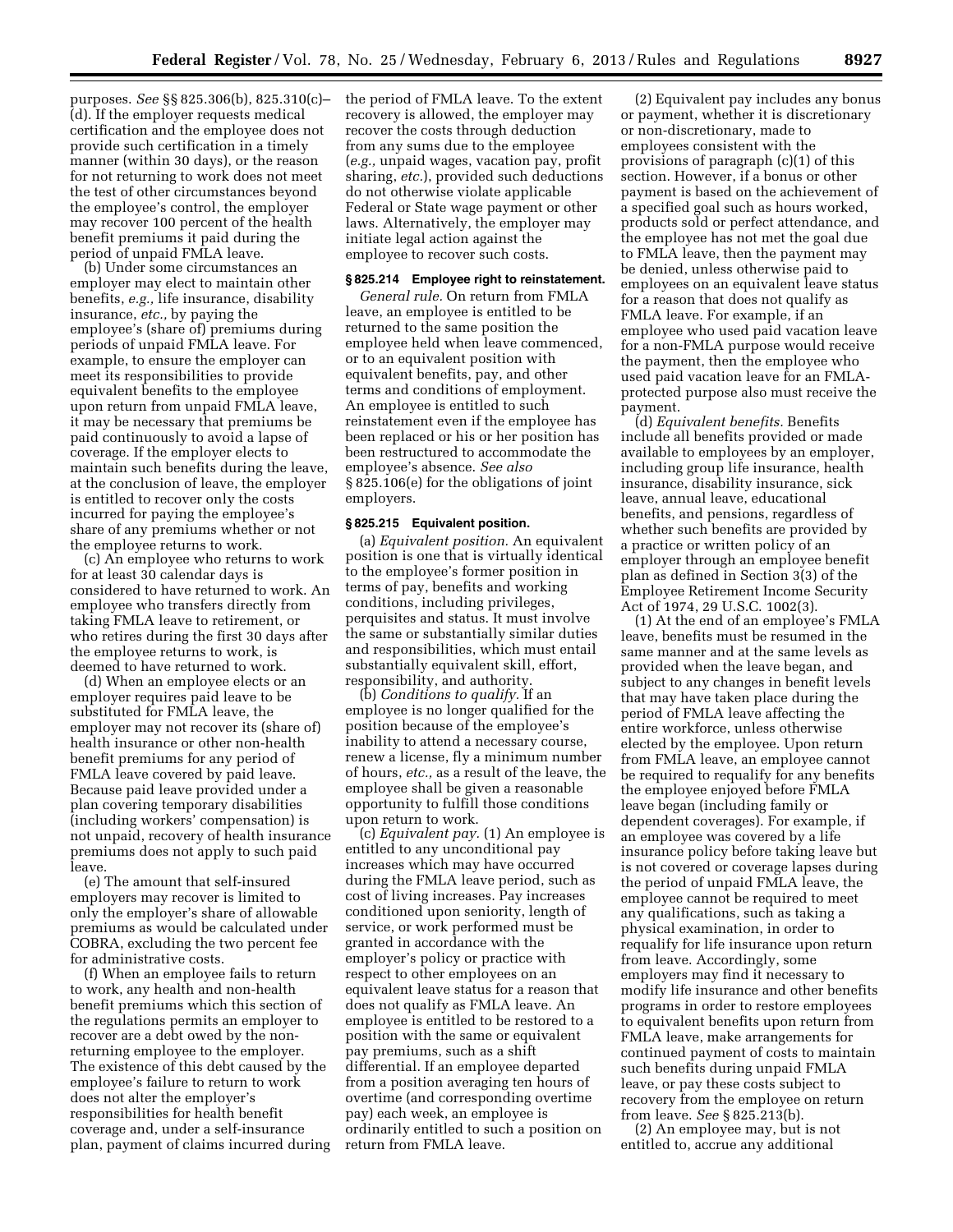purposes. *See* §§ 825.306(b), 825.310(c)–(d). If the employer requests medical certification and the employee does not provide such certification in a timely manner (within 30 days), or the reason for not returning to work does not meet the test of other circumstances beyond the employee's control, the employer may recover 100 percent of the health benefit premiums it paid during the period of unpaid FMLA leave.

(b) Under some circumstances an employer may elect to maintain other benefits, *e.g.,* life insurance, disability insurance, *etc.,* by paying the employee's (share of) premiums during periods of unpaid FMLA leave. For example, to ensure the employer can meet its responsibilities to provide equivalent benefits to the employee upon return from unpaid FMLA leave, it may be necessary that premiums be paid continuously to avoid a lapse of coverage. If the employer elects to maintain such benefits during the leave, at the conclusion of leave, the employer is entitled to recover only the costs incurred for paying the employee's share of any premiums whether or not the employee returns to work.

(c) An employee who returns to work for at least 30 calendar days is considered to have returned to work. An employee who transfers directly from taking FMLA leave to retirement, or who retires during the first 30 days after the employee returns to work, is deemed to have returned to work.

(d) When an employee elects or an employer requires paid leave to be substituted for FMLA leave, the employer may not recover its (share of) health insurance or other non-health benefit premiums for any period of FMLA leave covered by paid leave. Because paid leave provided under a plan covering temporary disabilities (including workers' compensation) is not unpaid, recovery of health insurance premiums does not apply to such paid leave.

(e) The amount that self-insured employers may recover is limited to only the employer's share of allowable premiums as would be calculated under COBRA, excluding the two percent fee for administrative costs.

(f) When an employee fails to return to work, any health and non-health benefit premiums which this section of the regulations permits an employer to recover are a debt owed by the non-returning employee to the employer. The existence of this debt caused by the employee's failure to return to work does not alter the employer's responsibilities for health benefit coverage and, under a self-insurance plan, payment of claims incurred during the period of FMLA leave. To the extent recovery is allowed, the employer may recover the costs through deduction from any sums due to the employee (*e.g.,* unpaid wages, vacation pay, profit sharing, *etc.*), provided such deductions do not otherwise violate applicable Federal or State wage payment or other laws. Alternatively, the employer may initiate legal action against the employee to recover such costs.

### § 825.214 Employee right to reinstatement.

*General rule.* On return from FMLA leave, an employee is entitled to be returned to the same position the employee held when leave commenced, or to an equivalent position with equivalent benefits, pay, and other terms and conditions of employment. An employee is entitled to such reinstatement even if the employee has been replaced or his or her position has been restructured to accommodate the employee's absence. *See also* § 825.106(e) for the obligations of joint employers.

### § 825.215 Equivalent position.

(a) *Equivalent position.* An equivalent position is one that is virtually identical to the employee's former position in terms of pay, benefits and working conditions, including privileges, perquisites and status. It must involve the same or substantially similar duties and responsibilities, which must entail substantially equivalent skill, effort, responsibility, and authority.

(b) *Conditions to qualify.* If an employee is no longer qualified for the position because of the employee's inability to attend a necessary course, renew a license, fly a minimum number of hours, *etc.,* as a result of the leave, the employee shall be given a reasonable opportunity to fulfill those conditions upon return to work.

(c) *Equivalent pay.* (1) An employee is entitled to any unconditional pay increases which may have occurred during the FMLA leave period, such as cost of living increases. Pay increases conditioned upon seniority, length of service, or work performed must be granted in accordance with the employer's policy or practice with respect to other employees on an equivalent leave status for a reason that does not qualify as FMLA leave. An employee is entitled to be restored to a position with the same or equivalent pay premiums, such as a shift differential. If an employee departed from a position averaging ten hours of overtime (and corresponding overtime pay) each week, an employee is ordinarily entitled to such a position on return from FMLA leave.

(2) Equivalent pay includes any bonus or payment, whether it is discretionary or non-discretionary, made to employees consistent with the provisions of paragraph (c)(1) of this section. However, if a bonus or other payment is based on the achievement of a specified goal such as hours worked, products sold or perfect attendance, and the employee has not met the goal due to FMLA leave, then the payment may be denied, unless otherwise paid to employees on an equivalent leave status for a reason that does not qualify as FMLA leave. For example, if an employee who used paid vacation leave for a non-FMLA purpose would receive the payment, then the employee who used paid vacation leave for an FMLA-protected purpose also must receive the payment.

(d) *Equivalent benefits.* Benefits include all benefits provided or made available to employees by an employer, including group life insurance, health insurance, disability insurance, sick leave, annual leave, educational benefits, and pensions, regardless of whether such benefits are provided by a practice or written policy of an employer through an employee benefit plan as defined in Section 3(3) of the Employee Retirement Income Security Act of 1974, 29 U.S.C. 1002(3).

(1) At the end of an employee's FMLA leave, benefits must be resumed in the same manner and at the same levels as provided when the leave began, and subject to any changes in benefit levels that may have taken place during the period of FMLA leave affecting the entire workforce, unless otherwise elected by the employee. Upon return from FMLA leave, an employee cannot be required to requalify for any benefits the employee enjoyed before FMLA leave began (including family or dependent coverages). For example, if an employee was covered by a life insurance policy before taking leave but is not covered or coverage lapses during the period of unpaid FMLA leave, the employee cannot be required to meet any qualifications, such as taking a physical examination, in order to requalify for life insurance upon return from leave. Accordingly, some employers may find it necessary to modify life insurance and other benefits programs in order to restore employees to equivalent benefits upon return from FMLA leave, make arrangements for continued payment of costs to maintain such benefits during unpaid FMLA leave, or pay these costs subject to recovery from the employee on return from leave. *See* § 825.213(b).

(2) An employee may, but is not entitled to, accrue any additional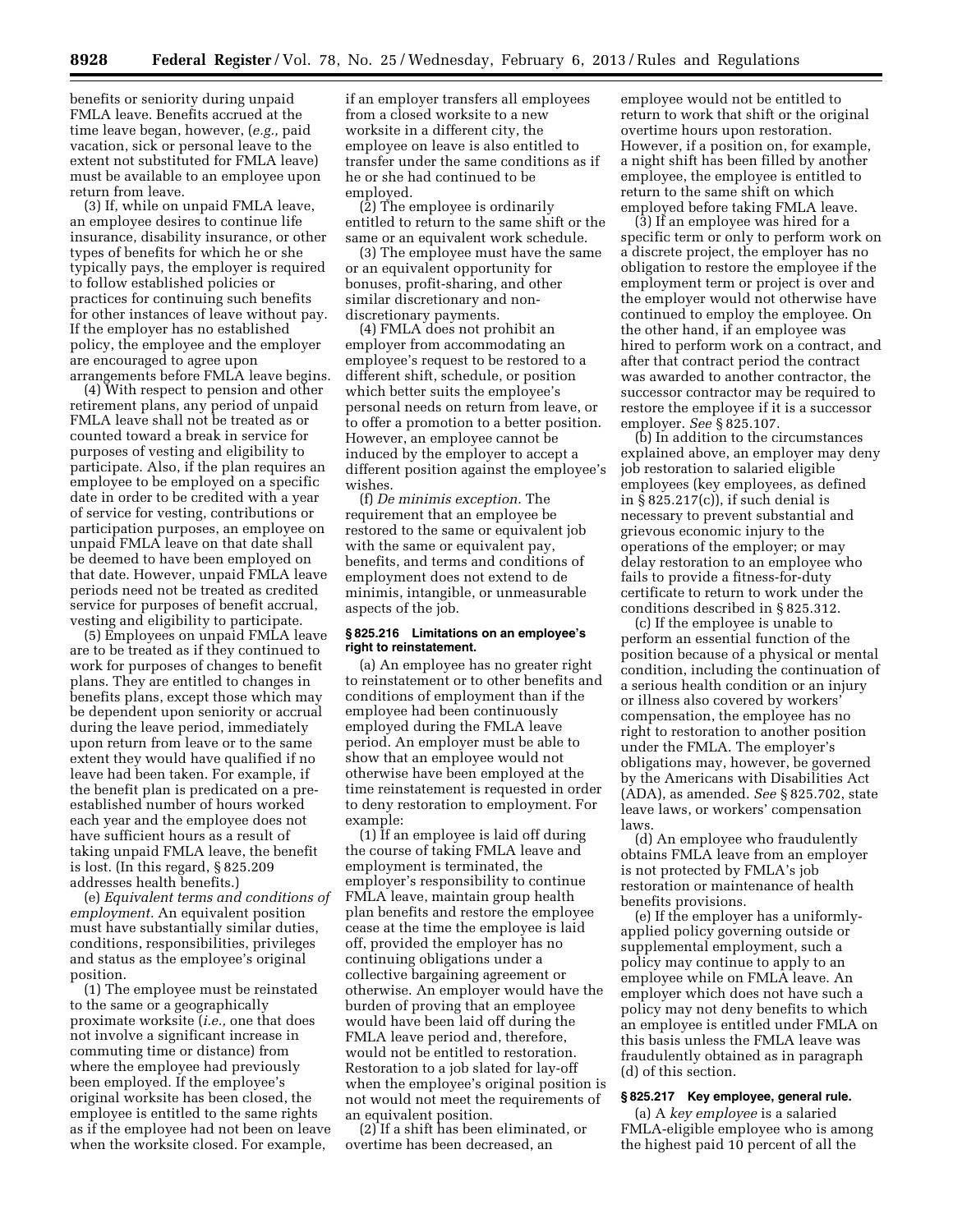benefits or seniority during unpaid FMLA leave. Benefits accrued at the time leave began, however, (*e.g.,* paid vacation, sick or personal leave to the extent not substituted for FMLA leave) must be available to an employee upon return from leave.

(3) If, while on unpaid FMLA leave, an employee desires to continue life insurance, disability insurance, or other types of benefits for which he or she typically pays, the employer is required to follow established policies or practices for continuing such benefits for other instances of leave without pay. If the employer has no established policy, the employee and the employer are encouraged to agree upon arrangements before FMLA leave begins.

(4) With respect to pension and other retirement plans, any period of unpaid FMLA leave shall not be treated as or counted toward a break in service for purposes of vesting and eligibility to participate. Also, if the plan requires an employee to be employed on a specific date in order to be credited with a year of service for vesting, contributions or participation purposes, an employee on unpaid FMLA leave on that date shall be deemed to have been employed on that date. However, unpaid FMLA leave periods need not be treated as credited service for purposes of benefit accrual, vesting and eligibility to participate.

(5) Employees on unpaid FMLA leave are to be treated as if they continued to work for purposes of changes to benefit plans. They are entitled to changes in benefits plans, except those which may be dependent upon seniority or accrual during the leave period, immediately upon return from leave or to the same extent they would have qualified if no leave had been taken. For example, if the benefit plan is predicated on a pre-established number of hours worked each year and the employee does not have sufficient hours as a result of taking unpaid FMLA leave, the benefit is lost. (In this regard, § 825.209 addresses health benefits.)

(e) *Equivalent terms and conditions of employment.* An equivalent position must have substantially similar duties, conditions, responsibilities, privileges and status as the employee's original position.

(1) The employee must be reinstated to the same or a geographically proximate worksite (*i.e.,* one that does not involve a significant increase in commuting time or distance) from where the employee had previously been employed. If the employee's original worksite has been closed, the employee is entitled to the same rights as if the employee had not been on leave when the worksite closed. For example, if an employer transfers all employees from a closed worksite to a new worksite in a different city, the employee on leave is also entitled to transfer under the same conditions as if he or she had continued to be employed.

(2) The employee is ordinarily entitled to return to the same shift or the same or an equivalent work schedule.

(3) The employee must have the same or an equivalent opportunity for bonuses, profit-sharing, and other similar discretionary and non-discretionary payments.

(4) FMLA does not prohibit an employer from accommodating an employee's request to be restored to a different shift, schedule, or position which better suits the employee's personal needs on return from leave, or to offer a promotion to a better position. However, an employee cannot be induced by the employer to accept a different position against the employee's wishes.

(f) *De minimis exception.* The requirement that an employee be restored to the same or equivalent job with the same or equivalent pay, benefits, and terms and conditions of employment does not extend to de minimis, intangible, or unmeasurable aspects of the job.

### § 825.216 Limitations on an employee's right to reinstatement.

(a) An employee has no greater right to reinstatement or to other benefits and conditions of employment than if the employee had been continuously employed during the FMLA leave period. An employer must be able to show that an employee would not otherwise have been employed at the time reinstatement is requested in order to deny restoration to employment. For example:

(1) If an employee is laid off during the course of taking FMLA leave and employment is terminated, the employer's responsibility to continue FMLA leave, maintain group health plan benefits and restore the employee cease at the time the employee is laid off, provided the employer has no continuing obligations under a collective bargaining agreement or otherwise. An employer would have the burden of proving that an employee would have been laid off during the FMLA leave period and, therefore, would not be entitled to restoration. Restoration to a job slated for lay-off when the employee's original position is not would not meet the requirements of an equivalent position.

(2) If a shift has been eliminated, or overtime has been decreased, an employee would not be entitled to return to work that shift or the original overtime hours upon restoration. However, if a position on, for example, a night shift has been filled by another employee, the employee is entitled to return to the same shift on which employed before taking FMLA leave.

(3) If an employee was hired for a specific term or only to perform work on a discrete project, the employer has no obligation to restore the employee if the employment term or project is over and the employer would not otherwise have continued to employ the employee. On the other hand, if an employee was hired to perform work on a contract, and after that contract period the contract was awarded to another contractor, the successor contractor may be required to restore the employee if it is a successor employer. *See* § 825.107.

(b) In addition to the circumstances explained above, an employer may deny job restoration to salaried eligible employees (key employees, as defined in § 825.217(c)), if such denial is necessary to prevent substantial and grievous economic injury to the operations of the employer; or may delay restoration to an employee who fails to provide a fitness-for-duty certificate to return to work under the conditions described in § 825.312.

(c) If the employee is unable to perform an essential function of the position because of a physical or mental condition, including the continuation of a serious health condition or an injury or illness also covered by workers' compensation, the employee has no right to restoration to another position under the FMLA. The employer's obligations may, however, be governed by the Americans with Disabilities Act (ADA), as amended. *See* § 825.702, state leave laws, or workers' compensation laws.

(d) An employee who fraudulently obtains FMLA leave from an employer is not protected by FMLA's job restoration or maintenance of health benefits provisions.

(e) If the employer has a uniformly-applied policy governing outside or supplemental employment, such a policy may continue to apply to an employee while on FMLA leave. An employer which does not have such a policy may not deny benefits to which an employee is entitled under FMLA on this basis unless the FMLA leave was fraudulently obtained as in paragraph (d) of this section.

### § 825.217 Key employee, general rule.

(a) A *key employee* is a salaried FMLA-eligible employee who is among the highest paid 10 percent of all the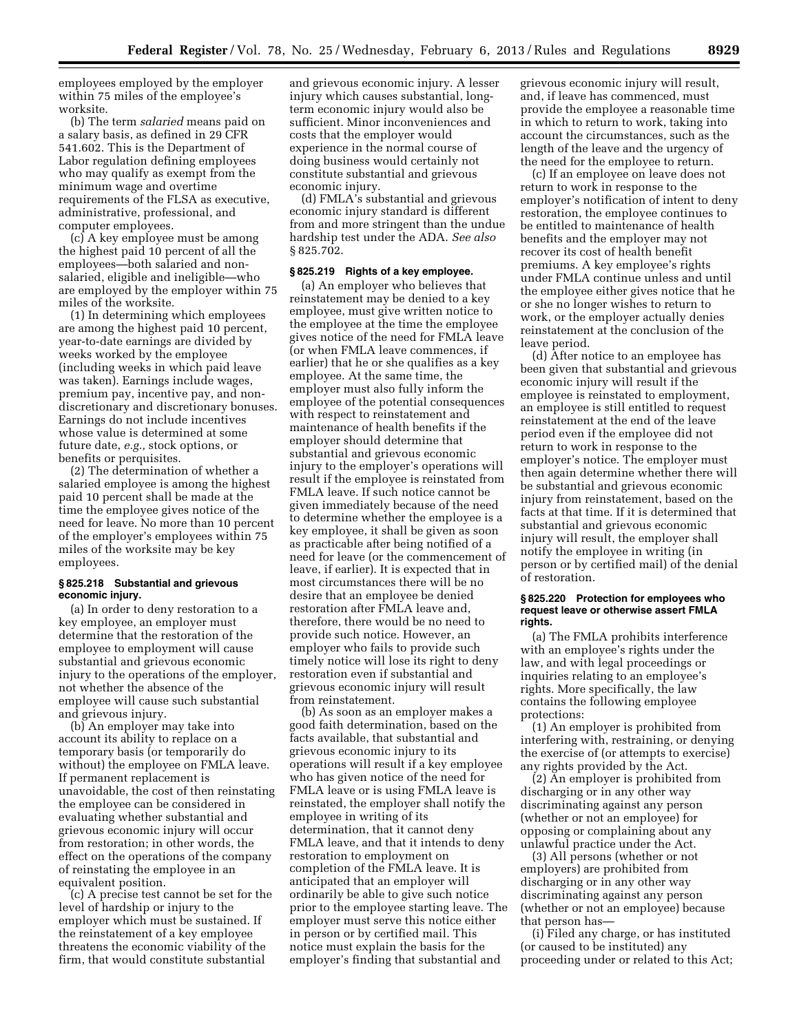employees employed by the employer within 75 miles of the employee's worksite.

(b) The term *salaried* means paid on a salary basis, as defined in 29 CFR 541.602. This is the Department of Labor regulation defining employees who may qualify as exempt from the minimum wage and overtime requirements of the FLSA as executive, administrative, professional, and computer employees.

(c) A key employee must be among the highest paid 10 percent of all the employees—both salaried and non-salaried, eligible and ineligible—who are employed by the employer within 75 miles of the worksite.

(1) In determining which employees are among the highest paid 10 percent, year-to-date earnings are divided by weeks worked by the employee (including weeks in which paid leave was taken). Earnings include wages, premium pay, incentive pay, and non-discretionary and discretionary bonuses. Earnings do not include incentives whose value is determined at some future date, *e.g.,* stock options, or benefits or perquisites.

(2) The determination of whether a salaried employee is among the highest paid 10 percent shall be made at the time the employee gives notice of the need for leave. No more than 10 percent of the employer's employees within 75 miles of the worksite may be key employees.

### § 825.218 Substantial and grievous economic injury.

(a) In order to deny restoration to a key employee, an employer must determine that the restoration of the employee to employment will cause substantial and grievous economic injury to the operations of the employer, not whether the absence of the employee will cause such substantial and grievous injury.

(b) An employer may take into account its ability to replace on a temporary basis (or temporarily do without) the employee on FMLA leave. If permanent replacement is unavoidable, the cost of then reinstating the employee can be considered in evaluating whether substantial and grievous economic injury will occur from restoration; in other words, the effect on the operations of the company of reinstating the employee in an equivalent position.

(c) A precise test cannot be set for the level of hardship or injury to the employer which must be sustained. If the reinstatement of a key employee threatens the economic viability of the firm, that would constitute substantial and grievous economic injury. A lesser injury which causes substantial, long-term economic injury would also be sufficient. Minor inconveniences and costs that the employer would experience in the normal course of doing business would certainly not constitute substantial and grievous economic injury.

(d) FMLA's substantial and grievous economic injury standard is different from and more stringent than the undue hardship test under the ADA. *See also* § 825.702.

### § 825.219 Rights of a key employee.

(a) An employer who believes that reinstatement may be denied to a key employee, must give written notice to the employee at the time the employee gives notice of the need for FMLA leave (or when FMLA leave commences, if earlier) that he or she qualifies as a key employee. At the same time, the employer must also fully inform the employee of the potential consequences with respect to reinstatement and maintenance of health benefits if the employer should determine that substantial and grievous economic injury to the employer's operations will result if the employee is reinstated from FMLA leave. If such notice cannot be given immediately because of the need to determine whether the employee is a key employee, it shall be given as soon as practicable after being notified of a need for leave (or the commencement of leave, if earlier). It is expected that in most circumstances there will be no desire that an employee be denied restoration after FMLA leave and, therefore, there would be no need to provide such notice. However, an employer who fails to provide such timely notice will lose its right to deny restoration even if substantial and grievous economic injury will result from reinstatement.

(b) As soon as an employer makes a good faith determination, based on the facts available, that substantial and grievous economic injury to its operations will result if a key employee who has given notice of the need for FMLA leave or is using FMLA leave is reinstated, the employer shall notify the employee in writing of its determination, that it cannot deny FMLA leave, and that it intends to deny restoration to employment on completion of the FMLA leave. It is anticipated that an employer will ordinarily be able to give such notice prior to the employee starting leave. The employer must serve this notice either in person or by certified mail. This notice must explain the basis for the employer's finding that substantial and grievous economic injury will result, and, if leave has commenced, must provide the employee a reasonable time in which to return to work, taking into account the circumstances, such as the length of the leave and the urgency of the need for the employee to return.

(c) If an employee on leave does not return to work in response to the employer's notification of intent to deny restoration, the employee continues to be entitled to maintenance of health benefits and the employer may not recover its cost of health benefit premiums. A key employee's rights under FMLA continue unless and until the employee either gives notice that he or she no longer wishes to return to work, or the employer actually denies reinstatement at the conclusion of the leave period.

(d) After notice to an employee has been given that substantial and grievous economic injury will result if the employee is reinstated to employment, an employee is still entitled to request reinstatement at the end of the leave period even if the employee did not return to work in response to the employer's notice. The employer must then again determine whether there will be substantial and grievous economic injury from reinstatement, based on the facts at that time. If it is determined that substantial and grievous economic injury will result, the employer shall notify the employee in writing (in person or by certified mail) of the denial of restoration.

### § 825.220 Protection for employees who request leave or otherwise assert FMLA rights.

(a) The FMLA prohibits interference with an employee's rights under the law, and with legal proceedings or inquiries relating to an employee's rights. More specifically, the law contains the following employee protections:

(1) An employer is prohibited from interfering with, restraining, or denying the exercise of (or attempts to exercise) any rights provided by the Act.

(2) An employer is prohibited from discharging or in any other way discriminating against any person (whether or not an employee) for opposing or complaining about any unlawful practice under the Act.

(3) All persons (whether or not employers) are prohibited from discharging or in any other way discriminating against any person (whether or not an employee) because that person has—

(i) Filed any charge, or has instituted (or caused to be instituted) any proceeding under or related to this Act;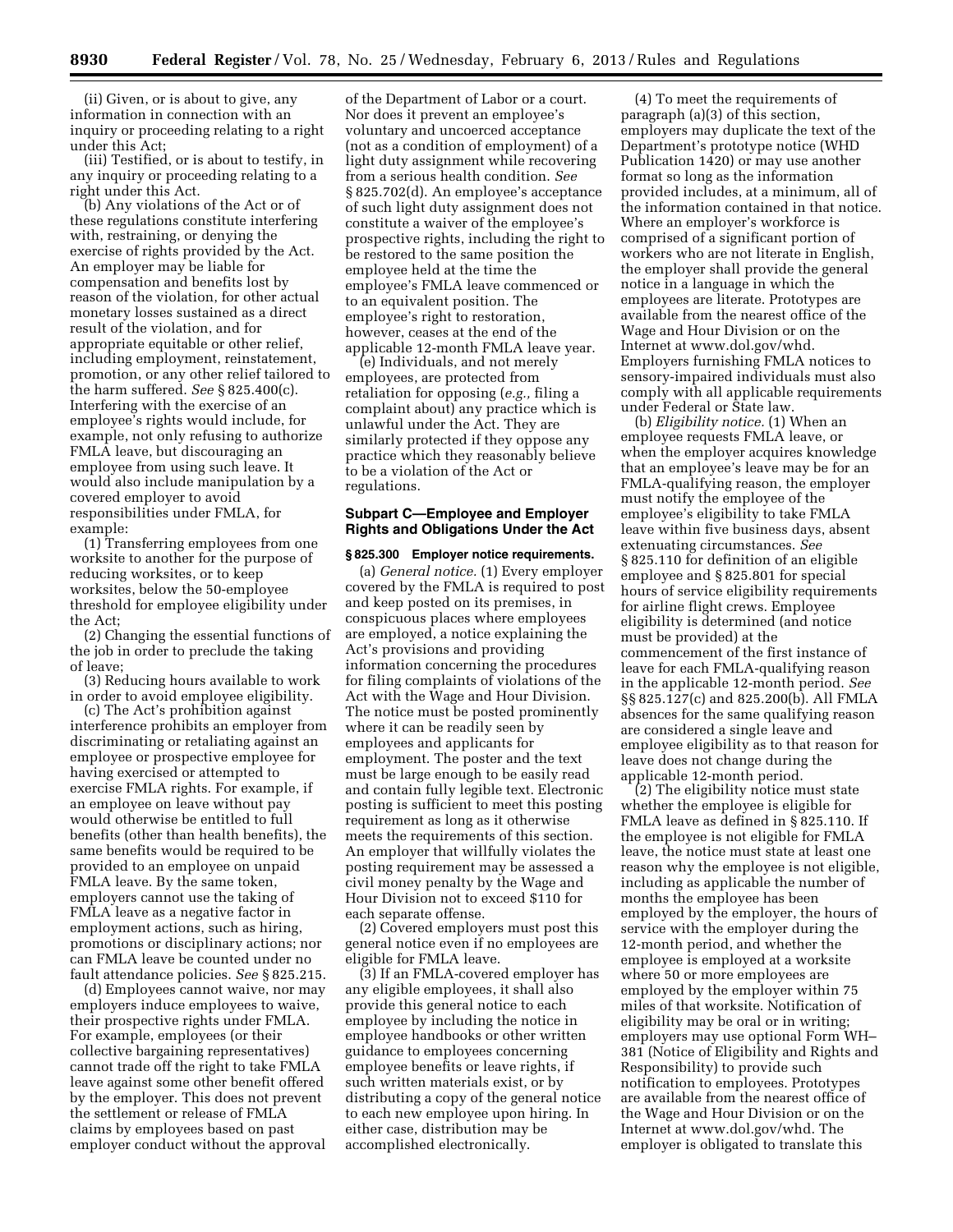(ii) Given, or is about to give, any information in connection with an inquiry or proceeding relating to a right under this Act;

(iii) Testified, or is about to testify, in any inquiry or proceeding relating to a right under this Act.

(b) Any violations of the Act or of these regulations constitute interfering with, restraining, or denying the exercise of rights provided by the Act. An employer may be liable for compensation and benefits lost by reason of the violation, for other actual monetary losses sustained as a direct result of the violation, and for appropriate equitable or other relief, including employment, reinstatement, promotion, or any other relief tailored to the harm suffered. *See* § 825.400(c). Interfering with the exercise of an employee's rights would include, for example, not only refusing to authorize FMLA leave, but discouraging an employee from using such leave. It would also include manipulation by a covered employer to avoid responsibilities under FMLA, for example:

(1) Transferring employees from one worksite to another for the purpose of reducing worksites, or to keep worksites, below the 50-employee threshold for employee eligibility under the Act;

(2) Changing the essential functions of the job in order to preclude the taking of leave;

(3) Reducing hours available to work in order to avoid employee eligibility.

(c) The Act's prohibition against interference prohibits an employer from discriminating or retaliating against an employee or prospective employee for having exercised or attempted to exercise FMLA rights. For example, if an employee on leave without pay would otherwise be entitled to full benefits (other than health benefits), the same benefits would be required to be provided to an employee on unpaid FMLA leave. By the same token, employers cannot use the taking of FMLA leave as a negative factor in employment actions, such as hiring, promotions or disciplinary actions; nor can FMLA leave be counted under no fault attendance policies. *See* § 825.215.

(d) Employees cannot waive, nor may employers induce employees to waive, their prospective rights under FMLA. For example, employees (or their collective bargaining representatives) cannot trade off the right to take FMLA leave against some other benefit offered by the employer. This does not prevent the settlement or release of FMLA claims by employees based on past employer conduct without the approval of the Department of Labor or a court. Nor does it prevent an employee's voluntary and uncoerced acceptance (not as a condition of employment) of a light duty assignment while recovering from a serious health condition. *See* § 825.702(d). An employee's acceptance of such light duty assignment does not constitute a waiver of the employee's prospective rights, including the right to be restored to the same position the employee held at the time the employee's FMLA leave commenced or to an equivalent position. The employee's right to restoration, however, ceases at the end of the applicable 12-month FMLA leave year.

(e) Individuals, and not merely employees, are protected from retaliation for opposing (*e.g.,* filing a complaint about) any practice which is unlawful under the Act. They are similarly protected if they oppose any practice which they reasonably believe to be a violation of the Act or regulations.

## Subpart C—Employee and Employer Rights and Obligations Under the Act

### § 825.300 Employer notice requirements.

(a) *General notice.* (1) Every employer covered by the FMLA is required to post and keep posted on its premises, in conspicuous places where employees are employed, a notice explaining the Act's provisions and providing information concerning the procedures for filing complaints of violations of the Act with the Wage and Hour Division. The notice must be posted prominently where it can be readily seen by employees and applicants for employment. The poster and the text must be large enough to be easily read and contain fully legible text. Electronic posting is sufficient to meet this posting requirement as long as it otherwise meets the requirements of this section. An employer that willfully violates the posting requirement may be assessed a civil money penalty by the Wage and Hour Division not to exceed $110 for each separate offense.

(2) Covered employers must post this general notice even if no employees are eligible for FMLA leave.

(3) If an FMLA-covered employer has any eligible employees, it shall also provide this general notice to each employee by including the notice in employee handbooks or other written guidance to employees concerning employee benefits or leave rights, if such written materials exist, or by distributing a copy of the general notice to each new employee upon hiring. In either case, distribution may be accomplished electronically.

(4) To meet the requirements of paragraph (a)(3) of this section, employers may duplicate the text of the Department's prototype notice (WHD Publication 1420) or may use another format so long as the information provided includes, at a minimum, all of the information contained in that notice. Where an employer's workforce is comprised of a significant portion of workers who are not literate in English, the employer shall provide the general notice in a language in which the employees are literate. Prototypes are available from the nearest office of the Wage and Hour Division or on the Internet at www.dol.gov/whd. Employers furnishing FMLA notices to sensory-impaired individuals must also comply with all applicable requirements under Federal or State law.

(b) *Eligibility notice.* (1) When an employee requests FMLA leave, or when the employer acquires knowledge that an employee's leave may be for an FMLA-qualifying reason, the employer must notify the employee of the employee's eligibility to take FMLA leave within five business days, absent extenuating circumstances. *See* § 825.110 for definition of an eligible employee and § 825.801 for special hours of service eligibility requirements for airline flight crews. Employee eligibility is determined (and notice must be provided) at the commencement of the first instance of leave for each FMLA-qualifying reason in the applicable 12-month period. *See* §§ 825.127(c) and 825.200(b). All FMLA absences for the same qualifying reason are considered a single leave and employee eligibility as to that reason for leave does not change during the applicable 12-month period.

(2) The eligibility notice must state whether the employee is eligible for FMLA leave as defined in § 825.110. If the employee is not eligible for FMLA leave, the notice must state at least one reason why the employee is not eligible, including as applicable the number of months the employee has been employed by the employer, the hours of service with the employer during the 12-month period, and whether the employee is employed at a worksite where 50 or more employees are employed by the employer within 75 miles of that worksite. Notification of eligibility may be oral or in writing; employers may use optional Form WH–381 (Notice of Eligibility and Rights and Responsibility) to provide such notification to employees. Prototypes are available from the nearest office of the Wage and Hour Division or on the Internet at www.dol.gov/whd. The employer is obligated to translate this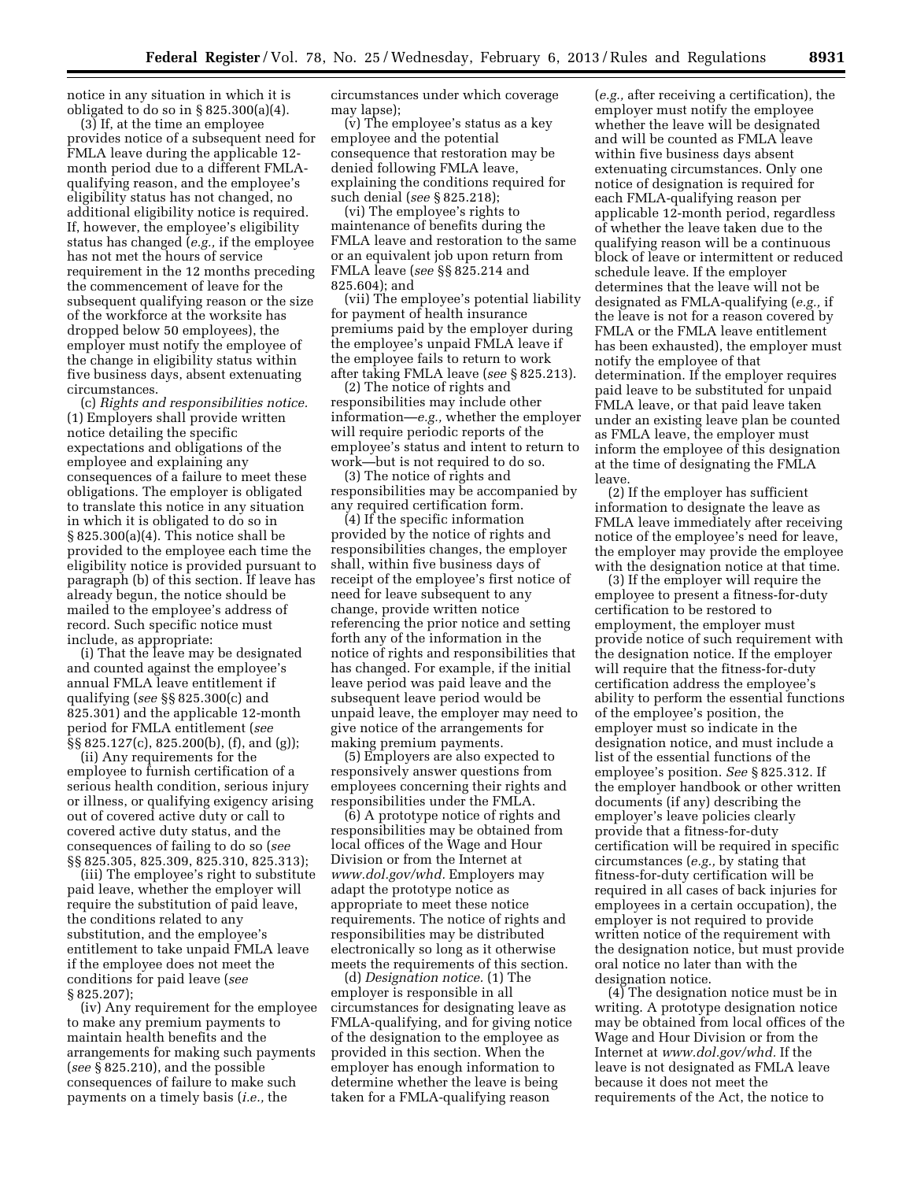notice in any situation in which it is obligated to do so in § 825.300(a)(4).

(3) If, at the time an employee provides notice of a subsequent need for FMLA leave during the applicable 12-month period due to a different FMLA-qualifying reason, and the employee's eligibility status has not changed, no additional eligibility notice is required. If, however, the employee's eligibility status has changed (*e.g.,* if the employee has not met the hours of service requirement in the 12 months preceding the commencement of leave for the subsequent qualifying reason or the size of the workforce at the worksite has dropped below 50 employees), the employer must notify the employee of the change in eligibility status within five business days, absent extenuating circumstances.

(c) *Rights and responsibilities notice.* (1) Employers shall provide written notice detailing the specific expectations and obligations of the employee and explaining any consequences of a failure to meet these obligations. The employer is obligated to translate this notice in any situation in which it is obligated to do so in § 825.300(a)(4). This notice shall be provided to the employee each time the eligibility notice is provided pursuant to paragraph (b) of this section. If leave has already begun, the notice should be mailed to the employee's address of record. Such specific notice must include, as appropriate:

(i) That the leave may be designated and counted against the employee's annual FMLA leave entitlement if qualifying (*see* §§ 825.300(c) and 825.301) and the applicable 12-month period for FMLA entitlement (*see* §§ 825.127(c), 825.200(b), (f), and (g));

(ii) Any requirements for the employee to furnish certification of a serious health condition, serious injury or illness, or qualifying exigency arising out of covered active duty or call to covered active duty status, and the consequences of failing to do so (*see* §§ 825.305, 825.309, 825.310, 825.313);

(iii) The employee's right to substitute paid leave, whether the employer will require the substitution of paid leave, the conditions related to any substitution, and the employee's entitlement to take unpaid FMLA leave if the employee does not meet the conditions for paid leave (*see* § 825.207);

(iv) Any requirement for the employee to make any premium payments to maintain health benefits and the arrangements for making such payments (*see* § 825.210), and the possible consequences of failure to make such payments on a timely basis (*i.e.,* the circumstances under which coverage may lapse);

(v) The employee's status as a key employee and the potential consequence that restoration may be denied following FMLA leave, explaining the conditions required for such denial (*see* § 825.218);

(vi) The employee's rights to maintenance of benefits during the FMLA leave and restoration to the same or an equivalent job upon return from FMLA leave (*see* §§ 825.214 and 825.604); and

(vii) The employee's potential liability for payment of health insurance premiums paid by the employer during the employee's unpaid FMLA leave if the employee fails to return to work after taking FMLA leave (*see* § 825.213).

(2) The notice of rights and responsibilities may include other information—*e.g.,* whether the employer will require periodic reports of the employee's status and intent to return to work—but is not required to do so.

(3) The notice of rights and responsibilities may be accompanied by any required certification form.

(4) If the specific information provided by the notice of rights and responsibilities changes, the employer shall, within five business days of receipt of the employee's first notice of need for leave subsequent to any change, provide written notice referencing the prior notice and setting forth any of the information in the notice of rights and responsibilities that has changed. For example, if the initial leave period was paid leave and the subsequent leave period would be unpaid leave, the employer may need to give notice of the arrangements for making premium payments.

(5) Employers are also expected to responsively answer questions from employees concerning their rights and responsibilities under the FMLA.

(6) A prototype notice of rights and responsibilities may be obtained from local offices of the Wage and Hour Division or from the Internet at *www.dol.gov/whd.* Employers may adapt the prototype notice as appropriate to meet these notice requirements. The notice of rights and responsibilities may be distributed electronically so long as it otherwise meets the requirements of this section.

(d) *Designation notice.* (1) The employer is responsible in all circumstances for designating leave as FMLA-qualifying, and for giving notice of the designation to the employee as provided in this section. When the employer has enough information to determine whether the leave is being taken for a FMLA-qualifying reason (*e.g.,* after receiving a certification), the employer must notify the employee whether the leave will be designated and will be counted as FMLA leave within five business days absent extenuating circumstances. Only one notice of designation is required for each FMLA-qualifying reason per applicable 12-month period, regardless of whether the leave taken due to the qualifying reason will be a continuous block of leave or intermittent or reduced schedule leave. If the employer determines that the leave will not be designated as FMLA-qualifying (*e.g.,* if the leave is not for a reason covered by FMLA or the FMLA leave entitlement has been exhausted), the employer must notify the employee of that determination. If the employer requires paid leave to be substituted for unpaid FMLA leave, or that paid leave taken under an existing leave plan be counted as FMLA leave, the employer must inform the employee of this designation at the time of designating the FMLA leave.

(2) If the employer has sufficient information to designate the leave as FMLA leave immediately after receiving notice of the employee's need for leave, the employer may provide the employee with the designation notice at that time.

(3) If the employer will require the employee to present a fitness-for-duty certification to be restored to employment, the employer must provide notice of such requirement with the designation notice. If the employer will require that the fitness-for-duty certification address the employee's ability to perform the essential functions of the employee's position, the employer must so indicate in the designation notice, and must include a list of the essential functions of the employee's position. *See* § 825.312. If the employer handbook or other written documents (if any) describing the employer's leave policies clearly provide that a fitness-for-duty certification will be required in specific circumstances (*e.g.,* by stating that fitness-for-duty certification will be required in all cases of back injuries for employees in a certain occupation), the employer is not required to provide written notice of the requirement with the designation notice, but must provide oral notice no later than with the designation notice.

(4) The designation notice must be in writing. A prototype designation notice may be obtained from local offices of the Wage and Hour Division or from the Internet at *www.dol.gov/whd.* If the leave is not designated as FMLA leave because it does not meet the requirements of the Act, the notice to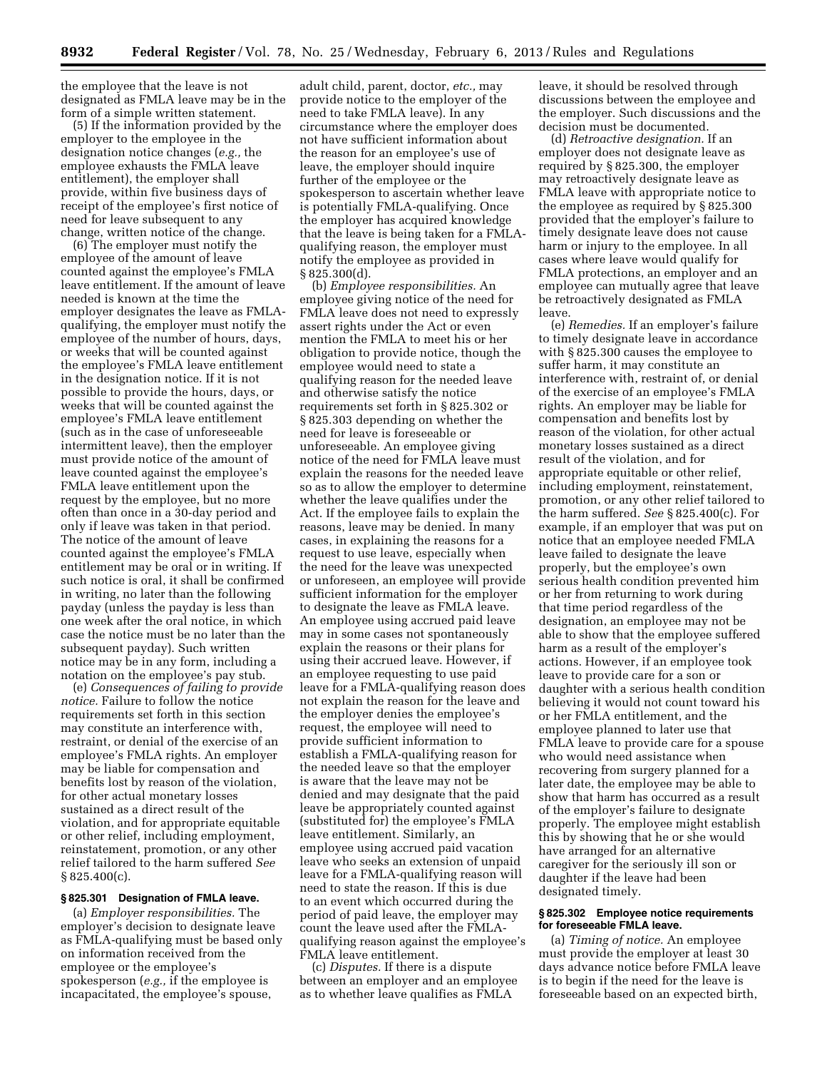the employee that the leave is not designated as FMLA leave may be in the form of a simple written statement.

(5) If the information provided by the employer to the employee in the designation notice changes (*e.g.,* the employee exhausts the FMLA leave entitlement), the employer shall provide, within five business days of receipt of the employee's first notice of need for leave subsequent to any change, written notice of the change.

(6) The employer must notify the employee of the amount of leave counted against the employee's FMLA leave entitlement. If the amount of leave needed is known at the time the employer designates the leave as FMLA-qualifying, the employer must notify the employee of the number of hours, days, or weeks that will be counted against the employee's FMLA leave entitlement in the designation notice. If it is not possible to provide the hours, days, or weeks that will be counted against the employee's FMLA leave entitlement (such as in the case of unforeseeable intermittent leave), then the employer must provide notice of the amount of leave counted against the employee's FMLA leave entitlement upon the request by the employee, but no more often than once in a 30-day period and only if leave was taken in that period. The notice of the amount of leave counted against the employee's FMLA entitlement may be oral or in writing. If such notice is oral, it shall be confirmed in writing, no later than the following payday (unless the payday is less than one week after the oral notice, in which case the notice must be no later than the subsequent payday). Such written notice may be in any form, including a notation on the employee's pay stub.

(e) *Consequences of failing to provide notice.* Failure to follow the notice requirements set forth in this section may constitute an interference with, restraint, or denial of the exercise of an employee's FMLA rights. An employer may be liable for compensation and benefits lost by reason of the violation, for other actual monetary losses sustained as a direct result of the violation, and for appropriate equitable or other relief, including employment, reinstatement, promotion, or any other relief tailored to the harm suffered *See* § 825.400(c).

### § 825.301 Designation of FMLA leave.

(a) *Employer responsibilities.* The employer's decision to designate leave as FMLA-qualifying must be based only on information received from the employee or the employee's spokesperson (*e.g.,* if the employee is incapacitated, the employee's spouse, adult child, parent, doctor, *etc.,* may provide notice to the employer of the need to take FMLA leave). In any circumstance where the employer does not have sufficient information about the reason for an employee's use of leave, the employer should inquire further of the employee or the spokesperson to ascertain whether leave is potentially FMLA-qualifying. Once the employer has acquired knowledge that the leave is being taken for a FMLA-qualifying reason, the employer must notify the employee as provided in § 825.300(d).

(b) *Employee responsibilities.* An employee giving notice of the need for FMLA leave does not need to expressly assert rights under the Act or even mention the FMLA to meet his or her obligation to provide notice, though the employee would need to state a qualifying reason for the needed leave and otherwise satisfy the notice requirements set forth in § 825.302 or § 825.303 depending on whether the need for leave is foreseeable or unforeseeable. An employee giving notice of the need for FMLA leave must explain the reasons for the needed leave so as to allow the employer to determine whether the leave qualifies under the Act. If the employee fails to explain the reasons, leave may be denied. In many cases, in explaining the reasons for a request to use leave, especially when the need for the leave was unexpected or unforeseen, an employee will provide sufficient information for the employer to designate the leave as FMLA leave. An employee using accrued paid leave may in some cases not spontaneously explain the reasons or their plans for using their accrued leave. However, if an employee requesting to use paid leave for a FMLA-qualifying reason does not explain the reason for the leave and the employer denies the employee's request, the employee will need to provide sufficient information to establish a FMLA-qualifying reason for the needed leave so that the employer is aware that the leave may not be denied and may designate that the paid leave be appropriately counted against (substituted for) the employee's FMLA leave entitlement. Similarly, an employee using accrued paid vacation leave who seeks an extension of unpaid leave for a FMLA-qualifying reason will need to state the reason. If this is due to an event which occurred during the period of paid leave, the employer may count the leave used after the FMLA-qualifying reason against the employee's FMLA leave entitlement.

(c) *Disputes.* If there is a dispute between an employer and an employee as to whether leave qualifies as FMLA leave, it should be resolved through discussions between the employee and the employer. Such discussions and the decision must be documented.

(d) *Retroactive designation.* If an employer does not designate leave as required by § 825.300, the employer may retroactively designate leave as FMLA leave with appropriate notice to the employee as required by § 825.300 provided that the employer's failure to timely designate leave does not cause harm or injury to the employee. In all cases where leave would qualify for FMLA protections, an employer and an employee can mutually agree that leave be retroactively designated as FMLA leave.

(e) *Remedies.* If an employer's failure to timely designate leave in accordance with § 825.300 causes the employee to suffer harm, it may constitute an interference with, restraint of, or denial of the exercise of an employee's FMLA rights. An employer may be liable for compensation and benefits lost by reason of the violation, for other actual monetary losses sustained as a direct result of the violation, and for appropriate equitable or other relief, including employment, reinstatement, promotion, or any other relief tailored to the harm suffered. *See* § 825.400(c). For example, if an employer that was put on notice that an employee needed FMLA leave failed to designate the leave properly, but the employee's own serious health condition prevented him or her from returning to work during that time period regardless of the designation, an employee may not be able to show that the employee suffered harm as a result of the employer's actions. However, if an employee took leave to provide care for a son or daughter with a serious health condition believing it would not count toward his or her FMLA entitlement, and the employee planned to later use that FMLA leave to provide care for a spouse who would need assistance when recovering from surgery planned for a later date, the employee may be able to show that harm has occurred as a result of the employer's failure to designate properly. The employee might establish this by showing that he or she would have arranged for an alternative caregiver for the seriously ill son or daughter if the leave had been designated timely.

### § 825.302 Employee notice requirements for foreseeable FMLA leave.

(a) *Timing of notice.* An employee must provide the employer at least 30 days advance notice before FMLA leave is to begin if the need for the leave is foreseeable based on an expected birth,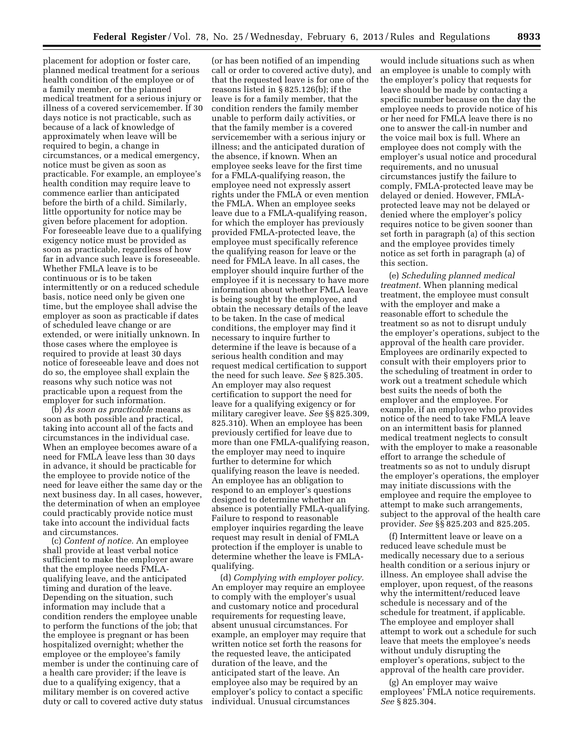placement for adoption or foster care, planned medical treatment for a serious health condition of the employee or of a family member, or the planned medical treatment for a serious injury or illness of a covered servicemember. If 30 days notice is not practicable, such as because of a lack of knowledge of approximately when leave will be required to begin, a change in circumstances, or a medical emergency, notice must be given as soon as practicable. For example, an employee's health condition may require leave to commence earlier than anticipated before the birth of a child. Similarly, little opportunity for notice may be given before placement for adoption. For foreseeable leave due to a qualifying exigency notice must be provided as soon as practicable, regardless of how far in advance such leave is foreseeable. Whether FMLA leave is to be continuous or is to be taken intermittently or on a reduced schedule basis, notice need only be given one time, but the employee shall advise the employer as soon as practicable if dates of scheduled leave change or are extended, or were initially unknown. In those cases where the employee is required to provide at least 30 days notice of foreseeable leave and does not do so, the employee shall explain the reasons why such notice was not practicable upon a request from the employer for such information.

(b) *As soon as practicable* means as soon as both possible and practical, taking into account all of the facts and circumstances in the individual case. When an employee becomes aware of a need for FMLA leave less than 30 days in advance, it should be practicable for the employee to provide notice of the need for leave either the same day or the next business day. In all cases, however, the determination of when an employee could practicably provide notice must take into account the individual facts and circumstances.

(c) *Content of notice.* An employee shall provide at least verbal notice sufficient to make the employer aware that the employee needs FMLA-qualifying leave, and the anticipated timing and duration of the leave. Depending on the situation, such information may include that a condition renders the employee unable to perform the functions of the job; that the employee is pregnant or has been hospitalized overnight; whether the employee or the employee's family member is under the continuing care of a health care provider; if the leave is due to a qualifying exigency, that a military member is on covered active duty or call to covered active duty status (or has been notified of an impending call or order to covered active duty), and that the requested leave is for one of the reasons listed in § 825.126(b); if the leave is for a family member, that the condition renders the family member unable to perform daily activities, or that the family member is a covered servicemember with a serious injury or illness; and the anticipated duration of the absence, if known. When an employee seeks leave for the first time for a FMLA-qualifying reason, the employee need not expressly assert rights under the FMLA or even mention the FMLA. When an employee seeks leave due to a FMLA-qualifying reason, for which the employer has previously provided FMLA-protected leave, the employee must specifically reference the qualifying reason for leave or the need for FMLA leave. In all cases, the employer should inquire further of the employee if it is necessary to have more information about whether FMLA leave is being sought by the employee, and obtain the necessary details of the leave to be taken. In the case of medical conditions, the employer may find it necessary to inquire further to determine if the leave is because of a serious health condition and may request medical certification to support the need for such leave. *See* § 825.305. An employer may also request certification to support the need for leave for a qualifying exigency or for military caregiver leave. *See* §§ 825.309, 825.310). When an employee has been previously certified for leave due to more than one FMLA-qualifying reason, the employer may need to inquire further to determine for which qualifying reason the leave is needed. An employee has an obligation to respond to an employer's questions designed to determine whether an absence is potentially FMLA-qualifying. Failure to respond to reasonable employer inquiries regarding the leave request may result in denial of FMLA protection if the employer is unable to determine whether the leave is FMLA-qualifying.

(d) *Complying with employer policy.* An employer may require an employee to comply with the employer's usual and customary notice and procedural requirements for requesting leave, absent unusual circumstances. For example, an employer may require that written notice set forth the reasons for the requested leave, the anticipated duration of the leave, and the anticipated start of the leave. An employee also may be required by an employer's policy to contact a specific individual. Unusual circumstances would include situations such as when an employee is unable to comply with the employer's policy that requests for leave should be made by contacting a specific number because on the day the employee needs to provide notice of his or her need for FMLA leave there is no one to answer the call-in number and the voice mail box is full. Where an employee does not comply with the employer's usual notice and procedural requirements, and no unusual circumstances justify the failure to comply, FMLA-protected leave may be delayed or denied. However, FMLA-protected leave may not be delayed or denied where the employer's policy requires notice to be given sooner than set forth in paragraph (a) of this section and the employee provides timely notice as set forth in paragraph (a) of this section.

(e) *Scheduling planned medical treatment.* When planning medical treatment, the employee must consult with the employer and make a reasonable effort to schedule the treatment so as not to disrupt unduly the employer's operations, subject to the approval of the health care provider. Employees are ordinarily expected to consult with their employers prior to the scheduling of treatment in order to work out a treatment schedule which best suits the needs of both the employer and the employee. For example, if an employee who provides notice of the need to take FMLA leave on an intermittent basis for planned medical treatment neglects to consult with the employer to make a reasonable effort to arrange the schedule of treatments so as not to unduly disrupt the employer's operations, the employer may initiate discussions with the employee and require the employee to attempt to make such arrangements, subject to the approval of the health care provider. *See* §§ 825.203 and 825.205.

(f) Intermittent leave or leave on a reduced leave schedule must be medically necessary due to a serious health condition or a serious injury or illness. An employee shall advise the employer, upon request, of the reasons why the intermittent/reduced leave schedule is necessary and of the schedule for treatment, if applicable. The employee and employer shall attempt to work out a schedule for such leave that meets the employee's needs without unduly disrupting the employer's operations, subject to the approval of the health care provider.

(g) An employer may waive employees' FMLA notice requirements. *See* § 825.304.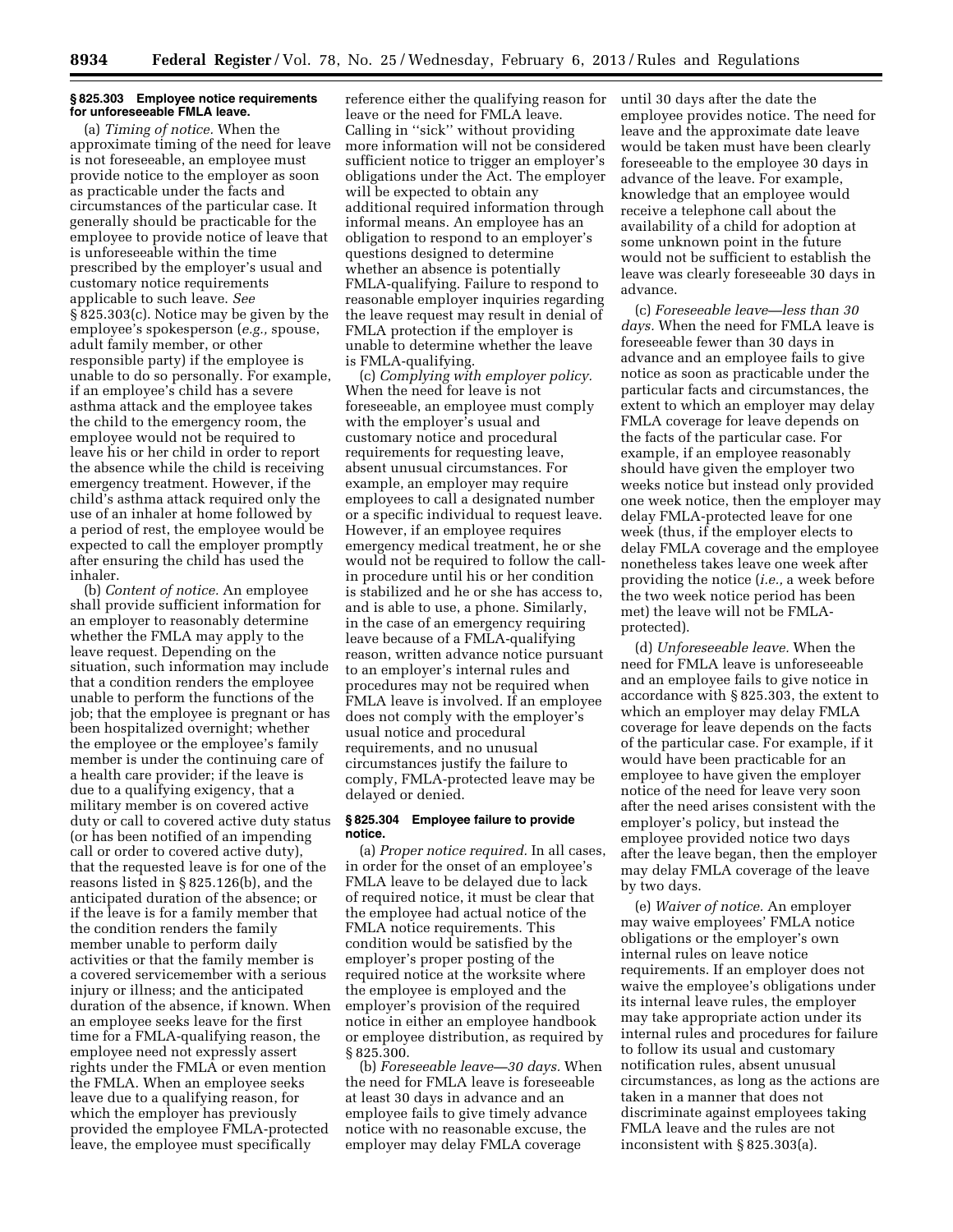**§ 825.303 Employee notice requirements for unforeseeable FMLA leave.**

(a) *Timing of notice.* When the approximate timing of the need for leave is not foreseeable, an employee must provide notice to the employer as soon as practicable under the facts and circumstances of the particular case. It generally should be practicable for the employee to provide notice of leave that is unforeseeable within the time prescribed by the employer's usual and customary notice requirements applicable to such leave. *See* § 825.303(c). Notice may be given by the employee's spokesperson (*e.g.,* spouse, adult family member, or other responsible party) if the employee is unable to do so personally. For example, if an employee's child has a severe asthma attack and the employee takes the child to the emergency room, the employee would not be required to leave his or her child in order to report the absence while the child is receiving emergency treatment. However, if the child's asthma attack required only the use of an inhaler at home followed by a period of rest, the employee would be expected to call the employer promptly after ensuring the child has used the inhaler.

(b) *Content of notice.* An employee shall provide sufficient information for an employer to reasonably determine whether the FMLA may apply to the leave request. Depending on the situation, such information may include that a condition renders the employee unable to perform the functions of the job; that the employee is pregnant or has been hospitalized overnight; whether the employee or the employee's family member is under the continuing care of a health care provider; if the leave is due to a qualifying exigency, that a military member is on covered active duty or call to covered active duty status (or has been notified of an impending call or order to covered active duty), that the requested leave is for one of the reasons listed in § 825.126(b), and the anticipated duration of the absence; or if the leave is for a family member that the condition renders the family member unable to perform daily activities or that the family member is a covered servicemember with a serious injury or illness; and the anticipated duration of the absence, if known. When an employee seeks leave for the first time for a FMLA-qualifying reason, the employee need not expressly assert rights under the FMLA or even mention the FMLA. When an employee seeks leave due to a qualifying reason, for which the employer has previously provided the employee FMLA-protected leave, the employee must specifically reference either the qualifying reason for leave or the need for FMLA leave. Calling in ''sick'' without providing more information will not be considered sufficient notice to trigger an employer's obligations under the Act. The employer will be expected to obtain any additional required information through informal means. An employee has an obligation to respond to an employer's questions designed to determine whether an absence is potentially FMLA-qualifying. Failure to respond to reasonable employer inquiries regarding the leave request may result in denial of FMLA protection if the employer is unable to determine whether the leave is FMLA-qualifying.

(c) *Complying with employer policy.* When the need for leave is not foreseeable, an employee must comply with the employer's usual and customary notice and procedural requirements for requesting leave, absent unusual circumstances. For example, an employer may require employees to call a designated number or a specific individual to request leave. However, if an employee requires emergency medical treatment, he or she would not be required to follow the call-in procedure until his or her condition is stabilized and he or she has access to, and is able to use, a phone. Similarly, in the case of an emergency requiring leave because of a FMLA-qualifying reason, written advance notice pursuant to an employer's internal rules and procedures may not be required when FMLA leave is involved. If an employee does not comply with the employer's usual notice and procedural requirements, and no unusual circumstances justify the failure to comply, FMLA-protected leave may be delayed or denied.

**§ 825.304 Employee failure to provide notice.**

(a) *Proper notice required.* In all cases, in order for the onset of an employee's FMLA leave to be delayed due to lack of required notice, it must be clear that the employee had actual notice of the FMLA notice requirements. This condition would be satisfied by the employer's proper posting of the required notice at the worksite where the employee is employed and the employer's provision of the required notice in either an employee handbook or employee distribution, as required by § 825.300.

(b) *Foreseeable leave—30 days.* When the need for FMLA leave is foreseeable at least 30 days in advance and an employee fails to give timely advance notice with no reasonable excuse, the employer may delay FMLA coverage until 30 days after the date the employee provides notice. The need for leave and the approximate date leave would be taken must have been clearly foreseeable to the employee 30 days in advance of the leave. For example, knowledge that an employee would receive a telephone call about the availability of a child for adoption at some unknown point in the future would not be sufficient to establish the leave was clearly foreseeable 30 days in advance.

(c) *Foreseeable leave—less than 30 days.* When the need for FMLA leave is foreseeable fewer than 30 days in advance and an employee fails to give notice as soon as practicable under the particular facts and circumstances, the extent to which an employer may delay FMLA coverage for leave depends on the facts of the particular case. For example, if an employee reasonably should have given the employer two weeks notice but instead only provided one week notice, then the employer may delay FMLA-protected leave for one week (thus, if the employer elects to delay FMLA coverage and the employee nonetheless takes leave one week after providing the notice (*i.e.,* a week before the two week notice period has been met) the leave will not be FMLA-protected).

(d) *Unforeseeable leave.* When the need for FMLA leave is unforeseeable and an employee fails to give notice in accordance with § 825.303, the extent to which an employer may delay FMLA coverage for leave depends on the facts of the particular case. For example, if it would have been practicable for an employee to have given the employer notice of the need for leave very soon after the need arises consistent with the employer's policy, but instead the employee provided notice two days after the leave began, then the employer may delay FMLA coverage of the leave by two days.

(e) *Waiver of notice.* An employer may waive employees' FMLA notice obligations or the employer's own internal rules on leave notice requirements. If an employer does not waive the employee's obligations under its internal leave rules, the employer may take appropriate action under its internal rules and procedures for failure to follow its usual and customary notification rules, absent unusual circumstances, as long as the actions are taken in a manner that does not discriminate against employees taking FMLA leave and the rules are not inconsistent with § 825.303(a).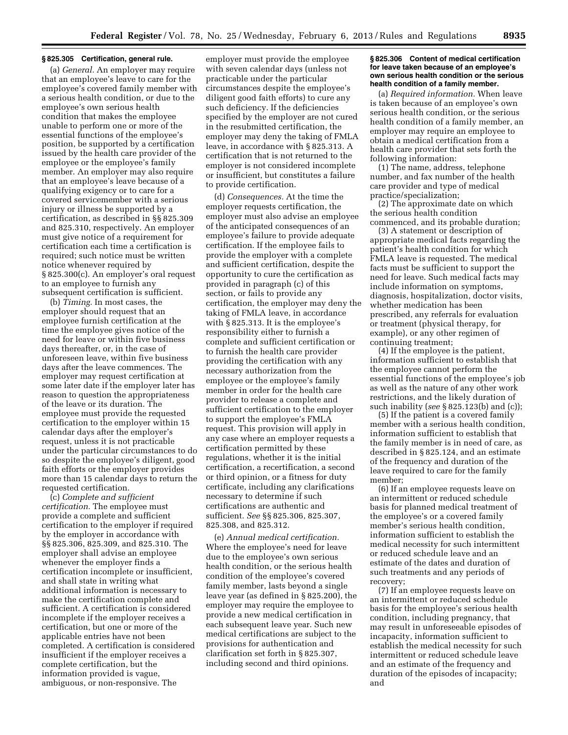### § 825.305 Certification, general rule.

(a) *General.* An employer may require that an employee's leave to care for the employee's covered family member with a serious health condition, or due to the employee's own serious health condition that makes the employee unable to perform one or more of the essential functions of the employee's position, be supported by a certification issued by the health care provider of the employee or the employee's family member. An employer may also require that an employee's leave because of a qualifying exigency or to care for a covered servicemember with a serious injury or illness be supported by a certification, as described in §§ 825.309 and 825.310, respectively. An employer must give notice of a requirement for certification each time a certification is required; such notice must be written notice whenever required by § 825.300(c). An employer's oral request to an employee to furnish any subsequent certification is sufficient.

(b) *Timing.* In most cases, the employer should request that an employee furnish certification at the time the employee gives notice of the need for leave or within five business days thereafter, or, in the case of unforeseen leave, within five business days after the leave commences. The employer may request certification at some later date if the employer later has reason to question the appropriateness of the leave or its duration. The employee must provide the requested certification to the employer within 15 calendar days after the employer's request, unless it is not practicable under the particular circumstances to do so despite the employee's diligent, good faith efforts or the employer provides more than 15 calendar days to return the requested certification.

(c) *Complete and sufficient certification.* The employee must provide a complete and sufficient certification to the employer if required by the employer in accordance with §§ 825.306, 825.309, and 825.310. The employer shall advise an employee whenever the employer finds a certification incomplete or insufficient, and shall state in writing what additional information is necessary to make the certification complete and sufficient. A certification is considered incomplete if the employer receives a certification, but one or more of the applicable entries have not been completed. A certification is considered insufficient if the employer receives a complete certification, but the information provided is vague, ambiguous, or non-responsive. The employer must provide the employee with seven calendar days (unless not practicable under the particular circumstances despite the employee's diligent good faith efforts) to cure any such deficiency. If the deficiencies specified by the employer are not cured in the resubmitted certification, the employer may deny the taking of FMLA leave, in accordance with § 825.313. A certification that is not returned to the employer is not considered incomplete or insufficient, but constitutes a failure to provide certification.

(d) *Consequences.* At the time the employer requests certification, the employer must also advise an employee of the anticipated consequences of an employee's failure to provide adequate certification. If the employee fails to provide the employer with a complete and sufficient certification, despite the opportunity to cure the certification as provided in paragraph (c) of this section, or fails to provide any certification, the employer may deny the taking of FMLA leave, in accordance with § 825.313. It is the employee's responsibility either to furnish a complete and sufficient certification or to furnish the health care provider providing the certification with any necessary authorization from the employee or the employee's family member in order for the health care provider to release a complete and sufficient certification to the employer to support the employee's FMLA request. This provision will apply in any case where an employer requests a certification permitted by these regulations, whether it is the initial certification, a recertification, a second or third opinion, or a fitness for duty certificate, including any clarifications necessary to determine if such certifications are authentic and sufficient. *See* §§ 825.306, 825.307, 825.308, and 825.312.

(e) *Annual medical certification.* Where the employee's need for leave due to the employee's own serious health condition, or the serious health condition of the employee's covered family member, lasts beyond a single leave year (as defined in § 825.200), the employer may require the employee to provide a new medical certification in each subsequent leave year. Such new medical certifications are subject to the provisions for authentication and clarification set forth in § 825.307, including second and third opinions.

### § 825.306 Content of medical certification for leave taken because of an employee's own serious health condition or the serious health condition of a family member.

(a) *Required information.* When leave is taken because of an employee's own serious health condition, or the serious health condition of a family member, an employer may require an employee to obtain a medical certification from a health care provider that sets forth the following information:

(1) The name, address, telephone number, and fax number of the health care provider and type of medical practice/specialization;

(2) The approximate date on which the serious health condition commenced, and its probable duration;

(3) A statement or description of appropriate medical facts regarding the patient's health condition for which FMLA leave is requested. The medical facts must be sufficient to support the need for leave. Such medical facts may include information on symptoms, diagnosis, hospitalization, doctor visits, whether medication has been prescribed, any referrals for evaluation or treatment (physical therapy, for example), or any other regimen of continuing treatment;

(4) If the employee is the patient, information sufficient to establish that the employee cannot perform the essential functions of the employee's job as well as the nature of any other work restrictions, and the likely duration of such inability (*see* § 825.123(b) and (c));

(5) If the patient is a covered family member with a serious health condition, information sufficient to establish that the family member is in need of care, as described in § 825.124, and an estimate of the frequency and duration of the leave required to care for the family member;

(6) If an employee requests leave on an intermittent or reduced schedule basis for planned medical treatment of the employee's or a covered family member's serious health condition, information sufficient to establish the medical necessity for such intermittent or reduced schedule leave and an estimate of the dates and duration of such treatments and any periods of recovery;

(7) If an employee requests leave on an intermittent or reduced schedule basis for the employee's serious health condition, including pregnancy, that may result in unforeseeable episodes of incapacity, information sufficient to establish the medical necessity for such intermittent or reduced schedule leave and an estimate of the frequency and duration of the episodes of incapacity; and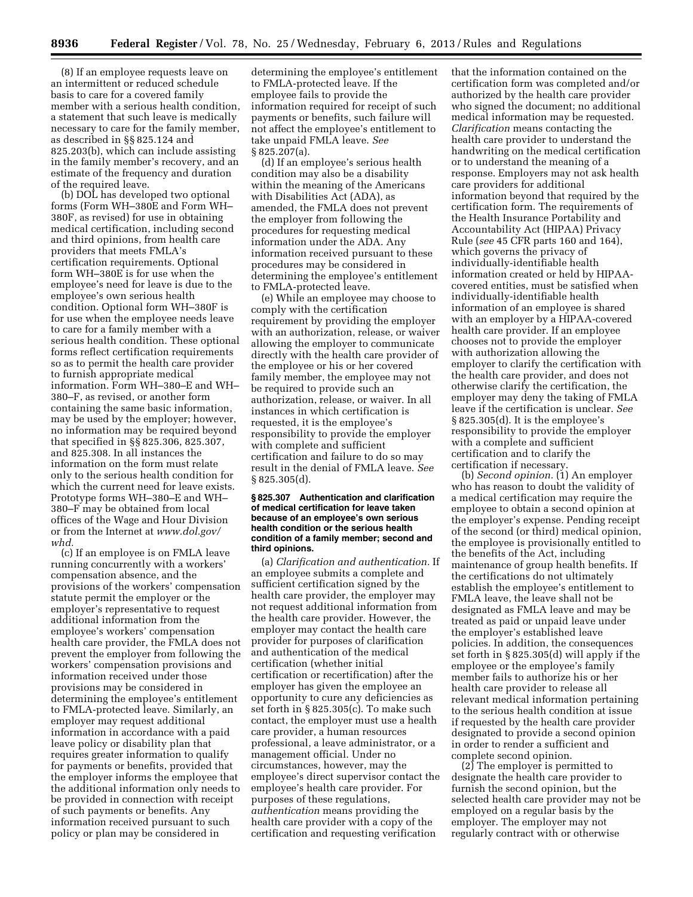(8) If an employee requests leave on an intermittent or reduced schedule basis to care for a covered family member with a serious health condition, a statement that such leave is medically necessary to care for the family member, as described in §§ 825.124 and 825.203(b), which can include assisting in the family member's recovery, and an estimate of the frequency and duration of the required leave.

(b) DOL has developed two optional forms (Form WH–380E and Form WH–380F, as revised) for use in obtaining medical certification, including second and third opinions, from health care providers that meets FMLA's certification requirements. Optional form WH–380E is for use when the employee's need for leave is due to the employee's own serious health condition. Optional form WH–380F is for use when the employee needs leave to care for a family member with a serious health condition. These optional forms reflect certification requirements so as to permit the health care provider to furnish appropriate medical information. Form WH–380–E and WH–380–F, as revised, or another form containing the same basic information, may be used by the employer; however, no information may be required beyond that specified in §§ 825.306, 825.307, and 825.308. In all instances the information on the form must relate only to the serious health condition for which the current need for leave exists. Prototype forms WH–380–E and WH–380–F may be obtained from local offices of the Wage and Hour Division or from the Internet at *www.dol.gov/whd.*

(c) If an employee is on FMLA leave running concurrently with a workers' compensation absence, and the provisions of the workers' compensation statute permit the employer or the employer's representative to request additional information from the employee's workers' compensation health care provider, the FMLA does not prevent the employer from following the workers' compensation provisions and information received under those provisions may be considered in determining the employee's entitlement to FMLA-protected leave. Similarly, an employer may request additional information in accordance with a paid leave policy or disability plan that requires greater information to qualify for payments or benefits, provided that the employer informs the employee that the additional information only needs to be provided in connection with receipt of such payments or benefits. Any information received pursuant to such policy or plan may be considered in determining the employee's entitlement to FMLA-protected leave. If the employee fails to provide the information required for receipt of such payments or benefits, such failure will not affect the employee's entitlement to take unpaid FMLA leave. *See* § 825.207(a).

(d) If an employee's serious health condition may also be a disability within the meaning of the Americans with Disabilities Act (ADA), as amended, the FMLA does not prevent the employer from following the procedures for requesting medical information under the ADA. Any information received pursuant to these procedures may be considered in determining the employee's entitlement to FMLA-protected leave.

(e) While an employee may choose to comply with the certification requirement by providing the employer with an authorization, release, or waiver allowing the employer to communicate directly with the health care provider of the employee or his or her covered family member, the employee may not be required to provide such an authorization, release, or waiver. In all instances in which certification is requested, it is the employee's responsibility to provide the employer with complete and sufficient certification and failure to do so may result in the denial of FMLA leave. *See* § 825.305(d).

**§ 825.307 Authentication and clarification of medical certification for leave taken because of an employee's own serious health condition or the serious health condition of a family member; second and third opinions.**

(a) *Clarification and authentication.* If an employee submits a complete and sufficient certification signed by the health care provider, the employer may not request additional information from the health care provider. However, the employer may contact the health care provider for purposes of clarification and authentication of the medical certification (whether initial certification or recertification) after the employer has given the employee an opportunity to cure any deficiencies as set forth in § 825.305(c). To make such contact, the employer must use a health care provider, a human resources professional, a leave administrator, or a management official. Under no circumstances, however, may the employee's direct supervisor contact the employee's health care provider. For purposes of these regulations, *authentication* means providing the health care provider with a copy of the certification and requesting verification that the information contained on the certification form was completed and/or authorized by the health care provider who signed the document; no additional medical information may be requested. *Clarification* means contacting the health care provider to understand the handwriting on the medical certification or to understand the meaning of a response. Employers may not ask health care providers for additional information beyond that required by the certification form. The requirements of the Health Insurance Portability and Accountability Act (HIPAA) Privacy Rule (*see* 45 CFR parts 160 and 164), which governs the privacy of individually-identifiable health information created or held by HIPAA-covered entities, must be satisfied when individually-identifiable health information of an employee is shared with an employer by a HIPAA-covered health care provider. If an employee chooses not to provide the employer with authorization allowing the employer to clarify the certification with the health care provider, and does not otherwise clarify the certification, the employer may deny the taking of FMLA leave if the certification is unclear. *See* § 825.305(d). It is the employee's responsibility to provide the employer with a complete and sufficient certification and to clarify the certification if necessary.

(b) *Second opinion.* (1) An employer who has reason to doubt the validity of a medical certification may require the employee to obtain a second opinion at the employer's expense. Pending receipt of the second (or third) medical opinion, the employee is provisionally entitled to the benefits of the Act, including maintenance of group health benefits. If the certifications do not ultimately establish the employee's entitlement to FMLA leave, the leave shall not be designated as FMLA leave and may be treated as paid or unpaid leave under the employer's established leave policies. In addition, the consequences set forth in § 825.305(d) will apply if the employee or the employee's family member fails to authorize his or her health care provider to release all relevant medical information pertaining to the serious health condition at issue if requested by the health care provider designated to provide a second opinion in order to render a sufficient and complete second opinion.

(2) The employer is permitted to designate the health care provider to furnish the second opinion, but the selected health care provider may not be employed on a regular basis by the employer. The employer may not regularly contract with or otherwise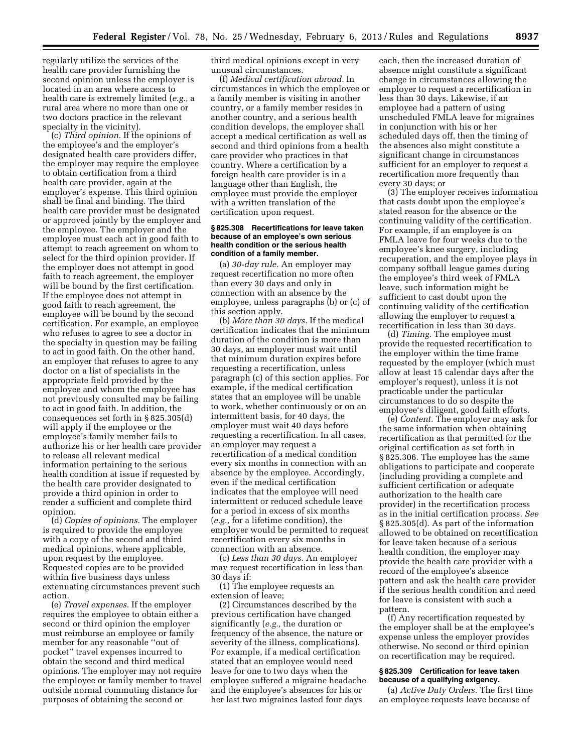regularly utilize the services of the health care provider furnishing the second opinion unless the employer is located in an area where access to health care is extremely limited (*e.g.,* a rural area where no more than one or two doctors practice in the relevant specialty in the vicinity).

(c) *Third opinion.* If the opinions of the employee's and the employer's designated health care providers differ, the employer may require the employee to obtain certification from a third health care provider, again at the employer's expense. This third opinion shall be final and binding. The third health care provider must be designated or approved jointly by the employer and the employee. The employer and the employee must each act in good faith to attempt to reach agreement on whom to select for the third opinion provider. If the employer does not attempt in good faith to reach agreement, the employer will be bound by the first certification. If the employee does not attempt in good faith to reach agreement, the employee will be bound by the second certification. For example, an employee who refuses to agree to see a doctor in the specialty in question may be failing to act in good faith. On the other hand, an employer that refuses to agree to any doctor on a list of specialists in the appropriate field provided by the employee and whom the employee has not previously consulted may be failing to act in good faith. In addition, the consequences set forth in § 825.305(d) will apply if the employee or the employee's family member fails to authorize his or her health care provider to release all relevant medical information pertaining to the serious health condition at issue if requested by the health care provider designated to provide a third opinion in order to render a sufficient and complete third opinion.

(d) *Copies of opinions.* The employer is required to provide the employee with a copy of the second and third medical opinions, where applicable, upon request by the employee. Requested copies are to be provided within five business days unless extenuating circumstances prevent such action.

(e) *Travel expenses.* If the employer requires the employee to obtain either a second or third opinion the employer must reimburse an employee or family member for any reasonable ''out of pocket'' travel expenses incurred to obtain the second and third medical opinions. The employer may not require the employee or family member to travel outside normal commuting distance for purposes of obtaining the second or third medical opinions except in very unusual circumstances.

(f) *Medical certification abroad.* In circumstances in which the employee or a family member is visiting in another country, or a family member resides in another country, and a serious health condition develops, the employer shall accept a medical certification as well as second and third opinions from a health care provider who practices in that country. Where a certification by a foreign health care provider is in a language other than English, the employee must provide the employer with a written translation of the certification upon request.

**§ 825.308 Recertifications for leave taken because of an employee's own serious health condition or the serious health condition of a family member.**

(a) *30-day rule.* An employer may request recertification no more often than every 30 days and only in connection with an absence by the employee, unless paragraphs (b) or (c) of this section apply.

(b) *More than 30 days.* If the medical certification indicates that the minimum duration of the condition is more than 30 days, an employer must wait until that minimum duration expires before requesting a recertification, unless paragraph (c) of this section applies. For example, if the medical certification states that an employee will be unable to work, whether continuously or on an intermittent basis, for 40 days, the employer must wait 40 days before requesting a recertification. In all cases, an employer may request a recertification of a medical condition every six months in connection with an absence by the employee. Accordingly, even if the medical certification indicates that the employee will need intermittent or reduced schedule leave for a period in excess of six months (*e.g.,* for a lifetime condition), the employer would be permitted to request recertification every six months in connection with an absence.

(c) *Less than 30 days.* An employer may request recertification in less than 30 days if:

(1) The employee requests an extension of leave;

(2) Circumstances described by the previous certification have changed significantly (*e.g.,* the duration or frequency of the absence, the nature or severity of the illness, complications). For example, if a medical certification stated that an employee would need leave for one to two days when the employee suffered a migraine headache and the employee's absences for his or her last two migraines lasted four days each, then the increased duration of absence might constitute a significant change in circumstances allowing the employer to request a recertification in less than 30 days. Likewise, if an employee had a pattern of using unscheduled FMLA leave for migraines in conjunction with his or her scheduled days off, then the timing of the absences also might constitute a significant change in circumstances sufficient for an employer to request a recertification more frequently than every 30 days; or

(3) The employer receives information that casts doubt upon the employee's stated reason for the absence or the continuing validity of the certification. For example, if an employee is on FMLA leave for four weeks due to the employee's knee surgery, including recuperation, and the employee plays in company softball league games during the employee's third week of FMLA leave, such information might be sufficient to cast doubt upon the continuing validity of the certification allowing the employer to request a recertification in less than 30 days.

(d) *Timing.* The employee must provide the requested recertification to the employer within the time frame requested by the employer (which must allow at least 15 calendar days after the employer's request), unless it is not practicable under the particular circumstances to do so despite the employee's diligent, good faith efforts.

(e) *Content.* The employer may ask for the same information when obtaining recertification as that permitted for the original certification as set forth in § 825.306. The employee has the same obligations to participate and cooperate (including providing a complete and sufficient certification or adequate authorization to the health care provider) in the recertification process as in the initial certification process. *See* § 825.305(d). As part of the information allowed to be obtained on recertification for leave taken because of a serious health condition, the employer may provide the health care provider with a record of the employee's absence pattern and ask the health care provider if the serious health condition and need for leave is consistent with such a pattern.

(f) Any recertification requested by the employer shall be at the employee's expense unless the employer provides otherwise. No second or third opinion on recertification may be required.

**§ 825.309 Certification for leave taken because of a qualifying exigency.**

(a) *Active Duty Orders.* The first time an employee requests leave because of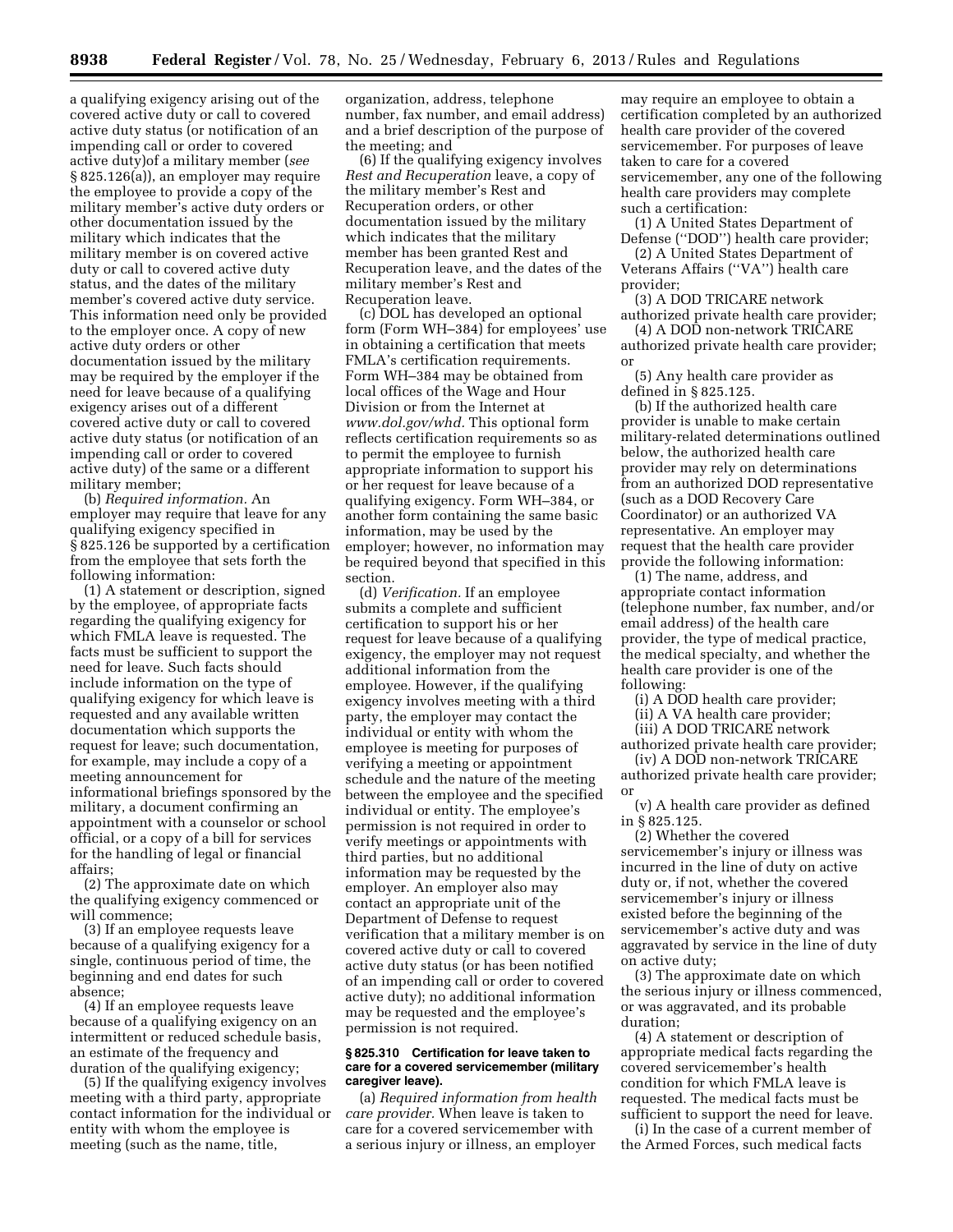a qualifying exigency arising out of the covered active duty or call to covered active duty status (or notification of an impending call or order to covered active duty)of a military member (*see* § 825.126(a)), an employer may require the employee to provide a copy of the military member's active duty orders or other documentation issued by the military which indicates that the military member is on covered active duty or call to covered active duty status, and the dates of the military member's covered active duty service. This information need only be provided to the employer once. A copy of new active duty orders or other documentation issued by the military may be required by the employer if the need for leave because of a qualifying exigency arises out of a different covered active duty or call to covered active duty status (or notification of an impending call or order to covered active duty) of the same or a different military member;

(b) *Required information.* An employer may require that leave for any qualifying exigency specified in § 825.126 be supported by a certification from the employee that sets forth the following information:

(1) A statement or description, signed by the employee, of appropriate facts regarding the qualifying exigency for which FMLA leave is requested. The facts must be sufficient to support the need for leave. Such facts should include information on the type of qualifying exigency for which leave is requested and any available written documentation which supports the request for leave; such documentation, for example, may include a copy of a meeting announcement for informational briefings sponsored by the military, a document confirming an appointment with a counselor or school official, or a copy of a bill for services for the handling of legal or financial affairs;

(2) The approximate date on which the qualifying exigency commenced or will commence;

(3) If an employee requests leave because of a qualifying exigency for a single, continuous period of time, the beginning and end dates for such absence;

(4) If an employee requests leave because of a qualifying exigency on an intermittent or reduced schedule basis, an estimate of the frequency and duration of the qualifying exigency;

(5) If the qualifying exigency involves meeting with a third party, appropriate contact information for the individual or entity with whom the employee is meeting (such as the name, title, organization, address, telephone number, fax number, and email address) and a brief description of the purpose of the meeting; and

(6) If the qualifying exigency involves *Rest and Recuperation* leave, a copy of the military member's Rest and Recuperation orders, or other documentation issued by the military which indicates that the military member has been granted Rest and Recuperation leave, and the dates of the military member's Rest and Recuperation leave.

(c) DOL has developed an optional form (Form WH–384) for employees' use in obtaining a certification that meets FMLA's certification requirements. Form WH–384 may be obtained from local offices of the Wage and Hour Division or from the Internet at *www.dol.gov/whd.* This optional form reflects certification requirements so as to permit the employee to furnish appropriate information to support his or her request for leave because of a qualifying exigency. Form WH–384, or another form containing the same basic information, may be used by the employer; however, no information may be required beyond that specified in this section.

(d) *Verification.* If an employee submits a complete and sufficient certification to support his or her request for leave because of a qualifying exigency, the employer may not request additional information from the employee. However, if the qualifying exigency involves meeting with a third party, the employer may contact the individual or entity with whom the employee is meeting for purposes of verifying a meeting or appointment schedule and the nature of the meeting between the employee and the specified individual or entity. The employee's permission is not required in order to verify meetings or appointments with third parties, but no additional information may be requested by the employer. An employer also may contact an appropriate unit of the Department of Defense to request verification that a military member is on covered active duty or call to covered active duty status (or has been notified of an impending call or order to covered active duty); no additional information may be requested and the employee's permission is not required.

### § 825.310 Certification for leave taken to care for a covered servicemember (military caregiver leave).

(a) *Required information from health care provider.* When leave is taken to care for a covered servicemember with a serious injury or illness, an employer may require an employee to obtain a certification completed by an authorized health care provider of the covered servicemember. For purposes of leave taken to care for a covered servicemember, any one of the following health care providers may complete such a certification:

(1) A United States Department of Defense (''DOD'') health care provider;

(2) A United States Department of Veterans Affairs (''VA'') health care provider;

(3) A DOD TRICARE network authorized private health care provider;

(4) A DOD non-network TRICARE authorized private health care provider; or

(5) Any health care provider as defined in § 825.125.

(b) If the authorized health care provider is unable to make certain military-related determinations outlined below, the authorized health care provider may rely on determinations from an authorized DOD representative (such as a DOD Recovery Care Coordinator) or an authorized VA representative. An employer may request that the health care provider provide the following information:

(1) The name, address, and appropriate contact information (telephone number, fax number, and/or email address) of the health care provider, the type of medical practice, the medical specialty, and whether the health care provider is one of the following:

(i) A DOD health care provider;

(ii) A VA health care provider;

(iii) A DOD TRICARE network authorized private health care provider;

(iv) A DOD non-network TRICARE authorized private health care provider; or

(v) A health care provider as defined in § 825.125.

(2) Whether the covered servicemember's injury or illness was incurred in the line of duty on active duty or, if not, whether the covered servicemember's injury or illness existed before the beginning of the servicemember's active duty and was aggravated by service in the line of duty on active duty;

(3) The approximate date on which the serious injury or illness commenced, or was aggravated, and its probable duration;

(4) A statement or description of appropriate medical facts regarding the covered servicemember's health condition for which FMLA leave is requested. The medical facts must be sufficient to support the need for leave.

(i) In the case of a current member of the Armed Forces, such medical facts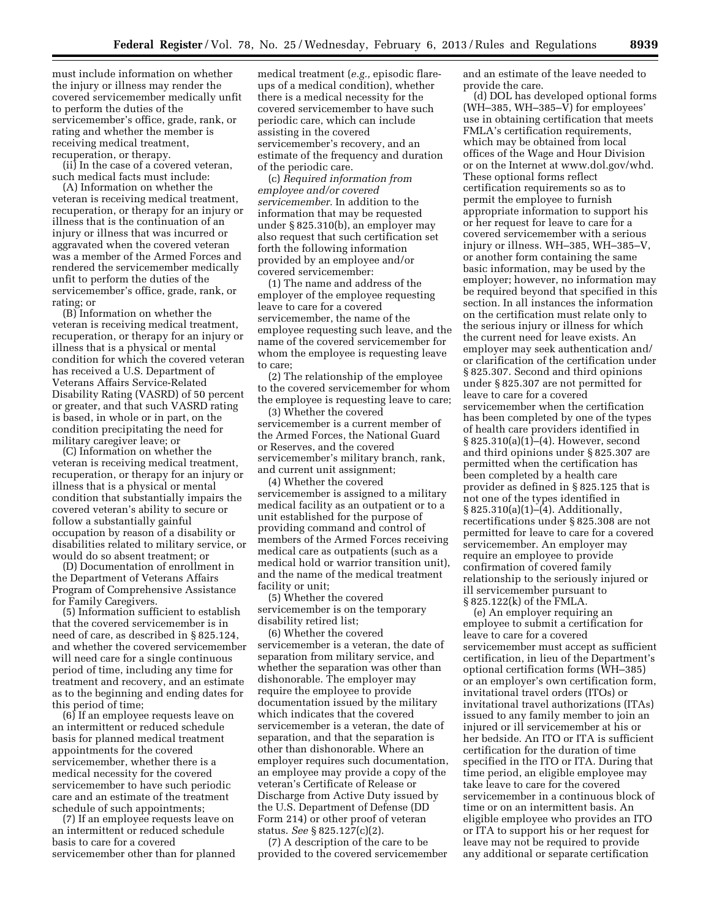must include information on whether the injury or illness may render the covered servicemember medically unfit to perform the duties of the servicemember's office, grade, rank, or rating and whether the member is receiving medical treatment, recuperation, or therapy.

(ii) In the case of a covered veteran, such medical facts must include:

(A) Information on whether the veteran is receiving medical treatment, recuperation, or therapy for an injury or illness that is the continuation of an injury or illness that was incurred or aggravated when the covered veteran was a member of the Armed Forces and rendered the servicemember medically unfit to perform the duties of the servicemember's office, grade, rank, or rating; or

(B) Information on whether the veteran is receiving medical treatment, recuperation, or therapy for an injury or illness that is a physical or mental condition for which the covered veteran has received a U.S. Department of Veterans Affairs Service-Related Disability Rating (VASRD) of 50 percent or greater, and that such VASRD rating is based, in whole or in part, on the condition precipitating the need for military caregiver leave; or

(C) Information on whether the veteran is receiving medical treatment, recuperation, or therapy for an injury or illness that is a physical or mental condition that substantially impairs the covered veteran's ability to secure or follow a substantially gainful occupation by reason of a disability or disabilities related to military service, or would do so absent treatment; or

(D) Documentation of enrollment in the Department of Veterans Affairs Program of Comprehensive Assistance for Family Caregivers.

(5) Information sufficient to establish that the covered servicemember is in need of care, as described in § 825.124, and whether the covered servicemember will need care for a single continuous period of time, including any time for treatment and recovery, and an estimate as to the beginning and ending dates for this period of time;

(6) If an employee requests leave on an intermittent or reduced schedule basis for planned medical treatment appointments for the covered servicemember, whether there is a medical necessity for the covered servicemember to have such periodic care and an estimate of the treatment schedule of such appointments;

(7) If an employee requests leave on an intermittent or reduced schedule basis to care for a covered servicemember other than for planned medical treatment (*e.g.,* episodic flare-ups of a medical condition), whether there is a medical necessity for the covered servicemember to have such periodic care, which can include assisting in the covered servicemember's recovery, and an estimate of the frequency and duration of the periodic care.

(c) *Required information from employee and/or covered servicemember.* In addition to the information that may be requested under § 825.310(b), an employer may also request that such certification set forth the following information provided by an employee and/or covered servicemember:

(1) The name and address of the employer of the employee requesting leave to care for a covered servicemember, the name of the employee requesting such leave, and the name of the covered servicemember for whom the employee is requesting leave to care;

(2) The relationship of the employee to the covered servicemember for whom the employee is requesting leave to care;

(3) Whether the covered servicemember is a current member of the Armed Forces, the National Guard or Reserves, and the covered servicemember's military branch, rank, and current unit assignment;

(4) Whether the covered servicemember is assigned to a military medical facility as an outpatient or to a unit established for the purpose of providing command and control of members of the Armed Forces receiving medical care as outpatients (such as a medical hold or warrior transition unit), and the name of the medical treatment facility or unit;

(5) Whether the covered servicemember is on the temporary disability retired list;

(6) Whether the covered servicemember is a veteran, the date of separation from military service, and whether the separation was other than dishonorable. The employer may require the employee to provide documentation issued by the military which indicates that the covered servicemember is a veteran, the date of separation, and that the separation is other than dishonorable. Where an employer requires such documentation, an employee may provide a copy of the veteran's Certificate of Release or Discharge from Active Duty issued by the U.S. Department of Defense (DD Form 214) or other proof of veteran status. *See* § 825.127(c)(2).

(7) A description of the care to be provided to the covered servicemember and an estimate of the leave needed to provide the care.

(d) DOL has developed optional forms (WH–385, WH–385–V) for employees' use in obtaining certification that meets FMLA's certification requirements, which may be obtained from local offices of the Wage and Hour Division or on the Internet at www.dol.gov/whd. These optional forms reflect certification requirements so as to permit the employee to furnish appropriate information to support his or her request for leave to care for a covered servicemember with a serious injury or illness. WH–385, WH–385–V, or another form containing the same basic information, may be used by the employer; however, no information may be required beyond that specified in this section. In all instances the information on the certification must relate only to the serious injury or illness for which the current need for leave exists. An employer may seek authentication and/or clarification of the certification under § 825.307. Second and third opinions under § 825.307 are not permitted for leave to care for a covered servicemember when the certification has been completed by one of the types of health care providers identified in § 825.310(a)(1)–(4). However, second and third opinions under § 825.307 are permitted when the certification has been completed by a health care provider as defined in § 825.125 that is not one of the types identified in § 825.310(a)(1)–(4). Additionally, recertifications under § 825.308 are not permitted for leave to care for a covered servicemember. An employer may require an employee to provide confirmation of covered family relationship to the seriously injured or ill servicemember pursuant to § 825.122(k) of the FMLA.

(e) An employer requiring an employee to submit a certification for leave to care for a covered servicemember must accept as sufficient certification, in lieu of the Department's optional certification forms (WH–385) or an employer's own certification form, invitational travel orders (ITOs) or invitational travel authorizations (ITAs) issued to any family member to join an injured or ill servicemember at his or her bedside. An ITO or ITA is sufficient certification for the duration of time specified in the ITO or ITA. During that time period, an eligible employee may take leave to care for the covered servicemember in a continuous block of time or on an intermittent basis. An eligible employee who provides an ITO or ITA to support his or her request for leave may not be required to provide any additional or separate certification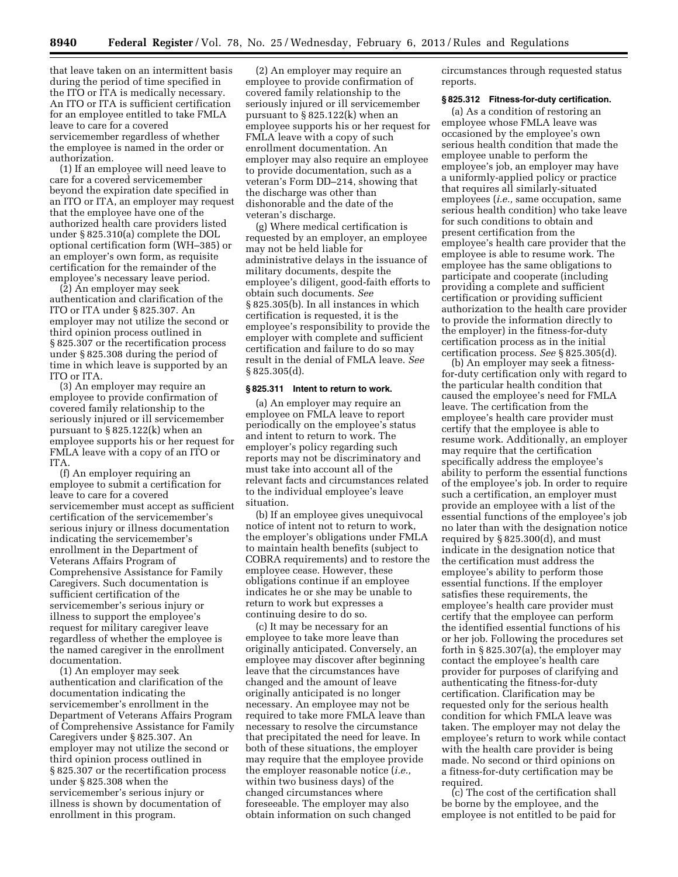that leave taken on an intermittent basis during the period of time specified in the ITO or ITA is medically necessary. An ITO or ITA is sufficient certification for an employee entitled to take FMLA leave to care for a covered servicemember regardless of whether the employee is named in the order or authorization.

(1) If an employee will need leave to care for a covered servicemember beyond the expiration date specified in an ITO or ITA, an employer may request that the employee have one of the authorized health care providers listed under § 825.310(a) complete the DOL optional certification form (WH–385) or an employer's own form, as requisite certification for the remainder of the employee's necessary leave period.

(2) An employer may seek authentication and clarification of the ITO or ITA under § 825.307. An employer may not utilize the second or third opinion process outlined in § 825.307 or the recertification process under § 825.308 during the period of time in which leave is supported by an ITO or ITA.

(3) An employer may require an employee to provide confirmation of covered family relationship to the seriously injured or ill servicemember pursuant to § 825.122(k) when an employee supports his or her request for FMLA leave with a copy of an ITO or ITA.

(f) An employer requiring an employee to submit a certification for leave to care for a covered servicemember must accept as sufficient certification of the servicemember's serious injury or illness documentation indicating the servicemember's enrollment in the Department of Veterans Affairs Program of Comprehensive Assistance for Family Caregivers. Such documentation is sufficient certification of the servicemember's serious injury or illness to support the employee's request for military caregiver leave regardless of whether the employee is the named caregiver in the enrollment documentation.

(1) An employer may seek authentication and clarification of the documentation indicating the servicemember's enrollment in the Department of Veterans Affairs Program of Comprehensive Assistance for Family Caregivers under § 825.307. An employer may not utilize the second or third opinion process outlined in § 825.307 or the recertification process under § 825.308 when the servicemember's serious injury or illness is shown by documentation of enrollment in this program.

(2) An employer may require an employee to provide confirmation of covered family relationship to the seriously injured or ill servicemember pursuant to § 825.122(k) when an employee supports his or her request for FMLA leave with a copy of such enrollment documentation. An employer may also require an employee to provide documentation, such as a veteran's Form DD–214, showing that the discharge was other than dishonorable and the date of the veteran's discharge.

(g) Where medical certification is requested by an employer, an employee may not be held liable for administrative delays in the issuance of military documents, despite the employee's diligent, good-faith efforts to obtain such documents. *See* § 825.305(b). In all instances in which certification is requested, it is the employee's responsibility to provide the employer with complete and sufficient certification and failure to do so may result in the denial of FMLA leave. *See* § 825.305(d).

#### § 825.311 Intent to return to work.

(a) An employer may require an employee on FMLA leave to report periodically on the employee's status and intent to return to work. The employer's policy regarding such reports may not be discriminatory and must take into account all of the relevant facts and circumstances related to the individual employee's leave situation.

(b) If an employee gives unequivocal notice of intent not to return to work, the employer's obligations under FMLA to maintain health benefits (subject to COBRA requirements) and to restore the employee cease. However, these obligations continue if an employee indicates he or she may be unable to return to work but expresses a continuing desire to do so.

(c) It may be necessary for an employee to take more leave than originally anticipated. Conversely, an employee may discover after beginning leave that the circumstances have changed and the amount of leave originally anticipated is no longer necessary. An employee may not be required to take more FMLA leave than necessary to resolve the circumstance that precipitated the need for leave. In both of these situations, the employer may require that the employee provide the employer reasonable notice (*i.e.,* within two business days) of the changed circumstances where foreseeable. The employer may also obtain information on such changed circumstances through requested status reports.

#### § 825.312 Fitness-for-duty certification.

(a) As a condition of restoring an employee whose FMLA leave was occasioned by the employee's own serious health condition that made the employee unable to perform the employee's job, an employer may have a uniformly-applied policy or practice that requires all similarly-situated employees (*i.e.,* same occupation, same serious health condition) who take leave for such conditions to obtain and present certification from the employee's health care provider that the employee is able to resume work. The employee has the same obligations to participate and cooperate (including providing a complete and sufficient certification or providing sufficient authorization to the health care provider to provide the information directly to the employer) in the fitness-for-duty certification process as in the initial certification process. *See* § 825.305(d).

(b) An employer may seek a fitness-for-duty certification only with regard to the particular health condition that caused the employee's need for FMLA leave. The certification from the employee's health care provider must certify that the employee is able to resume work. Additionally, an employer may require that the certification specifically address the employee's ability to perform the essential functions of the employee's job. In order to require such a certification, an employer must provide an employee with a list of the essential functions of the employee's job no later than with the designation notice required by § 825.300(d), and must indicate in the designation notice that the certification must address the employee's ability to perform those essential functions. If the employer satisfies these requirements, the employee's health care provider must certify that the employee can perform the identified essential functions of his or her job. Following the procedures set forth in § 825.307(a), the employer may contact the employee's health care provider for purposes of clarifying and authenticating the fitness-for-duty certification. Clarification may be requested only for the serious health condition for which FMLA leave was taken. The employer may not delay the employee's return to work while contact with the health care provider is being made. No second or third opinions on a fitness-for-duty certification may be required.

(c) The cost of the certification shall be borne by the employee, and the employee is not entitled to be paid for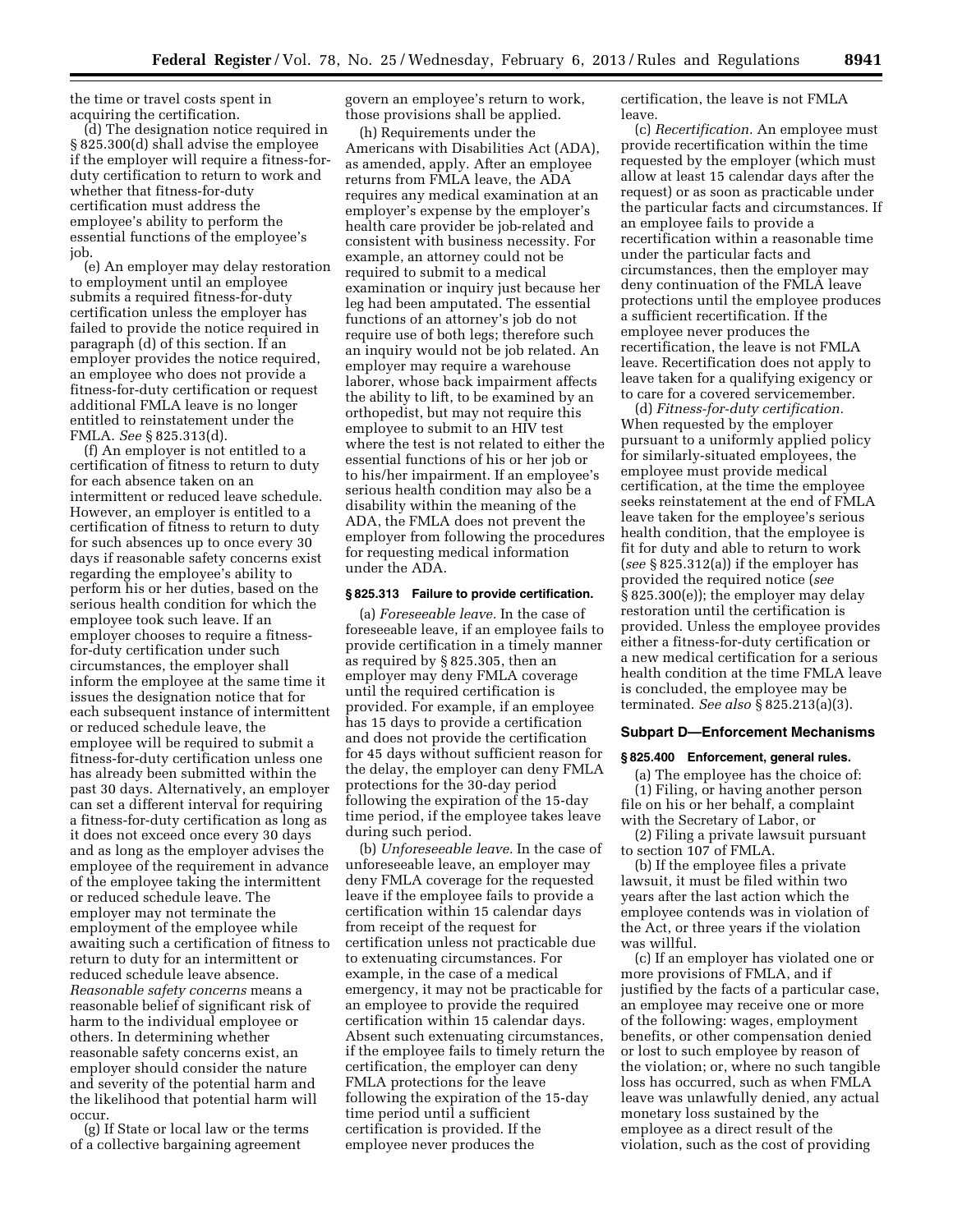the time or travel costs spent in acquiring the certification.

(d) The designation notice required in § 825.300(d) shall advise the employee if the employer will require a fitness-for-duty certification to return to work and whether that fitness-for-duty certification must address the employee's ability to perform the essential functions of the employee's job.

(e) An employer may delay restoration to employment until an employee submits a required fitness-for-duty certification unless the employer has failed to provide the notice required in paragraph (d) of this section. If an employer provides the notice required, an employee who does not provide a fitness-for-duty certification or request additional FMLA leave is no longer entitled to reinstatement under the FMLA. *See* § 825.313(d).

(f) An employer is not entitled to a certification of fitness to return to duty for each absence taken on an intermittent or reduced leave schedule. However, an employer is entitled to a certification of fitness to return to duty for such absences up to once every 30 days if reasonable safety concerns exist regarding the employee's ability to perform his or her duties, based on the serious health condition for which the employee took such leave. If an employer chooses to require a fitness-for-duty certification under such circumstances, the employer shall inform the employee at the same time it issues the designation notice that for each subsequent instance of intermittent or reduced schedule leave, the employee will be required to submit a fitness-for-duty certification unless one has already been submitted within the past 30 days. Alternatively, an employer can set a different interval for requiring a fitness-for-duty certification as long as it does not exceed once every 30 days and as long as the employer advises the employee of the requirement in advance of the employee taking the intermittent or reduced schedule leave. The employer may not terminate the employment of the employee while awaiting such a certification of fitness to return to duty for an intermittent or reduced schedule leave absence. *Reasonable safety concerns* means a reasonable belief of significant risk of harm to the individual employee or others. In determining whether reasonable safety concerns exist, an employer should consider the nature and severity of the potential harm and the likelihood that potential harm will occur.

(g) If State or local law or the terms of a collective bargaining agreement govern an employee's return to work, those provisions shall be applied.

(h) Requirements under the Americans with Disabilities Act (ADA), as amended, apply. After an employee returns from FMLA leave, the ADA requires any medical examination at an employer's expense by the employer's health care provider be job-related and consistent with business necessity. For example, an attorney could not be required to submit to a medical examination or inquiry just because her leg had been amputated. The essential functions of an attorney's job do not require use of both legs; therefore such an inquiry would not be job related. An employer may require a warehouse laborer, whose back impairment affects the ability to lift, to be examined by an orthopedist, but may not require this employee to submit to an HIV test where the test is not related to either the essential functions of his or her job or to his/her impairment. If an employee's serious health condition may also be a disability within the meaning of the ADA, the FMLA does not prevent the employer from following the procedures for requesting medical information under the ADA.

### § 825.313 Failure to provide certification.

(a) *Foreseeable leave.* In the case of foreseeable leave, if an employee fails to provide certification in a timely manner as required by § 825.305, then an employer may deny FMLA coverage until the required certification is provided. For example, if an employee has 15 days to provide a certification and does not provide the certification for 45 days without sufficient reason for the delay, the employer can deny FMLA protections for the 30-day period following the expiration of the 15-day time period, if the employee takes leave during such period.

(b) *Unforeseeable leave.* In the case of unforeseeable leave, an employer may deny FMLA coverage for the requested leave if the employee fails to provide a certification within 15 calendar days from receipt of the request for certification unless not practicable due to extenuating circumstances. For example, in the case of a medical emergency, it may not be practicable for an employee to provide the required certification within 15 calendar days. Absent such extenuating circumstances, if the employee fails to timely return the certification, the employer can deny FMLA protections for the leave following the expiration of the 15-day time period until a sufficient certification is provided. If the employee never produces the certification, the leave is not FMLA leave.

(c) *Recertification.* An employee must provide recertification within the time requested by the employer (which must allow at least 15 calendar days after the request) or as soon as practicable under the particular facts and circumstances. If an employee fails to provide a recertification within a reasonable time under the particular facts and circumstances, then the employer may deny continuation of the FMLA leave protections until the employee produces a sufficient recertification. If the employee never produces the recertification, the leave is not FMLA leave. Recertification does not apply to leave taken for a qualifying exigency or to care for a covered servicemember.

(d) *Fitness-for-duty certification.* When requested by the employer pursuant to a uniformly applied policy for similarly-situated employees, the employee must provide medical certification, at the time the employee seeks reinstatement at the end of FMLA leave taken for the employee's serious health condition, that the employee is fit for duty and able to return to work (*see* § 825.312(a)) if the employer has provided the required notice (*see* § 825.300(e)); the employer may delay restoration until the certification is provided. Unless the employee provides either a fitness-for-duty certification or a new medical certification for a serious health condition at the time FMLA leave is concluded, the employee may be terminated. *See also* § 825.213(a)(3).

## Subpart D—Enforcement Mechanisms

### § 825.400 Enforcement, general rules.

(a) The employee has the choice of:

(1) Filing, or having another person file on his or her behalf, a complaint with the Secretary of Labor, or

(2) Filing a private lawsuit pursuant to section 107 of FMLA.

(b) If the employee files a private lawsuit, it must be filed within two years after the last action which the employee contends was in violation of the Act, or three years if the violation was willful.

(c) If an employer has violated one or more provisions of FMLA, and if justified by the facts of a particular case, an employee may receive one or more of the following: wages, employment benefits, or other compensation denied or lost to such employee by reason of the violation; or, where no such tangible loss has occurred, such as when FMLA leave was unlawfully denied, any actual monetary loss sustained by the employee as a direct result of the violation, such as the cost of providing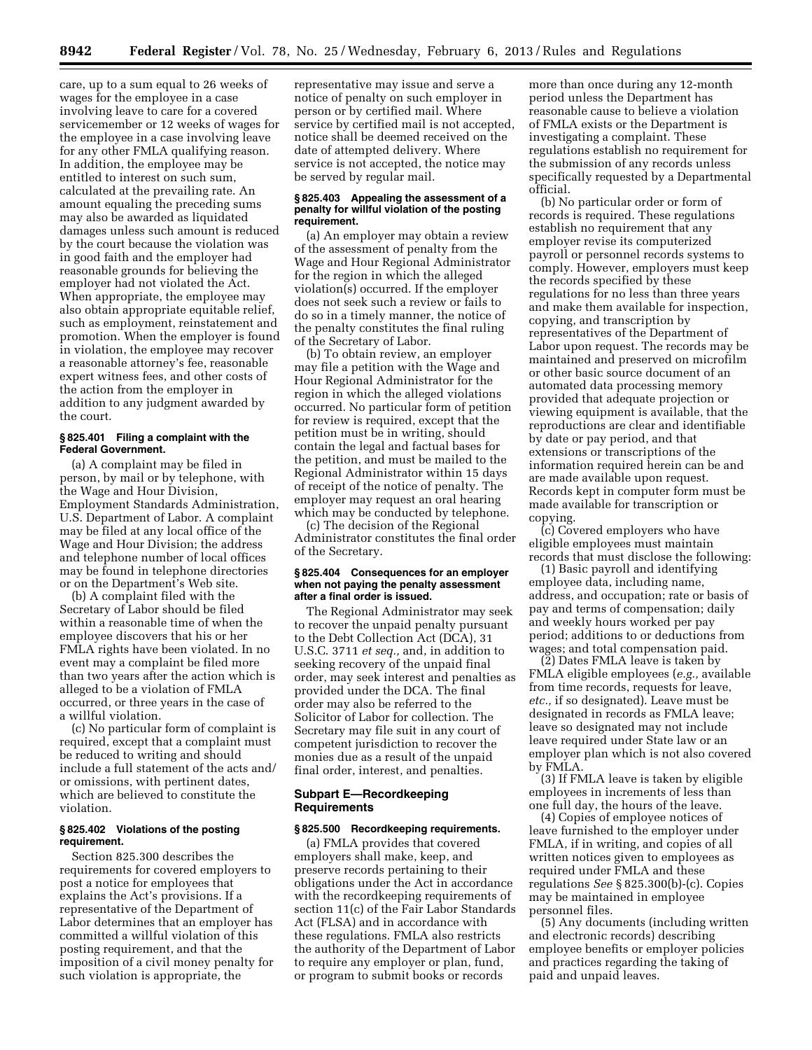care, up to a sum equal to 26 weeks of wages for the employee in a case involving leave to care for a covered servicemember or 12 weeks of wages for the employee in a case involving leave for any other FMLA qualifying reason. In addition, the employee may be entitled to interest on such sum, calculated at the prevailing rate. An amount equaling the preceding sums may also be awarded as liquidated damages unless such amount is reduced by the court because the violation was in good faith and the employer had reasonable grounds for believing the employer had not violated the Act. When appropriate, the employee may also obtain appropriate equitable relief, such as employment, reinstatement and promotion. When the employer is found in violation, the employee may recover a reasonable attorney's fee, reasonable expert witness fees, and other costs of the action from the employer in addition to any judgment awarded by the court.

#### § 825.401 Filing a complaint with the Federal Government.

(a) A complaint may be filed in person, by mail or by telephone, with the Wage and Hour Division, Employment Standards Administration, U.S. Department of Labor. A complaint may be filed at any local office of the Wage and Hour Division; the address and telephone number of local offices may be found in telephone directories or on the Department's Web site.

(b) A complaint filed with the Secretary of Labor should be filed within a reasonable time of when the employee discovers that his or her FMLA rights have been violated. In no event may a complaint be filed more than two years after the action which is alleged to be a violation of FMLA occurred, or three years in the case of a willful violation.

(c) No particular form of complaint is required, except that a complaint must be reduced to writing and should include a full statement of the acts and/or omissions, with pertinent dates, which are believed to constitute the violation.

#### § 825.402 Violations of the posting requirement.

Section 825.300 describes the requirements for covered employers to post a notice for employees that explains the Act's provisions. If a representative of the Department of Labor determines that an employer has committed a willful violation of this posting requirement, and that the imposition of a civil money penalty for such violation is appropriate, the representative may issue and serve a notice of penalty on such employer in person or by certified mail. Where service by certified mail is not accepted, notice shall be deemed received on the date of attempted delivery. Where service is not accepted, the notice may be served by regular mail.

#### § 825.403 Appealing the assessment of a penalty for willful violation of the posting requirement.

(a) An employer may obtain a review of the assessment of penalty from the Wage and Hour Regional Administrator for the region in which the alleged violation(s) occurred. If the employer does not seek such a review or fails to do so in a timely manner, the notice of the penalty constitutes the final ruling of the Secretary of Labor.

(b) To obtain review, an employer may file a petition with the Wage and Hour Regional Administrator for the region in which the alleged violations occurred. No particular form of petition for review is required, except that the petition must be in writing, should contain the legal and factual bases for the petition, and must be mailed to the Regional Administrator within 15 days of receipt of the notice of penalty. The employer may request an oral hearing which may be conducted by telephone.

(c) The decision of the Regional Administrator constitutes the final order of the Secretary.

#### § 825.404 Consequences for an employer when not paying the penalty assessment after a final order is issued.

The Regional Administrator may seek to recover the unpaid penalty pursuant to the Debt Collection Act (DCA), 31 U.S.C. 3711 *et seq.,* and, in addition to seeking recovery of the unpaid final order, may seek interest and penalties as provided under the DCA. The final order may also be referred to the Solicitor of Labor for collection. The Secretary may file suit in any court of competent jurisdiction to recover the monies due as a result of the unpaid final order, interest, and penalties.

### Subpart E—Recordkeeping Requirements

#### § 825.500 Recordkeeping requirements.

(a) FMLA provides that covered employers shall make, keep, and preserve records pertaining to their obligations under the Act in accordance with the recordkeeping requirements of section 11(c) of the Fair Labor Standards Act (FLSA) and in accordance with these regulations. FMLA also restricts the authority of the Department of Labor to require any employer or plan, fund, or program to submit books or records more than once during any 12-month period unless the Department has reasonable cause to believe a violation of FMLA exists or the Department is investigating a complaint. These regulations establish no requirement for the submission of any records unless specifically requested by a Departmental official.

(b) No particular order or form of records is required. These regulations establish no requirement that any employer revise its computerized payroll or personnel records systems to comply. However, employers must keep the records specified by these regulations for no less than three years and make them available for inspection, copying, and transcription by representatives of the Department of Labor upon request. The records may be maintained and preserved on microfilm or other basic source document of an automated data processing memory provided that adequate projection or viewing equipment is available, that the reproductions are clear and identifiable by date or pay period, and that extensions or transcriptions of the information required herein can be and are made available upon request. Records kept in computer form must be made available for transcription or copying.

(c) Covered employers who have eligible employees must maintain records that must disclose the following:

(1) Basic payroll and identifying employee data, including name, address, and occupation; rate or basis of pay and terms of compensation; daily and weekly hours worked per pay period; additions to or deductions from wages; and total compensation paid.

(2) Dates FMLA leave is taken by FMLA eligible employees (*e.g.,* available from time records, requests for leave, *etc.,* if so designated). Leave must be designated in records as FMLA leave; leave so designated may not include leave required under State law or an employer plan which is not also covered by FMLA.

(3) If FMLA leave is taken by eligible employees in increments of less than one full day, the hours of the leave.

(4) Copies of employee notices of leave furnished to the employer under FMLA, if in writing, and copies of all written notices given to employees as required under FMLA and these regulations *See* § 825.300(b)-(c). Copies may be maintained in employee personnel files.

(5) Any documents (including written and electronic records) describing employee benefits or employer policies and practices regarding the taking of paid and unpaid leaves.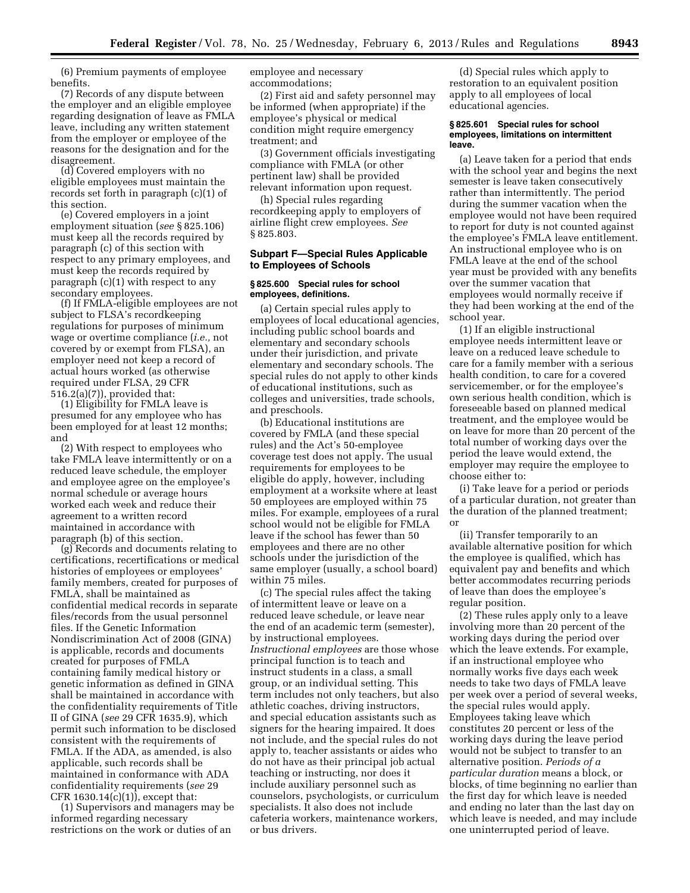(6) Premium payments of employee benefits.

(7) Records of any dispute between the employer and an eligible employee regarding designation of leave as FMLA leave, including any written statement from the employer or employee of the reasons for the designation and for the disagreement.

(d) Covered employers with no eligible employees must maintain the records set forth in paragraph (c)(1) of this section.

(e) Covered employers in a joint employment situation (*see* § 825.106) must keep all the records required by paragraph (c) of this section with respect to any primary employees, and must keep the records required by paragraph (c)(1) with respect to any secondary employees.

(f) If FMLA-eligible employees are not subject to FLSA's recordkeeping regulations for purposes of minimum wage or overtime compliance (*i.e.,* not covered by or exempt from FLSA), an employer need not keep a record of actual hours worked (as otherwise required under FLSA, 29 CFR 516.2(a)(7)), provided that:

(1) Eligibility for FMLA leave is presumed for any employee who has been employed for at least 12 months; and

(2) With respect to employees who take FMLA leave intermittently or on a reduced leave schedule, the employer and employee agree on the employee's normal schedule or average hours worked each week and reduce their agreement to a written record maintained in accordance with paragraph (b) of this section.

(g) Records and documents relating to certifications, recertifications or medical histories of employees or employees' family members, created for purposes of FMLA, shall be maintained as confidential medical records in separate files/records from the usual personnel files. If the Genetic Information Nondiscrimination Act of 2008 (GINA) is applicable, records and documents created for purposes of FMLA containing family medical history or genetic information as defined in GINA shall be maintained in accordance with the confidentiality requirements of Title II of GINA (*see* 29 CFR 1635.9), which permit such information to be disclosed consistent with the requirements of FMLA. If the ADA, as amended, is also applicable, such records shall be maintained in conformance with ADA confidentiality requirements (*see* 29 CFR 1630.14(c)(1)), except that:

(1) Supervisors and managers may be informed regarding necessary restrictions on the work or duties of an employee and necessary accommodations;

(2) First aid and safety personnel may be informed (when appropriate) if the employee's physical or medical condition might require emergency treatment; and

(3) Government officials investigating compliance with FMLA (or other pertinent law) shall be provided relevant information upon request.

(h) Special rules regarding recordkeeping apply to employers of airline flight crew employees. *See* § 825.803.

## Subpart F—Special Rules Applicable to Employees of Schools

### § 825.600 Special rules for school employees, definitions.

(a) Certain special rules apply to employees of local educational agencies, including public school boards and elementary and secondary schools under their jurisdiction, and private elementary and secondary schools. The special rules do not apply to other kinds of educational institutions, such as colleges and universities, trade schools, and preschools.

(b) Educational institutions are covered by FMLA (and these special rules) and the Act's 50-employee coverage test does not apply. The usual requirements for employees to be eligible do apply, however, including employment at a worksite where at least 50 employees are employed within 75 miles. For example, employees of a rural school would not be eligible for FMLA leave if the school has fewer than 50 employees and there are no other schools under the jurisdiction of the same employer (usually, a school board) within 75 miles.

(c) The special rules affect the taking of intermittent leave or leave on a reduced leave schedule, or leave near the end of an academic term (semester), by instructional employees. *Instructional employees* are those whose principal function is to teach and instruct students in a class, a small group, or an individual setting. This term includes not only teachers, but also athletic coaches, driving instructors, and special education assistants such as signers for the hearing impaired. It does not include, and the special rules do not apply to, teacher assistants or aides who do not have as their principal job actual teaching or instructing, nor does it include auxiliary personnel such as counselors, psychologists, or curriculum specialists. It also does not include cafeteria workers, maintenance workers, or bus drivers.

(d) Special rules which apply to restoration to an equivalent position apply to all employees of local educational agencies.

### § 825.601 Special rules for school employees, limitations on intermittent leave.

(a) Leave taken for a period that ends with the school year and begins the next semester is leave taken consecutively rather than intermittently. The period during the summer vacation when the employee would not have been required to report for duty is not counted against the employee's FMLA leave entitlement. An instructional employee who is on FMLA leave at the end of the school year must be provided with any benefits over the summer vacation that employees would normally receive if they had been working at the end of the school year.

(1) If an eligible instructional employee needs intermittent leave or leave on a reduced leave schedule to care for a family member with a serious health condition, to care for a covered servicemember, or for the employee's own serious health condition, which is foreseeable based on planned medical treatment, and the employee would be on leave for more than 20 percent of the total number of working days over the period the leave would extend, the employer may require the employee to choose either to:

(i) Take leave for a period or periods of a particular duration, not greater than the duration of the planned treatment; or

(ii) Transfer temporarily to an available alternative position for which the employee is qualified, which has equivalent pay and benefits and which better accommodates recurring periods of leave than does the employee's regular position.

(2) These rules apply only to a leave involving more than 20 percent of the working days during the period over which the leave extends. For example, if an instructional employee who normally works five days each week needs to take two days of FMLA leave per week over a period of several weeks, the special rules would apply. Employees taking leave which constitutes 20 percent or less of the working days during the leave period would not be subject to transfer to an alternative position. *Periods of a particular duration* means a block, or blocks, of time beginning no earlier than the first day for which leave is needed and ending no later than the last day on which leave is needed, and may include one uninterrupted period of leave.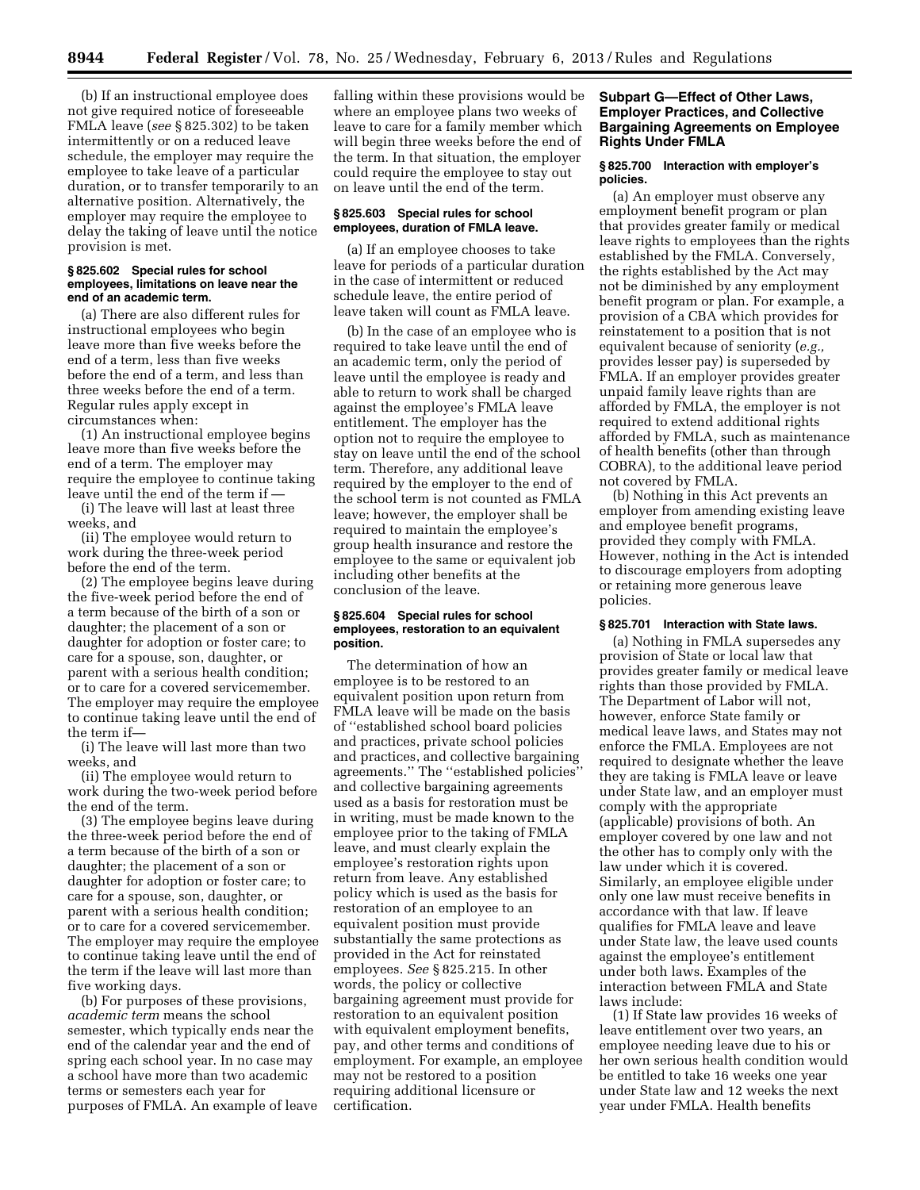(b) If an instructional employee does not give required notice of foreseeable FMLA leave (*see* § 825.302) to be taken intermittently or on a reduced leave schedule, the employer may require the employee to take leave of a particular duration, or to transfer temporarily to an alternative position. Alternatively, the employer may require the employee to delay the taking of leave until the notice provision is met.

#### § 825.602 Special rules for school employees, limitations on leave near the end of an academic term.

(a) There are also different rules for instructional employees who begin leave more than five weeks before the end of a term, less than five weeks before the end of a term, and less than three weeks before the end of a term. Regular rules apply except in circumstances when:

(1) An instructional employee begins leave more than five weeks before the end of a term. The employer may require the employee to continue taking leave until the end of the term if —

(i) The leave will last at least three weeks, and

(ii) The employee would return to work during the three-week period before the end of the term.

(2) The employee begins leave during the five-week period before the end of a term because of the birth of a son or daughter; the placement of a son or daughter for adoption or foster care; to care for a spouse, son, daughter, or parent with a serious health condition; or to care for a covered servicemember. The employer may require the employee to continue taking leave until the end of the term if—

(i) The leave will last more than two weeks, and

(ii) The employee would return to work during the two-week period before the end of the term.

(3) The employee begins leave during the three-week period before the end of a term because of the birth of a son or daughter; the placement of a son or daughter for adoption or foster care; to care for a spouse, son, daughter, or parent with a serious health condition; or to care for a covered servicemember. The employer may require the employee to continue taking leave until the end of the term if the leave will last more than five working days.

(b) For purposes of these provisions, *academic term* means the school semester, which typically ends near the end of the calendar year and the end of spring each school year. In no case may a school have more than two academic terms or semesters each year for purposes of FMLA. An example of leave falling within these provisions would be where an employee plans two weeks of leave to care for a family member which will begin three weeks before the end of the term. In that situation, the employer could require the employee to stay out on leave until the end of the term.

#### § 825.603 Special rules for school employees, duration of FMLA leave.

(a) If an employee chooses to take leave for periods of a particular duration in the case of intermittent or reduced schedule leave, the entire period of leave taken will count as FMLA leave.

(b) In the case of an employee who is required to take leave until the end of an academic term, only the period of leave until the employee is ready and able to return to work shall be charged against the employee's FMLA leave entitlement. The employer has the option not to require the employee to stay on leave until the end of the school term. Therefore, any additional leave required by the employer to the end of the school term is not counted as FMLA leave; however, the employer shall be required to maintain the employee's group health insurance and restore the employee to the same or equivalent job including other benefits at the conclusion of the leave.

#### § 825.604 Special rules for school employees, restoration to an equivalent position.

The determination of how an employee is to be restored to an equivalent position upon return from FMLA leave will be made on the basis of ''established school board policies and practices, private school policies and practices, and collective bargaining agreements.'' The ''established policies'' and collective bargaining agreements used as a basis for restoration must be in writing, must be made known to the employee prior to the taking of FMLA leave, and must clearly explain the employee's restoration rights upon return from leave. Any established policy which is used as the basis for restoration of an employee to an equivalent position must provide substantially the same protections as provided in the Act for reinstated employees. *See* § 825.215. In other words, the policy or collective bargaining agreement must provide for restoration to an equivalent position with equivalent employment benefits, pay, and other terms and conditions of employment. For example, an employee may not be restored to a position requiring additional licensure or certification.

### Subpart G—Effect of Other Laws, Employer Practices, and Collective Bargaining Agreements on Employee Rights Under FMLA

#### § 825.700 Interaction with employer's policies.

(a) An employer must observe any employment benefit program or plan that provides greater family or medical leave rights to employees than the rights established by the FMLA. Conversely, the rights established by the Act may not be diminished by any employment benefit program or plan. For example, a provision of a CBA which provides for reinstatement to a position that is not equivalent because of seniority (*e.g.,* provides lesser pay) is superseded by FMLA. If an employer provides greater unpaid family leave rights than are afforded by FMLA, the employer is not required to extend additional rights afforded by FMLA, such as maintenance of health benefits (other than through COBRA), to the additional leave period not covered by FMLA.

(b) Nothing in this Act prevents an employer from amending existing leave and employee benefit programs, provided they comply with FMLA. However, nothing in the Act is intended to discourage employers from adopting or retaining more generous leave policies.

#### § 825.701 Interaction with State laws.

(a) Nothing in FMLA supersedes any provision of State or local law that provides greater family or medical leave rights than those provided by FMLA. The Department of Labor will not, however, enforce State family or medical leave laws, and States may not enforce the FMLA. Employees are not required to designate whether the leave they are taking is FMLA leave or leave under State law, and an employer must comply with the appropriate (applicable) provisions of both. An employer covered by one law and not the other has to comply only with the law under which it is covered. Similarly, an employee eligible under only one law must receive benefits in accordance with that law. If leave qualifies for FMLA leave and leave under State law, the leave used counts against the employee's entitlement under both laws. Examples of the interaction between FMLA and State laws include:

(1) If State law provides 16 weeks of leave entitlement over two years, an employee needing leave due to his or her own serious health condition would be entitled to take 16 weeks one year under State law and 12 weeks the next year under FMLA. Health benefits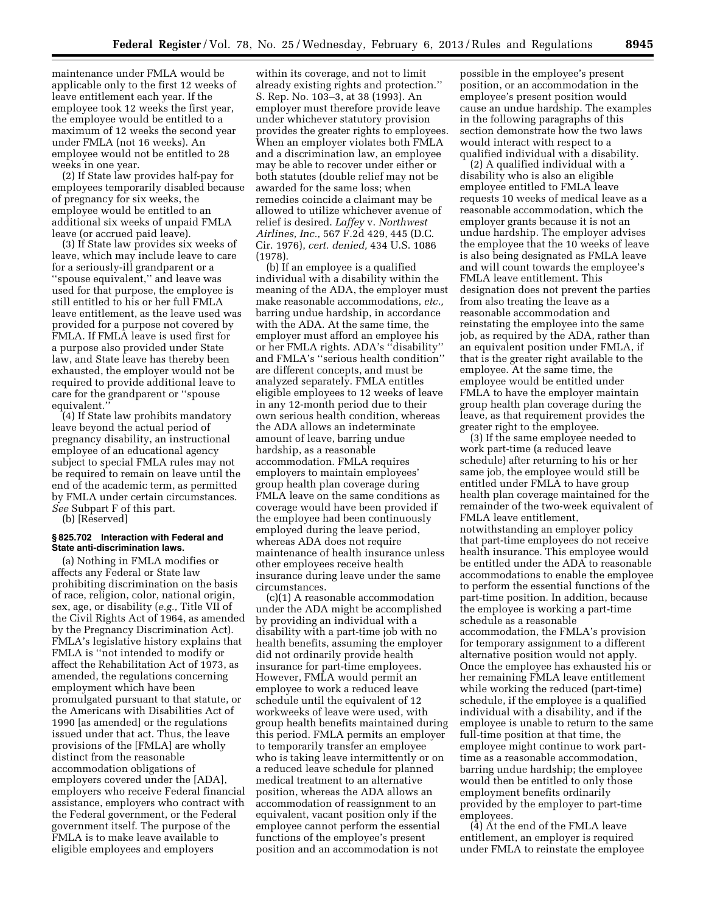maintenance under FMLA would be applicable only to the first 12 weeks of leave entitlement each year. If the employee took 12 weeks the first year, the employee would be entitled to a maximum of 12 weeks the second year under FMLA (not 16 weeks). An employee would not be entitled to 28 weeks in one year.

(2) If State law provides half-pay for employees temporarily disabled because of pregnancy for six weeks, the employee would be entitled to an additional six weeks of unpaid FMLA leave (or accrued paid leave).

(3) If State law provides six weeks of leave, which may include leave to care for a seriously-ill grandparent or a ''spouse equivalent,'' and leave was used for that purpose, the employee is still entitled to his or her full FMLA leave entitlement, as the leave used was provided for a purpose not covered by FMLA. If FMLA leave is used first for a purpose also provided under State law, and State leave has thereby been exhausted, the employer would not be required to provide additional leave to care for the grandparent or ''spouse equivalent.''

(4) If State law prohibits mandatory leave beyond the actual period of pregnancy disability, an instructional employee of an educational agency subject to special FMLA rules may not be required to remain on leave until the end of the academic term, as permitted by FMLA under certain circumstances. *See* Subpart F of this part.

(b) [Reserved]

### § 825.702 Interaction with Federal and State anti-discrimination laws.

(a) Nothing in FMLA modifies or affects any Federal or State law prohibiting discrimination on the basis of race, religion, color, national origin, sex, age, or disability (*e.g.,* Title VII of the Civil Rights Act of 1964, as amended by the Pregnancy Discrimination Act). FMLA's legislative history explains that FMLA is ''not intended to modify or affect the Rehabilitation Act of 1973, as amended, the regulations concerning employment which have been promulgated pursuant to that statute, or the Americans with Disabilities Act of 1990 [as amended] or the regulations issued under that act. Thus, the leave provisions of the [FMLA] are wholly distinct from the reasonable accommodation obligations of employers covered under the [ADA], employers who receive Federal financial assistance, employers who contract with the Federal government, or the Federal government itself. The purpose of the FMLA is to make leave available to eligible employees and employers within its coverage, and not to limit already existing rights and protection.'' S. Rep. No. 103–3, at 38 (1993). An employer must therefore provide leave under whichever statutory provision provides the greater rights to employees. When an employer violates both FMLA and a discrimination law, an employee may be able to recover under either or both statutes (double relief may not be awarded for the same loss; when remedies coincide a claimant may be allowed to utilize whichever avenue of relief is desired. *Laffey* v. *Northwest Airlines, Inc.,* 567 F.2d 429, 445 (D.C. Cir. 1976), *cert. denied,* 434 U.S. 1086 (1978).

(b) If an employee is a qualified individual with a disability within the meaning of the ADA, the employer must make reasonable accommodations, *etc.,* barring undue hardship, in accordance with the ADA. At the same time, the employer must afford an employee his or her FMLA rights. ADA's ''disability'' and FMLA's ''serious health condition'' are different concepts, and must be analyzed separately. FMLA entitles eligible employees to 12 weeks of leave in any 12-month period due to their own serious health condition, whereas the ADA allows an indeterminate amount of leave, barring undue hardship, as a reasonable accommodation. FMLA requires employers to maintain employees' group health plan coverage during FMLA leave on the same conditions as coverage would have been provided if the employee had been continuously employed during the leave period, whereas ADA does not require maintenance of health insurance unless other employees receive health insurance during leave under the same circumstances.

(c)(1) A reasonable accommodation under the ADA might be accomplished by providing an individual with a disability with a part-time job with no health benefits, assuming the employer did not ordinarily provide health insurance for part-time employees. However, FMLA would permit an employee to work a reduced leave schedule until the equivalent of 12 workweeks of leave were used, with group health benefits maintained during this period. FMLA permits an employer to temporarily transfer an employee who is taking leave intermittently or on a reduced leave schedule for planned medical treatment to an alternative position, whereas the ADA allows an accommodation of reassignment to an equivalent, vacant position only if the employee cannot perform the essential functions of the employee's present position and an accommodation is not possible in the employee's present position, or an accommodation in the employee's present position would cause an undue hardship. The examples in the following paragraphs of this section demonstrate how the two laws would interact with respect to a qualified individual with a disability.

(2) A qualified individual with a disability who is also an eligible employee entitled to FMLA leave requests 10 weeks of medical leave as a reasonable accommodation, which the employer grants because it is not an undue hardship. The employer advises the employee that the 10 weeks of leave is also being designated as FMLA leave and will count towards the employee's FMLA leave entitlement. This designation does not prevent the parties from also treating the leave as a reasonable accommodation and reinstating the employee into the same job, as required by the ADA, rather than an equivalent position under FMLA, if that is the greater right available to the employee. At the same time, the employee would be entitled under FMLA to have the employer maintain group health plan coverage during the leave, as that requirement provides the greater right to the employee.

(3) If the same employee needed to work part-time (a reduced leave schedule) after returning to his or her same job, the employee would still be entitled under FMLA to have group health plan coverage maintained for the remainder of the two-week equivalent of FMLA leave entitlement, notwithstanding an employer policy that part-time employees do not receive health insurance. This employee would be entitled under the ADA to reasonable accommodations to enable the employee to perform the essential functions of the part-time position. In addition, because the employee is working a part-time schedule as a reasonable accommodation, the FMLA's provision for temporary assignment to a different alternative position would not apply. Once the employee has exhausted his or her remaining FMLA leave entitlement while working the reduced (part-time) schedule, if the employee is a qualified individual with a disability, and if the employee is unable to return to the same full-time position at that time, the employee might continue to work part-time as a reasonable accommodation, barring undue hardship; the employee would then be entitled to only those employment benefits ordinarily provided by the employer to part-time employees.

(4) At the end of the FMLA leave entitlement, an employer is required under FMLA to reinstate the employee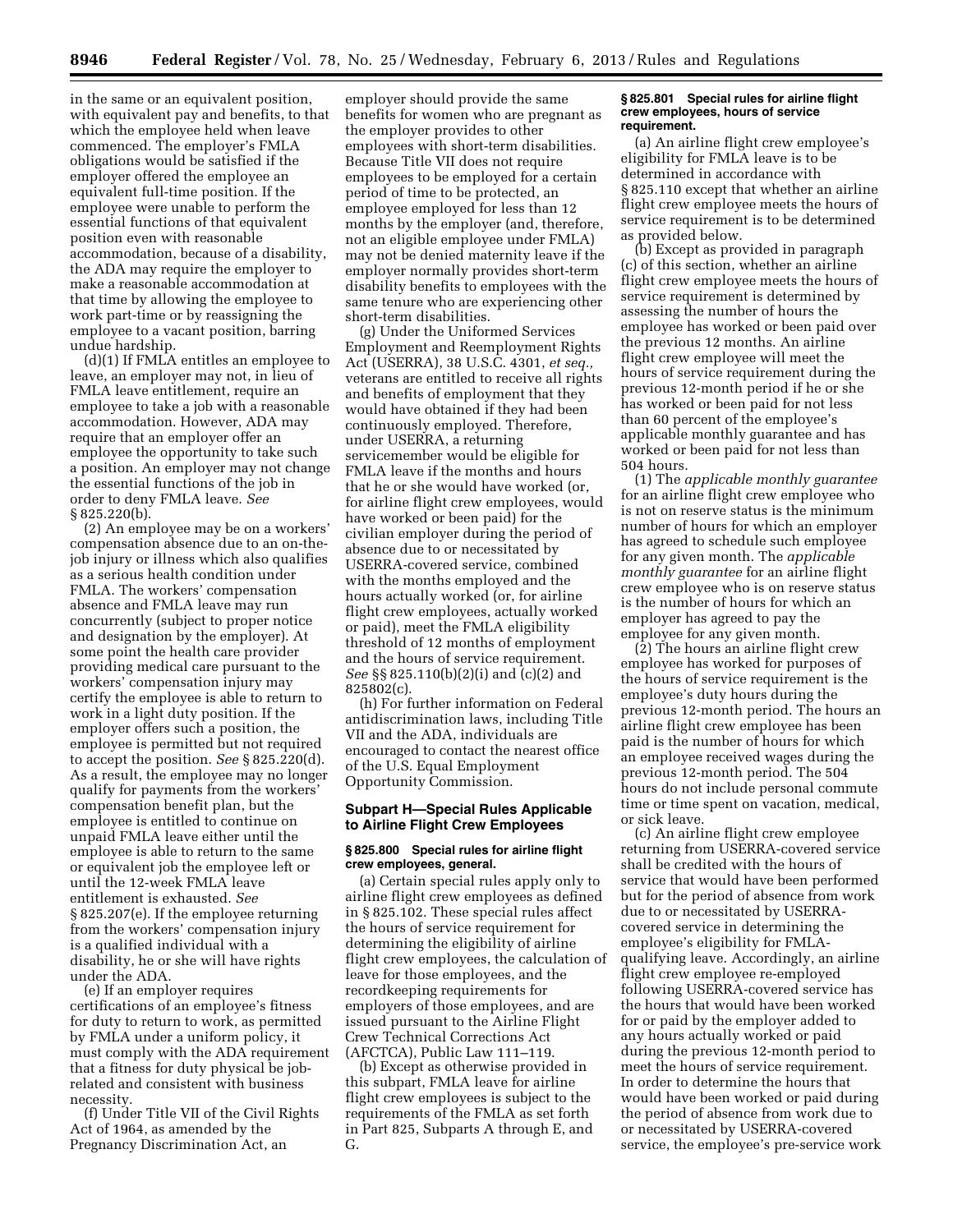in the same or an equivalent position, with equivalent pay and benefits, to that which the employee held when leave commenced. The employer's FMLA obligations would be satisfied if the employer offered the employee an equivalent full-time position. If the employee were unable to perform the essential functions of that equivalent position even with reasonable accommodation, because of a disability, the ADA may require the employer to make a reasonable accommodation at that time by allowing the employee to work part-time or by reassigning the employee to a vacant position, barring undue hardship.

(d)(1) If FMLA entitles an employee to leave, an employer may not, in lieu of FMLA leave entitlement, require an employee to take a job with a reasonable accommodation. However, ADA may require that an employer offer an employee the opportunity to take such a position. An employer may not change the essential functions of the job in order to deny FMLA leave. *See* § 825.220(b).

(2) An employee may be on a workers' compensation absence due to an on-the-job injury or illness which also qualifies as a serious health condition under FMLA. The workers' compensation absence and FMLA leave may run concurrently (subject to proper notice and designation by the employer). At some point the health care provider providing medical care pursuant to the workers' compensation injury may certify the employee is able to return to work in a light duty position. If the employer offers such a position, the employee is permitted but not required to accept the position. *See* § 825.220(d). As a result, the employee may no longer qualify for payments from the workers' compensation benefit plan, but the employee is entitled to continue on unpaid FMLA leave either until the employee is able to return to the same or equivalent job the employee left or until the 12-week FMLA leave entitlement is exhausted. *See* § 825.207(e). If the employee returning from the workers' compensation injury is a qualified individual with a disability, he or she will have rights under the ADA.

(e) If an employer requires certifications of an employee's fitness for duty to return to work, as permitted by FMLA under a uniform policy, it must comply with the ADA requirement that a fitness for duty physical be job-related and consistent with business necessity.

(f) Under Title VII of the Civil Rights Act of 1964, as amended by the Pregnancy Discrimination Act, an employer should provide the same benefits for women who are pregnant as the employer provides to other employees with short-term disabilities. Because Title VII does not require employees to be employed for a certain period of time to be protected, an employee employed for less than 12 months by the employer (and, therefore, not an eligible employee under FMLA) may not be denied maternity leave if the employer normally provides short-term disability benefits to employees with the same tenure who are experiencing other short-term disabilities.

(g) Under the Uniformed Services Employment and Reemployment Rights Act (USERRA), 38 U.S.C. 4301, *et seq.*, veterans are entitled to receive all rights and benefits of employment that they would have obtained if they had been continuously employed. Therefore, under USERRA, a returning servicemember would be eligible for FMLA leave if the months and hours that he or she would have worked (or, for airline flight crew employees, would have worked or been paid) for the civilian employer during the period of absence due to or necessitated by USERRA-covered service, combined with the months employed and the hours actually worked (or, for airline flight crew employees, actually worked or paid), meet the FMLA eligibility threshold of 12 months of employment and the hours of service requirement. *See* §§ 825.110(b)(2)(i) and (c)(2) and 825802(c).

(h) For further information on Federal antidiscrimination laws, including Title VII and the ADA, individuals are encouraged to contact the nearest office of the U.S. Equal Employment Opportunity Commission.

## Subpart H—Special Rules Applicable to Airline Flight Crew Employees

### § 825.800 Special rules for airline flight crew employees, general.

(a) Certain special rules apply only to airline flight crew employees as defined in § 825.102. These special rules affect the hours of service requirement for determining the eligibility of airline flight crew employees, the calculation of leave for those employees, and the recordkeeping requirements for employers of those employees, and are issued pursuant to the Airline Flight Crew Technical Corrections Act (AFCTCA), Public Law 111–119.

(b) Except as otherwise provided in this subpart, FMLA leave for airline flight crew employees is subject to the requirements of the FMLA as set forth in Part 825, Subparts A through E, and G.

### § 825.801 Special rules for airline flight crew employees, hours of service requirement.

(a) An airline flight crew employee's eligibility for FMLA leave is to be determined in accordance with § 825.110 except that whether an airline flight crew employee meets the hours of service requirement is to be determined as provided below.

(b) Except as provided in paragraph (c) of this section, whether an airline flight crew employee meets the hours of service requirement is determined by assessing the number of hours the employee has worked or been paid over the previous 12 months. An airline flight crew employee will meet the hours of service requirement during the previous 12-month period if he or she has worked or been paid for not less than 60 percent of the employee's applicable monthly guarantee and has worked or been paid for not less than 504 hours.

(1) The *applicable monthly guarantee* for an airline flight crew employee who is not on reserve status is the minimum number of hours for which an employer has agreed to schedule such employee for any given month. The *applicable monthly guarantee* for an airline flight crew employee who is on reserve status is the number of hours for which an employer has agreed to pay the employee for any given month.

(2) The hours an airline flight crew employee has worked for purposes of the hours of service requirement is the employee's duty hours during the previous 12-month period. The hours an airline flight crew employee has been paid is the number of hours for which an employee received wages during the previous 12-month period. The 504 hours do not include personal commute time or time spent on vacation, medical, or sick leave.

(c) An airline flight crew employee returning from USERRA-covered service shall be credited with the hours of service that would have been performed but for the period of absence from work due to or necessitated by USERRA-covered service in determining the employee's eligibility for FMLA-qualifying leave. Accordingly, an airline flight crew employee re-employed following USERRA-covered service has the hours that would have been worked for or paid by the employer added to any hours actually worked or paid during the previous 12-month period to meet the hours of service requirement. In order to determine the hours that would have been worked or paid during the period of absence from work due to or necessitated by USERRA-covered service, the employee's pre-service work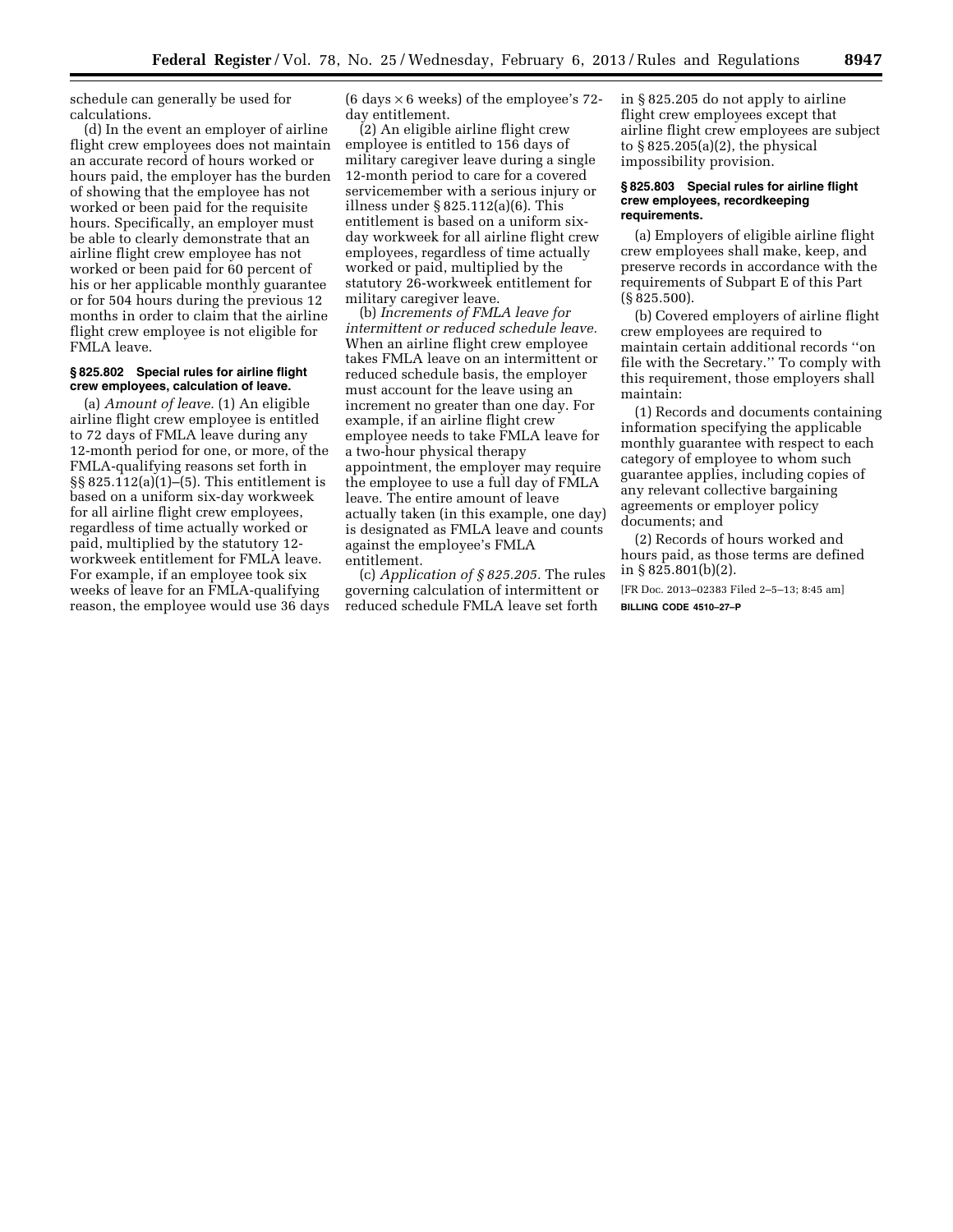schedule can generally be used for calculations.

(d) In the event an employer of airline flight crew employees does not maintain an accurate record of hours worked or hours paid, the employer has the burden of showing that the employee has not worked or been paid for the requisite hours. Specifically, an employer must be able to clearly demonstrate that an airline flight crew employee has not worked or been paid for 60 percent of his or her applicable monthly guarantee or for 504 hours during the previous 12 months in order to claim that the airline flight crew employee is not eligible for FMLA leave.

### § 825.802 Special rules for airline flight crew employees, calculation of leave.

(a) *Amount of leave.* (1) An eligible airline flight crew employee is entitled to 72 days of FMLA leave during any 12-month period for one, or more, of the FMLA-qualifying reasons set forth in §§ 825.112(a)(1)–(5). This entitlement is based on a uniform six-day workweek for all airline flight crew employees, regardless of time actually worked or paid, multiplied by the statutory 12-workweek entitlement for FMLA leave. For example, if an employee took six weeks of leave for an FMLA-qualifying reason, the employee would use 36 days (6 days × 6 weeks) of the employee's 72-day entitlement.

(2) An eligible airline flight crew employee is entitled to 156 days of military caregiver leave during a single 12-month period to care for a covered servicemember with a serious injury or illness under § 825.112(a)(6). This entitlement is based on a uniform six-day workweek for all airline flight crew employees, regardless of time actually worked or paid, multiplied by the statutory 26-workweek entitlement for military caregiver leave.

(b) *Increments of FMLA leave for intermittent or reduced schedule leave.* When an airline flight crew employee takes FMLA leave on an intermittent or reduced schedule basis, the employer must account for the leave using an increment no greater than one day. For example, if an airline flight crew employee needs to take FMLA leave for a two-hour physical therapy appointment, the employer may require the employee to use a full day of FMLA leave. The entire amount of leave actually taken (in this example, one day) is designated as FMLA leave and counts against the employee's FMLA entitlement.

(c) *Application of § 825.205.* The rules governing calculation of intermittent or reduced schedule FMLA leave set forth in § 825.205 do not apply to airline flight crew employees except that airline flight crew employees are subject to § 825.205(a)(2), the physical impossibility provision.

### § 825.803 Special rules for airline flight crew employees, recordkeeping requirements.

(a) Employers of eligible airline flight crew employees shall make, keep, and preserve records in accordance with the requirements of Subpart E of this Part (§ 825.500).

(b) Covered employers of airline flight crew employees are required to maintain certain additional records "on file with the Secretary." To comply with this requirement, those employers shall maintain:

(1) Records and documents containing information specifying the applicable monthly guarantee with respect to each category of employee to whom such guarantee applies, including copies of any relevant collective bargaining agreements or employer policy documents; and

(2) Records of hours worked and hours paid, as those terms are defined in § 825.801(b)(2).

[FR Doc. 2013–02383 Filed 2–5–13; 8:45 am]

**BILLING CODE 4510–27–P**